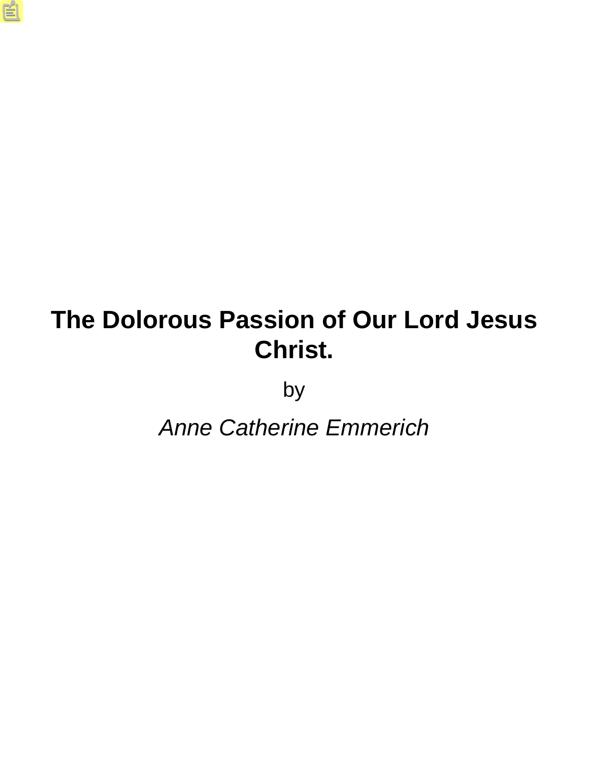# The Dolorous Passion of Our Lord Jesus Christ.

by

*Anne Catherine Emmerich*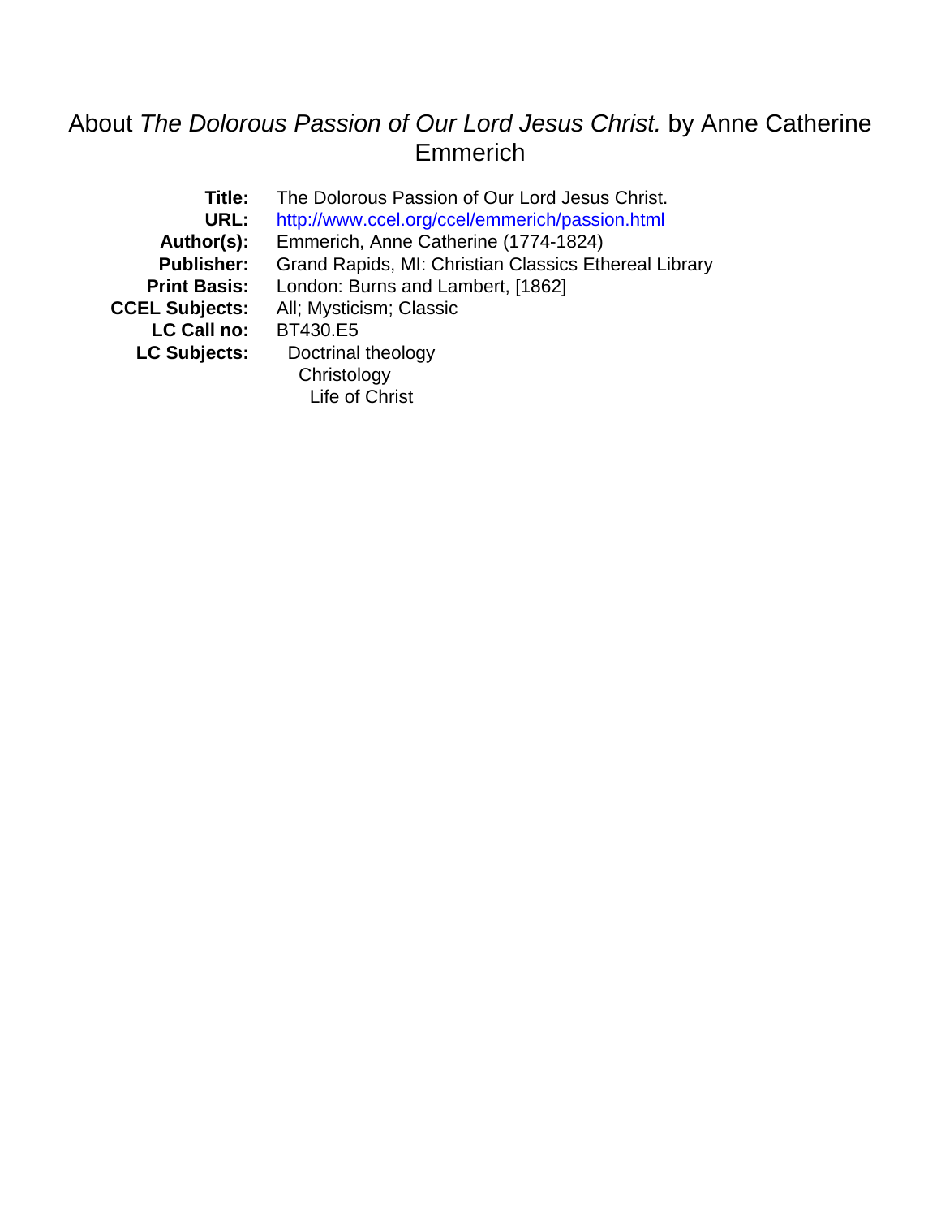# About *The Dolorous Passion of Our Lord Jesus Christ.* by Anne Catherine Emmerich

| | |
|---|---|
| **Title:** | The Dolorous Passion of Our Lord Jesus Christ. |
| **URL:** | http://www.ccel.org/ccel/emmerich/passion.html |
| **Author(s):** | Emmerich, Anne Catherine (1774-1824) |
| **Publisher:** | Grand Rapids, MI: Christian Classics Ethereal Library |
| **Print Basis:** | London: Burns and Lambert, [1862] |
| **CCEL Subjects:** | All; Mysticism; Classic |
| **LC Call no:** | BT430.E5 |
| **LC Subjects:** | Doctrinal theology |
| | Christology |
| | Life of Christ |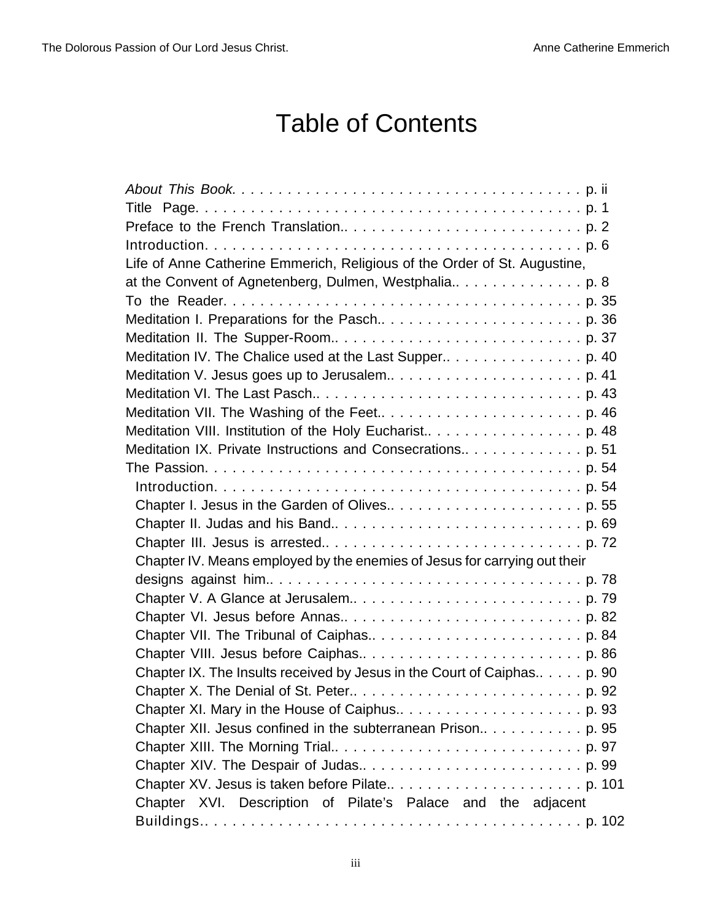# Table of Contents

*About This Book.* . . . . . . . . . . . . . . . . . . . . . . . . . . . . . . . . . . . . . . p. ii
Title Page. . . . . . . . . . . . . . . . . . . . . . . . . . . . . . . . . . . . . . . . . p. 1
Preface to the French Translation.. . . . . . . . . . . . . . . . . . . . . . . . . . p. 2
Introduction. . . . . . . . . . . . . . . . . . . . . . . . . . . . . . . . . . . . . . . . p. 6
Life of Anne Catherine Emmerich, Religious of the Order of St. Augustine, at the Convent of Agnetenberg, Dulmen, Westphalia.. . . . . . . . . . . . . . . p. 8
To the Reader. . . . . . . . . . . . . . . . . . . . . . . . . . . . . . . . . . . . . . p. 35
Meditation I. Preparations for the Pasch.. . . . . . . . . . . . . . . . . . . . . . p. 36
Meditation II. The Supper-Room.. . . . . . . . . . . . . . . . . . . . . . . . . . . p. 37
Meditation IV. The Chalice used at the Last Supper.. . . . . . . . . . . . . . . . p. 40
Meditation V. Jesus goes up to Jerusalem.. . . . . . . . . . . . . . . . . . . . . p. 41
Meditation VI. The Last Pasch.. . . . . . . . . . . . . . . . . . . . . . . . . . . . p. 43
Meditation VII. The Washing of the Feet.. . . . . . . . . . . . . . . . . . . . . . p. 46
Meditation VIII. Institution of the Holy Eucharist.. . . . . . . . . . . . . . . . . p. 48
Meditation IX. Private Instructions and Consecrations.. . . . . . . . . . . . . . p. 51
The Passion. . . . . . . . . . . . . . . . . . . . . . . . . . . . . . . . . . . . . . . p. 54
- Introduction. . . . . . . . . . . . . . . . . . . . . . . . . . . . . . . . . . . . . . p. 54
- Chapter I. Jesus in the Garden of Olives.. . . . . . . . . . . . . . . . . . . . . p. 55
- Chapter II. Judas and his Band.. . . . . . . . . . . . . . . . . . . . . . . . . . . p. 69
- Chapter III. Jesus is arrested.. . . . . . . . . . . . . . . . . . . . . . . . . . . p. 72
- Chapter IV. Means employed by the enemies of Jesus for carrying out their designs against him.. . . . . . . . . . . . . . . . . . . . . . . . . . . . . . . . . p. 78
- Chapter V. A Glance at Jerusalem.. . . . . . . . . . . . . . . . . . . . . . . . . p. 79
- Chapter VI. Jesus before Annas.. . . . . . . . . . . . . . . . . . . . . . . . . . p. 82
- Chapter VII. The Tribunal of Caiphas.. . . . . . . . . . . . . . . . . . . . . . . p. 84
- Chapter VIII. Jesus before Caiphas.. . . . . . . . . . . . . . . . . . . . . . . . p. 86
- Chapter IX. The Insults received by Jesus in the Court of Caiphas.. . . . . . p. 90
- Chapter X. The Denial of St. Peter.. . . . . . . . . . . . . . . . . . . . . . . . . p. 92
- Chapter XI. Mary in the House of Caiphus.. . . . . . . . . . . . . . . . . . . . p. 93
- Chapter XII. Jesus confined in the subterranean Prison.. . . . . . . . . . . . p. 95
- Chapter XIII. The Morning Trial.. . . . . . . . . . . . . . . . . . . . . . . . . . p. 97
- Chapter XIV. The Despair of Judas.. . . . . . . . . . . . . . . . . . . . . . . . p. 99
- Chapter XV. Jesus is taken before Pilate.. . . . . . . . . . . . . . . . . . . . . p. 101
- Chapter XVI. Description of Pilate's Palace and the adjacent Buildings.. . . . . . . . . . . . . . . . . . . . . . . . . . . . . . . . . . . . . . . . p. 102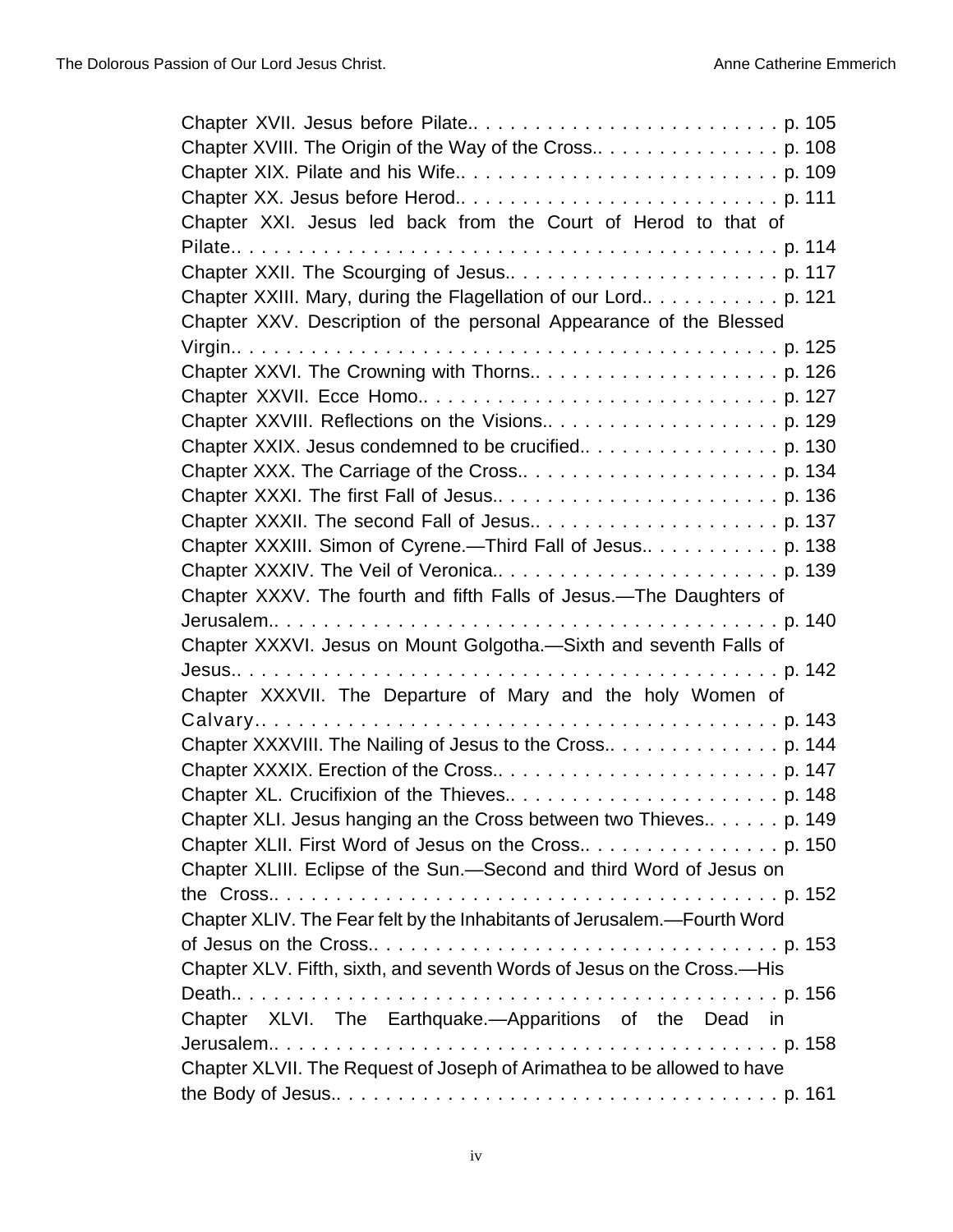Chapter XVII. Jesus before Pilate.. . . . . . . . . . . . . . . . . . . . . . . . . p. 105
Chapter XVIII. The Origin of the Way of the Cross.. . . . . . . . . . . . . . . p. 108
Chapter XIX. Pilate and his Wife.. . . . . . . . . . . . . . . . . . . . . . . . . p. 109
Chapter XX. Jesus before Herod.. . . . . . . . . . . . . . . . . . . . . . . . . p. 111
Chapter XXI. Jesus led back from the Court of Herod to that of Pilate.. . . . . . . . . . . . . . . . . . . . . . . . . . . . . . . . . . . . . . . . . . . p. 114
Chapter XXII. The Scourging of Jesus.. . . . . . . . . . . . . . . . . . . . . . p. 117
Chapter XXIII. Mary, during the Flagellation of our Lord.. . . . . . . . . . . . p. 121
Chapter XXV. Description of the personal Appearance of the Blessed Virgin.. . . . . . . . . . . . . . . . . . . . . . . . . . . . . . . . . . . . . . . . . . p. 125
Chapter XXVI. The Crowning with Thorns.. . . . . . . . . . . . . . . . . . . . p. 126
Chapter XXVII. Ecce Homo.. . . . . . . . . . . . . . . . . . . . . . . . . . . . p. 127
Chapter XXVIII. Reflections on the Visions.. . . . . . . . . . . . . . . . . . . p. 129
Chapter XXIX. Jesus condemned to be crucified.. . . . . . . . . . . . . . . . . p. 130
Chapter XXX. The Carriage of the Cross.. . . . . . . . . . . . . . . . . . . . . p. 134
Chapter XXXI. The first Fall of Jesus.. . . . . . . . . . . . . . . . . . . . . . . p. 136
Chapter XXXII. The second Fall of Jesus.. . . . . . . . . . . . . . . . . . . . p. 137
Chapter XXXIII. Simon of Cyrene.—Third Fall of Jesus.. . . . . . . . . . . . p. 138
Chapter XXXIV. The Veil of Veronica.. . . . . . . . . . . . . . . . . . . . . . . p. 139
Chapter XXXV. The fourth and fifth Falls of Jesus.—The Daughters of Jerusalem.. . . . . . . . . . . . . . . . . . . . . . . . . . . . . . . . . . . . . . . . p. 140
Chapter XXXVI. Jesus on Mount Golgotha.—Sixth and seventh Falls of Jesus.. . . . . . . . . . . . . . . . . . . . . . . . . . . . . . . . . . . . . . . . . . . p. 142
Chapter XXXVII. The Departure of Mary and the holy Women of Calvary.. . . . . . . . . . . . . . . . . . . . . . . . . . . . . . . . . . . . . . . . . p. 143
Chapter XXXVIII. The Nailing of Jesus to the Cross.. . . . . . . . . . . . . . . p. 144
Chapter XXXIX. Erection of the Cross.. . . . . . . . . . . . . . . . . . . . . . . p. 147
Chapter XL. Crucifixion of the Thieves.. . . . . . . . . . . . . . . . . . . . . . p. 148
Chapter XLI. Jesus hanging an the Cross between two Thieves.. . . . . . . p. 149
Chapter XLII. First Word of Jesus on the Cross.. . . . . . . . . . . . . . . . . p. 150
Chapter XLIII. Eclipse of the Sun.—Second and third Word of Jesus on the Cross.. . . . . . . . . . . . . . . . . . . . . . . . . . . . . . . . . . . . . . . . p. 152
Chapter XLIV. The Fear felt by the Inhabitants of Jerusalem.—Fourth Word of Jesus on the Cross.. . . . . . . . . . . . . . . . . . . . . . . . . . . . . . . . . p. 153
Chapter XLV. Fifth, sixth, and seventh Words of Jesus on the Cross.—His Death.. . . . . . . . . . . . . . . . . . . . . . . . . . . . . . . . . . . . . . . . . . . p. 156
Chapter XLVI. The Earthquake.—Apparitions of the Dead in Jerusalem.. . . . . . . . . . . . . . . . . . . . . . . . . . . . . . . . . . . . . . . . p. 158
Chapter XLVII. The Request of Joseph of Arimathea to be allowed to have the Body of Jesus.. . . . . . . . . . . . . . . . . . . . . . . . . . . . . . . . . . . . p. 161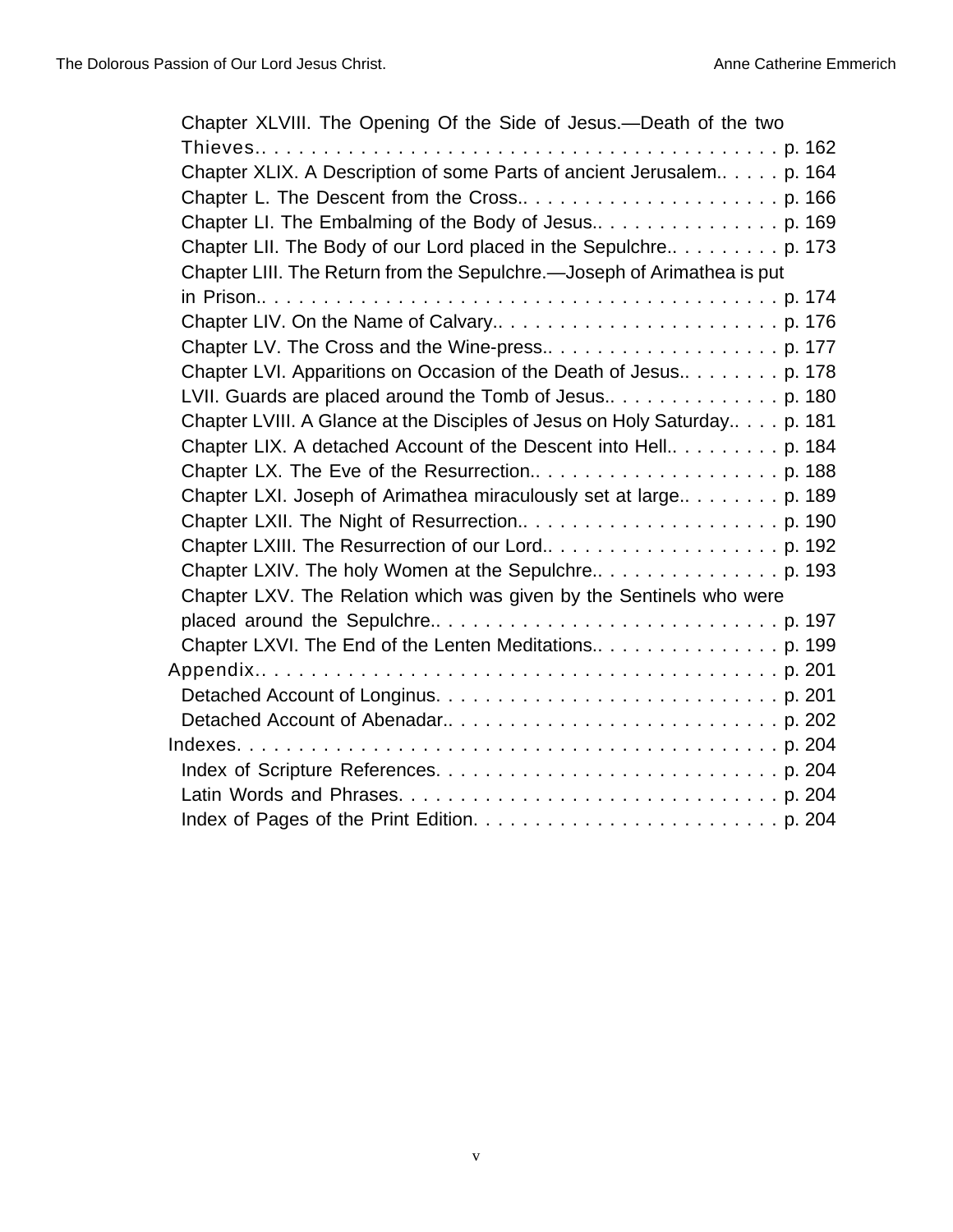Chapter XLVIII. The Opening Of the Side of Jesus.—Death of the two Thieves.. . . . . . . . . . . . . . . . . . . . . . . . . . . . . . . . . . . . . . . . . p. 162
Chapter XLIX. A Description of some Parts of ancient Jerusalem.. . . . . p. 164
Chapter L. The Descent from the Cross.. . . . . . . . . . . . . . . . . . . . . p. 166
Chapter LI. The Embalming of the Body of Jesus.. . . . . . . . . . . . . . . . p. 169
Chapter LII. The Body of our Lord placed in the Sepulchre.. . . . . . . . . p. 173
Chapter LIII. The Return from the Sepulchre.—Joseph of Arimathea is put in Prison.. . . . . . . . . . . . . . . . . . . . . . . . . . . . . . . . . . . . . . . . . p. 174
Chapter LIV. On the Name of Calvary.. . . . . . . . . . . . . . . . . . . . . . . p. 176
Chapter LV. The Cross and the Wine-press.. . . . . . . . . . . . . . . . . . . p. 177
Chapter LVI. Apparitions on Occasion of the Death of Jesus.. . . . . . . . p. 178
LVII. Guards are placed around the Tomb of Jesus.. . . . . . . . . . . . . . p. 180
Chapter LVIII. A Glance at the Disciples of Jesus on Holy Saturday.. . . . p. 181
Chapter LIX. A detached Account of the Descent into Hell.. . . . . . . . . . p. 184
Chapter LX. The Eve of the Resurrection.. . . . . . . . . . . . . . . . . . . . p. 188
Chapter LXI. Joseph of Arimathea miraculously set at large.. . . . . . . . p. 189
Chapter LXII. The Night of Resurrection.. . . . . . . . . . . . . . . . . . . . . p. 190
Chapter LXIII. The Resurrection of our Lord.. . . . . . . . . . . . . . . . . . . p. 192
Chapter LXIV. The holy Women at the Sepulchre.. . . . . . . . . . . . . . . . p. 193
Chapter LXV. The Relation which was given by the Sentinels who were placed around the Sepulchre.. . . . . . . . . . . . . . . . . . . . . . . . . . . . p. 197
Chapter LXVI. The End of the Lenten Meditations.. . . . . . . . . . . . . . . p. 199

Appendix.. . . . . . . . . . . . . . . . . . . . . . . . . . . . . . . . . . . . . . . . . p. 201
Detached Account of Longinus. . . . . . . . . . . . . . . . . . . . . . . . . . . . p. 201
Detached Account of Abenadar.. . . . . . . . . . . . . . . . . . . . . . . . . . . p. 202

Indexes. . . . . . . . . . . . . . . . . . . . . . . . . . . . . . . . . . . . . . . . . . p. 204
Index of Scripture References. . . . . . . . . . . . . . . . . . . . . . . . . . . . p. 204
Latin Words and Phrases. . . . . . . . . . . . . . . . . . . . . . . . . . . . . . . p. 204
Index of Pages of the Print Edition. . . . . . . . . . . . . . . . . . . . . . . . . p. 204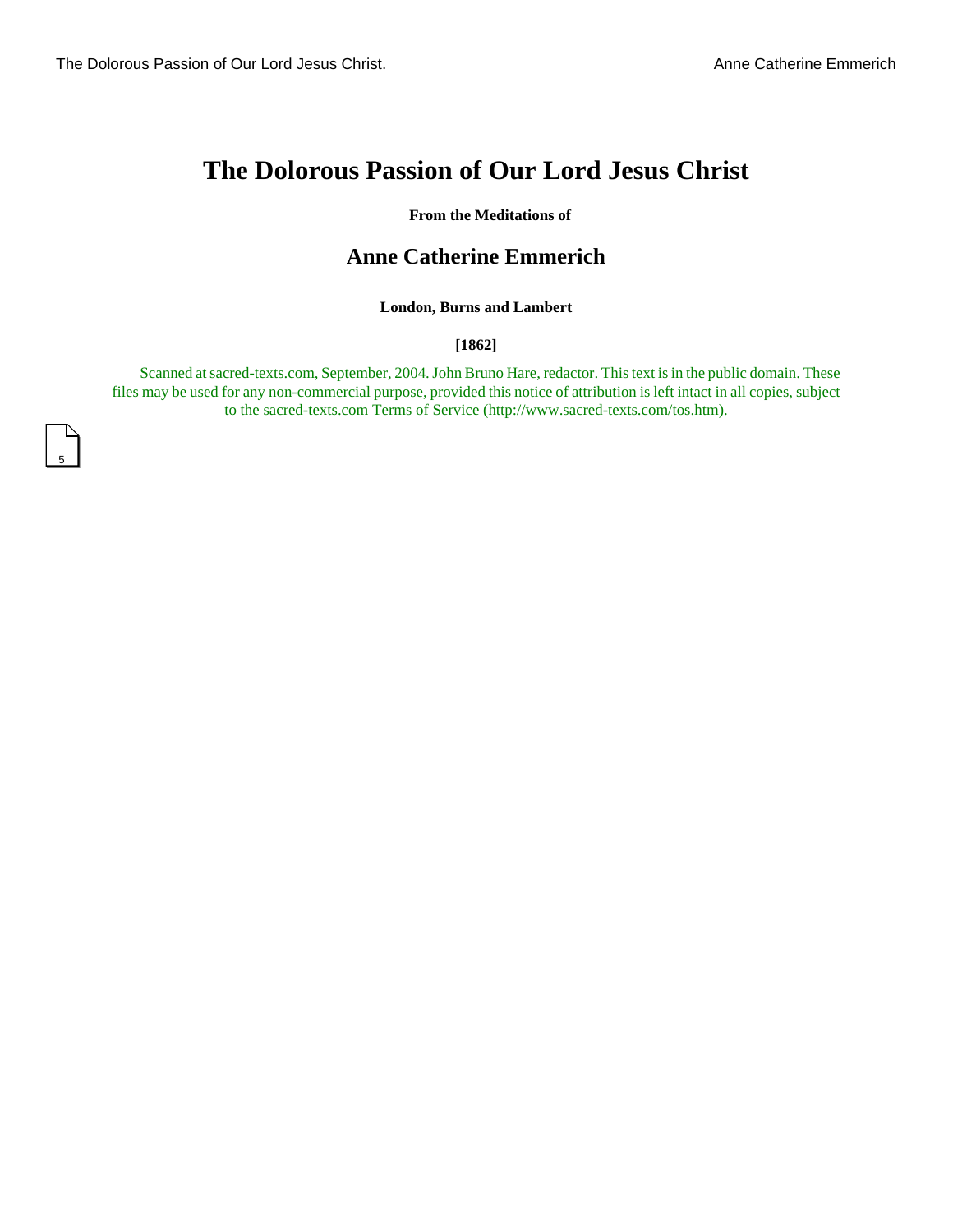# The Dolorous Passion of Our Lord Jesus Christ

**From the Meditations of**

## Anne Catherine Emmerich

**London, Burns and Lambert**

**[1862]**

Scanned at sacred-texts.com, September, 2004. John Bruno Hare, redactor. This text is in the public domain. These files may be used for any non-commercial purpose, provided this notice of attribution is left intact in all copies, subject to the sacred-texts.com Terms of Service (http://www.sacred-texts.com/tos.htm).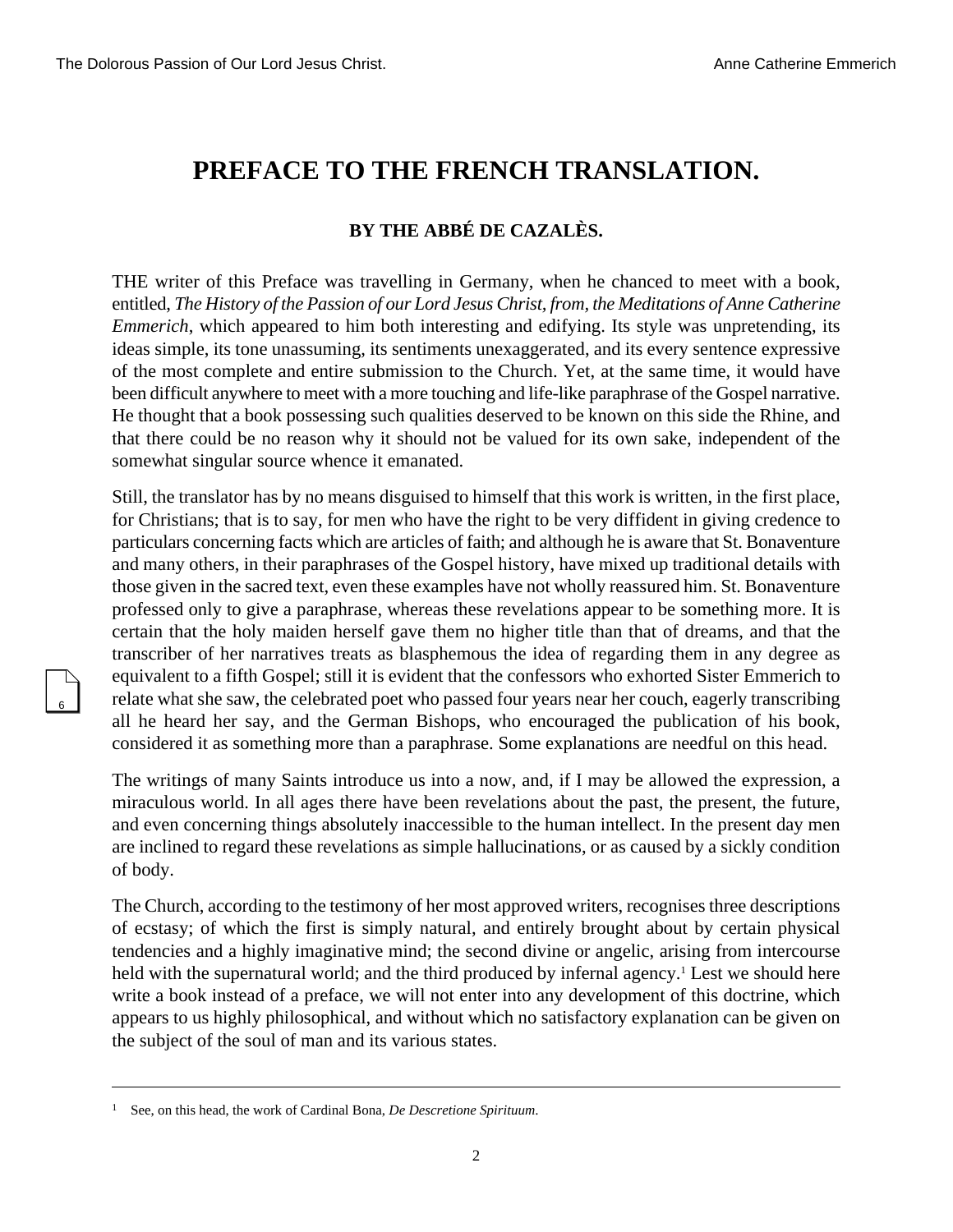# PREFACE TO THE FRENCH TRANSLATION.

### BY THE ABBÉ DE CAZALÈS.

THE writer of this Preface was travelling in Germany, when he chanced to meet with a book, entitled, *The History of the Passion of our Lord Jesus Christ, from, the Meditations of Anne Catherine Emmerich*, which appeared to him both interesting and edifying. Its style was unpretending, its ideas simple, its tone unassuming, its sentiments unexaggerated, and its every sentence expressive of the most complete and entire submission to the Church. Yet, at the same time, it would have been difficult anywhere to meet with a more touching and life-like paraphrase of the Gospel narrative. He thought that a book possessing such qualities deserved to be known on this side the Rhine, and that there could be no reason why it should not be valued for its own sake, independent of the somewhat singular source whence it emanated.

Still, the translator has by no means disguised to himself that this work is written, in the first place, for Christians; that is to say, for men who have the right to be very diffident in giving credence to particulars concerning facts which are articles of faith; and although he is aware that St. Bonaventure and many others, in their paraphrases of the Gospel history, have mixed up traditional details with those given in the sacred text, even these examples have not wholly reassured him. St. Bonaventure professed only to give a paraphrase, whereas these revelations appear to be something more. It is certain that the holy maiden herself gave them no higher title than that of dreams, and that the transcriber of her narratives treats as blasphemous the idea of regarding them in any degree as equivalent to a fifth Gospel; still it is evident that the confessors who exhorted Sister Emmerich to relate what she saw, the celebrated poet who passed four years near her couch, eagerly transcribing all he heard her say, and the German Bishops, who encouraged the publication of his book, considered it as something more than a paraphrase. Some explanations are needful on this head.

The writings of many Saints introduce us into a now, and, if I may be allowed the expression, a miraculous world. In all ages there have been revelations about the past, the present, the future, and even concerning things absolutely inaccessible to the human intellect. In the present day men are inclined to regard these revelations as simple hallucinations, or as caused by a sickly condition of body.

The Church, according to the testimony of her most approved writers, recognises three descriptions of ecstasy; of which the first is simply natural, and entirely brought about by certain physical tendencies and a highly imaginative mind; the second divine or angelic, arising from intercourse held with the supernatural world; and the third produced by infernal agency.[1] Lest we should here write a book instead of a preface, we will not enter into any development of this doctrine, which appears to us highly philosophical, and without which no satisfactory explanation can be given on the subject of the soul of man and its various states.

---

[1] See, on this head, the work of Cardinal Bona, *De Descretione Spirituum*.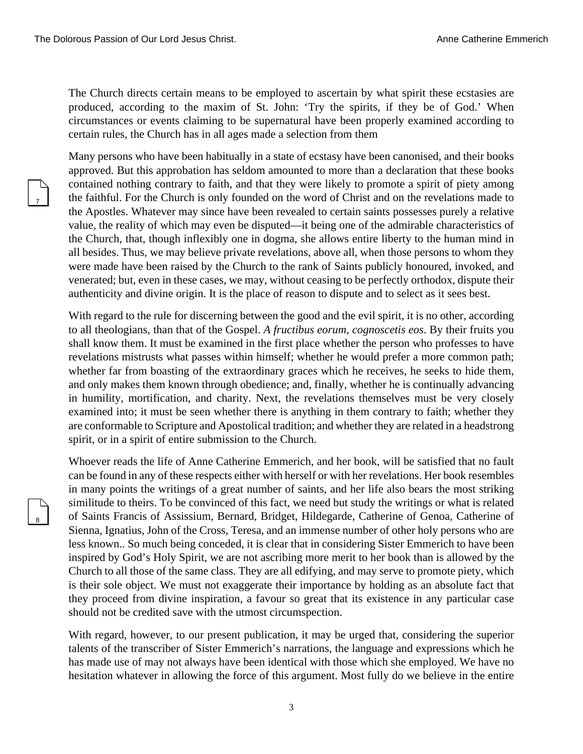The Church directs certain means to be employed to ascertain by what spirit these ecstasies are produced, according to the maxim of St. John: 'Try the spirits, if they be of God.' When circumstances or events claiming to be supernatural have been properly examined according to certain rules, the Church has in all ages made a selection from them

Many persons who have been habitually in a state of ecstasy have been canonised, and their books approved. But this approbation has seldom amounted to more than a declaration that these books contained nothing contrary to faith, and that they were likely to promote a spirit of piety among the faithful. For the Church is only founded on the word of Christ and on the revelations made to the Apostles. Whatever may since have been revealed to certain saints possesses purely a relative value, the reality of which may even be disputed—it being one of the admirable characteristics of the Church, that, though inflexibly one in dogma, she allows entire liberty to the human mind in all besides. Thus, we may believe private revelations, above all, when those persons to whom they were made have been raised by the Church to the rank of Saints publicly honoured, invoked, and venerated; but, even in these cases, we may, without ceasing to be perfectly orthodox, dispute their authenticity and divine origin. It is the place of reason to dispute and to select as it sees best.

With regard to the rule for discerning between the good and the evil spirit, it is no other, according to all theologians, than that of the Gospel. *A fructibus eorum, cognoscetis eos*. By their fruits you shall know them. It must be examined in the first place whether the person who professes to have revelations mistrusts what passes within himself; whether he would prefer a more common path; whether far from boasting of the extraordinary graces which he receives, he seeks to hide them, and only makes them known through obedience; and, finally, whether he is continually advancing in humility, mortification, and charity. Next, the revelations themselves must be very closely examined into; it must be seen whether there is anything in them contrary to faith; whether they are conformable to Scripture and Apostolical tradition; and whether they are related in a headstrong spirit, or in a spirit of entire submission to the Church.

Whoever reads the life of Anne Catherine Emmerich, and her book, will be satisfied that no fault can be found in any of these respects either with herself or with her revelations. Her book resembles in many points the writings of a great number of saints, and her life also bears the most striking similitude to theirs. To be convinced of this fact, we need but study the writings or what is related of Saints Francis of Assissium, Bernard, Bridget, Hildegarde, Catherine of Genoa, Catherine of Sienna, Ignatius, John of the Cross, Teresa, and an immense number of other holy persons who are less known.. So much being conceded, it is clear that in considering Sister Emmerich to have been inspired by God's Holy Spirit, we are not ascribing more merit to her book than is allowed by the Church to all those of the same class. They are all edifying, and may serve to promote piety, which is their sole object. We must not exaggerate their importance by holding as an absolute fact that they proceed from divine inspiration, a favour so great that its existence in any particular case should not be credited save with the utmost circumspection.

With regard, however, to our present publication, it may be urged that, considering the superior talents of the transcriber of Sister Emmerich's narrations, the language and expressions which he has made use of may not always have been identical with those which she employed. We have no hesitation whatever in allowing the force of this argument. Most fully do we believe in the entire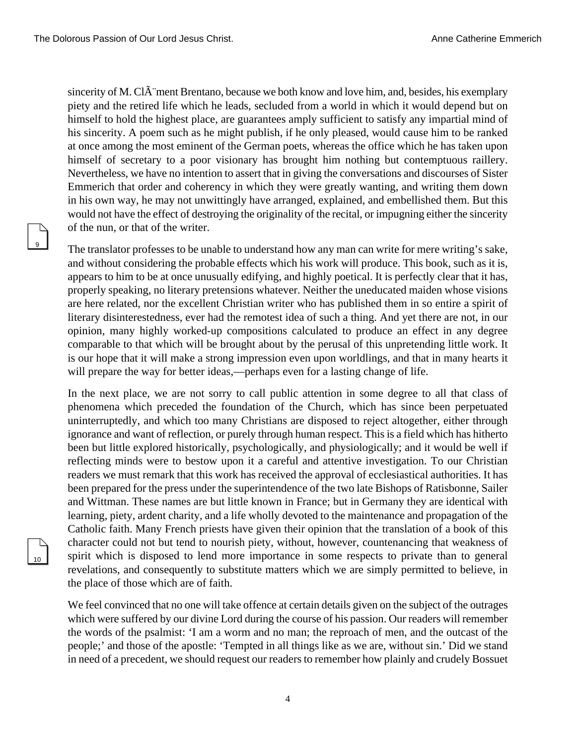sincerity of M. ClÃ¨ment Brentano, because we both know and love him, and, besides, his exemplary piety and the retired life which he leads, secluded from a world in which it would depend but on himself to hold the highest place, are guarantees amply sufficient to satisfy any impartial mind of his sincerity. A poem such as he might publish, if he only pleased, would cause him to be ranked at once among the most eminent of the German poets, whereas the office which he has taken upon himself of secretary to a poor visionary has brought him nothing but contemptuous raillery. Nevertheless, we have no intention to assert that in giving the conversations and discourses of Sister Emmerich that order and coherency in which they were greatly wanting, and writing them down in his own way, he may not unwittingly have arranged, explained, and embellished them. But this would not have the effect of destroying the originality of the recital, or impugning either the sincerity of the nun, or that of the writer.

The translator professes to be unable to understand how any man can write for mere writing's sake, and without considering the probable effects which his work will produce. This book, such as it is, appears to him to be at once unusually edifying, and highly poetical. It is perfectly clear that it has, properly speaking, no literary pretensions whatever. Neither the uneducated maiden whose visions are here related, nor the excellent Christian writer who has published them in so entire a spirit of literary disinterestedness, ever had the remotest idea of such a thing. And yet there are not, in our opinion, many highly worked-up compositions calculated to produce an effect in any degree comparable to that which will be brought about by the perusal of this unpretending little work. It is our hope that it will make a strong impression even upon worldlings, and that in many hearts it will prepare the way for better ideas,—perhaps even for a lasting change of life.

In the next place, we are not sorry to call public attention in some degree to all that class of phenomena which preceded the foundation of the Church, which has since been perpetuated uninterruptedly, and which too many Christians are disposed to reject altogether, either through ignorance and want of reflection, or purely through human respect. This is a field which has hitherto been but little explored historically, psychologically, and physiologically; and it would be well if reflecting minds were to bestow upon it a careful and attentive investigation. To our Christian readers we must remark that this work has received the approval of ecclesiastical authorities. It has been prepared for the press under the superintendence of the two late Bishops of Ratisbonne, Sailer and Wittman. These names are but little known in France; but in Germany they are identical with learning, piety, ardent charity, and a life wholly devoted to the maintenance and propagation of the Catholic faith. Many French priests have given their opinion that the translation of a book of this character could not but tend to nourish piety, without, however, countenancing that weakness of spirit which is disposed to lend more importance in some respects to private than to general revelations, and consequently to substitute matters which we are simply permitted to believe, in the place of those which are of faith.

We feel convinced that no one will take offence at certain details given on the subject of the outrages which were suffered by our divine Lord during the course of his passion. Our readers will remember the words of the psalmist: 'I am a worm and no man; the reproach of men, and the outcast of the people;' and those of the apostle: 'Tempted in all things like as we are, without sin.' Did we stand in need of a precedent, we should request our readers to remember how plainly and crudely Bossuet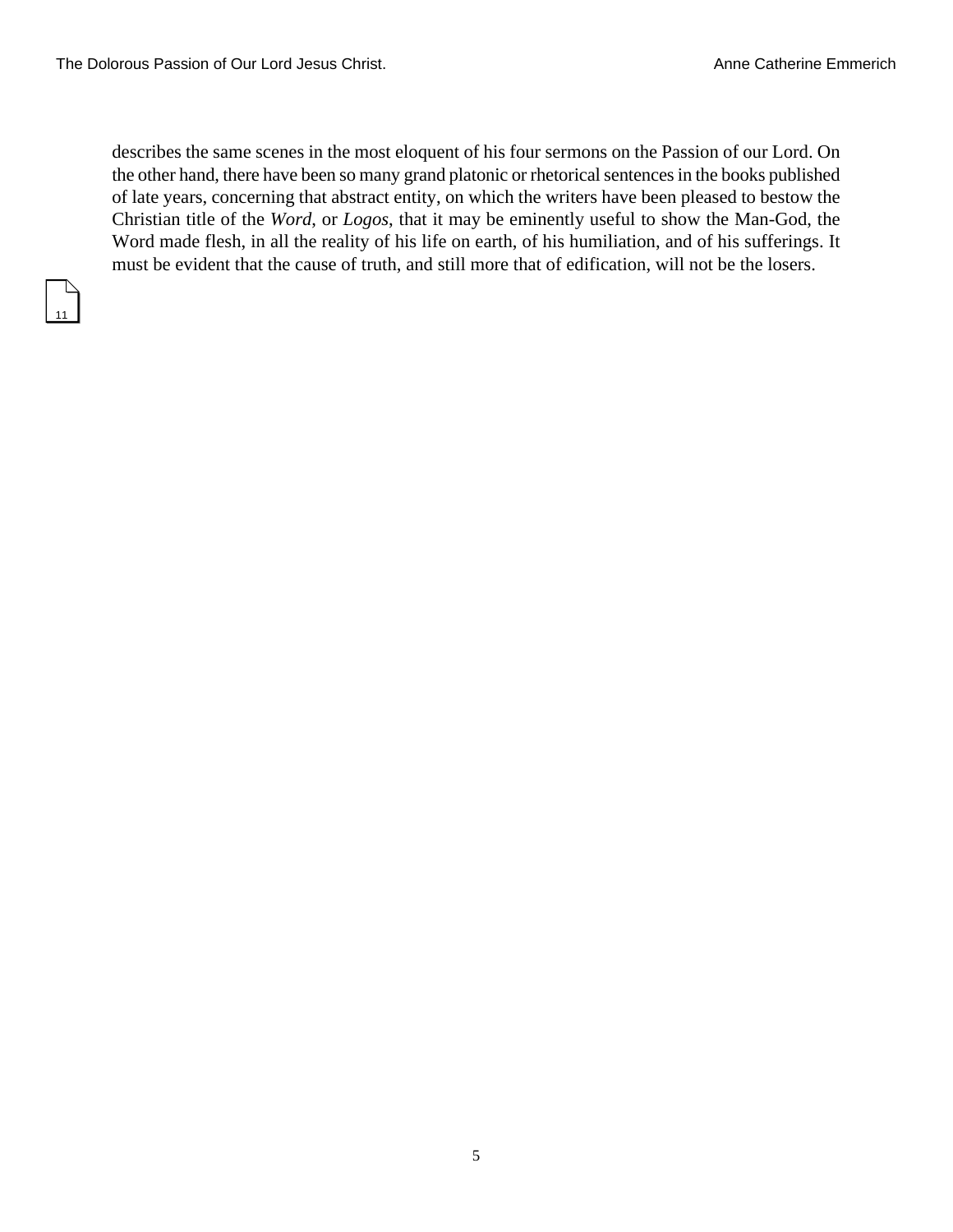describes the same scenes in the most eloquent of his four sermons on the Passion of our Lord. On the other hand, there have been so many grand platonic or rhetorical sentences in the books published of late years, concerning that abstract entity, on which the writers have been pleased to bestow the Christian title of the *Word*, or *Logos*, that it may be eminently useful to show the Man-God, the Word made flesh, in all the reality of his life on earth, of his humiliation, and of his sufferings. It must be evident that the cause of truth, and still more that of edification, will not be the losers.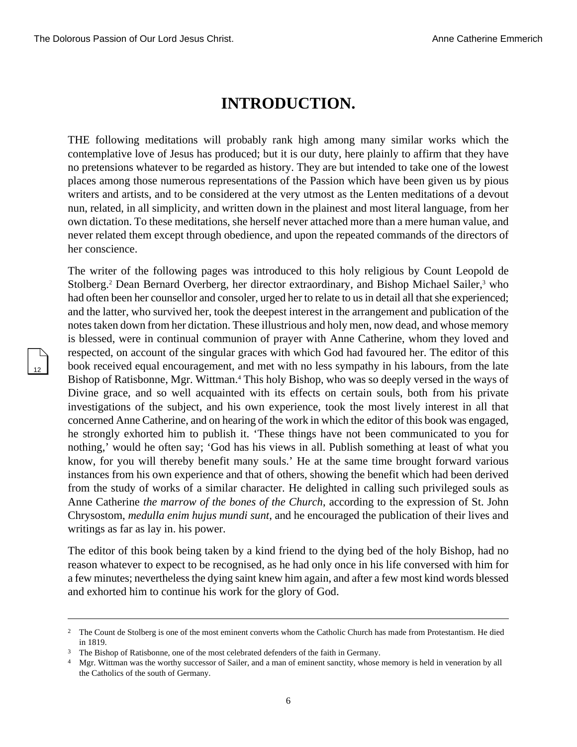# INTRODUCTION.

THE following meditations will probably rank high among many similar works which the contemplative love of Jesus has produced; but it is our duty, here plainly to affirm that they have no pretensions whatever to be regarded as history. They are but intended to take one of the lowest places among those numerous representations of the Passion which have been given us by pious writers and artists, and to be considered at the very utmost as the Lenten meditations of a devout nun, related, in all simplicity, and written down in the plainest and most literal language, from her own dictation. To these meditations, she herself never attached more than a mere human value, and never related them except through obedience, and upon the repeated commands of the directors of her conscience.

The writer of the following pages was introduced to this holy religious by Count Leopold de Stolberg.[2] Dean Bernard Overberg, her director extraordinary, and Bishop Michael Sailer,[3] who had often been her counsellor and consoler, urged her to relate to us in detail all that she experienced; and the latter, who survived her, took the deepest interest in the arrangement and publication of the notes taken down from her dictation. These illustrious and holy men, now dead, and whose memory is blessed, were in continual communion of prayer with Anne Catherine, whom they loved and respected, on account of the singular graces with which God had favoured her. The editor of this book received equal encouragement, and met with no less sympathy in his labours, from the late Bishop of Ratisbonne, Mgr. Wittman.[4] This holy Bishop, who was so deeply versed in the ways of Divine grace, and so well acquainted with its effects on certain souls, both from his private investigations of the subject, and his own experience, took the most lively interest in all that concerned Anne Catherine, and on hearing of the work in which the editor of this book was engaged, he strongly exhorted him to publish it. 'These things have not been communicated to you for nothing,' would he often say; 'God has his views in all. Publish something at least of what you know, for you will thereby benefit many souls.' He at the same time brought forward various instances from his own experience and that of others, showing the benefit which had been derived from the study of works of a similar character. He delighted in calling such privileged souls as Anne Catherine *the marrow of the bones of the Church*, according to the expression of St. John Chrysostom, *medulla enim hujus mundi sunt*, and he encouraged the publication of their lives and writings as far as lay in. his power.

The editor of this book being taken by a kind friend to the dying bed of the holy Bishop, had no reason whatever to expect to be recognised, as he had only once in his life conversed with him for a few minutes; nevertheless the dying saint knew him again, and after a few most kind words blessed and exhorted him to continue his work for the glory of God.

---

[2] The Count de Stolberg is one of the most eminent converts whom the Catholic Church has made from Protestantism. He died in 1819.

[3] The Bishop of Ratisbonne, one of the most celebrated defenders of the faith in Germany.

[4] Mgr. Wittman was the worthy successor of Sailer, and a man of eminent sanctity, whose memory is held in veneration by all the Catholics of the south of Germany.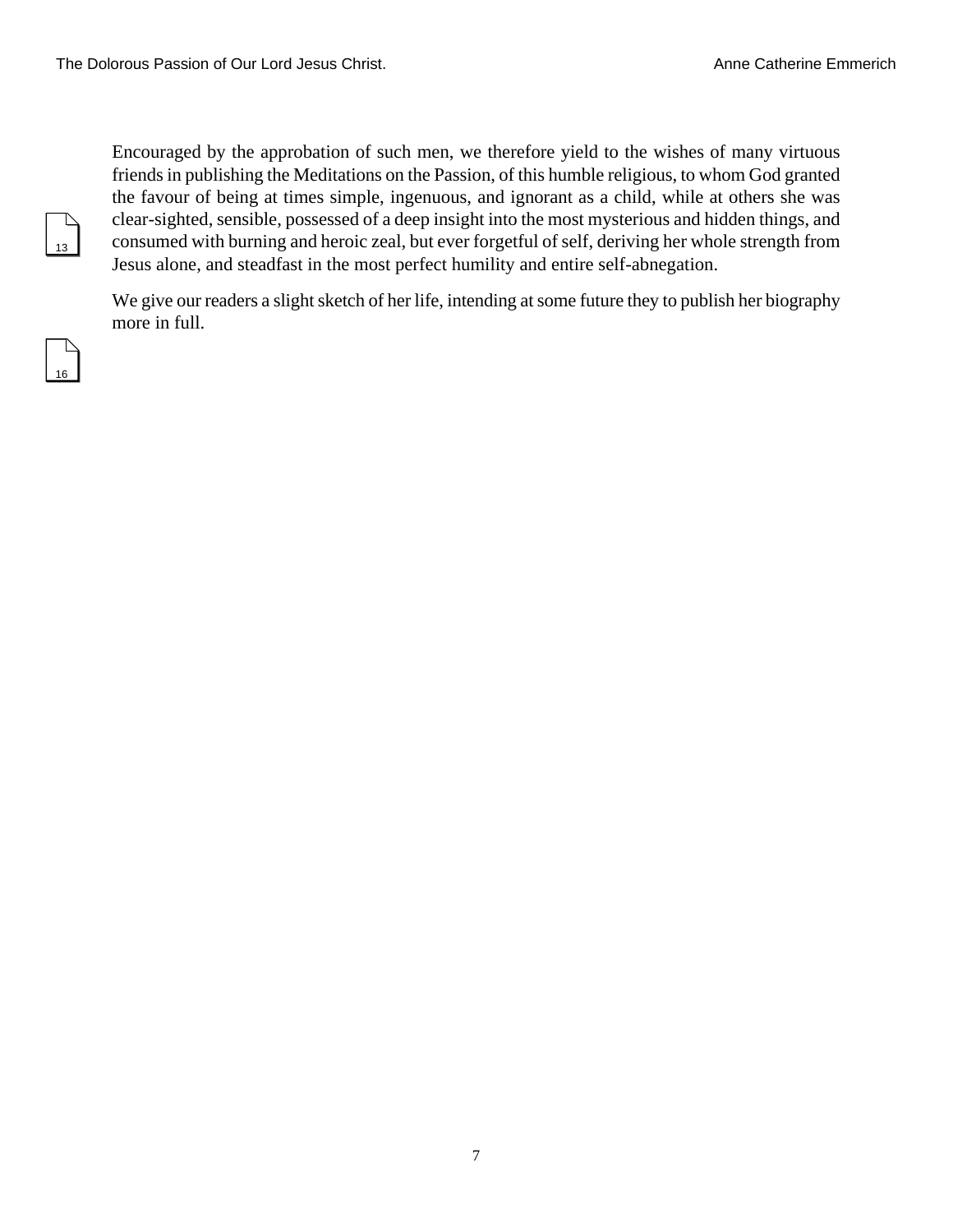Encouraged by the approbation of such men, we therefore yield to the wishes of many virtuous friends in publishing the Meditations on the Passion, of this humble religious, to whom God granted the favour of being at times simple, ingenuous, and ignorant as a child, while at others she was clear-sighted, sensible, possessed of a deep insight into the most mysterious and hidden things, and consumed with burning and heroic zeal, but ever forgetful of self, deriving her whole strength from Jesus alone, and steadfast in the most perfect humility and entire self-abnegation.

We give our readers a slight sketch of her life, intending at some future they to publish her biography more in full.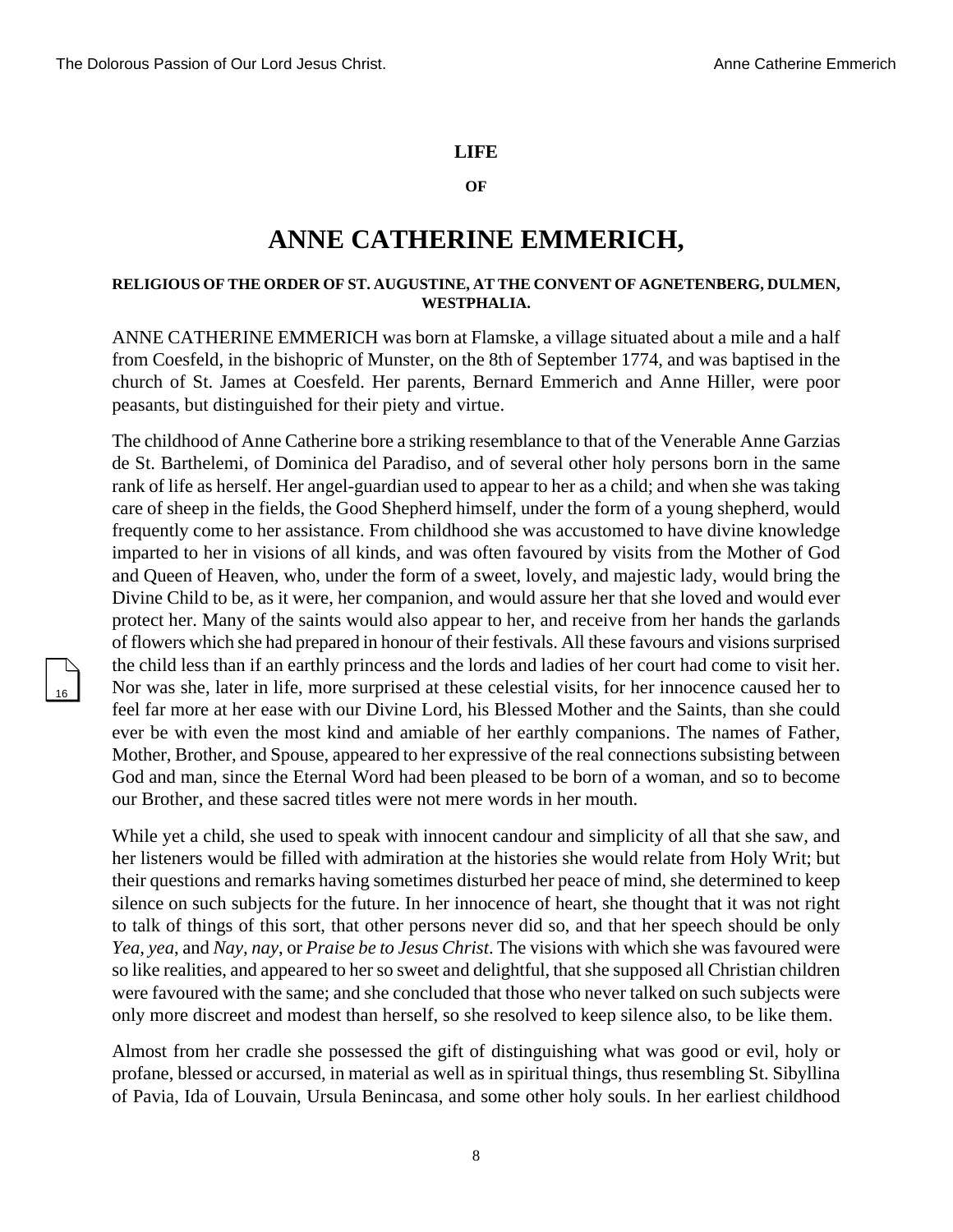**LIFE**

**OF**

# ANNE CATHERINE EMMERICH,

**RELIGIOUS OF THE ORDER OF ST. AUGUSTINE, AT THE CONVENT OF AGNETENBERG, DULMEN, WESTPHALIA.**

ANNE CATHERINE EMMERICH was born at Flamske, a village situated about a mile and a half from Coesfeld, in the bishopric of Munster, on the 8th of September 1774, and was baptised in the church of St. James at Coesfeld. Her parents, Bernard Emmerich and Anne Hiller, were poor peasants, but distinguished for their piety and virtue.

The childhood of Anne Catherine bore a striking resemblance to that of the Venerable Anne Garzias de St. Barthelemi, of Dominica del Paradiso, and of several other holy persons born in the same rank of life as herself. Her angel-guardian used to appear to her as a child; and when she was taking care of sheep in the fields, the Good Shepherd himself, under the form of a young shepherd, would frequently come to her assistance. From childhood she was accustomed to have divine knowledge imparted to her in visions of all kinds, and was often favoured by visits from the Mother of God and Queen of Heaven, who, under the form of a sweet, lovely, and majestic lady, would bring the Divine Child to be, as it were, her companion, and would assure her that she loved and would ever protect her. Many of the saints would also appear to her, and receive from her hands the garlands of flowers which she had prepared in honour of their festivals. All these favours and visions surprised the child less than if an earthly princess and the lords and ladies of her court had come to visit her. Nor was she, later in life, more surprised at these celestial visits, for her innocence caused her to feel far more at her ease with our Divine Lord, his Blessed Mother and the Saints, than she could ever be with even the most kind and amiable of her earthly companions. The names of Father, Mother, Brother, and Spouse, appeared to her expressive of the real connections subsisting between God and man, since the Eternal Word had been pleased to be born of a woman, and so to become our Brother, and these sacred titles were not mere words in her mouth.

While yet a child, she used to speak with innocent candour and simplicity of all that she saw, and her listeners would be filled with admiration at the histories she would relate from Holy Writ; but their questions and remarks having sometimes disturbed her peace of mind, she determined to keep silence on such subjects for the future. In her innocence of heart, she thought that it was not right to talk of things of this sort, that other persons never did so, and that her speech should be only *Yea, yea*, and *Nay, nay*, or *Praise be to Jesus Christ*. The visions with which she was favoured were so like realities, and appeared to her so sweet and delightful, that she supposed all Christian children were favoured with the same; and she concluded that those who never talked on such subjects were only more discreet and modest than herself, so she resolved to keep silence also, to be like them.

Almost from her cradle she possessed the gift of distinguishing what was good or evil, holy or profane, blessed or accursed, in material as well as in spiritual things, thus resembling St. Sibyllina of Pavia, Ida of Louvain, Ursula Benincasa, and some other holy souls. In her earliest childhood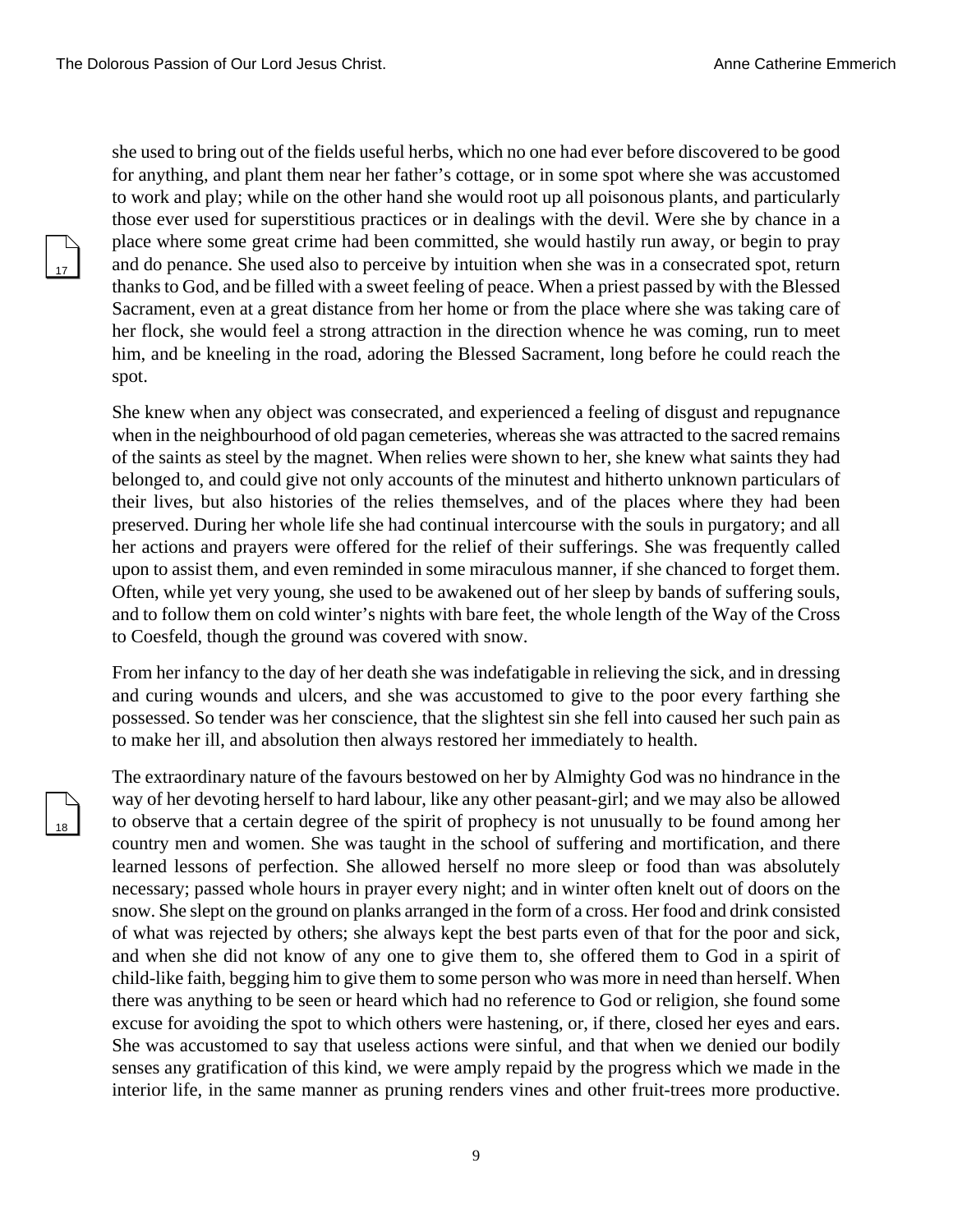she used to bring out of the fields useful herbs, which no one had ever before discovered to be good for anything, and plant them near her father's cottage, or in some spot where she was accustomed to work and play; while on the other hand she would root up all poisonous plants, and particularly those ever used for superstitious practices or in dealings with the devil. Were she by chance in a place where some great crime had been committed, she would hastily run away, or begin to pray and do penance. She used also to perceive by intuition when she was in a consecrated spot, return thanks to God, and be filled with a sweet feeling of peace. When a priest passed by with the Blessed Sacrament, even at a great distance from her home or from the place where she was taking care of her flock, she would feel a strong attraction in the direction whence he was coming, run to meet him, and be kneeling in the road, adoring the Blessed Sacrament, long before he could reach the spot.

She knew when any object was consecrated, and experienced a feeling of disgust and repugnance when in the neighbourhood of old pagan cemeteries, whereas she was attracted to the sacred remains of the saints as steel by the magnet. When relics were shown to her, she knew what saints they had belonged to, and could give not only accounts of the minutest and hitherto unknown particulars of their lives, but also histories of the relics themselves, and of the places where they had been preserved. During her whole life she had continual intercourse with the souls in purgatory; and all her actions and prayers were offered for the relief of their sufferings. She was frequently called upon to assist them, and even reminded in some miraculous manner, if she chanced to forget them. Often, while yet very young, she used to be awakened out of her sleep by bands of suffering souls, and to follow them on cold winter's nights with bare feet, the whole length of the Way of the Cross to Coesfeld, though the ground was covered with snow.

From her infancy to the day of her death she was indefatigable in relieving the sick, and in dressing and curing wounds and ulcers, and she was accustomed to give to the poor every farthing she possessed. So tender was her conscience, that the slightest sin she fell into caused her such pain as to make her ill, and absolution then always restored her immediately to health.

The extraordinary nature of the favours bestowed on her by Almighty God was no hindrance in the way of her devoting herself to hard labour, like any other peasant-girl; and we may also be allowed to observe that a certain degree of the spirit of prophecy is not unusually to be found among her country men and women. She was taught in the school of suffering and mortification, and there learned lessons of perfection. She allowed herself no more sleep or food than was absolutely necessary; passed whole hours in prayer every night; and in winter often knelt out of doors on the snow. She slept on the ground on planks arranged in the form of a cross. Her food and drink consisted of what was rejected by others; she always kept the best parts even of that for the poor and sick, and when she did not know of any one to give them to, she offered them to God in a spirit of child-like faith, begging him to give them to some person who was more in need than herself. When there was anything to be seen or heard which had no reference to God or religion, she found some excuse for avoiding the spot to which others were hastening, or, if there, closed her eyes and ears. She was accustomed to say that useless actions were sinful, and that when we denied our bodily senses any gratification of this kind, we were amply repaid by the progress which we made in the interior life, in the same manner as pruning renders vines and other fruit-trees more productive.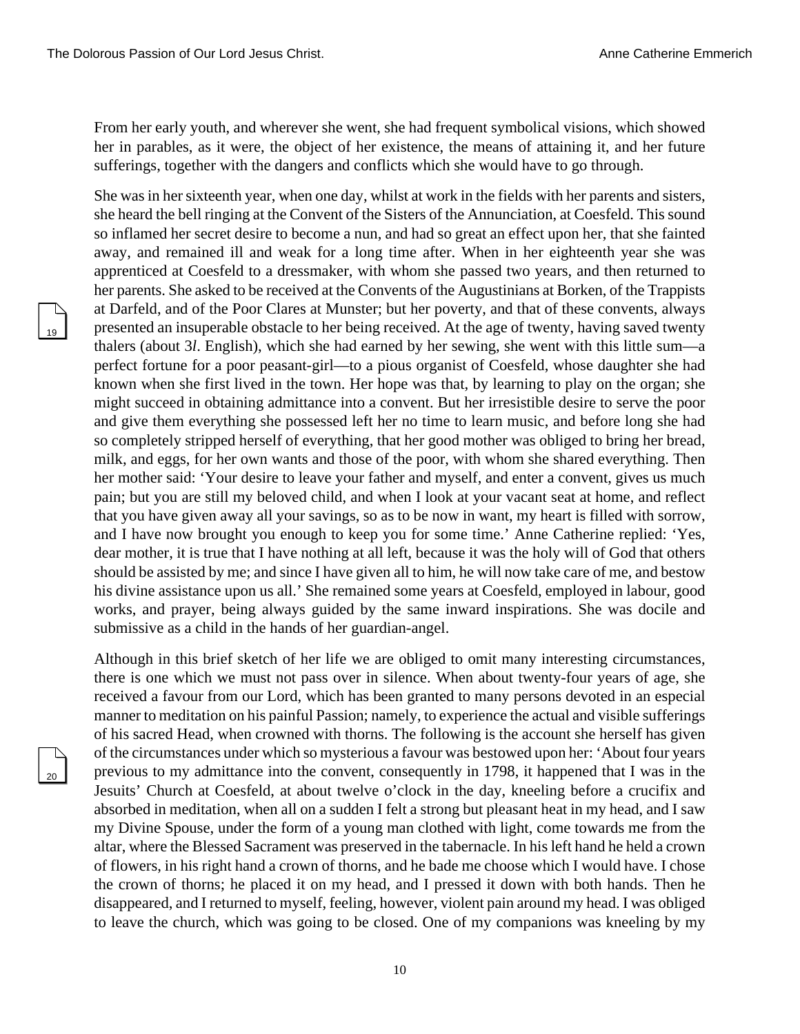From her early youth, and wherever she went, she had frequent symbolical visions, which showed her in parables, as it were, the object of her existence, the means of attaining it, and her future sufferings, together with the dangers and conflicts which she would have to go through.

She was in her sixteenth year, when one day, whilst at work in the fields with her parents and sisters, she heard the bell ringing at the Convent of the Sisters of the Annunciation, at Coesfeld. This sound so inflamed her secret desire to become a nun, and had so great an effect upon her, that she fainted away, and remained ill and weak for a long time after. When in her eighteenth year she was apprenticed at Coesfeld to a dressmaker, with whom she passed two years, and then returned to her parents. She asked to be received at the Convents of the Augustinians at Borken, of the Trappists at Darfeld, and of the Poor Clares at Munster; but her poverty, and that of these convents, always presented an insuperable obstacle to her being received. At the age of twenty, having saved twenty thalers (about 3*l*. English), which she had earned by her sewing, she went with this little sum—a perfect fortune for a poor peasant-girl—to a pious organist of Coesfeld, whose daughter she had known when she first lived in the town. Her hope was that, by learning to play on the organ; she might succeed in obtaining admittance into a convent. But her irresistible desire to serve the poor and give them everything she possessed left her no time to learn music, and before long she had so completely stripped herself of everything, that her good mother was obliged to bring her bread, milk, and eggs, for her own wants and those of the poor, with whom she shared everything. Then her mother said: 'Your desire to leave your father and myself, and enter a convent, gives us much pain; but you are still my beloved child, and when I look at your vacant seat at home, and reflect that you have given away all your savings, so as to be now in want, my heart is filled with sorrow, and I have now brought you enough to keep you for some time.' Anne Catherine replied: 'Yes, dear mother, it is true that I have nothing at all left, because it was the holy will of God that others should be assisted by me; and since I have given all to him, he will now take care of me, and bestow his divine assistance upon us all.' She remained some years at Coesfeld, employed in labour, good works, and prayer, being always guided by the same inward inspirations. She was docile and submissive as a child in the hands of her guardian-angel.

Although in this brief sketch of her life we are obliged to omit many interesting circumstances, there is one which we must not pass over in silence. When about twenty-four years of age, she received a favour from our Lord, which has been granted to many persons devoted in an especial manner to meditation on his painful Passion; namely, to experience the actual and visible sufferings of his sacred Head, when crowned with thorns. The following is the account she herself has given of the circumstances under which so mysterious a favour was bestowed upon her: 'About four years previous to my admittance into the convent, consequently in 1798, it happened that I was in the Jesuits' Church at Coesfeld, at about twelve o'clock in the day, kneeling before a crucifix and absorbed in meditation, when all on a sudden I felt a strong but pleasant heat in my head, and I saw my Divine Spouse, under the form of a young man clothed with light, come towards me from the altar, where the Blessed Sacrament was preserved in the tabernacle. In his left hand he held a crown of flowers, in his right hand a crown of thorns, and he bade me choose which I would have. I chose the crown of thorns; he placed it on my head, and I pressed it down with both hands. Then he disappeared, and I returned to myself, feeling, however, violent pain around my head. I was obliged to leave the church, which was going to be closed. One of my companions was kneeling by my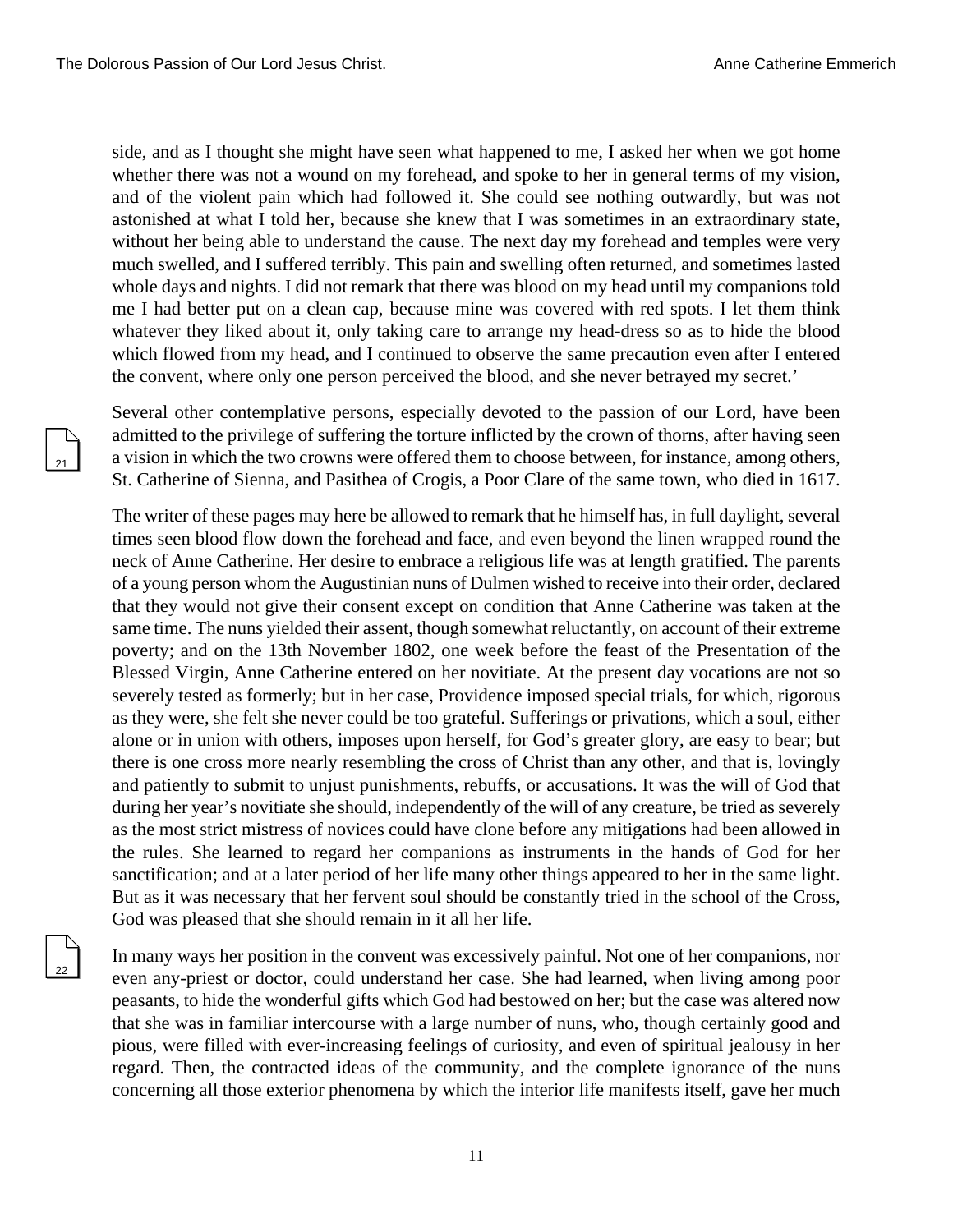side, and as I thought she might have seen what happened to me, I asked her when we got home whether there was not a wound on my forehead, and spoke to her in general terms of my vision, and of the violent pain which had followed it. She could see nothing outwardly, but was not astonished at what I told her, because she knew that I was sometimes in an extraordinary state, without her being able to understand the cause. The next day my forehead and temples were very much swelled, and I suffered terribly. This pain and swelling often returned, and sometimes lasted whole days and nights. I did not remark that there was blood on my head until my companions told me I had better put on a clean cap, because mine was covered with red spots. I let them think whatever they liked about it, only taking care to arrange my head-dress so as to hide the blood which flowed from my head, and I continued to observe the same precaution even after I entered the convent, where only one person perceived the blood, and she never betrayed my secret.'

Several other contemplative persons, especially devoted to the passion of our Lord, have been admitted to the privilege of suffering the torture inflicted by the crown of thorns, after having seen a vision in which the two crowns were offered them to choose between, for instance, among others, St. Catherine of Sienna, and Pasithea of Crogis, a Poor Clare of the same town, who died in 1617.

The writer of these pages may here be allowed to remark that he himself has, in full daylight, several times seen blood flow down the forehead and face, and even beyond the linen wrapped round the neck of Anne Catherine. Her desire to embrace a religious life was at length gratified. The parents of a young person whom the Augustinian nuns of Dulmen wished to receive into their order, declared that they would not give their consent except on condition that Anne Catherine was taken at the same time. The nuns yielded their assent, though somewhat reluctantly, on account of their extreme poverty; and on the 13th November 1802, one week before the feast of the Presentation of the Blessed Virgin, Anne Catherine entered on her novitiate. At the present day vocations are not so severely tested as formerly; but in her case, Providence imposed special trials, for which, rigorous as they were, she felt she never could be too grateful. Sufferings or privations, which a soul, either alone or in union with others, imposes upon herself, for God's greater glory, are easy to bear; but there is one cross more nearly resembling the cross of Christ than any other, and that is, lovingly and patiently to submit to unjust punishments, rebuffs, or accusations. It was the will of God that during her year's novitiate she should, independently of the will of any creature, be tried as severely as the most strict mistress of novices could have clone before any mitigations had been allowed in the rules. She learned to regard her companions as instruments in the hands of God for her sanctification; and at a later period of her life many other things appeared to her in the same light. But as it was necessary that her fervent soul should be constantly tried in the school of the Cross, God was pleased that she should remain in it all her life.

In many ways her position in the convent was excessively painful. Not one of her companions, nor even any-priest or doctor, could understand her case. She had learned, when living among poor peasants, to hide the wonderful gifts which God had bestowed on her; but the case was altered now that she was in familiar intercourse with a large number of nuns, who, though certainly good and pious, were filled with ever-increasing feelings of curiosity, and even of spiritual jealousy in her regard. Then, the contracted ideas of the community, and the complete ignorance of the nuns concerning all those exterior phenomena by which the interior life manifests itself, gave her much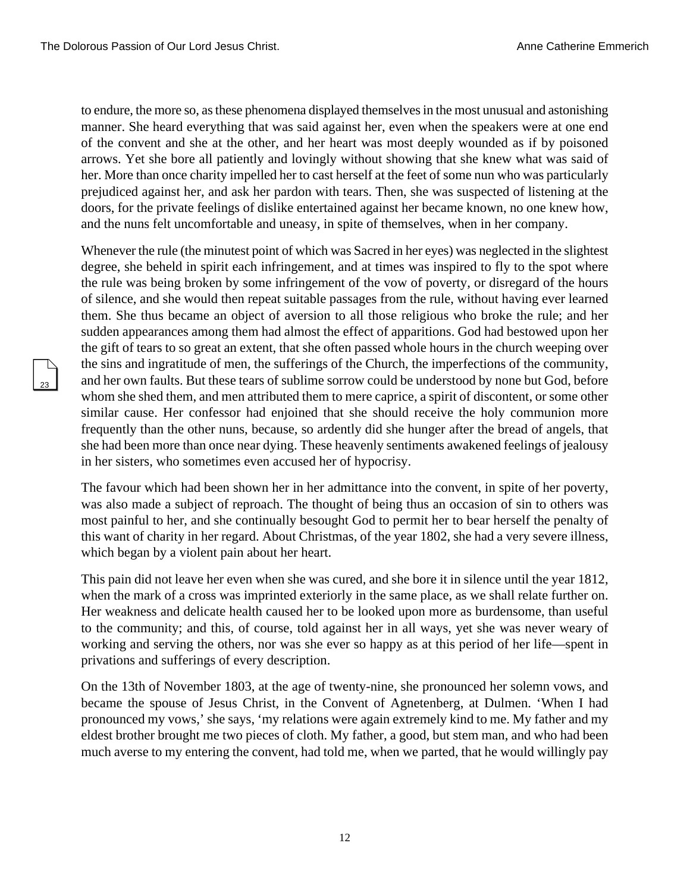to endure, the more so, as these phenomena displayed themselves in the most unusual and astonishing manner. She heard everything that was said against her, even when the speakers were at one end of the convent and she at the other, and her heart was most deeply wounded as if by poisoned arrows. Yet she bore all patiently and lovingly without showing that she knew what was said of her. More than once charity impelled her to cast herself at the feet of some nun who was particularly prejudiced against her, and ask her pardon with tears. Then, she was suspected of listening at the doors, for the private feelings of dislike entertained against her became known, no one knew how, and the nuns felt uncomfortable and uneasy, in spite of themselves, when in her company.

Whenever the rule (the minutest point of which was Sacred in her eyes) was neglected in the slightest degree, she beheld in spirit each infringement, and at times was inspired to fly to the spot where the rule was being broken by some infringement of the vow of poverty, or disregard of the hours of silence, and she would then repeat suitable passages from the rule, without having ever learned them. She thus became an object of aversion to all those religious who broke the rule; and her sudden appearances among them had almost the effect of apparitions. God had bestowed upon her the gift of tears to so great an extent, that she often passed whole hours in the church weeping over the sins and ingratitude of men, the sufferings of the Church, the imperfections of the community, and her own faults. But these tears of sublime sorrow could be understood by none but God, before whom she shed them, and men attributed them to mere caprice, a spirit of discontent, or some other similar cause. Her confessor had enjoined that she should receive the holy communion more frequently than the other nuns, because, so ardently did she hunger after the bread of angels, that she had been more than once near dying. These heavenly sentiments awakened feelings of jealousy in her sisters, who sometimes even accused her of hypocrisy.

The favour which had been shown her in her admittance into the convent, in spite of her poverty, was also made a subject of reproach. The thought of being thus an occasion of sin to others was most painful to her, and she continually besought God to permit her to bear herself the penalty of this want of charity in her regard. About Christmas, of the year 1802, she had a very severe illness, which began by a violent pain about her heart.

This pain did not leave her even when she was cured, and she bore it in silence until the year 1812, when the mark of a cross was imprinted exteriorly in the same place, as we shall relate further on. Her weakness and delicate health caused her to be looked upon more as burdensome, than useful to the community; and this, of course, told against her in all ways, yet she was never weary of working and serving the others, nor was she ever so happy as at this period of her life—spent in privations and sufferings of every description.

On the 13th of November 1803, at the age of twenty-nine, she pronounced her solemn vows, and became the spouse of Jesus Christ, in the Convent of Agnetenberg, at Dulmen. 'When I had pronounced my vows,' she says, 'my relations were again extremely kind to me. My father and my eldest brother brought me two pieces of cloth. My father, a good, but stem man, and who had been much averse to my entering the convent, had told me, when we parted, that he would willingly pay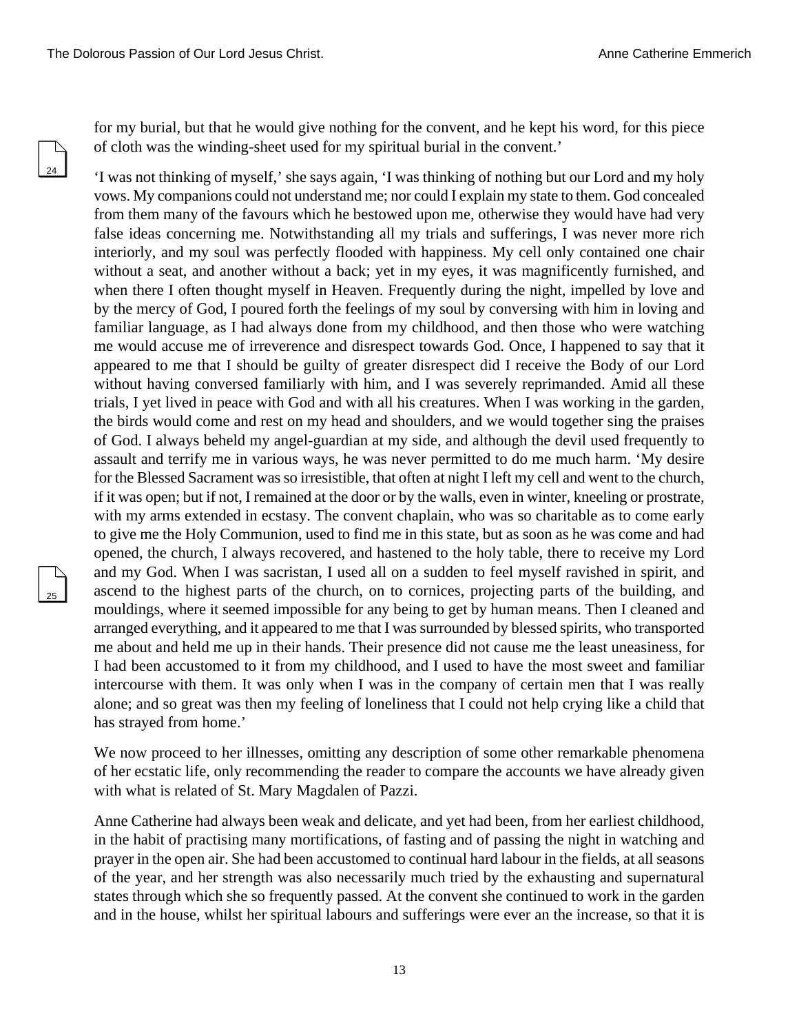for my burial, but that he would give nothing for the convent, and he kept his word, for this piece of cloth was the winding-sheet used for my spiritual burial in the convent.'

'I was not thinking of myself,' she says again, 'I was thinking of nothing but our Lord and my holy vows. My companions could not understand me; nor could I explain my state to them. God concealed from them many of the favours which he bestowed upon me, otherwise they would have had very false ideas concerning me. Notwithstanding all my trials and sufferings, I was never more rich interiorly, and my soul was perfectly flooded with happiness. My cell only contained one chair without a seat, and another without a back; yet in my eyes, it was magnificently furnished, and when there I often thought myself in Heaven. Frequently during the night, impelled by love and by the mercy of God, I poured forth the feelings of my soul by conversing with him in loving and familiar language, as I had always done from my childhood, and then those who were watching me would accuse me of irreverence and disrespect towards God. Once, I happened to say that it appeared to me that I should be guilty of greater disrespect did I receive the Body of our Lord without having conversed familiarly with him, and I was severely reprimanded. Amid all these trials, I yet lived in peace with God and with all his creatures. When I was working in the garden, the birds would come and rest on my head and shoulders, and we would together sing the praises of God. I always beheld my angel-guardian at my side, and although the devil used frequently to assault and terrify me in various ways, he was never permitted to do me much harm. 'My desire for the Blessed Sacrament was so irresistible, that often at night I left my cell and went to the church, if it was open; but if not, I remained at the door or by the walls, even in winter, kneeling or prostrate, with my arms extended in ecstasy. The convent chaplain, who was so charitable as to come early to give me the Holy Communion, used to find me in this state, but as soon as he was come and had opened, the church, I always recovered, and hastened to the holy table, there to receive my Lord and my God. When I was sacristan, I used all on a sudden to feel myself ravished in spirit, and ascend to the highest parts of the church, on to cornices, projecting parts of the building, and mouldings, where it seemed impossible for any being to get by human means. Then I cleaned and arranged everything, and it appeared to me that I was surrounded by blessed spirits, who transported me about and held me up in their hands. Their presence did not cause me the least uneasiness, for I had been accustomed to it from my childhood, and I used to have the most sweet and familiar intercourse with them. It was only when I was in the company of certain men that I was really alone; and so great was then my feeling of loneliness that I could not help crying like a child that has strayed from home.'

We now proceed to her illnesses, omitting any description of some other remarkable phenomena of her ecstatic life, only recommending the reader to compare the accounts we have already given with what is related of St. Mary Magdalen of Pazzi.

Anne Catherine had always been weak and delicate, and yet had been, from her earliest childhood, in the habit of practising many mortifications, of fasting and of passing the night in watching and prayer in the open air. She had been accustomed to continual hard labour in the fields, at all seasons of the year, and her strength was also necessarily much tried by the exhausting and supernatural states through which she so frequently passed. At the convent she continued to work in the garden and in the house, whilst her spiritual labours and sufferings were ever an the increase, so that it is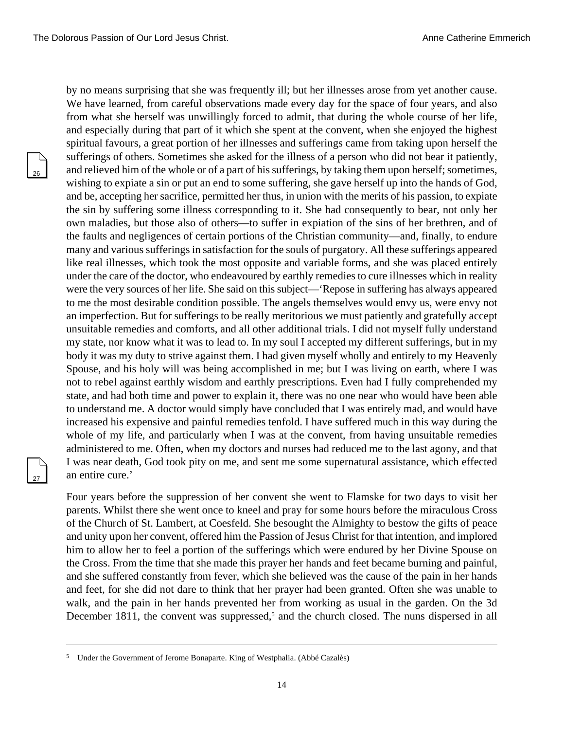by no means surprising that she was frequently ill; but her illnesses arose from yet another cause. We have learned, from careful observations made every day for the space of four years, and also from what she herself was unwillingly forced to admit, that during the whole course of her life, and especially during that part of it which she spent at the convent, when she enjoyed the highest spiritual favours, a great portion of her illnesses and sufferings came from taking upon herself the sufferings of others. Sometimes she asked for the illness of a person who did not bear it patiently, and relieved him of the whole or of a part of his sufferings, by taking them upon herself; sometimes, wishing to expiate a sin or put an end to some suffering, she gave herself up into the hands of God, and be, accepting her sacrifice, permitted her thus, in union with the merits of his passion, to expiate the sin by suffering some illness corresponding to it. She had consequently to bear, not only her own maladies, but those also of others—to suffer in expiation of the sins of her brethren, and of the faults and negligences of certain portions of the Christian community—and, finally, to endure many and various sufferings in satisfaction for the souls of purgatory. All these sufferings appeared like real illnesses, which took the most opposite and variable forms, and she was placed entirely under the care of the doctor, who endeavoured by earthly remedies to cure illnesses which in reality were the very sources of her life. She said on this subject—'Repose in suffering has always appeared to me the most desirable condition possible. The angels themselves would envy us, were envy not an imperfection. But for sufferings to be really meritorious we must patiently and gratefully accept unsuitable remedies and comforts, and all other additional trials. I did not myself fully understand my state, nor know what it was to lead to. In my soul I accepted my different sufferings, but in my body it was my duty to strive against them. I had given myself wholly and entirely to my Heavenly Spouse, and his holy will was being accomplished in me; but I was living on earth, where I was not to rebel against earthly wisdom and earthly prescriptions. Even had I fully comprehended my state, and had both time and power to explain it, there was no one near who would have been able to understand me. A doctor would simply have concluded that I was entirely mad, and would have increased his expensive and painful remedies tenfold. I have suffered much in this way during the whole of my life, and particularly when I was at the convent, from having unsuitable remedies administered to me. Often, when my doctors and nurses had reduced me to the last agony, and that I was near death, God took pity on me, and sent me some supernatural assistance, which effected an entire cure.'

Four years before the suppression of her convent she went to Flamske for two days to visit her parents. Whilst there she went once to kneel and pray for some hours before the miraculous Cross of the Church of St. Lambert, at Coesfeld. She besought the Almighty to bestow the gifts of peace and unity upon her convent, offered him the Passion of Jesus Christ for that intention, and implored him to allow her to feel a portion of the sufferings which were endured by her Divine Spouse on the Cross. From the time that she made this prayer her hands and feet became burning and painful, and she suffered constantly from fever, which she believed was the cause of the pain in her hands and feet, for she did not dare to think that her prayer had been granted. Often she was unable to walk, and the pain in her hands prevented her from working as usual in the garden. On the 3d December 1811, the convent was suppressed,[5] and the church closed. The nuns dispersed in all

[5] Under the Government of Jerome Bonaparte. King of Westphalia. (Abbé Cazalès)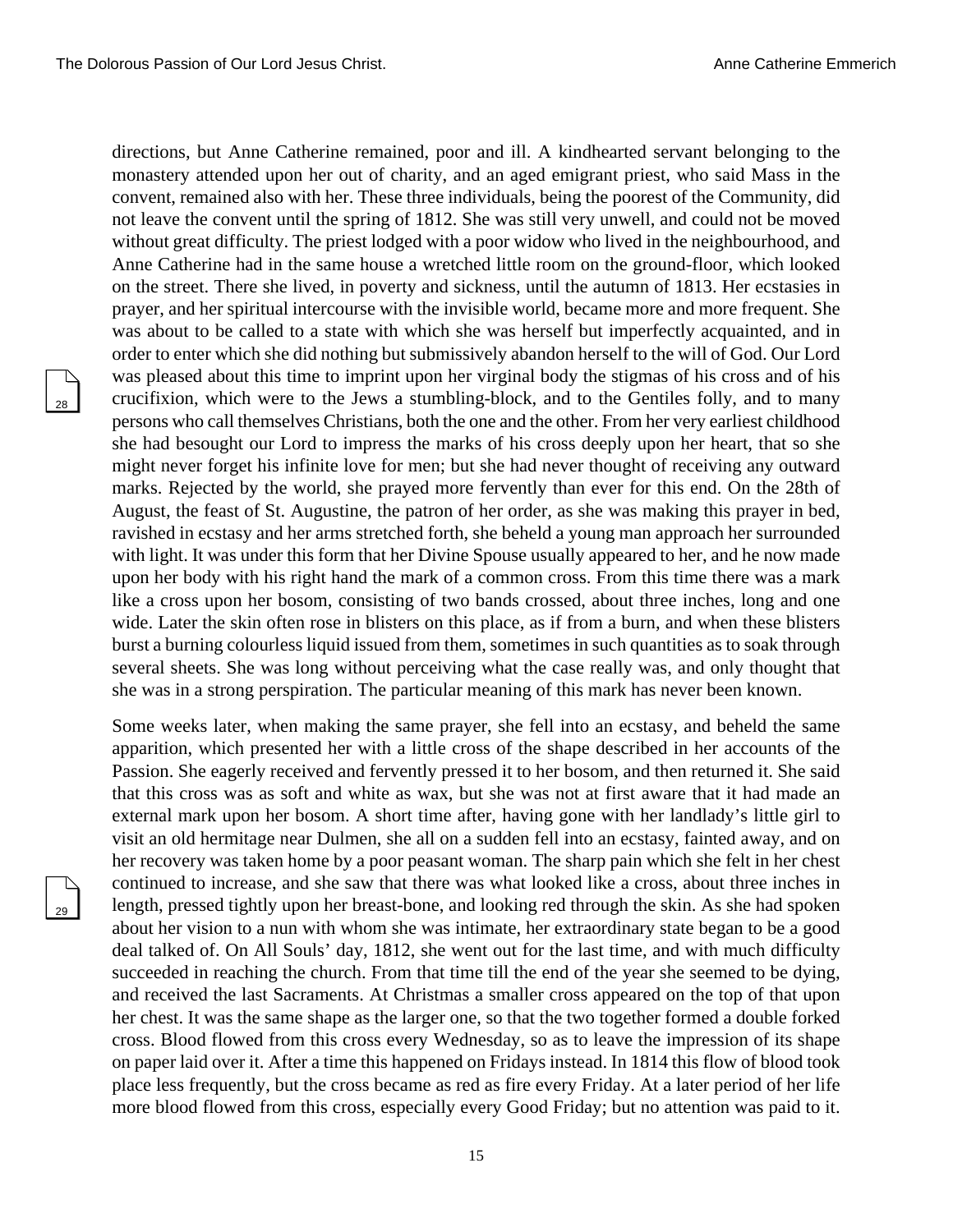directions, but Anne Catherine remained, poor and ill. A kindhearted servant belonging to the monastery attended upon her out of charity, and an aged emigrant priest, who said Mass in the convent, remained also with her. These three individuals, being the poorest of the Community, did not leave the convent until the spring of 1812. She was still very unwell, and could not be moved without great difficulty. The priest lodged with a poor widow who lived in the neighbourhood, and Anne Catherine had in the same house a wretched little room on the ground-floor, which looked on the street. There she lived, in poverty and sickness, until the autumn of 1813. Her ecstasies in prayer, and her spiritual intercourse with the invisible world, became more and more frequent. She was about to be called to a state with which she was herself but imperfectly acquainted, and in order to enter which she did nothing but submissively abandon herself to the will of God. Our Lord was pleased about this time to imprint upon her virginal body the stigmas of his cross and of his crucifixion, which were to the Jews a stumbling-block, and to the Gentiles folly, and to many persons who call themselves Christians, both the one and the other. From her very earliest childhood she had besought our Lord to impress the marks of his cross deeply upon her heart, that so she might never forget his infinite love for men; but she had never thought of receiving any outward marks. Rejected by the world, she prayed more fervently than ever for this end. On the 28th of August, the feast of St. Augustine, the patron of her order, as she was making this prayer in bed, ravished in ecstasy and her arms stretched forth, she beheld a young man approach her surrounded with light. It was under this form that her Divine Spouse usually appeared to her, and he now made upon her body with his right hand the mark of a common cross. From this time there was a mark like a cross upon her bosom, consisting of two bands crossed, about three inches, long and one wide. Later the skin often rose in blisters on this place, as if from a burn, and when these blisters burst a burning colourless liquid issued from them, sometimes in such quantities as to soak through several sheets. She was long without perceiving what the case really was, and only thought that she was in a strong perspiration. The particular meaning of this mark has never been known.

Some weeks later, when making the same prayer, she fell into an ecstasy, and beheld the same apparition, which presented her with a little cross of the shape described in her accounts of the Passion. She eagerly received and fervently pressed it to her bosom, and then returned it. She said that this cross was as soft and white as wax, but she was not at first aware that it had made an external mark upon her bosom. A short time after, having gone with her landlady's little girl to visit an old hermitage near Dulmen, she all on a sudden fell into an ecstasy, fainted away, and on her recovery was taken home by a poor peasant woman. The sharp pain which she felt in her chest continued to increase, and she saw that there was what looked like a cross, about three inches in length, pressed tightly upon her breast-bone, and looking red through the skin. As she had spoken about her vision to a nun with whom she was intimate, her extraordinary state began to be a good deal talked of. On All Souls' day, 1812, she went out for the last time, and with much difficulty succeeded in reaching the church. From that time till the end of the year she seemed to be dying, and received the last Sacraments. At Christmas a smaller cross appeared on the top of that upon her chest. It was the same shape as the larger one, so that the two together formed a double forked cross. Blood flowed from this cross every Wednesday, so as to leave the impression of its shape on paper laid over it. After a time this happened on Fridays instead. In 1814 this flow of blood took place less frequently, but the cross became as red as fire every Friday. At a later period of her life more blood flowed from this cross, especially every Good Friday; but no attention was paid to it.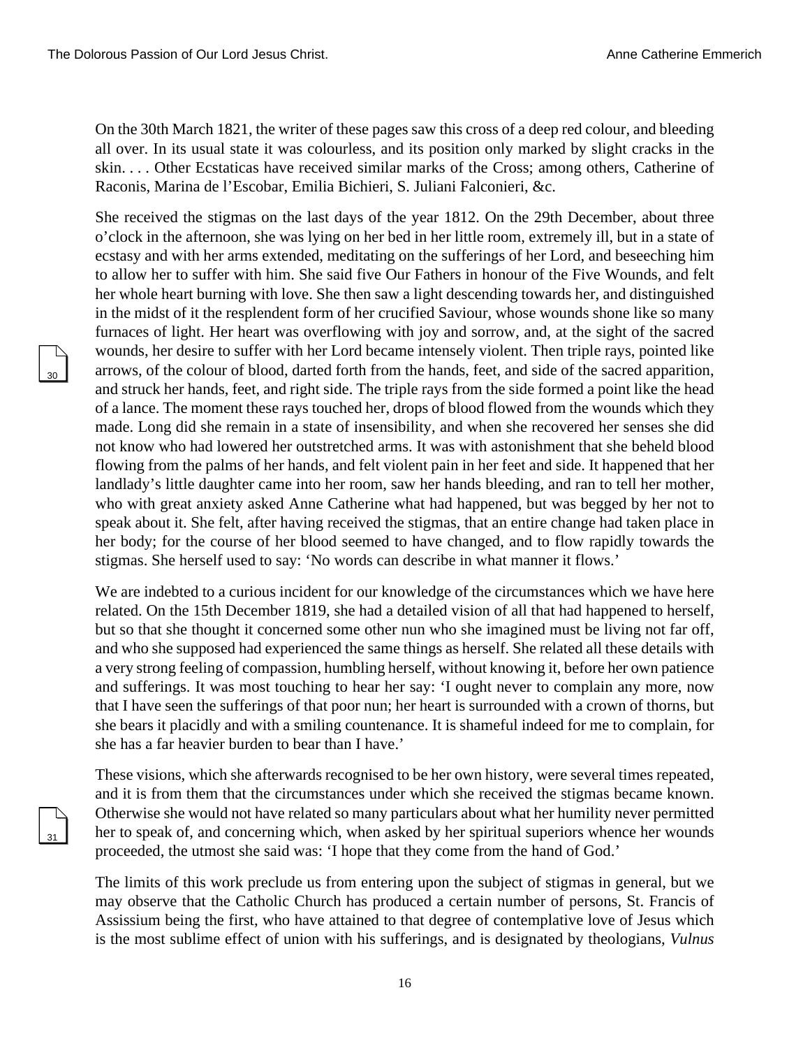On the 30th March 1821, the writer of these pages saw this cross of a deep red colour, and bleeding all over. In its usual state it was colourless, and its position only marked by slight cracks in the skin. . . . Other Ecstaticas have received similar marks of the Cross; among others, Catherine of Raconis, Marina de l'Escobar, Emilia Bichieri, S. Juliani Falconieri, &c.

She received the stigmas on the last days of the year 1812. On the 29th December, about three o'clock in the afternoon, she was lying on her bed in her little room, extremely ill, but in a state of ecstasy and with her arms extended, meditating on the sufferings of her Lord, and beseeching him to allow her to suffer with him. She said five Our Fathers in honour of the Five Wounds, and felt her whole heart burning with love. She then saw a light descending towards her, and distinguished in the midst of it the resplendent form of her crucified Saviour, whose wounds shone like so many furnaces of light. Her heart was overflowing with joy and sorrow, and, at the sight of the sacred wounds, her desire to suffer with her Lord became intensely violent. Then triple rays, pointed like arrows, of the colour of blood, darted forth from the hands, feet, and side of the sacred apparition, and struck her hands, feet, and right side. The triple rays from the side formed a point like the head of a lance. The moment these rays touched her, drops of blood flowed from the wounds which they made. Long did she remain in a state of insensibility, and when she recovered her senses she did not know who had lowered her outstretched arms. It was with astonishment that she beheld blood flowing from the palms of her hands, and felt violent pain in her feet and side. It happened that her landlady's little daughter came into her room, saw her hands bleeding, and ran to tell her mother, who with great anxiety asked Anne Catherine what had happened, but was begged by her not to speak about it. She felt, after having received the stigmas, that an entire change had taken place in her body; for the course of her blood seemed to have changed, and to flow rapidly towards the stigmas. She herself used to say: 'No words can describe in what manner it flows.'

We are indebted to a curious incident for our knowledge of the circumstances which we have here related. On the 15th December 1819, she had a detailed vision of all that had happened to herself, but so that she thought it concerned some other nun who she imagined must be living not far off, and who she supposed had experienced the same things as herself. She related all these details with a very strong feeling of compassion, humbling herself, without knowing it, before her own patience and sufferings. It was most touching to hear her say: 'I ought never to complain any more, now that I have seen the sufferings of that poor nun; her heart is surrounded with a crown of thorns, but she bears it placidly and with a smiling countenance. It is shameful indeed for me to complain, for she has a far heavier burden to bear than I have.'

These visions, which she afterwards recognised to be her own history, were several times repeated, and it is from them that the circumstances under which she received the stigmas became known. Otherwise she would not have related so many particulars about what her humility never permitted her to speak of, and concerning which, when asked by her spiritual superiors whence her wounds proceeded, the utmost she said was: 'I hope that they come from the hand of God.'

The limits of this work preclude us from entering upon the subject of stigmas in general, but we may observe that the Catholic Church has produced a certain number of persons, St. Francis of Assissium being the first, who have attained to that degree of contemplative love of Jesus which is the most sublime effect of union with his sufferings, and is designated by theologians, *Vulnus*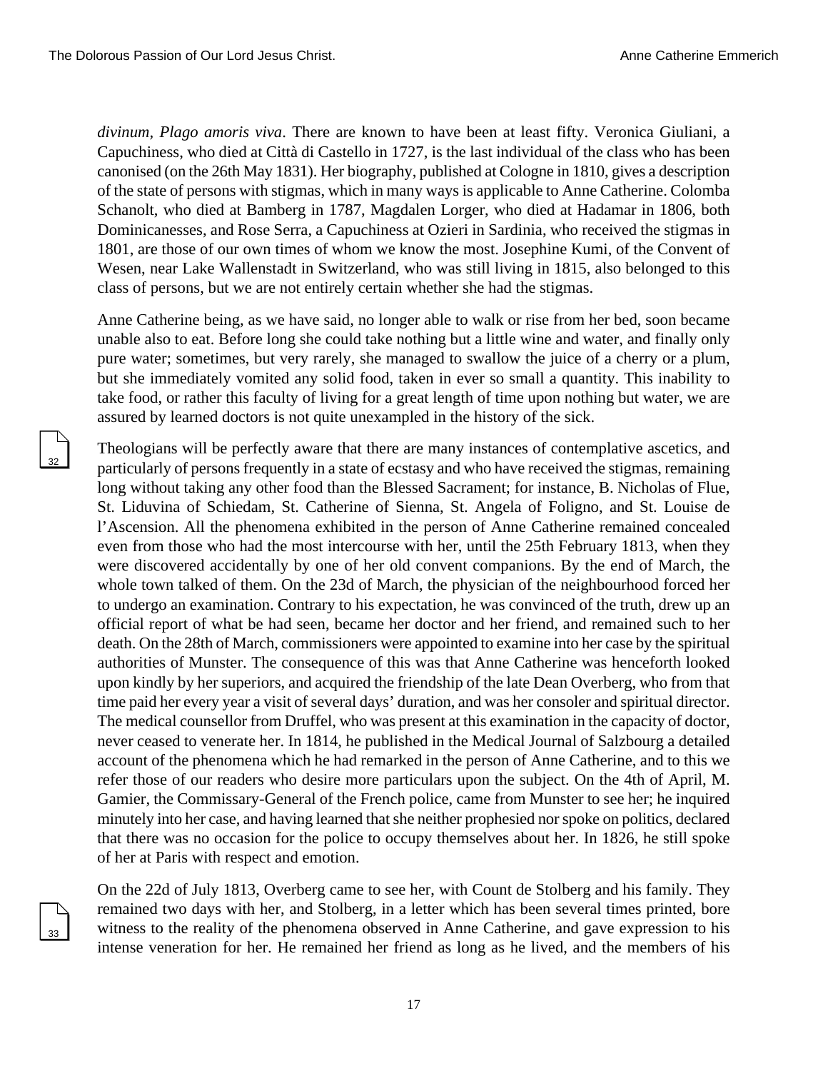*divinum, Plago amoris viva*. There are known to have been at least fifty. Veronica Giuliani, a Capuchiness, who died at Città di Castello in 1727, is the last individual of the class who has been canonised (on the 26th May 1831). Her biography, published at Cologne in 1810, gives a description of the state of persons with stigmas, which in many ways is applicable to Anne Catherine. Colomba Schanolt, who died at Bamberg in 1787, Magdalen Lorger, who died at Hadamar in 1806, both Dominicanesses, and Rose Serra, a Capuchiness at Ozieri in Sardinia, who received the stigmas in 1801, are those of our own times of whom we know the most. Josephine Kumi, of the Convent of Wesen, near Lake Wallenstadt in Switzerland, who was still living in 1815, also belonged to this class of persons, but we are not entirely certain whether she had the stigmas.

Anne Catherine being, as we have said, no longer able to walk or rise from her bed, soon became unable also to eat. Before long she could take nothing but a little wine and water, and finally only pure water; sometimes, but very rarely, she managed to swallow the juice of a cherry or a plum, but she immediately vomited any solid food, taken in ever so small a quantity. This inability to take food, or rather this faculty of living for a great length of time upon nothing but water, we are assured by learned doctors is not quite unexampled in the history of the sick.

Theologians will be perfectly aware that there are many instances of contemplative ascetics, and particularly of persons frequently in a state of ecstasy and who have received the stigmas, remaining long without taking any other food than the Blessed Sacrament; for instance, B. Nicholas of Flue, St. Liduvina of Schiedam, St. Catherine of Sienna, St. Angela of Foligno, and St. Louise de l'Ascension. All the phenomena exhibited in the person of Anne Catherine remained concealed even from those who had the most intercourse with her, until the 25th February 1813, when they were discovered accidentally by one of her old convent companions. By the end of March, the whole town talked of them. On the 23d of March, the physician of the neighbourhood forced her to undergo an examination. Contrary to his expectation, he was convinced of the truth, drew up an official report of what be had seen, became her doctor and her friend, and remained such to her death. On the 28th of March, commissioners were appointed to examine into her case by the spiritual authorities of Munster. The consequence of this was that Anne Catherine was henceforth looked upon kindly by her superiors, and acquired the friendship of the late Dean Overberg, who from that time paid her every year a visit of several days' duration, and was her consoler and spiritual director. The medical counsellor from Druffel, who was present at this examination in the capacity of doctor, never ceased to venerate her. In 1814, he published in the Medical Journal of Salzbourg a detailed account of the phenomena which he had remarked in the person of Anne Catherine, and to this we refer those of our readers who desire more particulars upon the subject. On the 4th of April, M. Gamier, the Commissary-General of the French police, came from Munster to see her; he inquired minutely into her case, and having learned that she neither prophesied nor spoke on politics, declared that there was no occasion for the police to occupy themselves about her. In 1826, he still spoke of her at Paris with respect and emotion.

On the 22d of July 1813, Overberg came to see her, with Count de Stolberg and his family. They remained two days with her, and Stolberg, in a letter which has been several times printed, bore witness to the reality of the phenomena observed in Anne Catherine, and gave expression to his intense veneration for her. He remained her friend as long as he lived, and the members of his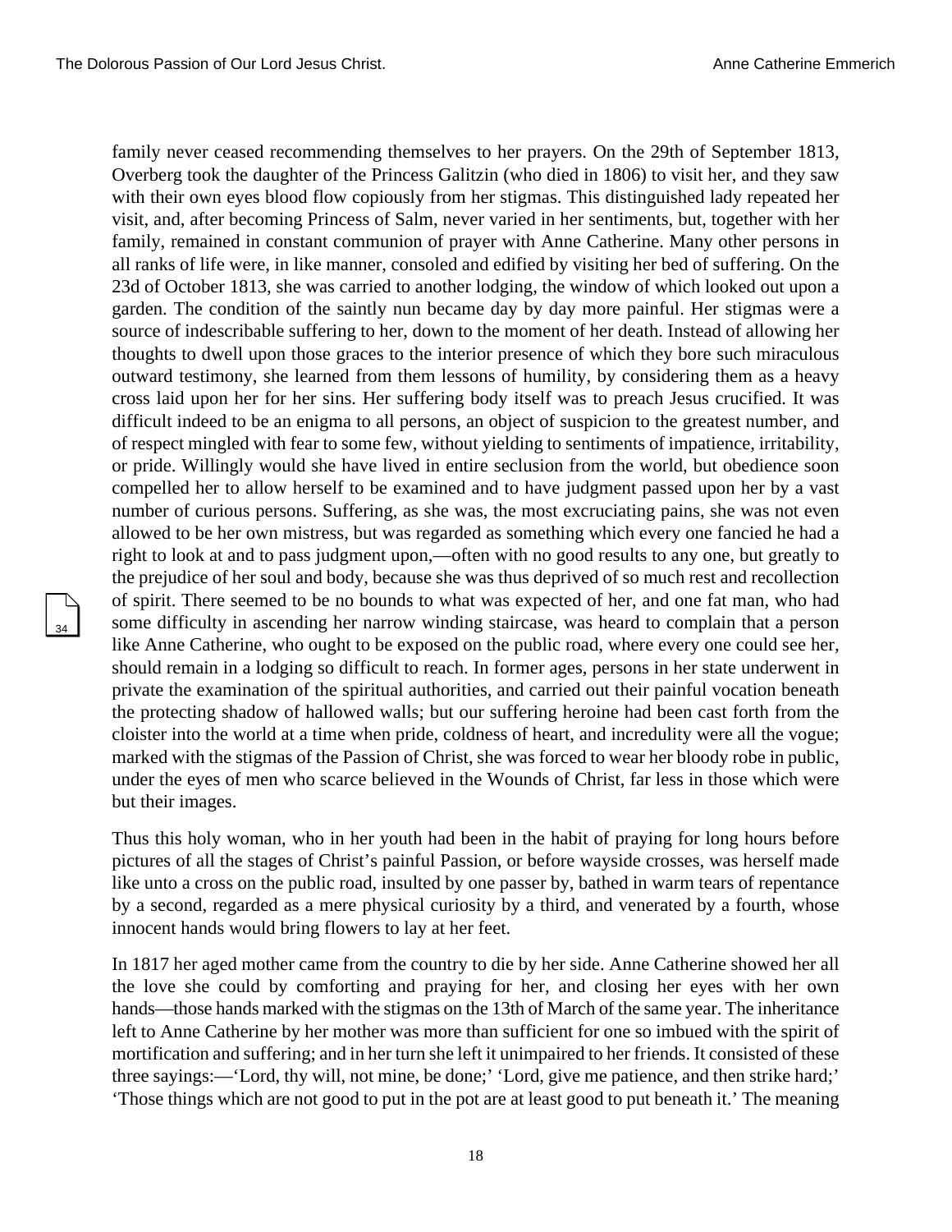family never ceased recommending themselves to her prayers. On the 29th of September 1813, Overberg took the daughter of the Princess Galitzin (who died in 1806) to visit her, and they saw with their own eyes blood flow copiously from her stigmas. This distinguished lady repeated her visit, and, after becoming Princess of Salm, never varied in her sentiments, but, together with her family, remained in constant communion of prayer with Anne Catherine. Many other persons in all ranks of life were, in like manner, consoled and edified by visiting her bed of suffering. On the 23d of October 1813, she was carried to another lodging, the window of which looked out upon a garden. The condition of the saintly nun became day by day more painful. Her stigmas were a source of indescribable suffering to her, down to the moment of her death. Instead of allowing her thoughts to dwell upon those graces to the interior presence of which they bore such miraculous outward testimony, she learned from them lessons of humility, by considering them as a heavy cross laid upon her for her sins. Her suffering body itself was to preach Jesus crucified. It was difficult indeed to be an enigma to all persons, an object of suspicion to the greatest number, and of respect mingled with fear to some few, without yielding to sentiments of impatience, irritability, or pride. Willingly would she have lived in entire seclusion from the world, but obedience soon compelled her to allow herself to be examined and to have judgment passed upon her by a vast number of curious persons. Suffering, as she was, the most excruciating pains, she was not even allowed to be her own mistress, but was regarded as something which every one fancied he had a right to look at and to pass judgment upon,—often with no good results to any one, but greatly to the prejudice of her soul and body, because she was thus deprived of so much rest and recollection of spirit. There seemed to be no bounds to what was expected of her, and one fat man, who had some difficulty in ascending her narrow winding staircase, was heard to complain that a person like Anne Catherine, who ought to be exposed on the public road, where every one could see her, should remain in a lodging so difficult to reach. In former ages, persons in her state underwent in private the examination of the spiritual authorities, and carried out their painful vocation beneath the protecting shadow of hallowed walls; but our suffering heroine had been cast forth from the cloister into the world at a time when pride, coldness of heart, and incredulity were all the vogue; marked with the stigmas of the Passion of Christ, she was forced to wear her bloody robe in public, under the eyes of men who scarce believed in the Wounds of Christ, far less in those which were but their images.

Thus this holy woman, who in her youth had been in the habit of praying for long hours before pictures of all the stages of Christ's painful Passion, or before wayside crosses, was herself made like unto a cross on the public road, insulted by one passer by, bathed in warm tears of repentance by a second, regarded as a mere physical curiosity by a third, and venerated by a fourth, whose innocent hands would bring flowers to lay at her feet.

In 1817 her aged mother came from the country to die by her side. Anne Catherine showed her all the love she could by comforting and praying for her, and closing her eyes with her own hands—those hands marked with the stigmas on the 13th of March of the same year. The inheritance left to Anne Catherine by her mother was more than sufficient for one so imbued with the spirit of mortification and suffering; and in her turn she left it unimpaired to her friends. It consisted of these three sayings:—'Lord, thy will, not mine, be done;' 'Lord, give me patience, and then strike hard;' 'Those things which are not good to put in the pot are at least good to put beneath it.' The meaning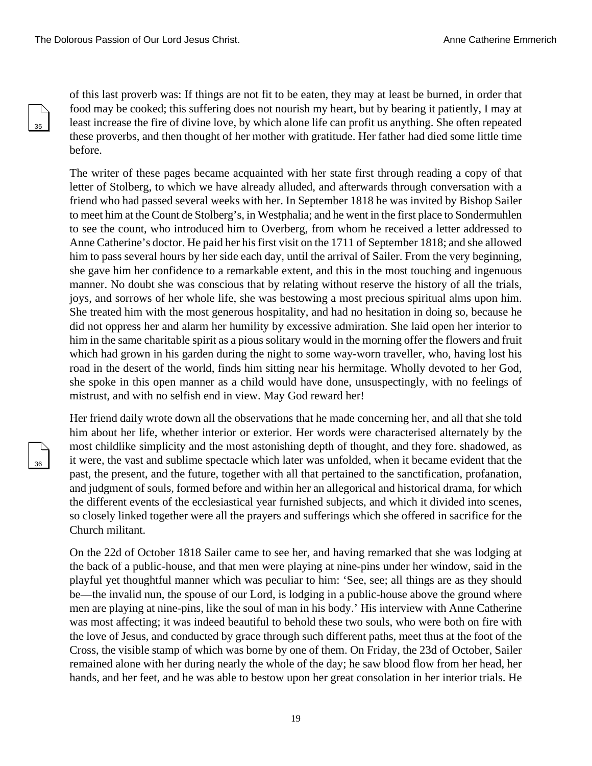of this last proverb was: If things are not fit to be eaten, they may at least be burned, in order that food may be cooked; this suffering does not nourish my heart, but by bearing it patiently, I may at least increase the fire of divine love, by which alone life can profit us anything. She often repeated these proverbs, and then thought of her mother with gratitude. Her father had died some little time before.

The writer of these pages became acquainted with her state first through reading a copy of that letter of Stolberg, to which we have already alluded, and afterwards through conversation with a friend who had passed several weeks with her. In September 1818 he was invited by Bishop Sailer to meet him at the Count de Stolberg's, in Westphalia; and he went in the first place to Sondermuhlen to see the count, who introduced him to Overberg, from whom he received a letter addressed to Anne Catherine's doctor. He paid her his first visit on the 1711 of September 1818; and she allowed him to pass several hours by her side each day, until the arrival of Sailer. From the very beginning, she gave him her confidence to a remarkable extent, and this in the most touching and ingenuous manner. No doubt she was conscious that by relating without reserve the history of all the trials, joys, and sorrows of her whole life, she was bestowing a most precious spiritual alms upon him. She treated him with the most generous hospitality, and had no hesitation in doing so, because he did not oppress her and alarm her humility by excessive admiration. She laid open her interior to him in the same charitable spirit as a pious solitary would in the morning offer the flowers and fruit which had grown in his garden during the night to some way-worn traveller, who, having lost his road in the desert of the world, finds him sitting near his hermitage. Wholly devoted to her God, she spoke in this open manner as a child would have done, unsuspectingly, with no feelings of mistrust, and with no selfish end in view. May God reward her!

Her friend daily wrote down all the observations that he made concerning her, and all that she told him about her life, whether interior or exterior. Her words were characterised alternately by the most childlike simplicity and the most astonishing depth of thought, and they fore. shadowed, as it were, the vast and sublime spectacle which later was unfolded, when it became evident that the past, the present, and the future, together with all that pertained to the sanctification, profanation, and judgment of souls, formed before and within her an allegorical and historical drama, for which the different events of the ecclesiastical year furnished subjects, and which it divided into scenes, so closely linked together were all the prayers and sufferings which she offered in sacrifice for the Church militant.

On the 22d of October 1818 Sailer came to see her, and having remarked that she was lodging at the back of a public-house, and that men were playing at nine-pins under her window, said in the playful yet thoughtful manner which was peculiar to him: 'See, see; all things are as they should be—the invalid nun, the spouse of our Lord, is lodging in a public-house above the ground where men are playing at nine-pins, like the soul of man in his body.' His interview with Anne Catherine was most affecting; it was indeed beautiful to behold these two souls, who were both on fire with the love of Jesus, and conducted by grace through such different paths, meet thus at the foot of the Cross, the visible stamp of which was borne by one of them. On Friday, the 23d of October, Sailer remained alone with her during nearly the whole of the day; he saw blood flow from her head, her hands, and her feet, and he was able to bestow upon her great consolation in her interior trials. He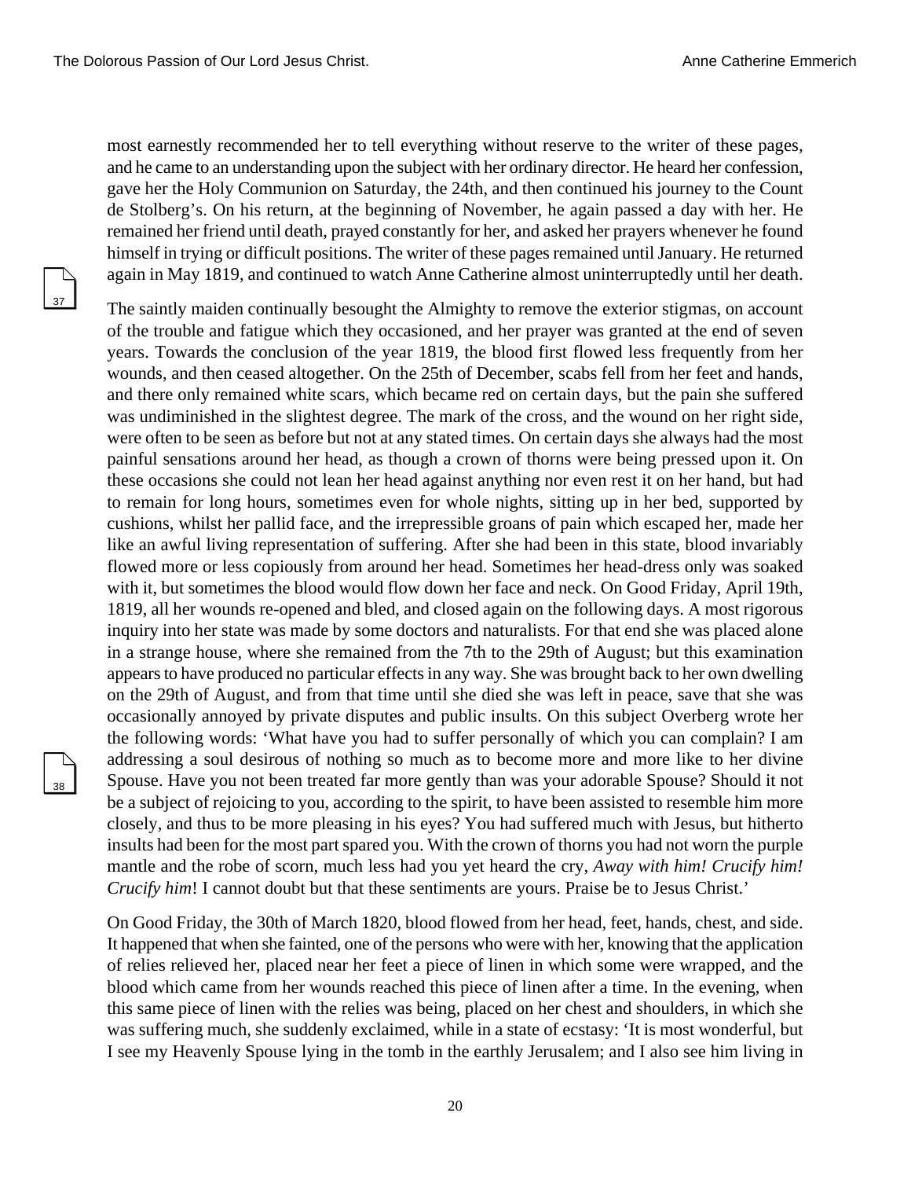most earnestly recommended her to tell everything without reserve to the writer of these pages, and he came to an understanding upon the subject with her ordinary director. He heard her confession, gave her the Holy Communion on Saturday, the 24th, and then continued his journey to the Count de Stolberg's. On his return, at the beginning of November, he again passed a day with her. He remained her friend until death, prayed constantly for her, and asked her prayers whenever he found himself in trying or difficult positions. The writer of these pages remained until January. He returned again in May 1819, and continued to watch Anne Catherine almost uninterruptedly until her death.

The saintly maiden continually besought the Almighty to remove the exterior stigmas, on account of the trouble and fatigue which they occasioned, and her prayer was granted at the end of seven years. Towards the conclusion of the year 1819, the blood first flowed less frequently from her wounds, and then ceased altogether. On the 25th of December, scabs fell from her feet and hands, and there only remained white scars, which became red on certain days, but the pain she suffered was undiminished in the slightest degree. The mark of the cross, and the wound on her right side, were often to be seen as before but not at any stated times. On certain days she always had the most painful sensations around her head, as though a crown of thorns were being pressed upon it. On these occasions she could not lean her head against anything nor even rest it on her hand, but had to remain for long hours, sometimes even for whole nights, sitting up in her bed, supported by cushions, whilst her pallid face, and the irrepressible groans of pain which escaped her, made her like an awful living representation of suffering. After she had been in this state, blood invariably flowed more or less copiously from around her head. Sometimes her head-dress only was soaked with it, but sometimes the blood would flow down her face and neck. On Good Friday, April 19th, 1819, all her wounds re-opened and bled, and closed again on the following days. A most rigorous inquiry into her state was made by some doctors and naturalists. For that end she was placed alone in a strange house, where she remained from the 7th to the 29th of August; but this examination appears to have produced no particular effects in any way. She was brought back to her own dwelling on the 29th of August, and from that time until she died she was left in peace, save that she was occasionally annoyed by private disputes and public insults. On this subject Overberg wrote her the following words: 'What have you had to suffer personally of which you can complain? I am addressing a soul desirous of nothing so much as to become more and more like to her divine Spouse. Have you not been treated far more gently than was your adorable Spouse? Should it not be a subject of rejoicing to you, according to the spirit, to have been assisted to resemble him more closely, and thus to be more pleasing in his eyes? You had suffered much with Jesus, but hitherto insults had been for the most part spared you. With the crown of thorns you had not worn the purple mantle and the robe of scorn, much less had you yet heard the cry, *Away with him! Crucify him! Crucify him*! I cannot doubt but that these sentiments are yours. Praise be to Jesus Christ.'

On Good Friday, the 30th of March 1820, blood flowed from her head, feet, hands, chest, and side. It happened that when she fainted, one of the persons who were with her, knowing that the application of relies relieved her, placed near her feet a piece of linen in which some were wrapped, and the blood which came from her wounds reached this piece of linen after a time. In the evening, when this same piece of linen with the relies was being, placed on her chest and shoulders, in which she was suffering much, she suddenly exclaimed, while in a state of ecstasy: 'It is most wonderful, but I see my Heavenly Spouse lying in the tomb in the earthly Jerusalem; and I also see him living in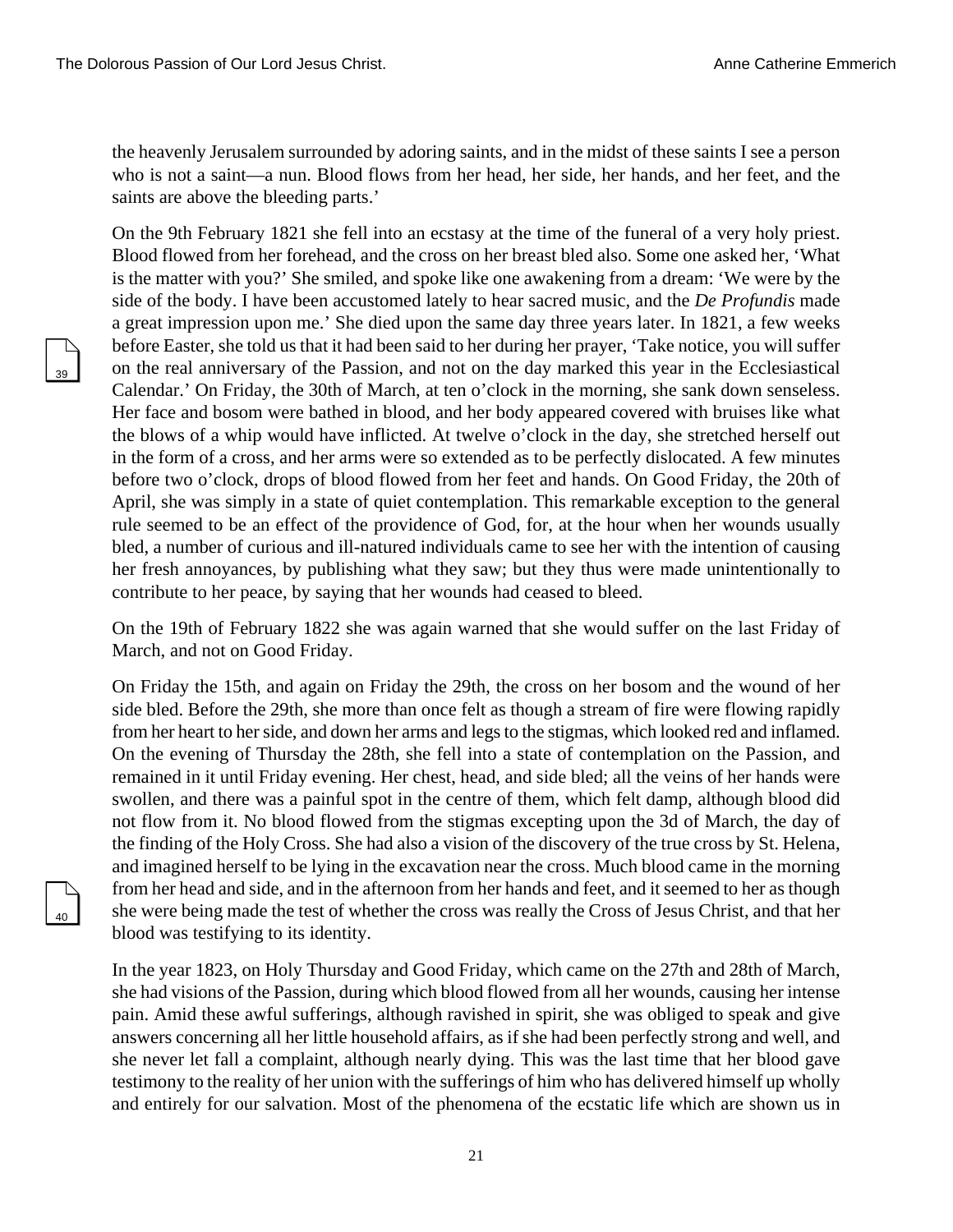the heavenly Jerusalem surrounded by adoring saints, and in the midst of these saints I see a person who is not a saint—a nun. Blood flows from her head, her side, her hands, and her feet, and the saints are above the bleeding parts.'

On the 9th February 1821 she fell into an ecstasy at the time of the funeral of a very holy priest. Blood flowed from her forehead, and the cross on her breast bled also. Some one asked her, 'What is the matter with you?' She smiled, and spoke like one awakening from a dream: 'We were by the side of the body. I have been accustomed lately to hear sacred music, and the *De Profundis* made a great impression upon me.' She died upon the same day three years later. In 1821, a few weeks before Easter, she told us that it had been said to her during her prayer, 'Take notice, you will suffer on the real anniversary of the Passion, and not on the day marked this year in the Ecclesiastical Calendar.' On Friday, the 30th of March, at ten o'clock in the morning, she sank down senseless. Her face and bosom were bathed in blood, and her body appeared covered with bruises like what the blows of a whip would have inflicted. At twelve o'clock in the day, she stretched herself out in the form of a cross, and her arms were so extended as to be perfectly dislocated. A few minutes before two o'clock, drops of blood flowed from her feet and hands. On Good Friday, the 20th of April, she was simply in a state of quiet contemplation. This remarkable exception to the general rule seemed to be an effect of the providence of God, for, at the hour when her wounds usually bled, a number of curious and ill-natured individuals came to see her with the intention of causing her fresh annoyances, by publishing what they saw; but they thus were made unintentionally to contribute to her peace, by saying that her wounds had ceased to bleed.

On the 19th of February 1822 she was again warned that she would suffer on the last Friday of March, and not on Good Friday.

On Friday the 15th, and again on Friday the 29th, the cross on her bosom and the wound of her side bled. Before the 29th, she more than once felt as though a stream of fire were flowing rapidly from her heart to her side, and down her arms and legs to the stigmas, which looked red and inflamed. On the evening of Thursday the 28th, she fell into a state of contemplation on the Passion, and remained in it until Friday evening. Her chest, head, and side bled; all the veins of her hands were swollen, and there was a painful spot in the centre of them, which felt damp, although blood did not flow from it. No blood flowed from the stigmas excepting upon the 3d of March, the day of the finding of the Holy Cross. She had also a vision of the discovery of the true cross by St. Helena, and imagined herself to be lying in the excavation near the cross. Much blood came in the morning from her head and side, and in the afternoon from her hands and feet, and it seemed to her as though she were being made the test of whether the cross was really the Cross of Jesus Christ, and that her blood was testifying to its identity.

In the year 1823, on Holy Thursday and Good Friday, which came on the 27th and 28th of March, she had visions of the Passion, during which blood flowed from all her wounds, causing her intense pain. Amid these awful sufferings, although ravished in spirit, she was obliged to speak and give answers concerning all her little household affairs, as if she had been perfectly strong and well, and she never let fall a complaint, although nearly dying. This was the last time that her blood gave testimony to the reality of her union with the sufferings of him who has delivered himself up wholly and entirely for our salvation. Most of the phenomena of the ecstatic life which are shown us in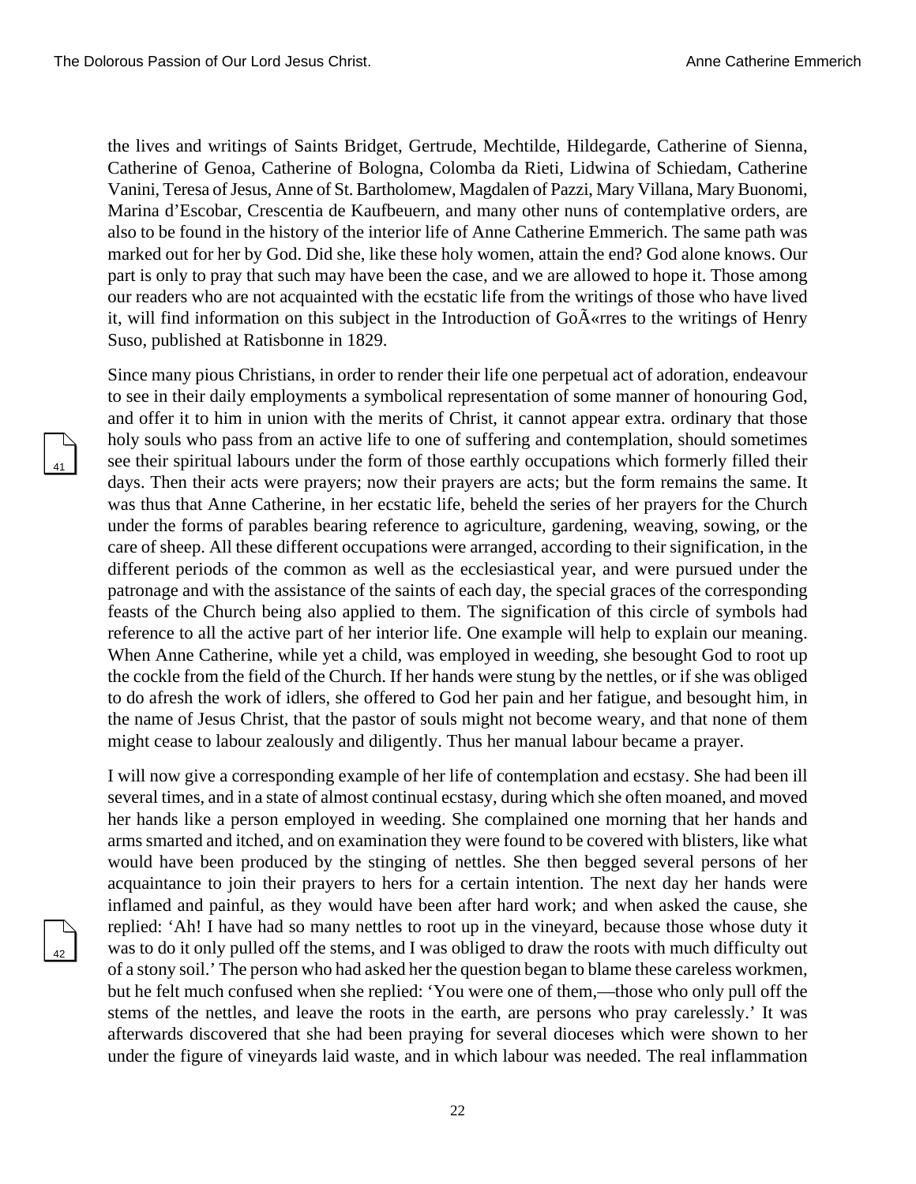the lives and writings of Saints Bridget, Gertrude, Mechtilde, Hildegarde, Catherine of Sienna, Catherine of Genoa, Catherine of Bologna, Colomba da Rieti, Lidwina of Schiedam, Catherine Vanini, Teresa of Jesus, Anne of St. Bartholomew, Magdalen of Pazzi, Mary Villana, Mary Buonomi, Marina d'Escobar, Crescentia de Kaufbeuern, and many other nuns of contemplative orders, are also to be found in the history of the interior life of Anne Catherine Emmerich. The same path was marked out for her by God. Did she, like these holy women, attain the end? God alone knows. Our part is only to pray that such may have been the case, and we are allowed to hope it. Those among our readers who are not acquainted with the ecstatic life from the writings of those who have lived it, will find information on this subject in the Introduction of GoÃ«rres to the writings of Henry Suso, published at Ratisbonne in 1829.

Since many pious Christians, in order to render their life one perpetual act of adoration, endeavour to see in their daily employments a symbolical representation of some manner of honouring God, and offer it to him in union with the merits of Christ, it cannot appear extra. ordinary that those holy souls who pass from an active life to one of suffering and contemplation, should sometimes see their spiritual labours under the form of those earthly occupations which formerly filled their days. Then their acts were prayers; now their prayers are acts; but the form remains the same. It was thus that Anne Catherine, in her ecstatic life, beheld the series of her prayers for the Church under the forms of parables bearing reference to agriculture, gardening, weaving, sowing, or the care of sheep. All these different occupations were arranged, according to their signification, in the different periods of the common as well as the ecclesiastical year, and were pursued under the patronage and with the assistance of the saints of each day, the special graces of the corresponding feasts of the Church being also applied to them. The signification of this circle of symbols had reference to all the active part of her interior life. One example will help to explain our meaning. When Anne Catherine, while yet a child, was employed in weeding, she besought God to root up the cockle from the field of the Church. If her hands were stung by the nettles, or if she was obliged to do afresh the work of idlers, she offered to God her pain and her fatigue, and besought him, in the name of Jesus Christ, that the pastor of souls might not become weary, and that none of them might cease to labour zealously and diligently. Thus her manual labour became a prayer.

I will now give a corresponding example of her life of contemplation and ecstasy. She had been ill several times, and in a state of almost continual ecstasy, during which she often moaned, and moved her hands like a person employed in weeding. She complained one morning that her hands and arms smarted and itched, and on examination they were found to be covered with blisters, like what would have been produced by the stinging of nettles. She then begged several persons of her acquaintance to join their prayers to hers for a certain intention. The next day her hands were inflamed and painful, as they would have been after hard work; and when asked the cause, she replied: 'Ah! I have had so many nettles to root up in the vineyard, because those whose duty it was to do it only pulled off the stems, and I was obliged to draw the roots with much difficulty out of a stony soil.' The person who had asked her the question began to blame these careless workmen, but he felt much confused when she replied: 'You were one of them,—those who only pull off the stems of the nettles, and leave the roots in the earth, are persons who pray carelessly.' It was afterwards discovered that she had been praying for several dioceses which were shown to her under the figure of vineyards laid waste, and in which labour was needed. The real inflammation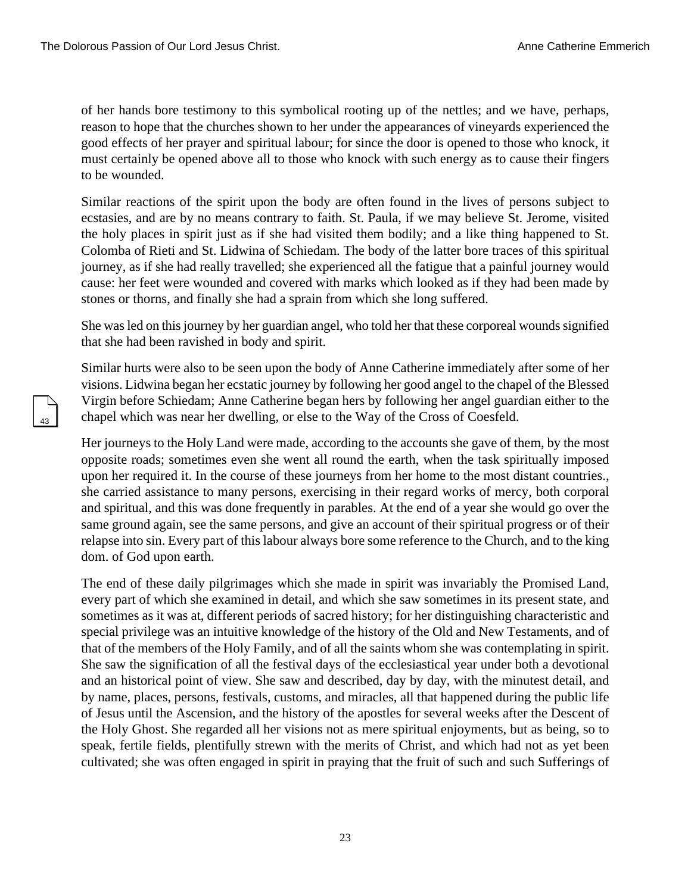of her hands bore testimony to this symbolical rooting up of the nettles; and we have, perhaps, reason to hope that the churches shown to her under the appearances of vineyards experienced the good effects of her prayer and spiritual labour; for since the door is opened to those who knock, it must certainly be opened above all to those who knock with such energy as to cause their fingers to be wounded.

Similar reactions of the spirit upon the body are often found in the lives of persons subject to ecstasies, and are by no means contrary to faith. St. Paula, if we may believe St. Jerome, visited the holy places in spirit just as if she had visited them bodily; and a like thing happened to St. Colomba of Rieti and St. Lidwina of Schiedam. The body of the latter bore traces of this spiritual journey, as if she had really travelled; she experienced all the fatigue that a painful journey would cause: her feet were wounded and covered with marks which looked as if they had been made by stones or thorns, and finally she had a sprain from which she long suffered.

She was led on this journey by her guardian angel, who told her that these corporeal wounds signified that she had been ravished in body and spirit.

Similar hurts were also to be seen upon the body of Anne Catherine immediately after some of her visions. Lidwina began her ecstatic journey by following her good angel to the chapel of the Blessed Virgin before Schiedam; Anne Catherine began hers by following her angel guardian either to the chapel which was near her dwelling, or else to the Way of the Cross of Coesfeld.

Her journeys to the Holy Land were made, according to the accounts she gave of them, by the most opposite roads; sometimes even she went all round the earth, when the task spiritually imposed upon her required it. In the course of these journeys from her home to the most distant countries., she carried assistance to many persons, exercising in their regard works of mercy, both corporal and spiritual, and this was done frequently in parables. At the end of a year she would go over the same ground again, see the same persons, and give an account of their spiritual progress or of their relapse into sin. Every part of this labour always bore some reference to the Church, and to the king dom. of God upon earth.

The end of these daily pilgrimages which she made in spirit was invariably the Promised Land, every part of which she examined in detail, and which she saw sometimes in its present state, and sometimes as it was at, different periods of sacred history; for her distinguishing characteristic and special privilege was an intuitive knowledge of the history of the Old and New Testaments, and of that of the members of the Holy Family, and of all the saints whom she was contemplating in spirit. She saw the signification of all the festival days of the ecclesiastical year under both a devotional and an historical point of view. She saw and described, day by day, with the minutest detail, and by name, places, persons, festivals, customs, and miracles, all that happened during the public life of Jesus until the Ascension, and the history of the apostles for several weeks after the Descent of the Holy Ghost. She regarded all her visions not as mere spiritual enjoyments, but as being, so to speak, fertile fields, plentifully strewn with the merits of Christ, and which had not as yet been cultivated; she was often engaged in spirit in praying that the fruit of such and such Sufferings of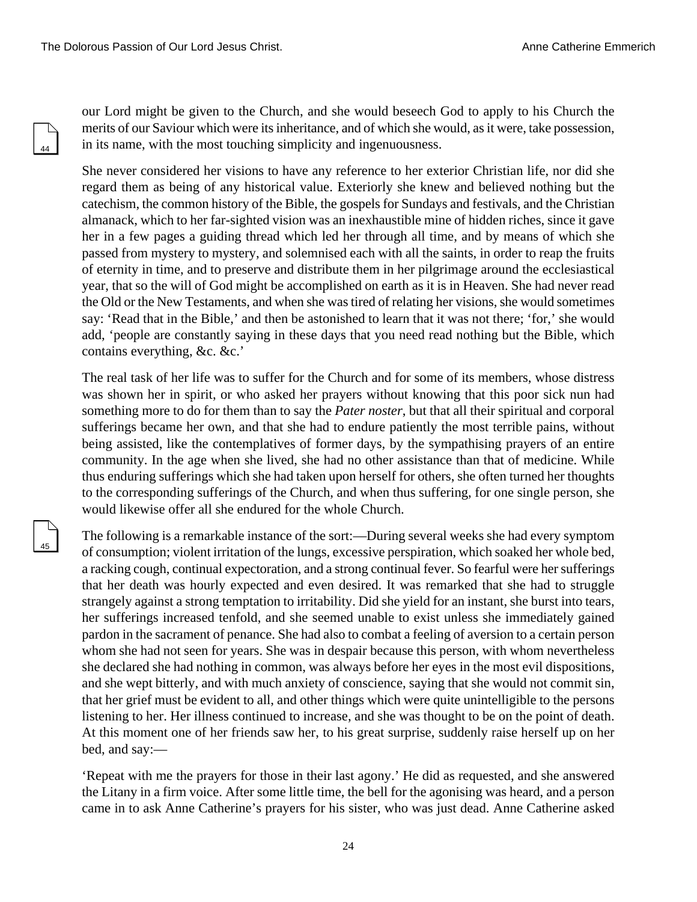our Lord might be given to the Church, and she would beseech God to apply to his Church the merits of our Saviour which were its inheritance, and of which she would, as it were, take possession, in its name, with the most touching simplicity and ingenuousness.

She never considered her visions to have any reference to her exterior Christian life, nor did she regard them as being of any historical value. Exteriorly she knew and believed nothing but the catechism, the common history of the Bible, the gospels for Sundays and festivals, and the Christian almanack, which to her far-sighted vision was an inexhaustible mine of hidden riches, since it gave her in a few pages a guiding thread which led her through all time, and by means of which she passed from mystery to mystery, and solemnised each with all the saints, in order to reap the fruits of eternity in time, and to preserve and distribute them in her pilgrimage around the ecclesiastical year, that so the will of God might be accomplished on earth as it is in Heaven. She had never read the Old or the New Testaments, and when she was tired of relating her visions, she would sometimes say: 'Read that in the Bible,' and then be astonished to learn that it was not there; 'for,' she would add, 'people are constantly saying in these days that you need read nothing but the Bible, which contains everything, &c. &c.'

The real task of her life was to suffer for the Church and for some of its members, whose distress was shown her in spirit, or who asked her prayers without knowing that this poor sick nun had something more to do for them than to say the *Pater noster*, but that all their spiritual and corporal sufferings became her own, and that she had to endure patiently the most terrible pains, without being assisted, like the contemplatives of former days, by the sympathising prayers of an entire community. In the age when she lived, she had no other assistance than that of medicine. While thus enduring sufferings which she had taken upon herself for others, she often turned her thoughts to the corresponding sufferings of the Church, and when thus suffering, for one single person, she would likewise offer all she endured for the whole Church.

The following is a remarkable instance of the sort:—During several weeks she had every symptom of consumption; violent irritation of the lungs, excessive perspiration, which soaked her whole bed, a racking cough, continual expectoration, and a strong continual fever. So fearful were her sufferings that her death was hourly expected and even desired. It was remarked that she had to struggle strangely against a strong temptation to irritability. Did she yield for an instant, she burst into tears, her sufferings increased tenfold, and she seemed unable to exist unless she immediately gained pardon in the sacrament of penance. She had also to combat a feeling of aversion to a certain person whom she had not seen for years. She was in despair because this person, with whom nevertheless she declared she had nothing in common, was always before her eyes in the most evil dispositions, and she wept bitterly, and with much anxiety of conscience, saying that she would not commit sin, that her grief must be evident to all, and other things which were quite unintelligible to the persons listening to her. Her illness continued to increase, and she was thought to be on the point of death. At this moment one of her friends saw her, to his great surprise, suddenly raise herself up on her bed, and say:—

'Repeat with me the prayers for those in their last agony.' He did as requested, and she answered the Litany in a firm voice. After some little time, the bell for the agonising was heard, and a person came in to ask Anne Catherine's prayers for his sister, who was just dead. Anne Catherine asked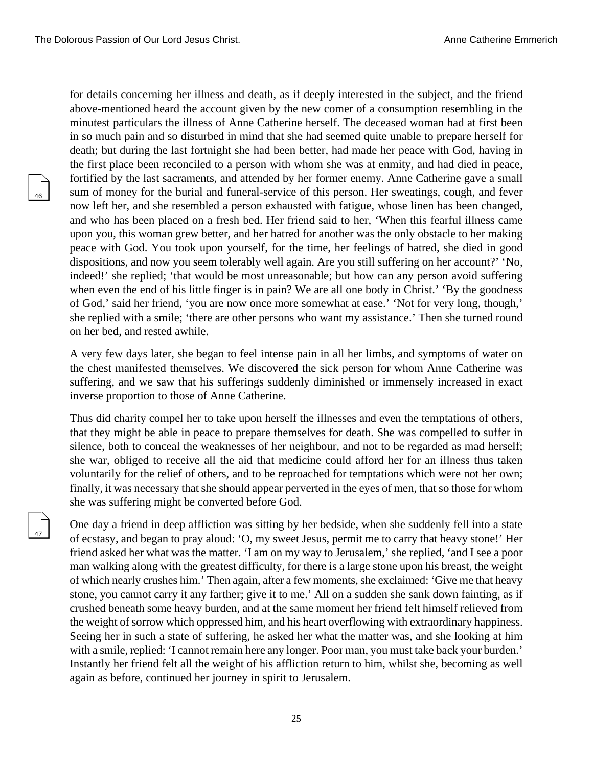for details concerning her illness and death, as if deeply interested in the subject, and the friend above-mentioned heard the account given by the new comer of a consumption resembling in the minutest particulars the illness of Anne Catherine herself. The deceased woman had at first been in so much pain and so disturbed in mind that she had seemed quite unable to prepare herself for death; but during the last fortnight she had been better, had made her peace with God, having in the first place been reconciled to a person with whom she was at enmity, and had died in peace, fortified by the last sacraments, and attended by her former enemy. Anne Catherine gave a small sum of money for the burial and funeral-service of this person. Her sweatings, cough, and fever now left her, and she resembled a person exhausted with fatigue, whose linen has been changed, and who has been placed on a fresh bed. Her friend said to her, 'When this fearful illness came upon you, this woman grew better, and her hatred for another was the only obstacle to her making peace with God. You took upon yourself, for the time, her feelings of hatred, she died in good dispositions, and now you seem tolerably well again. Are you still suffering on her account?' 'No, indeed!' she replied; 'that would be most unreasonable; but how can any person avoid suffering when even the end of his little finger is in pain? We are all one body in Christ.' 'By the goodness of God,' said her friend, 'you are now once more somewhat at ease.' 'Not for very long, though,' she replied with a smile; 'there are other persons who want my assistance.' Then she turned round on her bed, and rested awhile.

A very few days later, she began to feel intense pain in all her limbs, and symptoms of water on the chest manifested themselves. We discovered the sick person for whom Anne Catherine was suffering, and we saw that his sufferings suddenly diminished or immensely increased in exact inverse proportion to those of Anne Catherine.

Thus did charity compel her to take upon herself the illnesses and even the temptations of others, that they might be able in peace to prepare themselves for death. She was compelled to suffer in silence, both to conceal the weaknesses of her neighbour, and not to be regarded as mad herself; she war, obliged to receive all the aid that medicine could afford her for an illness thus taken voluntarily for the relief of others, and to be reproached for temptations which were not her own; finally, it was necessary that she should appear perverted in the eyes of men, that so those for whom she was suffering might be converted before God.

One day a friend in deep affliction was sitting by her bedside, when she suddenly fell into a state of ecstasy, and began to pray aloud: 'O, my sweet Jesus, permit me to carry that heavy stone!' Her friend asked her what was the matter. 'I am on my way to Jerusalem,' she replied, 'and I see a poor man walking along with the greatest difficulty, for there is a large stone upon his breast, the weight of which nearly crushes him.' Then again, after a few moments, she exclaimed: 'Give me that heavy stone, you cannot carry it any farther; give it to me.' All on a sudden she sank down fainting, as if crushed beneath some heavy burden, and at the same moment her friend felt himself relieved from the weight of sorrow which oppressed him, and his heart overflowing with extraordinary happiness. Seeing her in such a state of suffering, he asked her what the matter was, and she looking at him with a smile, replied: 'I cannot remain here any longer. Poor man, you must take back your burden.' Instantly her friend felt all the weight of his affliction return to him, whilst she, becoming as well again as before, continued her journey in spirit to Jerusalem.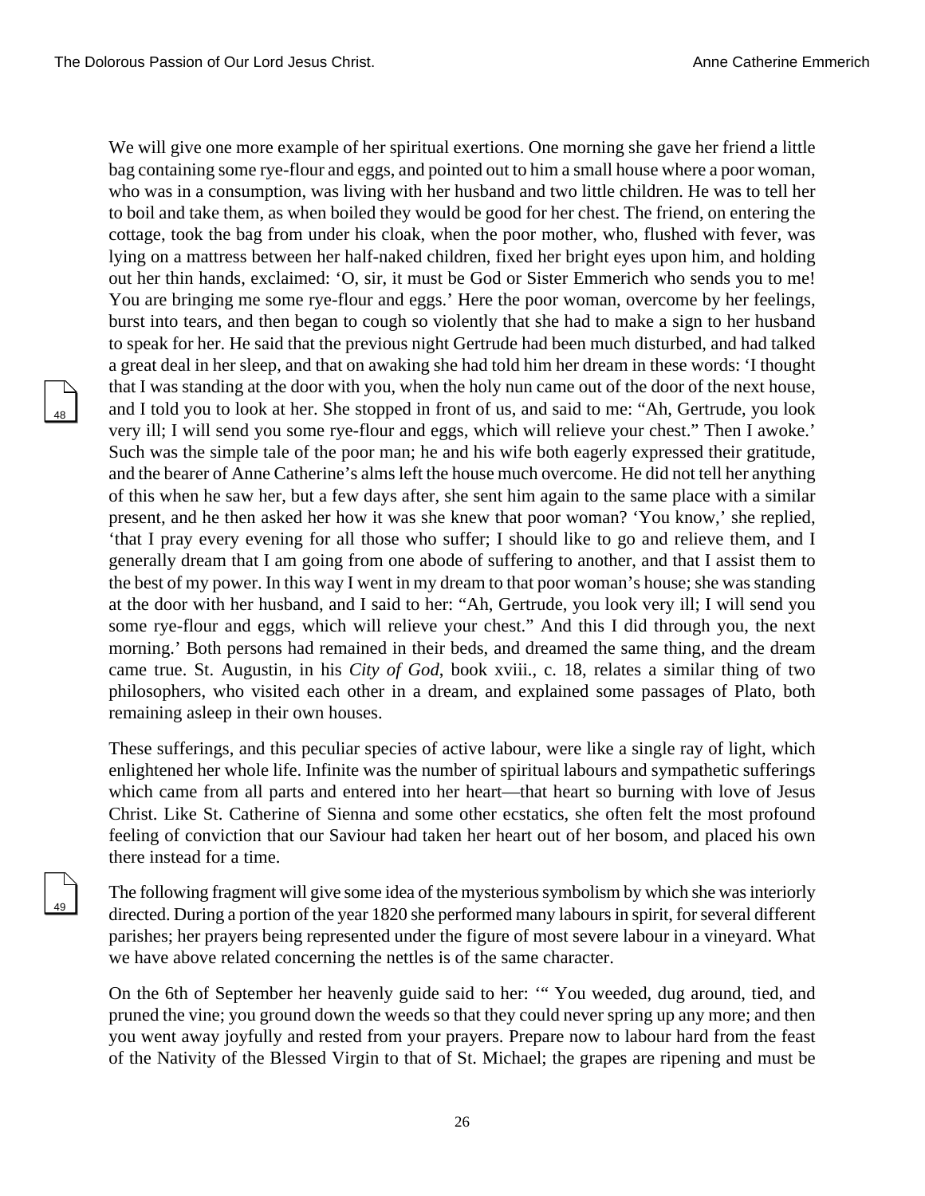We will give one more example of her spiritual exertions. One morning she gave her friend a little bag containing some rye-flour and eggs, and pointed out to him a small house where a poor woman, who was in a consumption, was living with her husband and two little children. He was to tell her to boil and take them, as when boiled they would be good for her chest. The friend, on entering the cottage, took the bag from under his cloak, when the poor mother, who, flushed with fever, was lying on a mattress between her half-naked children, fixed her bright eyes upon him, and holding out her thin hands, exclaimed: 'O, sir, it must be God or Sister Emmerich who sends you to me! You are bringing me some rye-flour and eggs.' Here the poor woman, overcome by her feelings, burst into tears, and then began to cough so violently that she had to make a sign to her husband to speak for her. He said that the previous night Gertrude had been much disturbed, and had talked a great deal in her sleep, and that on awaking she had told him her dream in these words: 'I thought that I was standing at the door with you, when the holy nun came out of the door of the next house, and I told you to look at her. She stopped in front of us, and said to me: "Ah, Gertrude, you look very ill; I will send you some rye-flour and eggs, which will relieve your chest." Then I awoke.' Such was the simple tale of the poor man; he and his wife both eagerly expressed their gratitude, and the bearer of Anne Catherine's alms left the house much overcome. He did not tell her anything of this when he saw her, but a few days after, she sent him again to the same place with a similar present, and he then asked her how it was she knew that poor woman? 'You know,' she replied, 'that I pray every evening for all those who suffer; I should like to go and relieve them, and I generally dream that I am going from one abode of suffering to another, and that I assist them to the best of my power. In this way I went in my dream to that poor woman's house; she was standing at the door with her husband, and I said to her: "Ah, Gertrude, you look very ill; I will send you some rye-flour and eggs, which will relieve your chest." And this I did through you, the next morning.' Both persons had remained in their beds, and dreamed the same thing, and the dream came true. St. Augustin, in his *City of God*, book xviii., c. 18, relates a similar thing of two philosophers, who visited each other in a dream, and explained some passages of Plato, both remaining asleep in their own houses.

These sufferings, and this peculiar species of active labour, were like a single ray of light, which enlightened her whole life. Infinite was the number of spiritual labours and sympathetic sufferings which came from all parts and entered into her heart—that heart so burning with love of Jesus Christ. Like St. Catherine of Sienna and some other ecstatics, she often felt the most profound feeling of conviction that our Saviour had taken her heart out of her bosom, and placed his own there instead for a time.

The following fragment will give some idea of the mysterious symbolism by which she was interiorly directed. During a portion of the year 1820 she performed many labours in spirit, for several different parishes; her prayers being represented under the figure of most severe labour in a vineyard. What we have above related concerning the nettles is of the same character.

On the 6th of September her heavenly guide said to her: '" You weeded, dug around, tied, and pruned the vine; you ground down the weeds so that they could never spring up any more; and then you went away joyfully and rested from your prayers. Prepare now to labour hard from the feast of the Nativity of the Blessed Virgin to that of St. Michael; the grapes are ripening and must be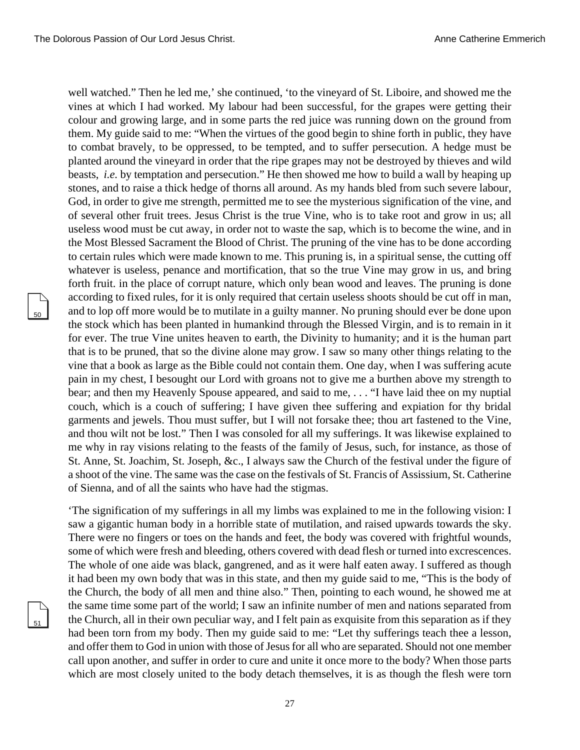well watched." Then he led me,' she continued, 'to the vineyard of St. Liboire, and showed me the vines at which I had worked. My labour had been successful, for the grapes were getting their colour and growing large, and in some parts the red juice was running down on the ground from them. My guide said to me: "When the virtues of the good begin to shine forth in public, they have to combat bravely, to be oppressed, to be tempted, and to suffer persecution. A hedge must be planted around the vineyard in order that the ripe grapes may not be destroyed by thieves and wild beasts, *i.e.* by temptation and persecution." He then showed me how to build a wall by heaping up stones, and to raise a thick hedge of thorns all around. As my hands bled from such severe labour, God, in order to give me strength, permitted me to see the mysterious signification of the vine, and of several other fruit trees. Jesus Christ is the true Vine, who is to take root and grow in us; all useless wood must be cut away, in order not to waste the sap, which is to become the wine, and in the Most Blessed Sacrament the Blood of Christ. The pruning of the vine has to be done according to certain rules which were made known to me. This pruning is, in a spiritual sense, the cutting off whatever is useless, penance and mortification, that so the true Vine may grow in us, and bring forth fruit. in the place of corrupt nature, which only bean wood and leaves. The pruning is done according to fixed rules, for it is only required that certain useless shoots should be cut off in man, and to lop off more would be to mutilate in a guilty manner. No pruning should ever be done upon the stock which has been planted in humankind through the Blessed Virgin, and is to remain in it for ever. The true Vine unites heaven to earth, the Divinity to humanity; and it is the human part that is to be pruned, that so the divine alone may grow. I saw so many other things relating to the vine that a book as large as the Bible could not contain them. One day, when I was suffering acute pain in my chest, I besought our Lord with groans not to give me a burthen above my strength to bear; and then my Heavenly Spouse appeared, and said to me, . . . "I have laid thee on my nuptial couch, which is a couch of suffering; I have given thee suffering and expiation for thy bridal garments and jewels. Thou must suffer, but I will not forsake thee; thou art fastened to the Vine, and thou wilt not be lost." Then I was consoled for all my sufferings. It was likewise explained to me why in ray visions relating to the feasts of the family of Jesus, such, for instance, as those of St. Anne, St. Joachim, St. Joseph, &c., I always saw the Church of the festival under the figure of a shoot of the vine. The same was the case on the festivals of St. Francis of Assissium, St. Catherine of Sienna, and of all the saints who have had the stigmas.

'The signification of my sufferings in all my limbs was explained to me in the following vision: I saw a gigantic human body in a horrible state of mutilation, and raised upwards towards the sky. There were no fingers or toes on the hands and feet, the body was covered with frightful wounds, some of which were fresh and bleeding, others covered with dead flesh or turned into excrescences. The whole of one aide was black, gangrened, and as it were half eaten away. I suffered as though it had been my own body that was in this state, and then my guide said to me, "This is the body of the Church, the body of all men and thine also." Then, pointing to each wound, he showed me at the same time some part of the world; I saw an infinite number of men and nations separated from the Church, all in their own peculiar way, and I felt pain as exquisite from this separation as if they had been torn from my body. Then my guide said to me: "Let thy sufferings teach thee a lesson, and offer them to God in union with those of Jesus for all who are separated. Should not one member call upon another, and suffer in order to cure and unite it once more to the body? When those parts which are most closely united to the body detach themselves, it is as though the flesh were torn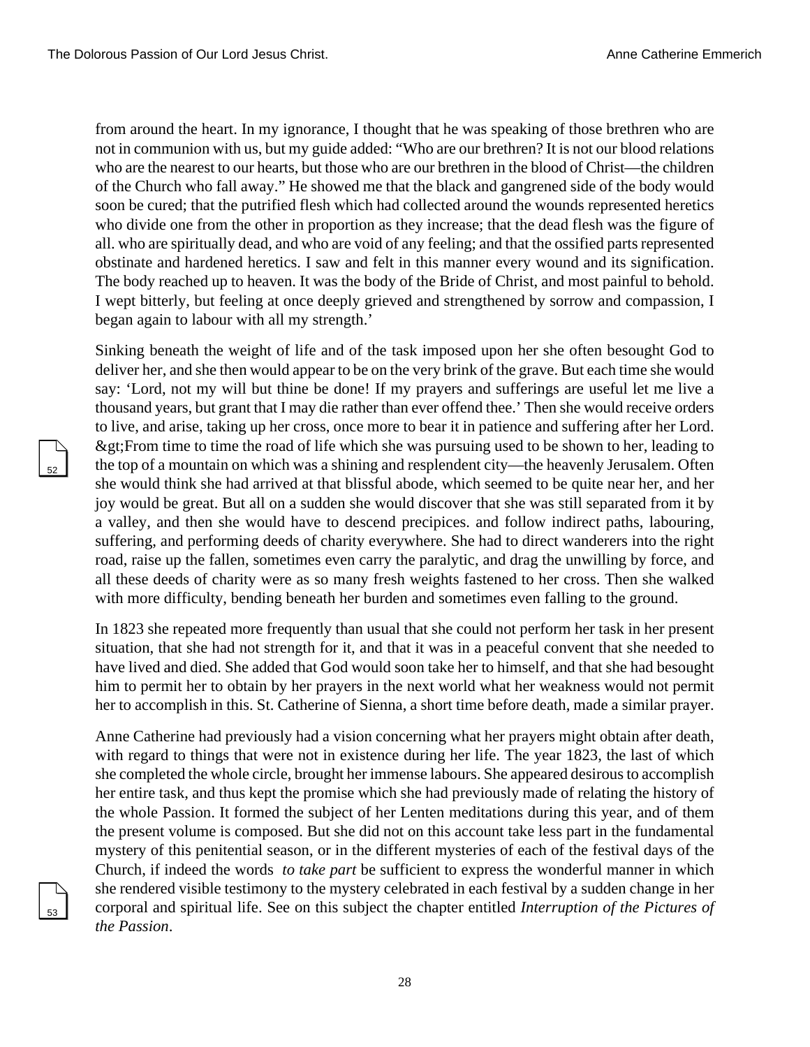from around the heart. In my ignorance, I thought that he was speaking of those brethren who are not in communion with us, but my guide added: "Who are our brethren? It is not our blood relations who are the nearest to our hearts, but those who are our brethren in the blood of Christ—the children of the Church who fall away." He showed me that the black and gangrened side of the body would soon be cured; that the putrified flesh which had collected around the wounds represented heretics who divide one from the other in proportion as they increase; that the dead flesh was the figure of all. who are spiritually dead, and who are void of any feeling; and that the ossified parts represented obstinate and hardened heretics. I saw and felt in this manner every wound and its signification. The body reached up to heaven. It was the body of the Bride of Christ, and most painful to behold. I wept bitterly, but feeling at once deeply grieved and strengthened by sorrow and compassion, I began again to labour with all my strength.'

Sinking beneath the weight of life and of the task imposed upon her she often besought God to deliver her, and she then would appear to be on the very brink of the grave. But each time she would say: 'Lord, not my will but thine be done! If my prayers and sufferings are useful let me live a thousand years, but grant that I may die rather than ever offend thee.' Then she would receive orders to live, and arise, taking up her cross, once more to bear it in patience and suffering after her Lord. &gt;From time to time the road of life which she was pursuing used to be shown to her, leading to the top of a mountain on which was a shining and resplendent city—the heavenly Jerusalem. Often she would think she had arrived at that blissful abode, which seemed to be quite near her, and her joy would be great. But all on a sudden she would discover that she was still separated from it by a valley, and then she would have to descend precipices. and follow indirect paths, labouring, suffering, and performing deeds of charity everywhere. She had to direct wanderers into the right road, raise up the fallen, sometimes even carry the paralytic, and drag the unwilling by force, and all these deeds of charity were as so many fresh weights fastened to her cross. Then she walked with more difficulty, bending beneath her burden and sometimes even falling to the ground.

In 1823 she repeated more frequently than usual that she could not perform her task in her present situation, that she had not strength for it, and that it was in a peaceful convent that she needed to have lived and died. She added that God would soon take her to himself, and that she had besought him to permit her to obtain by her prayers in the next world what her weakness would not permit her to accomplish in this. St. Catherine of Sienna, a short time before death, made a similar prayer.

Anne Catherine had previously had a vision concerning what her prayers might obtain after death, with regard to things that were not in existence during her life. The year 1823, the last of which she completed the whole circle, brought her immense labours. She appeared desirous to accomplish her entire task, and thus kept the promise which she had previously made of relating the history of the whole Passion. It formed the subject of her Lenten meditations during this year, and of them the present volume is composed. But she did not on this account take less part in the fundamental mystery of this penitential season, or in the different mysteries of each of the festival days of the Church, if indeed the words *to take part* be sufficient to express the wonderful manner in which she rendered visible testimony to the mystery celebrated in each festival by a sudden change in her corporal and spiritual life. See on this subject the chapter entitled *Interruption of the Pictures of the Passion*.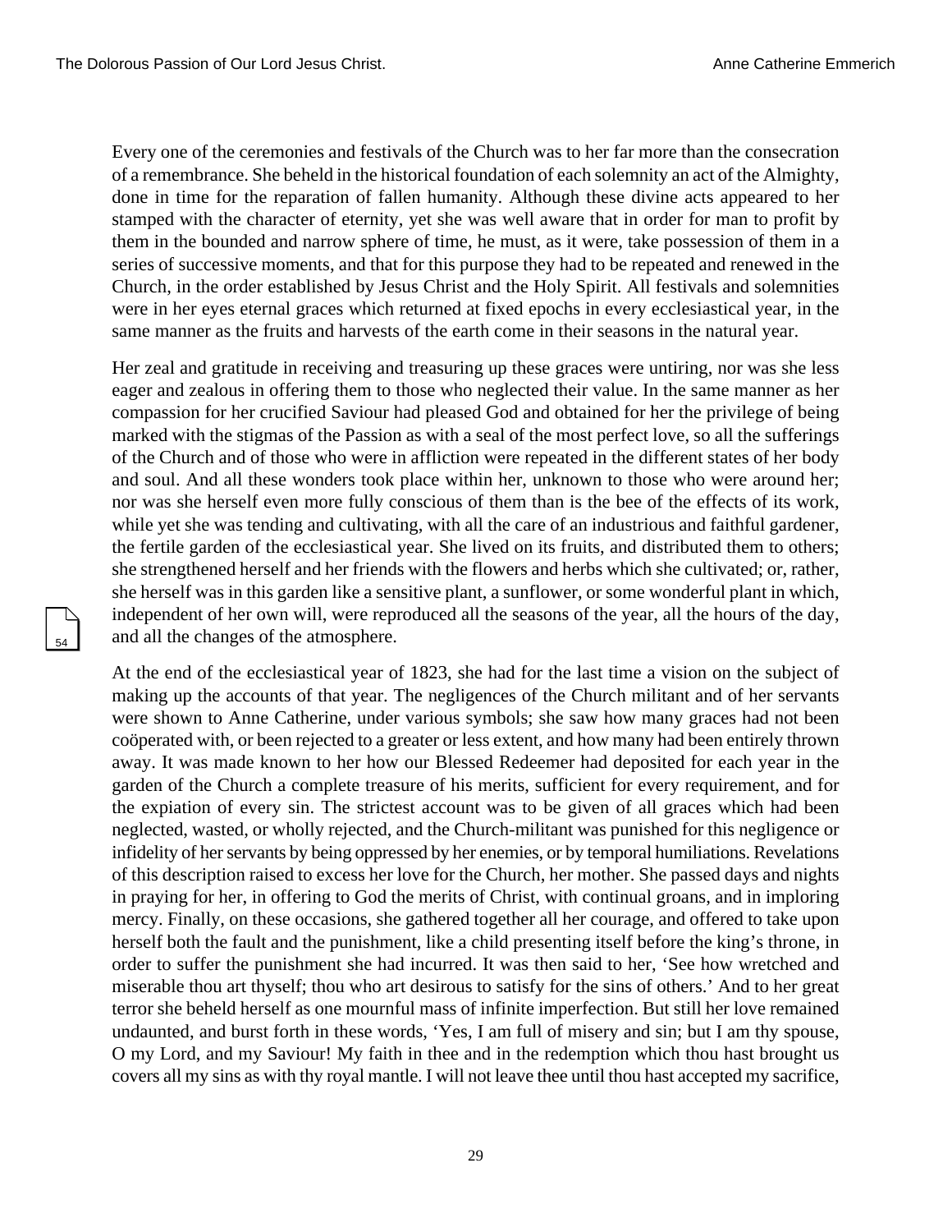Every one of the ceremonies and festivals of the Church was to her far more than the consecration of a remembrance. She beheld in the historical foundation of each solemnity an act of the Almighty, done in time for the reparation of fallen humanity. Although these divine acts appeared to her stamped with the character of eternity, yet she was well aware that in order for man to profit by them in the bounded and narrow sphere of time, he must, as it were, take possession of them in a series of successive moments, and that for this purpose they had to be repeated and renewed in the Church, in the order established by Jesus Christ and the Holy Spirit. All festivals and solemnities were in her eyes eternal graces which returned at fixed epochs in every ecclesiastical year, in the same manner as the fruits and harvests of the earth come in their seasons in the natural year.

Her zeal and gratitude in receiving and treasuring up these graces were untiring, nor was she less eager and zealous in offering them to those who neglected their value. In the same manner as her compassion for her crucified Saviour had pleased God and obtained for her the privilege of being marked with the stigmas of the Passion as with a seal of the most perfect love, so all the sufferings of the Church and of those who were in affliction were repeated in the different states of her body and soul. And all these wonders took place within her, unknown to those who were around her; nor was she herself even more fully conscious of them than is the bee of the effects of its work, while yet she was tending and cultivating, with all the care of an industrious and faithful gardener, the fertile garden of the ecclesiastical year. She lived on its fruits, and distributed them to others; she strengthened herself and her friends with the flowers and herbs which she cultivated; or, rather, she herself was in this garden like a sensitive plant, a sunflower, or some wonderful plant in which, independent of her own will, were reproduced all the seasons of the year, all the hours of the day, and all the changes of the atmosphere.

At the end of the ecclesiastical year of 1823, she had for the last time a vision on the subject of making up the accounts of that year. The negligences of the Church militant and of her servants were shown to Anne Catherine, under various symbols; she saw how many graces had not been coöperated with, or been rejected to a greater or less extent, and how many had been entirely thrown away. It was made known to her how our Blessed Redeemer had deposited for each year in the garden of the Church a complete treasure of his merits, sufficient for every requirement, and for the expiation of every sin. The strictest account was to be given of all graces which had been neglected, wasted, or wholly rejected, and the Church-militant was punished for this negligence or infidelity of her servants by being oppressed by her enemies, or by temporal humiliations. Revelations of this description raised to excess her love for the Church, her mother. She passed days and nights in praying for her, in offering to God the merits of Christ, with continual groans, and in imploring mercy. Finally, on these occasions, she gathered together all her courage, and offered to take upon herself both the fault and the punishment, like a child presenting itself before the king's throne, in order to suffer the punishment she had incurred. It was then said to her, 'See how wretched and miserable thou art thyself; thou who art desirous to satisfy for the sins of others.' And to her great terror she beheld herself as one mournful mass of infinite imperfection. But still her love remained undaunted, and burst forth in these words, 'Yes, I am full of misery and sin; but I am thy spouse, O my Lord, and my Saviour! My faith in thee and in the redemption which thou hast brought us covers all my sins as with thy royal mantle. I will not leave thee until thou hast accepted my sacrifice,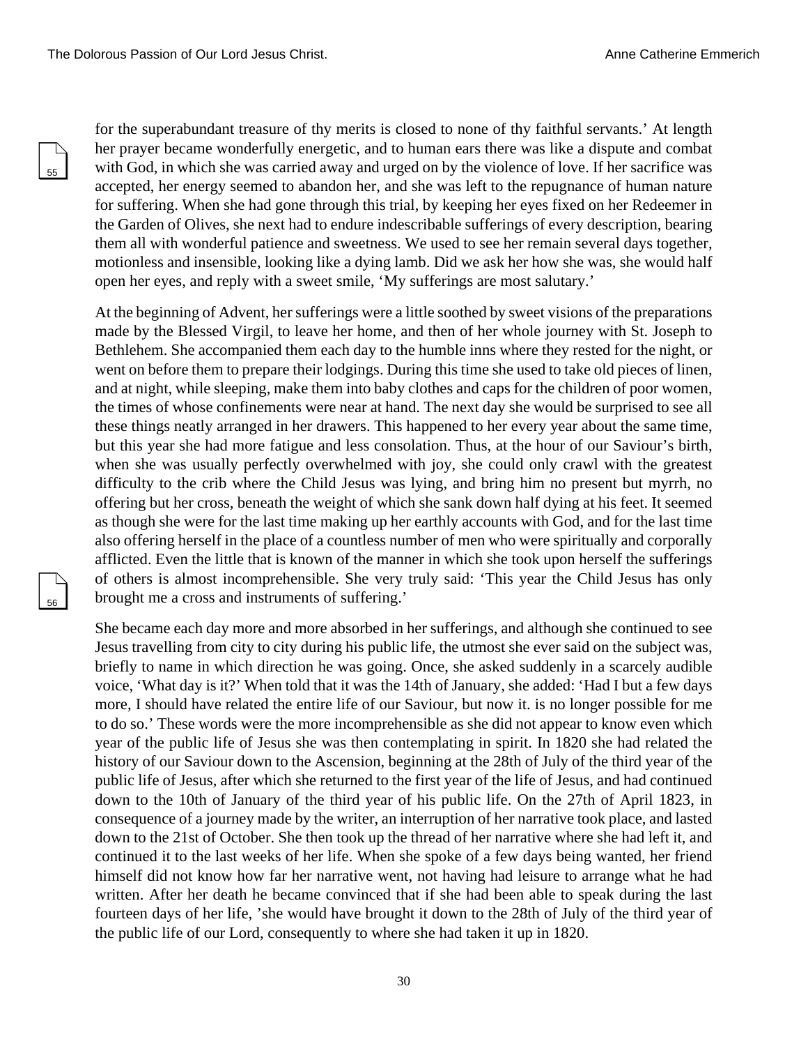for the superabundant treasure of thy merits is closed to none of thy faithful servants.' At length her prayer became wonderfully energetic, and to human ears there was like a dispute and combat with God, in which she was carried away and urged on by the violence of love. If her sacrifice was accepted, her energy seemed to abandon her, and she was left to the repugnance of human nature for suffering. When she had gone through this trial, by keeping her eyes fixed on her Redeemer in the Garden of Olives, she next had to endure indescribable sufferings of every description, bearing them all with wonderful patience and sweetness. We used to see her remain several days together, motionless and insensible, looking like a dying lamb. Did we ask her how she was, she would half open her eyes, and reply with a sweet smile, 'My sufferings are most salutary.'

At the beginning of Advent, her sufferings were a little soothed by sweet visions of the preparations made by the Blessed Virgil, to leave her home, and then of her whole journey with St. Joseph to Bethlehem. She accompanied them each day to the humble inns where they rested for the night, or went on before them to prepare their lodgings. During this time she used to take old pieces of linen, and at night, while sleeping, make them into baby clothes and caps for the children of poor women, the times of whose confinements were near at hand. The next day she would be surprised to see all these things neatly arranged in her drawers. This happened to her every year about the same time, but this year she had more fatigue and less consolation. Thus, at the hour of our Saviour's birth, when she was usually perfectly overwhelmed with joy, she could only crawl with the greatest difficulty to the crib where the Child Jesus was lying, and bring him no present but myrrh, no offering but her cross, beneath the weight of which she sank down half dying at his feet. It seemed as though she were for the last time making up her earthly accounts with God, and for the last time also offering herself in the place of a countless number of men who were spiritually and corporally afflicted. Even the little that is known of the manner in which she took upon herself the sufferings of others is almost incomprehensible. She very truly said: 'This year the Child Jesus has only brought me a cross and instruments of suffering.'

She became each day more and more absorbed in her sufferings, and although she continued to see Jesus travelling from city to city during his public life, the utmost she ever said on the subject was, briefly to name in which direction he was going. Once, she asked suddenly in a scarcely audible voice, 'What day is it?' When told that it was the 14th of January, she added: 'Had I but a few days more, I should have related the entire life of our Saviour, but now it. is no longer possible for me to do so.' These words were the more incomprehensible as she did not appear to know even which year of the public life of Jesus she was then contemplating in spirit. In 1820 she had related the history of our Saviour down to the Ascension, beginning at the 28th of July of the third year of the public life of Jesus, after which she returned to the first year of the life of Jesus, and had continued down to the 10th of January of the third year of his public life. On the 27th of April 1823, in consequence of a journey made by the writer, an interruption of her narrative took place, and lasted down to the 21st of October. She then took up the thread of her narrative where she had left it, and continued it to the last weeks of her life. When she spoke of a few days being wanted, her friend himself did not know how far her narrative went, not having had leisure to arrange what he had written. After her death he became convinced that if she had been able to speak during the last fourteen days of her life, 'she would have brought it down to the 28th of July of the third year of the public life of our Lord, consequently to where she had taken it up in 1820.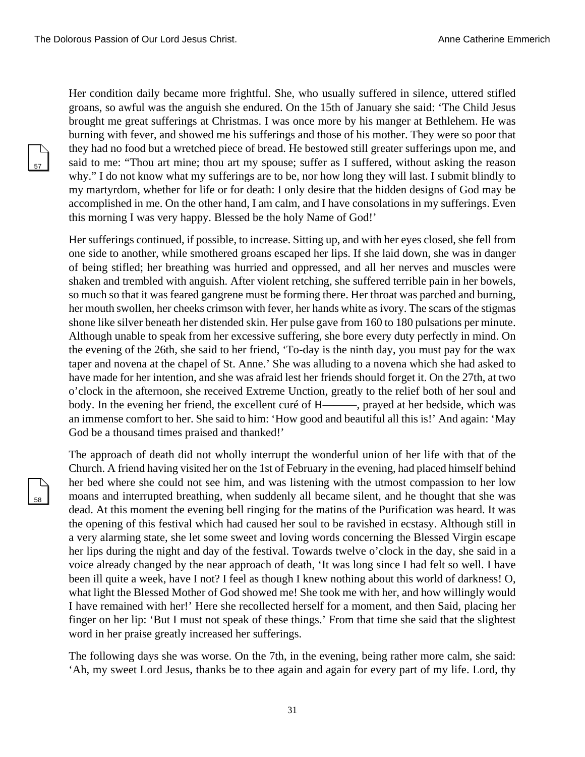Her condition daily became more frightful. She, who usually suffered in silence, uttered stifled groans, so awful was the anguish she endured. On the 15th of January she said: 'The Child Jesus brought me great sufferings at Christmas. I was once more by his manger at Bethlehem. He was burning with fever, and showed me his sufferings and those of his mother. They were so poor that they had no food but a wretched piece of bread. He bestowed still greater sufferings upon me, and said to me: "Thou art mine; thou art my spouse; suffer as I suffered, without asking the reason why." I do not know what my sufferings are to be, nor how long they will last. I submit blindly to my martyrdom, whether for life or for death: I only desire that the hidden designs of God may be accomplished in me. On the other hand, I am calm, and I have consolations in my sufferings. Even this morning I was very happy. Blessed be the holy Name of God!'

Her sufferings continued, if possible, to increase. Sitting up, and with her eyes closed, she fell from one side to another, while smothered groans escaped her lips. If she laid down, she was in danger of being stifled; her breathing was hurried and oppressed, and all her nerves and muscles were shaken and trembled with anguish. After violent retching, she suffered terrible pain in her bowels, so much so that it was feared gangrene must be forming there. Her throat was parched and burning, her mouth swollen, her cheeks crimson with fever, her hands white as ivory. The scars of the stigmas shone like silver beneath her distended skin. Her pulse gave from 160 to 180 pulsations per minute. Although unable to speak from her excessive suffering, she bore every duty perfectly in mind. On the evening of the 26th, she said to her friend, 'To-day is the ninth day, you must pay for the wax taper and novena at the chapel of St. Anne.' She was alluding to a novena which she had asked to have made for her intention, and she was afraid lest her friends should forget it. On the 27th, at two o'clock in the afternoon, she received Extreme Unction, greatly to the relief both of her soul and body. In the evening her friend, the excellent curé of H———, prayed at her bedside, which was an immense comfort to her. She said to him: 'How good and beautiful all this is!' And again: 'May God be a thousand times praised and thanked!'

The approach of death did not wholly interrupt the wonderful union of her life with that of the Church. A friend having visited her on the 1st of February in the evening, had placed himself behind her bed where she could not see him, and was listening with the utmost compassion to her low moans and interrupted breathing, when suddenly all became silent, and he thought that she was dead. At this moment the evening bell ringing for the matins of the Purification was heard. It was the opening of this festival which had caused her soul to be ravished in ecstasy. Although still in a very alarming state, she let some sweet and loving words concerning the Blessed Virgin escape her lips during the night and day of the festival. Towards twelve o'clock in the day, she said in a voice already changed by the near approach of death, 'It was long since I had felt so well. I have been ill quite a week, have I not? I feel as though I knew nothing about this world of darkness! O, what light the Blessed Mother of God showed me! She took me with her, and how willingly would I have remained with her!' Here she recollected herself for a moment, and then Said, placing her finger on her lip: 'But I must not speak of these things.' From that time she said that the slightest word in her praise greatly increased her sufferings.

The following days she was worse. On the 7th, in the evening, being rather more calm, she said: 'Ah, my sweet Lord Jesus, thanks be to thee again and again for every part of my life. Lord, thy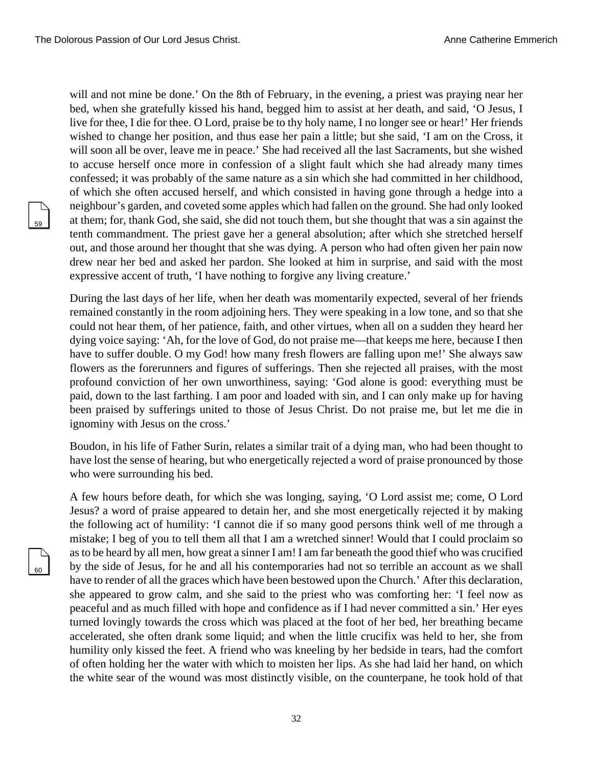will and not mine be done.' On the 8th of February, in the evening, a priest was praying near her bed, when she gratefully kissed his hand, begged him to assist at her death, and said, 'O Jesus, I live for thee, I die for thee. O Lord, praise be to thy holy name, I no longer see or hear!' Her friends wished to change her position, and thus ease her pain a little; but she said, 'I am on the Cross, it will soon all be over, leave me in peace.' She had received all the last Sacraments, but she wished to accuse herself once more in confession of a slight fault which she had already many times confessed; it was probably of the same nature as a sin which she had committed in her childhood, of which she often accused herself, and which consisted in having gone through a hedge into a neighbour's garden, and coveted some apples which had fallen on the ground. She had only looked at them; for, thank God, she said, she did not touch them, but she thought that was a sin against the tenth commandment. The priest gave her a general absolution; after which she stretched herself out, and those around her thought that she was dying. A person who had often given her pain now drew near her bed and asked her pardon. She looked at him in surprise, and said with the most expressive accent of truth, 'I have nothing to forgive any living creature.'

During the last days of her life, when her death was momentarily expected, several of her friends remained constantly in the room adjoining hers. They were speaking in a low tone, and so that she could not hear them, of her patience, faith, and other virtues, when all on a sudden they heard her dying voice saying: 'Ah, for the love of God, do not praise me—that keeps me here, because I then have to suffer double. O my God! how many fresh flowers are falling upon me!' She always saw flowers as the forerunners and figures of sufferings. Then she rejected all praises, with the most profound conviction of her own unworthiness, saying: 'God alone is good: everything must be paid, down to the last farthing. I am poor and loaded with sin, and I can only make up for having been praised by sufferings united to those of Jesus Christ. Do not praise me, but let me die in ignominy with Jesus on the cross.'

Boudon, in his life of Father Surin, relates a similar trait of a dying man, who had been thought to have lost the sense of hearing, but who energetically rejected a word of praise pronounced by those who were surrounding his bed.

A few hours before death, for which she was longing, saying, 'O Lord assist me; come, O Lord Jesus? a word of praise appeared to detain her, and she most energetically rejected it by making the following act of humility: 'I cannot die if so many good persons think well of me through a mistake; I beg of you to tell them all that I am a wretched sinner! Would that I could proclaim so as to be heard by all men, how great a sinner I am! I am far beneath the good thief who was crucified by the side of Jesus, for he and all his contemporaries had not so terrible an account as we shall have to render of all the graces which have been bestowed upon the Church.' After this declaration, she appeared to grow calm, and she said to the priest who was comforting her: 'I feel now as peaceful and as much filled with hope and confidence as if I had never committed a sin.' Her eyes turned lovingly towards the cross which was placed at the foot of her bed, her breathing became accelerated, she often drank some liquid; and when the little crucifix was held to her, she from humility only kissed the feet. A friend who was kneeling by her bedside in tears, had the comfort of often holding her the water with which to moisten her lips. As she had laid her hand, on which the white sear of the wound was most distinctly visible, on the counterpane, he took hold of that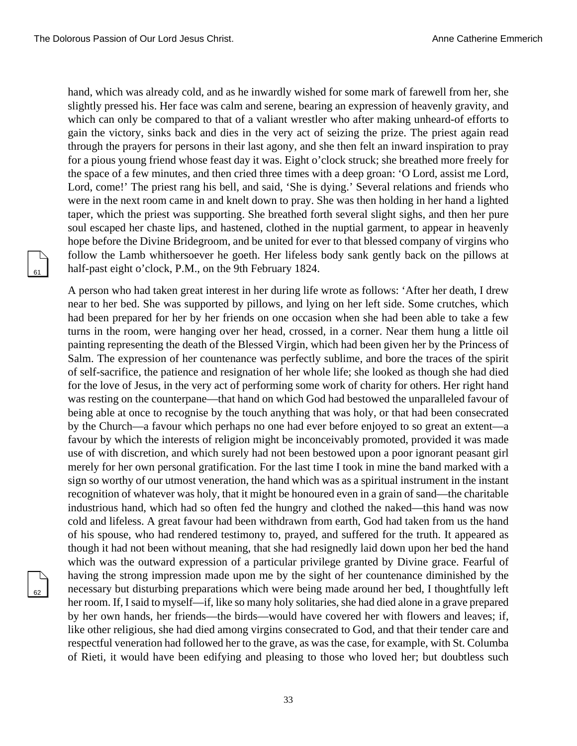hand, which was already cold, and as he inwardly wished for some mark of farewell from her, she slightly pressed his. Her face was calm and serene, bearing an expression of heavenly gravity, and which can only be compared to that of a valiant wrestler who after making unheard-of efforts to gain the victory, sinks back and dies in the very act of seizing the prize. The priest again read through the prayers for persons in their last agony, and she then felt an inward inspiration to pray for a pious young friend whose feast day it was. Eight o'clock struck; she breathed more freely for the space of a few minutes, and then cried three times with a deep groan: 'O Lord, assist me Lord, Lord, come!' The priest rang his bell, and said, 'She is dying.' Several relations and friends who were in the next room came in and knelt down to pray. She was then holding in her hand a lighted taper, which the priest was supporting. She breathed forth several slight sighs, and then her pure soul escaped her chaste lips, and hastened, clothed in the nuptial garment, to appear in heavenly hope before the Divine Bridegroom, and be united for ever to that blessed company of virgins who follow the Lamb whithersoever he goeth. Her lifeless body sank gently back on the pillows at half-past eight o'clock, P.M., on the 9th February 1824.

A person who had taken great interest in her during life wrote as follows: 'After her death, I drew near to her bed. She was supported by pillows, and lying on her left side. Some crutches, which had been prepared for her by her friends on one occasion when she had been able to take a few turns in the room, were hanging over her head, crossed, in a corner. Near them hung a little oil painting representing the death of the Blessed Virgin, which had been given her by the Princess of Salm. The expression of her countenance was perfectly sublime, and bore the traces of the spirit of self-sacrifice, the patience and resignation of her whole life; she looked as though she had died for the love of Jesus, in the very act of performing some work of charity for others. Her right hand was resting on the counterpane—that hand on which God had bestowed the unparalleled favour of being able at once to recognise by the touch anything that was holy, or that had been consecrated by the Church—a favour which perhaps no one had ever before enjoyed to so great an extent—a favour by which the interests of religion might be inconceivably promoted, provided it was made use of with discretion, and which surely had not been bestowed upon a poor ignorant peasant girl merely for her own personal gratification. For the last time I took in mine the band marked with a sign so worthy of our utmost veneration, the hand which was as a spiritual instrument in the instant recognition of whatever was holy, that it might be honoured even in a grain of sand—the charitable industrious hand, which had so often fed the hungry and clothed the naked—this hand was now cold and lifeless. A great favour had been withdrawn from earth, God had taken from us the hand of his spouse, who had rendered testimony to, prayed, and suffered for the truth. It appeared as though it had not been without meaning, that she had resignedly laid down upon her bed the hand which was the outward expression of a particular privilege granted by Divine grace. Fearful of having the strong impression made upon me by the sight of her countenance diminished by the necessary but disturbing preparations which were being made around her bed, I thoughtfully left her room. If, I said to myself—if, like so many holy solitaries, she had died alone in a grave prepared by her own hands, her friends—the birds—would have covered her with flowers and leaves; if, like other religious, she had died among virgins consecrated to God, and that their tender care and respectful veneration had followed her to the grave, as was the case, for example, with St. Columba of Rieti, it would have been edifying and pleasing to those who loved her; but doubtless such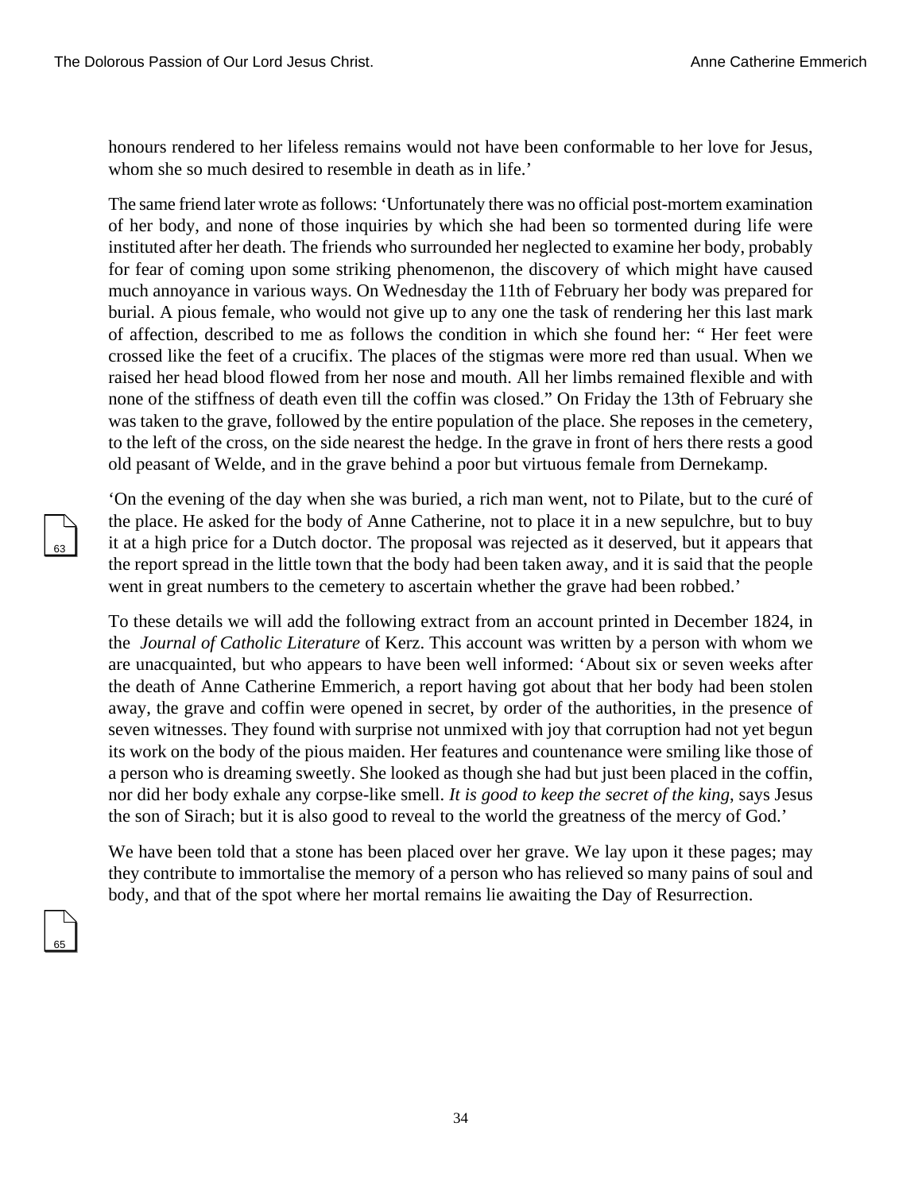honours rendered to her lifeless remains would not have been conformable to her love for Jesus, whom she so much desired to resemble in death as in life.'

The same friend later wrote as follows: 'Unfortunately there was no official post-mortem examination of her body, and none of those inquiries by which she had been so tormented during life were instituted after her death. The friends who surrounded her neglected to examine her body, probably for fear of coming upon some striking phenomenon, the discovery of which might have caused much annoyance in various ways. On Wednesday the 11th of February her body was prepared for burial. A pious female, who would not give up to any one the task of rendering her this last mark of affection, described to me as follows the condition in which she found her: " Her feet were crossed like the feet of a crucifix. The places of the stigmas were more red than usual. When we raised her head blood flowed from her nose and mouth. All her limbs remained flexible and with none of the stiffness of death even till the coffin was closed." On Friday the 13th of February she was taken to the grave, followed by the entire population of the place. She reposes in the cemetery, to the left of the cross, on the side nearest the hedge. In the grave in front of hers there rests a good old peasant of Welde, and in the grave behind a poor but virtuous female from Dernekamp.

'On the evening of the day when she was buried, a rich man went, not to Pilate, but to the curé of the place. He asked for the body of Anne Catherine, not to place it in a new sepulchre, but to buy it at a high price for a Dutch doctor. The proposal was rejected as it deserved, but it appears that the report spread in the little town that the body had been taken away, and it is said that the people went in great numbers to the cemetery to ascertain whether the grave had been robbed.'

To these details we will add the following extract from an account printed in December 1824, in the *Journal of Catholic Literature* of Kerz. This account was written by a person with whom we are unacquainted, but who appears to have been well informed: 'About six or seven weeks after the death of Anne Catherine Emmerich, a report having got about that her body had been stolen away, the grave and coffin were opened in secret, by order of the authorities, in the presence of seven witnesses. They found with surprise not unmixed with joy that corruption had not yet begun its work on the body of the pious maiden. Her features and countenance were smiling like those of a person who is dreaming sweetly. She looked as though she had but just been placed in the coffin, nor did her body exhale any corpse-like smell. *It is good to keep the secret of the king*, says Jesus the son of Sirach; but it is also good to reveal to the world the greatness of the mercy of God.'

We have been told that a stone has been placed over her grave. We lay upon it these pages; may they contribute to immortalise the memory of a person who has relieved so many pains of soul and body, and that of the spot where her mortal remains lie awaiting the Day of Resurrection.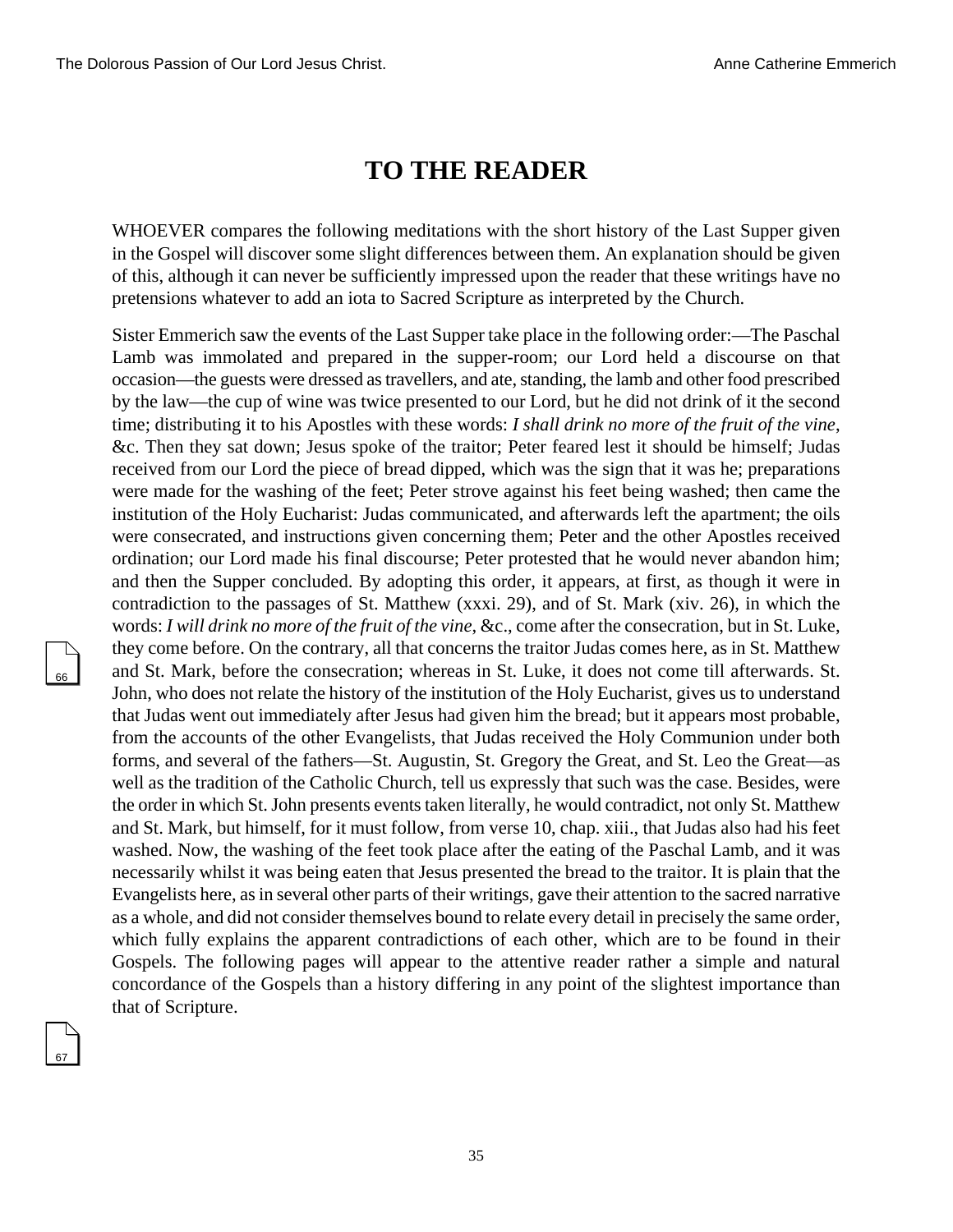# TO THE READER

WHOEVER compares the following meditations with the short history of the Last Supper given in the Gospel will discover some slight differences between them. An explanation should be given of this, although it can never be sufficiently impressed upon the reader that these writings have no pretensions whatever to add an iota to Sacred Scripture as interpreted by the Church.

Sister Emmerich saw the events of the Last Supper take place in the following order:—The Paschal Lamb was immolated and prepared in the supper-room; our Lord held a discourse on that occasion—the guests were dressed as travellers, and ate, standing, the lamb and other food prescribed by the law—the cup of wine was twice presented to our Lord, but he did not drink of it the second time; distributing it to his Apostles with these words: *I shall drink no more of the fruit of the vine*, &c. Then they sat down; Jesus spoke of the traitor; Peter feared lest it should be himself; Judas received from our Lord the piece of bread dipped, which was the sign that it was he; preparations were made for the washing of the feet; Peter strove against his feet being washed; then came the institution of the Holy Eucharist: Judas communicated, and afterwards left the apartment; the oils were consecrated, and instructions given concerning them; Peter and the other Apostles received ordination; our Lord made his final discourse; Peter protested that he would never abandon him; and then the Supper concluded. By adopting this order, it appears, at first, as though it were in contradiction to the passages of St. Matthew (xxxi. 29), and of St. Mark (xiv. 26), in which the words: *I will drink no more of the fruit of the vine*, &c., come after the consecration, but in St. Luke, they come before. On the contrary, all that concerns the traitor Judas comes here, as in St. Matthew and St. Mark, before the consecration; whereas in St. Luke, it does not come till afterwards. St. John, who does not relate the history of the institution of the Holy Eucharist, gives us to understand that Judas went out immediately after Jesus had given him the bread; but it appears most probable, from the accounts of the other Evangelists, that Judas received the Holy Communion under both forms, and several of the fathers—St. Augustin, St. Gregory the Great, and St. Leo the Great—as well as the tradition of the Catholic Church, tell us expressly that such was the case. Besides, were the order in which St. John presents events taken literally, he would contradict, not only St. Matthew and St. Mark, but himself, for it must follow, from verse 10, chap. xiii., that Judas also had his feet washed. Now, the washing of the feet took place after the eating of the Paschal Lamb, and it was necessarily whilst it was being eaten that Jesus presented the bread to the traitor. It is plain that the Evangelists here, as in several other parts of their writings, gave their attention to the sacred narrative as a whole, and did not consider themselves bound to relate every detail in precisely the same order, which fully explains the apparent contradictions of each other, which are to be found in their Gospels. The following pages will appear to the attentive reader rather a simple and natural concordance of the Gospels than a history differing in any point of the slightest importance than that of Scripture.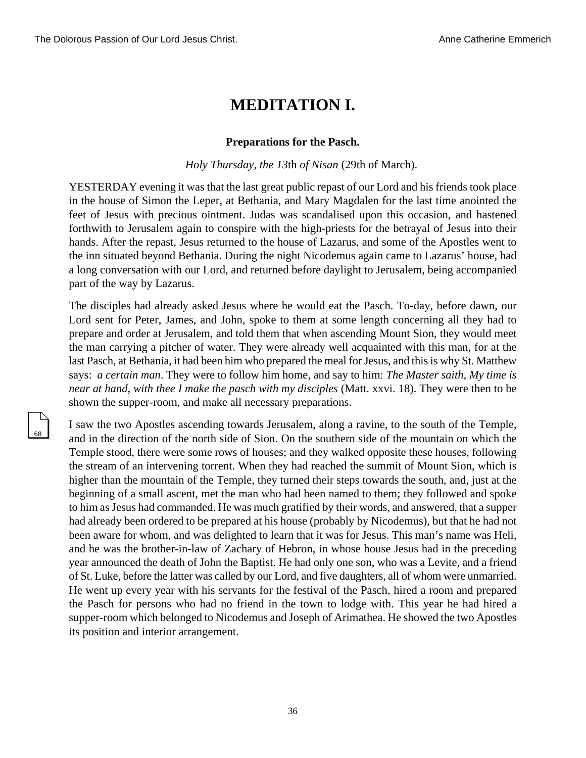# MEDITATION I.

### Preparations for the Pasch.

*Holy Thursday, the 13*th *of Nisan* (29th of March).

YESTERDAY evening it was that the last great public repast of our Lord and his friends took place in the house of Simon the Leper, at Bethania, and Mary Magdalen for the last time anointed the feet of Jesus with precious ointment. Judas was scandalised upon this occasion, and hastened forthwith to Jerusalem again to conspire with the high-priests for the betrayal of Jesus into their hands. After the repast, Jesus returned to the house of Lazarus, and some of the Apostles went to the inn situated beyond Bethania. During the night Nicodemus again came to Lazarus' house, had a long conversation with our Lord, and returned before daylight to Jerusalem, being accompanied part of the way by Lazarus.

The disciples had already asked Jesus where he would eat the Pasch. To-day, before dawn, our Lord sent for Peter, James, and John, spoke to them at some length concerning all they had to prepare and order at Jerusalem, and told them that when ascending Mount Sion, they would meet the man carrying a pitcher of water. They were already well acquainted with this man, for at the last Pasch, at Bethania, it had been him who prepared the meal for Jesus, and this is why St. Matthew says: *a certain man*. They were to follow him home, and say to him: *The Master saith, My time is near at hand, with thee I make the pasch with my disciples* (Matt. xxvi. 18). They were then to be shown the supper-room, and make all necessary preparations.

I saw the two Apostles ascending towards Jerusalem, along a ravine, to the south of the Temple, and in the direction of the north side of Sion. On the southern side of the mountain on which the Temple stood, there were some rows of houses; and they walked opposite these houses, following the stream of an intervening torrent. When they had reached the summit of Mount Sion, which is higher than the mountain of the Temple, they turned their steps towards the south, and, just at the beginning of a small ascent, met the man who had been named to them; they followed and spoke to him as Jesus had commanded. He was much gratified by their words, and answered, that a supper had already been ordered to be prepared at his house (probably by Nicodemus), but that he had not been aware for whom, and was delighted to learn that it was for Jesus. This man's name was Heli, and he was the brother-in-law of Zachary of Hebron, in whose house Jesus had in the preceding year announced the death of John the Baptist. He had only one son, who was a Levite, and a friend of St. Luke, before the latter was called by our Lord, and five daughters, all of whom were unmarried. He went up every year with his servants for the festival of the Pasch, hired a room and prepared the Pasch for persons who had no friend in the town to lodge with. This year he had hired a supper-room which belonged to Nicodemus and Joseph of Arimathea. He showed the two Apostles its position and interior arrangement.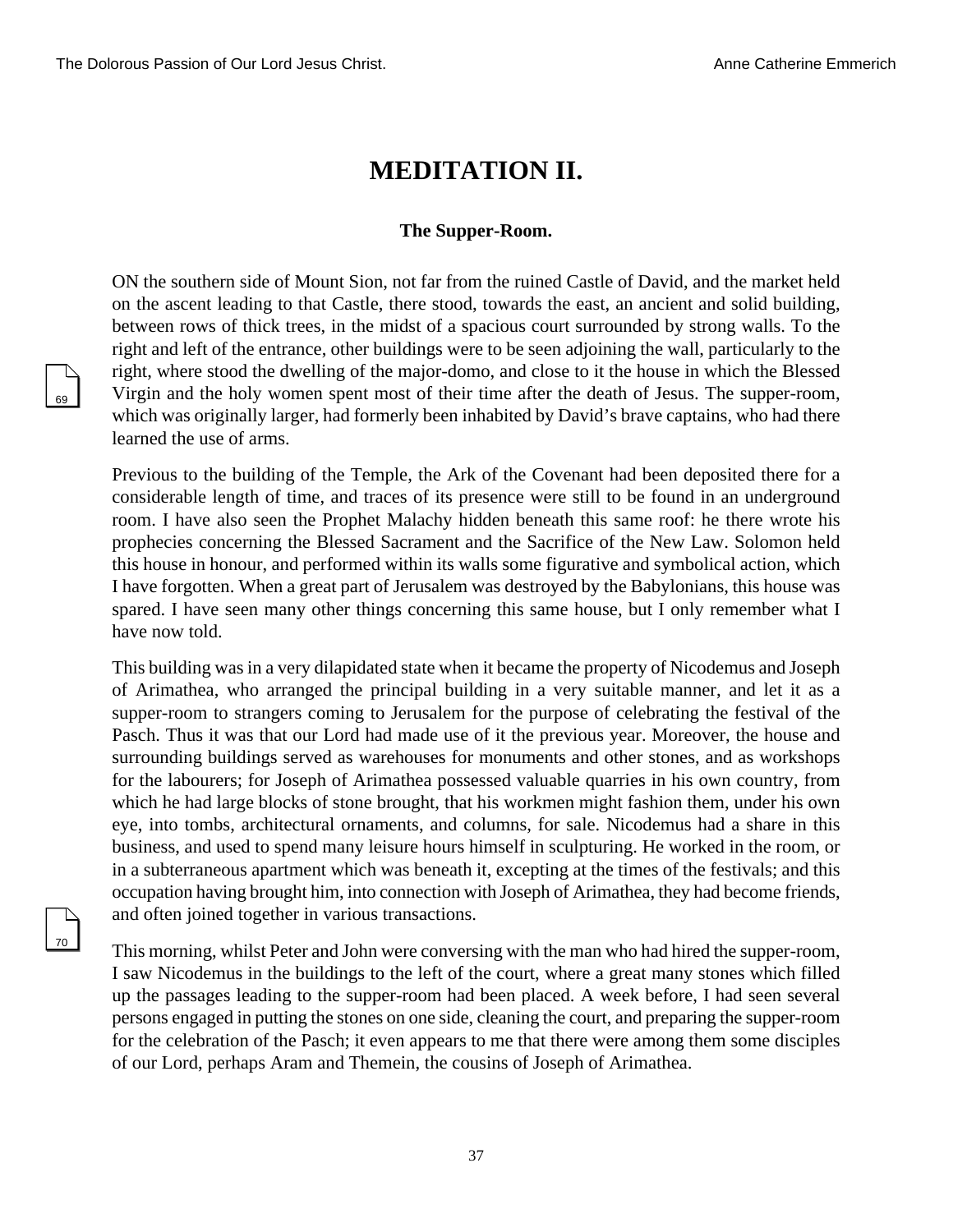# MEDITATION II.

### The Supper-Room.

ON the southern side of Mount Sion, not far from the ruined Castle of David, and the market held on the ascent leading to that Castle, there stood, towards the east, an ancient and solid building, between rows of thick trees, in the midst of a spacious court surrounded by strong walls. To the right and left of the entrance, other buildings were to be seen adjoining the wall, particularly to the right, where stood the dwelling of the major-domo, and close to it the house in which the Blessed Virgin and the holy women spent most of their time after the death of Jesus. The supper-room, which was originally larger, had formerly been inhabited by David's brave captains, who had there learned the use of arms.

Previous to the building of the Temple, the Ark of the Covenant had been deposited there for a considerable length of time, and traces of its presence were still to be found in an underground room. I have also seen the Prophet Malachy hidden beneath this same roof: he there wrote his prophecies concerning the Blessed Sacrament and the Sacrifice of the New Law. Solomon held this house in honour, and performed within its walls some figurative and symbolical action, which I have forgotten. When a great part of Jerusalem was destroyed by the Babylonians, this house was spared. I have seen many other things concerning this same house, but I only remember what I have now told.

This building was in a very dilapidated state when it became the property of Nicodemus and Joseph of Arimathea, who arranged the principal building in a very suitable manner, and let it as a supper-room to strangers coming to Jerusalem for the purpose of celebrating the festival of the Pasch. Thus it was that our Lord had made use of it the previous year. Moreover, the house and surrounding buildings served as warehouses for monuments and other stones, and as workshops for the labourers; for Joseph of Arimathea possessed valuable quarries in his own country, from which he had large blocks of stone brought, that his workmen might fashion them, under his own eye, into tombs, architectural ornaments, and columns, for sale. Nicodemus had a share in this business, and used to spend many leisure hours himself in sculpturing. He worked in the room, or in a subterraneous apartment which was beneath it, excepting at the times of the festivals; and this occupation having brought him, into connection with Joseph of Arimathea, they had become friends, and often joined together in various transactions.

This morning, whilst Peter and John were conversing with the man who had hired the supper-room, I saw Nicodemus in the buildings to the left of the court, where a great many stones which filled up the passages leading to the supper-room had been placed. A week before, I had seen several persons engaged in putting the stones on one side, cleaning the court, and preparing the supper-room for the celebration of the Pasch; it even appears to me that there were among them some disciples of our Lord, perhaps Aram and Themein, the cousins of Joseph of Arimathea.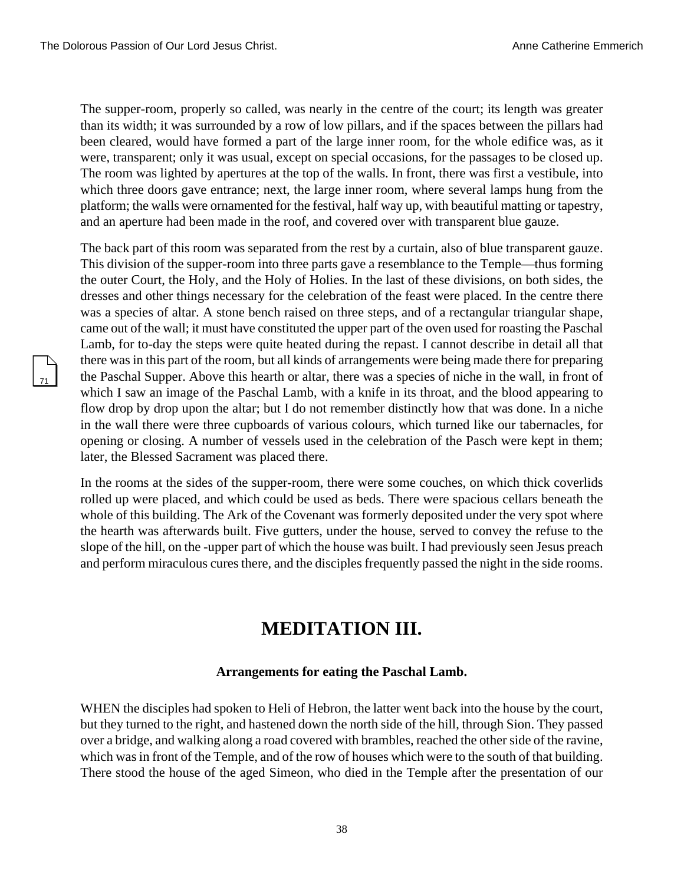The supper-room, properly so called, was nearly in the centre of the court; its length was greater than its width; it was surrounded by a row of low pillars, and if the spaces between the pillars had been cleared, would have formed a part of the large inner room, for the whole edifice was, as it were, transparent; only it was usual, except on special occasions, for the passages to be closed up. The room was lighted by apertures at the top of the walls. In front, there was first a vestibule, into which three doors gave entrance; next, the large inner room, where several lamps hung from the platform; the walls were ornamented for the festival, half way up, with beautiful matting or tapestry, and an aperture had been made in the roof, and covered over with transparent blue gauze.

The back part of this room was separated from the rest by a curtain, also of blue transparent gauze. This division of the supper-room into three parts gave a resemblance to the Temple—thus forming the outer Court, the Holy, and the Holy of Holies. In the last of these divisions, on both sides, the dresses and other things necessary for the celebration of the feast were placed. In the centre there was a species of altar. A stone bench raised on three steps, and of a rectangular triangular shape, came out of the wall; it must have constituted the upper part of the oven used for roasting the Paschal Lamb, for to-day the steps were quite heated during the repast. I cannot describe in detail all that there was in this part of the room, but all kinds of arrangements were being made there for preparing the Paschal Supper. Above this hearth or altar, there was a species of niche in the wall, in front of which I saw an image of the Paschal Lamb, with a knife in its throat, and the blood appearing to flow drop by drop upon the altar; but I do not remember distinctly how that was done. In a niche in the wall there were three cupboards of various colours, which turned like our tabernacles, for opening or closing. A number of vessels used in the celebration of the Pasch were kept in them; later, the Blessed Sacrament was placed there.

In the rooms at the sides of the supper-room, there were some couches, on which thick coverlids rolled up were placed, and which could be used as beds. There were spacious cellars beneath the whole of this building. The Ark of the Covenant was formerly deposited under the very spot where the hearth was afterwards built. Five gutters, under the house, served to convey the refuse to the slope of the hill, on the -upper part of which the house was built. I had previously seen Jesus preach and perform miraculous cures there, and the disciples frequently passed the night in the side rooms.

# MEDITATION III.

**Arrangements for eating the Paschal Lamb.**

WHEN the disciples had spoken to Heli of Hebron, the latter went back into the house by the court, but they turned to the right, and hastened down the north side of the hill, through Sion. They passed over a bridge, and walking along a road covered with brambles, reached the other side of the ravine, which was in front of the Temple, and of the row of houses which were to the south of that building. There stood the house of the aged Simeon, who died in the Temple after the presentation of our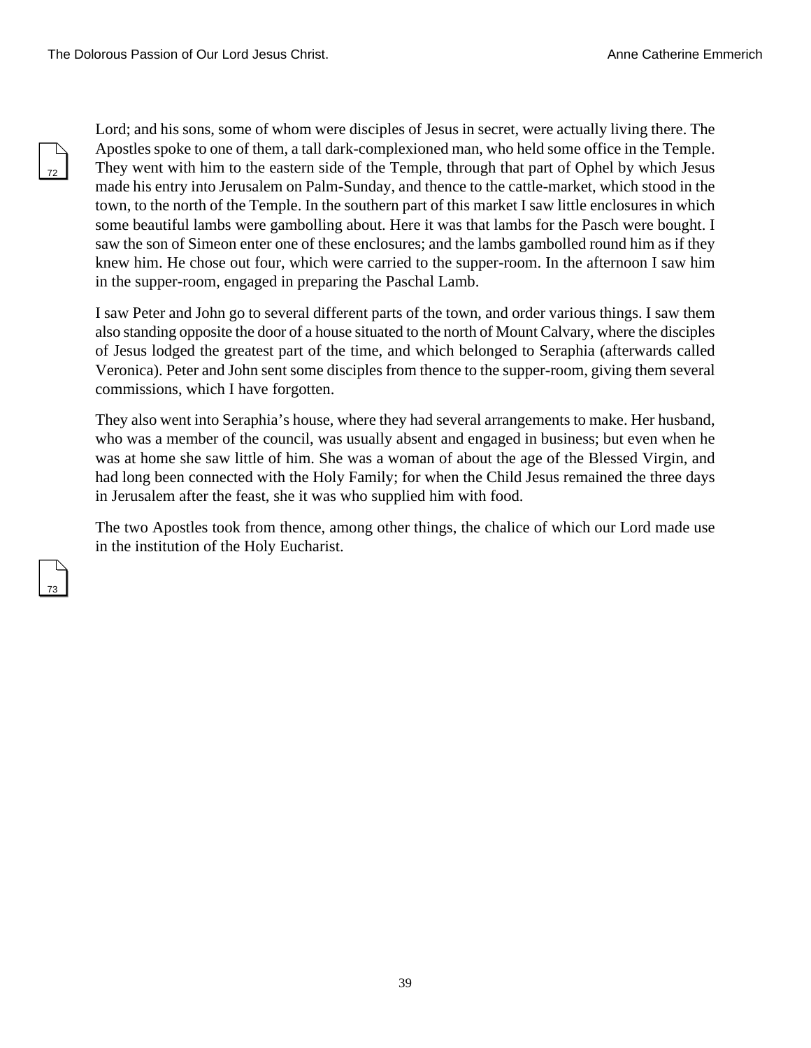Lord; and his sons, some of whom were disciples of Jesus in secret, were actually living there. The Apostles spoke to one of them, a tall dark-complexioned man, who held some office in the Temple. They went with him to the eastern side of the Temple, through that part of Ophel by which Jesus made his entry into Jerusalem on Palm-Sunday, and thence to the cattle-market, which stood in the town, to the north of the Temple. In the southern part of this market I saw little enclosures in which some beautiful lambs were gambolling about. Here it was that lambs for the Pasch were bought. I saw the son of Simeon enter one of these enclosures; and the lambs gambolled round him as if they knew him. He chose out four, which were carried to the supper-room. In the afternoon I saw him in the supper-room, engaged in preparing the Paschal Lamb.

I saw Peter and John go to several different parts of the town, and order various things. I saw them also standing opposite the door of a house situated to the north of Mount Calvary, where the disciples of Jesus lodged the greatest part of the time, and which belonged to Seraphia (afterwards called Veronica). Peter and John sent some disciples from thence to the supper-room, giving them several commissions, which I have forgotten.

They also went into Seraphia's house, where they had several arrangements to make. Her husband, who was a member of the council, was usually absent and engaged in business; but even when he was at home she saw little of him. She was a woman of about the age of the Blessed Virgin, and had long been connected with the Holy Family; for when the Child Jesus remained the three days in Jerusalem after the feast, she it was who supplied him with food.

The two Apostles took from thence, among other things, the chalice of which our Lord made use in the institution of the Holy Eucharist.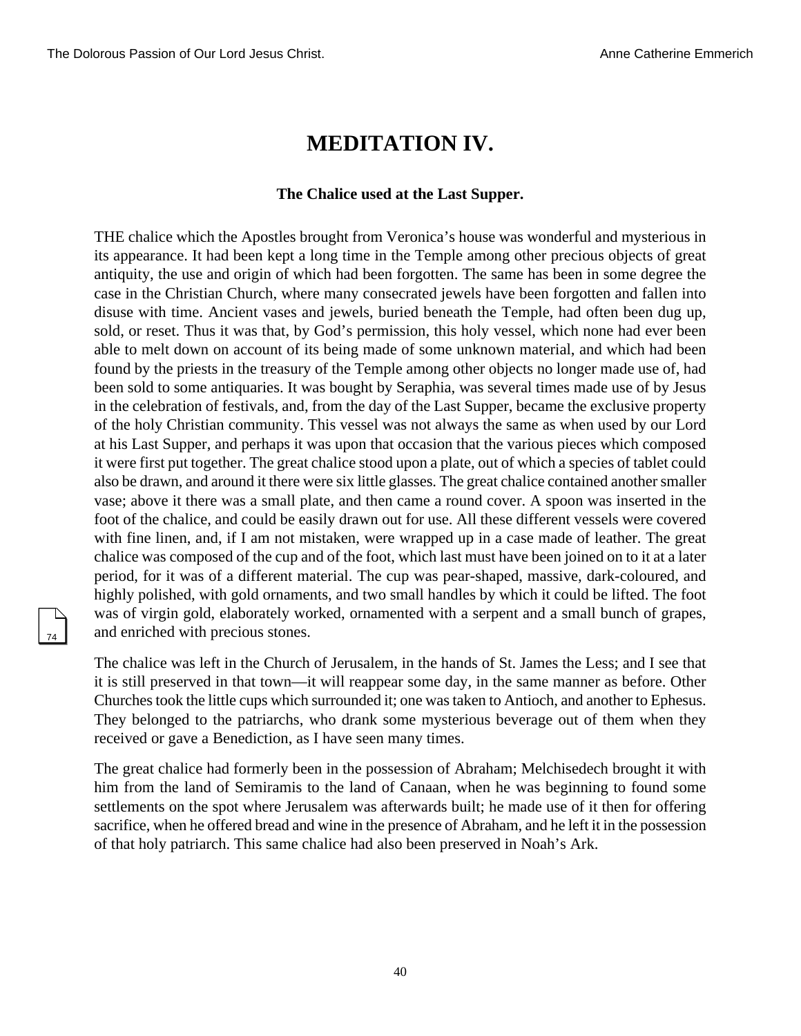# MEDITATION IV.

### The Chalice used at the Last Supper.

THE chalice which the Apostles brought from Veronica's house was wonderful and mysterious in its appearance. It had been kept a long time in the Temple among other precious objects of great antiquity, the use and origin of which had been forgotten. The same has been in some degree the case in the Christian Church, where many consecrated jewels have been forgotten and fallen into disuse with time. Ancient vases and jewels, buried beneath the Temple, had often been dug up, sold, or reset. Thus it was that, by God's permission, this holy vessel, which none had ever been able to melt down on account of its being made of some unknown material, and which had been found by the priests in the treasury of the Temple among other objects no longer made use of, had been sold to some antiquaries. It was bought by Seraphia, was several times made use of by Jesus in the celebration of festivals, and, from the day of the Last Supper, became the exclusive property of the holy Christian community. This vessel was not always the same as when used by our Lord at his Last Supper, and perhaps it was upon that occasion that the various pieces which composed it were first put together. The great chalice stood upon a plate, out of which a species of tablet could also be drawn, and around it there were six little glasses. The great chalice contained another smaller vase; above it there was a small plate, and then came a round cover. A spoon was inserted in the foot of the chalice, and could be easily drawn out for use. All these different vessels were covered with fine linen, and, if I am not mistaken, were wrapped up in a case made of leather. The great chalice was composed of the cup and of the foot, which last must have been joined on to it at a later period, for it was of a different material. The cup was pear-shaped, massive, dark-coloured, and highly polished, with gold ornaments, and two small handles by which it could be lifted. The foot was of virgin gold, elaborately worked, ornamented with a serpent and a small bunch of grapes, and enriched with precious stones.

The chalice was left in the Church of Jerusalem, in the hands of St. James the Less; and I see that it is still preserved in that town—it will reappear some day, in the same manner as before. Other Churches took the little cups which surrounded it; one was taken to Antioch, and another to Ephesus. They belonged to the patriarchs, who drank some mysterious beverage out of them when they received or gave a Benediction, as I have seen many times.

The great chalice had formerly been in the possession of Abraham; Melchisedech brought it with him from the land of Semiramis to the land of Canaan, when he was beginning to found some settlements on the spot where Jerusalem was afterwards built; he made use of it then for offering sacrifice, when he offered bread and wine in the presence of Abraham, and he left it in the possession of that holy patriarch. This same chalice had also been preserved in Noah's Ark.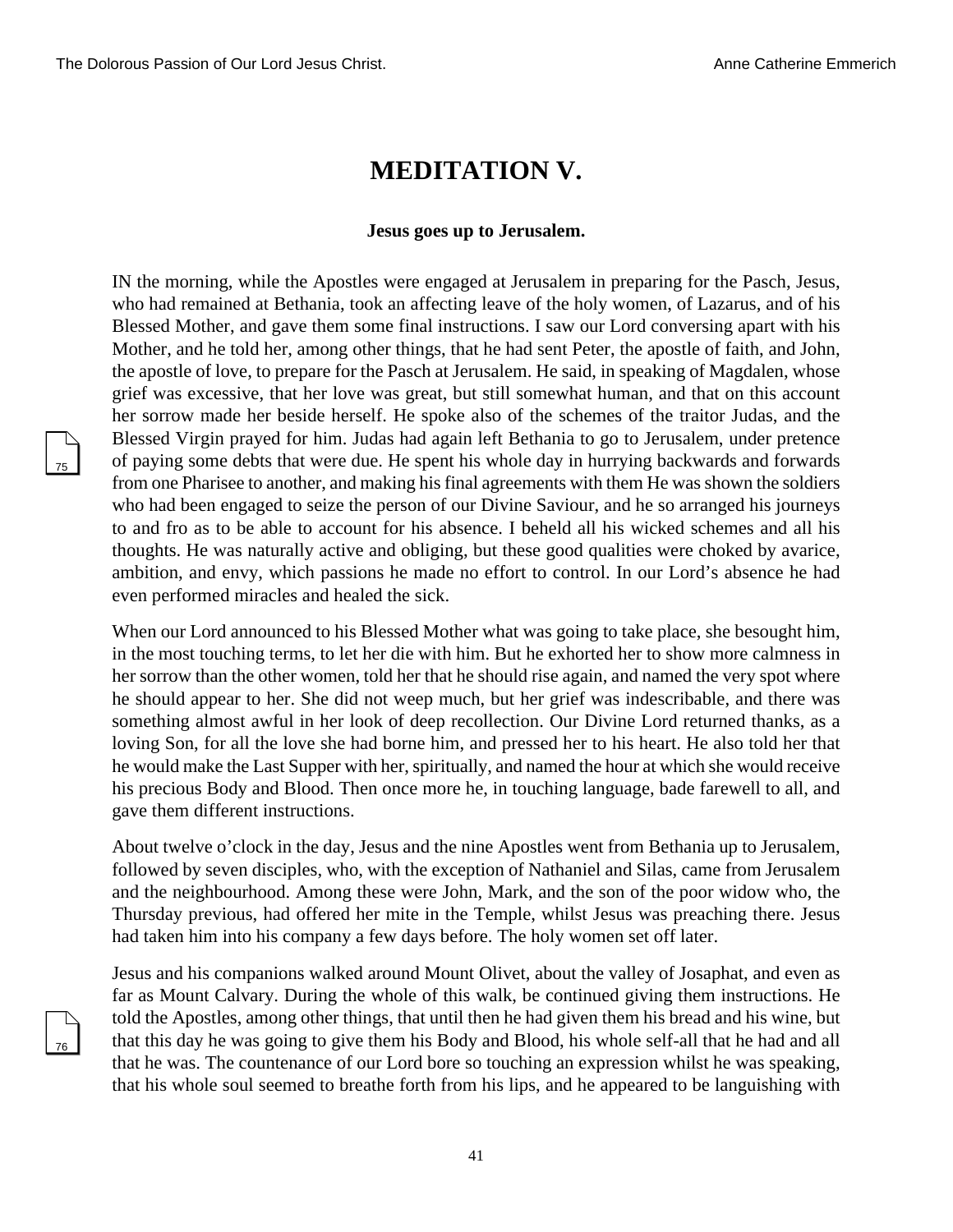# MEDITATION V.

**Jesus goes up to Jerusalem.**

IN the morning, while the Apostles were engaged at Jerusalem in preparing for the Pasch, Jesus, who had remained at Bethania, took an affecting leave of the holy women, of Lazarus, and of his Blessed Mother, and gave them some final instructions. I saw our Lord conversing apart with his Mother, and he told her, among other things, that he had sent Peter, the apostle of faith, and John, the apostle of love, to prepare for the Pasch at Jerusalem. He said, in speaking of Magdalen, whose grief was excessive, that her love was great, but still somewhat human, and that on this account her sorrow made her beside herself. He spoke also of the schemes of the traitor Judas, and the Blessed Virgin prayed for him. Judas had again left Bethania to go to Jerusalem, under pretence of paying some debts that were due. He spent his whole day in hurrying backwards and forwards from one Pharisee to another, and making his final agreements with them He was shown the soldiers who had been engaged to seize the person of our Divine Saviour, and he so arranged his journeys to and fro as to be able to account for his absence. I beheld all his wicked schemes and all his thoughts. He was naturally active and obliging, but these good qualities were choked by avarice, ambition, and envy, which passions he made no effort to control. In our Lord's absence he had even performed miracles and healed the sick.

When our Lord announced to his Blessed Mother what was going to take place, she besought him, in the most touching terms, to let her die with him. But he exhorted her to show more calmness in her sorrow than the other women, told her that he should rise again, and named the very spot where he should appear to her. She did not weep much, but her grief was indescribable, and there was something almost awful in her look of deep recollection. Our Divine Lord returned thanks, as a loving Son, for all the love she had borne him, and pressed her to his heart. He also told her that he would make the Last Supper with her, spiritually, and named the hour at which she would receive his precious Body and Blood. Then once more he, in touching language, bade farewell to all, and gave them different instructions.

About twelve o'clock in the day, Jesus and the nine Apostles went from Bethania up to Jerusalem, followed by seven disciples, who, with the exception of Nathaniel and Silas, came from Jerusalem and the neighbourhood. Among these were John, Mark, and the son of the poor widow who, the Thursday previous, had offered her mite in the Temple, whilst Jesus was preaching there. Jesus had taken him into his company a few days before. The holy women set off later.

Jesus and his companions walked around Mount Olivet, about the valley of Josaphat, and even as far as Mount Calvary. During the whole of this walk, be continued giving them instructions. He told the Apostles, among other things, that until then he had given them his bread and his wine, but that this day he was going to give them his Body and Blood, his whole self-all that he had and all that he was. The countenance of our Lord bore so touching an expression whilst he was speaking, that his whole soul seemed to breathe forth from his lips, and he appeared to be languishing with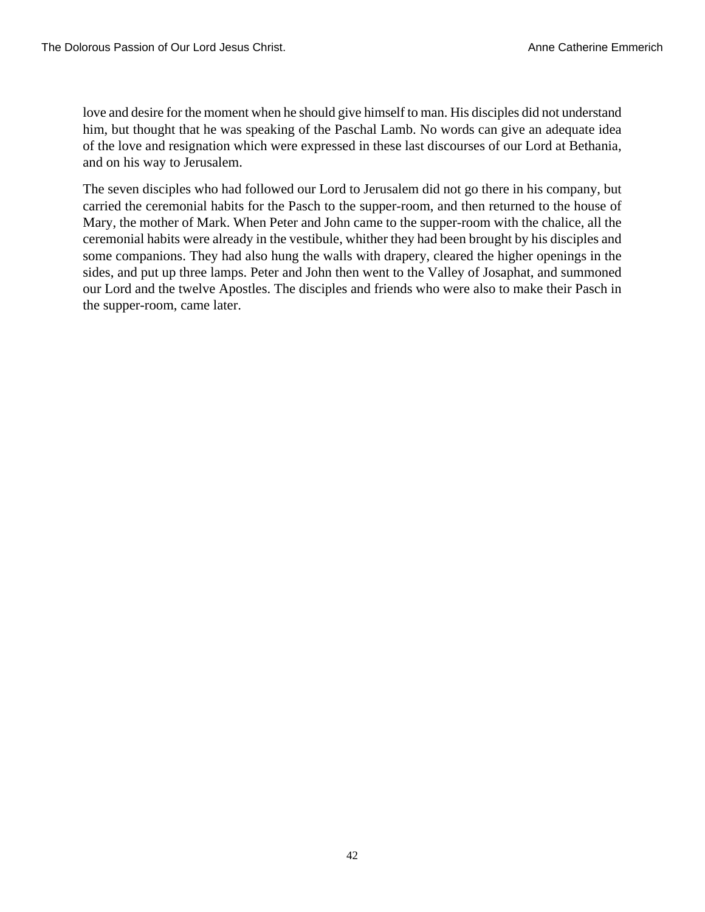love and desire for the moment when he should give himself to man. His disciples did not understand him, but thought that he was speaking of the Paschal Lamb. No words can give an adequate idea of the love and resignation which were expressed in these last discourses of our Lord at Bethania, and on his way to Jerusalem.

The seven disciples who had followed our Lord to Jerusalem did not go there in his company, but carried the ceremonial habits for the Pasch to the supper-room, and then returned to the house of Mary, the mother of Mark. When Peter and John came to the supper-room with the chalice, all the ceremonial habits were already in the vestibule, whither they had been brought by his disciples and some companions. They had also hung the walls with drapery, cleared the higher openings in the sides, and put up three lamps. Peter and John then went to the Valley of Josaphat, and summoned our Lord and the twelve Apostles. The disciples and friends who were also to make their Pasch in the supper-room, came later.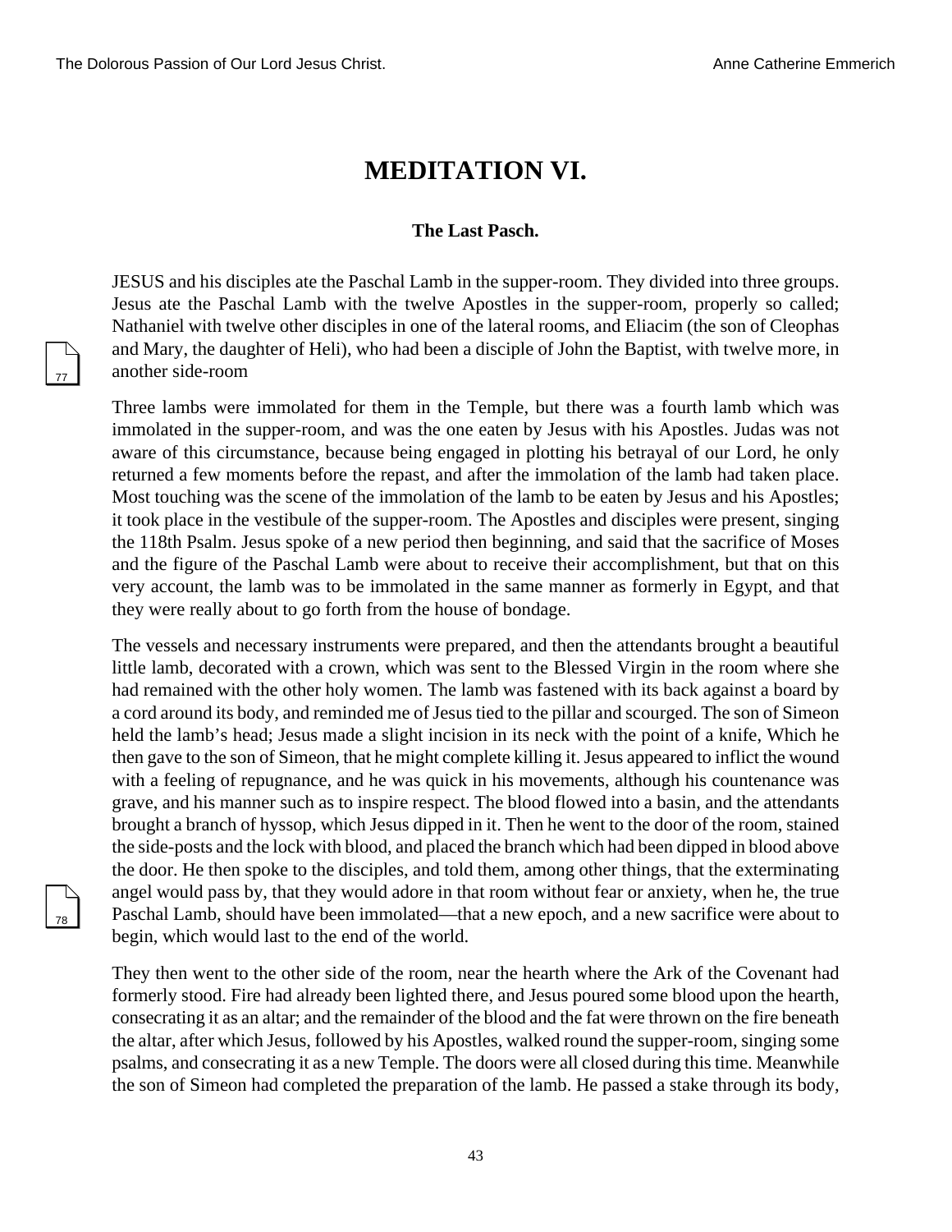# MEDITATION VI.

### The Last Pasch.

JESUS and his disciples ate the Paschal Lamb in the supper-room. They divided into three groups. Jesus ate the Paschal Lamb with the twelve Apostles in the supper-room, properly so called; Nathaniel with twelve other disciples in one of the lateral rooms, and Eliacim (the son of Cleophas and Mary, the daughter of Heli), who had been a disciple of John the Baptist, with twelve more, in another side-room

Three lambs were immolated for them in the Temple, but there was a fourth lamb which was immolated in the supper-room, and was the one eaten by Jesus with his Apostles. Judas was not aware of this circumstance, because being engaged in plotting his betrayal of our Lord, he only returned a few moments before the repast, and after the immolation of the lamb had taken place. Most touching was the scene of the immolation of the lamb to be eaten by Jesus and his Apostles; it took place in the vestibule of the supper-room. The Apostles and disciples were present, singing the 118th Psalm. Jesus spoke of a new period then beginning, and said that the sacrifice of Moses and the figure of the Paschal Lamb were about to receive their accomplishment, but that on this very account, the lamb was to be immolated in the same manner as formerly in Egypt, and that they were really about to go forth from the house of bondage.

The vessels and necessary instruments were prepared, and then the attendants brought a beautiful little lamb, decorated with a crown, which was sent to the Blessed Virgin in the room where she had remained with the other holy women. The lamb was fastened with its back against a board by a cord around its body, and reminded me of Jesus tied to the pillar and scourged. The son of Simeon held the lamb's head; Jesus made a slight incision in its neck with the point of a knife, Which he then gave to the son of Simeon, that he might complete killing it. Jesus appeared to inflict the wound with a feeling of repugnance, and he was quick in his movements, although his countenance was grave, and his manner such as to inspire respect. The blood flowed into a basin, and the attendants brought a branch of hyssop, which Jesus dipped in it. Then he went to the door of the room, stained the side-posts and the lock with blood, and placed the branch which had been dipped in blood above the door. He then spoke to the disciples, and told them, among other things, that the exterminating angel would pass by, that they would adore in that room without fear or anxiety, when he, the true Paschal Lamb, should have been immolated—that a new epoch, and a new sacrifice were about to begin, which would last to the end of the world.

They then went to the other side of the room, near the hearth where the Ark of the Covenant had formerly stood. Fire had already been lighted there, and Jesus poured some blood upon the hearth, consecrating it as an altar; and the remainder of the blood and the fat were thrown on the fire beneath the altar, after which Jesus, followed by his Apostles, walked round the supper-room, singing some psalms, and consecrating it as a new Temple. The doors were all closed during this time. Meanwhile the son of Simeon had completed the preparation of the lamb. He passed a stake through its body,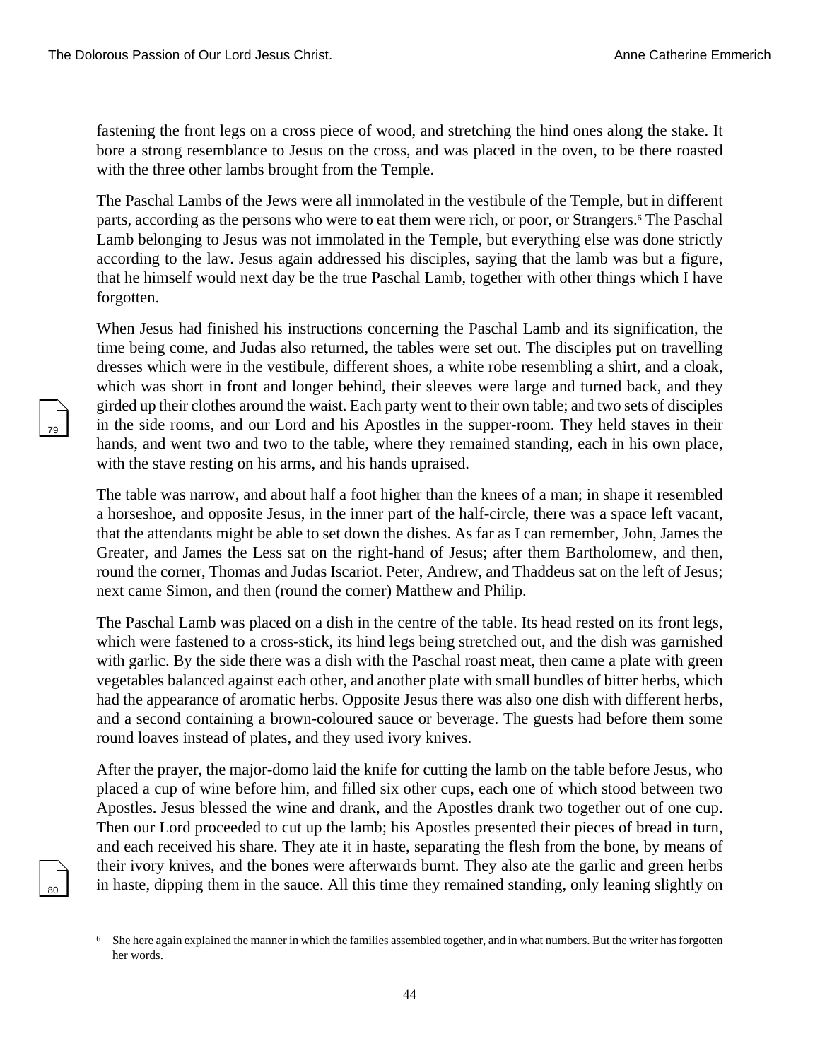fastening the front legs on a cross piece of wood, and stretching the hind ones along the stake. It bore a strong resemblance to Jesus on the cross, and was placed in the oven, to be there roasted with the three other lambs brought from the Temple.

The Paschal Lambs of the Jews were all immolated in the vestibule of the Temple, but in different parts, according as the persons who were to eat them were rich, or poor, or Strangers.[6] The Paschal Lamb belonging to Jesus was not immolated in the Temple, but everything else was done strictly according to the law. Jesus again addressed his disciples, saying that the lamb was but a figure, that he himself would next day be the true Paschal Lamb, together with other things which I have forgotten.

When Jesus had finished his instructions concerning the Paschal Lamb and its signification, the time being come, and Judas also returned, the tables were set out. The disciples put on travelling dresses which were in the vestibule, different shoes, a white robe resembling a shirt, and a cloak, which was short in front and longer behind, their sleeves were large and turned back, and they girded up their clothes around the waist. Each party went to their own table; and two sets of disciples in the side rooms, and our Lord and his Apostles in the supper-room. They held staves in their hands, and went two and two to the table, where they remained standing, each in his own place, with the stave resting on his arms, and his hands upraised.

The table was narrow, and about half a foot higher than the knees of a man; in shape it resembled a horseshoe, and opposite Jesus, in the inner part of the half-circle, there was a space left vacant, that the attendants might be able to set down the dishes. As far as I can remember, John, James the Greater, and James the Less sat on the right-hand of Jesus; after them Bartholomew, and then, round the corner, Thomas and Judas Iscariot. Peter, Andrew, and Thaddeus sat on the left of Jesus; next came Simon, and then (round the corner) Matthew and Philip.

The Paschal Lamb was placed on a dish in the centre of the table. Its head rested on its front legs, which were fastened to a cross-stick, its hind legs being stretched out, and the dish was garnished with garlic. By the side there was a dish with the Paschal roast meat, then came a plate with green vegetables balanced against each other, and another plate with small bundles of bitter herbs, which had the appearance of aromatic herbs. Opposite Jesus there was also one dish with different herbs, and a second containing a brown-coloured sauce or beverage. The guests had before them some round loaves instead of plates, and they used ivory knives.

After the prayer, the major-domo laid the knife for cutting the lamb on the table before Jesus, who placed a cup of wine before him, and filled six other cups, each one of which stood between two Apostles. Jesus blessed the wine and drank, and the Apostles drank two together out of one cup. Then our Lord proceeded to cut up the lamb; his Apostles presented their pieces of bread in turn, and each received his share. They ate it in haste, separating the flesh from the bone, by means of their ivory knives, and the bones were afterwards burnt. They also ate the garlic and green herbs in haste, dipping them in the sauce. All this time they remained standing, only leaning slightly on

---

[6] She here again explained the manner in which the families assembled together, and in what numbers. But the writer has forgotten her words.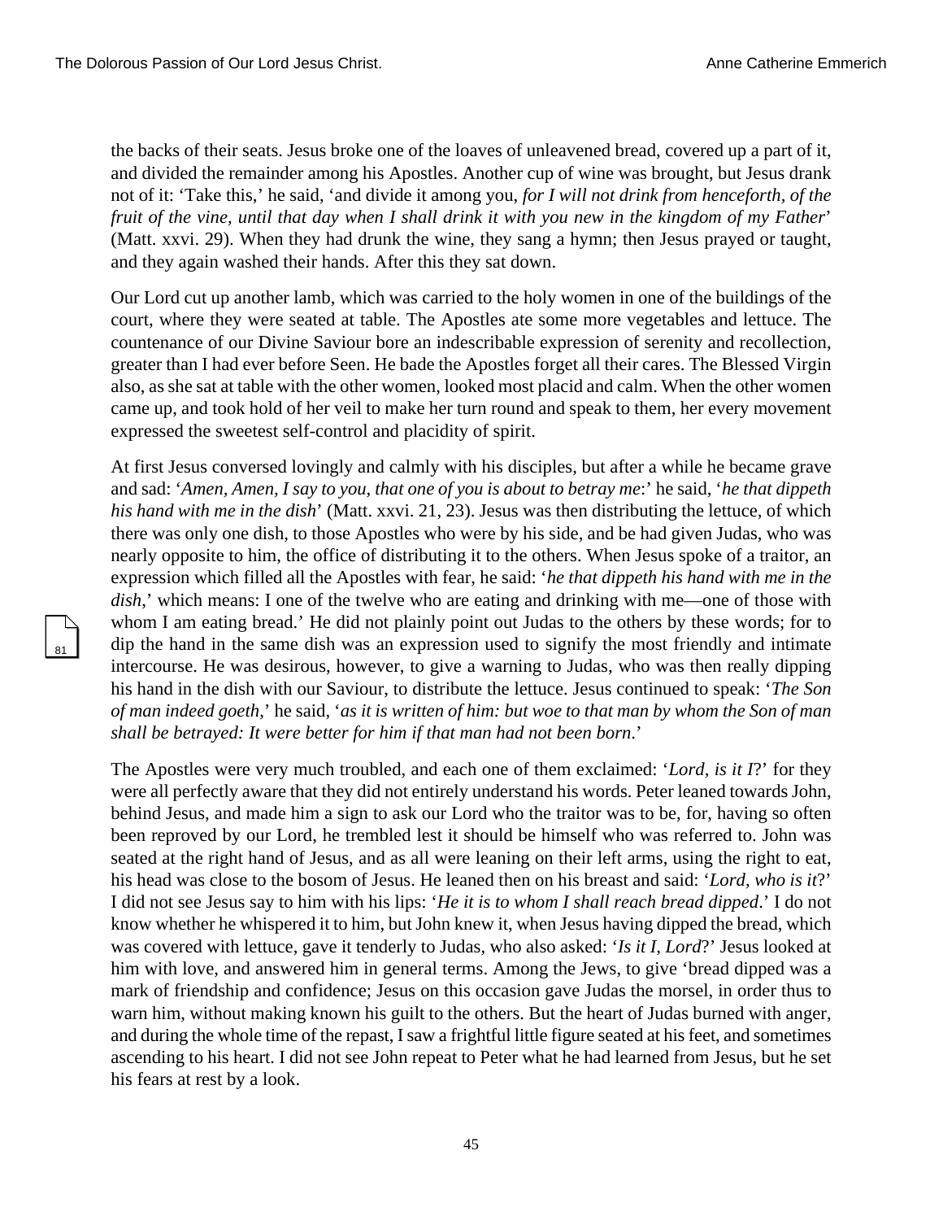the backs of their seats. Jesus broke one of the loaves of unleavened bread, covered up a part of it, and divided the remainder among his Apostles. Another cup of wine was brought, but Jesus drank not of it: 'Take this,' he said, 'and divide it among you, *for I will not drink from henceforth, of the fruit of the vine, until that day when I shall drink it with you new in the kingdom of my Father*' (Matt. xxvi. 29). When they had drunk the wine, they sang a hymn; then Jesus prayed or taught, and they again washed their hands. After this they sat down.

Our Lord cut up another lamb, which was carried to the holy women in one of the buildings of the court, where they were seated at table. The Apostles ate some more vegetables and lettuce. The countenance of our Divine Saviour bore an indescribable expression of serenity and recollection, greater than I had ever before Seen. He bade the Apostles forget all their cares. The Blessed Virgin also, as she sat at table with the other women, looked most placid and calm. When the other women came up, and took hold of her veil to make her turn round and speak to them, her every movement expressed the sweetest self-control and placidity of spirit.

At first Jesus conversed lovingly and calmly with his disciples, but after a while he became grave and sad: '*Amen, Amen, I say to you, that one of you is about to betray me*:' he said, '*he that dippeth his hand with me in the dish*' (Matt. xxvi. 21, 23). Jesus was then distributing the lettuce, of which there was only one dish, to those Apostles who were by his side, and be had given Judas, who was nearly opposite to him, the office of distributing it to the others. When Jesus spoke of a traitor, an expression which filled all the Apostles with fear, he said: '*he that dippeth his hand with me in the dish*,' which means: I one of the twelve who are eating and drinking with me—one of those with whom I am eating bread.' He did not plainly point out Judas to the others by these words; for to dip the hand in the same dish was an expression used to signify the most friendly and intimate intercourse. He was desirous, however, to give a warning to Judas, who was then really dipping his hand in the dish with our Saviour, to distribute the lettuce. Jesus continued to speak: '*The Son of man indeed goeth*,' he said, '*as it is written of him: but woe to that man by whom the Son of man shall be betrayed: It were better for him if that man had not been born*.'

The Apostles were very much troubled, and each one of them exclaimed: '*Lord, is it I*?' for they were all perfectly aware that they did not entirely understand his words. Peter leaned towards John, behind Jesus, and made him a sign to ask our Lord who the traitor was to be, for, having so often been reproved by our Lord, he trembled lest it should be himself who was referred to. John was seated at the right hand of Jesus, and as all were leaning on their left arms, using the right to eat, his head was close to the bosom of Jesus. He leaned then on his breast and said: '*Lord, who is it*?' I did not see Jesus say to him with his lips: '*He it is to whom I shall reach bread dipped*.' I do not know whether he whispered it to him, but John knew it, when Jesus having dipped the bread, which was covered with lettuce, gave it tenderly to Judas, who also asked: '*Is it I, Lord*?' Jesus looked at him with love, and answered him in general terms. Among the Jews, to give 'bread dipped was a mark of friendship and confidence; Jesus on this occasion gave Judas the morsel, in order thus to warn him, without making known his guilt to the others. But the heart of Judas burned with anger, and during the whole time of the repast, I saw a frightful little figure seated at his feet, and sometimes ascending to his heart. I did not see John repeat to Peter what he had learned from Jesus, but he set his fears at rest by a look.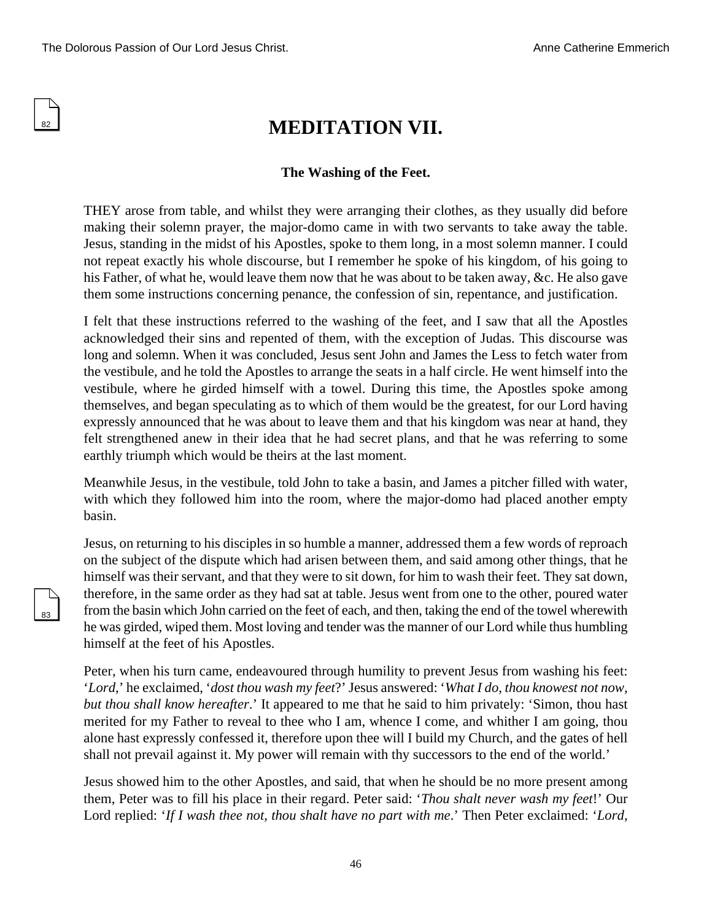# MEDITATION VII.

### The Washing of the Feet.

THEY arose from table, and whilst they were arranging their clothes, as they usually did before making their solemn prayer, the major-domo came in with two servants to take away the table. Jesus, standing in the midst of his Apostles, spoke to them long, in a most solemn manner. I could not repeat exactly his whole discourse, but I remember he spoke of his kingdom, of his going to his Father, of what he, would leave them now that he was about to be taken away, &c. He also gave them some instructions concerning penance, the confession of sin, repentance, and justification.

I felt that these instructions referred to the washing of the feet, and I saw that all the Apostles acknowledged their sins and repented of them, with the exception of Judas. This discourse was long and solemn. When it was concluded, Jesus sent John and James the Less to fetch water from the vestibule, and he told the Apostles to arrange the seats in a half circle. He went himself into the vestibule, where he girded himself with a towel. During this time, the Apostles spoke among themselves, and began speculating as to which of them would be the greatest, for our Lord having expressly announced that he was about to leave them and that his kingdom was near at hand, they felt strengthened anew in their idea that he had secret plans, and that he was referring to some earthly triumph which would be theirs at the last moment.

Meanwhile Jesus, in the vestibule, told John to take a basin, and James a pitcher filled with water, with which they followed him into the room, where the major-domo had placed another empty basin.

Jesus, on returning to his disciples in so humble a manner, addressed them a few words of reproach on the subject of the dispute which had arisen between them, and said among other things, that he himself was their servant, and that they were to sit down, for him to wash their feet. They sat down, therefore, in the same order as they had sat at table. Jesus went from one to the other, poured water from the basin which John carried on the feet of each, and then, taking the end of the towel wherewith he was girded, wiped them. Most loving and tender was the manner of our Lord while thus humbling himself at the feet of his Apostles.

Peter, when his turn came, endeavoured through humility to prevent Jesus from washing his feet: '*Lord*,' he exclaimed, '*dost thou wash my feet*?' Jesus answered: '*What I do, thou knowest not now, but thou shall know hereafter*.' It appeared to me that he said to him privately: 'Simon, thou hast merited for my Father to reveal to thee who I am, whence I come, and whither I am going, thou alone hast expressly confessed it, therefore upon thee will I build my Church, and the gates of hell shall not prevail against it. My power will remain with thy successors to the end of the world.'

Jesus showed him to the other Apostles, and said, that when he should be no more present among them, Peter was to fill his place in their regard. Peter said: '*Thou shalt never wash my feet*!' Our Lord replied: '*If I wash thee not, thou shalt have no part with me*.' Then Peter exclaimed: '*Lord,*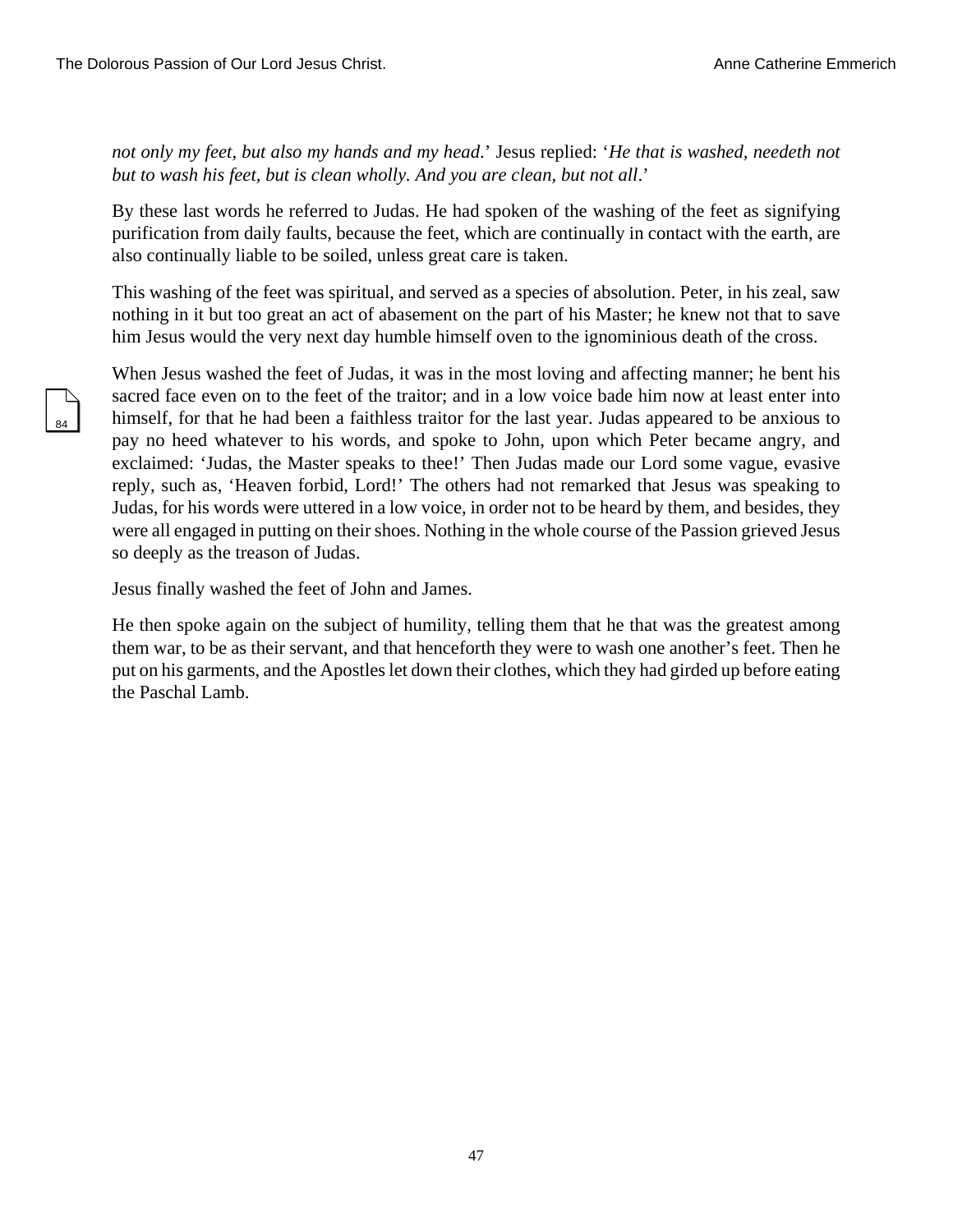*not only my feet, but also my hands and my head*.' Jesus replied: '*He that is washed, needeth not but to wash his feet, but is clean wholly. And you are clean, but not all*.'

By these last words he referred to Judas. He had spoken of the washing of the feet as signifying purification from daily faults, because the feet, which are continually in contact with the earth, are also continually liable to be soiled, unless great care is taken.

This washing of the feet was spiritual, and served as a species of absolution. Peter, in his zeal, saw nothing in it but too great an act of abasement on the part of his Master; he knew not that to save him Jesus would the very next day humble himself oven to the ignominious death of the cross.

When Jesus washed the feet of Judas, it was in the most loving and affecting manner; he bent his sacred face even on to the feet of the traitor; and in a low voice bade him now at least enter into himself, for that he had been a faithless traitor for the last year. Judas appeared to be anxious to pay no heed whatever to his words, and spoke to John, upon which Peter became angry, and exclaimed: 'Judas, the Master speaks to thee!' Then Judas made our Lord some vague, evasive reply, such as, 'Heaven forbid, Lord!' The others had not remarked that Jesus was speaking to Judas, for his words were uttered in a low voice, in order not to be heard by them, and besides, they were all engaged in putting on their shoes. Nothing in the whole course of the Passion grieved Jesus so deeply as the treason of Judas.

Jesus finally washed the feet of John and James.

He then spoke again on the subject of humility, telling them that he that was the greatest among them war, to be as their servant, and that henceforth they were to wash one another's feet. Then he put on his garments, and the Apostles let down their clothes, which they had girded up before eating the Paschal Lamb.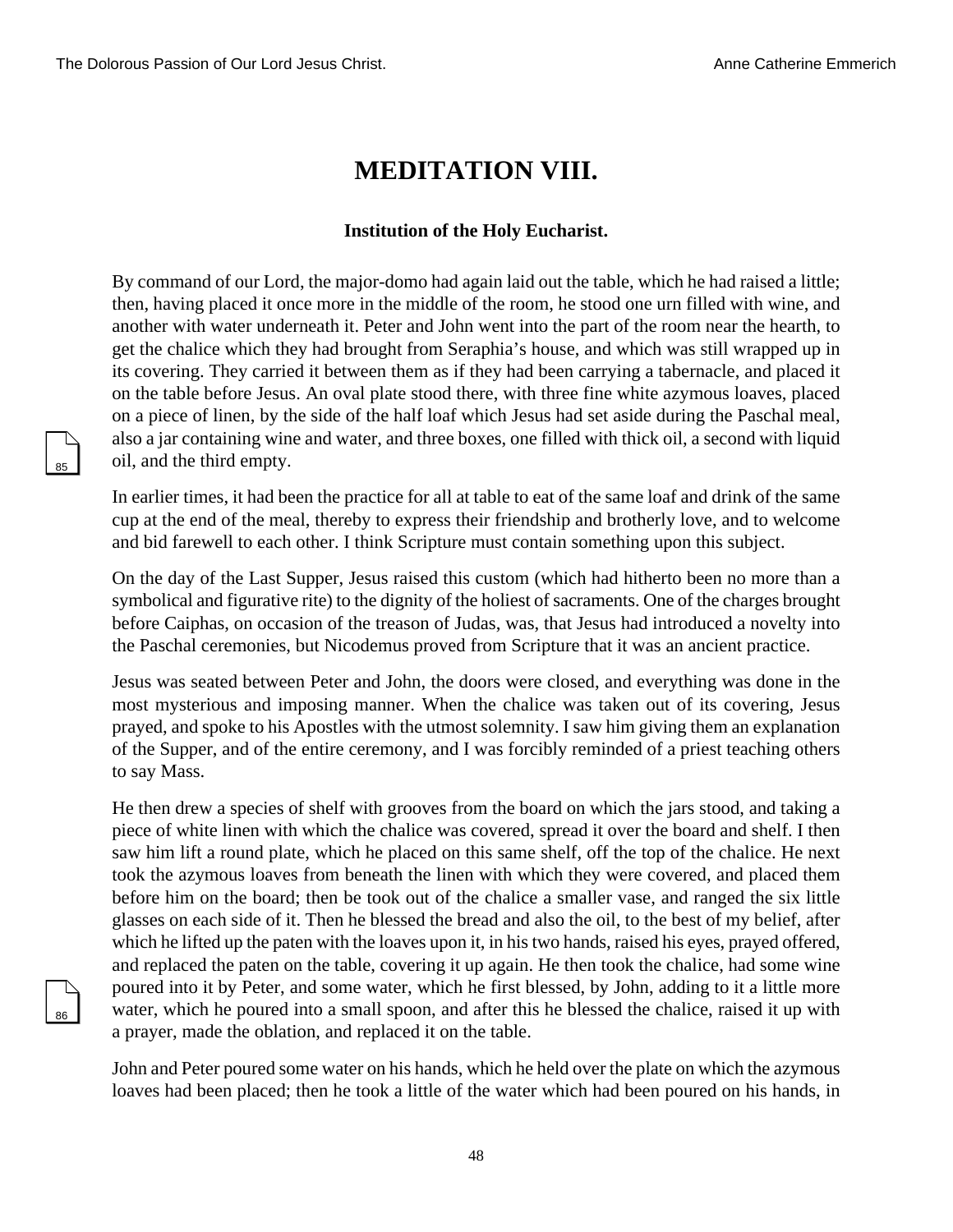# MEDITATION VIII.

### Institution of the Holy Eucharist.

By command of our Lord, the major-domo had again laid out the table, which he had raised a little; then, having placed it once more in the middle of the room, he stood one urn filled with wine, and another with water underneath it. Peter and John went into the part of the room near the hearth, to get the chalice which they had brought from Seraphia's house, and which was still wrapped up in its covering. They carried it between them as if they had been carrying a tabernacle, and placed it on the table before Jesus. An oval plate stood there, with three fine white azymous loaves, placed on a piece of linen, by the side of the half loaf which Jesus had set aside during the Paschal meal, also a jar containing wine and water, and three boxes, one filled with thick oil, a second with liquid oil, and the third empty.

In earlier times, it had been the practice for all at table to eat of the same loaf and drink of the same cup at the end of the meal, thereby to express their friendship and brotherly love, and to welcome and bid farewell to each other. I think Scripture must contain something upon this subject.

On the day of the Last Supper, Jesus raised this custom (which had hitherto been no more than a symbolical and figurative rite) to the dignity of the holiest of sacraments. One of the charges brought before Caiphas, on occasion of the treason of Judas, was, that Jesus had introduced a novelty into the Paschal ceremonies, but Nicodemus proved from Scripture that it was an ancient practice.

Jesus was seated between Peter and John, the doors were closed, and everything was done in the most mysterious and imposing manner. When the chalice was taken out of its covering, Jesus prayed, and spoke to his Apostles with the utmost solemnity. I saw him giving them an explanation of the Supper, and of the entire ceremony, and I was forcibly reminded of a priest teaching others to say Mass.

He then drew a species of shelf with grooves from the board on which the jars stood, and taking a piece of white linen with which the chalice was covered, spread it over the board and shelf. I then saw him lift a round plate, which he placed on this same shelf, off the top of the chalice. He next took the azymous loaves from beneath the linen with which they were covered, and placed them before him on the board; then be took out of the chalice a smaller vase, and ranged the six little glasses on each side of it. Then he blessed the bread and also the oil, to the best of my belief, after which he lifted up the paten with the loaves upon it, in his two hands, raised his eyes, prayed offered, and replaced the paten on the table, covering it up again. He then took the chalice, had some wine poured into it by Peter, and some water, which he first blessed, by John, adding to it a little more water, which he poured into a small spoon, and after this he blessed the chalice, raised it up with a prayer, made the oblation, and replaced it on the table.

John and Peter poured some water on his hands, which he held over the plate on which the azymous loaves had been placed; then he took a little of the water which had been poured on his hands, in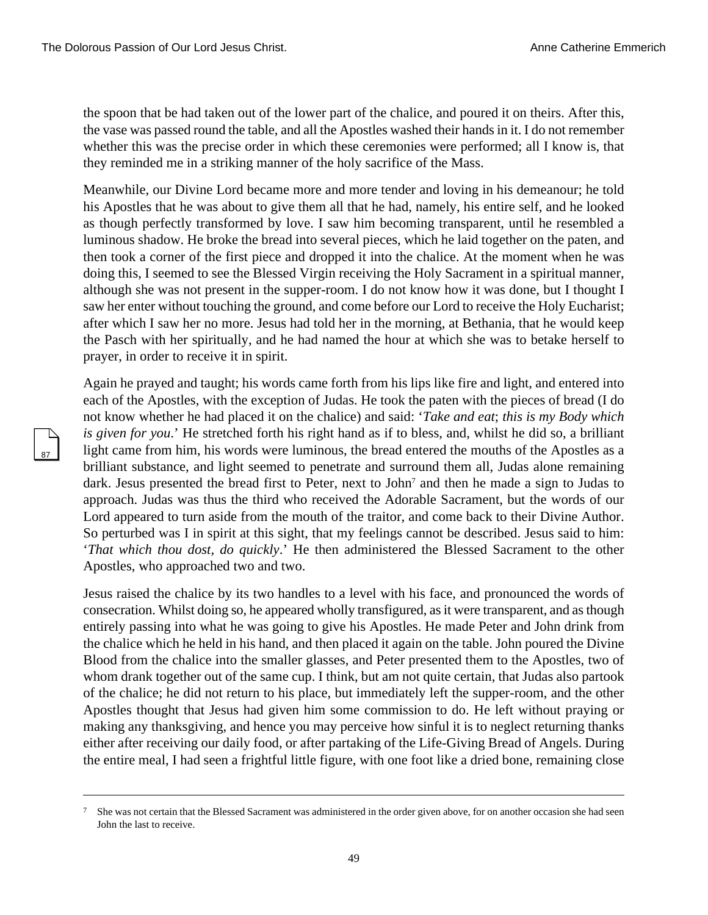the spoon that be had taken out of the lower part of the chalice, and poured it on theirs. After this, the vase was passed round the table, and all the Apostles washed their hands in it. I do not remember whether this was the precise order in which these ceremonies were performed; all I know is, that they reminded me in a striking manner of the holy sacrifice of the Mass.

Meanwhile, our Divine Lord became more and more tender and loving in his demeanour; he told his Apostles that he was about to give them all that he had, namely, his entire self, and he looked as though perfectly transformed by love. I saw him becoming transparent, until he resembled a luminous shadow. He broke the bread into several pieces, which he laid together on the paten, and then took a corner of the first piece and dropped it into the chalice. At the moment when he was doing this, I seemed to see the Blessed Virgin receiving the Holy Sacrament in a spiritual manner, although she was not present in the supper-room. I do not know how it was done, but I thought I saw her enter without touching the ground, and come before our Lord to receive the Holy Eucharist; after which I saw her no more. Jesus had told her in the morning, at Bethania, that he would keep the Pasch with her spiritually, and he had named the hour at which she was to betake herself to prayer, in order to receive it in spirit.

Again he prayed and taught; his words came forth from his lips like fire and light, and entered into each of the Apostles, with the exception of Judas. He took the paten with the pieces of bread (I do not know whether he had placed it on the chalice) and said: '*Take and eat*; *this is my Body which is given for you*.' He stretched forth his right hand as if to bless, and, whilst he did so, a brilliant light came from him, his words were luminous, the bread entered the mouths of the Apostles as a brilliant substance, and light seemed to penetrate and surround them all, Judas alone remaining dark. Jesus presented the bread first to Peter, next to John[7] and then he made a sign to Judas to approach. Judas was thus the third who received the Adorable Sacrament, but the words of our Lord appeared to turn aside from the mouth of the traitor, and come back to their Divine Author. So perturbed was I in spirit at this sight, that my feelings cannot be described. Jesus said to him: '*That which thou dost, do quickly*.' He then administered the Blessed Sacrament to the other Apostles, who approached two and two.

Jesus raised the chalice by its two handles to a level with his face, and pronounced the words of consecration. Whilst doing so, he appeared wholly transfigured, as it were transparent, and as though entirely passing into what he was going to give his Apostles. He made Peter and John drink from the chalice which he held in his hand, and then placed it again on the table. John poured the Divine Blood from the chalice into the smaller glasses, and Peter presented them to the Apostles, two of whom drank together out of the same cup. I think, but am not quite certain, that Judas also partook of the chalice; he did not return to his place, but immediately left the supper-room, and the other Apostles thought that Jesus had given him some commission to do. He left without praying or making any thanksgiving, and hence you may perceive how sinful it is to neglect returning thanks either after receiving our daily food, or after partaking of the Life-Giving Bread of Angels. During the entire meal, I had seen a frightful little figure, with one foot like a dried bone, remaining close

---

[7] She was not certain that the Blessed Sacrament was administered in the order given above, for on another occasion she had seen John the last to receive.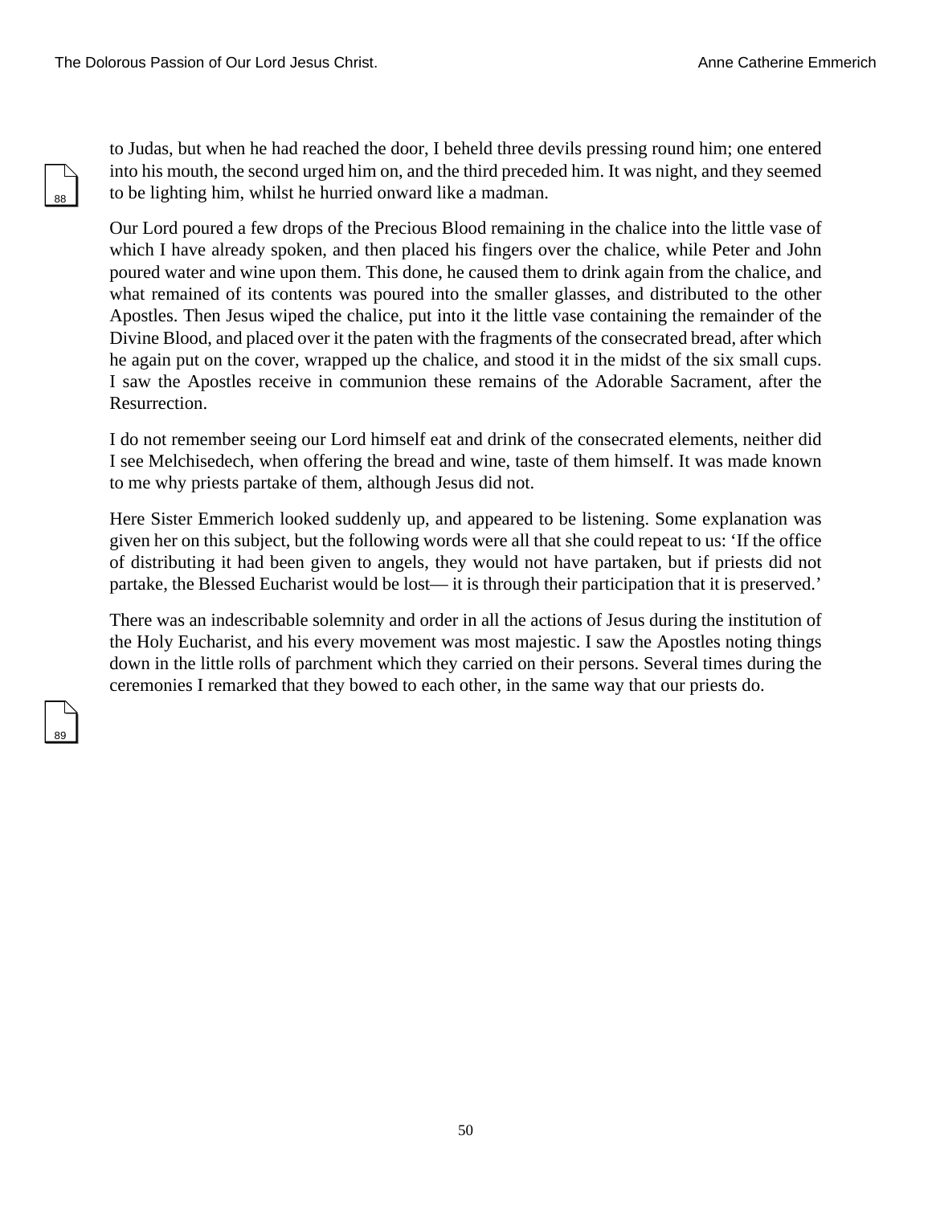to Judas, but when he had reached the door, I beheld three devils pressing round him; one entered into his mouth, the second urged him on, and the third preceded him. It was night, and they seemed to be lighting him, whilst he hurried onward like a madman.

Our Lord poured a few drops of the Precious Blood remaining in the chalice into the little vase of which I have already spoken, and then placed his fingers over the chalice, while Peter and John poured water and wine upon them. This done, he caused them to drink again from the chalice, and what remained of its contents was poured into the smaller glasses, and distributed to the other Apostles. Then Jesus wiped the chalice, put into it the little vase containing the remainder of the Divine Blood, and placed over it the paten with the fragments of the consecrated bread, after which he again put on the cover, wrapped up the chalice, and stood it in the midst of the six small cups. I saw the Apostles receive in communion these remains of the Adorable Sacrament, after the Resurrection.

I do not remember seeing our Lord himself eat and drink of the consecrated elements, neither did I see Melchisedech, when offering the bread and wine, taste of them himself. It was made known to me why priests partake of them, although Jesus did not.

Here Sister Emmerich looked suddenly up, and appeared to be listening. Some explanation was given her on this subject, but the following words were all that she could repeat to us: 'If the office of distributing it had been given to angels, they would not have partaken, but if priests did not partake, the Blessed Eucharist would be lost— it is through their participation that it is preserved.'

There was an indescribable solemnity and order in all the actions of Jesus during the institution of the Holy Eucharist, and his every movement was most majestic. I saw the Apostles noting things down in the little rolls of parchment which they carried on their persons. Several times during the ceremonies I remarked that they bowed to each other, in the same way that our priests do.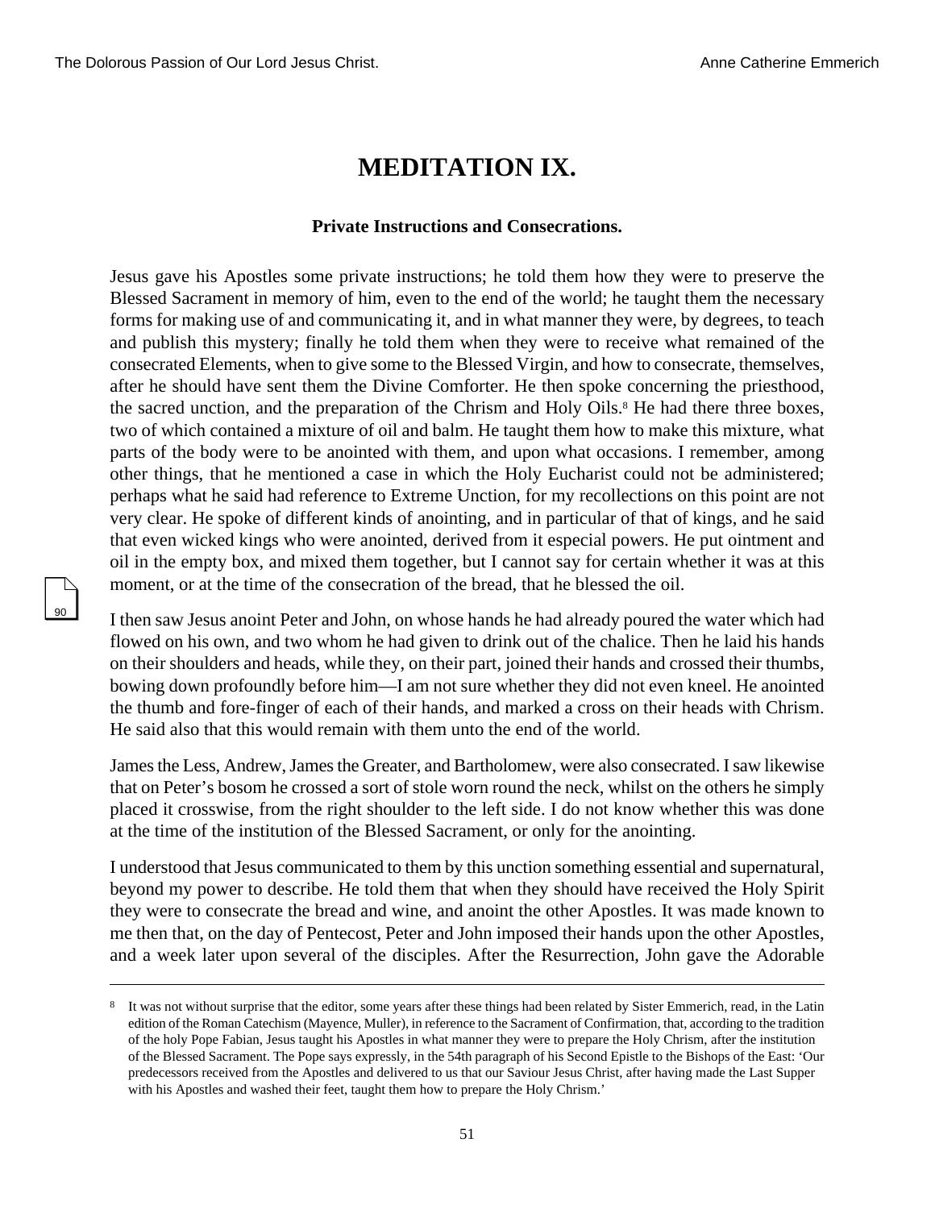# MEDITATION IX.

### Private Instructions and Consecrations.

Jesus gave his Apostles some private instructions; he told them how they were to preserve the Blessed Sacrament in memory of him, even to the end of the world; he taught them the necessary forms for making use of and communicating it, and in what manner they were, by degrees, to teach and publish this mystery; finally he told them when they were to receive what remained of the consecrated Elements, when to give some to the Blessed Virgin, and how to consecrate, themselves, after he should have sent them the Divine Comforter. He then spoke concerning the priesthood, the sacred unction, and the preparation of the Chrism and Holy Oils.[8] He had there three boxes, two of which contained a mixture of oil and balm. He taught them how to make this mixture, what parts of the body were to be anointed with them, and upon what occasions. I remember, among other things, that he mentioned a case in which the Holy Eucharist could not be administered; perhaps what he said had reference to Extreme Unction, for my recollections on this point are not very clear. He spoke of different kinds of anointing, and in particular of that of kings, and he said that even wicked kings who were anointed, derived from it especial powers. He put ointment and oil in the empty box, and mixed them together, but I cannot say for certain whether it was at this moment, or at the time of the consecration of the bread, that he blessed the oil.

I then saw Jesus anoint Peter and John, on whose hands he had already poured the water which had flowed on his own, and two whom he had given to drink out of the chalice. Then he laid his hands on their shoulders and heads, while they, on their part, joined their hands and crossed their thumbs, bowing down profoundly before him—I am not sure whether they did not even kneel. He anointed the thumb and fore-finger of each of their hands, and marked a cross on their heads with Chrism. He said also that this would remain with them unto the end of the world.

James the Less, Andrew, James the Greater, and Bartholomew, were also consecrated. I saw likewise that on Peter's bosom he crossed a sort of stole worn round the neck, whilst on the others he simply placed it crosswise, from the right shoulder to the left side. I do not know whether this was done at the time of the institution of the Blessed Sacrament, or only for the anointing.

I understood that Jesus communicated to them by this unction something essential and supernatural, beyond my power to describe. He told them that when they should have received the Holy Spirit they were to consecrate the bread and wine, and anoint the other Apostles. It was made known to me then that, on the day of Pentecost, Peter and John imposed their hands upon the other Apostles, and a week later upon several of the disciples. After the Resurrection, John gave the Adorable

---

[8] It was not without surprise that the editor, some years after these things had been related by Sister Emmerich, read, in the Latin edition of the Roman Catechism (Mayence, Muller), in reference to the Sacrament of Confirmation, that, according to the tradition of the holy Pope Fabian, Jesus taught his Apostles in what manner they were to prepare the Holy Chrism, after the institution of the Blessed Sacrament. The Pope says expressly, in the 54th paragraph of his Second Epistle to the Bishops of the East: 'Our predecessors received from the Apostles and delivered to us that our Saviour Jesus Christ, after having made the Last Supper with his Apostles and washed their feet, taught them how to prepare the Holy Chrism.'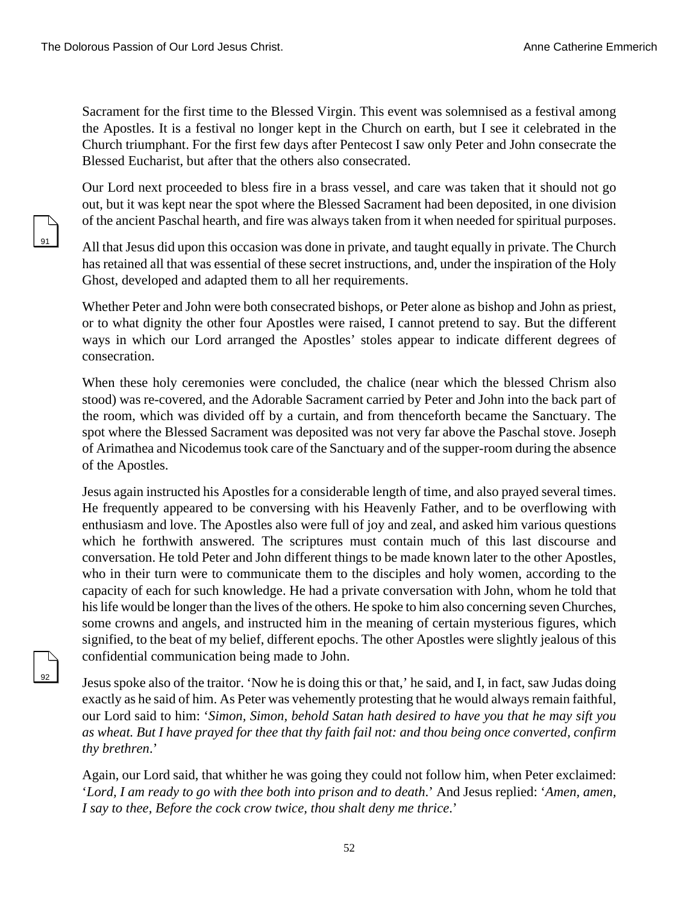Sacrament for the first time to the Blessed Virgin. This event was solemnised as a festival among the Apostles. It is a festival no longer kept in the Church on earth, but I see it celebrated in the Church triumphant. For the first few days after Pentecost I saw only Peter and John consecrate the Blessed Eucharist, but after that the others also consecrated.

Our Lord next proceeded to bless fire in a brass vessel, and care was taken that it should not go out, but it was kept near the spot where the Blessed Sacrament had been deposited, in one division of the ancient Paschal hearth, and fire was always taken from it when needed for spiritual purposes.

All that Jesus did upon this occasion was done in private, and taught equally in private. The Church has retained all that was essential of these secret instructions, and, under the inspiration of the Holy Ghost, developed and adapted them to all her requirements.

Whether Peter and John were both consecrated bishops, or Peter alone as bishop and John as priest, or to what dignity the other four Apostles were raised, I cannot pretend to say. But the different ways in which our Lord arranged the Apostles' stoles appear to indicate different degrees of consecration.

When these holy ceremonies were concluded, the chalice (near which the blessed Chrism also stood) was re-covered, and the Adorable Sacrament carried by Peter and John into the back part of the room, which was divided off by a curtain, and from thenceforth became the Sanctuary. The spot where the Blessed Sacrament was deposited was not very far above the Paschal stove. Joseph of Arimathea and Nicodemus took care of the Sanctuary and of the supper-room during the absence of the Apostles.

Jesus again instructed his Apostles for a considerable length of time, and also prayed several times. He frequently appeared to be conversing with his Heavenly Father, and to be overflowing with enthusiasm and love. The Apostles also were full of joy and zeal, and asked him various questions which he forthwith answered. The scriptures must contain much of this last discourse and conversation. He told Peter and John different things to be made known later to the other Apostles, who in their turn were to communicate them to the disciples and holy women, according to the capacity of each for such knowledge. He had a private conversation with John, whom he told that his life would be longer than the lives of the others. He spoke to him also concerning seven Churches, some crowns and angels, and instructed him in the meaning of certain mysterious figures, which signified, to the beat of my belief, different epochs. The other Apostles were slightly jealous of this confidential communication being made to John.

Jesus spoke also of the traitor. 'Now he is doing this or that,' he said, and I, in fact, saw Judas doing exactly as he said of him. As Peter was vehemently protesting that he would always remain faithful, our Lord said to him: '*Simon, Simon, behold Satan hath desired to have you that he may sift you as wheat. But I have prayed for thee that thy faith fail not: and thou being once converted, confirm thy brethren*.'

Again, our Lord said, that whither he was going they could not follow him, when Peter exclaimed: '*Lord, I am ready to go with thee both into prison and to death*.' And Jesus replied: '*Amen, amen, I say to thee, Before the cock crow twice, thou shalt deny me thrice*.'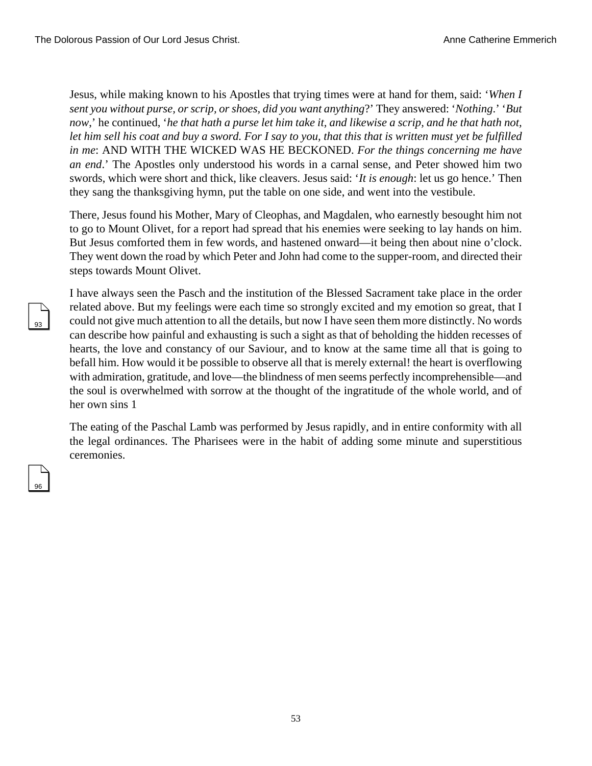Jesus, while making known to his Apostles that trying times were at hand for them, said: '*When I sent you without purse, or scrip, or shoes, did you want anything*?' They answered: '*Nothing*.' '*But now*,' he continued, '*he that hath a purse let him take it, and likewise a scrip, and he that hath not, let him sell his coat and buy a sword. For I say to you, that this that is written must yet be fulfilled in me*: AND WITH THE WICKED WAS HE BECKONED. *For the things concerning me have an end*.' The Apostles only understood his words in a carnal sense, and Peter showed him two swords, which were short and thick, like cleavers. Jesus said: '*It is enough*: let us go hence.' Then they sang the thanksgiving hymn, put the table on one side, and went into the vestibule.

There, Jesus found his Mother, Mary of Cleophas, and Magdalen, who earnestly besought him not to go to Mount Olivet, for a report had spread that his enemies were seeking to lay hands on him. But Jesus comforted them in few words, and hastened onward—it being then about nine o'clock. They went down the road by which Peter and John had come to the supper-room, and directed their steps towards Mount Olivet.

I have always seen the Pasch and the institution of the Blessed Sacrament take place in the order related above. But my feelings were each time so strongly excited and my emotion so great, that I could not give much attention to all the details, but now I have seen them more distinctly. No words can describe how painful and exhausting is such a sight as that of beholding the hidden recesses of hearts, the love and constancy of our Saviour, and to know at the same time all that is going to befall him. How would it be possible to observe all that is merely external! the heart is overflowing with admiration, gratitude, and love—the blindness of men seems perfectly incomprehensible—and the soul is overwhelmed with sorrow at the thought of the ingratitude of the whole world, and of her own sins [1]

The eating of the Paschal Lamb was performed by Jesus rapidly, and in entire conformity with all the legal ordinances. The Pharisees were in the habit of adding some minute and superstitious ceremonies.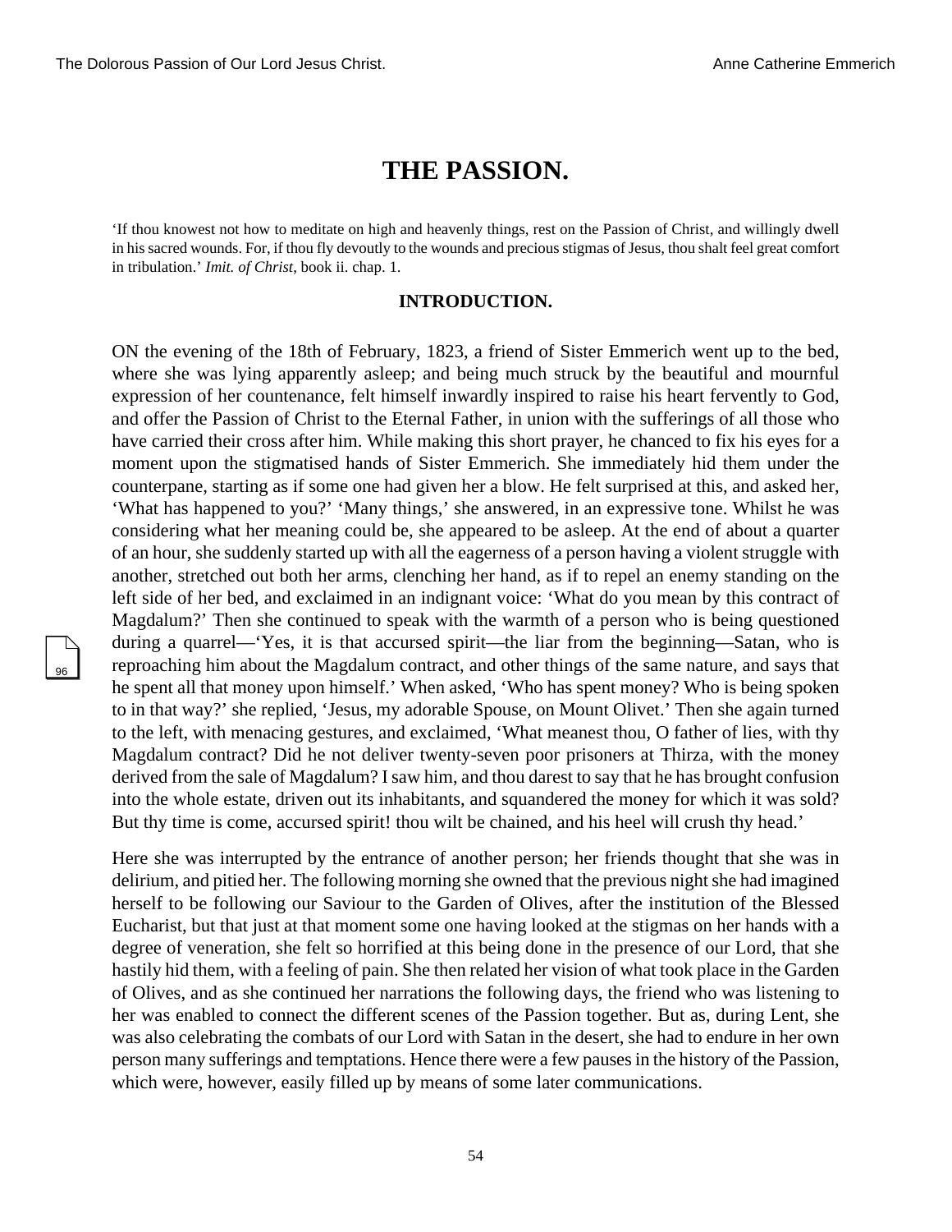# THE PASSION.

'If thou knowest not how to meditate on high and heavenly things, rest on the Passion of Christ, and willingly dwell in his sacred wounds. For, if thou fly devoutly to the wounds and precious stigmas of Jesus, thou shalt feel great comfort in tribulation.' *Imit. of Christ*, book ii. chap. 1.

## INTRODUCTION.

ON the evening of the 18th of February, 1823, a friend of Sister Emmerich went up to the bed, where she was lying apparently asleep; and being much struck by the beautiful and mournful expression of her countenance, felt himself inwardly inspired to raise his heart fervently to God, and offer the Passion of Christ to the Eternal Father, in union with the sufferings of all those who have carried their cross after him. While making this short prayer, he chanced to fix his eyes for a moment upon the stigmatised hands of Sister Emmerich. She immediately hid them under the counterpane, starting as if some one had given her a blow. He felt surprised at this, and asked her, 'What has happened to you?' 'Many things,' she answered, in an expressive tone. Whilst he was considering what her meaning could be, she appeared to be asleep. At the end of about a quarter of an hour, she suddenly started up with all the eagerness of a person having a violent struggle with another, stretched out both her arms, clenching her hand, as if to repel an enemy standing on the left side of her bed, and exclaimed in an indignant voice: 'What do you mean by this contract of Magdalum?' Then she continued to speak with the warmth of a person who is being questioned during a quarrel—'Yes, it is that accursed spirit—the liar from the beginning—Satan, who is reproaching him about the Magdalum contract, and other things of the same nature, and says that he spent all that money upon himself.' When asked, 'Who has spent money? Who is being spoken to in that way?' she replied, 'Jesus, my adorable Spouse, on Mount Olivet.' Then she again turned to the left, with menacing gestures, and exclaimed, 'What meanest thou, O father of lies, with thy Magdalum contract? Did he not deliver twenty-seven poor prisoners at Thirza, with the money derived from the sale of Magdalum? I saw him, and thou darest to say that he has brought confusion into the whole estate, driven out its inhabitants, and squandered the money for which it was sold? But thy time is come, accursed spirit! thou wilt be chained, and his heel will crush thy head.'

Here she was interrupted by the entrance of another person; her friends thought that she was in delirium, and pitied her. The following morning she owned that the previous night she had imagined herself to be following our Saviour to the Garden of Olives, after the institution of the Blessed Eucharist, but that just at that moment some one having looked at the stigmas on her hands with a degree of veneration, she felt so horrified at this being done in the presence of our Lord, that she hastily hid them, with a feeling of pain. She then related her vision of what took place in the Garden of Olives, and as she continued her narrations the following days, the friend who was listening to her was enabled to connect the different scenes of the Passion together. But as, during Lent, she was also celebrating the combats of our Lord with Satan in the desert, she had to endure in her own person many sufferings and temptations. Hence there were a few pauses in the history of the Passion, which were, however, easily filled up by means of some later communications.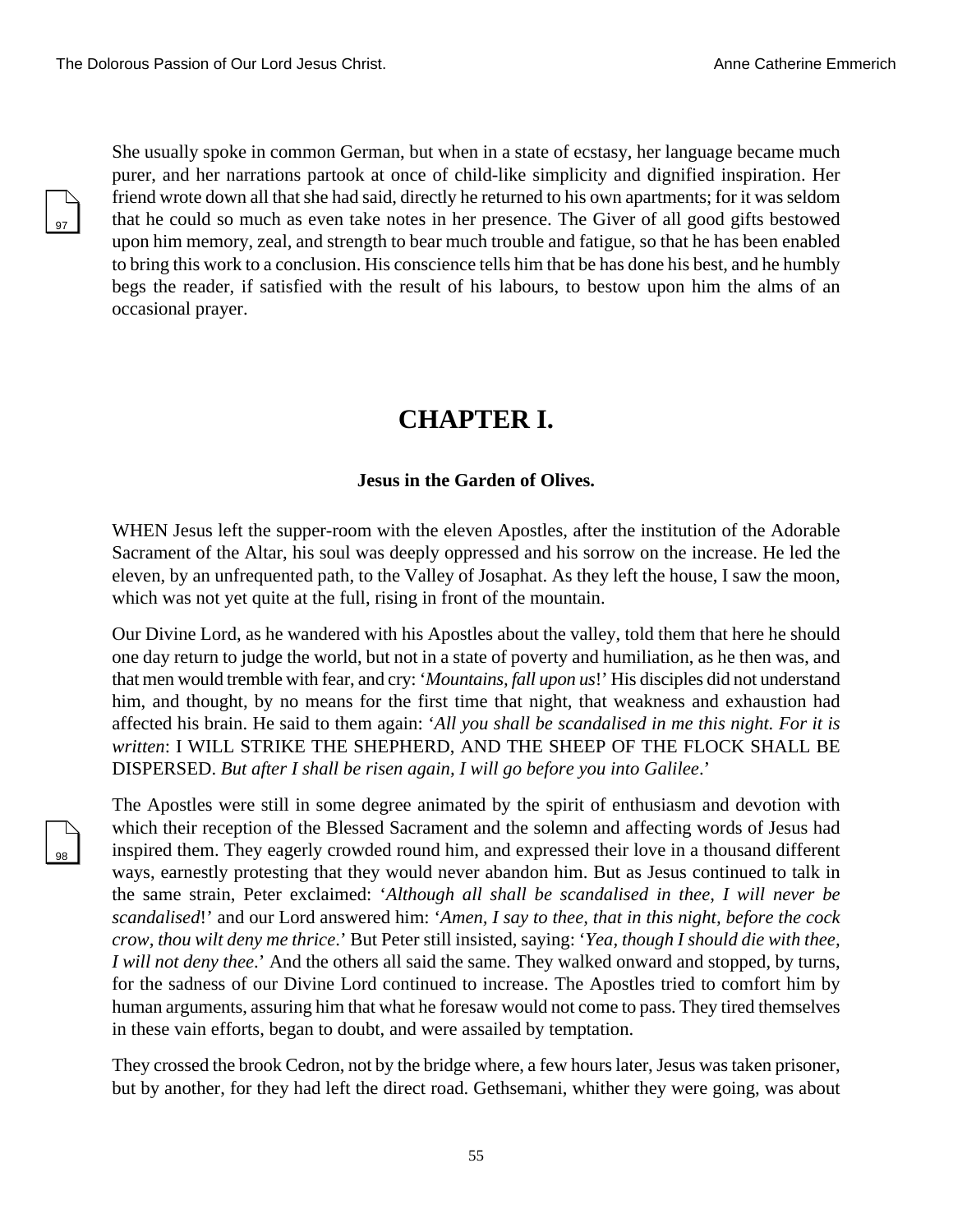She usually spoke in common German, but when in a state of ecstasy, her language became much purer, and her narrations partook at once of child-like simplicity and dignified inspiration. Her friend wrote down all that she had said, directly he returned to his own apartments; for it was seldom that he could so much as even take notes in her presence. The Giver of all good gifts bestowed upon him memory, zeal, and strength to bear much trouble and fatigue, so that he has been enabled to bring this work to a conclusion. His conscience tells him that be has done his best, and he humbly begs the reader, if satisfied with the result of his labours, to bestow upon him the alms of an occasional prayer.

# CHAPTER I.

### Jesus in the Garden of Olives.

WHEN Jesus left the supper-room with the eleven Apostles, after the institution of the Adorable Sacrament of the Altar, his soul was deeply oppressed and his sorrow on the increase. He led the eleven, by an unfrequented path, to the Valley of Josaphat. As they left the house, I saw the moon, which was not yet quite at the full, rising in front of the mountain.

Our Divine Lord, as he wandered with his Apostles about the valley, told them that here he should one day return to judge the world, but not in a state of poverty and humiliation, as he then was, and that men would tremble with fear, and cry: '*Mountains, fall upon us*!' His disciples did not understand him, and thought, by no means for the first time that night, that weakness and exhaustion had affected his brain. He said to them again: '*All you shall be scandalised in me this night. For it is written*: I WILL STRIKE THE SHEPHERD, AND THE SHEEP OF THE FLOCK SHALL BE DISPERSED. *But after I shall be risen again, I will go before you into Galilee*.'

The Apostles were still in some degree animated by the spirit of enthusiasm and devotion with which their reception of the Blessed Sacrament and the solemn and affecting words of Jesus had inspired them. They eagerly crowded round him, and expressed their love in a thousand different ways, earnestly protesting that they would never abandon him. But as Jesus continued to talk in the same strain, Peter exclaimed: '*Although all shall be scandalised in thee, I will never be scandalised*!' and our Lord answered him: '*Amen, I say to thee, that in this night, before the cock crow, thou wilt deny me thrice*.' But Peter still insisted, saying: '*Yea, though I should die with thee, I will not deny thee*.' And the others all said the same. They walked onward and stopped, by turns, for the sadness of our Divine Lord continued to increase. The Apostles tried to comfort him by human arguments, assuring him that what he foresaw would not come to pass. They tired themselves in these vain efforts, began to doubt, and were assailed by temptation.

They crossed the brook Cedron, not by the bridge where, a few hours later, Jesus was taken prisoner, but by another, for they had left the direct road. Gethsemani, whither they were going, was about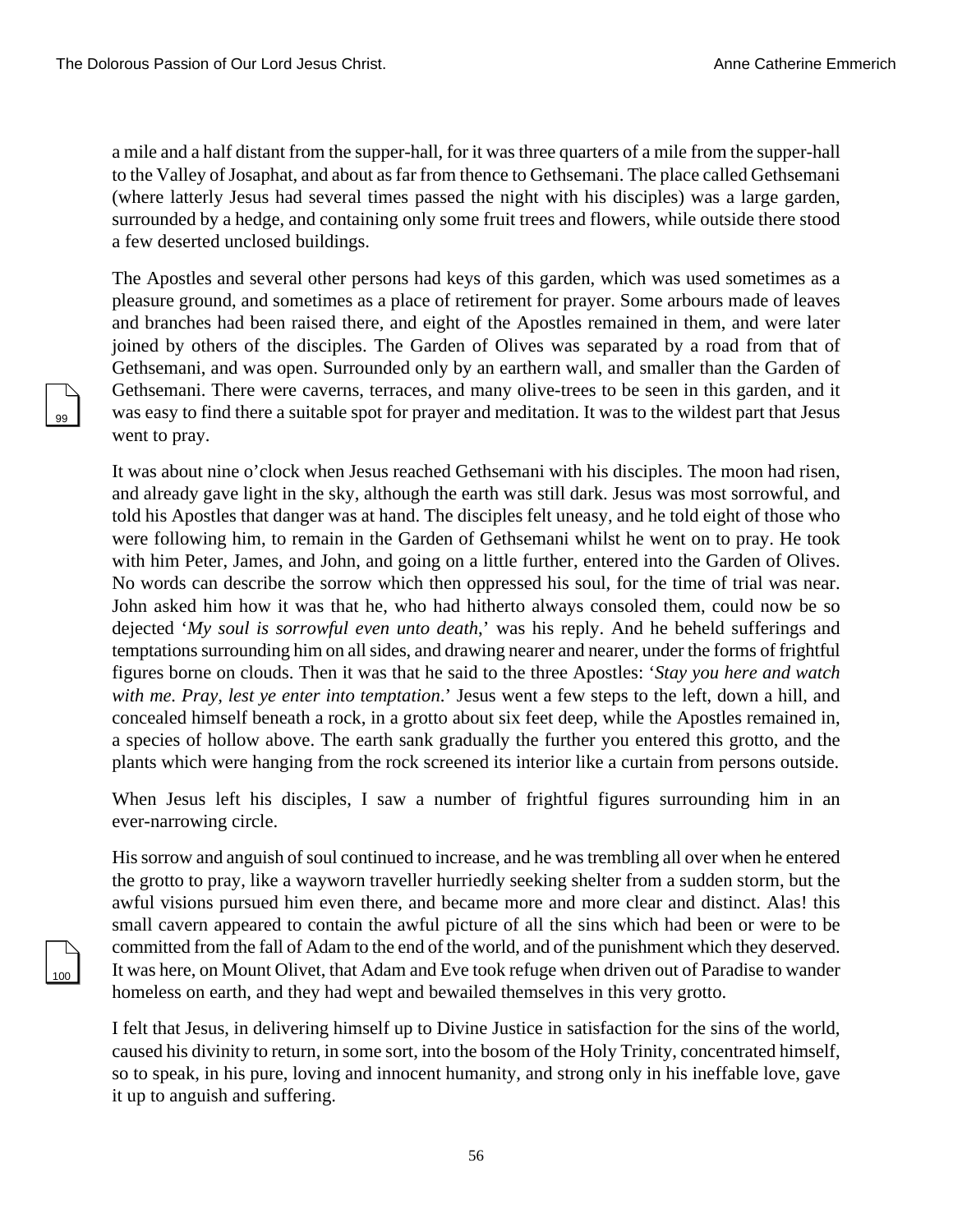a mile and a half distant from the supper-hall, for it was three quarters of a mile from the supper-hall to the Valley of Josaphat, and about as far from thence to Gethsemani. The place called Gethsemani (where latterly Jesus had several times passed the night with his disciples) was a large garden, surrounded by a hedge, and containing only some fruit trees and flowers, while outside there stood a few deserted unclosed buildings.

The Apostles and several other persons had keys of this garden, which was used sometimes as a pleasure ground, and sometimes as a place of retirement for prayer. Some arbours made of leaves and branches had been raised there, and eight of the Apostles remained in them, and were later joined by others of the disciples. The Garden of Olives was separated by a road from that of Gethsemani, and was open. Surrounded only by an earthern wall, and smaller than the Garden of Gethsemani. There were caverns, terraces, and many olive-trees to be seen in this garden, and it was easy to find there a suitable spot for prayer and meditation. It was to the wildest part that Jesus went to pray.

It was about nine o'clock when Jesus reached Gethsemani with his disciples. The moon had risen, and already gave light in the sky, although the earth was still dark. Jesus was most sorrowful, and told his Apostles that danger was at hand. The disciples felt uneasy, and he told eight of those who were following him, to remain in the Garden of Gethsemani whilst he went on to pray. He took with him Peter, James, and John, and going on a little further, entered into the Garden of Olives. No words can describe the sorrow which then oppressed his soul, for the time of trial was near. John asked him how it was that he, who had hitherto always consoled them, could now be so dejected '*My soul is sorrowful even unto death*,' was his reply. And he beheld sufferings and temptations surrounding him on all sides, and drawing nearer and nearer, under the forms of frightful figures borne on clouds. Then it was that he said to the three Apostles: '*Stay you here and watch with me. Pray, lest ye enter into temptation*.' Jesus went a few steps to the left, down a hill, and concealed himself beneath a rock, in a grotto about six feet deep, while the Apostles remained in, a species of hollow above. The earth sank gradually the further you entered this grotto, and the plants which were hanging from the rock screened its interior like a curtain from persons outside.

When Jesus left his disciples, I saw a number of frightful figures surrounding him in an ever-narrowing circle.

His sorrow and anguish of soul continued to increase, and he was trembling all over when he entered the grotto to pray, like a wayworn traveller hurriedly seeking shelter from a sudden storm, but the awful visions pursued him even there, and became more and more clear and distinct. Alas! this small cavern appeared to contain the awful picture of all the sins which had been or were to be committed from the fall of Adam to the end of the world, and of the punishment which they deserved. It was here, on Mount Olivet, that Adam and Eve took refuge when driven out of Paradise to wander homeless on earth, and they had wept and bewailed themselves in this very grotto.

I felt that Jesus, in delivering himself up to Divine Justice in satisfaction for the sins of the world, caused his divinity to return, in some sort, into the bosom of the Holy Trinity, concentrated himself, so to speak, in his pure, loving and innocent humanity, and strong only in his ineffable love, gave it up to anguish and suffering.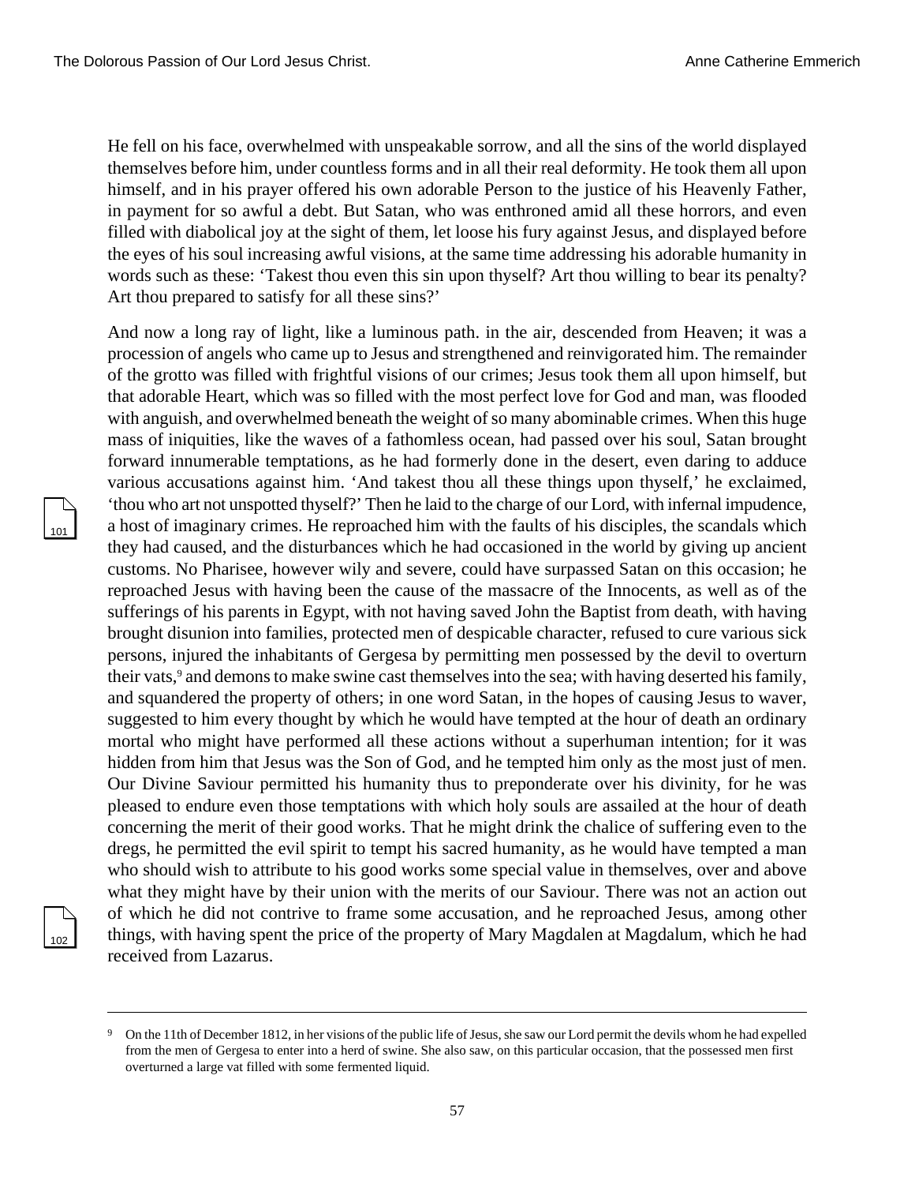He fell on his face, overwhelmed with unspeakable sorrow, and all the sins of the world displayed themselves before him, under countless forms and in all their real deformity. He took them all upon himself, and in his prayer offered his own adorable Person to the justice of his Heavenly Father, in payment for so awful a debt. But Satan, who was enthroned amid all these horrors, and even filled with diabolical joy at the sight of them, let loose his fury against Jesus, and displayed before the eyes of his soul increasing awful visions, at the same time addressing his adorable humanity in words such as these: 'Takest thou even this sin upon thyself? Art thou willing to bear its penalty? Art thou prepared to satisfy for all these sins?'

And now a long ray of light, like a luminous path. in the air, descended from Heaven; it was a procession of angels who came up to Jesus and strengthened and reinvigorated him. The remainder of the grotto was filled with frightful visions of our crimes; Jesus took them all upon himself, but that adorable Heart, which was so filled with the most perfect love for God and man, was flooded with anguish, and overwhelmed beneath the weight of so many abominable crimes. When this huge mass of iniquities, like the waves of a fathomless ocean, had passed over his soul, Satan brought forward innumerable temptations, as he had formerly done in the desert, even daring to adduce various accusations against him. 'And takest thou all these things upon thyself,' he exclaimed, 'thou who art not unspotted thyself?' Then he laid to the charge of our Lord, with infernal impudence, a host of imaginary crimes. He reproached him with the faults of his disciples, the scandals which they had caused, and the disturbances which he had occasioned in the world by giving up ancient customs. No Pharisee, however wily and severe, could have surpassed Satan on this occasion; he reproached Jesus with having been the cause of the massacre of the Innocents, as well as of the sufferings of his parents in Egypt, with not having saved John the Baptist from death, with having brought disunion into families, protected men of despicable character, refused to cure various sick persons, injured the inhabitants of Gergesa by permitting men possessed by the devil to overturn their vats,[9] and demons to make swine cast themselves into the sea; with having deserted his family, and squandered the property of others; in one word Satan, in the hopes of causing Jesus to waver, suggested to him every thought by which he would have tempted at the hour of death an ordinary mortal who might have performed all these actions without a superhuman intention; for it was hidden from him that Jesus was the Son of God, and he tempted him only as the most just of men. Our Divine Saviour permitted his humanity thus to preponderate over his divinity, for he was pleased to endure even those temptations with which holy souls are assailed at the hour of death concerning the merit of their good works. That he might drink the chalice of suffering even to the dregs, he permitted the evil spirit to tempt his sacred humanity, as he would have tempted a man who should wish to attribute to his good works some special value in themselves, over and above what they might have by their union with the merits of our Saviour. There was not an action out of which he did not contrive to frame some accusation, and he reproached Jesus, among other things, with having spent the price of the property of Mary Magdalen at Magdalum, which he had received from Lazarus.

---

[9] On the 11th of December 1812, in her visions of the public life of Jesus, she saw our Lord permit the devils whom he had expelled from the men of Gergesa to enter into a herd of swine. She also saw, on this particular occasion, that the possessed men first overturned a large vat filled with some fermented liquid.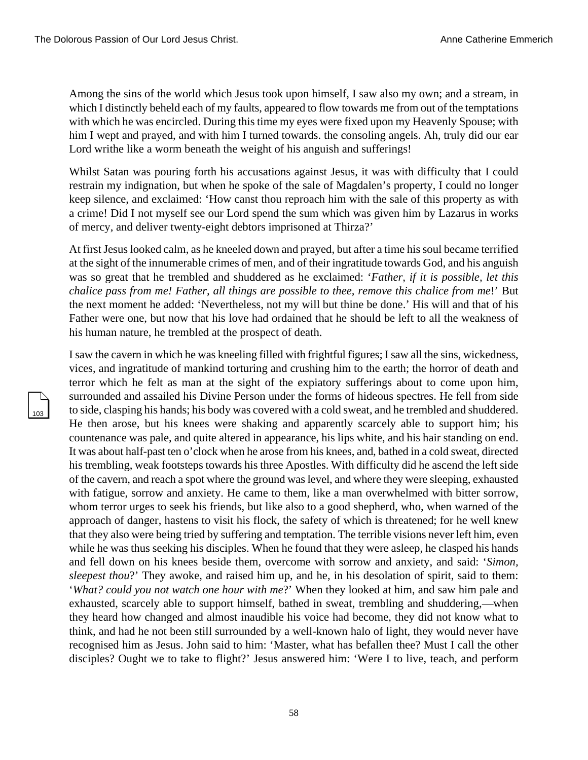Among the sins of the world which Jesus took upon himself, I saw also my own; and a stream, in which I distinctly beheld each of my faults, appeared to flow towards me from out of the temptations with which he was encircled. During this time my eyes were fixed upon my Heavenly Spouse; with him I wept and prayed, and with him I turned towards. the consoling angels. Ah, truly did our ear Lord writhe like a worm beneath the weight of his anguish and sufferings!

Whilst Satan was pouring forth his accusations against Jesus, it was with difficulty that I could restrain my indignation, but when he spoke of the sale of Magdalen's property, I could no longer keep silence, and exclaimed: 'How canst thou reproach him with the sale of this property as with a crime! Did I not myself see our Lord spend the sum which was given him by Lazarus in works of mercy, and deliver twenty-eight debtors imprisoned at Thirza?'

At first Jesus looked calm, as he kneeled down and prayed, but after a time his soul became terrified at the sight of the innumerable crimes of men, and of their ingratitude towards God, and his anguish was so great that he trembled and shuddered as he exclaimed: '*Father, if it is possible, let this chalice pass from me! Father, all things are possible to thee, remove this chalice from me*!' But the next moment he added: 'Nevertheless, not my will but thine be done.' His will and that of his Father were one, but now that his love had ordained that he should be left to all the weakness of his human nature, he trembled at the prospect of death.

I saw the cavern in which he was kneeling filled with frightful figures; I saw all the sins, wickedness, vices, and ingratitude of mankind torturing and crushing him to the earth; the horror of death and terror which he felt as man at the sight of the expiatory sufferings about to come upon him, surrounded and assailed his Divine Person under the forms of hideous spectres. He fell from side to side, clasping his hands; his body was covered with a cold sweat, and he trembled and shuddered. He then arose, but his knees were shaking and apparently scarcely able to support him; his countenance was pale, and quite altered in appearance, his lips white, and his hair standing on end. It was about half-past ten o'clock when he arose from his knees, and, bathed in a cold sweat, directed his trembling, weak footsteps towards his three Apostles. With difficulty did he ascend the left side of the cavern, and reach a spot where the ground was level, and where they were sleeping, exhausted with fatigue, sorrow and anxiety. He came to them, like a man overwhelmed with bitter sorrow, whom terror urges to seek his friends, but like also to a good shepherd, who, when warned of the approach of danger, hastens to visit his flock, the safety of which is threatened; for he well knew that they also were being tried by suffering and temptation. The terrible visions never left him, even while he was thus seeking his disciples. When he found that they were asleep, he clasped his hands and fell down on his knees beside them, overcome with sorrow and anxiety, and said: '*Simon, sleepest thou*?' They awoke, and raised him up, and he, in his desolation of spirit, said to them: '*What? could you not watch one hour with me*?' When they looked at him, and saw him pale and exhausted, scarcely able to support himself, bathed in sweat, trembling and shuddering,—when they heard how changed and almost inaudible his voice had become, they did not know what to think, and had he not been still surrounded by a well-known halo of light, they would never have recognised him as Jesus. John said to him: 'Master, what has befallen thee? Must I call the other disciples? Ought we to take to flight?' Jesus answered him: 'Were I to live, teach, and perform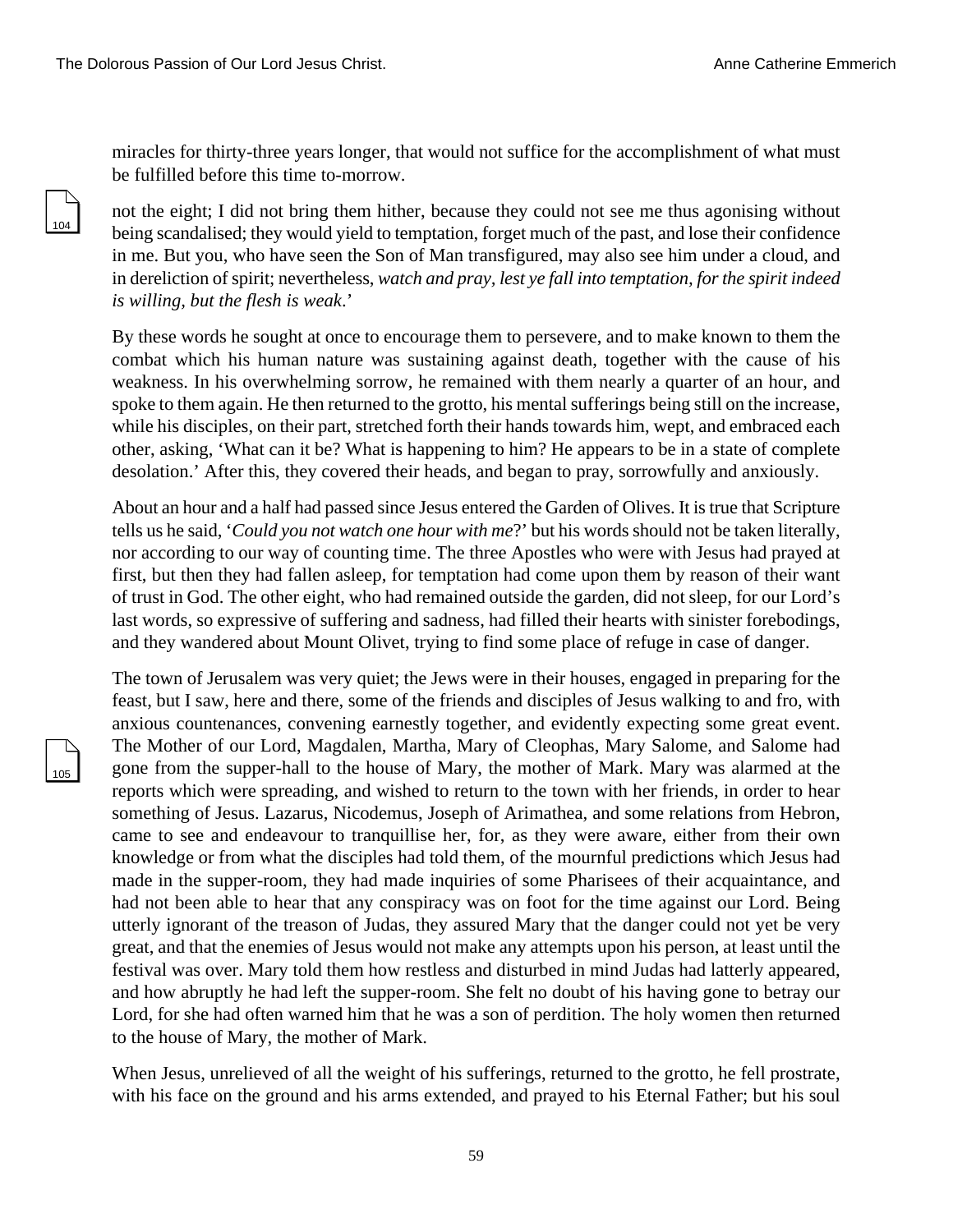miracles for thirty-three years longer, that would not suffice for the accomplishment of what must be fulfilled before this time to-morrow.

not the eight; I did not bring them hither, because they could not see me thus agonising without being scandalised; they would yield to temptation, forget much of the past, and lose their confidence in me. But you, who have seen the Son of Man transfigured, may also see him under a cloud, and in dereliction of spirit; nevertheless, *watch and pray, lest ye fall into temptation, for the spirit indeed is willing, but the flesh is weak*.'

By these words he sought at once to encourage them to persevere, and to make known to them the combat which his human nature was sustaining against death, together with the cause of his weakness. In his overwhelming sorrow, he remained with them nearly a quarter of an hour, and spoke to them again. He then returned to the grotto, his mental sufferings being still on the increase, while his disciples, on their part, stretched forth their hands towards him, wept, and embraced each other, asking, 'What can it be? What is happening to him? He appears to be in a state of complete desolation.' After this, they covered their heads, and began to pray, sorrowfully and anxiously.

About an hour and a half had passed since Jesus entered the Garden of Olives. It is true that Scripture tells us he said, '*Could you not watch one hour with me*?' but his words should not be taken literally, nor according to our way of counting time. The three Apostles who were with Jesus had prayed at first, but then they had fallen asleep, for temptation had come upon them by reason of their want of trust in God. The other eight, who had remained outside the garden, did not sleep, for our Lord's last words, so expressive of suffering and sadness, had filled their hearts with sinister forebodings, and they wandered about Mount Olivet, trying to find some place of refuge in case of danger.

The town of Jerusalem was very quiet; the Jews were in their houses, engaged in preparing for the feast, but I saw, here and there, some of the friends and disciples of Jesus walking to and fro, with anxious countenances, convening earnestly together, and evidently expecting some great event. The Mother of our Lord, Magdalen, Martha, Mary of Cleophas, Mary Salome, and Salome had gone from the supper-hall to the house of Mary, the mother of Mark. Mary was alarmed at the reports which were spreading, and wished to return to the town with her friends, in order to hear something of Jesus. Lazarus, Nicodemus, Joseph of Arimathea, and some relations from Hebron, came to see and endeavour to tranquillise her, for, as they were aware, either from their own knowledge or from what the disciples had told them, of the mournful predictions which Jesus had made in the supper-room, they had made inquiries of some Pharisees of their acquaintance, and had not been able to hear that any conspiracy was on foot for the time against our Lord. Being utterly ignorant of the treason of Judas, they assured Mary that the danger could not yet be very great, and that the enemies of Jesus would not make any attempts upon his person, at least until the festival was over. Mary told them how restless and disturbed in mind Judas had latterly appeared, and how abruptly he had left the supper-room. She felt no doubt of his having gone to betray our Lord, for she had often warned him that he was a son of perdition. The holy women then returned to the house of Mary, the mother of Mark.

When Jesus, unrelieved of all the weight of his sufferings, returned to the grotto, he fell prostrate, with his face on the ground and his arms extended, and prayed to his Eternal Father; but his soul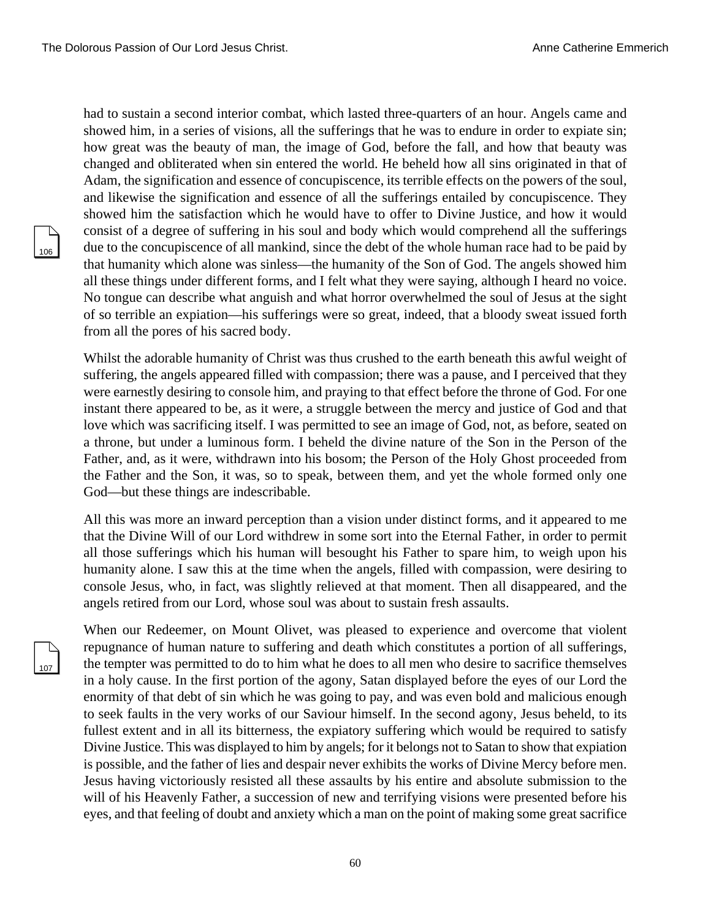had to sustain a second interior combat, which lasted three-quarters of an hour. Angels came and showed him, in a series of visions, all the sufferings that he was to endure in order to expiate sin; how great was the beauty of man, the image of God, before the fall, and how that beauty was changed and obliterated when sin entered the world. He beheld how all sins originated in that of Adam, the signification and essence of concupiscence, its terrible effects on the powers of the soul, and likewise the signification and essence of all the sufferings entailed by concupiscence. They showed him the satisfaction which he would have to offer to Divine Justice, and how it would consist of a degree of suffering in his soul and body which would comprehend all the sufferings due to the concupiscence of all mankind, since the debt of the whole human race had to be paid by that humanity which alone was sinless—the humanity of the Son of God. The angels showed him all these things under different forms, and I felt what they were saying, although I heard no voice. No tongue can describe what anguish and what horror overwhelmed the soul of Jesus at the sight of so terrible an expiation—his sufferings were so great, indeed, that a bloody sweat issued forth from all the pores of his sacred body.

Whilst the adorable humanity of Christ was thus crushed to the earth beneath this awful weight of suffering, the angels appeared filled with compassion; there was a pause, and I perceived that they were earnestly desiring to console him, and praying to that effect before the throne of God. For one instant there appeared to be, as it were, a struggle between the mercy and justice of God and that love which was sacrificing itself. I was permitted to see an image of God, not, as before, seated on a throne, but under a luminous form. I beheld the divine nature of the Son in the Person of the Father, and, as it were, withdrawn into his bosom; the Person of the Holy Ghost proceeded from the Father and the Son, it was, so to speak, between them, and yet the whole formed only one God—but these things are indescribable.

All this was more an inward perception than a vision under distinct forms, and it appeared to me that the Divine Will of our Lord withdrew in some sort into the Eternal Father, in order to permit all those sufferings which his human will besought his Father to spare him, to weigh upon his humanity alone. I saw this at the time when the angels, filled with compassion, were desiring to console Jesus, who, in fact, was slightly relieved at that moment. Then all disappeared, and the angels retired from our Lord, whose soul was about to sustain fresh assaults.

When our Redeemer, on Mount Olivet, was pleased to experience and overcome that violent repugnance of human nature to suffering and death which constitutes a portion of all sufferings, the tempter was permitted to do to him what he does to all men who desire to sacrifice themselves in a holy cause. In the first portion of the agony, Satan displayed before the eyes of our Lord the enormity of that debt of sin which he was going to pay, and was even bold and malicious enough to seek faults in the very works of our Saviour himself. In the second agony, Jesus beheld, to its fullest extent and in all its bitterness, the expiatory suffering which would be required to satisfy Divine Justice. This was displayed to him by angels; for it belongs not to Satan to show that expiation is possible, and the father of lies and despair never exhibits the works of Divine Mercy before men. Jesus having victoriously resisted all these assaults by his entire and absolute submission to the will of his Heavenly Father, a succession of new and terrifying visions were presented before his eyes, and that feeling of doubt and anxiety which a man on the point of making some great sacrifice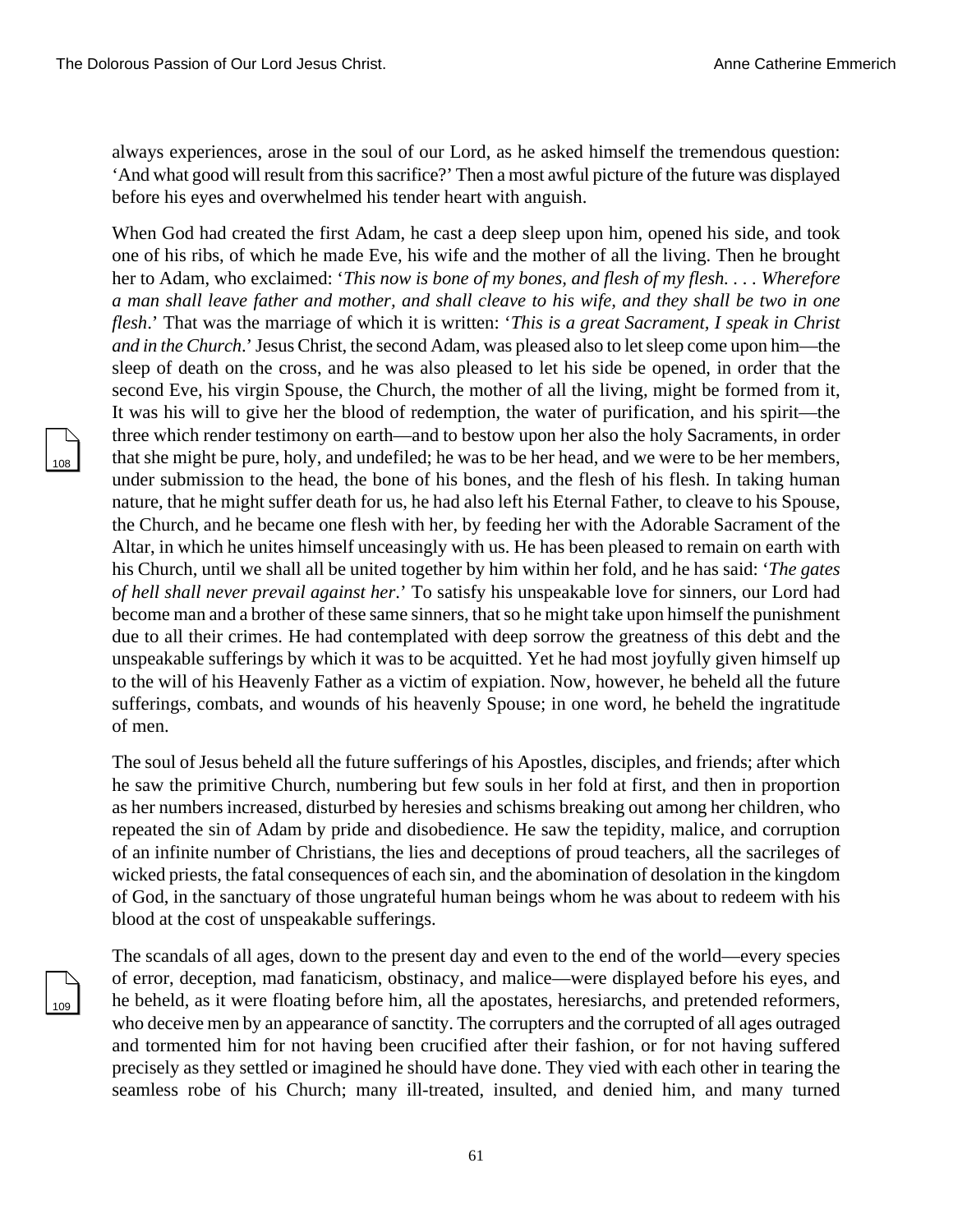always experiences, arose in the soul of our Lord, as he asked himself the tremendous question: 'And what good will result from this sacrifice?' Then a most awful picture of the future was displayed before his eyes and overwhelmed his tender heart with anguish.

When God had created the first Adam, he cast a deep sleep upon him, opened his side, and took one of his ribs, of which he made Eve, his wife and the mother of all the living. Then he brought her to Adam, who exclaimed: '*This now is bone of my bones, and flesh of my flesh. . . . Wherefore a man shall leave father and mother, and shall cleave to his wife, and they shall be two in one flesh*.' That was the marriage of which it is written: '*This is a great Sacrament, I speak in Christ and in the Church*.' Jesus Christ, the second Adam, was pleased also to let sleep come upon him—the sleep of death on the cross, and he was also pleased to let his side be opened, in order that the second Eve, his virgin Spouse, the Church, the mother of all the living, might be formed from it, It was his will to give her the blood of redemption, the water of purification, and his spirit—the three which render testimony on earth—and to bestow upon her also the holy Sacraments, in order that she might be pure, holy, and undefiled; he was to be her head, and we were to be her members, under submission to the head, the bone of his bones, and the flesh of his flesh. In taking human nature, that he might suffer death for us, he had also left his Eternal Father, to cleave to his Spouse, the Church, and he became one flesh with her, by feeding her with the Adorable Sacrament of the Altar, in which he unites himself unceasingly with us. He has been pleased to remain on earth with his Church, until we shall all be united together by him within her fold, and he has said: '*The gates of hell shall never prevail against her*.' To satisfy his unspeakable love for sinners, our Lord had become man and a brother of these same sinners, that so he might take upon himself the punishment due to all their crimes. He had contemplated with deep sorrow the greatness of this debt and the unspeakable sufferings by which it was to be acquitted. Yet he had most joyfully given himself up to the will of his Heavenly Father as a victim of expiation. Now, however, he beheld all the future sufferings, combats, and wounds of his heavenly Spouse; in one word, he beheld the ingratitude of men.

The soul of Jesus beheld all the future sufferings of his Apostles, disciples, and friends; after which he saw the primitive Church, numbering but few souls in her fold at first, and then in proportion as her numbers increased, disturbed by heresies and schisms breaking out among her children, who repeated the sin of Adam by pride and disobedience. He saw the tepidity, malice, and corruption of an infinite number of Christians, the lies and deceptions of proud teachers, all the sacrileges of wicked priests, the fatal consequences of each sin, and the abomination of desolation in the kingdom of God, in the sanctuary of those ungrateful human beings whom he was about to redeem with his blood at the cost of unspeakable sufferings.

The scandals of all ages, down to the present day and even to the end of the world—every species of error, deception, mad fanaticism, obstinacy, and malice—were displayed before his eyes, and he beheld, as it were floating before him, all the apostates, heresiarchs, and pretended reformers, who deceive men by an appearance of sanctity. The corrupters and the corrupted of all ages outraged and tormented him for not having been crucified after their fashion, or for not having suffered precisely as they settled or imagined he should have done. They vied with each other in tearing the seamless robe of his Church; many ill-treated, insulted, and denied him, and many turned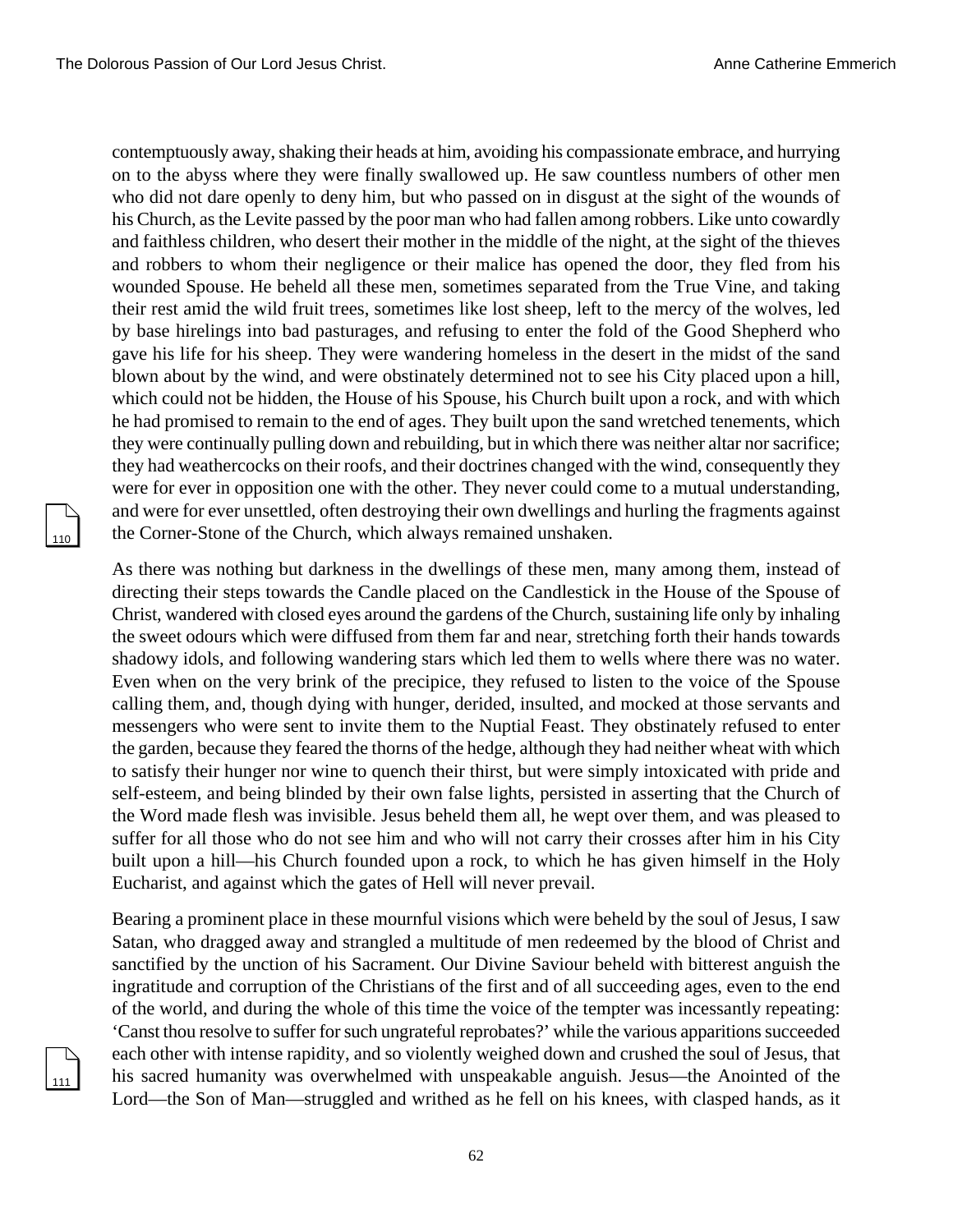contemptuously away, shaking their heads at him, avoiding his compassionate embrace, and hurrying on to the abyss where they were finally swallowed up. He saw countless numbers of other men who did not dare openly to deny him, but who passed on in disgust at the sight of the wounds of his Church, as the Levite passed by the poor man who had fallen among robbers. Like unto cowardly and faithless children, who desert their mother in the middle of the night, at the sight of the thieves and robbers to whom their negligence or their malice has opened the door, they fled from his wounded Spouse. He beheld all these men, sometimes separated from the True Vine, and taking their rest amid the wild fruit trees, sometimes like lost sheep, left to the mercy of the wolves, led by base hirelings into bad pasturages, and refusing to enter the fold of the Good Shepherd who gave his life for his sheep. They were wandering homeless in the desert in the midst of the sand blown about by the wind, and were obstinately determined not to see his City placed upon a hill, which could not be hidden, the House of his Spouse, his Church built upon a rock, and with which he had promised to remain to the end of ages. They built upon the sand wretched tenements, which they were continually pulling down and rebuilding, but in which there was neither altar nor sacrifice; they had weathercocks on their roofs, and their doctrines changed with the wind, consequently they were for ever in opposition one with the other. They never could come to a mutual understanding, and were for ever unsettled, often destroying their own dwellings and hurling the fragments against the Corner-Stone of the Church, which always remained unshaken.

As there was nothing but darkness in the dwellings of these men, many among them, instead of directing their steps towards the Candle placed on the Candlestick in the House of the Spouse of Christ, wandered with closed eyes around the gardens of the Church, sustaining life only by inhaling the sweet odours which were diffused from them far and near, stretching forth their hands towards shadowy idols, and following wandering stars which led them to wells where there was no water. Even when on the very brink of the precipice, they refused to listen to the voice of the Spouse calling them, and, though dying with hunger, derided, insulted, and mocked at those servants and messengers who were sent to invite them to the Nuptial Feast. They obstinately refused to enter the garden, because they feared the thorns of the hedge, although they had neither wheat with which to satisfy their hunger nor wine to quench their thirst, but were simply intoxicated with pride and self-esteem, and being blinded by their own false lights, persisted in asserting that the Church of the Word made flesh was invisible. Jesus beheld them all, he wept over them, and was pleased to suffer for all those who do not see him and who will not carry their crosses after him in his City built upon a hill—his Church founded upon a rock, to which he has given himself in the Holy Eucharist, and against which the gates of Hell will never prevail.

Bearing a prominent place in these mournful visions which were beheld by the soul of Jesus, I saw Satan, who dragged away and strangled a multitude of men redeemed by the blood of Christ and sanctified by the unction of his Sacrament. Our Divine Saviour beheld with bitterest anguish the ingratitude and corruption of the Christians of the first and of all succeeding ages, even to the end of the world, and during the whole of this time the voice of the tempter was incessantly repeating: 'Canst thou resolve to suffer for such ungrateful reprobates?' while the various apparitions succeeded each other with intense rapidity, and so violently weighed down and crushed the soul of Jesus, that his sacred humanity was overwhelmed with unspeakable anguish. Jesus—the Anointed of the Lord—the Son of Man—struggled and writhed as he fell on his knees, with clasped hands, as it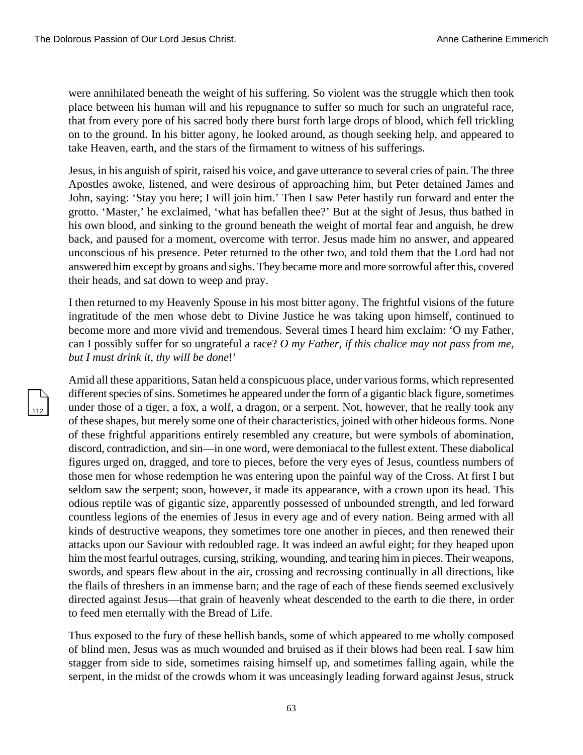were annihilated beneath the weight of his suffering. So violent was the struggle which then took place between his human will and his repugnance to suffer so much for such an ungrateful race, that from every pore of his sacred body there burst forth large drops of blood, which fell trickling on to the ground. In his bitter agony, he looked around, as though seeking help, and appeared to take Heaven, earth, and the stars of the firmament to witness of his sufferings.

Jesus, in his anguish of spirit, raised his voice, and gave utterance to several cries of pain. The three Apostles awoke, listened, and were desirous of approaching him, but Peter detained James and John, saying: 'Stay you here; I will join him.' Then I saw Peter hastily run forward and enter the grotto. 'Master,' he exclaimed, 'what has befallen thee?' But at the sight of Jesus, thus bathed in his own blood, and sinking to the ground beneath the weight of mortal fear and anguish, he drew back, and paused for a moment, overcome with terror. Jesus made him no answer, and appeared unconscious of his presence. Peter returned to the other two, and told them that the Lord had not answered him except by groans and sighs. They became more and more sorrowful after this, covered their heads, and sat down to weep and pray.

I then returned to my Heavenly Spouse in his most bitter agony. The frightful visions of the future ingratitude of the men whose debt to Divine Justice he was taking upon himself, continued to become more and more vivid and tremendous. Several times I heard him exclaim: 'O my Father, can I possibly suffer for so ungrateful a race? *O my Father, if this chalice may not pass from me, but I must drink it, thy will be done*!'

Amid all these apparitions, Satan held a conspicuous place, under various forms, which represented different species of sins. Sometimes he appeared under the form of a gigantic black figure, sometimes under those of a tiger, a fox, a wolf, a dragon, or a serpent. Not, however, that he really took any of these shapes, but merely some one of their characteristics, joined with other hideous forms. None of these frightful apparitions entirely resembled any creature, but were symbols of abomination, discord, contradiction, and sin—in one word, were demoniacal to the fullest extent. These diabolical figures urged on, dragged, and tore to pieces, before the very eyes of Jesus, countless numbers of those men for whose redemption he was entering upon the painful way of the Cross. At first I but seldom saw the serpent; soon, however, it made its appearance, with a crown upon its head. This odious reptile was of gigantic size, apparently possessed of unbounded strength, and led forward countless legions of the enemies of Jesus in every age and of every nation. Being armed with all kinds of destructive weapons, they sometimes tore one another in pieces, and then renewed their attacks upon our Saviour with redoubled rage. It was indeed an awful eight; for they heaped upon him the most fearful outrages, cursing, striking, wounding, and tearing him in pieces. Their weapons, swords, and spears flew about in the air, crossing and recrossing continually in all directions, like the flails of threshers in an immense barn; and the rage of each of these fiends seemed exclusively directed against Jesus—that grain of heavenly wheat descended to the earth to die there, in order to feed men eternally with the Bread of Life.

Thus exposed to the fury of these hellish bands, some of which appeared to me wholly composed of blind men, Jesus was as much wounded and bruised as if their blows had been real. I saw him stagger from side to side, sometimes raising himself up, and sometimes falling again, while the serpent, in the midst of the crowds whom it was unceasingly leading forward against Jesus, struck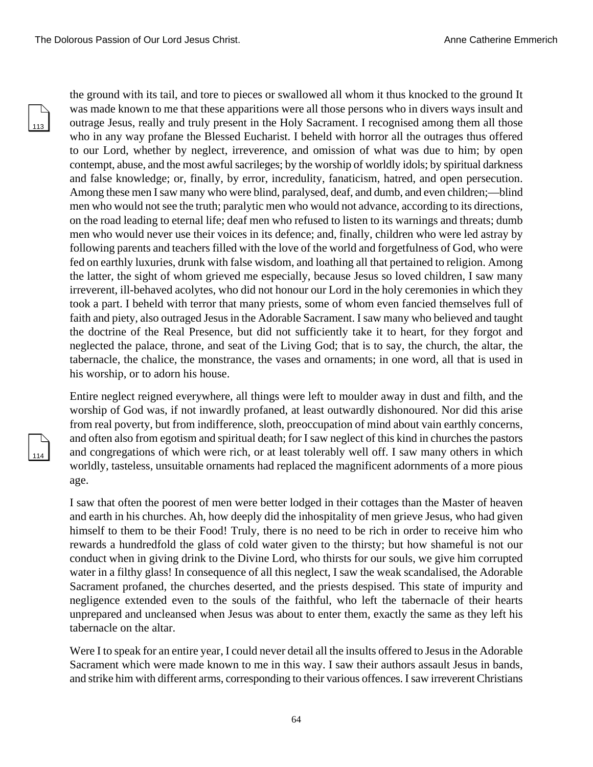the ground with its tail, and tore to pieces or swallowed all whom it thus knocked to the ground It was made known to me that these apparitions were all those persons who in divers ways insult and outrage Jesus, really and truly present in the Holy Sacrament. I recognised among them all those who in any way profane the Blessed Eucharist. I beheld with horror all the outrages thus offered to our Lord, whether by neglect, irreverence, and omission of what was due to him; by open contempt, abuse, and the most awful sacrileges; by the worship of worldly idols; by spiritual darkness and false knowledge; or, finally, by error, incredulity, fanaticism, hatred, and open persecution. Among these men I saw many who were blind, paralysed, deaf, and dumb, and even children;—blind men who would not see the truth; paralytic men who would not advance, according to its directions, on the road leading to eternal life; deaf men who refused to listen to its warnings and threats; dumb men who would never use their voices in its defence; and, finally, children who were led astray by following parents and teachers filled with the love of the world and forgetfulness of God, who were fed on earthly luxuries, drunk with false wisdom, and loathing all that pertained to religion. Among the latter, the sight of whom grieved me especially, because Jesus so loved children, I saw many irreverent, ill-behaved acolytes, who did not honour our Lord in the holy ceremonies in which they took a part. I beheld with terror that many priests, some of whom even fancied themselves full of faith and piety, also outraged Jesus in the Adorable Sacrament. I saw many who believed and taught the doctrine of the Real Presence, but did not sufficiently take it to heart, for they forgot and neglected the palace, throne, and seat of the Living God; that is to say, the church, the altar, the tabernacle, the chalice, the monstrance, the vases and ornaments; in one word, all that is used in his worship, or to adorn his house.

Entire neglect reigned everywhere, all things were left to moulder away in dust and filth, and the worship of God was, if not inwardly profaned, at least outwardly dishonoured. Nor did this arise from real poverty, but from indifference, sloth, preoccupation of mind about vain earthly concerns, and often also from egotism and spiritual death; for I saw neglect of this kind in churches the pastors and congregations of which were rich, or at least tolerably well off. I saw many others in which worldly, tasteless, unsuitable ornaments had replaced the magnificent adornments of a more pious age.

I saw that often the poorest of men were better lodged in their cottages than the Master of heaven and earth in his churches. Ah, how deeply did the inhospitality of men grieve Jesus, who had given himself to them to be their Food! Truly, there is no need to be rich in order to receive him who rewards a hundredfold the glass of cold water given to the thirsty; but how shameful is not our conduct when in giving drink to the Divine Lord, who thirsts for our souls, we give him corrupted water in a filthy glass! In consequence of all this neglect, I saw the weak scandalised, the Adorable Sacrament profaned, the churches deserted, and the priests despised. This state of impurity and negligence extended even to the souls of the faithful, who left the tabernacle of their hearts unprepared and uncleansed when Jesus was about to enter them, exactly the same as they left his tabernacle on the altar.

Were I to speak for an entire year, I could never detail all the insults offered to Jesus in the Adorable Sacrament which were made known to me in this way. I saw their authors assault Jesus in bands, and strike him with different arms, corresponding to their various offences. I saw irreverent Christians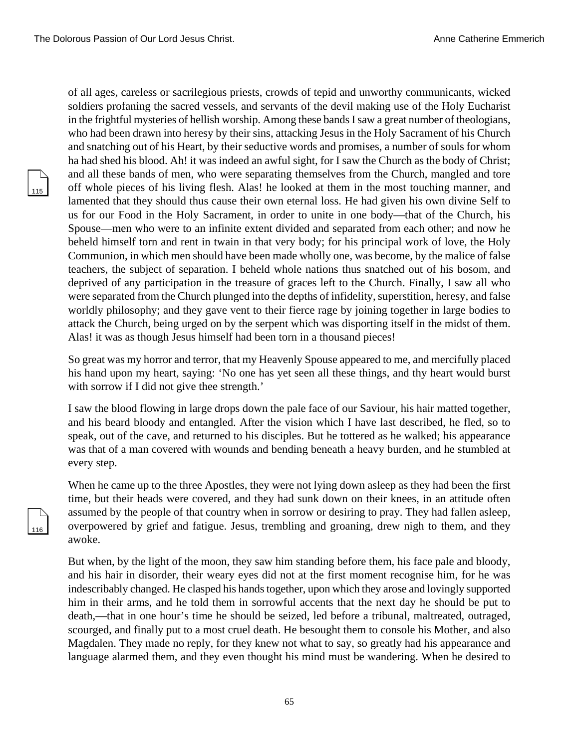of all ages, careless or sacrilegious priests, crowds of tepid and unworthy communicants, wicked soldiers profaning the sacred vessels, and servants of the devil making use of the Holy Eucharist in the frightful mysteries of hellish worship. Among these bands I saw a great number of theologians, who had been drawn into heresy by their sins, attacking Jesus in the Holy Sacrament of his Church and snatching out of his Heart, by their seductive words and promises, a number of souls for whom ha had shed his blood. Ah! it was indeed an awful sight, for I saw the Church as the body of Christ; and all these bands of men, who were separating themselves from the Church, mangled and tore off whole pieces of his living flesh. Alas! he looked at them in the most touching manner, and lamented that they should thus cause their own eternal loss. He had given his own divine Self to us for our Food in the Holy Sacrament, in order to unite in one body—that of the Church, his Spouse—men who were to an infinite extent divided and separated from each other; and now he beheld himself torn and rent in twain in that very body; for his principal work of love, the Holy Communion, in which men should have been made wholly one, was become, by the malice of false teachers, the subject of separation. I beheld whole nations thus snatched out of his bosom, and deprived of any participation in the treasure of graces left to the Church. Finally, I saw all who were separated from the Church plunged into the depths of infidelity, superstition, heresy, and false worldly philosophy; and they gave vent to their fierce rage by joining together in large bodies to attack the Church, being urged on by the serpent which was disporting itself in the midst of them. Alas! it was as though Jesus himself had been torn in a thousand pieces!

So great was my horror and terror, that my Heavenly Spouse appeared to me, and mercifully placed his hand upon my heart, saying: 'No one has yet seen all these things, and thy heart would burst with sorrow if I did not give thee strength.'

I saw the blood flowing in large drops down the pale face of our Saviour, his hair matted together, and his beard bloody and entangled. After the vision which I have last described, he fled, so to speak, out of the cave, and returned to his disciples. But he tottered as he walked; his appearance was that of a man covered with wounds and bending beneath a heavy burden, and he stumbled at every step.

When he came up to the three Apostles, they were not lying down asleep as they had been the first time, but their heads were covered, and they had sunk down on their knees, in an attitude often assumed by the people of that country when in sorrow or desiring to pray. They had fallen asleep, overpowered by grief and fatigue. Jesus, trembling and groaning, drew nigh to them, and they awoke.

But when, by the light of the moon, they saw him standing before them, his face pale and bloody, and his hair in disorder, their weary eyes did not at the first moment recognise him, for he was indescribably changed. He clasped his hands together, upon which they arose and lovingly supported him in their arms, and he told them in sorrowful accents that the next day he should be put to death,—that in one hour's time he should be seized, led before a tribunal, maltreated, outraged, scourged, and finally put to a most cruel death. He besought them to console his Mother, and also Magdalen. They made no reply, for they knew not what to say, so greatly had his appearance and language alarmed them, and they even thought his mind must be wandering. When he desired to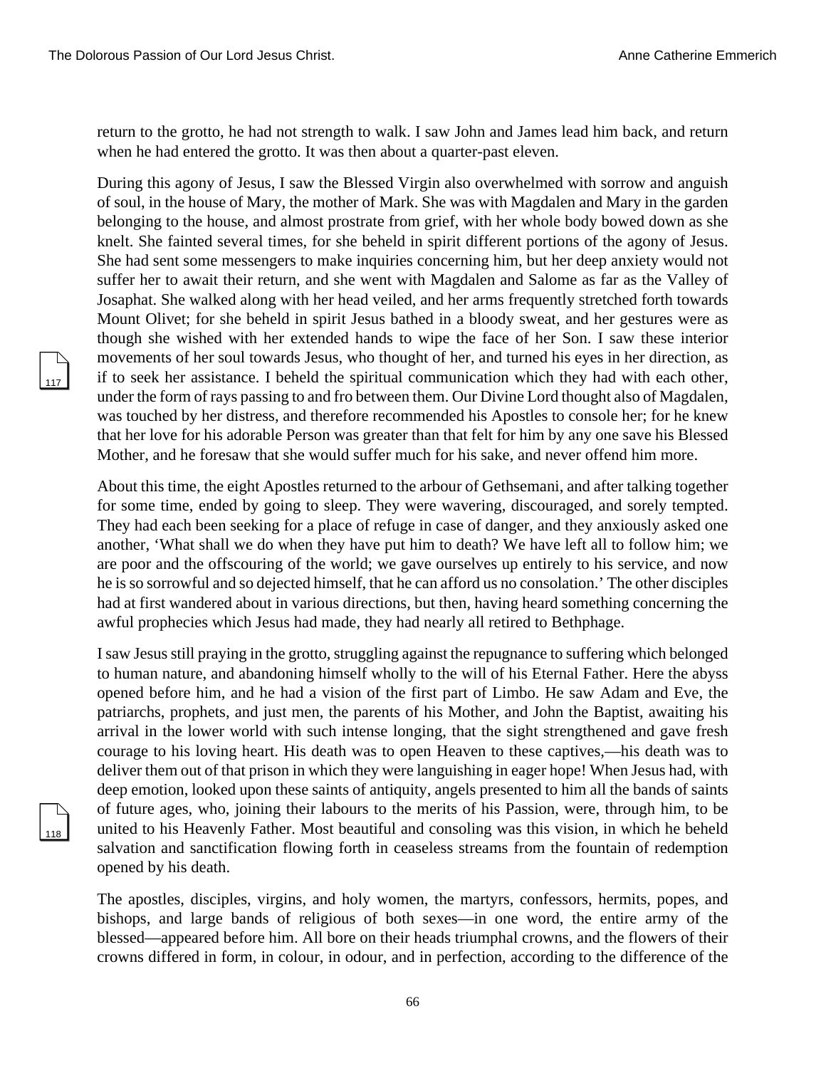return to the grotto, he had not strength to walk. I saw John and James lead him back, and return when he had entered the grotto. It was then about a quarter-past eleven.

During this agony of Jesus, I saw the Blessed Virgin also overwhelmed with sorrow and anguish of soul, in the house of Mary, the mother of Mark. She was with Magdalen and Mary in the garden belonging to the house, and almost prostrate from grief, with her whole body bowed down as she knelt. She fainted several times, for she beheld in spirit different portions of the agony of Jesus. She had sent some messengers to make inquiries concerning him, but her deep anxiety would not suffer her to await their return, and she went with Magdalen and Salome as far as the Valley of Josaphat. She walked along with her head veiled, and her arms frequently stretched forth towards Mount Olivet; for she beheld in spirit Jesus bathed in a bloody sweat, and her gestures were as though she wished with her extended hands to wipe the face of her Son. I saw these interior movements of her soul towards Jesus, who thought of her, and turned his eyes in her direction, as if to seek her assistance. I beheld the spiritual communication which they had with each other, under the form of rays passing to and fro between them. Our Divine Lord thought also of Magdalen, was touched by her distress, and therefore recommended his Apostles to console her; for he knew that her love for his adorable Person was greater than that felt for him by any one save his Blessed Mother, and he foresaw that she would suffer much for his sake, and never offend him more.

About this time, the eight Apostles returned to the arbour of Gethsemani, and after talking together for some time, ended by going to sleep. They were wavering, discouraged, and sorely tempted. They had each been seeking for a place of refuge in case of danger, and they anxiously asked one another, 'What shall we do when they have put him to death? We have left all to follow him; we are poor and the offscouring of the world; we gave ourselves up entirely to his service, and now he is so sorrowful and so dejected himself, that he can afford us no consolation.' The other disciples had at first wandered about in various directions, but then, having heard something concerning the awful prophecies which Jesus had made, they had nearly all retired to Bethphage.

I saw Jesus still praying in the grotto, struggling against the repugnance to suffering which belonged to human nature, and abandoning himself wholly to the will of his Eternal Father. Here the abyss opened before him, and he had a vision of the first part of Limbo. He saw Adam and Eve, the patriarchs, prophets, and just men, the parents of his Mother, and John the Baptist, awaiting his arrival in the lower world with such intense longing, that the sight strengthened and gave fresh courage to his loving heart. His death was to open Heaven to these captives,—his death was to deliver them out of that prison in which they were languishing in eager hope! When Jesus had, with deep emotion, looked upon these saints of antiquity, angels presented to him all the bands of saints of future ages, who, joining their labours to the merits of his Passion, were, through him, to be united to his Heavenly Father. Most beautiful and consoling was this vision, in which he beheld salvation and sanctification flowing forth in ceaseless streams from the fountain of redemption opened by his death.

The apostles, disciples, virgins, and holy women, the martyrs, confessors, hermits, popes, and bishops, and large bands of religious of both sexes—in one word, the entire army of the blessed—appeared before him. All bore on their heads triumphal crowns, and the flowers of their crowns differed in form, in colour, in odour, and in perfection, according to the difference of the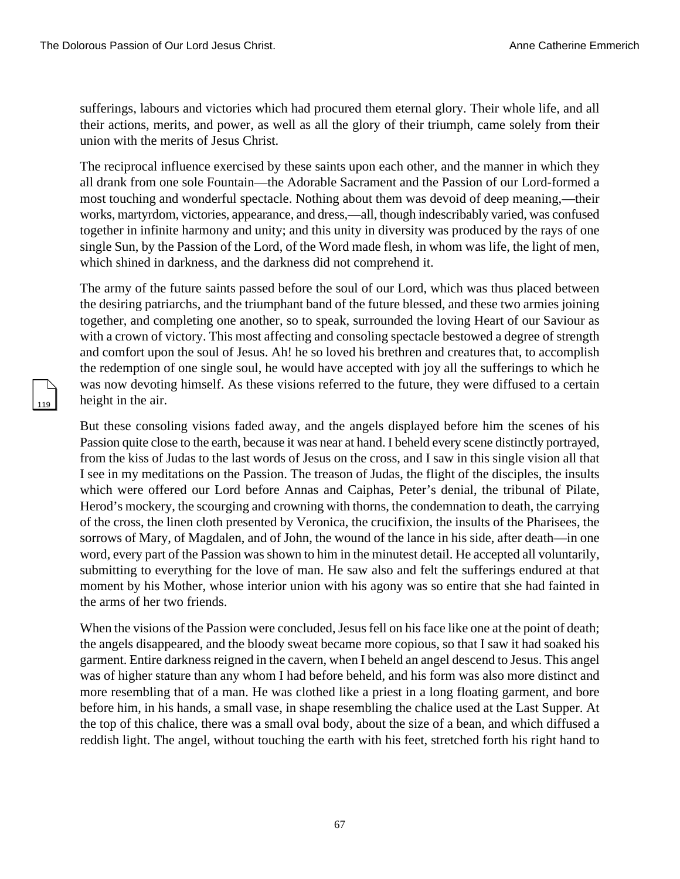sufferings, labours and victories which had procured them eternal glory. Their whole life, and all their actions, merits, and power, as well as all the glory of their triumph, came solely from their union with the merits of Jesus Christ.

The reciprocal influence exercised by these saints upon each other, and the manner in which they all drank from one sole Fountain—the Adorable Sacrament and the Passion of our Lord-formed a most touching and wonderful spectacle. Nothing about them was devoid of deep meaning,—their works, martyrdom, victories, appearance, and dress,—all, though indescribably varied, was confused together in infinite harmony and unity; and this unity in diversity was produced by the rays of one single Sun, by the Passion of the Lord, of the Word made flesh, in whom was life, the light of men, which shined in darkness, and the darkness did not comprehend it.

The army of the future saints passed before the soul of our Lord, which was thus placed between the desiring patriarchs, and the triumphant band of the future blessed, and these two armies joining together, and completing one another, so to speak, surrounded the loving Heart of our Saviour as with a crown of victory. This most affecting and consoling spectacle bestowed a degree of strength and comfort upon the soul of Jesus. Ah! he so loved his brethren and creatures that, to accomplish the redemption of one single soul, he would have accepted with joy all the sufferings to which he was now devoting himself. As these visions referred to the future, they were diffused to a certain height in the air.

But these consoling visions faded away, and the angels displayed before him the scenes of his Passion quite close to the earth, because it was near at hand. I beheld every scene distinctly portrayed, from the kiss of Judas to the last words of Jesus on the cross, and I saw in this single vision all that I see in my meditations on the Passion. The treason of Judas, the flight of the disciples, the insults which were offered our Lord before Annas and Caiphas, Peter's denial, the tribunal of Pilate, Herod's mockery, the scourging and crowning with thorns, the condemnation to death, the carrying of the cross, the linen cloth presented by Veronica, the crucifixion, the insults of the Pharisees, the sorrows of Mary, of Magdalen, and of John, the wound of the lance in his side, after death—in one word, every part of the Passion was shown to him in the minutest detail. He accepted all voluntarily, submitting to everything for the love of man. He saw also and felt the sufferings endured at that moment by his Mother, whose interior union with his agony was so entire that she had fainted in the arms of her two friends.

When the visions of the Passion were concluded, Jesus fell on his face like one at the point of death; the angels disappeared, and the bloody sweat became more copious, so that I saw it had soaked his garment. Entire darkness reigned in the cavern, when I beheld an angel descend to Jesus. This angel was of higher stature than any whom I had before beheld, and his form was also more distinct and more resembling that of a man. He was clothed like a priest in a long floating garment, and bore before him, in his hands, a small vase, in shape resembling the chalice used at the Last Supper. At the top of this chalice, there was a small oval body, about the size of a bean, and which diffused a reddish light. The angel, without touching the earth with his feet, stretched forth his right hand to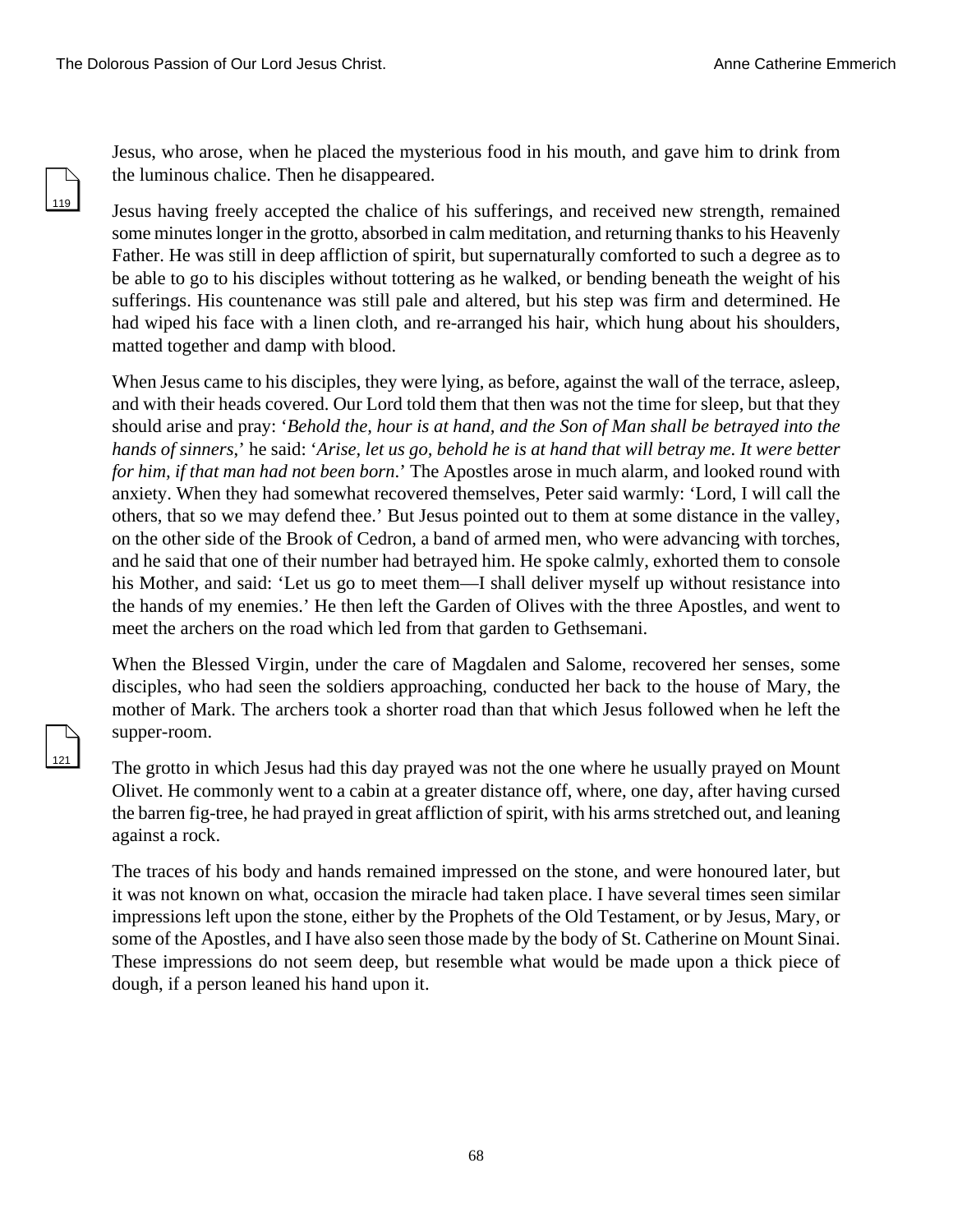Jesus, who arose, when he placed the mysterious food in his mouth, and gave him to drink from the luminous chalice. Then he disappeared.

Jesus having freely accepted the chalice of his sufferings, and received new strength, remained some minutes longer in the grotto, absorbed in calm meditation, and returning thanks to his Heavenly Father. He was still in deep affliction of spirit, but supernaturally comforted to such a degree as to be able to go to his disciples without tottering as he walked, or bending beneath the weight of his sufferings. His countenance was still pale and altered, but his step was firm and determined. He had wiped his face with a linen cloth, and re-arranged his hair, which hung about his shoulders, matted together and damp with blood.

When Jesus came to his disciples, they were lying, as before, against the wall of the terrace, asleep, and with their heads covered. Our Lord told them that then was not the time for sleep, but that they should arise and pray: '*Behold the, hour is at hand, and the Son of Man shall be betrayed into the hands of sinners*,' he said: '*Arise, let us go, behold he is at hand that will betray me. It were better for him, if that man had not been born*.' The Apostles arose in much alarm, and looked round with anxiety. When they had somewhat recovered themselves, Peter said warmly: 'Lord, I will call the others, that so we may defend thee.' But Jesus pointed out to them at some distance in the valley, on the other side of the Brook of Cedron, a band of armed men, who were advancing with torches, and he said that one of their number had betrayed him. He spoke calmly, exhorted them to console his Mother, and said: 'Let us go to meet them—I shall deliver myself up without resistance into the hands of my enemies.' He then left the Garden of Olives with the three Apostles, and went to meet the archers on the road which led from that garden to Gethsemani.

When the Blessed Virgin, under the care of Magdalen and Salome, recovered her senses, some disciples, who had seen the soldiers approaching, conducted her back to the house of Mary, the mother of Mark. The archers took a shorter road than that which Jesus followed when he left the supper-room.

The grotto in which Jesus had this day prayed was not the one where he usually prayed on Mount Olivet. He commonly went to a cabin at a greater distance off, where, one day, after having cursed the barren fig-tree, he had prayed in great affliction of spirit, with his arms stretched out, and leaning against a rock.

The traces of his body and hands remained impressed on the stone, and were honoured later, but it was not known on what, occasion the miracle had taken place. I have several times seen similar impressions left upon the stone, either by the Prophets of the Old Testament, or by Jesus, Mary, or some of the Apostles, and I have also seen those made by the body of St. Catherine on Mount Sinai. These impressions do not seem deep, but resemble what would be made upon a thick piece of dough, if a person leaned his hand upon it.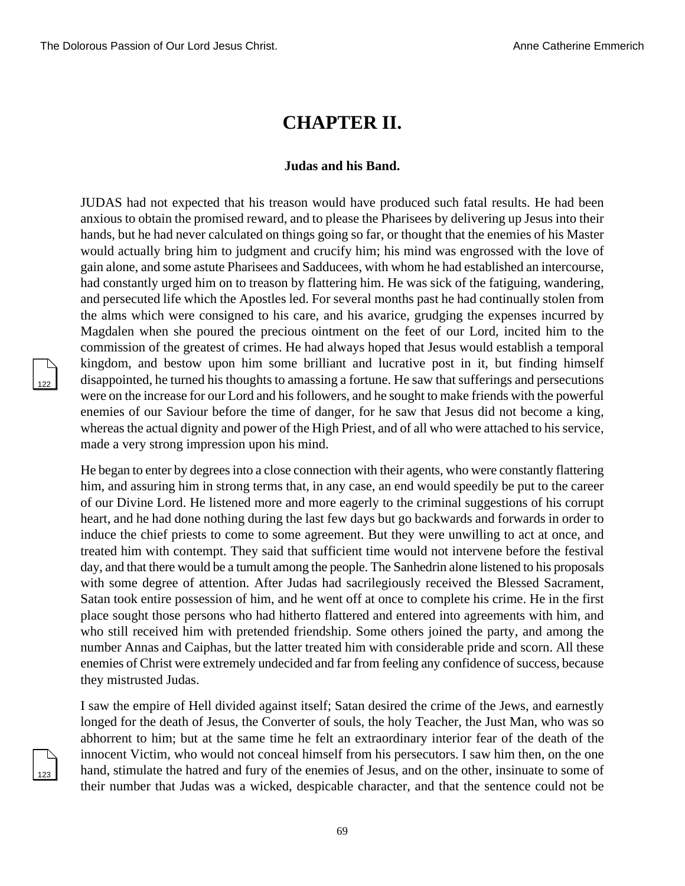# CHAPTER II.

### Judas and his Band.

JUDAS had not expected that his treason would have produced such fatal results. He had been anxious to obtain the promised reward, and to please the Pharisees by delivering up Jesus into their hands, but he had never calculated on things going so far, or thought that the enemies of his Master would actually bring him to judgment and crucify him; his mind was engrossed with the love of gain alone, and some astute Pharisees and Sadducees, with whom he had established an intercourse, had constantly urged him on to treason by flattering him. He was sick of the fatiguing, wandering, and persecuted life which the Apostles led. For several months past he had continually stolen from the alms which were consigned to his care, and his avarice, grudging the expenses incurred by Magdalen when she poured the precious ointment on the feet of our Lord, incited him to the commission of the greatest of crimes. He had always hoped that Jesus would establish a temporal kingdom, and bestow upon him some brilliant and lucrative post in it, but finding himself disappointed, he turned his thoughts to amassing a fortune. He saw that sufferings and persecutions were on the increase for our Lord and his followers, and he sought to make friends with the powerful enemies of our Saviour before the time of danger, for he saw that Jesus did not become a king, whereas the actual dignity and power of the High Priest, and of all who were attached to his service, made a very strong impression upon his mind.

He began to enter by degrees into a close connection with their agents, who were constantly flattering him, and assuring him in strong terms that, in any case, an end would speedily be put to the career of our Divine Lord. He listened more and more eagerly to the criminal suggestions of his corrupt heart, and he had done nothing during the last few days but go backwards and forwards in order to induce the chief priests to come to some agreement. But they were unwilling to act at once, and treated him with contempt. They said that sufficient time would not intervene before the festival day, and that there would be a tumult among the people. The Sanhedrin alone listened to his proposals with some degree of attention. After Judas had sacrilegiously received the Blessed Sacrament, Satan took entire possession of him, and he went off at once to complete his crime. He in the first place sought those persons who had hitherto flattered and entered into agreements with him, and who still received him with pretended friendship. Some others joined the party, and among the number Annas and Caiphas, but the latter treated him with considerable pride and scorn. All these enemies of Christ were extremely undecided and far from feeling any confidence of success, because they mistrusted Judas.

I saw the empire of Hell divided against itself; Satan desired the crime of the Jews, and earnestly longed for the death of Jesus, the Converter of souls, the holy Teacher, the Just Man, who was so abhorrent to him; but at the same time he felt an extraordinary interior fear of the death of the innocent Victim, who would not conceal himself from his persecutors. I saw him then, on the one hand, stimulate the hatred and fury of the enemies of Jesus, and on the other, insinuate to some of their number that Judas was a wicked, despicable character, and that the sentence could not be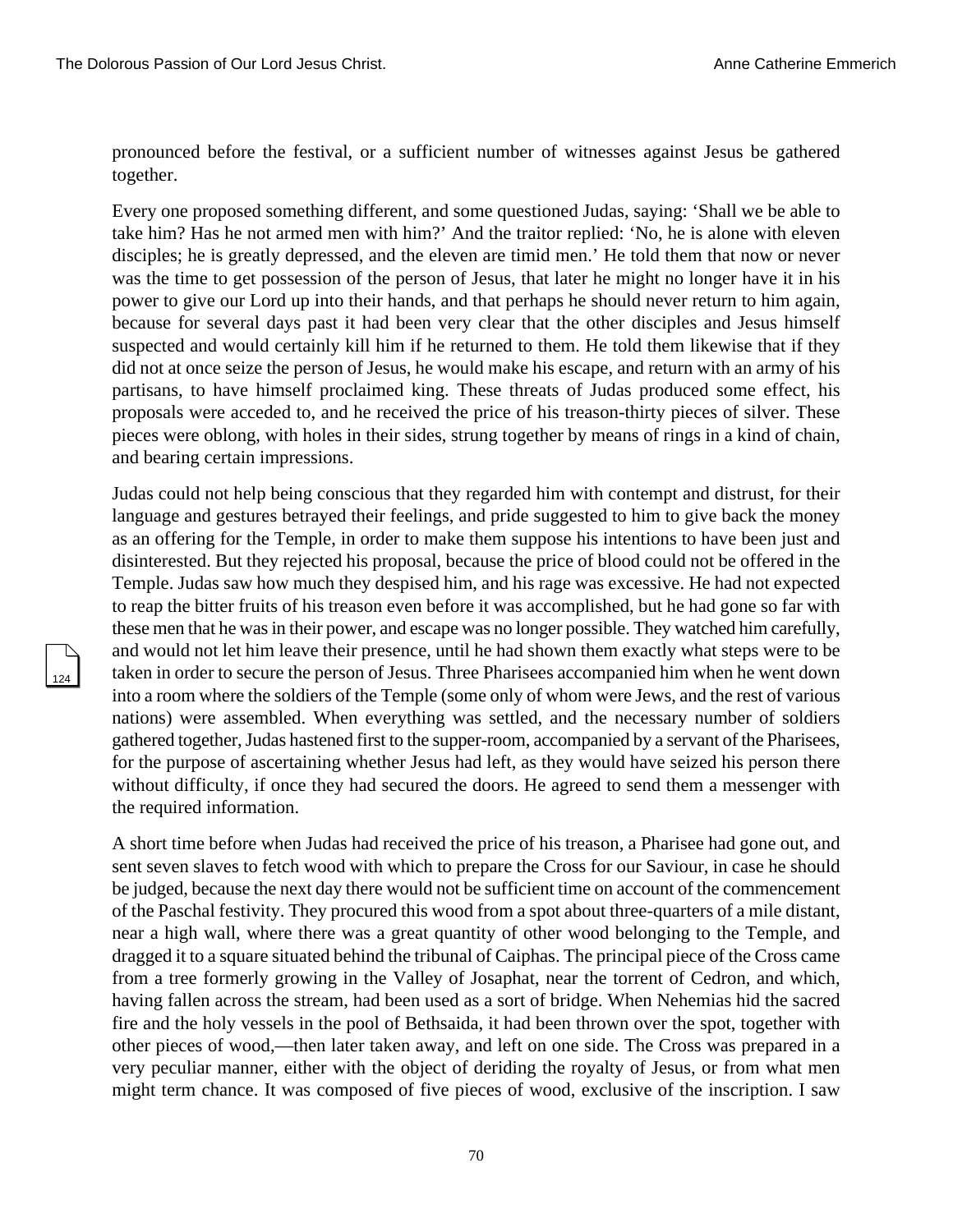pronounced before the festival, or a sufficient number of witnesses against Jesus be gathered together.

Every one proposed something different, and some questioned Judas, saying: 'Shall we be able to take him? Has he not armed men with him?' And the traitor replied: 'No, he is alone with eleven disciples; he is greatly depressed, and the eleven are timid men.' He told them that now or never was the time to get possession of the person of Jesus, that later he might no longer have it in his power to give our Lord up into their hands, and that perhaps he should never return to him again, because for several days past it had been very clear that the other disciples and Jesus himself suspected and would certainly kill him if he returned to them. He told them likewise that if they did not at once seize the person of Jesus, he would make his escape, and return with an army of his partisans, to have himself proclaimed king. These threats of Judas produced some effect, his proposals were acceded to, and he received the price of his treason-thirty pieces of silver. These pieces were oblong, with holes in their sides, strung together by means of rings in a kind of chain, and bearing certain impressions.

Judas could not help being conscious that they regarded him with contempt and distrust, for their language and gestures betrayed their feelings, and pride suggested to him to give back the money as an offering for the Temple, in order to make them suppose his intentions to have been just and disinterested. But they rejected his proposal, because the price of blood could not be offered in the Temple. Judas saw how much they despised him, and his rage was excessive. He had not expected to reap the bitter fruits of his treason even before it was accomplished, but he had gone so far with these men that he was in their power, and escape was no longer possible. They watched him carefully, and would not let him leave their presence, until he had shown them exactly what steps were to be taken in order to secure the person of Jesus. Three Pharisees accompanied him when he went down into a room where the soldiers of the Temple (some only of whom were Jews, and the rest of various nations) were assembled. When everything was settled, and the necessary number of soldiers gathered together, Judas hastened first to the supper-room, accompanied by a servant of the Pharisees, for the purpose of ascertaining whether Jesus had left, as they would have seized his person there without difficulty, if once they had secured the doors. He agreed to send them a messenger with the required information.

A short time before when Judas had received the price of his treason, a Pharisee had gone out, and sent seven slaves to fetch wood with which to prepare the Cross for our Saviour, in case he should be judged, because the next day there would not be sufficient time on account of the commencement of the Paschal festivity. They procured this wood from a spot about three-quarters of a mile distant, near a high wall, where there was a great quantity of other wood belonging to the Temple, and dragged it to a square situated behind the tribunal of Caiphas. The principal piece of the Cross came from a tree formerly growing in the Valley of Josaphat, near the torrent of Cedron, and which, having fallen across the stream, had been used as a sort of bridge. When Nehemias hid the sacred fire and the holy vessels in the pool of Bethsaida, it had been thrown over the spot, together with other pieces of wood,—then later taken away, and left on one side. The Cross was prepared in a very peculiar manner, either with the object of deriding the royalty of Jesus, or from what men might term chance. It was composed of five pieces of wood, exclusive of the inscription. I saw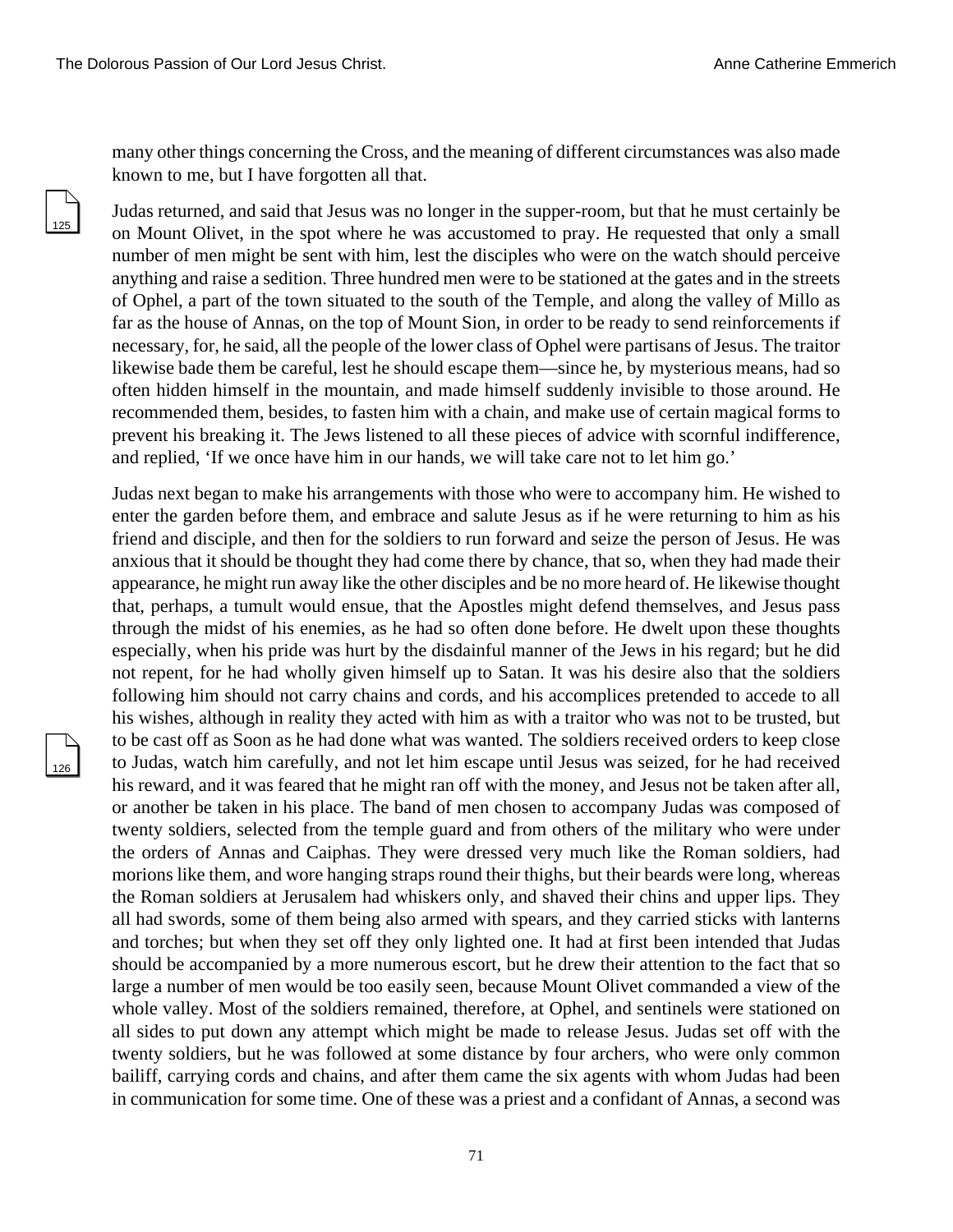many other things concerning the Cross, and the meaning of different circumstances was also made known to me, but I have forgotten all that.

Judas returned, and said that Jesus was no longer in the supper-room, but that he must certainly be on Mount Olivet, in the spot where he was accustomed to pray. He requested that only a small number of men might be sent with him, lest the disciples who were on the watch should perceive anything and raise a sedition. Three hundred men were to be stationed at the gates and in the streets of Ophel, a part of the town situated to the south of the Temple, and along the valley of Millo as far as the house of Annas, on the top of Mount Sion, in order to be ready to send reinforcements if necessary, for, he said, all the people of the lower class of Ophel were partisans of Jesus. The traitor likewise bade them be careful, lest he should escape them—since he, by mysterious means, had so often hidden himself in the mountain, and made himself suddenly invisible to those around. He recommended them, besides, to fasten him with a chain, and make use of certain magical forms to prevent his breaking it. The Jews listened to all these pieces of advice with scornful indifference, and replied, 'If we once have him in our hands, we will take care not to let him go.'

Judas next began to make his arrangements with those who were to accompany him. He wished to enter the garden before them, and embrace and salute Jesus as if he were returning to him as his friend and disciple, and then for the soldiers to run forward and seize the person of Jesus. He was anxious that it should be thought they had come there by chance, that so, when they had made their appearance, he might run away like the other disciples and be no more heard of. He likewise thought that, perhaps, a tumult would ensue, that the Apostles might defend themselves, and Jesus pass through the midst of his enemies, as he had so often done before. He dwelt upon these thoughts especially, when his pride was hurt by the disdainful manner of the Jews in his regard; but he did not repent, for he had wholly given himself up to Satan. It was his desire also that the soldiers following him should not carry chains and cords, and his accomplices pretended to accede to all his wishes, although in reality they acted with him as with a traitor who was not to be trusted, but to be cast off as Soon as he had done what was wanted. The soldiers received orders to keep close to Judas, watch him carefully, and not let him escape until Jesus was seized, for he had received his reward, and it was feared that he might ran off with the money, and Jesus not be taken after all, or another be taken in his place. The band of men chosen to accompany Judas was composed of twenty soldiers, selected from the temple guard and from others of the military who were under the orders of Annas and Caiphas. They were dressed very much like the Roman soldiers, had morions like them, and wore hanging straps round their thighs, but their beards were long, whereas the Roman soldiers at Jerusalem had whiskers only, and shaved their chins and upper lips. They all had swords, some of them being also armed with spears, and they carried sticks with lanterns and torches; but when they set off they only lighted one. It had at first been intended that Judas should be accompanied by a more numerous escort, but he drew their attention to the fact that so large a number of men would be too easily seen, because Mount Olivet commanded a view of the whole valley. Most of the soldiers remained, therefore, at Ophel, and sentinels were stationed on all sides to put down any attempt which might be made to release Jesus. Judas set off with the twenty soldiers, but he was followed at some distance by four archers, who were only common bailiff, carrying cords and chains, and after them came the six agents with whom Judas had been in communication for some time. One of these was a priest and a confidant of Annas, a second was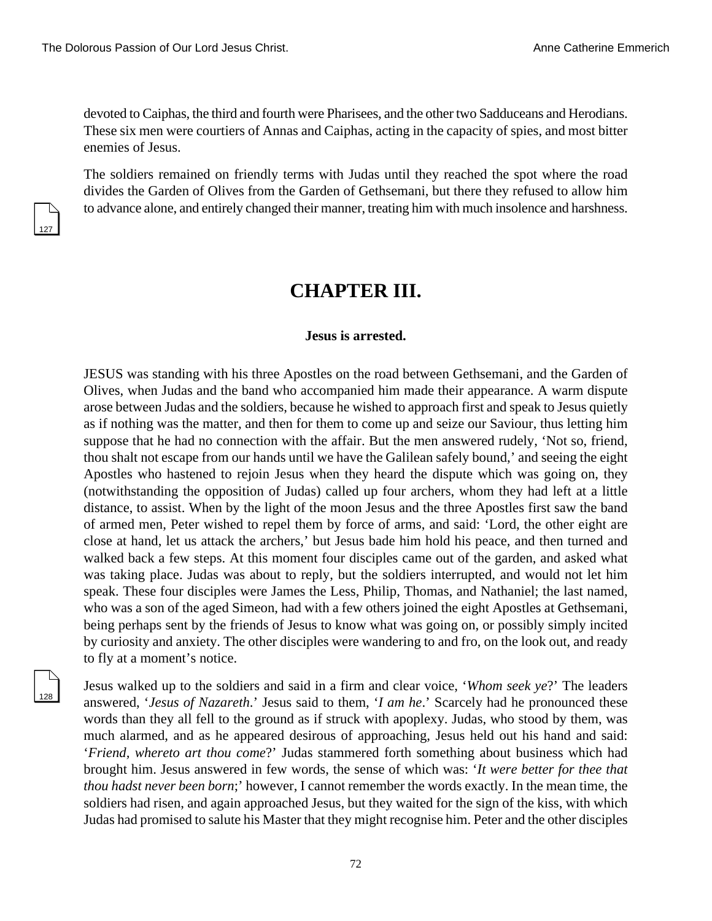devoted to Caiphas, the third and fourth were Pharisees, and the other two Sadduceans and Herodians. These six men were courtiers of Annas and Caiphas, acting in the capacity of spies, and most bitter enemies of Jesus.

The soldiers remained on friendly terms with Judas until they reached the spot where the road divides the Garden of Olives from the Garden of Gethsemani, but there they refused to allow him to advance alone, and entirely changed their manner, treating him with much insolence and harshness.

## CHAPTER III.

### Jesus is arrested.

JESUS was standing with his three Apostles on the road between Gethsemani, and the Garden of Olives, when Judas and the band who accompanied him made their appearance. A warm dispute arose between Judas and the soldiers, because he wished to approach first and speak to Jesus quietly as if nothing was the matter, and then for them to come up and seize our Saviour, thus letting him suppose that he had no connection with the affair. But the men answered rudely, 'Not so, friend, thou shalt not escape from our hands until we have the Galilean safely bound,' and seeing the eight Apostles who hastened to rejoin Jesus when they heard the dispute which was going on, they (notwithstanding the opposition of Judas) called up four archers, whom they had left at a little distance, to assist. When by the light of the moon Jesus and the three Apostles first saw the band of armed men, Peter wished to repel them by force of arms, and said: 'Lord, the other eight are close at hand, let us attack the archers,' but Jesus bade him hold his peace, and then turned and walked back a few steps. At this moment four disciples came out of the garden, and asked what was taking place. Judas was about to reply, but the soldiers interrupted, and would not let him speak. These four disciples were James the Less, Philip, Thomas, and Nathaniel; the last named, who was a son of the aged Simeon, had with a few others joined the eight Apostles at Gethsemani, being perhaps sent by the friends of Jesus to know what was going on, or possibly simply incited by curiosity and anxiety. The other disciples were wandering to and fro, on the look out, and ready to fly at a moment's notice.

Jesus walked up to the soldiers and said in a firm and clear voice, '*Whom seek ye*?' The leaders answered, '*Jesus of Nazareth*.' Jesus said to them, '*I am he*.' Scarcely had he pronounced these words than they all fell to the ground as if struck with apoplexy. Judas, who stood by them, was much alarmed, and as he appeared desirous of approaching, Jesus held out his hand and said: '*Friend, whereto art thou come*?' Judas stammered forth something about business which had brought him. Jesus answered in few words, the sense of which was: '*It were better for thee that thou hadst never been born*;' however, I cannot remember the words exactly. In the mean time, the soldiers had risen, and again approached Jesus, but they waited for the sign of the kiss, with which Judas had promised to salute his Master that they might recognise him. Peter and the other disciples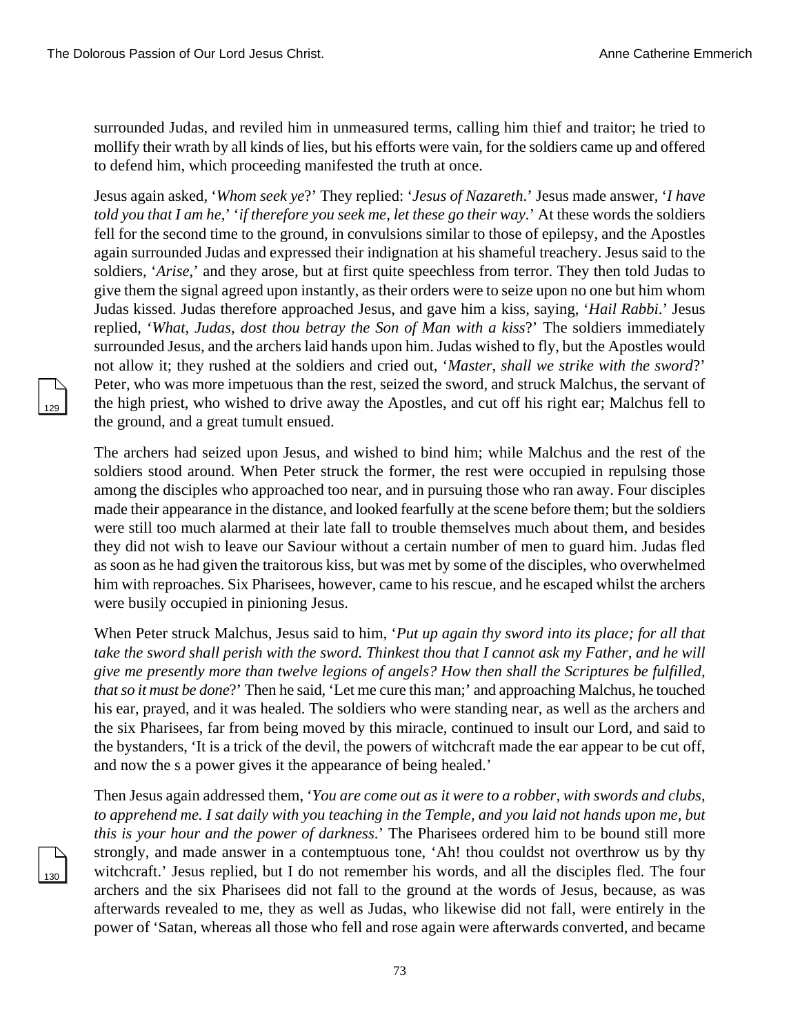surrounded Judas, and reviled him in unmeasured terms, calling him thief and traitor; he tried to mollify their wrath by all kinds of lies, but his efforts were vain, for the soldiers came up and offered to defend him, which proceeding manifested the truth at once.

Jesus again asked, '*Whom seek ye*?' They replied: '*Jesus of Nazareth*.' Jesus made answer, '*I have told you that I am he*,' '*if therefore you seek me, let these go their way*.' At these words the soldiers fell for the second time to the ground, in convulsions similar to those of epilepsy, and the Apostles again surrounded Judas and expressed their indignation at his shameful treachery. Jesus said to the soldiers, '*Arise*,' and they arose, but at first quite speechless from terror. They then told Judas to give them the signal agreed upon instantly, as their orders were to seize upon no one but him whom Judas kissed. Judas therefore approached Jesus, and gave him a kiss, saying, '*Hail Rabbi*.' Jesus replied, '*What, Judas, dost thou betray the Son of Man with a kiss*?' The soldiers immediately surrounded Jesus, and the archers laid hands upon him. Judas wished to fly, but the Apostles would not allow it; they rushed at the soldiers and cried out, '*Master, shall we strike with the sword*?' Peter, who was more impetuous than the rest, seized the sword, and struck Malchus, the servant of the high priest, who wished to drive away the Apostles, and cut off his right ear; Malchus fell to the ground, and a great tumult ensued.

The archers had seized upon Jesus, and wished to bind him; while Malchus and the rest of the soldiers stood around. When Peter struck the former, the rest were occupied in repulsing those among the disciples who approached too near, and in pursuing those who ran away. Four disciples made their appearance in the distance, and looked fearfully at the scene before them; but the soldiers were still too much alarmed at their late fall to trouble themselves much about them, and besides they did not wish to leave our Saviour without a certain number of men to guard him. Judas fled as soon as he had given the traitorous kiss, but was met by some of the disciples, who overwhelmed him with reproaches. Six Pharisees, however, came to his rescue, and he escaped whilst the archers were busily occupied in pinioning Jesus.

When Peter struck Malchus, Jesus said to him, '*Put up again thy sword into its place; for all that take the sword shall perish with the sword. Thinkest thou that I cannot ask my Father, and he will give me presently more than twelve legions of angels? How then shall the Scriptures be fulfilled, that so it must be done*?' Then he said, 'Let me cure this man;' and approaching Malchus, he touched his ear, prayed, and it was healed. The soldiers who were standing near, as well as the archers and the six Pharisees, far from being moved by this miracle, continued to insult our Lord, and said to the bystanders, 'It is a trick of the devil, the powers of witchcraft made the ear appear to be cut off, and now the s a power gives it the appearance of being healed.'

Then Jesus again addressed them, '*You are come out as it were to a robber, with swords and clubs, to apprehend me. I sat daily with you teaching in the Temple, and you laid not hands upon me, but this is your hour and the power of darkness*.' The Pharisees ordered him to be bound still more strongly, and made answer in a contemptuous tone, 'Ah! thou couldst not overthrow us by thy witchcraft.' Jesus replied, but I do not remember his words, and all the disciples fled. The four archers and the six Pharisees did not fall to the ground at the words of Jesus, because, as was afterwards revealed to me, they as well as Judas, who likewise did not fall, were entirely in the power of 'Satan, whereas all those who fell and rose again were afterwards converted, and became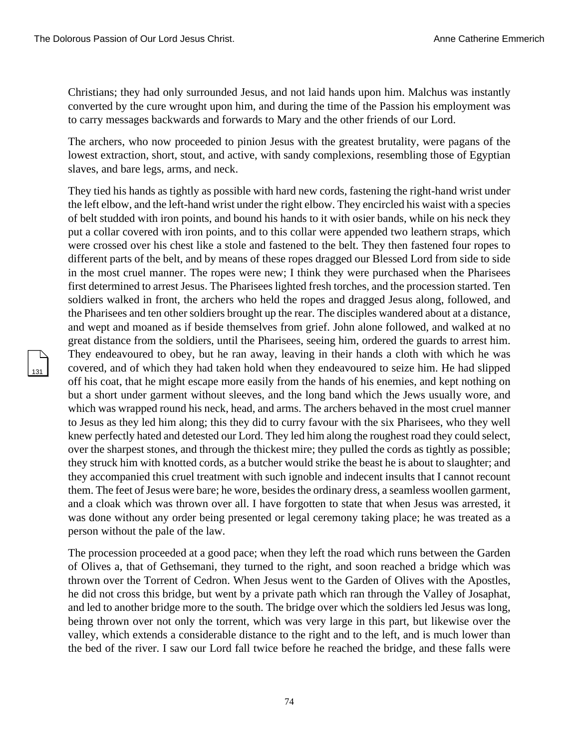Christians; they had only surrounded Jesus, and not laid hands upon him. Malchus was instantly converted by the cure wrought upon him, and during the time of the Passion his employment was to carry messages backwards and forwards to Mary and the other friends of our Lord.

The archers, who now proceeded to pinion Jesus with the greatest brutality, were pagans of the lowest extraction, short, stout, and active, with sandy complexions, resembling those of Egyptian slaves, and bare legs, arms, and neck.

They tied his hands as tightly as possible with hard new cords, fastening the right-hand wrist under the left elbow, and the left-hand wrist under the right elbow. They encircled his waist with a species of belt studded with iron points, and bound his hands to it with osier bands, while on his neck they put a collar covered with iron points, and to this collar were appended two leathern straps, which were crossed over his chest like a stole and fastened to the belt. They then fastened four ropes to different parts of the belt, and by means of these ropes dragged our Blessed Lord from side to side in the most cruel manner. The ropes were new; I think they were purchased when the Pharisees first determined to arrest Jesus. The Pharisees lighted fresh torches, and the procession started. Ten soldiers walked in front, the archers who held the ropes and dragged Jesus along, followed, and the Pharisees and ten other soldiers brought up the rear. The disciples wandered about at a distance, and wept and moaned as if beside themselves from grief. John alone followed, and walked at no great distance from the soldiers, until the Pharisees, seeing him, ordered the guards to arrest him. They endeavoured to obey, but he ran away, leaving in their hands a cloth with which he was covered, and of which they had taken hold when they endeavoured to seize him. He had slipped off his coat, that he might escape more easily from the hands of his enemies, and kept nothing on but a short under garment without sleeves, and the long band which the Jews usually wore, and which was wrapped round his neck, head, and arms. The archers behaved in the most cruel manner to Jesus as they led him along; this they did to curry favour with the six Pharisees, who they well knew perfectly hated and detested our Lord. They led him along the roughest road they could select, over the sharpest stones, and through the thickest mire; they pulled the cords as tightly as possible; they struck him with knotted cords, as a butcher would strike the beast he is about to slaughter; and they accompanied this cruel treatment with such ignoble and indecent insults that I cannot recount them. The feet of Jesus were bare; he wore, besides the ordinary dress, a seamless woollen garment, and a cloak which was thrown over all. I have forgotten to state that when Jesus was arrested, it was done without any order being presented or legal ceremony taking place; he was treated as a person without the pale of the law.

The procession proceeded at a good pace; when they left the road which runs between the Garden of Olives a, that of Gethsemani, they turned to the right, and soon reached a bridge which was thrown over the Torrent of Cedron. When Jesus went to the Garden of Olives with the Apostles, he did not cross this bridge, but went by a private path which ran through the Valley of Josaphat, and led to another bridge more to the south. The bridge over which the soldiers led Jesus was long, being thrown over not only the torrent, which was very large in this part, but likewise over the valley, which extends a considerable distance to the right and to the left, and is much lower than the bed of the river. I saw our Lord fall twice before he reached the bridge, and these falls were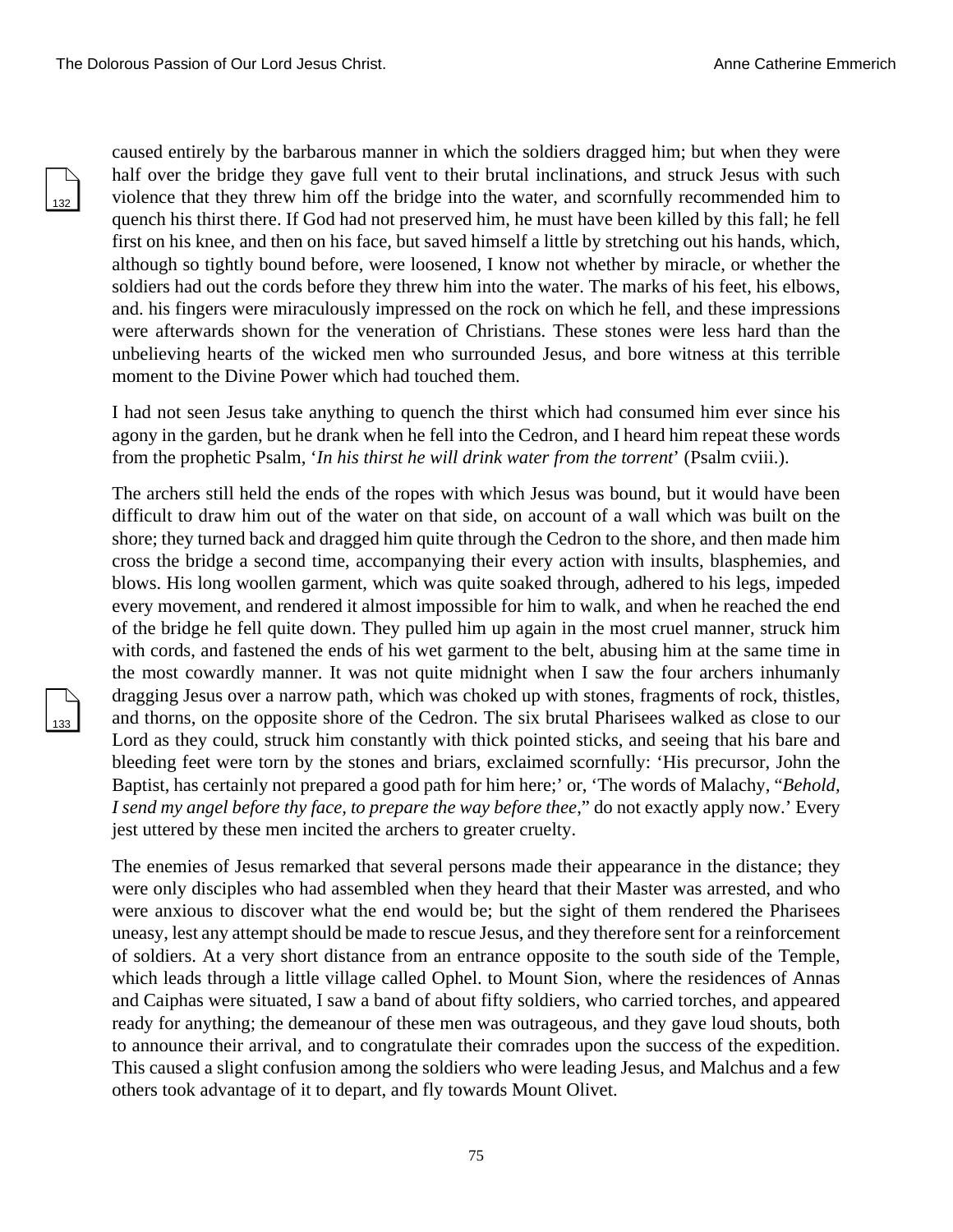caused entirely by the barbarous manner in which the soldiers dragged him; but when they were half over the bridge they gave full vent to their brutal inclinations, and struck Jesus with such violence that they threw him off the bridge into the water, and scornfully recommended him to quench his thirst there. If God had not preserved him, he must have been killed by this fall; he fell first on his knee, and then on his face, but saved himself a little by stretching out his hands, which, although so tightly bound before, were loosened, I know not whether by miracle, or whether the soldiers had out the cords before they threw him into the water. The marks of his feet, his elbows, and. his fingers were miraculously impressed on the rock on which he fell, and these impressions were afterwards shown for the veneration of Christians. These stones were less hard than the unbelieving hearts of the wicked men who surrounded Jesus, and bore witness at this terrible moment to the Divine Power which had touched them.

I had not seen Jesus take anything to quench the thirst which had consumed him ever since his agony in the garden, but he drank when he fell into the Cedron, and I heard him repeat these words from the prophetic Psalm, '*In his thirst he will drink water from the torrent*' (Psalm cviii.).

The archers still held the ends of the ropes with which Jesus was bound, but it would have been difficult to draw him out of the water on that side, on account of a wall which was built on the shore; they turned back and dragged him quite through the Cedron to the shore, and then made him cross the bridge a second time, accompanying their every action with insults, blasphemies, and blows. His long woollen garment, which was quite soaked through, adhered to his legs, impeded every movement, and rendered it almost impossible for him to walk, and when he reached the end of the bridge he fell quite down. They pulled him up again in the most cruel manner, struck him with cords, and fastened the ends of his wet garment to the belt, abusing him at the same time in the most cowardly manner. It was not quite midnight when I saw the four archers inhumanly dragging Jesus over a narrow path, which was choked up with stones, fragments of rock, thistles, and thorns, on the opposite shore of the Cedron. The six brutal Pharisees walked as close to our Lord as they could, struck him constantly with thick pointed sticks, and seeing that his bare and bleeding feet were torn by the stones and briars, exclaimed scornfully: 'His precursor, John the Baptist, has certainly not prepared a good path for him here;' or, 'The words of Malachy, "*Behold, I send my angel before thy face, to prepare the way before thee*," do not exactly apply now.' Every jest uttered by these men incited the archers to greater cruelty.

The enemies of Jesus remarked that several persons made their appearance in the distance; they were only disciples who had assembled when they heard that their Master was arrested, and who were anxious to discover what the end would be; but the sight of them rendered the Pharisees uneasy, lest any attempt should be made to rescue Jesus, and they therefore sent for a reinforcement of soldiers. At a very short distance from an entrance opposite to the south side of the Temple, which leads through a little village called Ophel. to Mount Sion, where the residences of Annas and Caiphas were situated, I saw a band of about fifty soldiers, who carried torches, and appeared ready for anything; the demeanour of these men was outrageous, and they gave loud shouts, both to announce their arrival, and to congratulate their comrades upon the success of the expedition. This caused a slight confusion among the soldiers who were leading Jesus, and Malchus and a few others took advantage of it to depart, and fly towards Mount Olivet.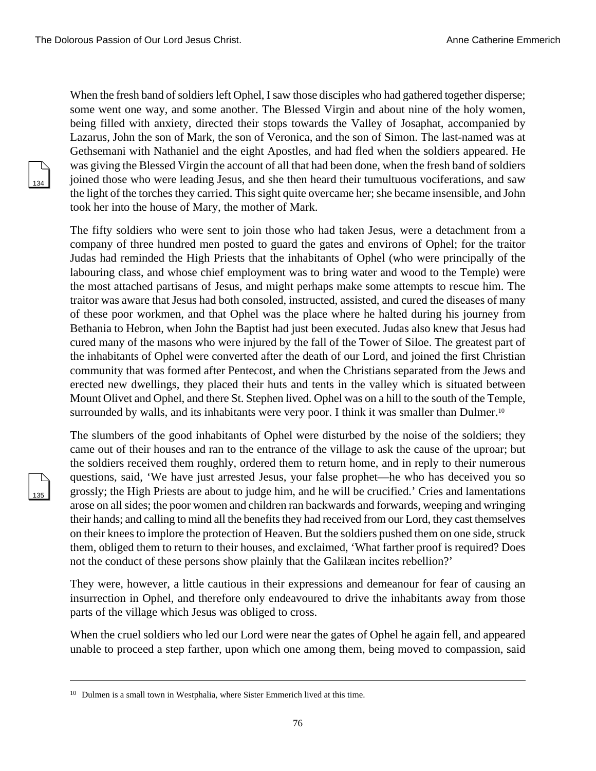When the fresh band of soldiers left Ophel, I saw those disciples who had gathered together disperse; some went one way, and some another. The Blessed Virgin and about nine of the holy women, being filled with anxiety, directed their stops towards the Valley of Josaphat, accompanied by Lazarus, John the son of Mark, the son of Veronica, and the son of Simon. The last-named was at Gethsemani with Nathaniel and the eight Apostles, and had fled when the soldiers appeared. He was giving the Blessed Virgin the account of all that had been done, when the fresh band of soldiers joined those who were leading Jesus, and she then heard their tumultuous vociferations, and saw the light of the torches they carried. This sight quite overcame her; she became insensible, and John took her into the house of Mary, the mother of Mark.

The fifty soldiers who were sent to join those who had taken Jesus, were a detachment from a company of three hundred men posted to guard the gates and environs of Ophel; for the traitor Judas had reminded the High Priests that the inhabitants of Ophel (who were principally of the labouring class, and whose chief employment was to bring water and wood to the Temple) were the most attached partisans of Jesus, and might perhaps make some attempts to rescue him. The traitor was aware that Jesus had both consoled, instructed, assisted, and cured the diseases of many of these poor workmen, and that Ophel was the place where he halted during his journey from Bethania to Hebron, when John the Baptist had just been executed. Judas also knew that Jesus had cured many of the masons who were injured by the fall of the Tower of Siloe. The greatest part of the inhabitants of Ophel were converted after the death of our Lord, and joined the first Christian community that was formed after Pentecost, and when the Christians separated from the Jews and erected new dwellings, they placed their huts and tents in the valley which is situated between Mount Olivet and Ophel, and there St. Stephen lived. Ophel was on a hill to the south of the Temple, surrounded by walls, and its inhabitants were very poor. I think it was smaller than Dulmer.[10]

The slumbers of the good inhabitants of Ophel were disturbed by the noise of the soldiers; they came out of their houses and ran to the entrance of the village to ask the cause of the uproar; but the soldiers received them roughly, ordered them to return home, and in reply to their numerous questions, said, 'We have just arrested Jesus, your false prophet—he who has deceived you so grossly; the High Priests are about to judge him, and he will be crucified.' Cries and lamentations arose on all sides; the poor women and children ran backwards and forwards, weeping and wringing their hands; and calling to mind all the benefits they had received from our Lord, they cast themselves on their knees to implore the protection of Heaven. But the soldiers pushed them on one side, struck them, obliged them to return to their houses, and exclaimed, 'What farther proof is required? Does not the conduct of these persons show plainly that the Galilæan incites rebellion?'

They were, however, a little cautious in their expressions and demeanour for fear of causing an insurrection in Ophel, and therefore only endeavoured to drive the inhabitants away from those parts of the village which Jesus was obliged to cross.

When the cruel soldiers who led our Lord were near the gates of Ophel he again fell, and appeared unable to proceed a step farther, upon which one among them, being moved to compassion, said

---

[10] Dulmen is a small town in Westphalia, where Sister Emmerich lived at this time.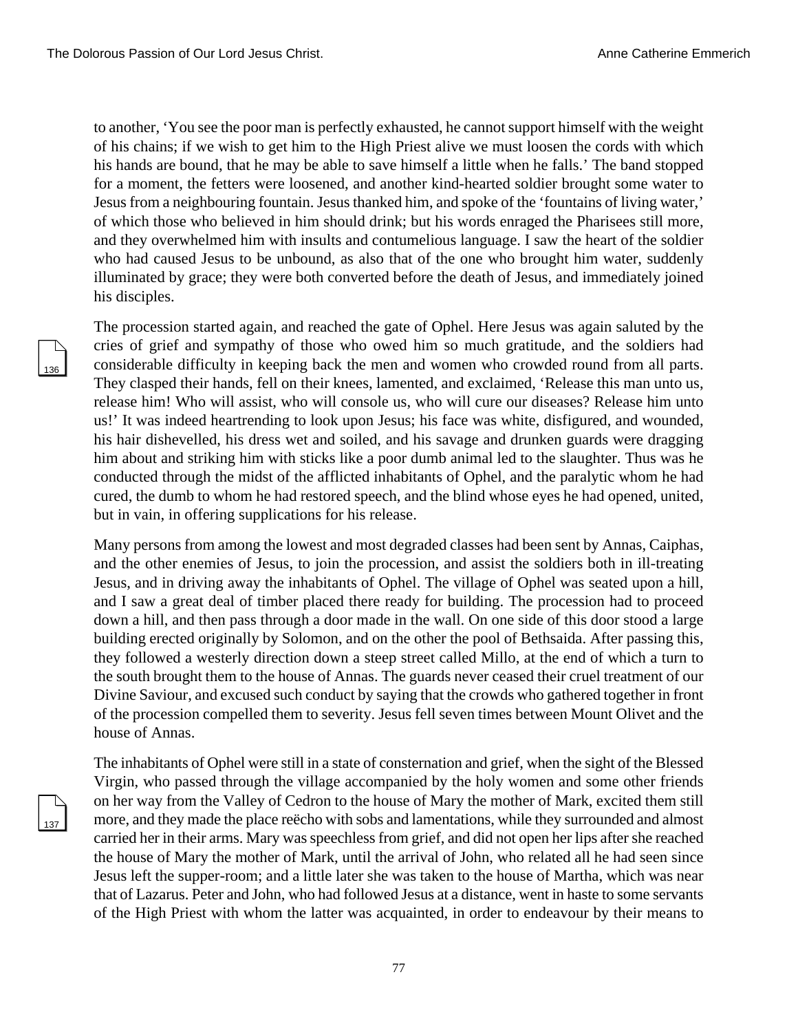to another, 'You see the poor man is perfectly exhausted, he cannot support himself with the weight of his chains; if we wish to get him to the High Priest alive we must loosen the cords with which his hands are bound, that he may be able to save himself a little when he falls.' The band stopped for a moment, the fetters were loosened, and another kind-hearted soldier brought some water to Jesus from a neighbouring fountain. Jesus thanked him, and spoke of the 'fountains of living water,' of which those who believed in him should drink; but his words enraged the Pharisees still more, and they overwhelmed him with insults and contumelious language. I saw the heart of the soldier who had caused Jesus to be unbound, as also that of the one who brought him water, suddenly illuminated by grace; they were both converted before the death of Jesus, and immediately joined his disciples.

The procession started again, and reached the gate of Ophel. Here Jesus was again saluted by the cries of grief and sympathy of those who owed him so much gratitude, and the soldiers had considerable difficulty in keeping back the men and women who crowded round from all parts. They clasped their hands, fell on their knees, lamented, and exclaimed, 'Release this man unto us, release him! Who will assist, who will console us, who will cure our diseases? Release him unto us!' It was indeed heartrending to look upon Jesus; his face was white, disfigured, and wounded, his hair dishevelled, his dress wet and soiled, and his savage and drunken guards were dragging him about and striking him with sticks like a poor dumb animal led to the slaughter. Thus was he conducted through the midst of the afflicted inhabitants of Ophel, and the paralytic whom he had cured, the dumb to whom he had restored speech, and the blind whose eyes he had opened, united, but in vain, in offering supplications for his release.

Many persons from among the lowest and most degraded classes had been sent by Annas, Caiphas, and the other enemies of Jesus, to join the procession, and assist the soldiers both in ill-treating Jesus, and in driving away the inhabitants of Ophel. The village of Ophel was seated upon a hill, and I saw a great deal of timber placed there ready for building. The procession had to proceed down a hill, and then pass through a door made in the wall. On one side of this door stood a large building erected originally by Solomon, and on the other the pool of Bethsaida. After passing this, they followed a westerly direction down a steep street called Millo, at the end of which a turn to the south brought them to the house of Annas. The guards never ceased their cruel treatment of our Divine Saviour, and excused such conduct by saying that the crowds who gathered together in front of the procession compelled them to severity. Jesus fell seven times between Mount Olivet and the house of Annas.

The inhabitants of Ophel were still in a state of consternation and grief, when the sight of the Blessed Virgin, who passed through the village accompanied by the holy women and some other friends on her way from the Valley of Cedron to the house of Mary the mother of Mark, excited them still more, and they made the place reëcho with sobs and lamentations, while they surrounded and almost carried her in their arms. Mary was speechless from grief, and did not open her lips after she reached the house of Mary the mother of Mark, until the arrival of John, who related all he had seen since Jesus left the supper-room; and a little later she was taken to the house of Martha, which was near that of Lazarus. Peter and John, who had followed Jesus at a distance, went in haste to some servants of the High Priest with whom the latter was acquainted, in order to endeavour by their means to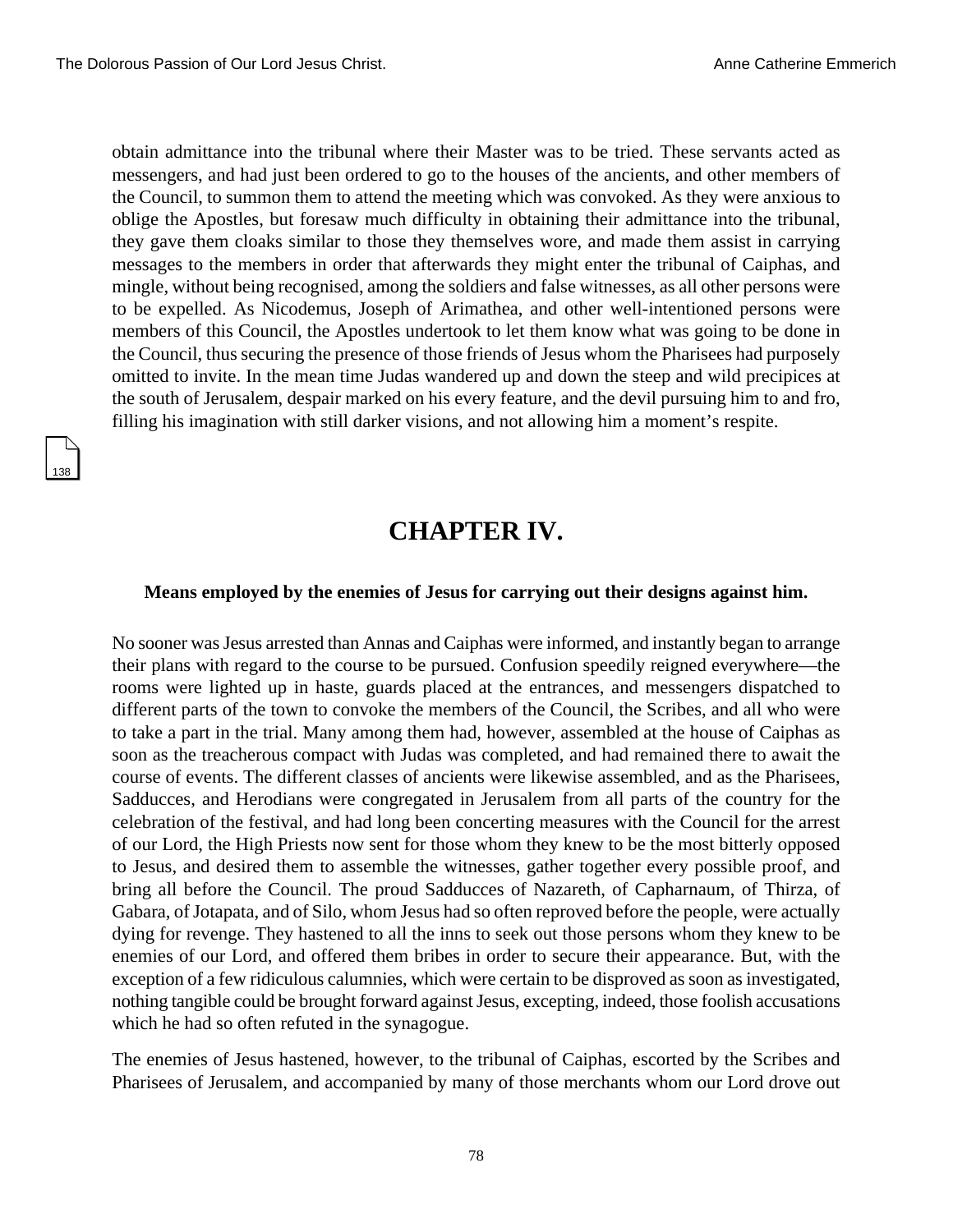obtain admittance into the tribunal where their Master was to be tried. These servants acted as messengers, and had just been ordered to go to the houses of the ancients, and other members of the Council, to summon them to attend the meeting which was convoked. As they were anxious to oblige the Apostles, but foresaw much difficulty in obtaining their admittance into the tribunal, they gave them cloaks similar to those they themselves wore, and made them assist in carrying messages to the members in order that afterwards they might enter the tribunal of Caiphas, and mingle, without being recognised, among the soldiers and false witnesses, as all other persons were to be expelled. As Nicodemus, Joseph of Arimathea, and other well-intentioned persons were members of this Council, the Apostles undertook to let them know what was going to be done in the Council, thus securing the presence of those friends of Jesus whom the Pharisees had purposely omitted to invite. In the mean time Judas wandered up and down the steep and wild precipices at the south of Jerusalem, despair marked on his every feature, and the devil pursuing him to and fro, filling his imagination with still darker visions, and not allowing him a moment's respite.

## CHAPTER IV.

**Means employed by the enemies of Jesus for carrying out their designs against him.**

No sooner was Jesus arrested than Annas and Caiphas were informed, and instantly began to arrange their plans with regard to the course to be pursued. Confusion speedily reigned everywhere—the rooms were lighted up in haste, guards placed at the entrances, and messengers dispatched to different parts of the town to convoke the members of the Council, the Scribes, and all who were to take a part in the trial. Many among them had, however, assembled at the house of Caiphas as soon as the treacherous compact with Judas was completed, and had remained there to await the course of events. The different classes of ancients were likewise assembled, and as the Pharisees, Sadducces, and Herodians were congregated in Jerusalem from all parts of the country for the celebration of the festival, and had long been concerting measures with the Council for the arrest of our Lord, the High Priests now sent for those whom they knew to be the most bitterly opposed to Jesus, and desired them to assemble the witnesses, gather together every possible proof, and bring all before the Council. The proud Sadducces of Nazareth, of Capharnaum, of Thirza, of Gabara, of Jotapata, and of Silo, whom Jesus had so often reproved before the people, were actually dying for revenge. They hastened to all the inns to seek out those persons whom they knew to be enemies of our Lord, and offered them bribes in order to secure their appearance. But, with the exception of a few ridiculous calumnies, which were certain to be disproved as soon as investigated, nothing tangible could be brought forward against Jesus, excepting, indeed, those foolish accusations which he had so often refuted in the synagogue.

The enemies of Jesus hastened, however, to the tribunal of Caiphas, escorted by the Scribes and Pharisees of Jerusalem, and accompanied by many of those merchants whom our Lord drove out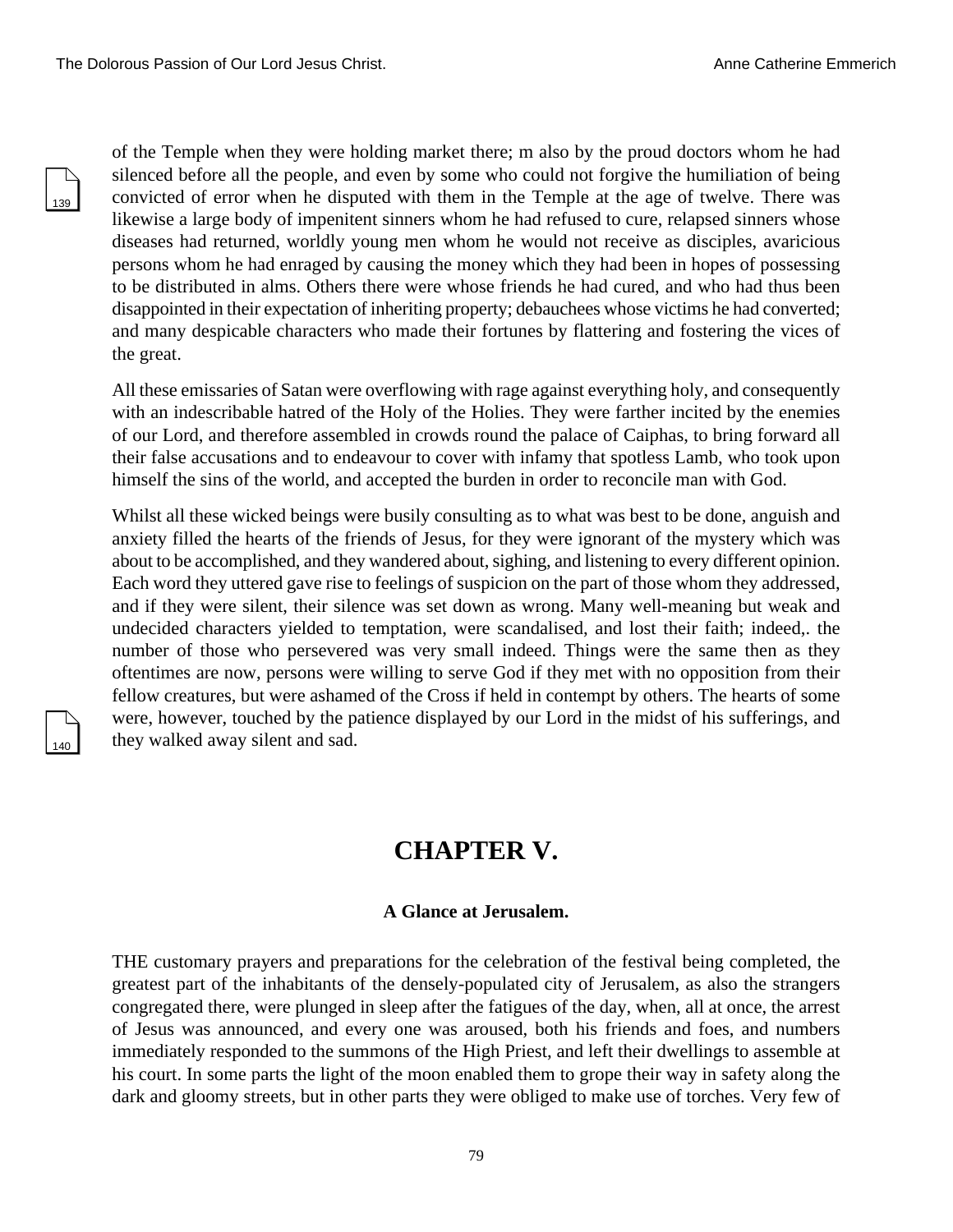of the Temple when they were holding market there; m also by the proud doctors whom he had silenced before all the people, and even by some who could not forgive the humiliation of being convicted of error when he disputed with them in the Temple at the age of twelve. There was likewise a large body of impenitent sinners whom he had refused to cure, relapsed sinners whose diseases had returned, worldly young men whom he would not receive as disciples, avaricious persons whom he had enraged by causing the money which they had been in hopes of possessing to be distributed in alms. Others there were whose friends he had cured, and who had thus been disappointed in their expectation of inheriting property; debauchees whose victims he had converted; and many despicable characters who made their fortunes by flattering and fostering the vices of the great.

All these emissaries of Satan were overflowing with rage against everything holy, and consequently with an indescribable hatred of the Holy of the Holies. They were farther incited by the enemies of our Lord, and therefore assembled in crowds round the palace of Caiphas, to bring forward all their false accusations and to endeavour to cover with infamy that spotless Lamb, who took upon himself the sins of the world, and accepted the burden in order to reconcile man with God.

Whilst all these wicked beings were busily consulting as to what was best to be done, anguish and anxiety filled the hearts of the friends of Jesus, for they were ignorant of the mystery which was about to be accomplished, and they wandered about, sighing, and listening to every different opinion. Each word they uttered gave rise to feelings of suspicion on the part of those whom they addressed, and if they were silent, their silence was set down as wrong. Many well-meaning but weak and undecided characters yielded to temptation, were scandalised, and lost their faith; indeed,. the number of those who persevered was very small indeed. Things were the same then as they oftentimes are now, persons were willing to serve God if they met with no opposition from their fellow creatures, but were ashamed of the Cross if held in contempt by others. The hearts of some were, however, touched by the patience displayed by our Lord in the midst of his sufferings, and they walked away silent and sad.

# CHAPTER V.

### A Glance at Jerusalem.

THE customary prayers and preparations for the celebration of the festival being completed, the greatest part of the inhabitants of the densely-populated city of Jerusalem, as also the strangers congregated there, were plunged in sleep after the fatigues of the day, when, all at once, the arrest of Jesus was announced, and every one was aroused, both his friends and foes, and numbers immediately responded to the summons of the High Priest, and left their dwellings to assemble at his court. In some parts the light of the moon enabled them to grope their way in safety along the dark and gloomy streets, but in other parts they were obliged to make use of torches. Very few of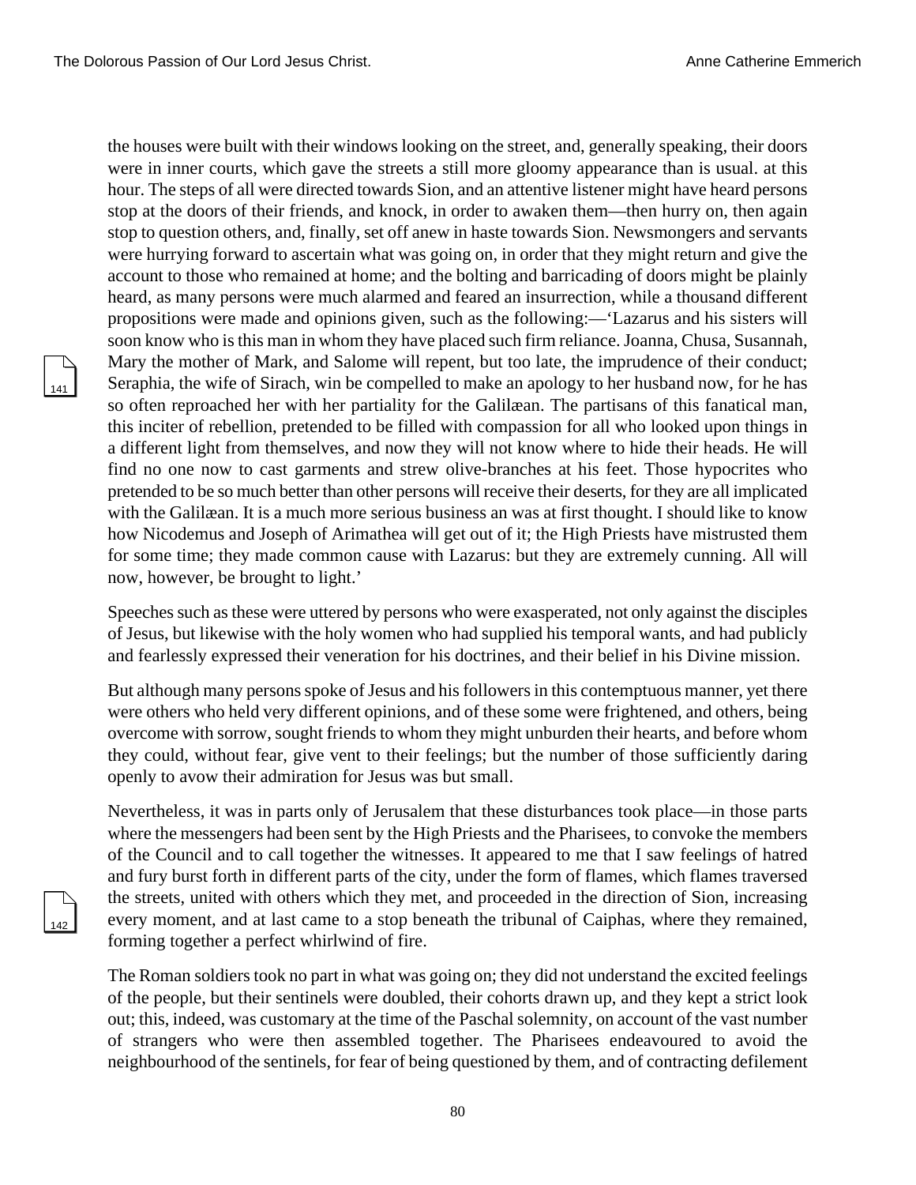the houses were built with their windows looking on the street, and, generally speaking, their doors were in inner courts, which gave the streets a still more gloomy appearance than is usual. at this hour. The steps of all were directed towards Sion, and an attentive listener might have heard persons stop at the doors of their friends, and knock, in order to awaken them—then hurry on, then again stop to question others, and, finally, set off anew in haste towards Sion. Newsmongers and servants were hurrying forward to ascertain what was going on, in order that they might return and give the account to those who remained at home; and the bolting and barricading of doors might be plainly heard, as many persons were much alarmed and feared an insurrection, while a thousand different propositions were made and opinions given, such as the following:—'Lazarus and his sisters will soon know who is this man in whom they have placed such firm reliance. Joanna, Chusa, Susannah, Mary the mother of Mark, and Salome will repent, but too late, the imprudence of their conduct; Seraphia, the wife of Sirach, win be compelled to make an apology to her husband now, for he has so often reproached her with her partiality for the Galilæan. The partisans of this fanatical man, this inciter of rebellion, pretended to be filled with compassion for all who looked upon things in a different light from themselves, and now they will not know where to hide their heads. He will find no one now to cast garments and strew olive-branches at his feet. Those hypocrites who pretended to be so much better than other persons will receive their deserts, for they are all implicated with the Galilæan. It is a much more serious business an was at first thought. I should like to know how Nicodemus and Joseph of Arimathea will get out of it; the High Priests have mistrusted them for some time; they made common cause with Lazarus: but they are extremely cunning. All will now, however, be brought to light.'

Speeches such as these were uttered by persons who were exasperated, not only against the disciples of Jesus, but likewise with the holy women who had supplied his temporal wants, and had publicly and fearlessly expressed their veneration for his doctrines, and their belief in his Divine mission.

But although many persons spoke of Jesus and his followers in this contemptuous manner, yet there were others who held very different opinions, and of these some were frightened, and others, being overcome with sorrow, sought friends to whom they might unburden their hearts, and before whom they could, without fear, give vent to their feelings; but the number of those sufficiently daring openly to avow their admiration for Jesus was but small.

Nevertheless, it was in parts only of Jerusalem that these disturbances took place—in those parts where the messengers had been sent by the High Priests and the Pharisees, to convoke the members of the Council and to call together the witnesses. It appeared to me that I saw feelings of hatred and fury burst forth in different parts of the city, under the form of flames, which flames traversed the streets, united with others which they met, and proceeded in the direction of Sion, increasing every moment, and at last came to a stop beneath the tribunal of Caiphas, where they remained, forming together a perfect whirlwind of fire.

The Roman soldiers took no part in what was going on; they did not understand the excited feelings of the people, but their sentinels were doubled, their cohorts drawn up, and they kept a strict look out; this, indeed, was customary at the time of the Paschal solemnity, on account of the vast number of strangers who were then assembled together. The Pharisees endeavoured to avoid the neighbourhood of the sentinels, for fear of being questioned by them, and of contracting defilement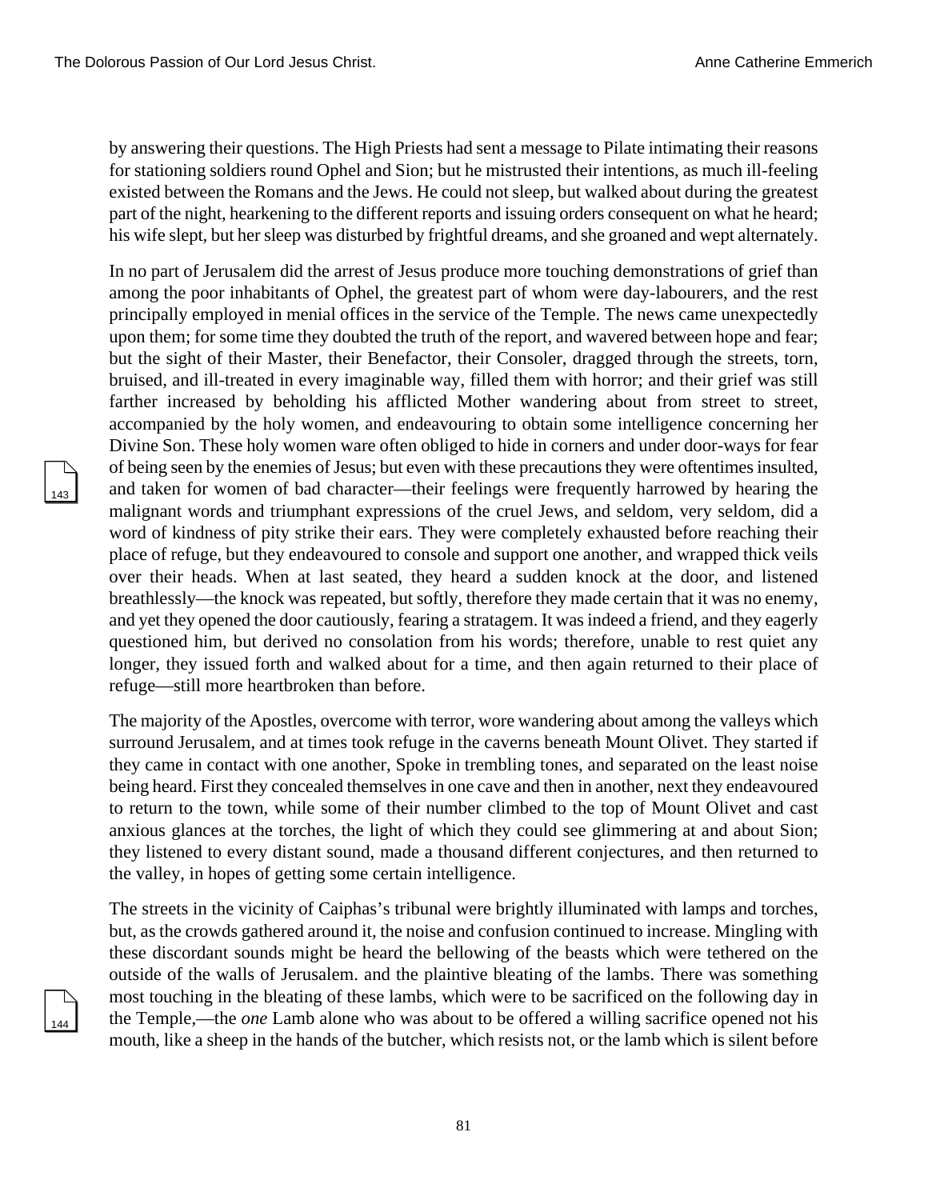by answering their questions. The High Priests had sent a message to Pilate intimating their reasons for stationing soldiers round Ophel and Sion; but he mistrusted their intentions, as much ill-feeling existed between the Romans and the Jews. He could not sleep, but walked about during the greatest part of the night, hearkening to the different reports and issuing orders consequent on what he heard; his wife slept, but her sleep was disturbed by frightful dreams, and she groaned and wept alternately.

In no part of Jerusalem did the arrest of Jesus produce more touching demonstrations of grief than among the poor inhabitants of Ophel, the greatest part of whom were day-labourers, and the rest principally employed in menial offices in the service of the Temple. The news came unexpectedly upon them; for some time they doubted the truth of the report, and wavered between hope and fear; but the sight of their Master, their Benefactor, their Consoler, dragged through the streets, torn, bruised, and ill-treated in every imaginable way, filled them with horror; and their grief was still farther increased by beholding his afflicted Mother wandering about from street to street, accompanied by the holy women, and endeavouring to obtain some intelligence concerning her Divine Son. These holy women ware often obliged to hide in corners and under door-ways for fear of being seen by the enemies of Jesus; but even with these precautions they were oftentimes insulted, and taken for women of bad character—their feelings were frequently harrowed by hearing the malignant words and triumphant expressions of the cruel Jews, and seldom, very seldom, did a word of kindness of pity strike their ears. They were completely exhausted before reaching their place of refuge, but they endeavoured to console and support one another, and wrapped thick veils over their heads. When at last seated, they heard a sudden knock at the door, and listened breathlessly—the knock was repeated, but softly, therefore they made certain that it was no enemy, and yet they opened the door cautiously, fearing a stratagem. It was indeed a friend, and they eagerly questioned him, but derived no consolation from his words; therefore, unable to rest quiet any longer, they issued forth and walked about for a time, and then again returned to their place of refuge—still more heartbroken than before.

The majority of the Apostles, overcome with terror, wore wandering about among the valleys which surround Jerusalem, and at times took refuge in the caverns beneath Mount Olivet. They started if they came in contact with one another, Spoke in trembling tones, and separated on the least noise being heard. First they concealed themselves in one cave and then in another, next they endeavoured to return to the town, while some of their number climbed to the top of Mount Olivet and cast anxious glances at the torches, the light of which they could see glimmering at and about Sion; they listened to every distant sound, made a thousand different conjectures, and then returned to the valley, in hopes of getting some certain intelligence.

The streets in the vicinity of Caiphas's tribunal were brightly illuminated with lamps and torches, but, as the crowds gathered around it, the noise and confusion continued to increase. Mingling with these discordant sounds might be heard the bellowing of the beasts which were tethered on the outside of the walls of Jerusalem. and the plaintive bleating of the lambs. There was something most touching in the bleating of these lambs, which were to be sacrificed on the following day in the Temple,—the *one* Lamb alone who was about to be offered a willing sacrifice opened not his mouth, like a sheep in the hands of the butcher, which resists not, or the lamb which is silent before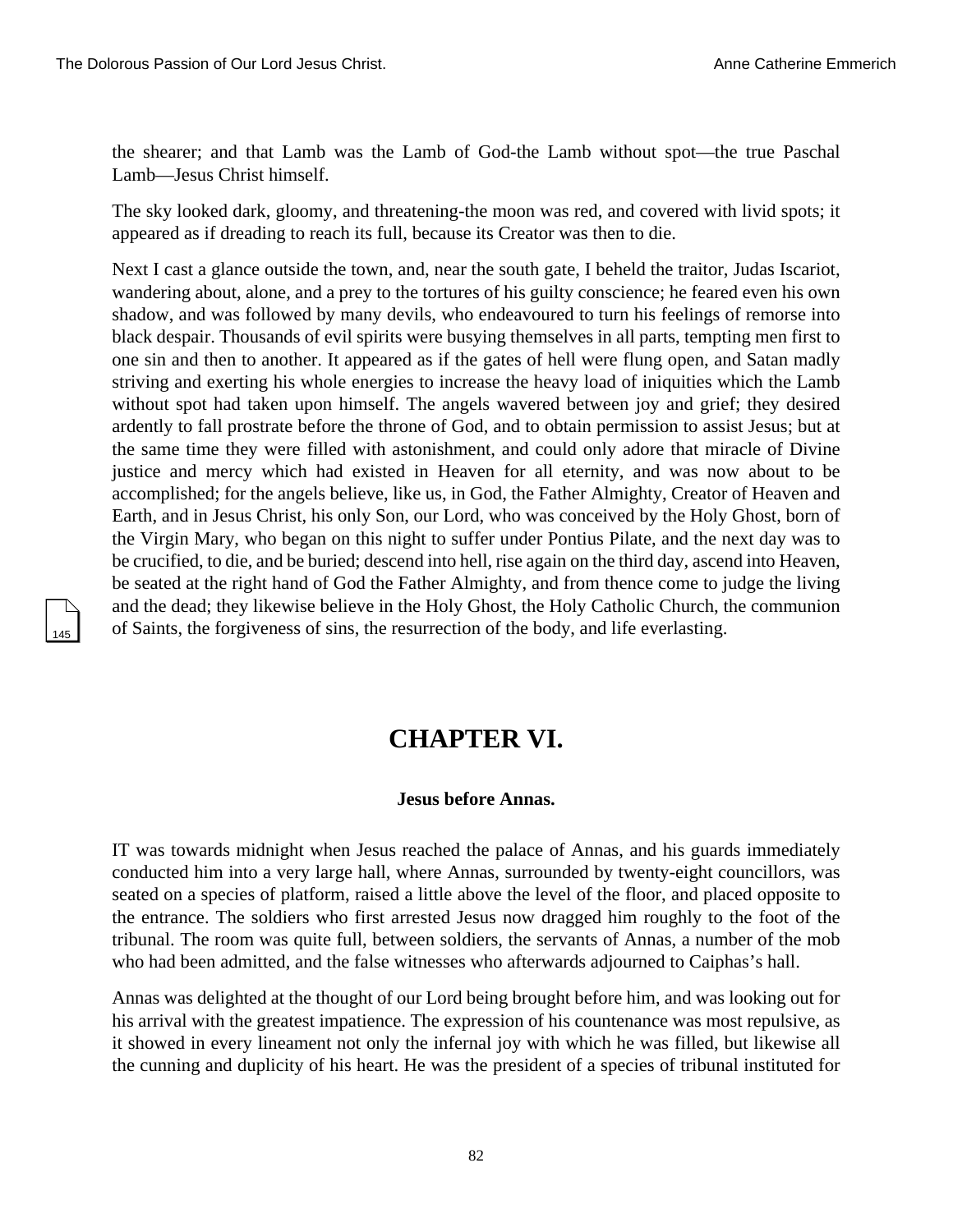the shearer; and that Lamb was the Lamb of God-the Lamb without spot—the true Paschal Lamb—Jesus Christ himself.

The sky looked dark, gloomy, and threatening-the moon was red, and covered with livid spots; it appeared as if dreading to reach its full, because its Creator was then to die.

Next I cast a glance outside the town, and, near the south gate, I beheld the traitor, Judas Iscariot, wandering about, alone, and a prey to the tortures of his guilty conscience; he feared even his own shadow, and was followed by many devils, who endeavoured to turn his feelings of remorse into black despair. Thousands of evil spirits were busying themselves in all parts, tempting men first to one sin and then to another. It appeared as if the gates of hell were flung open, and Satan madly striving and exerting his whole energies to increase the heavy load of iniquities which the Lamb without spot had taken upon himself. The angels wavered between joy and grief; they desired ardently to fall prostrate before the throne of God, and to obtain permission to assist Jesus; but at the same time they were filled with astonishment, and could only adore that miracle of Divine justice and mercy which had existed in Heaven for all eternity, and was now about to be accomplished; for the angels believe, like us, in God, the Father Almighty, Creator of Heaven and Earth, and in Jesus Christ, his only Son, our Lord, who was conceived by the Holy Ghost, born of the Virgin Mary, who began on this night to suffer under Pontius Pilate, and the next day was to be crucified, to die, and be buried; descend into hell, rise again on the third day, ascend into Heaven, be seated at the right hand of God the Father Almighty, and from thence come to judge the living and the dead; they likewise believe in the Holy Ghost, the Holy Catholic Church, the communion of Saints, the forgiveness of sins, the resurrection of the body, and life everlasting.

# CHAPTER VI.

**Jesus before Annas.**

IT was towards midnight when Jesus reached the palace of Annas, and his guards immediately conducted him into a very large hall, where Annas, surrounded by twenty-eight councillors, was seated on a species of platform, raised a little above the level of the floor, and placed opposite to the entrance. The soldiers who first arrested Jesus now dragged him roughly to the foot of the tribunal. The room was quite full, between soldiers, the servants of Annas, a number of the mob who had been admitted, and the false witnesses who afterwards adjourned to Caiphas's hall.

Annas was delighted at the thought of our Lord being brought before him, and was looking out for his arrival with the greatest impatience. The expression of his countenance was most repulsive, as it showed in every lineament not only the infernal joy with which he was filled, but likewise all the cunning and duplicity of his heart. He was the president of a species of tribunal instituted for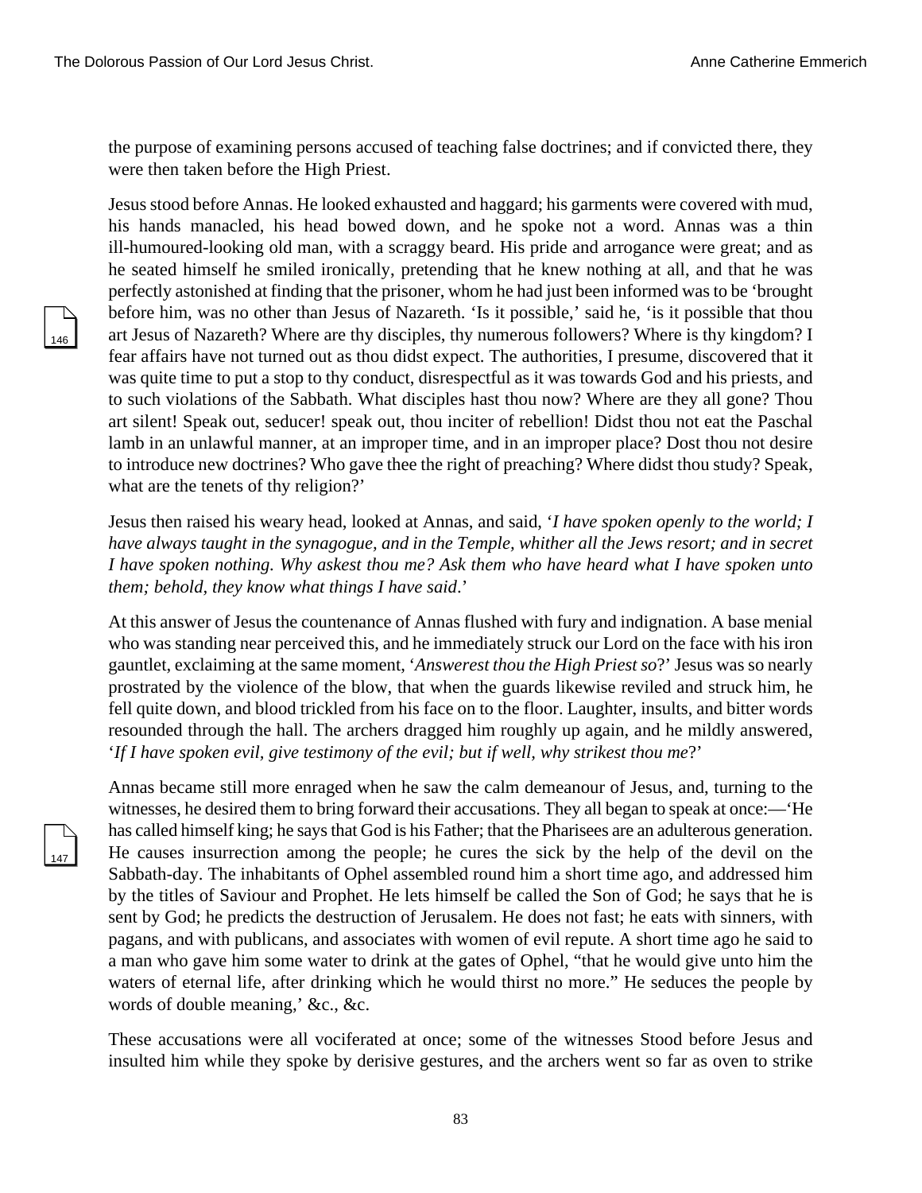the purpose of examining persons accused of teaching false doctrines; and if convicted there, they were then taken before the High Priest.

Jesus stood before Annas. He looked exhausted and haggard; his garments were covered with mud, his hands manacled, his head bowed down, and he spoke not a word. Annas was a thin ill-humoured-looking old man, with a scraggy beard. His pride and arrogance were great; and as he seated himself he smiled ironically, pretending that he knew nothing at all, and that he was perfectly astonished at finding that the prisoner, whom he had just been informed was to be 'brought before him, was no other than Jesus of Nazareth. 'Is it possible,' said he, 'is it possible that thou art Jesus of Nazareth? Where are thy disciples, thy numerous followers? Where is thy kingdom? I fear affairs have not turned out as thou didst expect. The authorities, I presume, discovered that it was quite time to put a stop to thy conduct, disrespectful as it was towards God and his priests, and to such violations of the Sabbath. What disciples hast thou now? Where are they all gone? Thou art silent! Speak out, seducer! speak out, thou inciter of rebellion! Didst thou not eat the Paschal lamb in an unlawful manner, at an improper time, and in an improper place? Dost thou not desire to introduce new doctrines? Who gave thee the right of preaching? Where didst thou study? Speak, what are the tenets of thy religion?'

Jesus then raised his weary head, looked at Annas, and said, '*I have spoken openly to the world; I have always taught in the synagogue, and in the Temple, whither all the Jews resort; and in secret I have spoken nothing. Why askest thou me? Ask them who have heard what I have spoken unto them; behold, they know what things I have said*.'

At this answer of Jesus the countenance of Annas flushed with fury and indignation. A base menial who was standing near perceived this, and he immediately struck our Lord on the face with his iron gauntlet, exclaiming at the same moment, '*Answerest thou the High Priest so*?' Jesus was so nearly prostrated by the violence of the blow, that when the guards likewise reviled and struck him, he fell quite down, and blood trickled from his face on to the floor. Laughter, insults, and bitter words resounded through the hall. The archers dragged him roughly up again, and he mildly answered, '*If I have spoken evil, give testimony of the evil; but if well, why strikest thou me*?'

Annas became still more enraged when he saw the calm demeanour of Jesus, and, turning to the witnesses, he desired them to bring forward their accusations. They all began to speak at once:—'He has called himself king; he says that God is his Father; that the Pharisees are an adulterous generation. He causes insurrection among the people; he cures the sick by the help of the devil on the Sabbath-day. The inhabitants of Ophel assembled round him a short time ago, and addressed him by the titles of Saviour and Prophet. He lets himself be called the Son of God; he says that he is sent by God; he predicts the destruction of Jerusalem. He does not fast; he eats with sinners, with pagans, and with publicans, and associates with women of evil repute. A short time ago he said to a man who gave him some water to drink at the gates of Ophel, "that he would give unto him the waters of eternal life, after drinking which he would thirst no more." He seduces the people by words of double meaning,' &c., &c.

These accusations were all vociferated at once; some of the witnesses Stood before Jesus and insulted him while they spoke by derisive gestures, and the archers went so far as oven to strike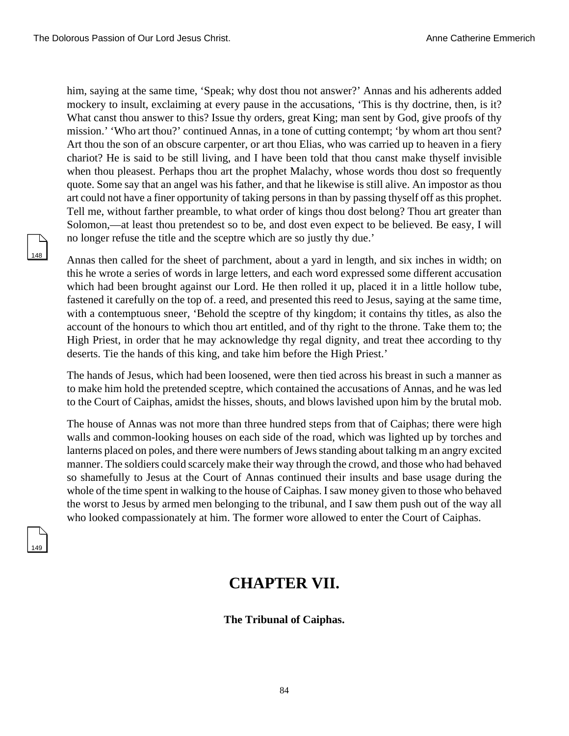him, saying at the same time, ‘Speak; why dost thou not answer?’ Annas and his adherents added mockery to insult, exclaiming at every pause in the accusations, ‘This is thy doctrine, then, is it? What canst thou answer to this? Issue thy orders, great King; man sent by God, give proofs of thy mission.’ ‘Who art thou?’ continued Annas, in a tone of cutting contempt; ‘by whom art thou sent? Art thou the son of an obscure carpenter, or art thou Elias, who was carried up to heaven in a fiery chariot? He is said to be still living, and I have been told that thou canst make thyself invisible when thou pleasest. Perhaps thou art the prophet Malachy, whose words thou dost so frequently quote. Some say that an angel was his father, and that he likewise is still alive. An impostor as thou art could not have a finer opportunity of taking persons in than by passing thyself off as this prophet. Tell me, without farther preamble, to what order of kings thou dost belong? Thou art greater than Solomon,—at least thou pretendest so to be, and dost even expect to be believed. Be easy, I will no longer refuse the title and the sceptre which are so justly thy due.’

Annas then called for the sheet of parchment, about a yard in length, and six inches in width; on this he wrote a series of words in large letters, and each word expressed some different accusation which had been brought against our Lord. He then rolled it up, placed it in a little hollow tube, fastened it carefully on the top of. a reed, and presented this reed to Jesus, saying at the same time, with a contemptuous sneer, ‘Behold the sceptre of thy kingdom; it contains thy titles, as also the account of the honours to which thou art entitled, and of thy right to the throne. Take them to; the High Priest, in order that he may acknowledge thy regal dignity, and treat thee according to thy deserts. Tie the hands of this king, and take him before the High Priest.’

The hands of Jesus, which had been loosened, were then tied across his breast in such a manner as to make him hold the pretended sceptre, which contained the accusations of Annas, and he was led to the Court of Caiphas, amidst the hisses, shouts, and blows lavished upon him by the brutal mob.

The house of Annas was not more than three hundred steps from that of Caiphas; there were high walls and common-looking houses on each side of the road, which was lighted up by torches and lanterns placed on poles, and there were numbers of Jews standing about talking m an angry excited manner. The soldiers could scarcely make their way through the crowd, and those who had behaved so shamefully to Jesus at the Court of Annas continued their insults and base usage during the whole of the time spent in walking to the house of Caiphas. I saw money given to those who behaved the worst to Jesus by armed men belonging to the tribunal, and I saw them push out of the way all who looked compassionately at him. The former wore allowed to enter the Court of Caiphas.

# CHAPTER VII.

**The Tribunal of Caiphas.**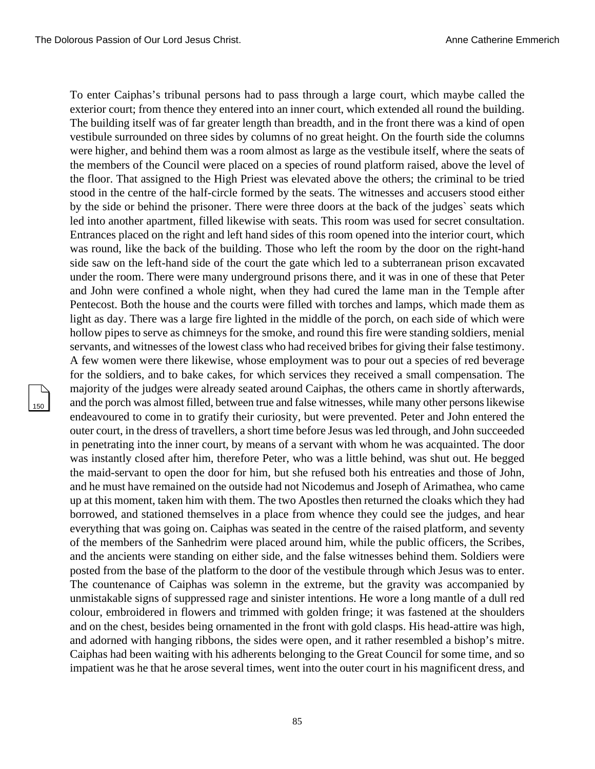To enter Caiphas's tribunal persons had to pass through a large court, which maybe called the exterior court; from thence they entered into an inner court, which extended all round the building. The building itself was of far greater length than breadth, and in the front there was a kind of open vestibule surrounded on three sides by columns of no great height. On the fourth side the columns were higher, and behind them was a room almost as large as the vestibule itself, where the seats of the members of the Council were placed on a species of round platform raised, above the level of the floor. That assigned to the High Priest was elevated above the others; the criminal to be tried stood in the centre of the half-circle formed by the seats. The witnesses and accusers stood either by the side or behind the prisoner. There were three doors at the back of the judges` seats which led into another apartment, filled likewise with seats. This room was used for secret consultation. Entrances placed on the right and left hand sides of this room opened into the interior court, which was round, like the back of the building. Those who left the room by the door on the right-hand side saw on the left-hand side of the court the gate which led to a subterranean prison excavated under the room. There were many underground prisons there, and it was in one of these that Peter and John were confined a whole night, when they had cured the lame man in the Temple after Pentecost. Both the house and the courts were filled with torches and lamps, which made them as light as day. There was a large fire lighted in the middle of the porch, on each side of which were hollow pipes to serve as chimneys for the smoke, and round this fire were standing soldiers, menial servants, and witnesses of the lowest class who had received bribes for giving their false testimony. A few women were there likewise, whose employment was to pour out a species of red beverage for the soldiers, and to bake cakes, for which services they received a small compensation. The majority of the judges were already seated around Caiphas, the others came in shortly afterwards, and the porch was almost filled, between true and false witnesses, while many other persons likewise endeavoured to come in to gratify their curiosity, but were prevented. Peter and John entered the outer court, in the dress of travellers, a short time before Jesus was led through, and John succeeded in penetrating into the inner court, by means of a servant with whom he was acquainted. The door was instantly closed after him, therefore Peter, who was a little behind, was shut out. He begged the maid-servant to open the door for him, but she refused both his entreaties and those of John, and he must have remained on the outside had not Nicodemus and Joseph of Arimathea, who came up at this moment, taken him with them. The two Apostles then returned the cloaks which they had borrowed, and stationed themselves in a place from whence they could see the judges, and hear everything that was going on. Caiphas was seated in the centre of the raised platform, and seventy of the members of the Sanhedrim were placed around him, while the public officers, the Scribes, and the ancients were standing on either side, and the false witnesses behind them. Soldiers were posted from the base of the platform to the door of the vestibule through which Jesus was to enter. The countenance of Caiphas was solemn in the extreme, but the gravity was accompanied by unmistakable signs of suppressed rage and sinister intentions. He wore a long mantle of a dull red colour, embroidered in flowers and trimmed with golden fringe; it was fastened at the shoulders and on the chest, besides being ornamented in the front with gold clasps. His head-attire was high, and adorned with hanging ribbons, the sides were open, and it rather resembled a bishop's mitre. Caiphas had been waiting with his adherents belonging to the Great Council for some time, and so impatient was he that he arose several times, went into the outer court in his magnificent dress, and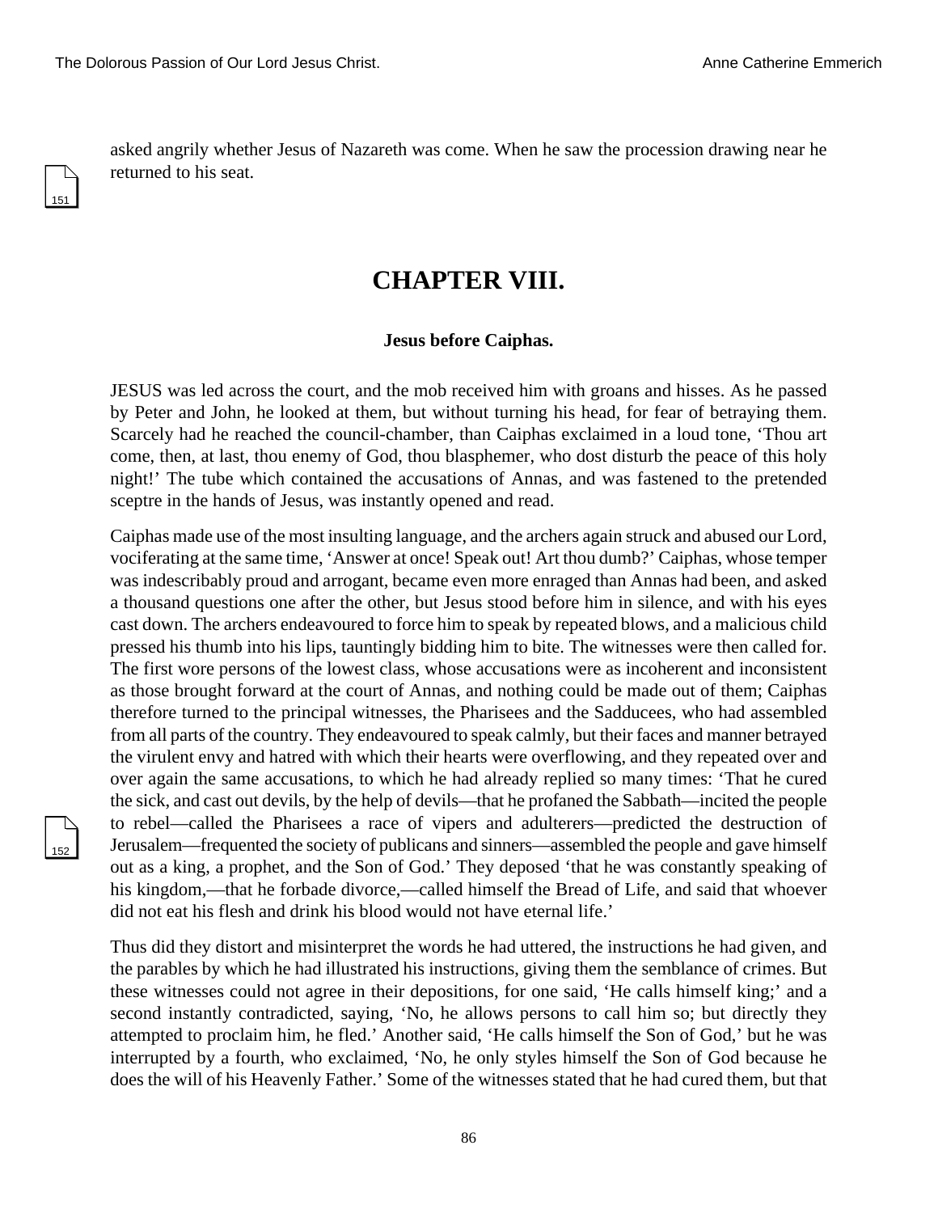asked angrily whether Jesus of Nazareth was come. When he saw the procession drawing near he returned to his seat.

# CHAPTER VIII.

### Jesus before Caiphas.

JESUS was led across the court, and the mob received him with groans and hisses. As he passed by Peter and John, he looked at them, but without turning his head, for fear of betraying them. Scarcely had he reached the council-chamber, than Caiphas exclaimed in a loud tone, 'Thou art come, then, at last, thou enemy of God, thou blasphemer, who dost disturb the peace of this holy night!' The tube which contained the accusations of Annas, and was fastened to the pretended sceptre in the hands of Jesus, was instantly opened and read.

Caiphas made use of the most insulting language, and the archers again struck and abused our Lord, vociferating at the same time, 'Answer at once! Speak out! Art thou dumb?' Caiphas, whose temper was indescribably proud and arrogant, became even more enraged than Annas had been, and asked a thousand questions one after the other, but Jesus stood before him in silence, and with his eyes cast down. The archers endeavoured to force him to speak by repeated blows, and a malicious child pressed his thumb into his lips, tauntingly bidding him to bite. The witnesses were then called for. The first wore persons of the lowest class, whose accusations were as incoherent and inconsistent as those brought forward at the court of Annas, and nothing could be made out of them; Caiphas therefore turned to the principal witnesses, the Pharisees and the Sadducees, who had assembled from all parts of the country. They endeavoured to speak calmly, but their faces and manner betrayed the virulent envy and hatred with which their hearts were overflowing, and they repeated over and over again the same accusations, to which he had already replied so many times: 'That he cured the sick, and cast out devils, by the help of devils—that he profaned the Sabbath—incited the people to rebel—called the Pharisees a race of vipers and adulterers—predicted the destruction of Jerusalem—frequented the society of publicans and sinners—assembled the people and gave himself out as a king, a prophet, and the Son of God.' They deposed 'that he was constantly speaking of his kingdom,—that he forbade divorce,—called himself the Bread of Life, and said that whoever did not eat his flesh and drink his blood would not have eternal life.'

Thus did they distort and misinterpret the words he had uttered, the instructions he had given, and the parables by which he had illustrated his instructions, giving them the semblance of crimes. But these witnesses could not agree in their depositions, for one said, 'He calls himself king;' and a second instantly contradicted, saying, 'No, he allows persons to call him so; but directly they attempted to proclaim him, he fled.' Another said, 'He calls himself the Son of God,' but he was interrupted by a fourth, who exclaimed, 'No, he only styles himself the Son of God because he does the will of his Heavenly Father.' Some of the witnesses stated that he had cured them, but that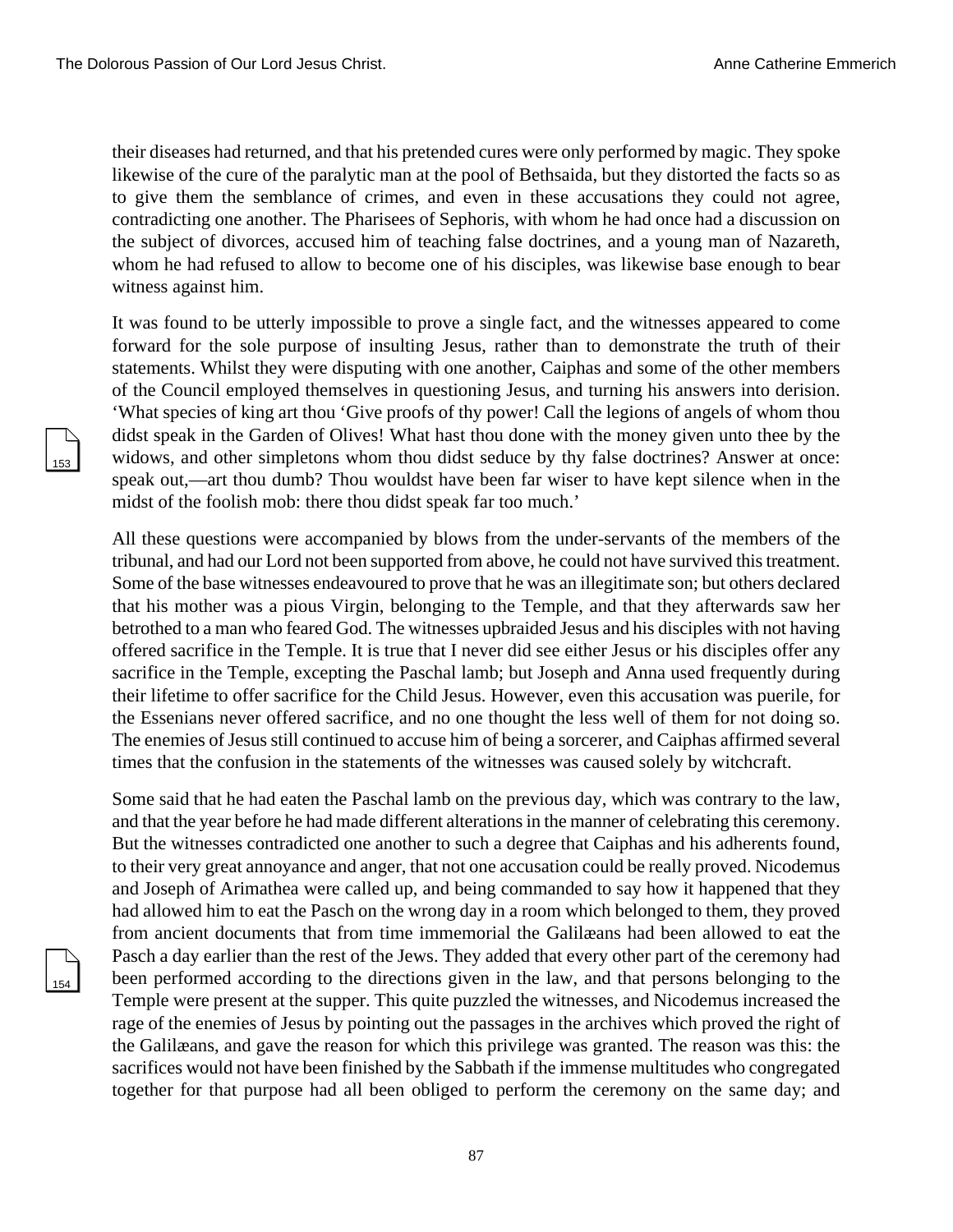their diseases had returned, and that his pretended cures were only performed by magic. They spoke likewise of the cure of the paralytic man at the pool of Bethsaida, but they distorted the facts so as to give them the semblance of crimes, and even in these accusations they could not agree, contradicting one another. The Pharisees of Sephoris, with whom he had once had a discussion on the subject of divorces, accused him of teaching false doctrines, and a young man of Nazareth, whom he had refused to allow to become one of his disciples, was likewise base enough to bear witness against him.

It was found to be utterly impossible to prove a single fact, and the witnesses appeared to come forward for the sole purpose of insulting Jesus, rather than to demonstrate the truth of their statements. Whilst they were disputing with one another, Caiphas and some of the other members of the Council employed themselves in questioning Jesus, and turning his answers into derision. 'What species of king art thou 'Give proofs of thy power! Call the legions of angels of whom thou didst speak in the Garden of Olives! What hast thou done with the money given unto thee by the widows, and other simpletons whom thou didst seduce by thy false doctrines? Answer at once: speak out,—art thou dumb? Thou wouldst have been far wiser to have kept silence when in the midst of the foolish mob: there thou didst speak far too much.'

All these questions were accompanied by blows from the under-servants of the members of the tribunal, and had our Lord not been supported from above, he could not have survived this treatment. Some of the base witnesses endeavoured to prove that he was an illegitimate son; but others declared that his mother was a pious Virgin, belonging to the Temple, and that they afterwards saw her betrothed to a man who feared God. The witnesses upbraided Jesus and his disciples with not having offered sacrifice in the Temple. It is true that I never did see either Jesus or his disciples offer any sacrifice in the Temple, excepting the Paschal lamb; but Joseph and Anna used frequently during their lifetime to offer sacrifice for the Child Jesus. However, even this accusation was puerile, for the Essenians never offered sacrifice, and no one thought the less well of them for not doing so. The enemies of Jesus still continued to accuse him of being a sorcerer, and Caiphas affirmed several times that the confusion in the statements of the witnesses was caused solely by witchcraft.

Some said that he had eaten the Paschal lamb on the previous day, which was contrary to the law, and that the year before he had made different alterations in the manner of celebrating this ceremony. But the witnesses contradicted one another to such a degree that Caiphas and his adherents found, to their very great annoyance and anger, that not one accusation could be really proved. Nicodemus and Joseph of Arimathea were called up, and being commanded to say how it happened that they had allowed him to eat the Pasch on the wrong day in a room which belonged to them, they proved from ancient documents that from time immemorial the Galilæans had been allowed to eat the Pasch a day earlier than the rest of the Jews. They added that every other part of the ceremony had been performed according to the directions given in the law, and that persons belonging to the Temple were present at the supper. This quite puzzled the witnesses, and Nicodemus increased the rage of the enemies of Jesus by pointing out the passages in the archives which proved the right of the Galilæans, and gave the reason for which this privilege was granted. The reason was this: the sacrifices would not have been finished by the Sabbath if the immense multitudes who congregated together for that purpose had all been obliged to perform the ceremony on the same day; and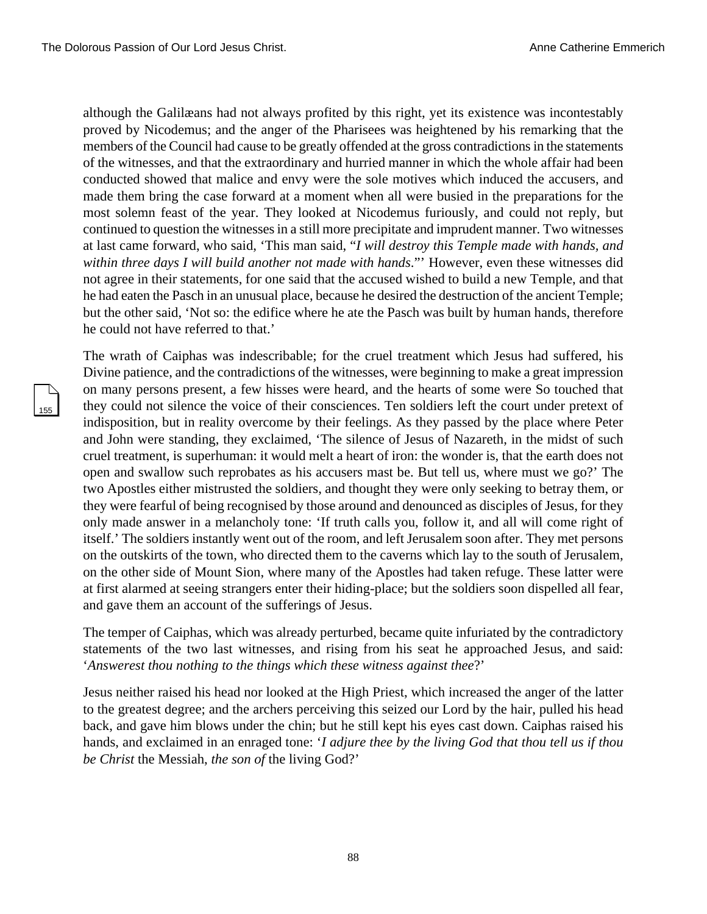although the Galilæans had not always profited by this right, yet its existence was incontestably proved by Nicodemus; and the anger of the Pharisees was heightened by his remarking that the members of the Council had cause to be greatly offended at the gross contradictions in the statements of the witnesses, and that the extraordinary and hurried manner in which the whole affair had been conducted showed that malice and envy were the sole motives which induced the accusers, and made them bring the case forward at a moment when all were busied in the preparations for the most solemn feast of the year. They looked at Nicodemus furiously, and could not reply, but continued to question the witnesses in a still more precipitate and imprudent manner. Two witnesses at last came forward, who said, 'This man said, "*I will destroy this Temple made with hands, and within three days I will build another not made with hands*."' However, even these witnesses did not agree in their statements, for one said that the accused wished to build a new Temple, and that he had eaten the Pasch in an unusual place, because he desired the destruction of the ancient Temple; but the other said, 'Not so: the edifice where he ate the Pasch was built by human hands, therefore he could not have referred to that.'

The wrath of Caiphas was indescribable; for the cruel treatment which Jesus had suffered, his Divine patience, and the contradictions of the witnesses, were beginning to make a great impression on many persons present, a few hisses were heard, and the hearts of some were So touched that they could not silence the voice of their consciences. Ten soldiers left the court under pretext of indisposition, but in reality overcome by their feelings. As they passed by the place where Peter and John were standing, they exclaimed, 'The silence of Jesus of Nazareth, in the midst of such cruel treatment, is superhuman: it would melt a heart of iron: the wonder is, that the earth does not open and swallow such reprobates as his accusers mast be. But tell us, where must we go?' The two Apostles either mistrusted the soldiers, and thought they were only seeking to betray them, or they were fearful of being recognised by those around and denounced as disciples of Jesus, for they only made answer in a melancholy tone: 'If truth calls you, follow it, and all will come right of itself.' The soldiers instantly went out of the room, and left Jerusalem soon after. They met persons on the outskirts of the town, who directed them to the caverns which lay to the south of Jerusalem, on the other side of Mount Sion, where many of the Apostles had taken refuge. These latter were at first alarmed at seeing strangers enter their hiding-place; but the soldiers soon dispelled all fear, and gave them an account of the sufferings of Jesus.

The temper of Caiphas, which was already perturbed, became quite infuriated by the contradictory statements of the two last witnesses, and rising from his seat he approached Jesus, and said: '*Answerest thou nothing to the things which these witness against thee*?'

Jesus neither raised his head nor looked at the High Priest, which increased the anger of the latter to the greatest degree; and the archers perceiving this seized our Lord by the hair, pulled his head back, and gave him blows under the chin; but he still kept his eyes cast down. Caiphas raised his hands, and exclaimed in an enraged tone: '*I adjure thee by the living God that thou tell us if thou be Christ* the Messiah, *the son of* the living God?'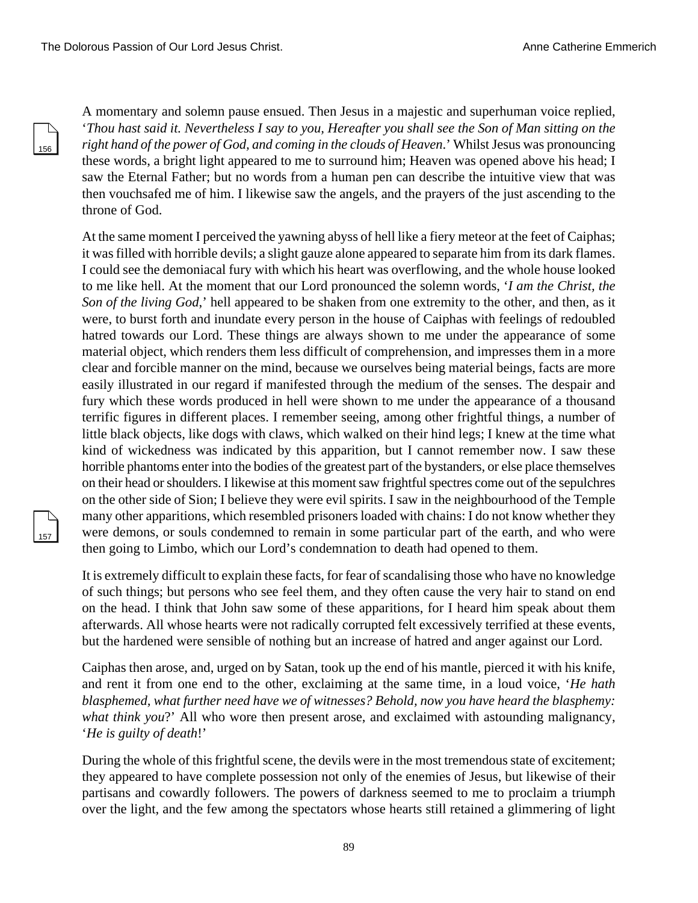A momentary and solemn pause ensued. Then Jesus in a majestic and superhuman voice replied, '*Thou hast said it. Nevertheless I say to you, Hereafter you shall see the Son of Man sitting on the right hand of the power of God, and coming in the clouds of Heaven*.' Whilst Jesus was pronouncing these words, a bright light appeared to me to surround him; Heaven was opened above his head; I saw the Eternal Father; but no words from a human pen can describe the intuitive view that was then vouchsafed me of him. I likewise saw the angels, and the prayers of the just ascending to the throne of God.

At the same moment I perceived the yawning abyss of hell like a fiery meteor at the feet of Caiphas; it was filled with horrible devils; a slight gauze alone appeared to separate him from its dark flames. I could see the demoniacal fury with which his heart was overflowing, and the whole house looked to me like hell. At the moment that our Lord pronounced the solemn words, '*I am the Christ, the Son of the living God*,' hell appeared to be shaken from one extremity to the other, and then, as it were, to burst forth and inundate every person in the house of Caiphas with feelings of redoubled hatred towards our Lord. These things are always shown to me under the appearance of some material object, which renders them less difficult of comprehension, and impresses them in a more clear and forcible manner on the mind, because we ourselves being material beings, facts are more easily illustrated in our regard if manifested through the medium of the senses. The despair and fury which these words produced in hell were shown to me under the appearance of a thousand terrific figures in different places. I remember seeing, among other frightful things, a number of little black objects, like dogs with claws, which walked on their hind legs; I knew at the time what kind of wickedness was indicated by this apparition, but I cannot remember now. I saw these horrible phantoms enter into the bodies of the greatest part of the bystanders, or else place themselves on their head or shoulders. I likewise at this moment saw frightful spectres come out of the sepulchres on the other side of Sion; I believe they were evil spirits. I saw in the neighbourhood of the Temple many other apparitions, which resembled prisoners loaded with chains: I do not know whether they were demons, or souls condemned to remain in some particular part of the earth, and who were then going to Limbo, which our Lord's condemnation to death had opened to them.

It is extremely difficult to explain these facts, for fear of scandalising those who have no knowledge of such things; but persons who see feel them, and they often cause the very hair to stand on end on the head. I think that John saw some of these apparitions, for I heard him speak about them afterwards. All whose hearts were not radically corrupted felt excessively terrified at these events, but the hardened were sensible of nothing but an increase of hatred and anger against our Lord.

Caiphas then arose, and, urged on by Satan, took up the end of his mantle, pierced it with his knife, and rent it from one end to the other, exclaiming at the same time, in a loud voice, '*He hath blasphemed, what further need have we of witnesses? Behold, now you have heard the blasphemy: what think you*?' All who wore then present arose, and exclaimed with astounding malignancy, '*He is guilty of death*!'

During the whole of this frightful scene, the devils were in the most tremendous state of excitement; they appeared to have complete possession not only of the enemies of Jesus, but likewise of their partisans and cowardly followers. The powers of darkness seemed to me to proclaim a triumph over the light, and the few among the spectators whose hearts still retained a glimmering of light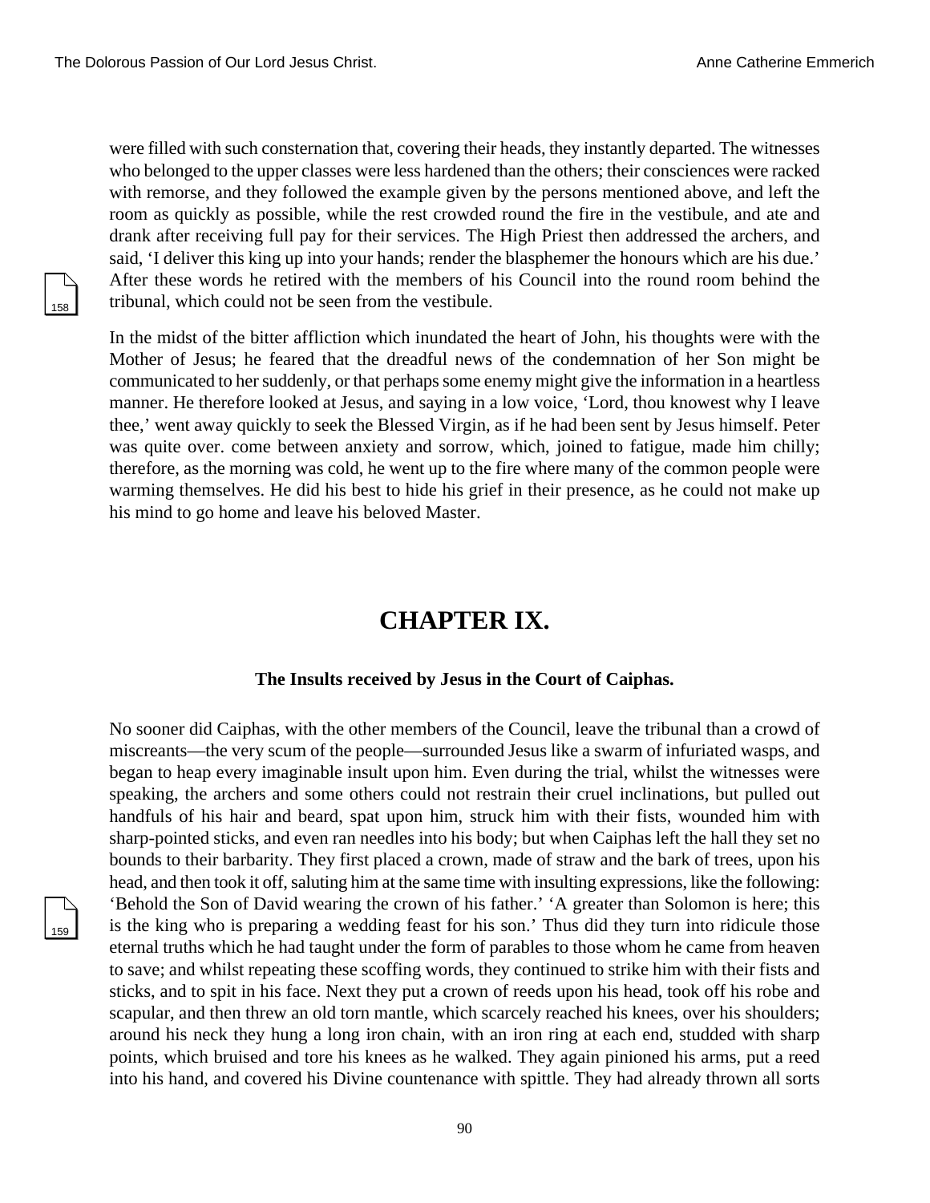were filled with such consternation that, covering their heads, they instantly departed. The witnesses who belonged to the upper classes were less hardened than the others; their consciences were racked with remorse, and they followed the example given by the persons mentioned above, and left the room as quickly as possible, while the rest crowded round the fire in the vestibule, and ate and drank after receiving full pay for their services. The High Priest then addressed the archers, and said, 'I deliver this king up into your hands; render the blasphemer the honours which are his due.' After these words he retired with the members of his Council into the round room behind the tribunal, which could not be seen from the vestibule.

In the midst of the bitter affliction which inundated the heart of John, his thoughts were with the Mother of Jesus; he feared that the dreadful news of the condemnation of her Son might be communicated to her suddenly, or that perhaps some enemy might give the information in a heartless manner. He therefore looked at Jesus, and saying in a low voice, 'Lord, thou knowest why I leave thee,' went away quickly to seek the Blessed Virgin, as if he had been sent by Jesus himself. Peter was quite over. come between anxiety and sorrow, which, joined to fatigue, made him chilly; therefore, as the morning was cold, he went up to the fire where many of the common people were warming themselves. He did his best to hide his grief in their presence, as he could not make up his mind to go home and leave his beloved Master.

## CHAPTER IX.

### The Insults received by Jesus in the Court of Caiphas.

No sooner did Caiphas, with the other members of the Council, leave the tribunal than a crowd of miscreants—the very scum of the people—surrounded Jesus like a swarm of infuriated wasps, and began to heap every imaginable insult upon him. Even during the trial, whilst the witnesses were speaking, the archers and some others could not restrain their cruel inclinations, but pulled out handfuls of his hair and beard, spat upon him, struck him with their fists, wounded him with sharp-pointed sticks, and even ran needles into his body; but when Caiphas left the hall they set no bounds to their barbarity. They first placed a crown, made of straw and the bark of trees, upon his head, and then took it off, saluting him at the same time with insulting expressions, like the following: 'Behold the Son of David wearing the crown of his father.' 'A greater than Solomon is here; this is the king who is preparing a wedding feast for his son.' Thus did they turn into ridicule those eternal truths which he had taught under the form of parables to those whom he came from heaven to save; and whilst repeating these scoffing words, they continued to strike him with their fists and sticks, and to spit in his face. Next they put a crown of reeds upon his head, took off his robe and scapular, and then threw an old torn mantle, which scarcely reached his knees, over his shoulders; around his neck they hung a long iron chain, with an iron ring at each end, studded with sharp points, which bruised and tore his knees as he walked. They again pinioned his arms, put a reed into his hand, and covered his Divine countenance with spittle. They had already thrown all sorts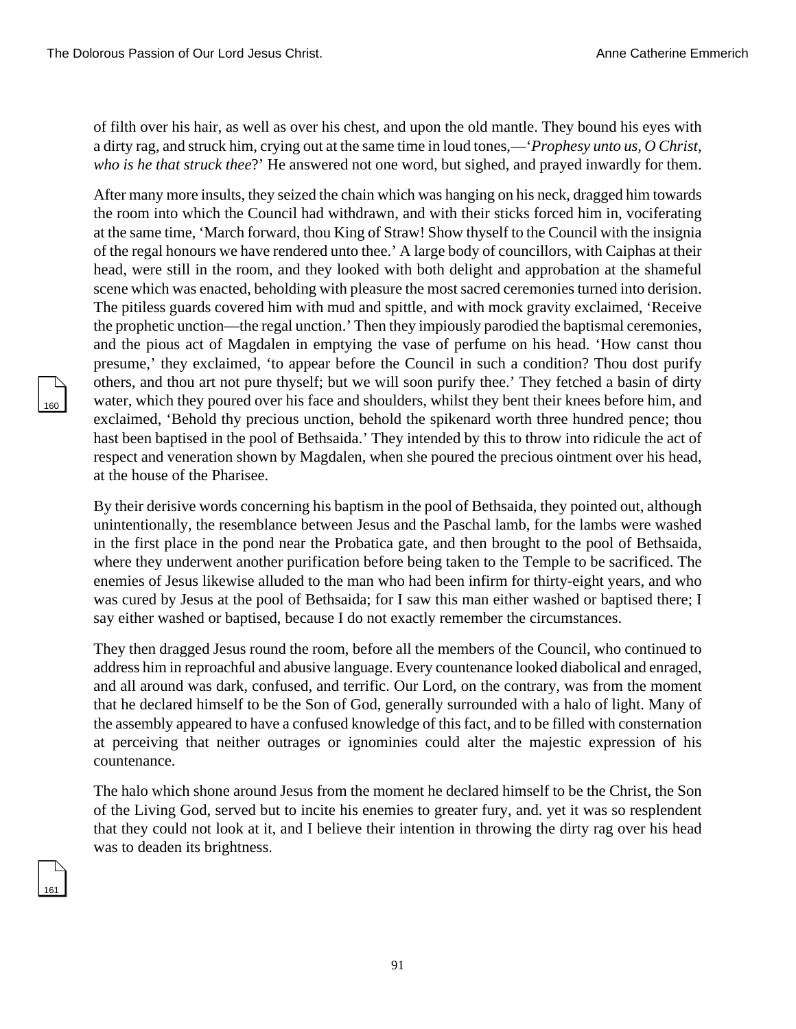of filth over his hair, as well as over his chest, and upon the old mantle. They bound his eyes with a dirty rag, and struck him, crying out at the same time in loud tones,—'*Prophesy unto us, O Christ, who is he that struck thee*?' He answered not one word, but sighed, and prayed inwardly for them.

After many more insults, they seized the chain which was hanging on his neck, dragged him towards the room into which the Council had withdrawn, and with their sticks forced him in, vociferating at the same time, 'March forward, thou King of Straw! Show thyself to the Council with the insignia of the regal honours we have rendered unto thee.' A large body of councillors, with Caiphas at their head, were still in the room, and they looked with both delight and approbation at the shameful scene which was enacted, beholding with pleasure the most sacred ceremonies turned into derision. The pitiless guards covered him with mud and spittle, and with mock gravity exclaimed, 'Receive the prophetic unction—the regal unction.' Then they impiously parodied the baptismal ceremonies, and the pious act of Magdalen in emptying the vase of perfume on his head. 'How canst thou presume,' they exclaimed, 'to appear before the Council in such a condition? Thou dost purify others, and thou art not pure thyself; but we will soon purify thee.' They fetched a basin of dirty water, which they poured over his face and shoulders, whilst they bent their knees before him, and exclaimed, 'Behold thy precious unction, behold the spikenard worth three hundred pence; thou hast been baptised in the pool of Bethsaida.' They intended by this to throw into ridicule the act of respect and veneration shown by Magdalen, when she poured the precious ointment over his head, at the house of the Pharisee.

By their derisive words concerning his baptism in the pool of Bethsaida, they pointed out, although unintentionally, the resemblance between Jesus and the Paschal lamb, for the lambs were washed in the first place in the pond near the Probatica gate, and then brought to the pool of Bethsaida, where they underwent another purification before being taken to the Temple to be sacrificed. The enemies of Jesus likewise alluded to the man who had been infirm for thirty-eight years, and who was cured by Jesus at the pool of Bethsaida; for I saw this man either washed or baptised there; I say either washed or baptised, because I do not exactly remember the circumstances.

They then dragged Jesus round the room, before all the members of the Council, who continued to address him in reproachful and abusive language. Every countenance looked diabolical and enraged, and all around was dark, confused, and terrific. Our Lord, on the contrary, was from the moment that he declared himself to be the Son of God, generally surrounded with a halo of light. Many of the assembly appeared to have a confused knowledge of this fact, and to be filled with consternation at perceiving that neither outrages or ignominies could alter the majestic expression of his countenance.

The halo which shone around Jesus from the moment he declared himself to be the Christ, the Son of the Living God, served but to incite his enemies to greater fury, and. yet it was so resplendent that they could not look at it, and I believe their intention in throwing the dirty rag over his head was to deaden its brightness.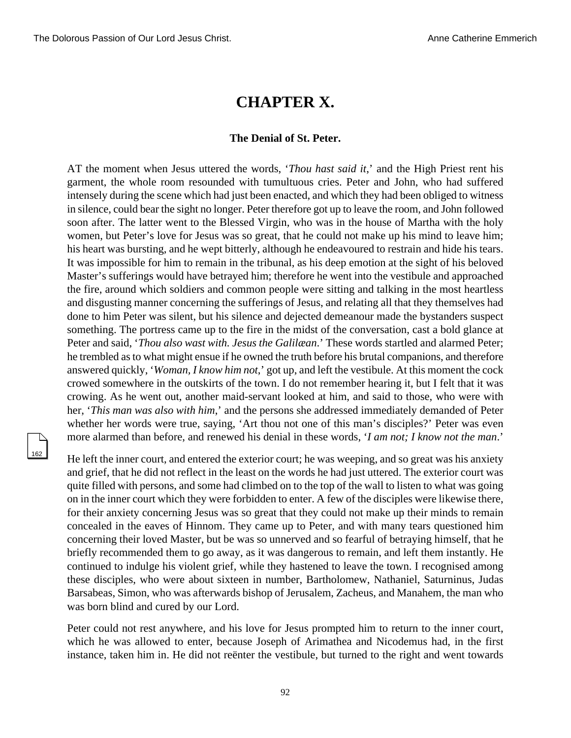# CHAPTER X.

### The Denial of St. Peter.

AT the moment when Jesus uttered the words, '*Thou hast said it*,' and the High Priest rent his garment, the whole room resounded with tumultuous cries. Peter and John, who had suffered intensely during the scene which had just been enacted, and which they had been obliged to witness in silence, could bear the sight no longer. Peter therefore got up to leave the room, and John followed soon after. The latter went to the Blessed Virgin, who was in the house of Martha with the holy women, but Peter's love for Jesus was so great, that he could not make up his mind to leave him; his heart was bursting, and he wept bitterly, although he endeavoured to restrain and hide his tears. It was impossible for him to remain in the tribunal, as his deep emotion at the sight of his beloved Master's sufferings would have betrayed him; therefore he went into the vestibule and approached the fire, around which soldiers and common people were sitting and talking in the most heartless and disgusting manner concerning the sufferings of Jesus, and relating all that they themselves had done to him Peter was silent, but his silence and dejected demeanour made the bystanders suspect something. The portress came up to the fire in the midst of the conversation, cast a bold glance at Peter and said, '*Thou also wast with. Jesus the Galilæan*.' These words startled and alarmed Peter; he trembled as to what might ensue if he owned the truth before his brutal companions, and therefore answered quickly, '*Woman, I know him not*,' got up, and left the vestibule. At this moment the cock crowed somewhere in the outskirts of the town. I do not remember hearing it, but I felt that it was crowing. As he went out, another maid-servant looked at him, and said to those, who were with her, '*This man was also with him*,' and the persons she addressed immediately demanded of Peter whether her words were true, saying, 'Art thou not one of this man's disciples?' Peter was even more alarmed than before, and renewed his denial in these words, '*I am not; I know not the man*.'

He left the inner court, and entered the exterior court; he was weeping, and so great was his anxiety and grief, that he did not reflect in the least on the words he had just uttered. The exterior court was quite filled with persons, and some had climbed on to the top of the wall to listen to what was going on in the inner court which they were forbidden to enter. A few of the disciples were likewise there, for their anxiety concerning Jesus was so great that they could not make up their minds to remain concealed in the eaves of Hinnom. They came up to Peter, and with many tears questioned him concerning their loved Master, but be was so unnerved and so fearful of betraying himself, that he briefly recommended them to go away, as it was dangerous to remain, and left them instantly. He continued to indulge his violent grief, while they hastened to leave the town. I recognised among these disciples, who were about sixteen in number, Bartholomew, Nathaniel, Saturninus, Judas Barsabeas, Simon, who was afterwards bishop of Jerusalem, Zacheus, and Manahem, the man who was born blind and cured by our Lord.

Peter could not rest anywhere, and his love for Jesus prompted him to return to the inner court, which he was allowed to enter, because Joseph of Arimathea and Nicodemus had, in the first instance, taken him in. He did not reënter the vestibule, but turned to the right and went towards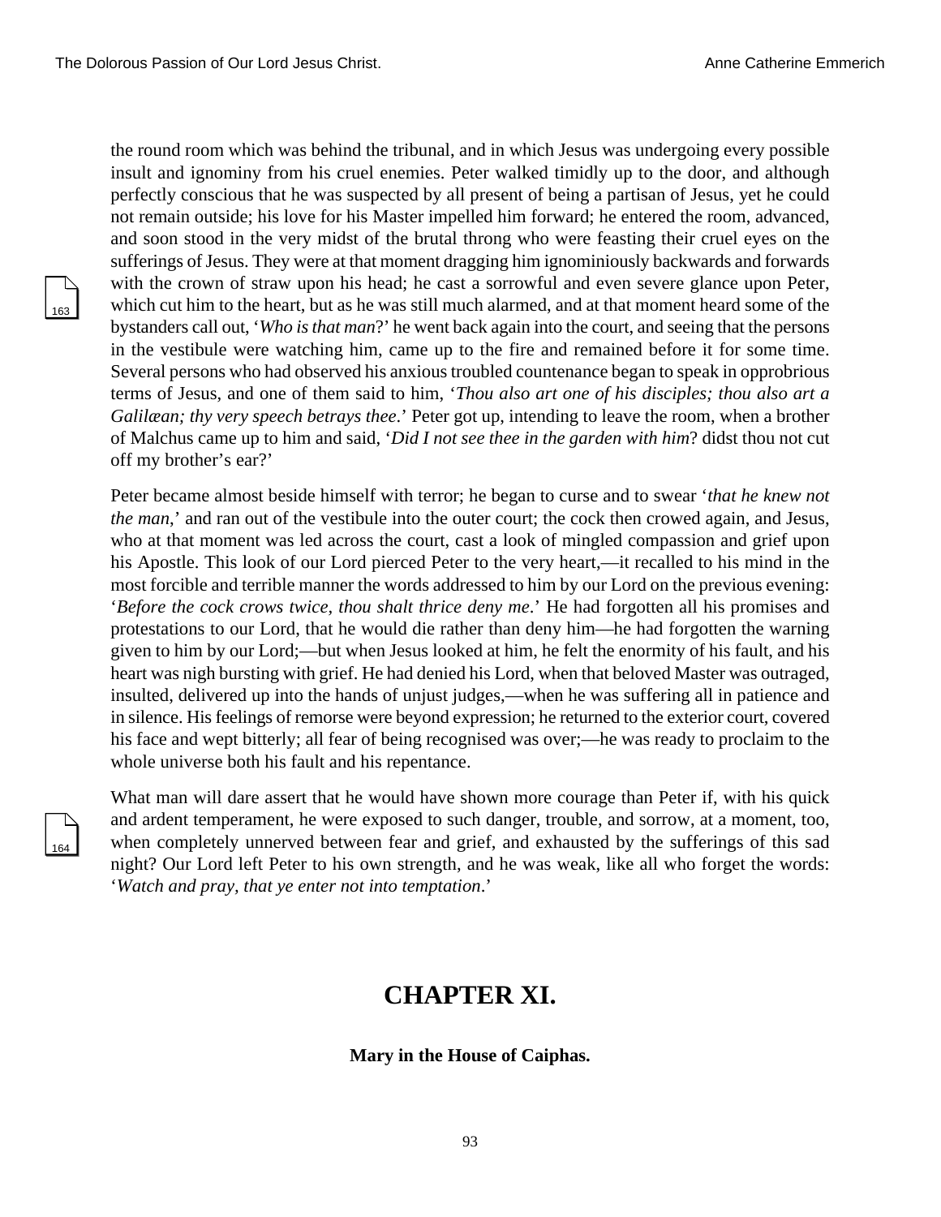the round room which was behind the tribunal, and in which Jesus was undergoing every possible insult and ignominy from his cruel enemies. Peter walked timidly up to the door, and although perfectly conscious that he was suspected by all present of being a partisan of Jesus, yet he could not remain outside; his love for his Master impelled him forward; he entered the room, advanced, and soon stood in the very midst of the brutal throng who were feasting their cruel eyes on the sufferings of Jesus. They were at that moment dragging him ignominiously backwards and forwards with the crown of straw upon his head; he cast a sorrowful and even severe glance upon Peter, which cut him to the heart, but as he was still much alarmed, and at that moment heard some of the bystanders call out, '*Who is that man*?' he went back again into the court, and seeing that the persons in the vestibule were watching him, came up to the fire and remained before it for some time. Several persons who had observed his anxious troubled countenance began to speak in opprobrious terms of Jesus, and one of them said to him, '*Thou also art one of his disciples; thou also art a Galilæan; thy very speech betrays thee*.' Peter got up, intending to leave the room, when a brother of Malchus came up to him and said, '*Did I not see thee in the garden with him*? didst thou not cut off my brother's ear?'

Peter became almost beside himself with terror; he began to curse and to swear '*that he knew not the man*,' and ran out of the vestibule into the outer court; the cock then crowed again, and Jesus, who at that moment was led across the court, cast a look of mingled compassion and grief upon his Apostle. This look of our Lord pierced Peter to the very heart,—it recalled to his mind in the most forcible and terrible manner the words addressed to him by our Lord on the previous evening: '*Before the cock crows twice, thou shalt thrice deny me*.' He had forgotten all his promises and protestations to our Lord, that he would die rather than deny him—he had forgotten the warning given to him by our Lord;—but when Jesus looked at him, he felt the enormity of his fault, and his heart was nigh bursting with grief. He had denied his Lord, when that beloved Master was outraged, insulted, delivered up into the hands of unjust judges,—when he was suffering all in patience and in silence. His feelings of remorse were beyond expression; he returned to the exterior court, covered his face and wept bitterly; all fear of being recognised was over;—he was ready to proclaim to the whole universe both his fault and his repentance.

What man will dare assert that he would have shown more courage than Peter if, with his quick and ardent temperament, he were exposed to such danger, trouble, and sorrow, at a moment, too, when completely unnerved between fear and grief, and exhausted by the sufferings of this sad night? Our Lord left Peter to his own strength, and he was weak, like all who forget the words: '*Watch and pray, that ye enter not into temptation*.'

# CHAPTER XI.

**Mary in the House of Caiphas.**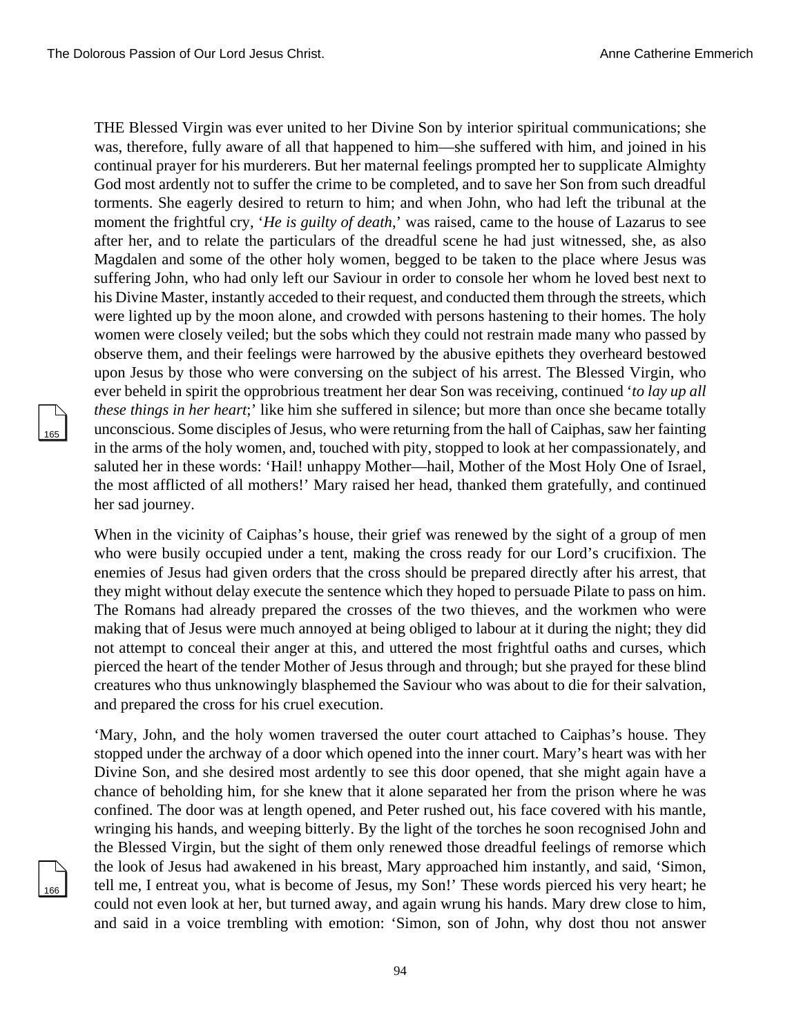THE Blessed Virgin was ever united to her Divine Son by interior spiritual communications; she was, therefore, fully aware of all that happened to him—she suffered with him, and joined in his continual prayer for his murderers. But her maternal feelings prompted her to supplicate Almighty God most ardently not to suffer the crime to be completed, and to save her Son from such dreadful torments. She eagerly desired to return to him; and when John, who had left the tribunal at the moment the frightful cry, '*He is guilty of death*,' was raised, came to the house of Lazarus to see after her, and to relate the particulars of the dreadful scene he had just witnessed, she, as also Magdalen and some of the other holy women, begged to be taken to the place where Jesus was suffering John, who had only left our Saviour in order to console her whom he loved best next to his Divine Master, instantly acceded to their request, and conducted them through the streets, which were lighted up by the moon alone, and crowded with persons hastening to their homes. The holy women were closely veiled; but the sobs which they could not restrain made many who passed by observe them, and their feelings were harrowed by the abusive epithets they overheard bestowed upon Jesus by those who were conversing on the subject of his arrest. The Blessed Virgin, who ever beheld in spirit the opprobrious treatment her dear Son was receiving, continued '*to lay up all these things in her heart*;' like him she suffered in silence; but more than once she became totally unconscious. Some disciples of Jesus, who were returning from the hall of Caiphas, saw her fainting in the arms of the holy women, and, touched with pity, stopped to look at her compassionately, and saluted her in these words: 'Hail! unhappy Mother—hail, Mother of the Most Holy One of Israel, the most afflicted of all mothers!' Mary raised her head, thanked them gratefully, and continued her sad journey.

When in the vicinity of Caiphas's house, their grief was renewed by the sight of a group of men who were busily occupied under a tent, making the cross ready for our Lord's crucifixion. The enemies of Jesus had given orders that the cross should be prepared directly after his arrest, that they might without delay execute the sentence which they hoped to persuade Pilate to pass on him. The Romans had already prepared the crosses of the two thieves, and the workmen who were making that of Jesus were much annoyed at being obliged to labour at it during the night; they did not attempt to conceal their anger at this, and uttered the most frightful oaths and curses, which pierced the heart of the tender Mother of Jesus through and through; but she prayed for these blind creatures who thus unknowingly blasphemed the Saviour who was about to die for their salvation, and prepared the cross for his cruel execution.

'Mary, John, and the holy women traversed the outer court attached to Caiphas's house. They stopped under the archway of a door which opened into the inner court. Mary's heart was with her Divine Son, and she desired most ardently to see this door opened, that she might again have a chance of beholding him, for she knew that it alone separated her from the prison where he was confined. The door was at length opened, and Peter rushed out, his face covered with his mantle, wringing his hands, and weeping bitterly. By the light of the torches he soon recognised John and the Blessed Virgin, but the sight of them only renewed those dreadful feelings of remorse which the look of Jesus had awakened in his breast, Mary approached him instantly, and said, 'Simon, tell me, I entreat you, what is become of Jesus, my Son!' These words pierced his very heart; he could not even look at her, but turned away, and again wrung his hands. Mary drew close to him, and said in a voice trembling with emotion: 'Simon, son of John, why dost thou not answer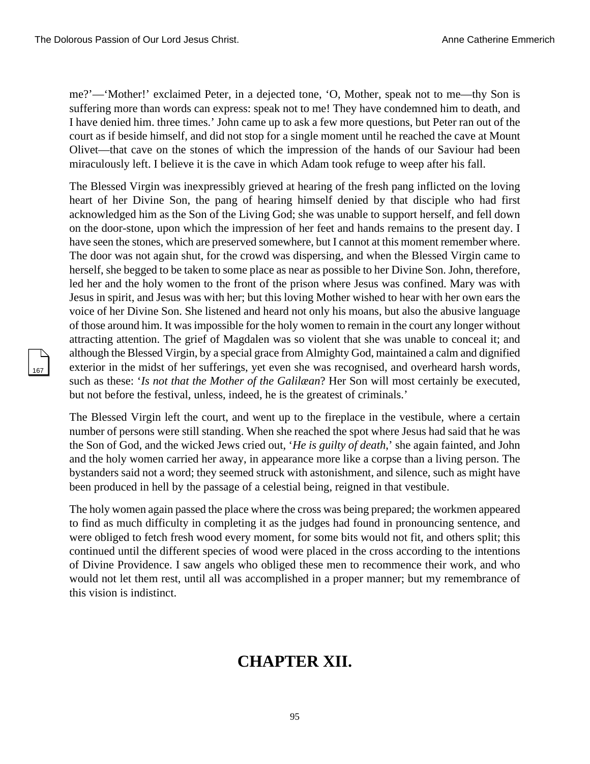me?'—'Mother!' exclaimed Peter, in a dejected tone, 'O, Mother, speak not to me—thy Son is suffering more than words can express: speak not to me! They have condemned him to death, and I have denied him. three times.' John came up to ask a few more questions, but Peter ran out of the court as if beside himself, and did not stop for a single moment until he reached the cave at Mount Olivet—that cave on the stones of which the impression of the hands of our Saviour had been miraculously left. I believe it is the cave in which Adam took refuge to weep after his fall.

The Blessed Virgin was inexpressibly grieved at hearing of the fresh pang inflicted on the loving heart of her Divine Son, the pang of hearing himself denied by that disciple who had first acknowledged him as the Son of the Living God; she was unable to support herself, and fell down on the door-stone, upon which the impression of her feet and hands remains to the present day. I have seen the stones, which are preserved somewhere, but I cannot at this moment remember where. The door was not again shut, for the crowd was dispersing, and when the Blessed Virgin came to herself, she begged to be taken to some place as near as possible to her Divine Son. John, therefore, led her and the holy women to the front of the prison where Jesus was confined. Mary was with Jesus in spirit, and Jesus was with her; but this loving Mother wished to hear with her own ears the voice of her Divine Son. She listened and heard not only his moans, but also the abusive language of those around him. It was impossible for the holy women to remain in the court any longer without attracting attention. The grief of Magdalen was so violent that she was unable to conceal it; and although the Blessed Virgin, by a special grace from Almighty God, maintained a calm and dignified exterior in the midst of her sufferings, yet even she was recognised, and overheard harsh words, such as these: '*Is not that the Mother of the Galilæan*? Her Son will most certainly be executed, but not before the festival, unless, indeed, he is the greatest of criminals.'

The Blessed Virgin left the court, and went up to the fireplace in the vestibule, where a certain number of persons were still standing. When she reached the spot where Jesus had said that he was the Son of God, and the wicked Jews cried out, '*He is guilty of death*,' she again fainted, and John and the holy women carried her away, in appearance more like a corpse than a living person. The bystanders said not a word; they seemed struck with astonishment, and silence, such as might have been produced in hell by the passage of a celestial being, reigned in that vestibule.

The holy women again passed the place where the cross was being prepared; the workmen appeared to find as much difficulty in completing it as the judges had found in pronouncing sentence, and were obliged to fetch fresh wood every moment, for some bits would not fit, and others split; this continued until the different species of wood were placed in the cross according to the intentions of Divine Providence. I saw angels who obliged these men to recommence their work, and who would not let them rest, until all was accomplished in a proper manner; but my remembrance of this vision is indistinct.

# CHAPTER XII.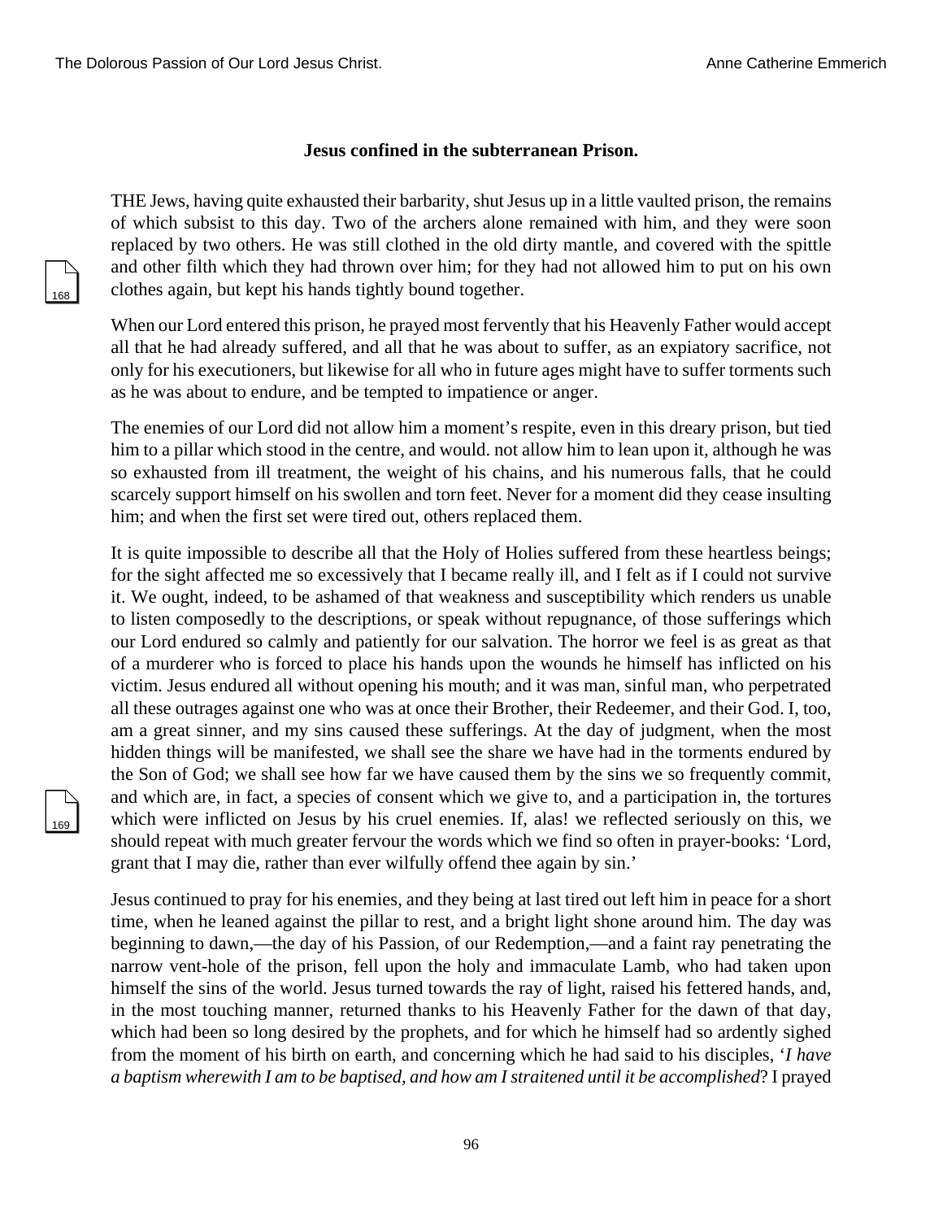### Jesus confined in the subterranean Prison.

THE Jews, having quite exhausted their barbarity, shut Jesus up in a little vaulted prison, the remains of which subsist to this day. Two of the archers alone remained with him, and they were soon replaced by two others. He was still clothed in the old dirty mantle, and covered with the spittle and other filth which they had thrown over him; for they had not allowed him to put on his own clothes again, but kept his hands tightly bound together.

When our Lord entered this prison, he prayed most fervently that his Heavenly Father would accept all that he had already suffered, and all that he was about to suffer, as an expiatory sacrifice, not only for his executioners, but likewise for all who in future ages might have to suffer torments such as he was about to endure, and be tempted to impatience or anger.

The enemies of our Lord did not allow him a moment's respite, even in this dreary prison, but tied him to a pillar which stood in the centre, and would. not allow him to lean upon it, although he was so exhausted from ill treatment, the weight of his chains, and his numerous falls, that he could scarcely support himself on his swollen and torn feet. Never for a moment did they cease insulting him; and when the first set were tired out, others replaced them.

It is quite impossible to describe all that the Holy of Holies suffered from these heartless beings; for the sight affected me so excessively that I became really ill, and I felt as if I could not survive it. We ought, indeed, to be ashamed of that weakness and susceptibility which renders us unable to listen composedly to the descriptions, or speak without repugnance, of those sufferings which our Lord endured so calmly and patiently for our salvation. The horror we feel is as great as that of a murderer who is forced to place his hands upon the wounds he himself has inflicted on his victim. Jesus endured all without opening his mouth; and it was man, sinful man, who perpetrated all these outrages against one who was at once their Brother, their Redeemer, and their God. I, too, am a great sinner, and my sins caused these sufferings. At the day of judgment, when the most hidden things will be manifested, we shall see the share we have had in the torments endured by the Son of God; we shall see how far we have caused them by the sins we so frequently commit, and which are, in fact, a species of consent which we give to, and a participation in, the tortures which were inflicted on Jesus by his cruel enemies. If, alas! we reflected seriously on this, we should repeat with much greater fervour the words which we find so often in prayer-books: 'Lord, grant that I may die, rather than ever wilfully offend thee again by sin.'

Jesus continued to pray for his enemies, and they being at last tired out left him in peace for a short time, when he leaned against the pillar to rest, and a bright light shone around him. The day was beginning to dawn,—the day of his Passion, of our Redemption,—and a faint ray penetrating the narrow vent-hole of the prison, fell upon the holy and immaculate Lamb, who had taken upon himself the sins of the world. Jesus turned towards the ray of light, raised his fettered hands, and, in the most touching manner, returned thanks to his Heavenly Father for the dawn of that day, which had been so long desired by the prophets, and for which he himself had so ardently sighed from the moment of his birth on earth, and concerning which he had said to his disciples, '*I have a baptism wherewith I am to be baptised, and how am I straitened until it be accomplished*? I prayed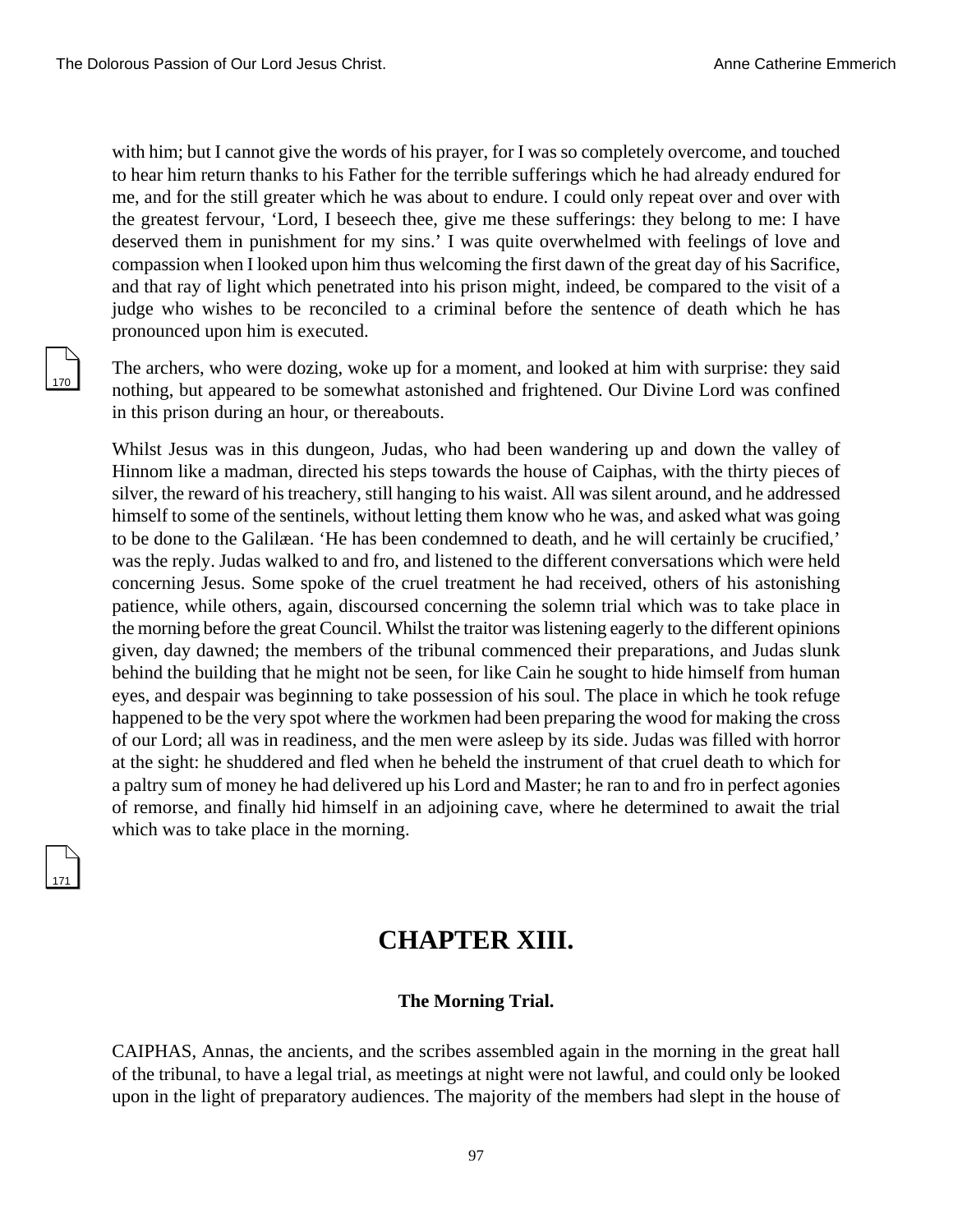with him; but I cannot give the words of his prayer, for I was so completely overcome, and touched to hear him return thanks to his Father for the terrible sufferings which he had already endured for me, and for the still greater which he was about to endure. I could only repeat over and over with the greatest fervour, 'Lord, I beseech thee, give me these sufferings: they belong to me: I have deserved them in punishment for my sins.' I was quite overwhelmed with feelings of love and compassion when I looked upon him thus welcoming the first dawn of the great day of his Sacrifice, and that ray of light which penetrated into his prison might, indeed, be compared to the visit of a judge who wishes to be reconciled to a criminal before the sentence of death which he has pronounced upon him is executed.

The archers, who were dozing, woke up for a moment, and looked at him with surprise: they said nothing, but appeared to be somewhat astonished and frightened. Our Divine Lord was confined in this prison during an hour, or thereabouts.

Whilst Jesus was in this dungeon, Judas, who had been wandering up and down the valley of Hinnom like a madman, directed his steps towards the house of Caiphas, with the thirty pieces of silver, the reward of his treachery, still hanging to his waist. All was silent around, and he addressed himself to some of the sentinels, without letting them know who he was, and asked what was going to be done to the Galilæan. 'He has been condemned to death, and he will certainly be crucified,' was the reply. Judas walked to and fro, and listened to the different conversations which were held concerning Jesus. Some spoke of the cruel treatment he had received, others of his astonishing patience, while others, again, discoursed concerning the solemn trial which was to take place in the morning before the great Council. Whilst the traitor was listening eagerly to the different opinions given, day dawned; the members of the tribunal commenced their preparations, and Judas slunk behind the building that he might not be seen, for like Cain he sought to hide himself from human eyes, and despair was beginning to take possession of his soul. The place in which he took refuge happened to be the very spot where the workmen had been preparing the wood for making the cross of our Lord; all was in readiness, and the men were asleep by its side. Judas was filled with horror at the sight: he shuddered and fled when he beheld the instrument of that cruel death to which for a paltry sum of money he had delivered up his Lord and Master; he ran to and fro in perfect agonies of remorse, and finally hid himself in an adjoining cave, where he determined to await the trial which was to take place in the morning.

# CHAPTER XIII.

### The Morning Trial.

CAIPHAS, Annas, the ancients, and the scribes assembled again in the morning in the great hall of the tribunal, to have a legal trial, as meetings at night were not lawful, and could only be looked upon in the light of preparatory audiences. The majority of the members had slept in the house of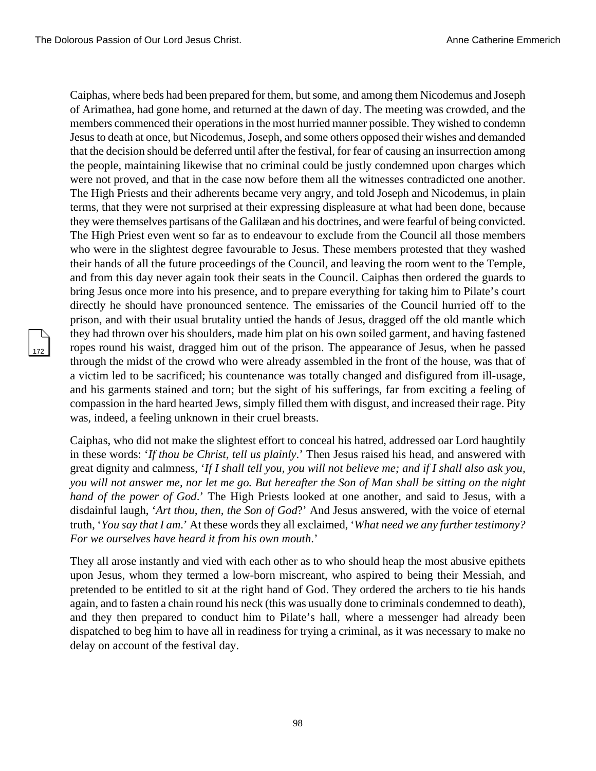Caiphas, where beds had been prepared for them, but some, and among them Nicodemus and Joseph of Arimathea, had gone home, and returned at the dawn of day. The meeting was crowded, and the members commenced their operations in the most hurried manner possible. They wished to condemn Jesus to death at once, but Nicodemus, Joseph, and some others opposed their wishes and demanded that the decision should be deferred until after the festival, for fear of causing an insurrection among the people, maintaining likewise that no criminal could be justly condemned upon charges which were not proved, and that in the case now before them all the witnesses contradicted one another. The High Priests and their adherents became very angry, and told Joseph and Nicodemus, in plain terms, that they were not surprised at their expressing displeasure at what had been done, because they were themselves partisans of the Galilæan and his doctrines, and were fearful of being convicted. The High Priest even went so far as to endeavour to exclude from the Council all those members who were in the slightest degree favourable to Jesus. These members protested that they washed their hands of all the future proceedings of the Council, and leaving the room went to the Temple, and from this day never again took their seats in the Council. Caiphas then ordered the guards to bring Jesus once more into his presence, and to prepare everything for taking him to Pilate's court directly he should have pronounced sentence. The emissaries of the Council hurried off to the prison, and with their usual brutality untied the hands of Jesus, dragged off the old mantle which they had thrown over his shoulders, made him plat on his own soiled garment, and having fastened ropes round his waist, dragged him out of the prison. The appearance of Jesus, when he passed through the midst of the crowd who were already assembled in the front of the house, was that of a victim led to be sacrificed; his countenance was totally changed and disfigured from ill-usage, and his garments stained and torn; but the sight of his sufferings, far from exciting a feeling of compassion in the hard hearted Jews, simply filled them with disgust, and increased their rage. Pity was, indeed, a feeling unknown in their cruel breasts.

Caiphas, who did not make the slightest effort to conceal his hatred, addressed oar Lord haughtily in these words: '*If thou be Christ, tell us plainly*.' Then Jesus raised his head, and answered with great dignity and calmness, '*If I shall tell you, you will not believe me; and if I shall also ask you, you will not answer me, nor let me go. But hereafter the Son of Man shall be sitting on the night hand of the power of God*.' The High Priests looked at one another, and said to Jesus, with a disdainful laugh, '*Art thou, then, the Son of God*?' And Jesus answered, with the voice of eternal truth, '*You say that I am*.' At these words they all exclaimed, '*What need we any further testimony? For we ourselves have heard it from his own mouth*.'

They all arose instantly and vied with each other as to who should heap the most abusive epithets upon Jesus, whom they termed a low-born miscreant, who aspired to being their Messiah, and pretended to be entitled to sit at the right hand of God. They ordered the archers to tie his hands again, and to fasten a chain round his neck (this was usually done to criminals condemned to death), and they then prepared to conduct him to Pilate's hall, where a messenger had already been dispatched to beg him to have all in readiness for trying a criminal, as it was necessary to make no delay on account of the festival day.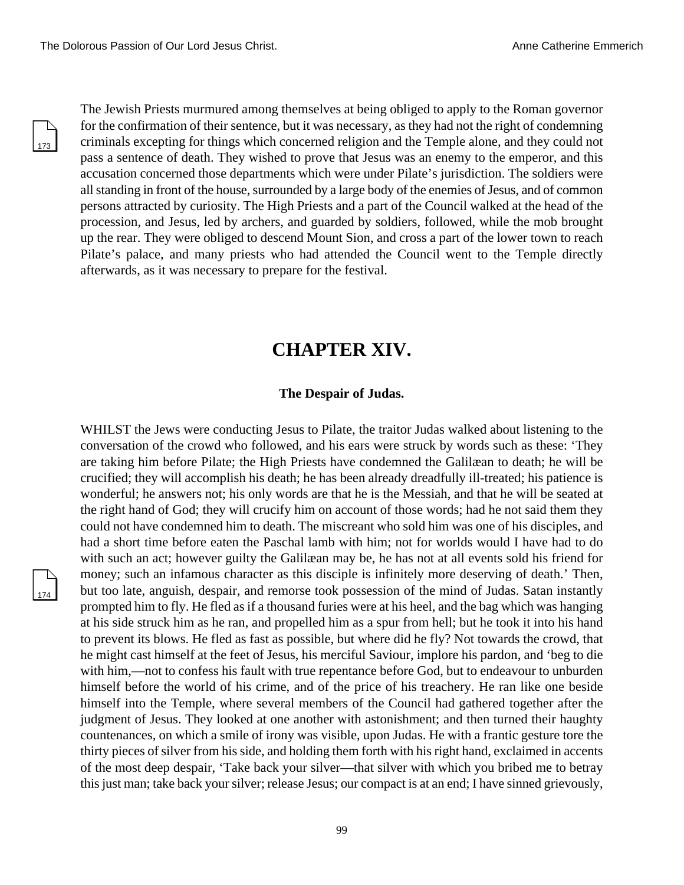The Jewish Priests murmured among themselves at being obliged to apply to the Roman governor for the confirmation of their sentence, but it was necessary, as they had not the right of condemning criminals excepting for things which concerned religion and the Temple alone, and they could not pass a sentence of death. They wished to prove that Jesus was an enemy to the emperor, and this accusation concerned those departments which were under Pilate's jurisdiction. The soldiers were all standing in front of the house, surrounded by a large body of the enemies of Jesus, and of common persons attracted by curiosity. The High Priests and a part of the Council walked at the head of the procession, and Jesus, led by archers, and guarded by soldiers, followed, while the mob brought up the rear. They were obliged to descend Mount Sion, and cross a part of the lower town to reach Pilate's palace, and many priests who had attended the Council went to the Temple directly afterwards, as it was necessary to prepare for the festival.

## CHAPTER XIV.

### The Despair of Judas.

WHILST the Jews were conducting Jesus to Pilate, the traitor Judas walked about listening to the conversation of the crowd who followed, and his ears were struck by words such as these: 'They are taking him before Pilate; the High Priests have condemned the Galilæan to death; he will be crucified; they will accomplish his death; he has been already dreadfully ill-treated; his patience is wonderful; he answers not; his only words are that he is the Messiah, and that he will be seated at the right hand of God; they will crucify him on account of those words; had he not said them they could not have condemned him to death. The miscreant who sold him was one of his disciples, and had a short time before eaten the Paschal lamb with him; not for worlds would I have had to do with such an act; however guilty the Galilæan may be, he has not at all events sold his friend for money; such an infamous character as this disciple is infinitely more deserving of death.' Then, but too late, anguish, despair, and remorse took possession of the mind of Judas. Satan instantly prompted him to fly. He fled as if a thousand furies were at his heel, and the bag which was hanging at his side struck him as he ran, and propelled him as a spur from hell; but he took it into his hand to prevent its blows. He fled as fast as possible, but where did he fly? Not towards the crowd, that he might cast himself at the feet of Jesus, his merciful Saviour, implore his pardon, and 'beg to die with him,—not to confess his fault with true repentance before God, but to endeavour to unburden himself before the world of his crime, and of the price of his treachery. He ran like one beside himself into the Temple, where several members of the Council had gathered together after the judgment of Jesus. They looked at one another with astonishment; and then turned their haughty countenances, on which a smile of irony was visible, upon Judas. He with a frantic gesture tore the thirty pieces of silver from his side, and holding them forth with his right hand, exclaimed in accents of the most deep despair, 'Take back your silver—that silver with which you bribed me to betray this just man; take back your silver; release Jesus; our compact is at an end; I have sinned grievously,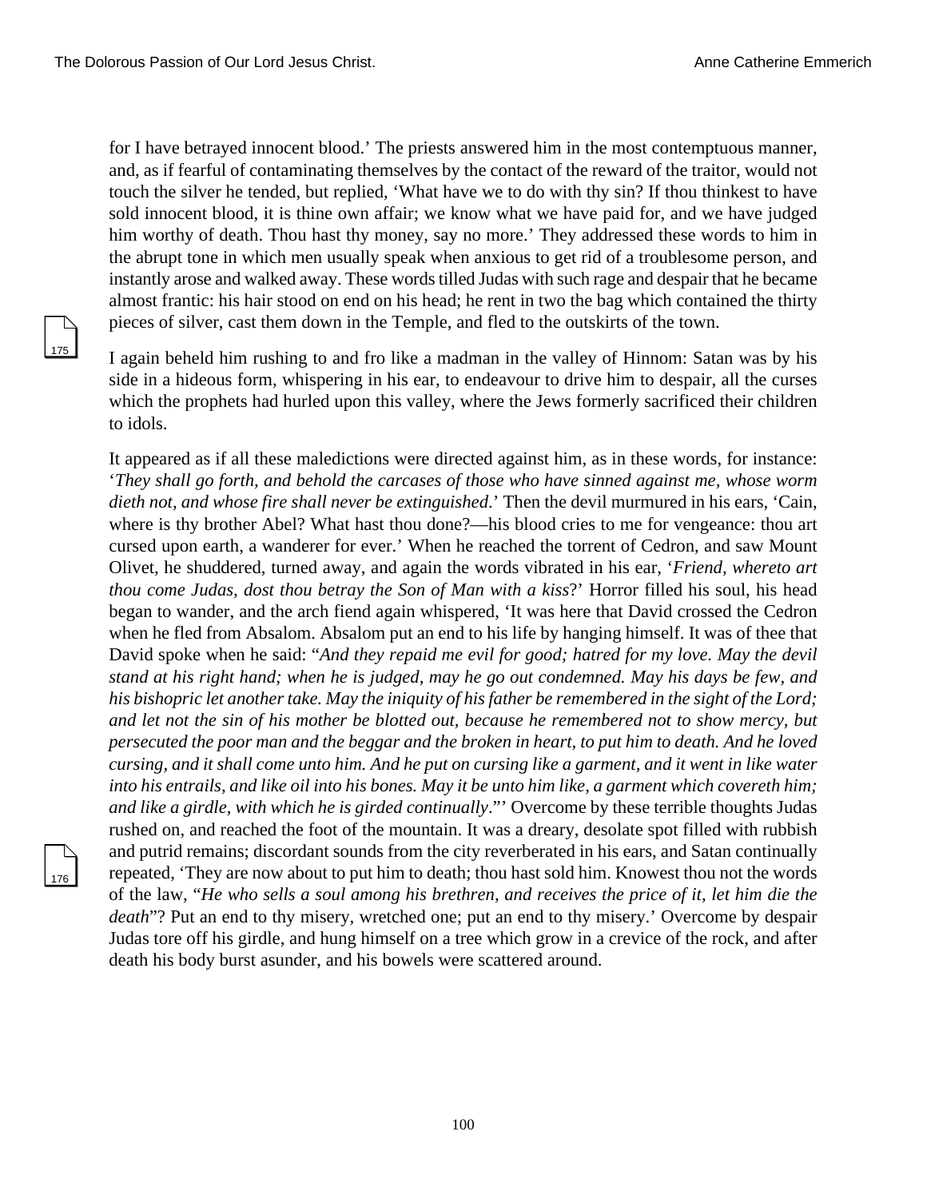for I have betrayed innocent blood.' The priests answered him in the most contemptuous manner, and, as if fearful of contaminating themselves by the contact of the reward of the traitor, would not touch the silver he tended, but replied, 'What have we to do with thy sin? If thou thinkest to have sold innocent blood, it is thine own affair; we know what we have paid for, and we have judged him worthy of death. Thou hast thy money, say no more.' They addressed these words to him in the abrupt tone in which men usually speak when anxious to get rid of a troublesome person, and instantly arose and walked away. These words tilled Judas with such rage and despair that he became almost frantic: his hair stood on end on his head; he rent in two the bag which contained the thirty pieces of silver, cast them down in the Temple, and fled to the outskirts of the town.

I again beheld him rushing to and fro like a madman in the valley of Hinnom: Satan was by his side in a hideous form, whispering in his ear, to endeavour to drive him to despair, all the curses which the prophets had hurled upon this valley, where the Jews formerly sacrificed their children to idols.

It appeared as if all these maledictions were directed against him, as in these words, for instance: '*They shall go forth, and behold the carcases of those who have sinned against me, whose worm dieth not, and whose fire shall never be extinguished*.' Then the devil murmured in his ears, 'Cain, where is thy brother Abel? What hast thou done?—his blood cries to me for vengeance: thou art cursed upon earth, a wanderer for ever.' When he reached the torrent of Cedron, and saw Mount Olivet, he shuddered, turned away, and again the words vibrated in his ear, '*Friend, whereto art thou come Judas, dost thou betray the Son of Man with a kiss*?' Horror filled his soul, his head began to wander, and the arch fiend again whispered, 'It was here that David crossed the Cedron when he fled from Absalom. Absalom put an end to his life by hanging himself. It was of thee that David spoke when he said: "*And they repaid me evil for good; hatred for my love. May the devil stand at his right hand; when he is judged, may he go out condemned. May his days be few, and his bishopric let another take. May the iniquity of his father be remembered in the sight of the Lord; and let not the sin of his mother be blotted out, because he remembered not to show mercy, but persecuted the poor man and the beggar and the broken in heart, to put him to death. And he loved cursing, and it shall come unto him. And he put on cursing like a garment, and it went in like water into his entrails, and like oil into his bones. May it be unto him like, a garment which covereth him; and like a girdle, with which he is girded continually*."' Overcome by these terrible thoughts Judas rushed on, and reached the foot of the mountain. It was a dreary, desolate spot filled with rubbish and putrid remains; discordant sounds from the city reverberated in his ears, and Satan continually repeated, 'They are now about to put him to death; thou hast sold him. Knowest thou not the words of the law, "*He who sells a soul among his brethren, and receives the price of it, let him die the death*"? Put an end to thy misery, wretched one; put an end to thy misery.' Overcome by despair Judas tore off his girdle, and hung himself on a tree which grow in a crevice of the rock, and after death his body burst asunder, and his bowels were scattered around.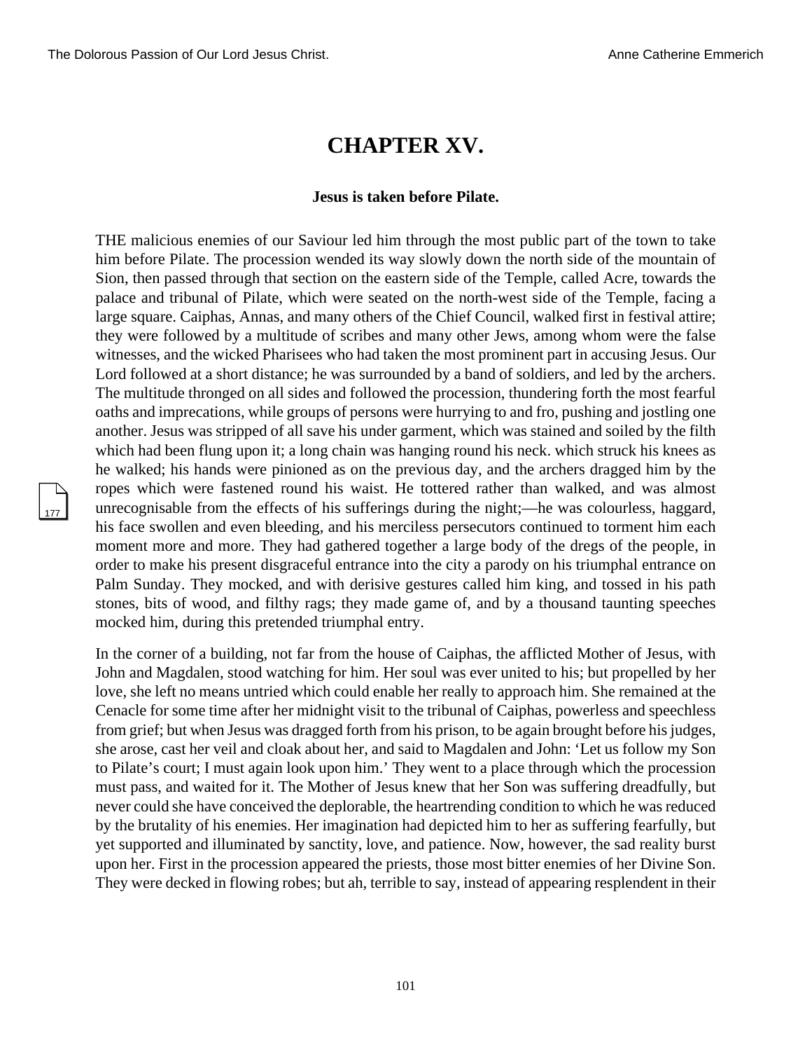# CHAPTER XV.

### Jesus is taken before Pilate.

THE malicious enemies of our Saviour led him through the most public part of the town to take him before Pilate. The procession wended its way slowly down the north side of the mountain of Sion, then passed through that section on the eastern side of the Temple, called Acre, towards the palace and tribunal of Pilate, which were seated on the north-west side of the Temple, facing a large square. Caiphas, Annas, and many others of the Chief Council, walked first in festival attire; they were followed by a multitude of scribes and many other Jews, among whom were the false witnesses, and the wicked Pharisees who had taken the most prominent part in accusing Jesus. Our Lord followed at a short distance; he was surrounded by a band of soldiers, and led by the archers. The multitude thronged on all sides and followed the procession, thundering forth the most fearful oaths and imprecations, while groups of persons were hurrying to and fro, pushing and jostling one another. Jesus was stripped of all save his under garment, which was stained and soiled by the filth which had been flung upon it; a long chain was hanging round his neck. which struck his knees as he walked; his hands were pinioned as on the previous day, and the archers dragged him by the ropes which were fastened round his waist. He tottered rather than walked, and was almost unrecognisable from the effects of his sufferings during the night;—he was colourless, haggard, his face swollen and even bleeding, and his merciless persecutors continued to torment him each moment more and more. They had gathered together a large body of the dregs of the people, in order to make his present disgraceful entrance into the city a parody on his triumphal entrance on Palm Sunday. They mocked, and with derisive gestures called him king, and tossed in his path stones, bits of wood, and filthy rags; they made game of, and by a thousand taunting speeches mocked him, during this pretended triumphal entry.

In the corner of a building, not far from the house of Caiphas, the afflicted Mother of Jesus, with John and Magdalen, stood watching for him. Her soul was ever united to his; but propelled by her love, she left no means untried which could enable her really to approach him. She remained at the Cenacle for some time after her midnight visit to the tribunal of Caiphas, powerless and speechless from grief; but when Jesus was dragged forth from his prison, to be again brought before his judges, she arose, cast her veil and cloak about her, and said to Magdalen and John: 'Let us follow my Son to Pilate's court; I must again look upon him.' They went to a place through which the procession must pass, and waited for it. The Mother of Jesus knew that her Son was suffering dreadfully, but never could she have conceived the deplorable, the heartrending condition to which he was reduced by the brutality of his enemies. Her imagination had depicted him to her as suffering fearfully, but yet supported and illuminated by sanctity, love, and patience. Now, however, the sad reality burst upon her. First in the procession appeared the priests, those most bitter enemies of her Divine Son. They were decked in flowing robes; but ah, terrible to say, instead of appearing resplendent in their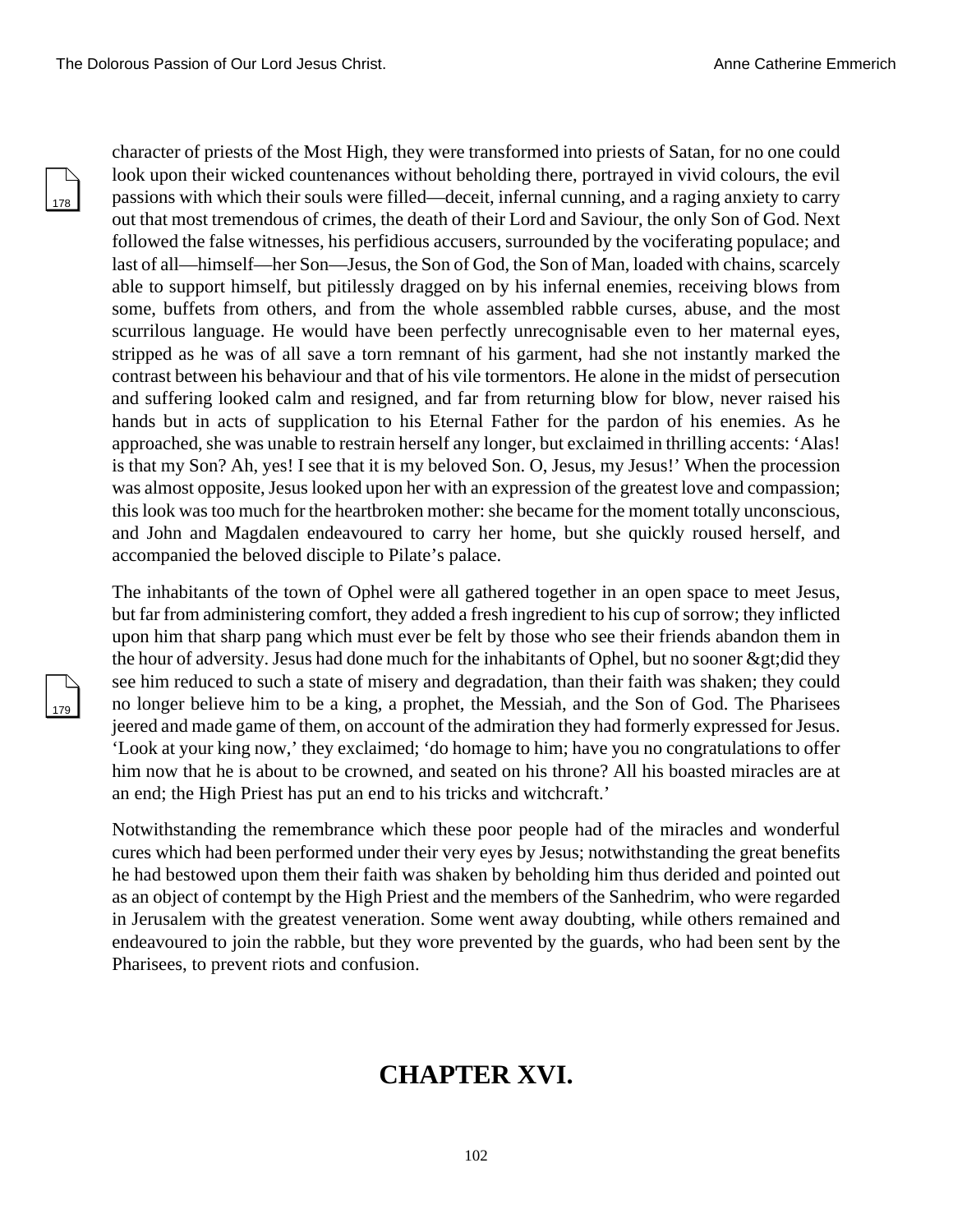character of priests of the Most High, they were transformed into priests of Satan, for no one could look upon their wicked countenances without beholding there, portrayed in vivid colours, the evil passions with which their souls were filled—deceit, infernal cunning, and a raging anxiety to carry out that most tremendous of crimes, the death of their Lord and Saviour, the only Son of God. Next followed the false witnesses, his perfidious accusers, surrounded by the vociferating populace; and last of all—himself—her Son—Jesus, the Son of God, the Son of Man, loaded with chains, scarcely able to support himself, but pitilessly dragged on by his infernal enemies, receiving blows from some, buffets from others, and from the whole assembled rabble curses, abuse, and the most scurrilous language. He would have been perfectly unrecognisable even to her maternal eyes, stripped as he was of all save a torn remnant of his garment, had she not instantly marked the contrast between his behaviour and that of his vile tormentors. He alone in the midst of persecution and suffering looked calm and resigned, and far from returning blow for blow, never raised his hands but in acts of supplication to his Eternal Father for the pardon of his enemies. As he approached, she was unable to restrain herself any longer, but exclaimed in thrilling accents: 'Alas! is that my Son? Ah, yes! I see that it is my beloved Son. O, Jesus, my Jesus!' When the procession was almost opposite, Jesus looked upon her with an expression of the greatest love and compassion; this look was too much for the heartbroken mother: she became for the moment totally unconscious, and John and Magdalen endeavoured to carry her home, but she quickly roused herself, and accompanied the beloved disciple to Pilate's palace.

The inhabitants of the town of Ophel were all gathered together in an open space to meet Jesus, but far from administering comfort, they added a fresh ingredient to his cup of sorrow; they inflicted upon him that sharp pang which must ever be felt by those who see their friends abandon them in the hour of adversity. Jesus had done much for the inhabitants of Ophel, but no sooner &gt;did they see him reduced to such a state of misery and degradation, than their faith was shaken; they could no longer believe him to be a king, a prophet, the Messiah, and the Son of God. The Pharisees jeered and made game of them, on account of the admiration they had formerly expressed for Jesus. 'Look at your king now,' they exclaimed; 'do homage to him; have you no congratulations to offer him now that he is about to be crowned, and seated on his throne? All his boasted miracles are at an end; the High Priest has put an end to his tricks and witchcraft.'

Notwithstanding the remembrance which these poor people had of the miracles and wonderful cures which had been performed under their very eyes by Jesus; notwithstanding the great benefits he had bestowed upon them their faith was shaken by beholding him thus derided and pointed out as an object of contempt by the High Priest and the members of the Sanhedrim, who were regarded in Jerusalem with the greatest veneration. Some went away doubting, while others remained and endeavoured to join the rabble, but they wore prevented by the guards, who had been sent by the Pharisees, to prevent riots and confusion.

# CHAPTER XVI.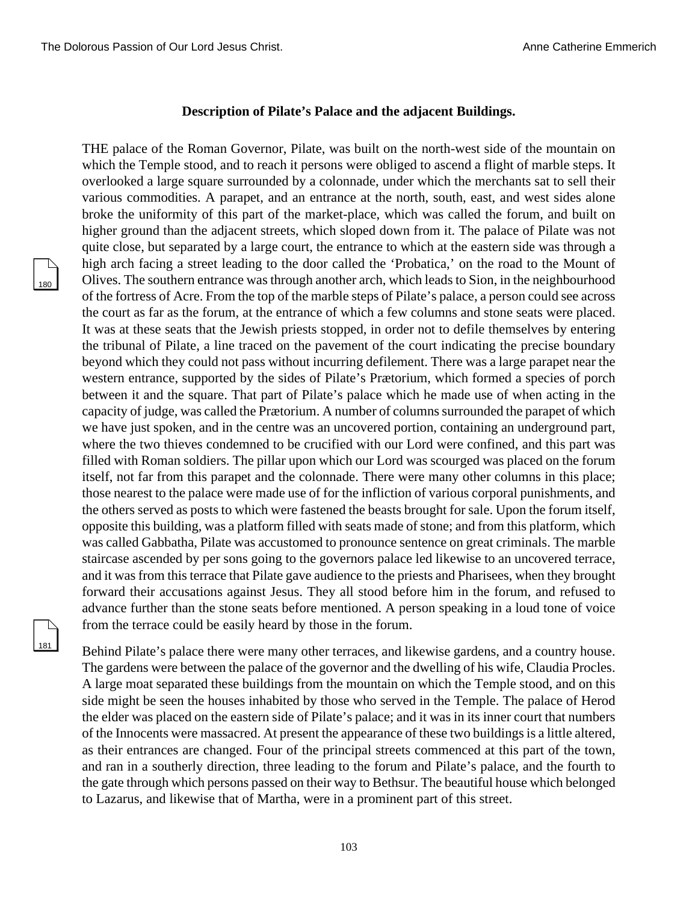## Description of Pilate's Palace and the adjacent Buildings.

THE palace of the Roman Governor, Pilate, was built on the north-west side of the mountain on which the Temple stood, and to reach it persons were obliged to ascend a flight of marble steps. It overlooked a large square surrounded by a colonnade, under which the merchants sat to sell their various commodities. A parapet, and an entrance at the north, south, east, and west sides alone broke the uniformity of this part of the market-place, which was called the forum, and built on higher ground than the adjacent streets, which sloped down from it. The palace of Pilate was not quite close, but separated by a large court, the entrance to which at the eastern side was through a high arch facing a street leading to the door called the 'Probatica,' on the road to the Mount of Olives. The southern entrance was through another arch, which leads to Sion, in the neighbourhood of the fortress of Acre. From the top of the marble steps of Pilate's palace, a person could see across the court as far as the forum, at the entrance of which a few columns and stone seats were placed. It was at these seats that the Jewish priests stopped, in order not to defile themselves by entering the tribunal of Pilate, a line traced on the pavement of the court indicating the precise boundary beyond which they could not pass without incurring defilement. There was a large parapet near the western entrance, supported by the sides of Pilate's Prætorium, which formed a species of porch between it and the square. That part of Pilate's palace which he made use of when acting in the capacity of judge, was called the Prætorium. A number of columns surrounded the parapet of which we have just spoken, and in the centre was an uncovered portion, containing an underground part, where the two thieves condemned to be crucified with our Lord were confined, and this part was filled with Roman soldiers. The pillar upon which our Lord was scourged was placed on the forum itself, not far from this parapet and the colonnade. There were many other columns in this place; those nearest to the palace were made use of for the infliction of various corporal punishments, and the others served as posts to which were fastened the beasts brought for sale. Upon the forum itself, opposite this building, was a platform filled with seats made of stone; and from this platform, which was called Gabbatha, Pilate was accustomed to pronounce sentence on great criminals. The marble staircase ascended by per sons going to the governors palace led likewise to an uncovered terrace, and it was from this terrace that Pilate gave audience to the priests and Pharisees, when they brought forward their accusations against Jesus. They all stood before him in the forum, and refused to advance further than the stone seats before mentioned. A person speaking in a loud tone of voice from the terrace could be easily heard by those in the forum.

Behind Pilate's palace there were many other terraces, and likewise gardens, and a country house. The gardens were between the palace of the governor and the dwelling of his wife, Claudia Procles. A large moat separated these buildings from the mountain on which the Temple stood, and on this side might be seen the houses inhabited by those who served in the Temple. The palace of Herod the elder was placed on the eastern side of Pilate's palace; and it was in its inner court that numbers of the Innocents were massacred. At present the appearance of these two buildings is a little altered, as their entrances are changed. Four of the principal streets commenced at this part of the town, and ran in a southerly direction, three leading to the forum and Pilate's palace, and the fourth to the gate through which persons passed on their way to Bethsur. The beautiful house which belonged to Lazarus, and likewise that of Martha, were in a prominent part of this street.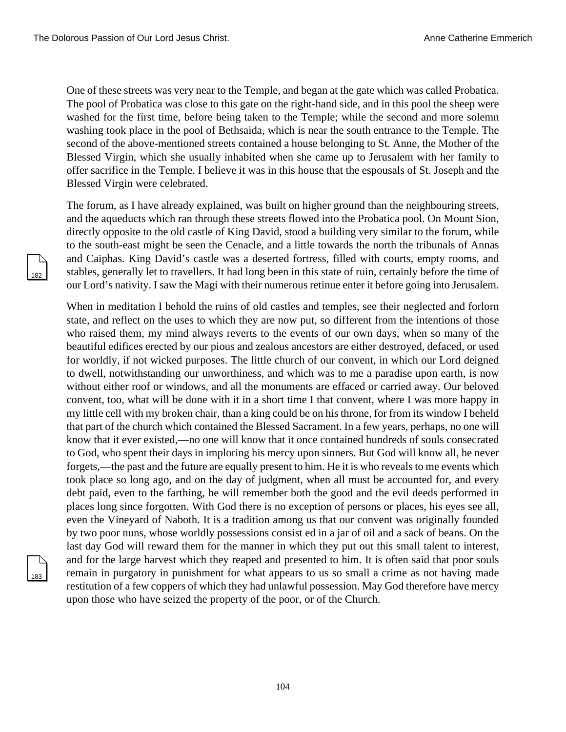One of these streets was very near to the Temple, and began at the gate which was called Probatica. The pool of Probatica was close to this gate on the right-hand side, and in this pool the sheep were washed for the first time, before being taken to the Temple; while the second and more solemn washing took place in the pool of Bethsaida, which is near the south entrance to the Temple. The second of the above-mentioned streets contained a house belonging to St. Anne, the Mother of the Blessed Virgin, which she usually inhabited when she came up to Jerusalem with her family to offer sacrifice in the Temple. I believe it was in this house that the espousals of St. Joseph and the Blessed Virgin were celebrated.

The forum, as I have already explained, was built on higher ground than the neighbouring streets, and the aqueducts which ran through these streets flowed into the Probatica pool. On Mount Sion, directly opposite to the old castle of King David, stood a building very similar to the forum, while to the south-east might be seen the Cenacle, and a little towards the north the tribunals of Annas and Caiphas. King David's castle was a deserted fortress, filled with courts, empty rooms, and stables, generally let to travellers. It had long been in this state of ruin, certainly before the time of our Lord's nativity. I saw the Magi with their numerous retinue enter it before going into Jerusalem.

When in meditation I behold the ruins of old castles and temples, see their neglected and forlorn state, and reflect on the uses to which they are now put, so different from the intentions of those who raised them, my mind always reverts to the events of our own days, when so many of the beautiful edifices erected by our pious and zealous ancestors are either destroyed, defaced, or used for worldly, if not wicked purposes. The little church of our convent, in which our Lord deigned to dwell, notwithstanding our unworthiness, and which was to me a paradise upon earth, is now without either roof or windows, and all the monuments are effaced or carried away. Our beloved convent, too, what will be done with it in a short time I that convent, where I was more happy in my little cell with my broken chair, than a king could be on his throne, for from its window I beheld that part of the church which contained the Blessed Sacrament. In a few years, perhaps, no one will know that it ever existed,—no one will know that it once contained hundreds of souls consecrated to God, who spent their days in imploring his mercy upon sinners. But God will know all, he never forgets,—the past and the future are equally present to him. He it is who reveals to me events which took place so long ago, and on the day of judgment, when all must be accounted for, and every debt paid, even to the farthing, he will remember both the good and the evil deeds performed in places long since forgotten. With God there is no exception of persons or places, his eyes see all, even the Vineyard of Naboth. It is a tradition among us that our convent was originally founded by two poor nuns, whose worldly possessions consist ed in a jar of oil and a sack of beans. On the last day God will reward them for the manner in which they put out this small talent to interest, and for the large harvest which they reaped and presented to him. It is often said that poor souls remain in purgatory in punishment for what appears to us so small a crime as not having made restitution of a few coppers of which they had unlawful possession. May God therefore have mercy upon those who have seized the property of the poor, or of the Church.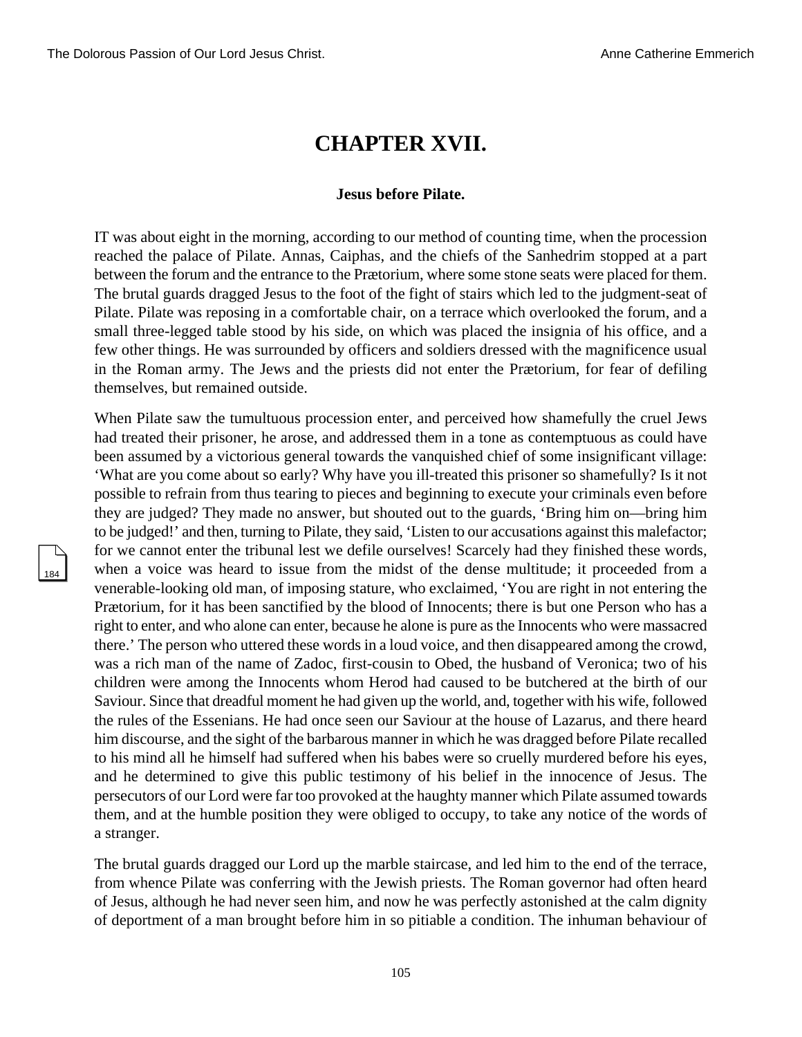# CHAPTER XVII.

### Jesus before Pilate.

IT was about eight in the morning, according to our method of counting time, when the procession reached the palace of Pilate. Annas, Caiphas, and the chiefs of the Sanhedrim stopped at a part between the forum and the entrance to the Prætorium, where some stone seats were placed for them. The brutal guards dragged Jesus to the foot of the fight of stairs which led to the judgment-seat of Pilate. Pilate was reposing in a comfortable chair, on a terrace which overlooked the forum, and a small three-legged table stood by his side, on which was placed the insignia of his office, and a few other things. He was surrounded by officers and soldiers dressed with the magnificence usual in the Roman army. The Jews and the priests did not enter the Prætorium, for fear of defiling themselves, but remained outside.

When Pilate saw the tumultuous procession enter, and perceived how shamefully the cruel Jews had treated their prisoner, he arose, and addressed them in a tone as contemptuous as could have been assumed by a victorious general towards the vanquished chief of some insignificant village: 'What are you come about so early? Why have you ill-treated this prisoner so shamefully? Is it not possible to refrain from thus tearing to pieces and beginning to execute your criminals even before they are judged? They made no answer, but shouted out to the guards, 'Bring him on—bring him to be judged!' and then, turning to Pilate, they said, 'Listen to our accusations against this malefactor; for we cannot enter the tribunal lest we defile ourselves! Scarcely had they finished these words, when a voice was heard to issue from the midst of the dense multitude; it proceeded from a venerable-looking old man, of imposing stature, who exclaimed, 'You are right in not entering the Prætorium, for it has been sanctified by the blood of Innocents; there is but one Person who has a right to enter, and who alone can enter, because he alone is pure as the Innocents who were massacred there.' The person who uttered these words in a loud voice, and then disappeared among the crowd, was a rich man of the name of Zadoc, first-cousin to Obed, the husband of Veronica; two of his children were among the Innocents whom Herod had caused to be butchered at the birth of our Saviour. Since that dreadful moment he had given up the world, and, together with his wife, followed the rules of the Essenians. He had once seen our Saviour at the house of Lazarus, and there heard him discourse, and the sight of the barbarous manner in which he was dragged before Pilate recalled to his mind all he himself had suffered when his babes were so cruelly murdered before his eyes, and he determined to give this public testimony of his belief in the innocence of Jesus. The persecutors of our Lord were far too provoked at the haughty manner which Pilate assumed towards them, and at the humble position they were obliged to occupy, to take any notice of the words of a stranger.

The brutal guards dragged our Lord up the marble staircase, and led him to the end of the terrace, from whence Pilate was conferring with the Jewish priests. The Roman governor had often heard of Jesus, although he had never seen him, and now he was perfectly astonished at the calm dignity of deportment of a man brought before him in so pitiable a condition. The inhuman behaviour of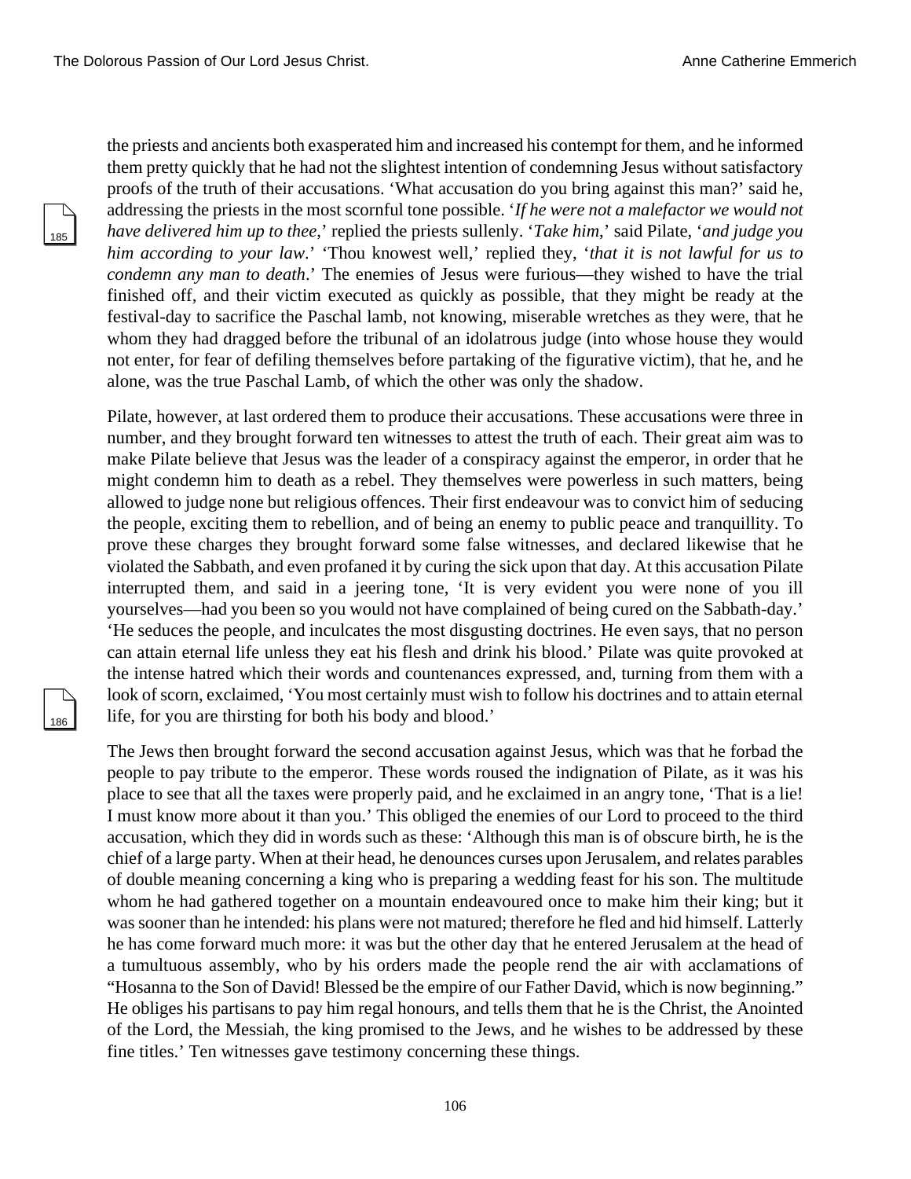the priests and ancients both exasperated him and increased his contempt for them, and he informed them pretty quickly that he had not the slightest intention of condemning Jesus without satisfactory proofs of the truth of their accusations. 'What accusation do you bring against this man?' said he, addressing the priests in the most scornful tone possible. '*If he were not a malefactor we would not have delivered him up to thee*,' replied the priests sullenly. '*Take him*,' said Pilate, '*and judge you him according to your law*.' 'Thou knowest well,' replied they, '*that it is not lawful for us to condemn any man to death*.' The enemies of Jesus were furious—they wished to have the trial finished off, and their victim executed as quickly as possible, that they might be ready at the festival-day to sacrifice the Paschal lamb, not knowing, miserable wretches as they were, that he whom they had dragged before the tribunal of an idolatrous judge (into whose house they would not enter, for fear of defiling themselves before partaking of the figurative victim), that he, and he alone, was the true Paschal Lamb, of which the other was only the shadow.

Pilate, however, at last ordered them to produce their accusations. These accusations were three in number, and they brought forward ten witnesses to attest the truth of each. Their great aim was to make Pilate believe that Jesus was the leader of a conspiracy against the emperor, in order that he might condemn him to death as a rebel. They themselves were powerless in such matters, being allowed to judge none but religious offences. Their first endeavour was to convict him of seducing the people, exciting them to rebellion, and of being an enemy to public peace and tranquillity. To prove these charges they brought forward some false witnesses, and declared likewise that he violated the Sabbath, and even profaned it by curing the sick upon that day. At this accusation Pilate interrupted them, and said in a jeering tone, 'It is very evident you were none of you ill yourselves—had you been so you would not have complained of being cured on the Sabbath-day.' 'He seduces the people, and inculcates the most disgusting doctrines. He even says, that no person can attain eternal life unless they eat his flesh and drink his blood.' Pilate was quite provoked at the intense hatred which their words and countenances expressed, and, turning from them with a look of scorn, exclaimed, 'You most certainly must wish to follow his doctrines and to attain eternal life, for you are thirsting for both his body and blood.'

The Jews then brought forward the second accusation against Jesus, which was that he forbad the people to pay tribute to the emperor. These words roused the indignation of Pilate, as it was his place to see that all the taxes were properly paid, and he exclaimed in an angry tone, 'That is a lie! I must know more about it than you.' This obliged the enemies of our Lord to proceed to the third accusation, which they did in words such as these: 'Although this man is of obscure birth, he is the chief of a large party. When at their head, he denounces curses upon Jerusalem, and relates parables of double meaning concerning a king who is preparing a wedding feast for his son. The multitude whom he had gathered together on a mountain endeavoured once to make him their king; but it was sooner than he intended: his plans were not matured; therefore he fled and hid himself. Latterly he has come forward much more: it was but the other day that he entered Jerusalem at the head of a tumultuous assembly, who by his orders made the people rend the air with acclamations of "Hosanna to the Son of David! Blessed be the empire of our Father David, which is now beginning." He obliges his partisans to pay him regal honours, and tells them that he is the Christ, the Anointed of the Lord, the Messiah, the king promised to the Jews, and he wishes to be addressed by these fine titles.' Ten witnesses gave testimony concerning these things.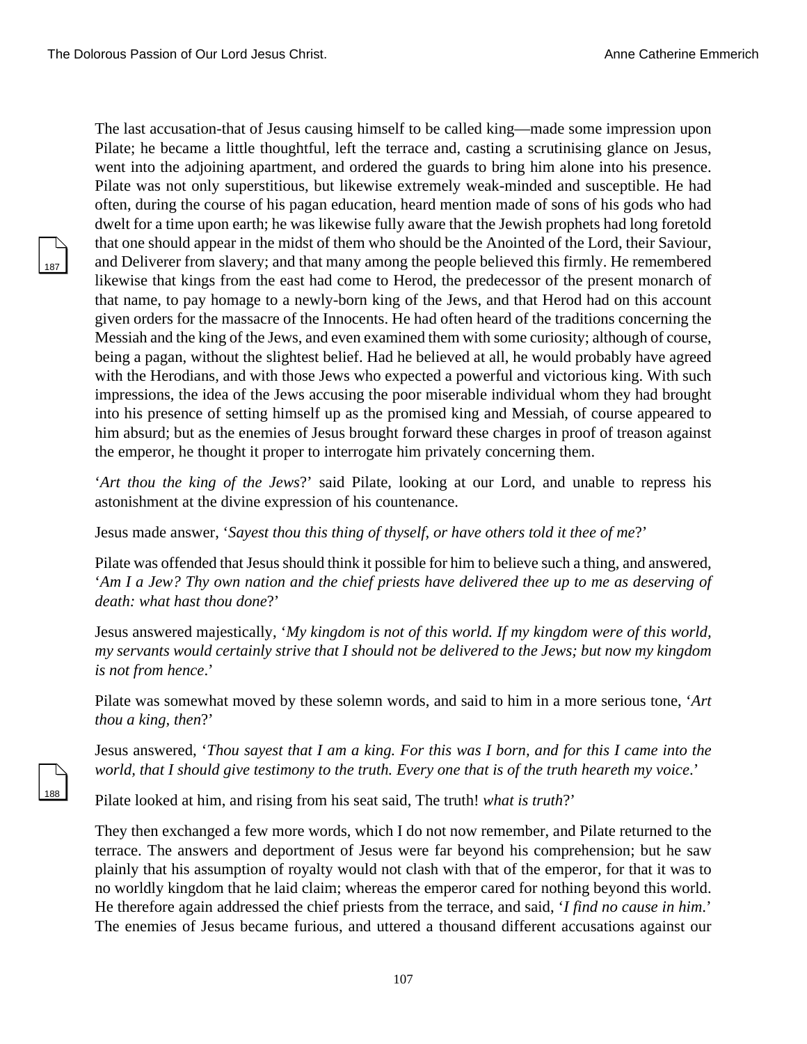The last accusation-that of Jesus causing himself to be called king—made some impression upon Pilate; he became a little thoughtful, left the terrace and, casting a scrutinising glance on Jesus, went into the adjoining apartment, and ordered the guards to bring him alone into his presence. Pilate was not only superstitious, but likewise extremely weak-minded and susceptible. He had often, during the course of his pagan education, heard mention made of sons of his gods who had dwelt for a time upon earth; he was likewise fully aware that the Jewish prophets had long foretold that one should appear in the midst of them who should be the Anointed of the Lord, their Saviour, and Deliverer from slavery; and that many among the people believed this firmly. He remembered likewise that kings from the east had come to Herod, the predecessor of the present monarch of that name, to pay homage to a newly-born king of the Jews, and that Herod had on this account given orders for the massacre of the Innocents. He had often heard of the traditions concerning the Messiah and the king of the Jews, and even examined them with some curiosity; although of course, being a pagan, without the slightest belief. Had he believed at all, he would probably have agreed with the Herodians, and with those Jews who expected a powerful and victorious king. With such impressions, the idea of the Jews accusing the poor miserable individual whom they had brought into his presence of setting himself up as the promised king and Messiah, of course appeared to him absurd; but as the enemies of Jesus brought forward these charges in proof of treason against the emperor, he thought it proper to interrogate him privately concerning them.

'*Art thou the king of the Jews*?' said Pilate, looking at our Lord, and unable to repress his astonishment at the divine expression of his countenance.

Jesus made answer, '*Sayest thou this thing of thyself, or have others told it thee of me*?'

Pilate was offended that Jesus should think it possible for him to believe such a thing, and answered, '*Am I a Jew? Thy own nation and the chief priests have delivered thee up to me as deserving of death: what hast thou done*?'

Jesus answered majestically, '*My kingdom is not of this world. If my kingdom were of this world, my servants would certainly strive that I should not be delivered to the Jews; but now my kingdom is not from hence*.'

Pilate was somewhat moved by these solemn words, and said to him in a more serious tone, '*Art thou a king, then*?'

Jesus answered, '*Thou sayest that I am a king. For this was I born, and for this I came into the world, that I should give testimony to the truth. Every one that is of the truth heareth my voice*.'

Pilate looked at him, and rising from his seat said, The truth! *what is truth*?'

They then exchanged a few more words, which I do not now remember, and Pilate returned to the terrace. The answers and deportment of Jesus were far beyond his comprehension; but he saw plainly that his assumption of royalty would not clash with that of the emperor, for that it was to no worldly kingdom that he laid claim; whereas the emperor cared for nothing beyond this world. He therefore again addressed the chief priests from the terrace, and said, '*I find no cause in him*.' The enemies of Jesus became furious, and uttered a thousand different accusations against our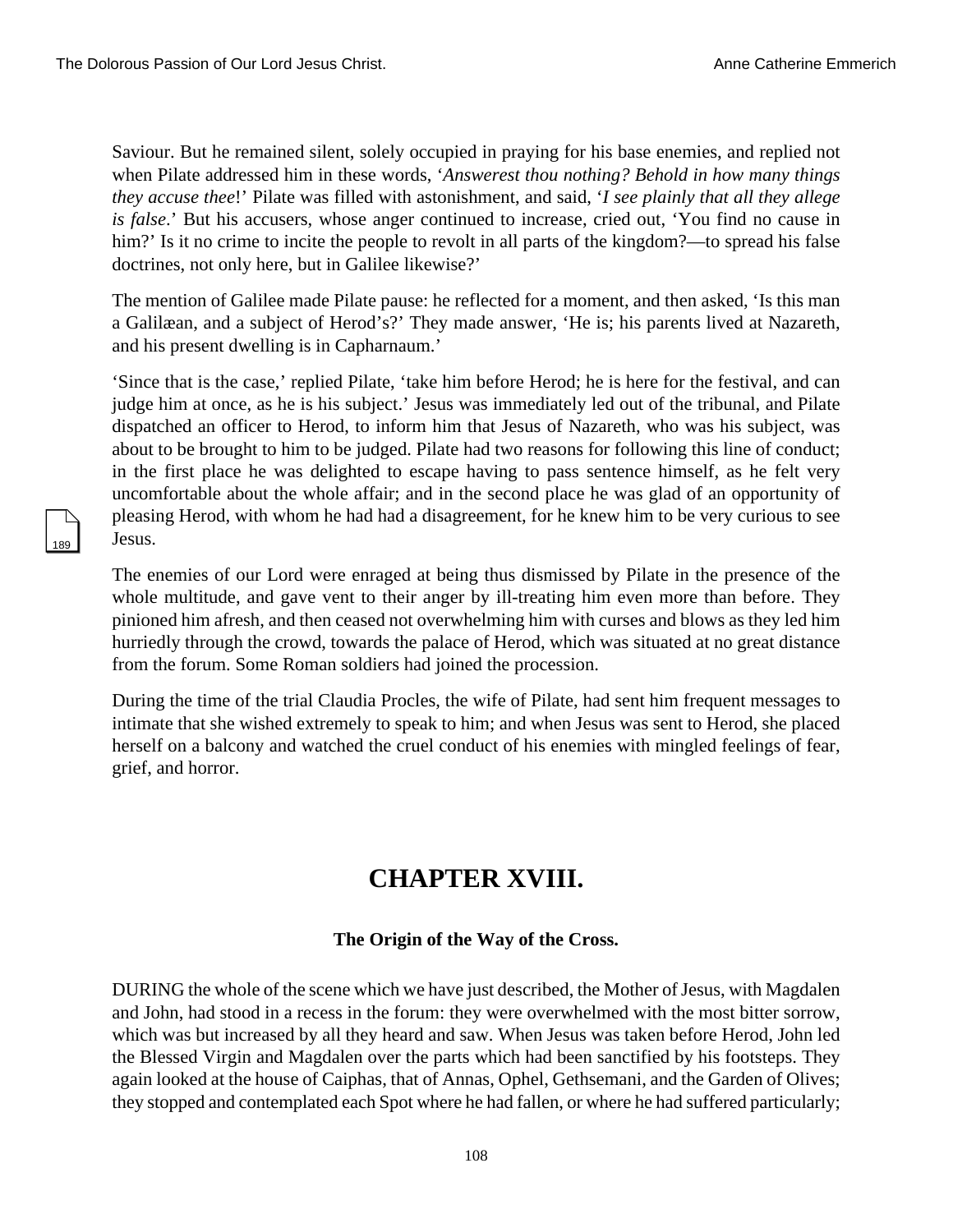Saviour. But he remained silent, solely occupied in praying for his base enemies, and replied not when Pilate addressed him in these words, '*Answerest thou nothing? Behold in how many things they accuse thee*!' Pilate was filled with astonishment, and said, '*I see plainly that all they allege is false*.' But his accusers, whose anger continued to increase, cried out, 'You find no cause in him?' Is it no crime to incite the people to revolt in all parts of the kingdom?—to spread his false doctrines, not only here, but in Galilee likewise?'

The mention of Galilee made Pilate pause: he reflected for a moment, and then asked, 'Is this man a Galilæan, and a subject of Herod's?' They made answer, 'He is; his parents lived at Nazareth, and his present dwelling is in Capharnaum.'

'Since that is the case,' replied Pilate, 'take him before Herod; he is here for the festival, and can judge him at once, as he is his subject.' Jesus was immediately led out of the tribunal, and Pilate dispatched an officer to Herod, to inform him that Jesus of Nazareth, who was his subject, was about to be brought to him to be judged. Pilate had two reasons for following this line of conduct; in the first place he was delighted to escape having to pass sentence himself, as he felt very uncomfortable about the whole affair; and in the second place he was glad of an opportunity of pleasing Herod, with whom he had had a disagreement, for he knew him to be very curious to see Jesus.

The enemies of our Lord were enraged at being thus dismissed by Pilate in the presence of the whole multitude, and gave vent to their anger by ill-treating him even more than before. They pinioned him afresh, and then ceased not overwhelming him with curses and blows as they led him hurriedly through the crowd, towards the palace of Herod, which was situated at no great distance from the forum. Some Roman soldiers had joined the procession.

During the time of the trial Claudia Procles, the wife of Pilate, had sent him frequent messages to intimate that she wished extremely to speak to him; and when Jesus was sent to Herod, she placed herself on a balcony and watched the cruel conduct of his enemies with mingled feelings of fear, grief, and horror.

# CHAPTER XVIII.

### The Origin of the Way of the Cross.

DURING the whole of the scene which we have just described, the Mother of Jesus, with Magdalen and John, had stood in a recess in the forum: they were overwhelmed with the most bitter sorrow, which was but increased by all they heard and saw. When Jesus was taken before Herod, John led the Blessed Virgin and Magdalen over the parts which had been sanctified by his footsteps. They again looked at the house of Caiphas, that of Annas, Ophel, Gethsemani, and the Garden of Olives; they stopped and contemplated each Spot where he had fallen, or where he had suffered particularly;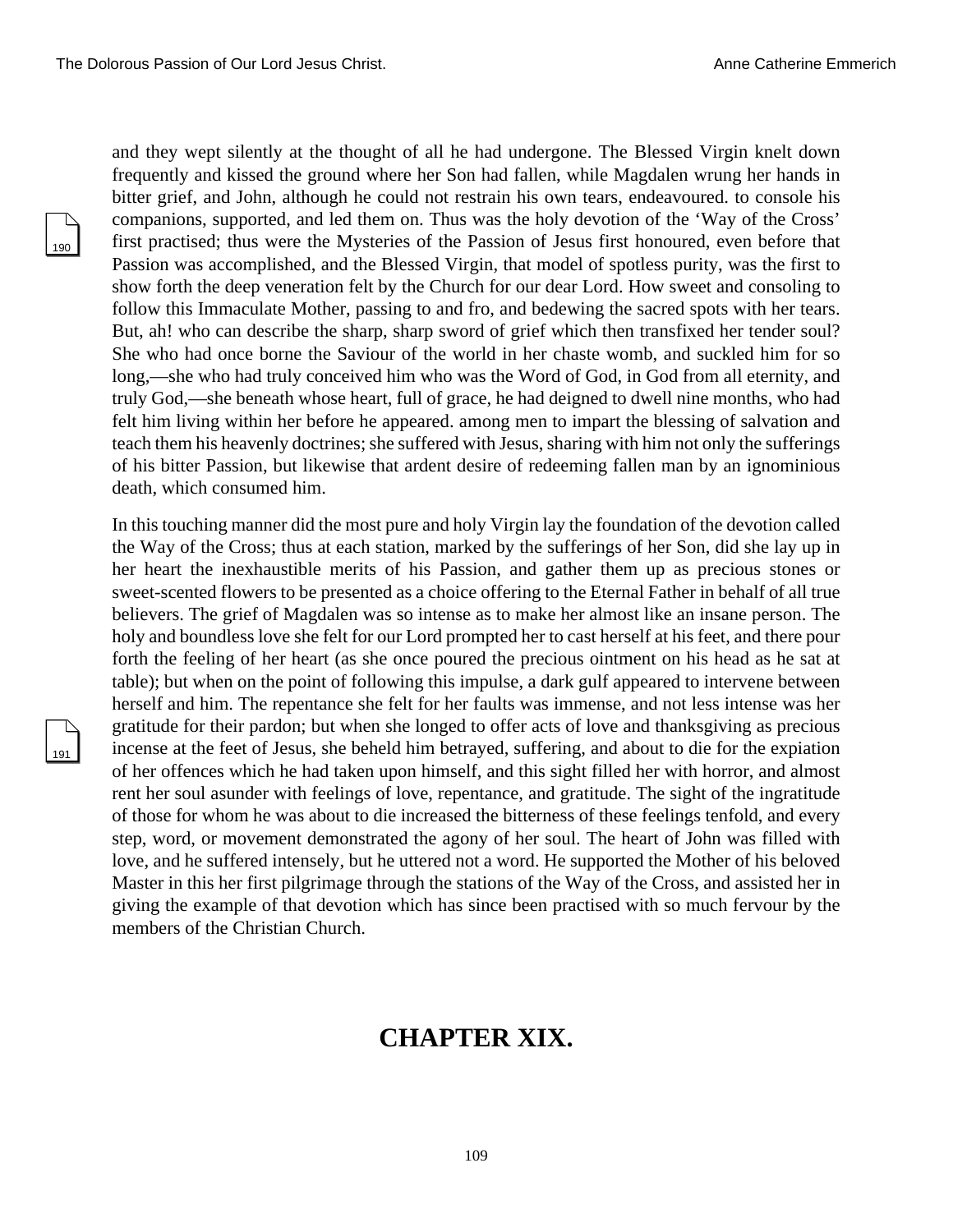and they wept silently at the thought of all he had undergone. The Blessed Virgin knelt down frequently and kissed the ground where her Son had fallen, while Magdalen wrung her hands in bitter grief, and John, although he could not restrain his own tears, endeavoured. to console his companions, supported, and led them on. Thus was the holy devotion of the 'Way of the Cross' first practised; thus were the Mysteries of the Passion of Jesus first honoured, even before that Passion was accomplished, and the Blessed Virgin, that model of spotless purity, was the first to show forth the deep veneration felt by the Church for our dear Lord. How sweet and consoling to follow this Immaculate Mother, passing to and fro, and bedewing the sacred spots with her tears. But, ah! who can describe the sharp, sharp sword of grief which then transfixed her tender soul? She who had once borne the Saviour of the world in her chaste womb, and suckled him for so long,—she who had truly conceived him who was the Word of God, in God from all eternity, and truly God,—she beneath whose heart, full of grace, he had deigned to dwell nine months, who had felt him living within her before he appeared. among men to impart the blessing of salvation and teach them his heavenly doctrines; she suffered with Jesus, sharing with him not only the sufferings of his bitter Passion, but likewise that ardent desire of redeeming fallen man by an ignominious death, which consumed him.

In this touching manner did the most pure and holy Virgin lay the foundation of the devotion called the Way of the Cross; thus at each station, marked by the sufferings of her Son, did she lay up in her heart the inexhaustible merits of his Passion, and gather them up as precious stones or sweet-scented flowers to be presented as a choice offering to the Eternal Father in behalf of all true believers. The grief of Magdalen was so intense as to make her almost like an insane person. The holy and boundless love she felt for our Lord prompted her to cast herself at his feet, and there pour forth the feeling of her heart (as she once poured the precious ointment on his head as he sat at table); but when on the point of following this impulse, a dark gulf appeared to intervene between herself and him. The repentance she felt for her faults was immense, and not less intense was her gratitude for their pardon; but when she longed to offer acts of love and thanksgiving as precious incense at the feet of Jesus, she beheld him betrayed, suffering, and about to die for the expiation of her offences which he had taken upon himself, and this sight filled her with horror, and almost rent her soul asunder with feelings of love, repentance, and gratitude. The sight of the ingratitude of those for whom he was about to die increased the bitterness of these feelings tenfold, and every step, word, or movement demonstrated the agony of her soul. The heart of John was filled with love, and he suffered intensely, but he uttered not a word. He supported the Mother of his beloved Master in this her first pilgrimage through the stations of the Way of the Cross, and assisted her in giving the example of that devotion which has since been practised with so much fervour by the members of the Christian Church.

# CHAPTER XIX.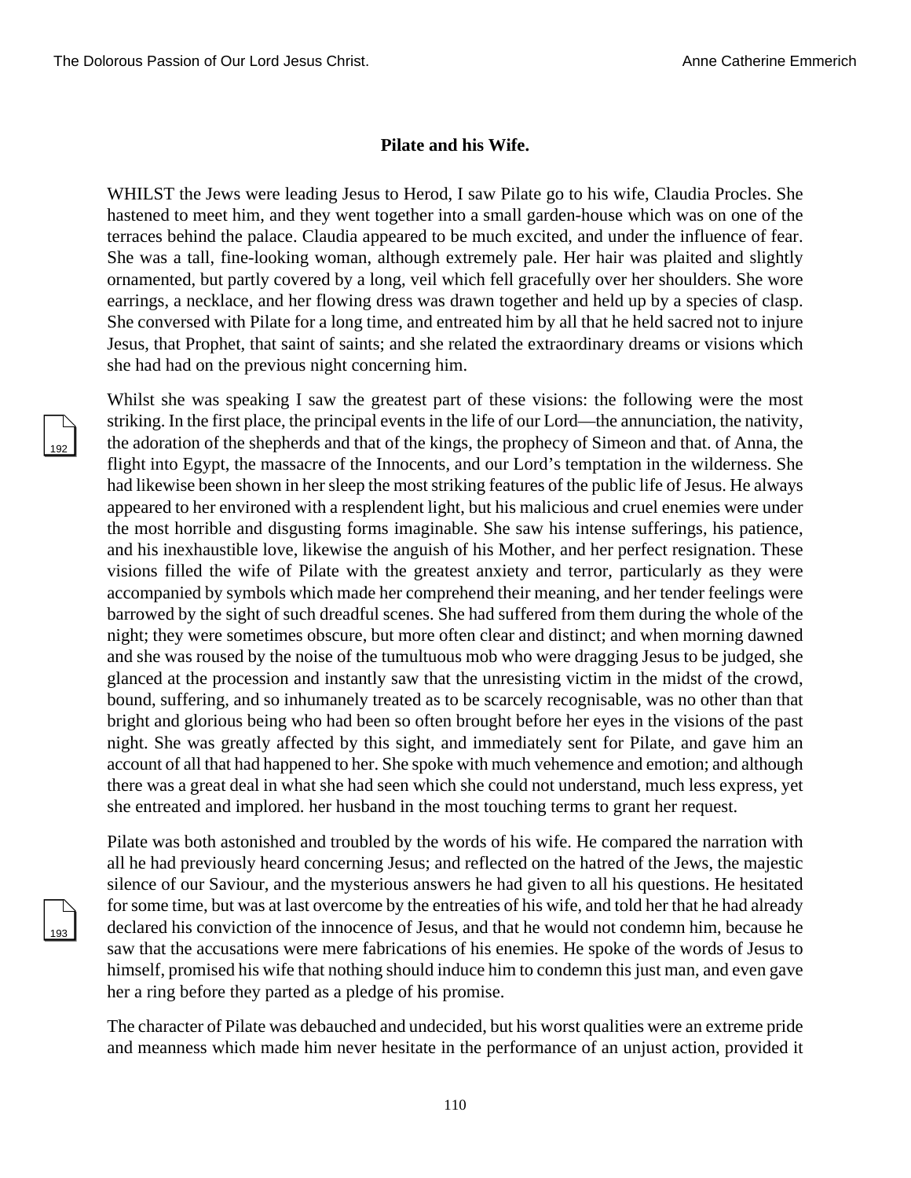## Pilate and his Wife.

WHILST the Jews were leading Jesus to Herod, I saw Pilate go to his wife, Claudia Procles. She hastened to meet him, and they went together into a small garden-house which was on one of the terraces behind the palace. Claudia appeared to be much excited, and under the influence of fear. She was a tall, fine-looking woman, although extremely pale. Her hair was plaited and slightly ornamented, but partly covered by a long, veil which fell gracefully over her shoulders. She wore earrings, a necklace, and her flowing dress was drawn together and held up by a species of clasp. She conversed with Pilate for a long time, and entreated him by all that he held sacred not to injure Jesus, that Prophet, that saint of saints; and she related the extraordinary dreams or visions which she had had on the previous night concerning him.

Whilst she was speaking I saw the greatest part of these visions: the following were the most striking. In the first place, the principal events in the life of our Lord—the annunciation, the nativity, the adoration of the shepherds and that of the kings, the prophecy of Simeon and that. of Anna, the flight into Egypt, the massacre of the Innocents, and our Lord's temptation in the wilderness. She had likewise been shown in her sleep the most striking features of the public life of Jesus. He always appeared to her environed with a resplendent light, but his malicious and cruel enemies were under the most horrible and disgusting forms imaginable. She saw his intense sufferings, his patience, and his inexhaustible love, likewise the anguish of his Mother, and her perfect resignation. These visions filled the wife of Pilate with the greatest anxiety and terror, particularly as they were accompanied by symbols which made her comprehend their meaning, and her tender feelings were barrowed by the sight of such dreadful scenes. She had suffered from them during the whole of the night; they were sometimes obscure, but more often clear and distinct; and when morning dawned and she was roused by the noise of the tumultuous mob who were dragging Jesus to be judged, she glanced at the procession and instantly saw that the unresisting victim in the midst of the crowd, bound, suffering, and so inhumanely treated as to be scarcely recognisable, was no other than that bright and glorious being who had been so often brought before her eyes in the visions of the past night. She was greatly affected by this sight, and immediately sent for Pilate, and gave him an account of all that had happened to her. She spoke with much vehemence and emotion; and although there was a great deal in what she had seen which she could not understand, much less express, yet she entreated and implored. her husband in the most touching terms to grant her request.

Pilate was both astonished and troubled by the words of his wife. He compared the narration with all he had previously heard concerning Jesus; and reflected on the hatred of the Jews, the majestic silence of our Saviour, and the mysterious answers he had given to all his questions. He hesitated for some time, but was at last overcome by the entreaties of his wife, and told her that he had already declared his conviction of the innocence of Jesus, and that he would not condemn him, because he saw that the accusations were mere fabrications of his enemies. He spoke of the words of Jesus to himself, promised his wife that nothing should induce him to condemn this just man, and even gave her a ring before they parted as a pledge of his promise.

The character of Pilate was debauched and undecided, but his worst qualities were an extreme pride and meanness which made him never hesitate in the performance of an unjust action, provided it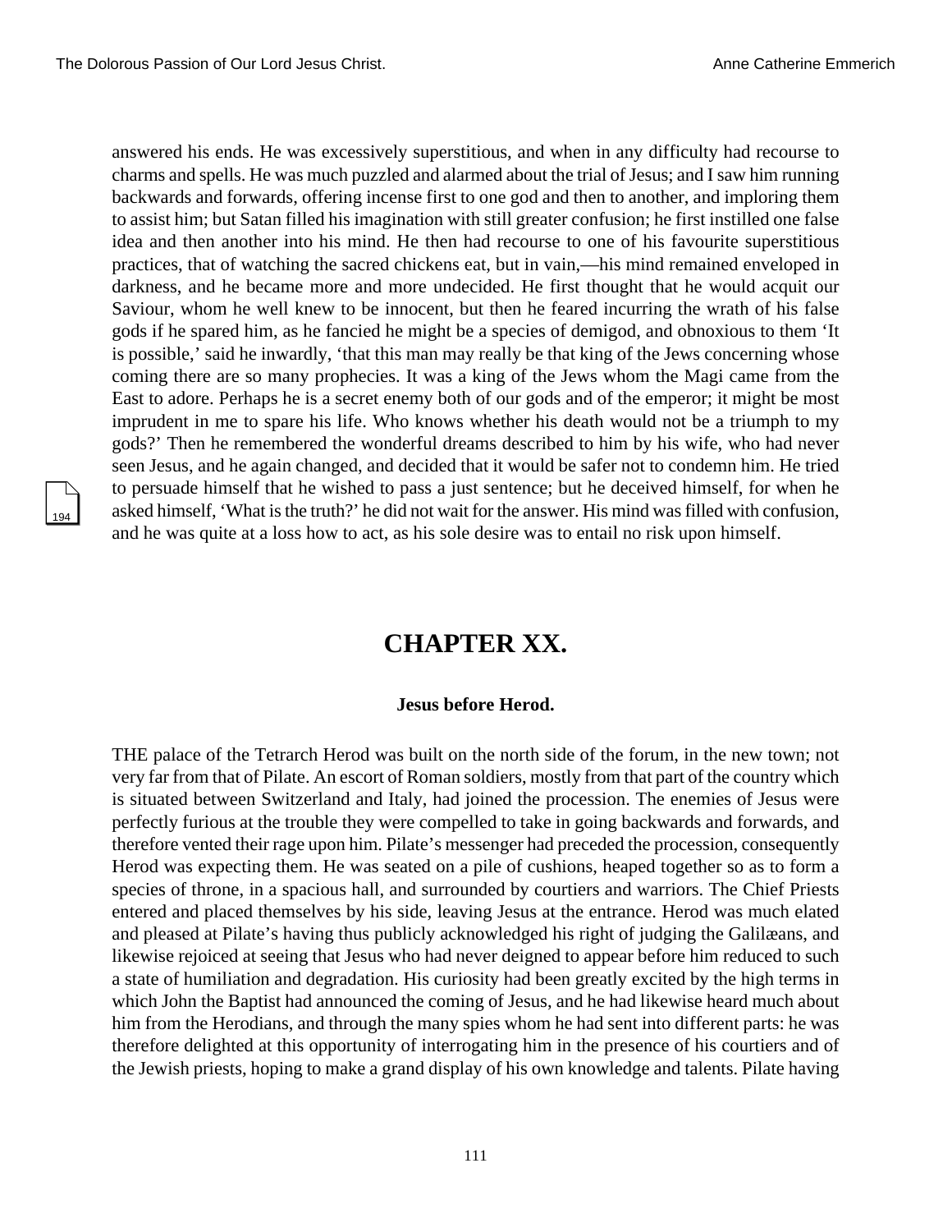answered his ends. He was excessively superstitious, and when in any difficulty had recourse to charms and spells. He was much puzzled and alarmed about the trial of Jesus; and I saw him running backwards and forwards, offering incense first to one god and then to another, and imploring them to assist him; but Satan filled his imagination with still greater confusion; he first instilled one false idea and then another into his mind. He then had recourse to one of his favourite superstitious practices, that of watching the sacred chickens eat, but in vain,—his mind remained enveloped in darkness, and he became more and more undecided. He first thought that he would acquit our Saviour, whom he well knew to be innocent, but then he feared incurring the wrath of his false gods if he spared him, as he fancied he might be a species of demigod, and obnoxious to them 'It is possible,' said he inwardly, 'that this man may really be that king of the Jews concerning whose coming there are so many prophecies. It was a king of the Jews whom the Magi came from the East to adore. Perhaps he is a secret enemy both of our gods and of the emperor; it might be most imprudent in me to spare his life. Who knows whether his death would not be a triumph to my gods?' Then he remembered the wonderful dreams described to him by his wife, who had never seen Jesus, and he again changed, and decided that it would be safer not to condemn him. He tried to persuade himself that he wished to pass a just sentence; but he deceived himself, for when he asked himself, 'What is the truth?' he did not wait for the answer. His mind was filled with confusion, and he was quite at a loss how to act, as his sole desire was to entail no risk upon himself.

# CHAPTER XX.

### Jesus before Herod.

THE palace of the Tetrarch Herod was built on the north side of the forum, in the new town; not very far from that of Pilate. An escort of Roman soldiers, mostly from that part of the country which is situated between Switzerland and Italy, had joined the procession. The enemies of Jesus were perfectly furious at the trouble they were compelled to take in going backwards and forwards, and therefore vented their rage upon him. Pilate's messenger had preceded the procession, consequently Herod was expecting them. He was seated on a pile of cushions, heaped together so as to form a species of throne, in a spacious hall, and surrounded by courtiers and warriors. The Chief Priests entered and placed themselves by his side, leaving Jesus at the entrance. Herod was much elated and pleased at Pilate's having thus publicly acknowledged his right of judging the Galilæans, and likewise rejoiced at seeing that Jesus who had never deigned to appear before him reduced to such a state of humiliation and degradation. His curiosity had been greatly excited by the high terms in which John the Baptist had announced the coming of Jesus, and he had likewise heard much about him from the Herodians, and through the many spies whom he had sent into different parts: he was therefore delighted at this opportunity of interrogating him in the presence of his courtiers and of the Jewish priests, hoping to make a grand display of his own knowledge and talents. Pilate having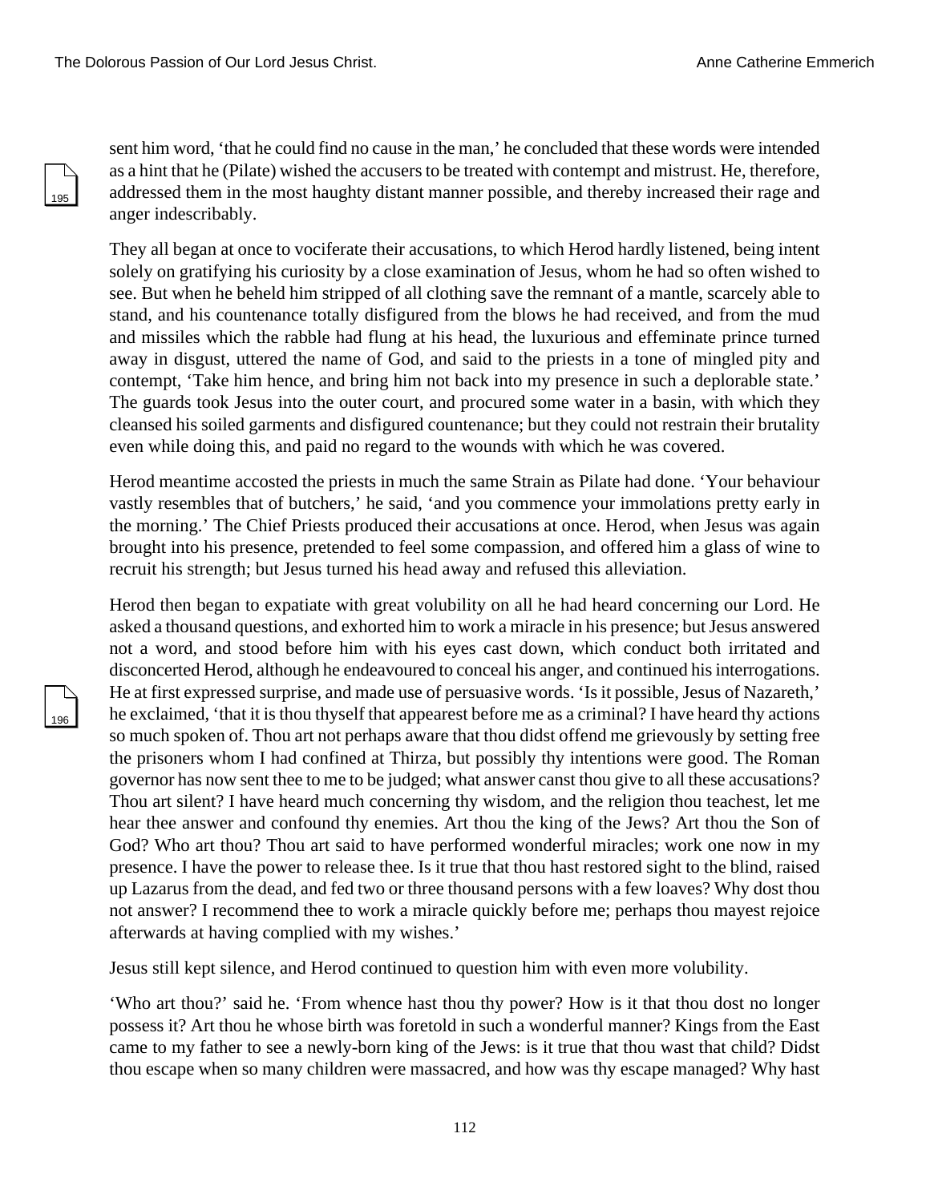sent him word, 'that he could find no cause in the man,' he concluded that these words were intended as a hint that he (Pilate) wished the accusers to be treated with contempt and mistrust. He, therefore, addressed them in the most haughty distant manner possible, and thereby increased their rage and anger indescribably.

They all began at once to vociferate their accusations, to which Herod hardly listened, being intent solely on gratifying his curiosity by a close examination of Jesus, whom he had so often wished to see. But when he beheld him stripped of all clothing save the remnant of a mantle, scarcely able to stand, and his countenance totally disfigured from the blows he had received, and from the mud and missiles which the rabble had flung at his head, the luxurious and effeminate prince turned away in disgust, uttered the name of God, and said to the priests in a tone of mingled pity and contempt, 'Take him hence, and bring him not back into my presence in such a deplorable state.' The guards took Jesus into the outer court, and procured some water in a basin, with which they cleansed his soiled garments and disfigured countenance; but they could not restrain their brutality even while doing this, and paid no regard to the wounds with which he was covered.

Herod meantime accosted the priests in much the same Strain as Pilate had done. 'Your behaviour vastly resembles that of butchers,' he said, 'and you commence your immolations pretty early in the morning.' The Chief Priests produced their accusations at once. Herod, when Jesus was again brought into his presence, pretended to feel some compassion, and offered him a glass of wine to recruit his strength; but Jesus turned his head away and refused this alleviation.

Herod then began to expatiate with great volubility on all he had heard concerning our Lord. He asked a thousand questions, and exhorted him to work a miracle in his presence; but Jesus answered not a word, and stood before him with his eyes cast down, which conduct both irritated and disconcerted Herod, although he endeavoured to conceal his anger, and continued his interrogations. He at first expressed surprise, and made use of persuasive words. 'Is it possible, Jesus of Nazareth,' he exclaimed, 'that it is thou thyself that appearest before me as a criminal? I have heard thy actions so much spoken of. Thou art not perhaps aware that thou didst offend me grievously by setting free the prisoners whom I had confined at Thirza, but possibly thy intentions were good. The Roman governor has now sent thee to me to be judged; what answer canst thou give to all these accusations? Thou art silent? I have heard much concerning thy wisdom, and the religion thou teachest, let me hear thee answer and confound thy enemies. Art thou the king of the Jews? Art thou the Son of God? Who art thou? Thou art said to have performed wonderful miracles; work one now in my presence. I have the power to release thee. Is it true that thou hast restored sight to the blind, raised up Lazarus from the dead, and fed two or three thousand persons with a few loaves? Why dost thou not answer? I recommend thee to work a miracle quickly before me; perhaps thou mayest rejoice afterwards at having complied with my wishes.'

Jesus still kept silence, and Herod continued to question him with even more volubility.

'Who art thou?' said he. 'From whence hast thou thy power? How is it that thou dost no longer possess it? Art thou he whose birth was foretold in such a wonderful manner? Kings from the East came to my father to see a newly-born king of the Jews: is it true that thou wast that child? Didst thou escape when so many children were massacred, and how was thy escape managed? Why hast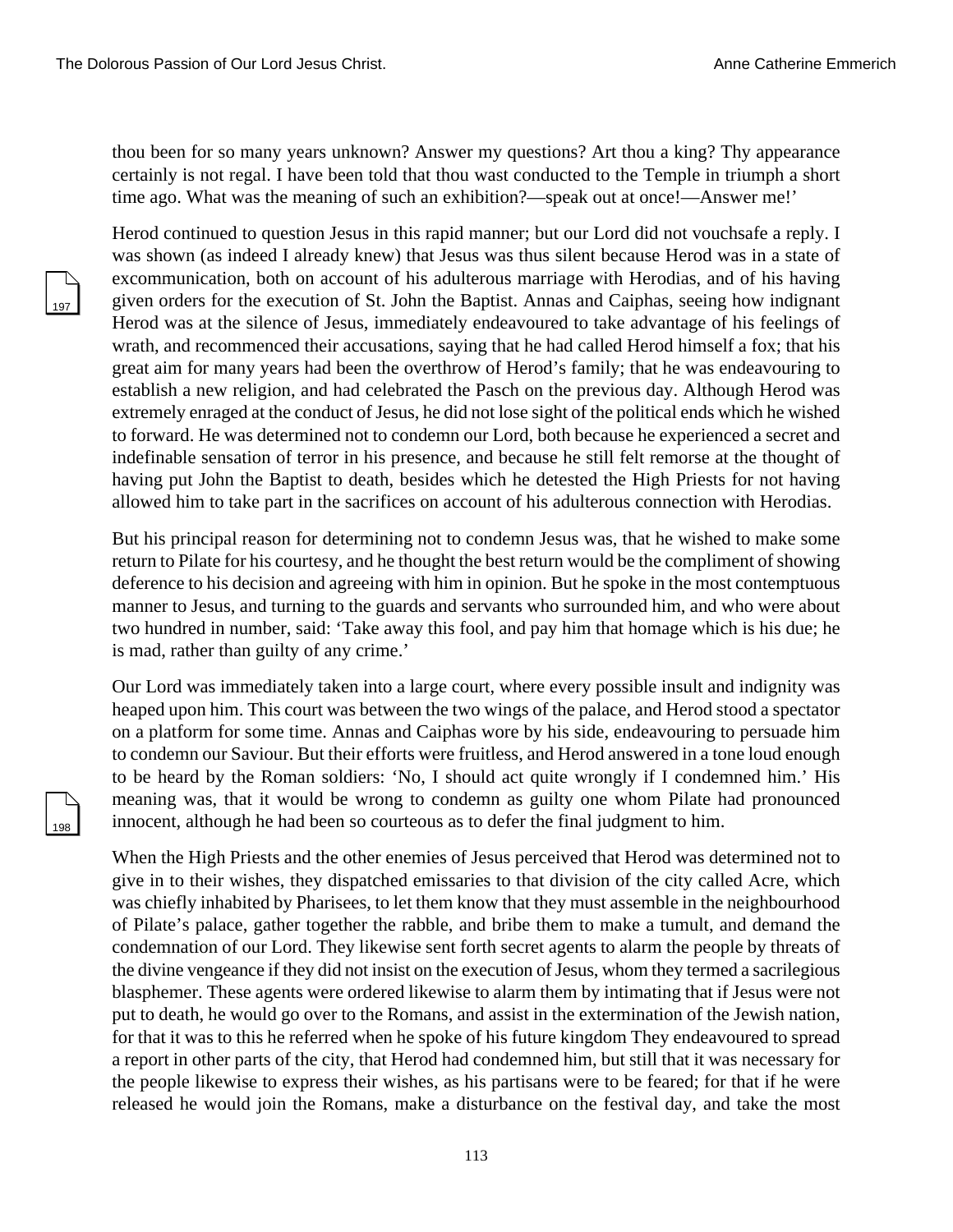thou been for so many years unknown? Answer my questions? Art thou a king? Thy appearance certainly is not regal. I have been told that thou wast conducted to the Temple in triumph a short time ago. What was the meaning of such an exhibition?—speak out at once!—Answer me!'

Herod continued to question Jesus in this rapid manner; but our Lord did not vouchsafe a reply. I was shown (as indeed I already knew) that Jesus was thus silent because Herod was in a state of excommunication, both on account of his adulterous marriage with Herodias, and of his having given orders for the execution of St. John the Baptist. Annas and Caiphas, seeing how indignant Herod was at the silence of Jesus, immediately endeavoured to take advantage of his feelings of wrath, and recommenced their accusations, saying that he had called Herod himself a fox; that his great aim for many years had been the overthrow of Herod's family; that he was endeavouring to establish a new religion, and had celebrated the Pasch on the previous day. Although Herod was extremely enraged at the conduct of Jesus, he did not lose sight of the political ends which he wished to forward. He was determined not to condemn our Lord, both because he experienced a secret and indefinable sensation of terror in his presence, and because he still felt remorse at the thought of having put John the Baptist to death, besides which he detested the High Priests for not having allowed him to take part in the sacrifices on account of his adulterous connection with Herodias.

But his principal reason for determining not to condemn Jesus was, that he wished to make some return to Pilate for his courtesy, and he thought the best return would be the compliment of showing deference to his decision and agreeing with him in opinion. But he spoke in the most contemptuous manner to Jesus, and turning to the guards and servants who surrounded him, and who were about two hundred in number, said: 'Take away this fool, and pay him that homage which is his due; he is mad, rather than guilty of any crime.'

Our Lord was immediately taken into a large court, where every possible insult and indignity was heaped upon him. This court was between the two wings of the palace, and Herod stood a spectator on a platform for some time. Annas and Caiphas wore by his side, endeavouring to persuade him to condemn our Saviour. But their efforts were fruitless, and Herod answered in a tone loud enough to be heard by the Roman soldiers: 'No, I should act quite wrongly if I condemned him.' His meaning was, that it would be wrong to condemn as guilty one whom Pilate had pronounced innocent, although he had been so courteous as to defer the final judgment to him.

When the High Priests and the other enemies of Jesus perceived that Herod was determined not to give in to their wishes, they dispatched emissaries to that division of the city called Acre, which was chiefly inhabited by Pharisees, to let them know that they must assemble in the neighbourhood of Pilate's palace, gather together the rabble, and bribe them to make a tumult, and demand the condemnation of our Lord. They likewise sent forth secret agents to alarm the people by threats of the divine vengeance if they did not insist on the execution of Jesus, whom they termed a sacrilegious blasphemer. These agents were ordered likewise to alarm them by intimating that if Jesus were not put to death, he would go over to the Romans, and assist in the extermination of the Jewish nation, for that it was to this he referred when he spoke of his future kingdom They endeavoured to spread a report in other parts of the city, that Herod had condemned him, but still that it was necessary for the people likewise to express their wishes, as his partisans were to be feared; for that if he were released he would join the Romans, make a disturbance on the festival day, and take the most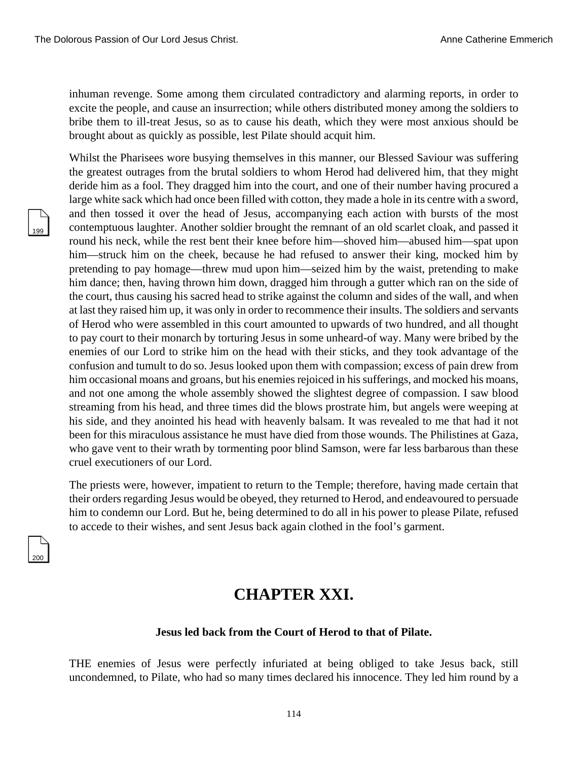inhuman revenge. Some among them circulated contradictory and alarming reports, in order to excite the people, and cause an insurrection; while others distributed money among the soldiers to bribe them to ill-treat Jesus, so as to cause his death, which they were most anxious should be brought about as quickly as possible, lest Pilate should acquit him.

Whilst the Pharisees wore busying themselves in this manner, our Blessed Saviour was suffering the greatest outrages from the brutal soldiers to whom Herod had delivered him, that they might deride him as a fool. They dragged him into the court, and one of their number having procured a large white sack which had once been filled with cotton, they made a hole in its centre with a sword, and then tossed it over the head of Jesus, accompanying each action with bursts of the most contemptuous laughter. Another soldier brought the remnant of an old scarlet cloak, and passed it round his neck, while the rest bent their knee before him—shoved him—abused him—spat upon him—struck him on the cheek, because he had refused to answer their king, mocked him by pretending to pay homage—threw mud upon him—seized him by the waist, pretending to make him dance; then, having thrown him down, dragged him through a gutter which ran on the side of the court, thus causing his sacred head to strike against the column and sides of the wall, and when at last they raised him up, it was only in order to recommence their insults. The soldiers and servants of Herod who were assembled in this court amounted to upwards of two hundred, and all thought to pay court to their monarch by torturing Jesus in some unheard-of way. Many were bribed by the enemies of our Lord to strike him on the head with their sticks, and they took advantage of the confusion and tumult to do so. Jesus looked upon them with compassion; excess of pain drew from him occasional moans and groans, but his enemies rejoiced in his sufferings, and mocked his moans, and not one among the whole assembly showed the slightest degree of compassion. I saw blood streaming from his head, and three times did the blows prostrate him, but angels were weeping at his side, and they anointed his head with heavenly balsam. It was revealed to me that had it not been for this miraculous assistance he must have died from those wounds. The Philistines at Gaza, who gave vent to their wrath by tormenting poor blind Samson, were far less barbarous than these cruel executioners of our Lord.

The priests were, however, impatient to return to the Temple; therefore, having made certain that their orders regarding Jesus would be obeyed, they returned to Herod, and endeavoured to persuade him to condemn our Lord. But he, being determined to do all in his power to please Pilate, refused to accede to their wishes, and sent Jesus back again clothed in the fool's garment.

## CHAPTER XXI.

### Jesus led back from the Court of Herod to that of Pilate.

THE enemies of Jesus were perfectly infuriated at being obliged to take Jesus back, still uncondemned, to Pilate, who had so many times declared his innocence. They led him round by a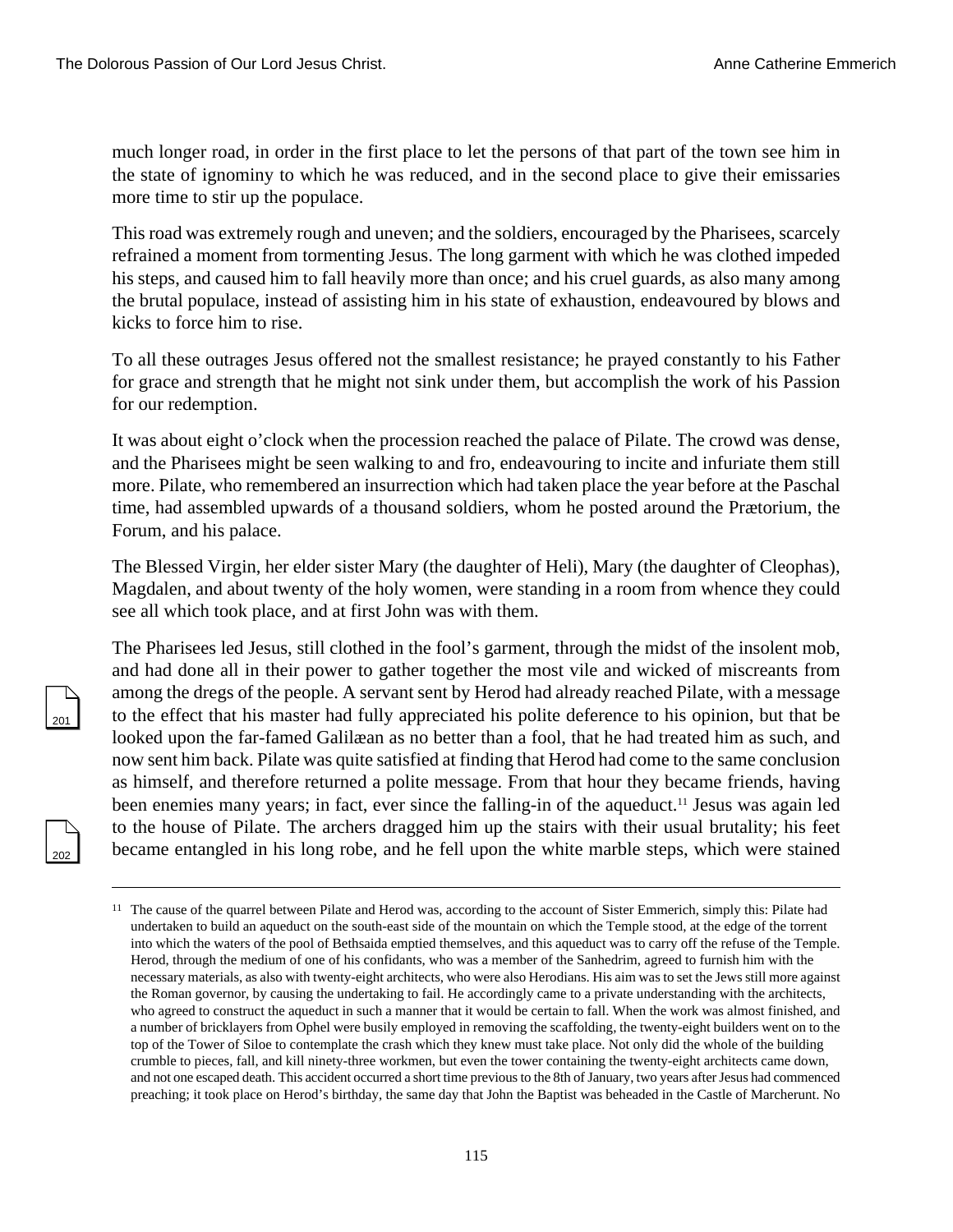much longer road, in order in the first place to let the persons of that part of the town see him in the state of ignominy to which he was reduced, and in the second place to give their emissaries more time to stir up the populace.

This road was extremely rough and uneven; and the soldiers, encouraged by the Pharisees, scarcely refrained a moment from tormenting Jesus. The long garment with which he was clothed impeded his steps, and caused him to fall heavily more than once; and his cruel guards, as also many among the brutal populace, instead of assisting him in his state of exhaustion, endeavoured by blows and kicks to force him to rise.

To all these outrages Jesus offered not the smallest resistance; he prayed constantly to his Father for grace and strength that he might not sink under them, but accomplish the work of his Passion for our redemption.

It was about eight o'clock when the procession reached the palace of Pilate. The crowd was dense, and the Pharisees might be seen walking to and fro, endeavouring to incite and infuriate them still more. Pilate, who remembered an insurrection which had taken place the year before at the Paschal time, had assembled upwards of a thousand soldiers, whom he posted around the Prætorium, the Forum, and his palace.

The Blessed Virgin, her elder sister Mary (the daughter of Heli), Mary (the daughter of Cleophas), Magdalen, and about twenty of the holy women, were standing in a room from whence they could see all which took place, and at first John was with them.

The Pharisees led Jesus, still clothed in the fool's garment, through the midst of the insolent mob, and had done all in their power to gather together the most vile and wicked of miscreants from among the dregs of the people. A servant sent by Herod had already reached Pilate, with a message to the effect that his master had fully appreciated his polite deference to his opinion, but that be looked upon the far-famed Galilæan as no better than a fool, that he had treated him as such, and now sent him back. Pilate was quite satisfied at finding that Herod had come to the same conclusion as himself, and therefore returned a polite message. From that hour they became friends, having been enemies many years; in fact, ever since the falling-in of the aqueduct.[11] Jesus was again led to the house of Pilate. The archers dragged him up the stairs with their usual brutality; his feet became entangled in his long robe, and he fell upon the white marble steps, which were stained

---

[11] The cause of the quarrel between Pilate and Herod was, according to the account of Sister Emmerich, simply this: Pilate had undertaken to build an aqueduct on the south-east side of the mountain on which the Temple stood, at the edge of the torrent into which the waters of the pool of Bethsaida emptied themselves, and this aqueduct was to carry off the refuse of the Temple. Herod, through the medium of one of his confidants, who was a member of the Sanhedrim, agreed to furnish him with the necessary materials, as also with twenty-eight architects, who were also Herodians. His aim was to set the Jews still more against the Roman governor, by causing the undertaking to fail. He accordingly came to a private understanding with the architects, who agreed to construct the aqueduct in such a manner that it would be certain to fall. When the work was almost finished, and a number of bricklayers from Ophel were busily employed in removing the scaffolding, the twenty-eight builders went on to the top of the Tower of Siloe to contemplate the crash which they knew must take place. Not only did the whole of the building crumble to pieces, fall, and kill ninety-three workmen, but even the tower containing the twenty-eight architects came down, and not one escaped death. This accident occurred a short time previous to the 8th of January, two years after Jesus had commenced preaching; it took place on Herod's birthday, the same day that John the Baptist was beheaded in the Castle of Marcherunt. No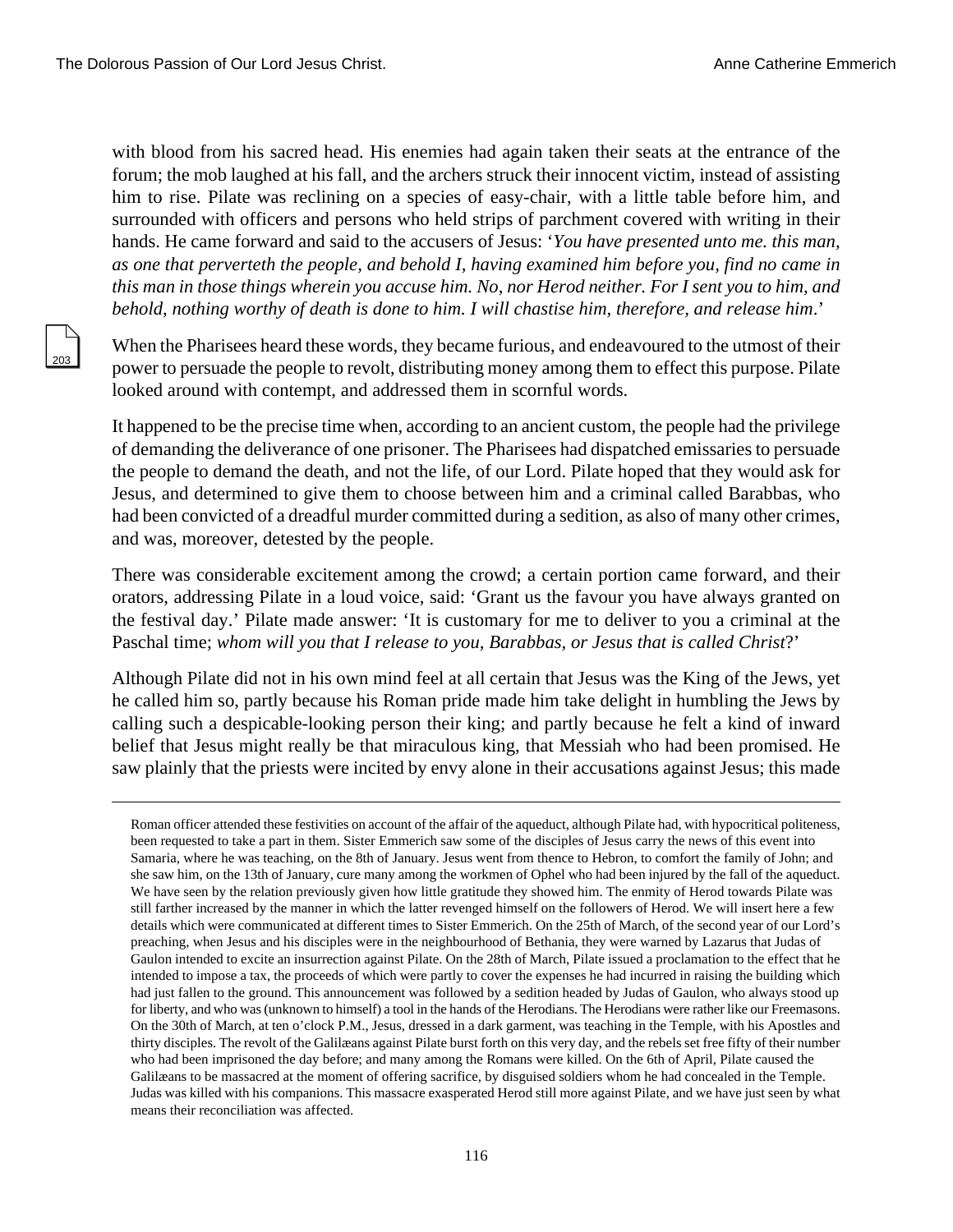with blood from his sacred head. His enemies had again taken their seats at the entrance of the forum; the mob laughed at his fall, and the archers struck their innocent victim, instead of assisting him to rise. Pilate was reclining on a species of easy-chair, with a little table before him, and surrounded with officers and persons who held strips of parchment covered with writing in their hands. He came forward and said to the accusers of Jesus: '*You have presented unto me. this man, as one that perverteth the people, and behold I, having examined him before you, find no came in this man in those things wherein you accuse him. No, nor Herod neither. For I sent you to him, and behold, nothing worthy of death is done to him. I will chastise him, therefore, and release him*.'

When the Pharisees heard these words, they became furious, and endeavoured to the utmost of their power to persuade the people to revolt, distributing money among them to effect this purpose. Pilate looked around with contempt, and addressed them in scornful words.

It happened to be the precise time when, according to an ancient custom, the people had the privilege of demanding the deliverance of one prisoner. The Pharisees had dispatched emissaries to persuade the people to demand the death, and not the life, of our Lord. Pilate hoped that they would ask for Jesus, and determined to give them to choose between him and a criminal called Barabbas, who had been convicted of a dreadful murder committed during a sedition, as also of many other crimes, and was, moreover, detested by the people.

There was considerable excitement among the crowd; a certain portion came forward, and their orators, addressing Pilate in a loud voice, said: 'Grant us the favour you have always granted on the festival day.' Pilate made answer: 'It is customary for me to deliver to you a criminal at the Paschal time; *whom will you that I release to you, Barabbas, or Jesus that is called Christ*?'

Although Pilate did not in his own mind feel at all certain that Jesus was the King of the Jews, yet he called him so, partly because his Roman pride made him take delight in humbling the Jews by calling such a despicable-looking person their king; and partly because he felt a kind of inward belief that Jesus might really be that miraculous king, that Messiah who had been promised. He saw plainly that the priests were incited by envy alone in their accusations against Jesus; this made

---

Roman officer attended these festivities on account of the affair of the aqueduct, although Pilate had, with hypocritical politeness, been requested to take a part in them. Sister Emmerich saw some of the disciples of Jesus carry the news of this event into Samaria, where he was teaching, on the 8th of January. Jesus went from thence to Hebron, to comfort the family of John; and she saw him, on the 13th of January, cure many among the workmen of Ophel who had been injured by the fall of the aqueduct. We have seen by the relation previously given how little gratitude they showed him. The enmity of Herod towards Pilate was still farther increased by the manner in which the latter revenged himself on the followers of Herod. We will insert here a few details which were communicated at different times to Sister Emmerich. On the 25th of March, of the second year of our Lord's preaching, when Jesus and his disciples were in the neighbourhood of Bethania, they were warned by Lazarus that Judas of Gaulon intended to excite an insurrection against Pilate. On the 28th of March, Pilate issued a proclamation to the effect that he intended to impose a tax, the proceeds of which were partly to cover the expenses he had incurred in raising the building which had just fallen to the ground. This announcement was followed by a sedition headed by Judas of Gaulon, who always stood up for liberty, and who was (unknown to himself) a tool in the hands of the Herodians. The Herodians were rather like our Freemasons. On the 30th of March, at ten o'clock P.M., Jesus, dressed in a dark garment, was teaching in the Temple, with his Apostles and thirty disciples. The revolt of the Galilæans against Pilate burst forth on this very day, and the rebels set free fifty of their number who had been imprisoned the day before; and many among the Romans were killed. On the 6th of April, Pilate caused the Galilæans to be massacred at the moment of offering sacrifice, by disguised soldiers whom he had concealed in the Temple. Judas was killed with his companions. This massacre exasperated Herod still more against Pilate, and we have just seen by what means their reconciliation was affected.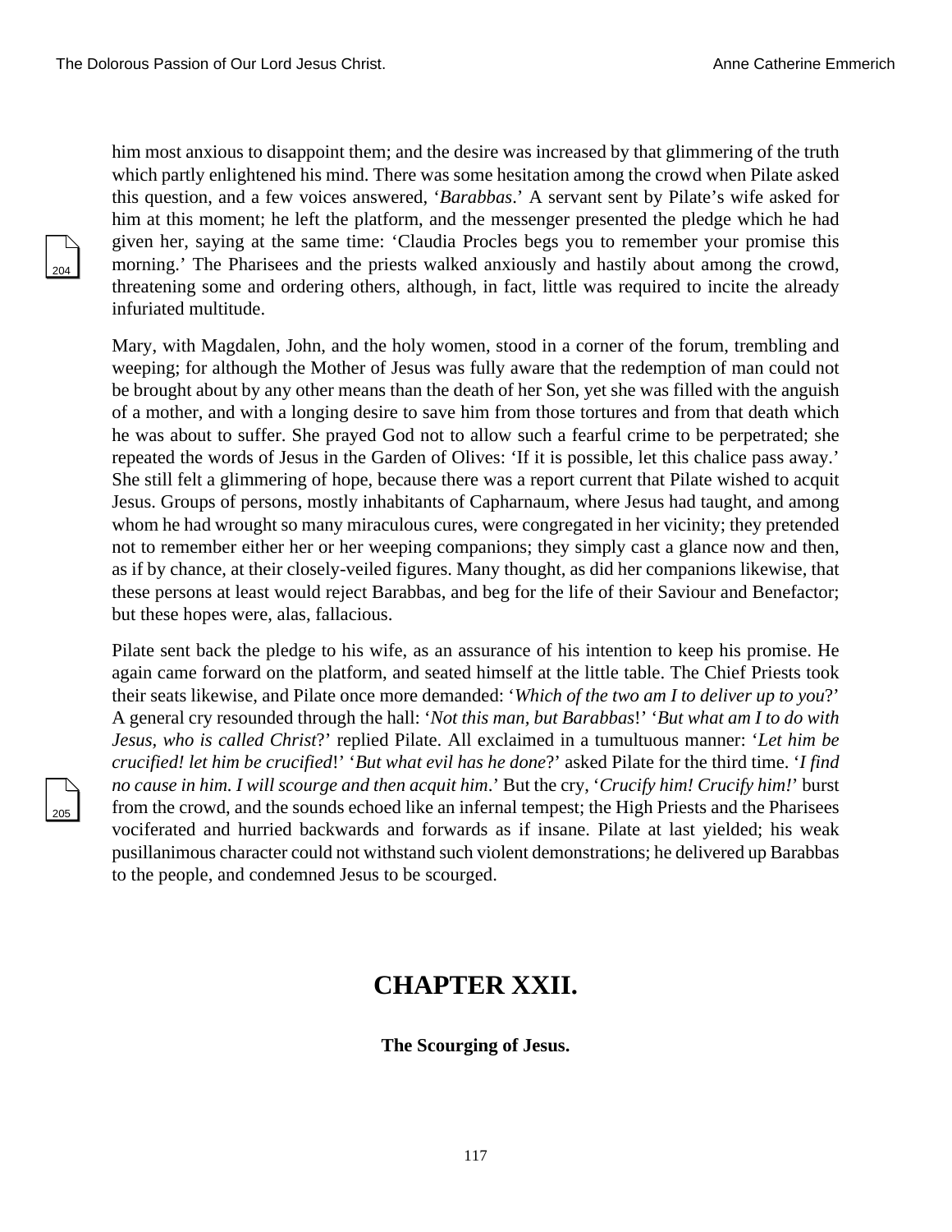him most anxious to disappoint them; and the desire was increased by that glimmering of the truth which partly enlightened his mind. There was some hesitation among the crowd when Pilate asked this question, and a few voices answered, '*Barabbas*.' A servant sent by Pilate's wife asked for him at this moment; he left the platform, and the messenger presented the pledge which he had given her, saying at the same time: 'Claudia Procles begs you to remember your promise this morning.' The Pharisees and the priests walked anxiously and hastily about among the crowd, threatening some and ordering others, although, in fact, little was required to incite the already infuriated multitude.

Mary, with Magdalen, John, and the holy women, stood in a corner of the forum, trembling and weeping; for although the Mother of Jesus was fully aware that the redemption of man could not be brought about by any other means than the death of her Son, yet she was filled with the anguish of a mother, and with a longing desire to save him from those tortures and from that death which he was about to suffer. She prayed God not to allow such a fearful crime to be perpetrated; she repeated the words of Jesus in the Garden of Olives: 'If it is possible, let this chalice pass away.' She still felt a glimmering of hope, because there was a report current that Pilate wished to acquit Jesus. Groups of persons, mostly inhabitants of Capharnaum, where Jesus had taught, and among whom he had wrought so many miraculous cures, were congregated in her vicinity; they pretended not to remember either her or her weeping companions; they simply cast a glance now and then, as if by chance, at their closely-veiled figures. Many thought, as did her companions likewise, that these persons at least would reject Barabbas, and beg for the life of their Saviour and Benefactor; but these hopes were, alas, fallacious.

Pilate sent back the pledge to his wife, as an assurance of his intention to keep his promise. He again came forward on the platform, and seated himself at the little table. The Chief Priests took their seats likewise, and Pilate once more demanded: '*Which of the two am I to deliver up to you*?' A general cry resounded through the hall: '*Not this man, but Barabbas*!' '*But what am I to do with Jesus, who is called Christ*?' replied Pilate. All exclaimed in a tumultuous manner: '*Let him be crucified! let him be crucified*!' '*But what evil has he done*?' asked Pilate for the third time. '*I find no cause in him. I will scourge and then acquit him*.' But the cry, '*Crucify him! Crucify him!*' burst from the crowd, and the sounds echoed like an infernal tempest; the High Priests and the Pharisees vociferated and hurried backwards and forwards as if insane. Pilate at last yielded; his weak pusillanimous character could not withstand such violent demonstrations; he delivered up Barabbas to the people, and condemned Jesus to be scourged.

# CHAPTER XXII.

### The Scourging of Jesus.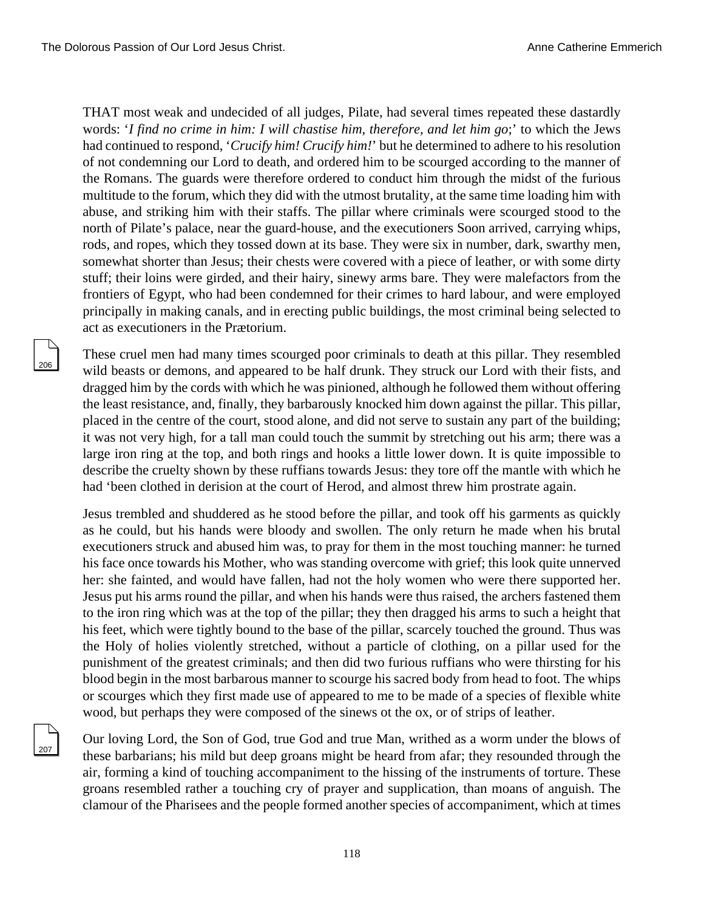THAT most weak and undecided of all judges, Pilate, had several times repeated these dastardly words: '*I find no crime in him: I will chastise him, therefore, and let him go*;' to which the Jews had continued to respond, '*Crucify him! Crucify him!*' but he determined to adhere to his resolution of not condemning our Lord to death, and ordered him to be scourged according to the manner of the Romans. The guards were therefore ordered to conduct him through the midst of the furious multitude to the forum, which they did with the utmost brutality, at the same time loading him with abuse, and striking him with their staffs. The pillar where criminals were scourged stood to the north of Pilate's palace, near the guard-house, and the executioners Soon arrived, carrying whips, rods, and ropes, which they tossed down at its base. They were six in number, dark, swarthy men, somewhat shorter than Jesus; their chests were covered with a piece of leather, or with some dirty stuff; their loins were girded, and their hairy, sinewy arms bare. They were malefactors from the frontiers of Egypt, who had been condemned for their crimes to hard labour, and were employed principally in making canals, and in erecting public buildings, the most criminal being selected to act as executioners in the Prætorium.

These cruel men had many times scourged poor criminals to death at this pillar. They resembled wild beasts or demons, and appeared to be half drunk. They struck our Lord with their fists, and dragged him by the cords with which he was pinioned, although he followed them without offering the least resistance, and, finally, they barbarously knocked him down against the pillar. This pillar, placed in the centre of the court, stood alone, and did not serve to sustain any part of the building; it was not very high, for a tall man could touch the summit by stretching out his arm; there was a large iron ring at the top, and both rings and hooks a little lower down. It is quite impossible to describe the cruelty shown by these ruffians towards Jesus: they tore off the mantle with which he had 'been clothed in derision at the court of Herod, and almost threw him prostrate again.

Jesus trembled and shuddered as he stood before the pillar, and took off his garments as quickly as he could, but his hands were bloody and swollen. The only return he made when his brutal executioners struck and abused him was, to pray for them in the most touching manner: he turned his face once towards his Mother, who was standing overcome with grief; this look quite unnerved her: she fainted, and would have fallen, had not the holy women who were there supported her. Jesus put his arms round the pillar, and when his hands were thus raised, the archers fastened them to the iron ring which was at the top of the pillar; they then dragged his arms to such a height that his feet, which were tightly bound to the base of the pillar, scarcely touched the ground. Thus was the Holy of holies violently stretched, without a particle of clothing, on a pillar used for the punishment of the greatest criminals; and then did two furious ruffians who were thirsting for his blood begin in the most barbarous manner to scourge his sacred body from head to foot. The whips or scourges which they first made use of appeared to me to be made of a species of flexible white wood, but perhaps they were composed of the sinews ot the ox, or of strips of leather.

Our loving Lord, the Son of God, true God and true Man, writhed as a worm under the blows of these barbarians; his mild but deep groans might be heard from afar; they resounded through the air, forming a kind of touching accompaniment to the hissing of the instruments of torture. These groans resembled rather a touching cry of prayer and supplication, than moans of anguish. The clamour of the Pharisees and the people formed another species of accompaniment, which at times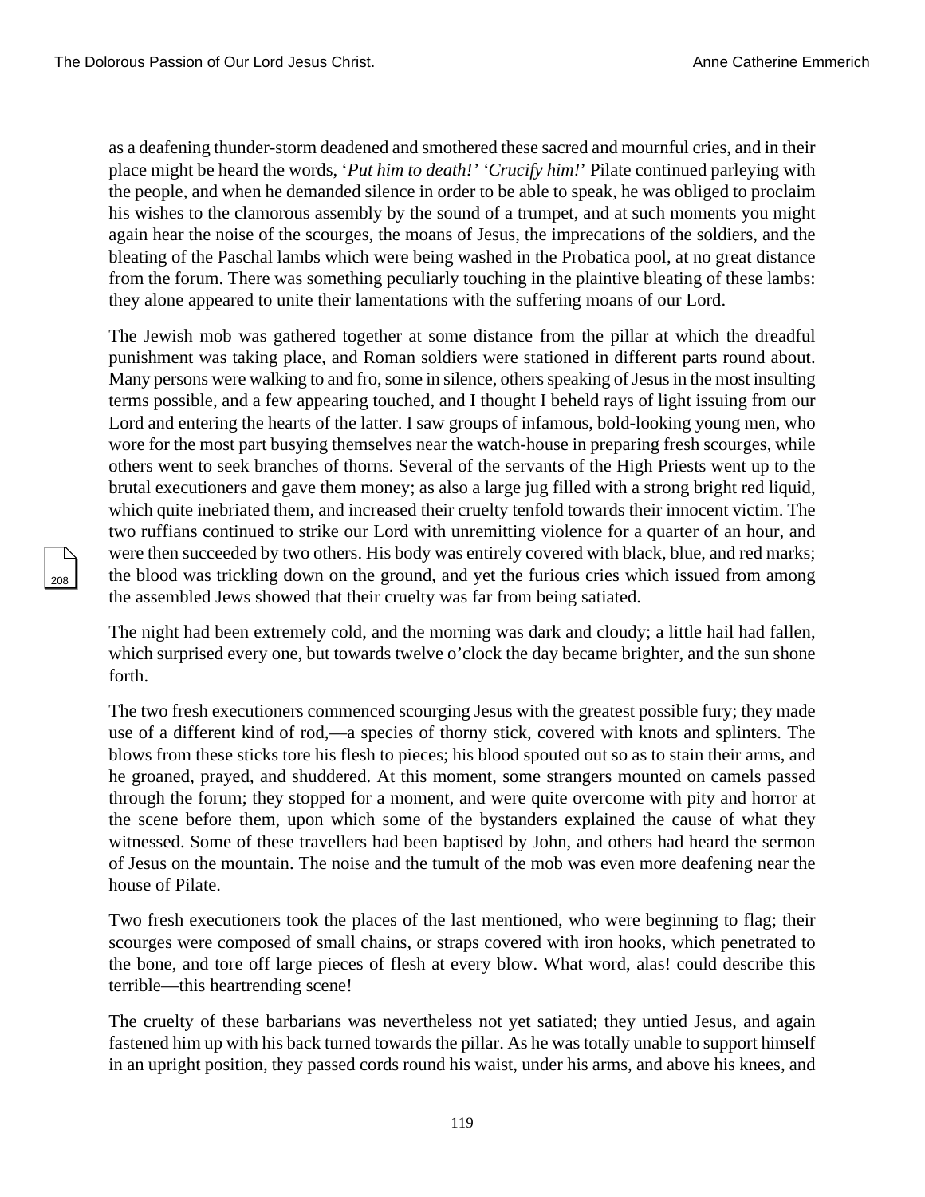as a deafening thunder-storm deadened and smothered these sacred and mournful cries, and in their place might be heard the words, '*Put him to death!*' '*Crucify him!*' Pilate continued parleying with the people, and when he demanded silence in order to be able to speak, he was obliged to proclaim his wishes to the clamorous assembly by the sound of a trumpet, and at such moments you might again hear the noise of the scourges, the moans of Jesus, the imprecations of the soldiers, and the bleating of the Paschal lambs which were being washed in the Probatica pool, at no great distance from the forum. There was something peculiarly touching in the plaintive bleating of these lambs: they alone appeared to unite their lamentations with the suffering moans of our Lord.

The Jewish mob was gathered together at some distance from the pillar at which the dreadful punishment was taking place, and Roman soldiers were stationed in different parts round about. Many persons were walking to and fro, some in silence, others speaking of Jesus in the most insulting terms possible, and a few appearing touched, and I thought I beheld rays of light issuing from our Lord and entering the hearts of the latter. I saw groups of infamous, bold-looking young men, who wore for the most part busying themselves near the watch-house in preparing fresh scourges, while others went to seek branches of thorns. Several of the servants of the High Priests went up to the brutal executioners and gave them money; as also a large jug filled with a strong bright red liquid, which quite inebriated them, and increased their cruelty tenfold towards their innocent victim. The two ruffians continued to strike our Lord with unremitting violence for a quarter of an hour, and were then succeeded by two others. His body was entirely covered with black, blue, and red marks; the blood was trickling down on the ground, and yet the furious cries which issued from among the assembled Jews showed that their cruelty was far from being satiated.

The night had been extremely cold, and the morning was dark and cloudy; a little hail had fallen, which surprised every one, but towards twelve o'clock the day became brighter, and the sun shone forth.

The two fresh executioners commenced scourging Jesus with the greatest possible fury; they made use of a different kind of rod,—a species of thorny stick, covered with knots and splinters. The blows from these sticks tore his flesh to pieces; his blood spouted out so as to stain their arms, and he groaned, prayed, and shuddered. At this moment, some strangers mounted on camels passed through the forum; they stopped for a moment, and were quite overcome with pity and horror at the scene before them, upon which some of the bystanders explained the cause of what they witnessed. Some of these travellers had been baptised by John, and others had heard the sermon of Jesus on the mountain. The noise and the tumult of the mob was even more deafening near the house of Pilate.

Two fresh executioners took the places of the last mentioned, who were beginning to flag; their scourges were composed of small chains, or straps covered with iron hooks, which penetrated to the bone, and tore off large pieces of flesh at every blow. What word, alas! could describe this terrible—this heartrending scene!

The cruelty of these barbarians was nevertheless not yet satiated; they untied Jesus, and again fastened him up with his back turned towards the pillar. As he was totally unable to support himself in an upright position, they passed cords round his waist, under his arms, and above his knees, and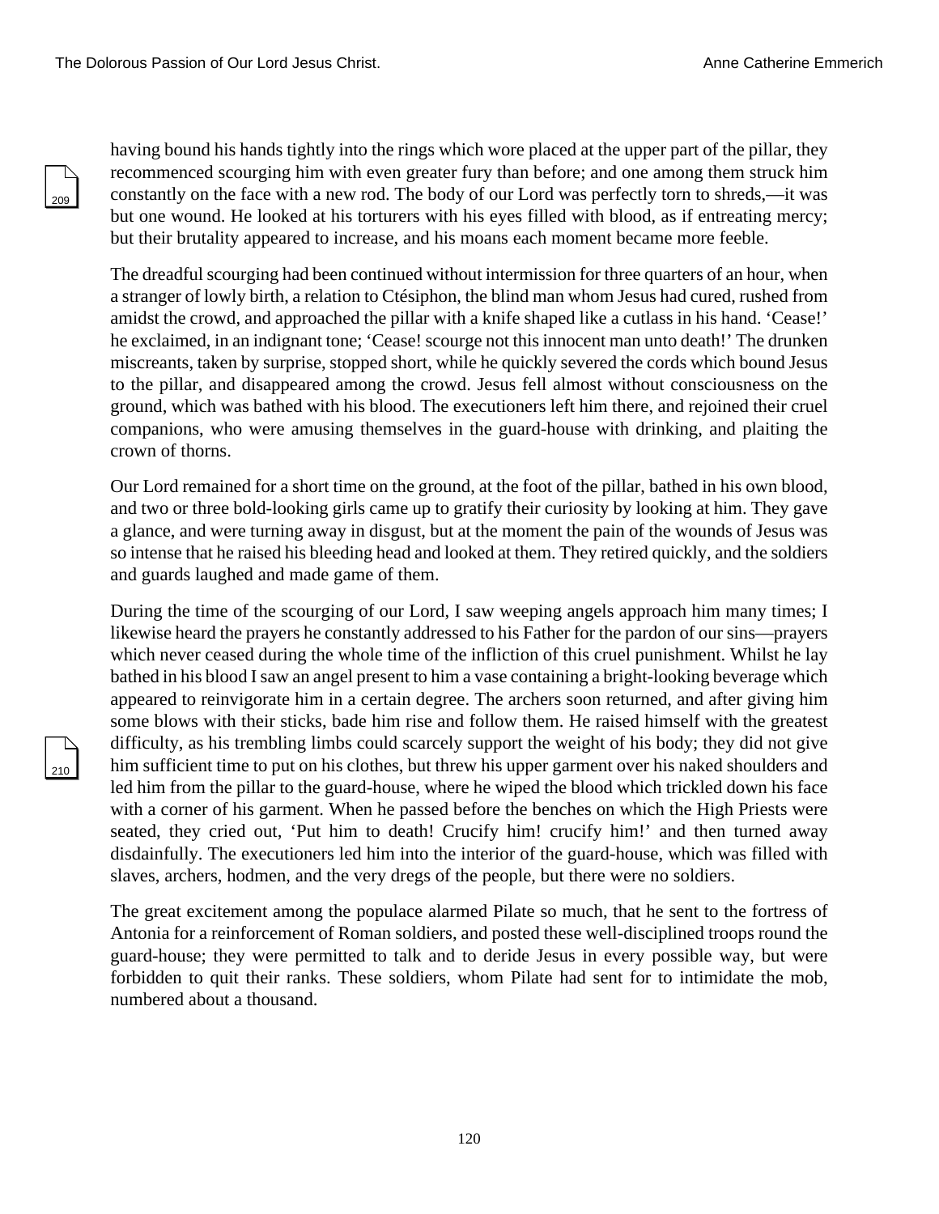having bound his hands tightly into the rings which wore placed at the upper part of the pillar, they recommenced scourging him with even greater fury than before; and one among them struck him constantly on the face with a new rod. The body of our Lord was perfectly torn to shreds,—it was but one wound. He looked at his torturers with his eyes filled with blood, as if entreating mercy; but their brutality appeared to increase, and his moans each moment became more feeble.

The dreadful scourging had been continued without intermission for three quarters of an hour, when a stranger of lowly birth, a relation to Ctésiphon, the blind man whom Jesus had cured, rushed from amidst the crowd, and approached the pillar with a knife shaped like a cutlass in his hand. 'Cease!' he exclaimed, in an indignant tone; 'Cease! scourge not this innocent man unto death!' The drunken miscreants, taken by surprise, stopped short, while he quickly severed the cords which bound Jesus to the pillar, and disappeared among the crowd. Jesus fell almost without consciousness on the ground, which was bathed with his blood. The executioners left him there, and rejoined their cruel companions, who were amusing themselves in the guard-house with drinking, and plaiting the crown of thorns.

Our Lord remained for a short time on the ground, at the foot of the pillar, bathed in his own blood, and two or three bold-looking girls came up to gratify their curiosity by looking at him. They gave a glance, and were turning away in disgust, but at the moment the pain of the wounds of Jesus was so intense that he raised his bleeding head and looked at them. They retired quickly, and the soldiers and guards laughed and made game of them.

During the time of the scourging of our Lord, I saw weeping angels approach him many times; I likewise heard the prayers he constantly addressed to his Father for the pardon of our sins—prayers which never ceased during the whole time of the infliction of this cruel punishment. Whilst he lay bathed in his blood I saw an angel present to him a vase containing a bright-looking beverage which appeared to reinvigorate him in a certain degree. The archers soon returned, and after giving him some blows with their sticks, bade him rise and follow them. He raised himself with the greatest difficulty, as his trembling limbs could scarcely support the weight of his body; they did not give him sufficient time to put on his clothes, but threw his upper garment over his naked shoulders and led him from the pillar to the guard-house, where he wiped the blood which trickled down his face with a corner of his garment. When he passed before the benches on which the High Priests were seated, they cried out, 'Put him to death! Crucify him! crucify him!' and then turned away disdainfully. The executioners led him into the interior of the guard-house, which was filled with slaves, archers, hodmen, and the very dregs of the people, but there were no soldiers.

The great excitement among the populace alarmed Pilate so much, that he sent to the fortress of Antonia for a reinforcement of Roman soldiers, and posted these well-disciplined troops round the guard-house; they were permitted to talk and to deride Jesus in every possible way, but were forbidden to quit their ranks. These soldiers, whom Pilate had sent for to intimidate the mob, numbered about a thousand.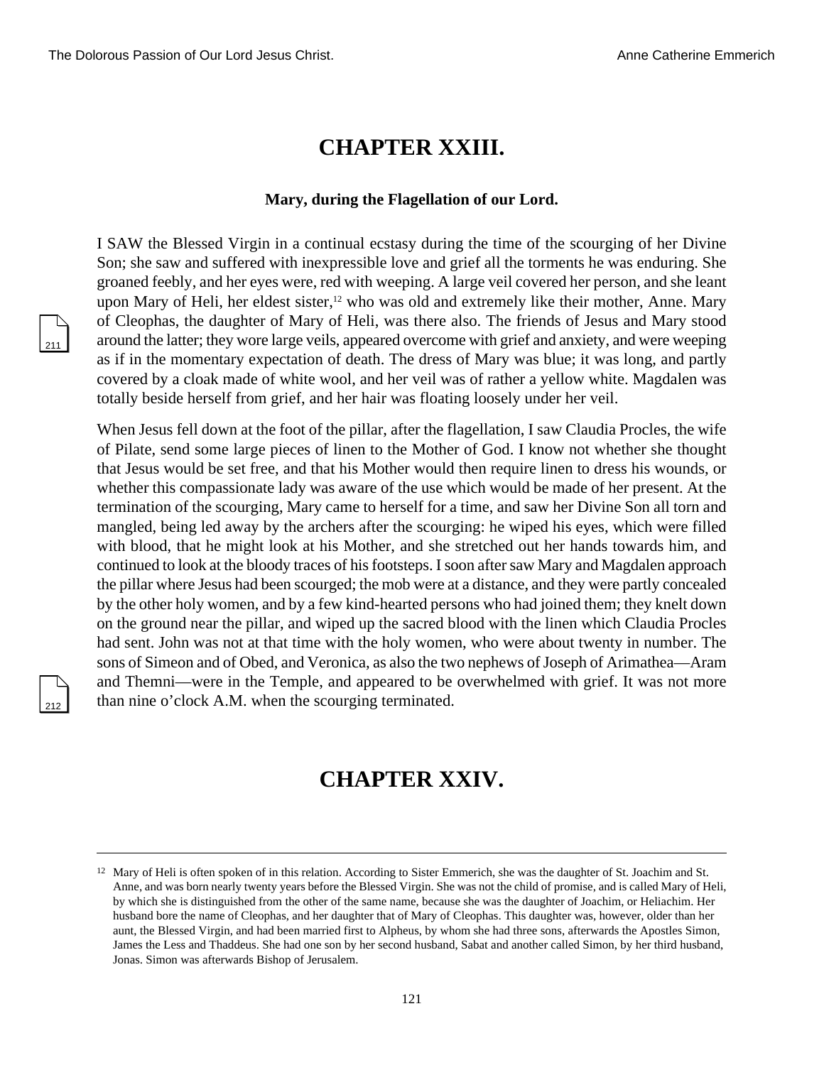# CHAPTER XXIII.

### Mary, during the Flagellation of our Lord.

I SAW the Blessed Virgin in a continual ecstasy during the time of the scourging of her Divine Son; she saw and suffered with inexpressible love and grief all the torments he was enduring. She groaned feebly, and her eyes were, red with weeping. A large veil covered her person, and she leant upon Mary of Heli, her eldest sister,[12] who was old and extremely like their mother, Anne. Mary of Cleophas, the daughter of Mary of Heli, was there also. The friends of Jesus and Mary stood around the latter; they wore large veils, appeared overcome with grief and anxiety, and were weeping as if in the momentary expectation of death. The dress of Mary was blue; it was long, and partly covered by a cloak made of white wool, and her veil was of rather a yellow white. Magdalen was totally beside herself from grief, and her hair was floating loosely under her veil.

When Jesus fell down at the foot of the pillar, after the flagellation, I saw Claudia Procles, the wife of Pilate, send some large pieces of linen to the Mother of God. I know not whether she thought that Jesus would be set free, and that his Mother would then require linen to dress his wounds, or whether this compassionate lady was aware of the use which would be made of her present. At the termination of the scourging, Mary came to herself for a time, and saw her Divine Son all torn and mangled, being led away by the archers after the scourging: he wiped his eyes, which were filled with blood, that he might look at his Mother, and she stretched out her hands towards him, and continued to look at the bloody traces of his footsteps. I soon after saw Mary and Magdalen approach the pillar where Jesus had been scourged; the mob were at a distance, and they were partly concealed by the other holy women, and by a few kind-hearted persons who had joined them; they knelt down on the ground near the pillar, and wiped up the sacred blood with the linen which Claudia Procles had sent. John was not at that time with the holy women, who were about twenty in number. The sons of Simeon and of Obed, and Veronica, as also the two nephews of Joseph of Arimathea—Aram and Themni—were in the Temple, and appeared to be overwhelmed with grief. It was not more than nine o'clock A.M. when the scourging terminated.

# CHAPTER XXIV.

---

[12] Mary of Heli is often spoken of in this relation. According to Sister Emmerich, she was the daughter of St. Joachim and St. Anne, and was born nearly twenty years before the Blessed Virgin. She was not the child of promise, and is called Mary of Heli, by which she is distinguished from the other of the same name, because she was the daughter of Joachim, or Heliachim. Her husband bore the name of Cleophas, and her daughter that of Mary of Cleophas. This daughter was, however, older than her aunt, the Blessed Virgin, and had been married first to Alpheus, by whom she had three sons, afterwards the Apostles Simon, James the Less and Thaddeus. She had one son by her second husband, Sabat and another called Simon, by her third husband, Jonas. Simon was afterwards Bishop of Jerusalem.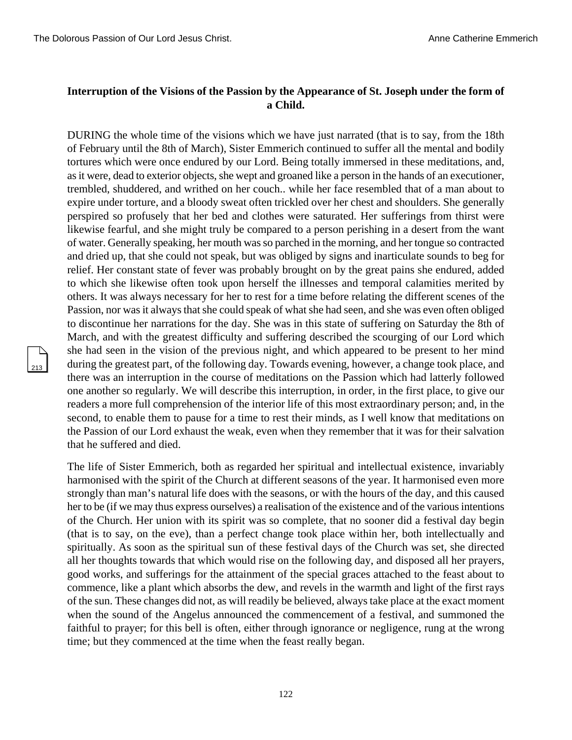### Interruption of the Visions of the Passion by the Appearance of St. Joseph under the form of a Child.

DURING the whole time of the visions which we have just narrated (that is to say, from the 18th of February until the 8th of March), Sister Emmerich continued to suffer all the mental and bodily tortures which were once endured by our Lord. Being totally immersed in these meditations, and, as it were, dead to exterior objects, she wept and groaned like a person in the hands of an executioner, trembled, shuddered, and writhed on her couch.. while her face resembled that of a man about to expire under torture, and a bloody sweat often trickled over her chest and shoulders. She generally perspired so profusely that her bed and clothes were saturated. Her sufferings from thirst were likewise fearful, and she might truly be compared to a person perishing in a desert from the want of water. Generally speaking, her mouth was so parched in the morning, and her tongue so contracted and dried up, that she could not speak, but was obliged by signs and inarticulate sounds to beg for relief. Her constant state of fever was probably brought on by the great pains she endured, added to which she likewise often took upon herself the illnesses and temporal calamities merited by others. It was always necessary for her to rest for a time before relating the different scenes of the Passion, nor was it always that she could speak of what she had seen, and she was even often obliged to discontinue her narrations for the day. She was in this state of suffering on Saturday the 8th of March, and with the greatest difficulty and suffering described the scourging of our Lord which she had seen in the vision of the previous night, and which appeared to be present to her mind during the greatest part, of the following day. Towards evening, however, a change took place, and there was an interruption in the course of meditations on the Passion which had latterly followed one another so regularly. We will describe this interruption, in order, in the first place, to give our readers a more full comprehension of the interior life of this most extraordinary person; and, in the second, to enable them to pause for a time to rest their minds, as I well know that meditations on the Passion of our Lord exhaust the weak, even when they remember that it was for their salvation that he suffered and died.

The life of Sister Emmerich, both as regarded her spiritual and intellectual existence, invariably harmonised with the spirit of the Church at different seasons of the year. It harmonised even more strongly than man's natural life does with the seasons, or with the hours of the day, and this caused her to be (if we may thus express ourselves) a realisation of the existence and of the various intentions of the Church. Her union with its spirit was so complete, that no sooner did a festival day begin (that is to say, on the eve), than a perfect change took place within her, both intellectually and spiritually. As soon as the spiritual sun of these festival days of the Church was set, she directed all her thoughts towards that which would rise on the following day, and disposed all her prayers, good works, and sufferings for the attainment of the special graces attached to the feast about to commence, like a plant which absorbs the dew, and revels in the warmth and light of the first rays of the sun. These changes did not, as will readily be believed, always take place at the exact moment when the sound of the Angelus announced the commencement of a festival, and summoned the faithful to prayer; for this bell is often, either through ignorance or negligence, rung at the wrong time; but they commenced at the time when the feast really began.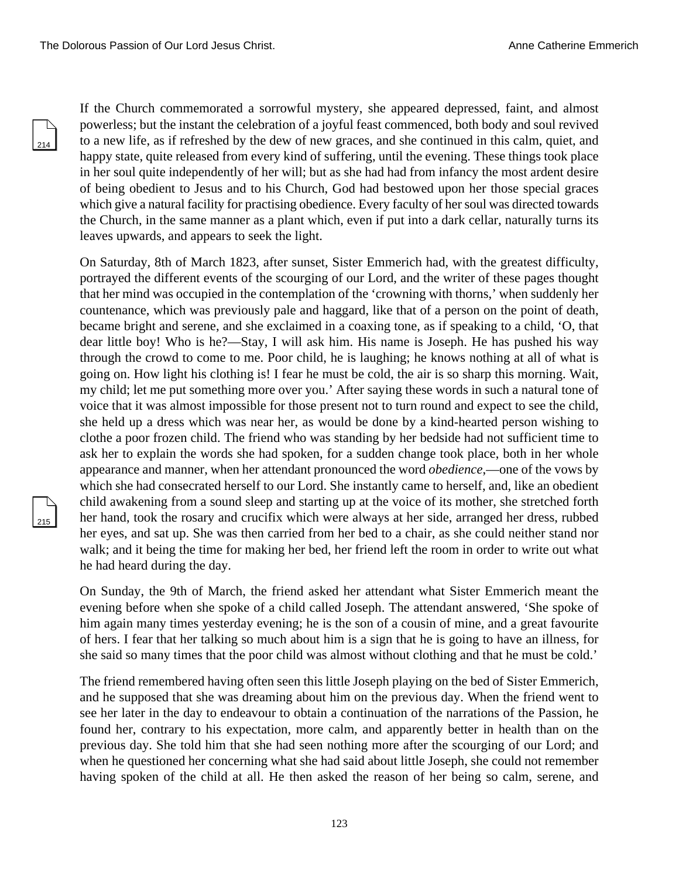If the Church commemorated a sorrowful mystery, she appeared depressed, faint, and almost powerless; but the instant the celebration of a joyful feast commenced, both body and soul revived to a new life, as if refreshed by the dew of new graces, and she continued in this calm, quiet, and happy state, quite released from every kind of suffering, until the evening. These things took place in her soul quite independently of her will; but as she had had from infancy the most ardent desire of being obedient to Jesus and to his Church, God had bestowed upon her those special graces which give a natural facility for practising obedience. Every faculty of her soul was directed towards the Church, in the same manner as a plant which, even if put into a dark cellar, naturally turns its leaves upwards, and appears to seek the light.

On Saturday, 8th of March 1823, after sunset, Sister Emmerich had, with the greatest difficulty, portrayed the different events of the scourging of our Lord, and the writer of these pages thought that her mind was occupied in the contemplation of the 'crowning with thorns,' when suddenly her countenance, which was previously pale and haggard, like that of a person on the point of death, became bright and serene, and she exclaimed in a coaxing tone, as if speaking to a child, 'O, that dear little boy! Who is he?—Stay, I will ask him. His name is Joseph. He has pushed his way through the crowd to come to me. Poor child, he is laughing; he knows nothing at all of what is going on. How light his clothing is! I fear he must be cold, the air is so sharp this morning. Wait, my child; let me put something more over you.' After saying these words in such a natural tone of voice that it was almost impossible for those present not to turn round and expect to see the child, she held up a dress which was near her, as would be done by a kind-hearted person wishing to clothe a poor frozen child. The friend who was standing by her bedside had not sufficient time to ask her to explain the words she had spoken, for a sudden change took place, both in her whole appearance and manner, when her attendant pronounced the word *obedience*,—one of the vows by which she had consecrated herself to our Lord. She instantly came to herself, and, like an obedient child awakening from a sound sleep and starting up at the voice of its mother, she stretched forth her hand, took the rosary and crucifix which were always at her side, arranged her dress, rubbed her eyes, and sat up. She was then carried from her bed to a chair, as she could neither stand nor walk; and it being the time for making her bed, her friend left the room in order to write out what he had heard during the day.

On Sunday, the 9th of March, the friend asked her attendant what Sister Emmerich meant the evening before when she spoke of a child called Joseph. The attendant answered, 'She spoke of him again many times yesterday evening; he is the son of a cousin of mine, and a great favourite of hers. I fear that her talking so much about him is a sign that he is going to have an illness, for she said so many times that the poor child was almost without clothing and that he must be cold.'

The friend remembered having often seen this little Joseph playing on the bed of Sister Emmerich, and he supposed that she was dreaming about him on the previous day. When the friend went to see her later in the day to endeavour to obtain a continuation of the narrations of the Passion, he found her, contrary to his expectation, more calm, and apparently better in health than on the previous day. She told him that she had seen nothing more after the scourging of our Lord; and when he questioned her concerning what she had said about little Joseph, she could not remember having spoken of the child at all. He then asked the reason of her being so calm, serene, and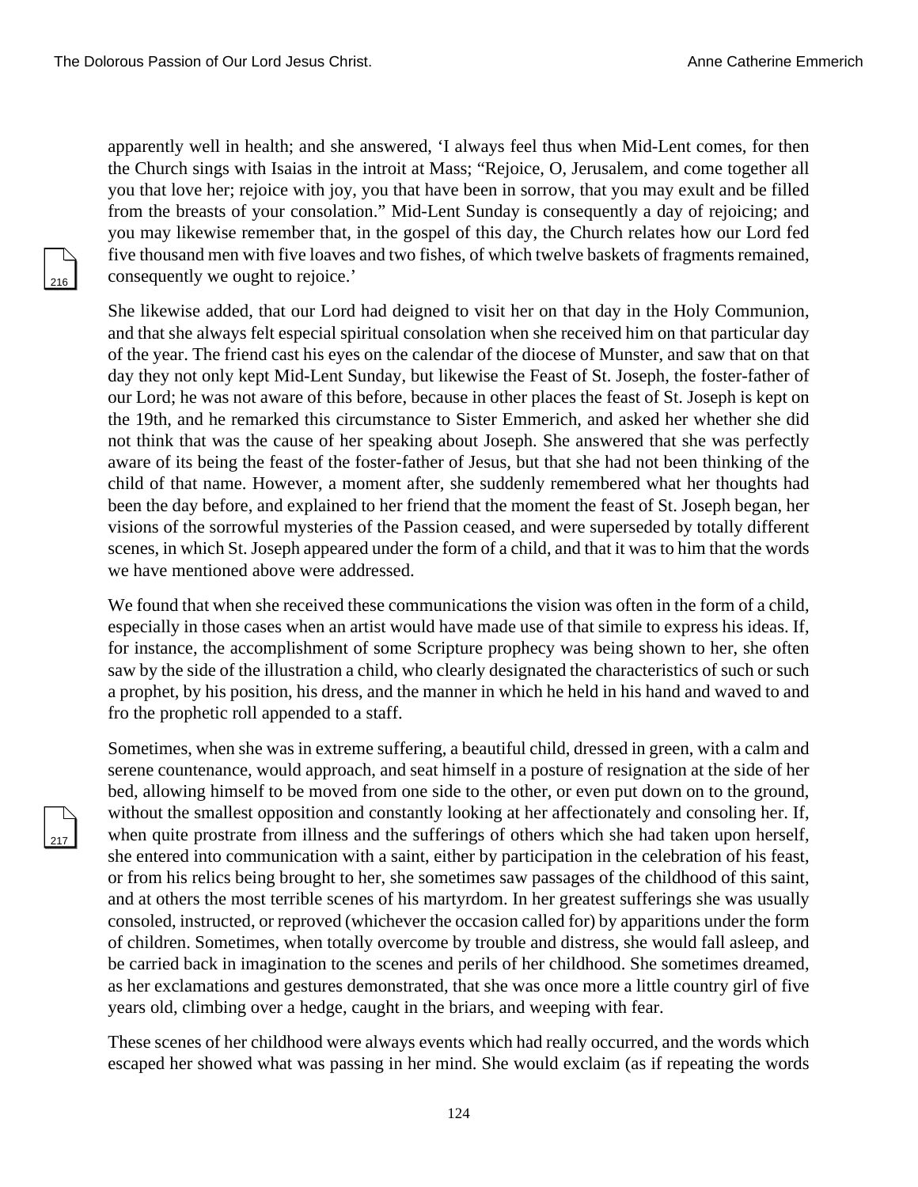apparently well in health; and she answered, 'I always feel thus when Mid-Lent comes, for then the Church sings with Isaias in the introit at Mass; "Rejoice, O, Jerusalem, and come together all you that love her; rejoice with joy, you that have been in sorrow, that you may exult and be filled from the breasts of your consolation." Mid-Lent Sunday is consequently a day of rejoicing; and you may likewise remember that, in the gospel of this day, the Church relates how our Lord fed five thousand men with five loaves and two fishes, of which twelve baskets of fragments remained, consequently we ought to rejoice.'

She likewise added, that our Lord had deigned to visit her on that day in the Holy Communion, and that she always felt especial spiritual consolation when she received him on that particular day of the year. The friend cast his eyes on the calendar of the diocese of Munster, and saw that on that day they not only kept Mid-Lent Sunday, but likewise the Feast of St. Joseph, the foster-father of our Lord; he was not aware of this before, because in other places the feast of St. Joseph is kept on the 19th, and he remarked this circumstance to Sister Emmerich, and asked her whether she did not think that was the cause of her speaking about Joseph. She answered that she was perfectly aware of its being the feast of the foster-father of Jesus, but that she had not been thinking of the child of that name. However, a moment after, she suddenly remembered what her thoughts had been the day before, and explained to her friend that the moment the feast of St. Joseph began, her visions of the sorrowful mysteries of the Passion ceased, and were superseded by totally different scenes, in which St. Joseph appeared under the form of a child, and that it was to him that the words we have mentioned above were addressed.

We found that when she received these communications the vision was often in the form of a child, especially in those cases when an artist would have made use of that simile to express his ideas. If, for instance, the accomplishment of some Scripture prophecy was being shown to her, she often saw by the side of the illustration a child, who clearly designated the characteristics of such or such a prophet, by his position, his dress, and the manner in which he held in his hand and waved to and fro the prophetic roll appended to a staff.

Sometimes, when she was in extreme suffering, a beautiful child, dressed in green, with a calm and serene countenance, would approach, and seat himself in a posture of resignation at the side of her bed, allowing himself to be moved from one side to the other, or even put down on to the ground, without the smallest opposition and constantly looking at her affectionately and consoling her. If, when quite prostrate from illness and the sufferings of others which she had taken upon herself, she entered into communication with a saint, either by participation in the celebration of his feast, or from his relics being brought to her, she sometimes saw passages of the childhood of this saint, and at others the most terrible scenes of his martyrdom. In her greatest sufferings she was usually consoled, instructed, or reproved (whichever the occasion called for) by apparitions under the form of children. Sometimes, when totally overcome by trouble and distress, she would fall asleep, and be carried back in imagination to the scenes and perils of her childhood. She sometimes dreamed, as her exclamations and gestures demonstrated, that she was once more a little country girl of five years old, climbing over a hedge, caught in the briars, and weeping with fear.

These scenes of her childhood were always events which had really occurred, and the words which escaped her showed what was passing in her mind. She would exclaim (as if repeating the words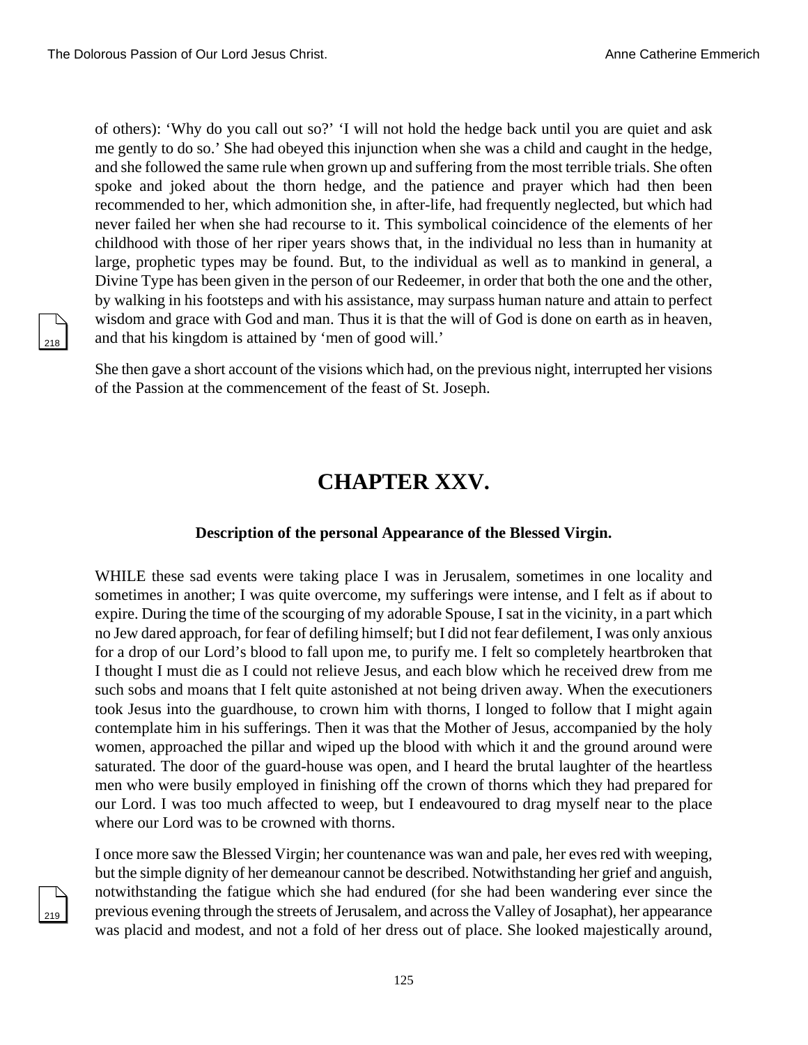of others): 'Why do you call out so?' 'I will not hold the hedge back until you are quiet and ask me gently to do so.' She had obeyed this injunction when she was a child and caught in the hedge, and she followed the same rule when grown up and suffering from the most terrible trials. She often spoke and joked about the thorn hedge, and the patience and prayer which had then been recommended to her, which admonition she, in after-life, had frequently neglected, but which had never failed her when she had recourse to it. This symbolical coincidence of the elements of her childhood with those of her riper years shows that, in the individual no less than in humanity at large, prophetic types may be found. But, to the individual as well as to mankind in general, a Divine Type has been given in the person of our Redeemer, in order that both the one and the other, by walking in his footsteps and with his assistance, may surpass human nature and attain to perfect wisdom and grace with God and man. Thus it is that the will of God is done on earth as in heaven, and that his kingdom is attained by 'men of good will.'

She then gave a short account of the visions which had, on the previous night, interrupted her visions of the Passion at the commencement of the feast of St. Joseph.

# CHAPTER XXV.

### Description of the personal Appearance of the Blessed Virgin.

WHILE these sad events were taking place I was in Jerusalem, sometimes in one locality and sometimes in another; I was quite overcome, my sufferings were intense, and I felt as if about to expire. During the time of the scourging of my adorable Spouse, I sat in the vicinity, in a part which no Jew dared approach, for fear of defiling himself; but I did not fear defilement, I was only anxious for a drop of our Lord's blood to fall upon me, to purify me. I felt so completely heartbroken that I thought I must die as I could not relieve Jesus, and each blow which he received drew from me such sobs and moans that I felt quite astonished at not being driven away. When the executioners took Jesus into the guardhouse, to crown him with thorns, I longed to follow that I might again contemplate him in his sufferings. Then it was that the Mother of Jesus, accompanied by the holy women, approached the pillar and wiped up the blood with which it and the ground around were saturated. The door of the guard-house was open, and I heard the brutal laughter of the heartless men who were busily employed in finishing off the crown of thorns which they had prepared for our Lord. I was too much affected to weep, but I endeavoured to drag myself near to the place where our Lord was to be crowned with thorns.

I once more saw the Blessed Virgin; her countenance was wan and pale, her eves red with weeping, but the simple dignity of her demeanour cannot be described. Notwithstanding her grief and anguish, notwithstanding the fatigue which she had endured (for she had been wandering ever since the previous evening through the streets of Jerusalem, and across the Valley of Josaphat), her appearance was placid and modest, and not a fold of her dress out of place. She looked majestically around,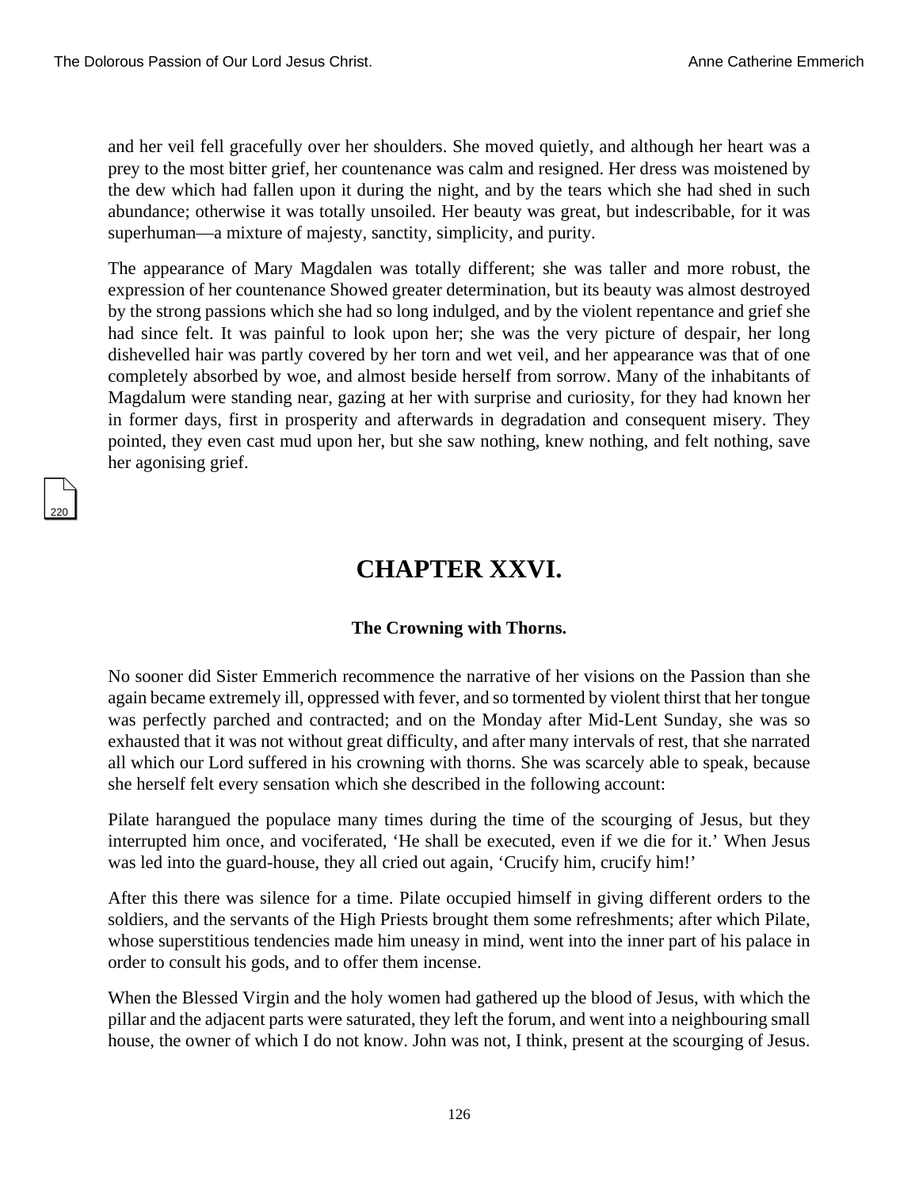and her veil fell gracefully over her shoulders. She moved quietly, and although her heart was a prey to the most bitter grief, her countenance was calm and resigned. Her dress was moistened by the dew which had fallen upon it during the night, and by the tears which she had shed in such abundance; otherwise it was totally unsoiled. Her beauty was great, but indescribable, for it was superhuman—a mixture of majesty, sanctity, simplicity, and purity.

The appearance of Mary Magdalen was totally different; she was taller and more robust, the expression of her countenance Showed greater determination, but its beauty was almost destroyed by the strong passions which she had so long indulged, and by the violent repentance and grief she had since felt. It was painful to look upon her; she was the very picture of despair, her long dishevelled hair was partly covered by her torn and wet veil, and her appearance was that of one completely absorbed by woe, and almost beside herself from sorrow. Many of the inhabitants of Magdalum were standing near, gazing at her with surprise and curiosity, for they had known her in former days, first in prosperity and afterwards in degradation and consequent misery. They pointed, they even cast mud upon her, but she saw nothing, knew nothing, and felt nothing, save her agonising grief.

# CHAPTER XXVI.

### The Crowning with Thorns.

No sooner did Sister Emmerich recommence the narrative of her visions on the Passion than she again became extremely ill, oppressed with fever, and so tormented by violent thirst that her tongue was perfectly parched and contracted; and on the Monday after Mid-Lent Sunday, she was so exhausted that it was not without great difficulty, and after many intervals of rest, that she narrated all which our Lord suffered in his crowning with thorns. She was scarcely able to speak, because she herself felt every sensation which she described in the following account:

Pilate harangued the populace many times during the time of the scourging of Jesus, but they interrupted him once, and vociferated, 'He shall be executed, even if we die for it.' When Jesus was led into the guard-house, they all cried out again, 'Crucify him, crucify him!'

After this there was silence for a time. Pilate occupied himself in giving different orders to the soldiers, and the servants of the High Priests brought them some refreshments; after which Pilate, whose superstitious tendencies made him uneasy in mind, went into the inner part of his palace in order to consult his gods, and to offer them incense.

When the Blessed Virgin and the holy women had gathered up the blood of Jesus, with which the pillar and the adjacent parts were saturated, they left the forum, and went into a neighbouring small house, the owner of which I do not know. John was not, I think, present at the scourging of Jesus.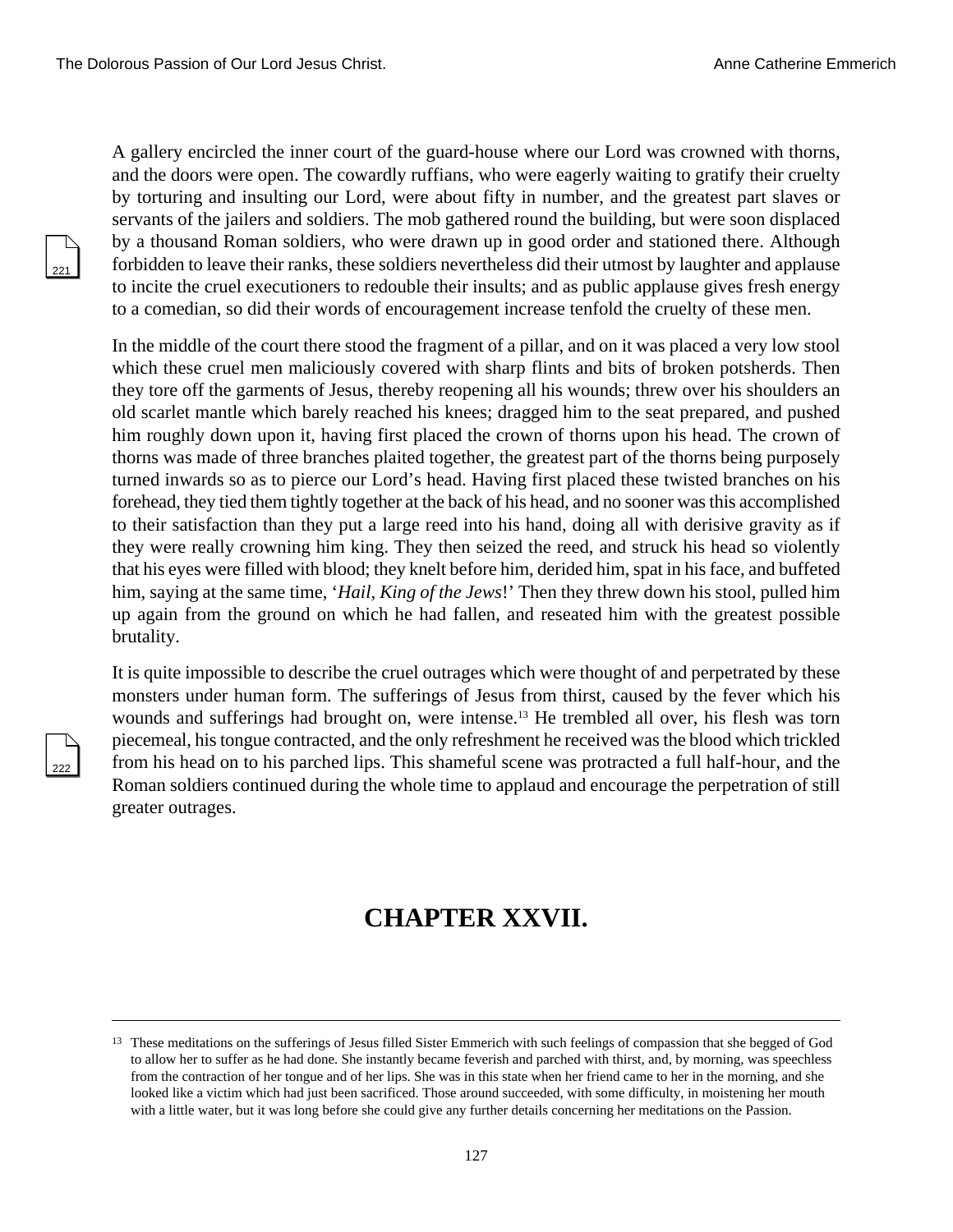A gallery encircled the inner court of the guard-house where our Lord was crowned with thorns, and the doors were open. The cowardly ruffians, who were eagerly waiting to gratify their cruelty by torturing and insulting our Lord, were about fifty in number, and the greatest part slaves or servants of the jailers and soldiers. The mob gathered round the building, but were soon displaced by a thousand Roman soldiers, who were drawn up in good order and stationed there. Although forbidden to leave their ranks, these soldiers nevertheless did their utmost by laughter and applause to incite the cruel executioners to redouble their insults; and as public applause gives fresh energy to a comedian, so did their words of encouragement increase tenfold the cruelty of these men.

In the middle of the court there stood the fragment of a pillar, and on it was placed a very low stool which these cruel men maliciously covered with sharp flints and bits of broken potsherds. Then they tore off the garments of Jesus, thereby reopening all his wounds; threw over his shoulders an old scarlet mantle which barely reached his knees; dragged him to the seat prepared, and pushed him roughly down upon it, having first placed the crown of thorns upon his head. The crown of thorns was made of three branches plaited together, the greatest part of the thorns being purposely turned inwards so as to pierce our Lord's head. Having first placed these twisted branches on his forehead, they tied them tightly together at the back of his head, and no sooner was this accomplished to their satisfaction than they put a large reed into his hand, doing all with derisive gravity as if they were really crowning him king. They then seized the reed, and struck his head so violently that his eyes were filled with blood; they knelt before him, derided him, spat in his face, and buffeted him, saying at the same time, '*Hail, King of the Jews*!' Then they threw down his stool, pulled him up again from the ground on which he had fallen, and reseated him with the greatest possible brutality.

It is quite impossible to describe the cruel outrages which were thought of and perpetrated by these monsters under human form. The sufferings of Jesus from thirst, caused by the fever which his wounds and sufferings had brought on, were intense.[13] He trembled all over, his flesh was torn piecemeal, his tongue contracted, and the only refreshment he received was the blood which trickled from his head on to his parched lips. This shameful scene was protracted a full half-hour, and the Roman soldiers continued during the whole time to applaud and encourage the perpetration of still greater outrages.

# CHAPTER XXVII.

---

[13] These meditations on the sufferings of Jesus filled Sister Emmerich with such feelings of compassion that she begged of God to allow her to suffer as he had done. She instantly became feverish and parched with thirst, and, by morning, was speechless from the contraction of her tongue and of her lips. She was in this state when her friend came to her in the morning, and she looked like a victim which had just been sacrificed. Those around succeeded, with some difficulty, in moistening her mouth with a little water, but it was long before she could give any further details concerning her meditations on the Passion.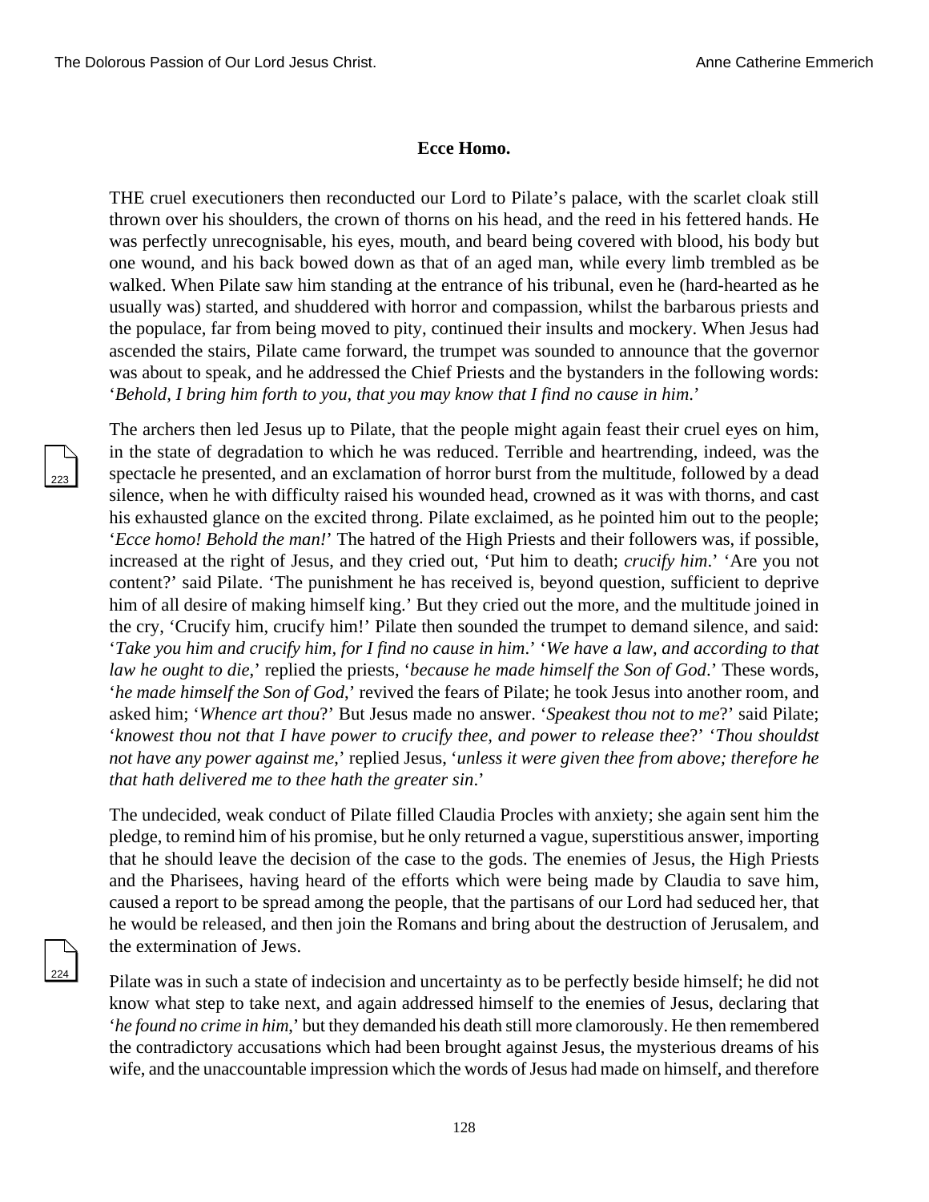## Ecce Homo.

THE cruel executioners then reconducted our Lord to Pilate's palace, with the scarlet cloak still thrown over his shoulders, the crown of thorns on his head, and the reed in his fettered hands. He was perfectly unrecognisable, his eyes, mouth, and beard being covered with blood, his body but one wound, and his back bowed down as that of an aged man, while every limb trembled as be walked. When Pilate saw him standing at the entrance of his tribunal, even he (hard-hearted as he usually was) started, and shuddered with horror and compassion, whilst the barbarous priests and the populace, far from being moved to pity, continued their insults and mockery. When Jesus had ascended the stairs, Pilate came forward, the trumpet was sounded to announce that the governor was about to speak, and he addressed the Chief Priests and the bystanders in the following words: '*Behold, I bring him forth to you, that you may know that I find no cause in him*.'

The archers then led Jesus up to Pilate, that the people might again feast their cruel eyes on him, in the state of degradation to which he was reduced. Terrible and heartrending, indeed, was the spectacle he presented, and an exclamation of horror burst from the multitude, followed by a dead silence, when he with difficulty raised his wounded head, crowned as it was with thorns, and cast his exhausted glance on the excited throng. Pilate exclaimed, as he pointed him out to the people; '*Ecce homo! Behold the man!*' The hatred of the High Priests and their followers was, if possible, increased at the right of Jesus, and they cried out, 'Put him to death; *crucify him*.' 'Are you not content?' said Pilate. 'The punishment he has received is, beyond question, sufficient to deprive him of all desire of making himself king.' But they cried out the more, and the multitude joined in the cry, 'Crucify him, crucify him!' Pilate then sounded the trumpet to demand silence, and said: '*Take you him and crucify him, for I find no cause in him*.' '*We have a law, and according to that law he ought to die*,' replied the priests, '*because he made himself the Son of God*.' These words, '*he made himself the Son of God*,' revived the fears of Pilate; he took Jesus into another room, and asked him; '*Whence art thou*?' But Jesus made no answer. '*Speakest thou not to me*?' said Pilate; '*knowest thou not that I have power to crucify thee, and power to release thee*?' '*Thou shouldst not have any power against me*,' replied Jesus, '*unless it were given thee from above; therefore he that hath delivered me to thee hath the greater sin*.'

The undecided, weak conduct of Pilate filled Claudia Procles with anxiety; she again sent him the pledge, to remind him of his promise, but he only returned a vague, superstitious answer, importing that he should leave the decision of the case to the gods. The enemies of Jesus, the High Priests and the Pharisees, having heard of the efforts which were being made by Claudia to save him, caused a report to be spread among the people, that the partisans of our Lord had seduced her, that he would be released, and then join the Romans and bring about the destruction of Jerusalem, and the extermination of Jews.

Pilate was in such a state of indecision and uncertainty as to be perfectly beside himself; he did not know what step to take next, and again addressed himself to the enemies of Jesus, declaring that '*he found no crime in him*,' but they demanded his death still more clamorously. He then remembered the contradictory accusations which had been brought against Jesus, the mysterious dreams of his wife, and the unaccountable impression which the words of Jesus had made on himself, and therefore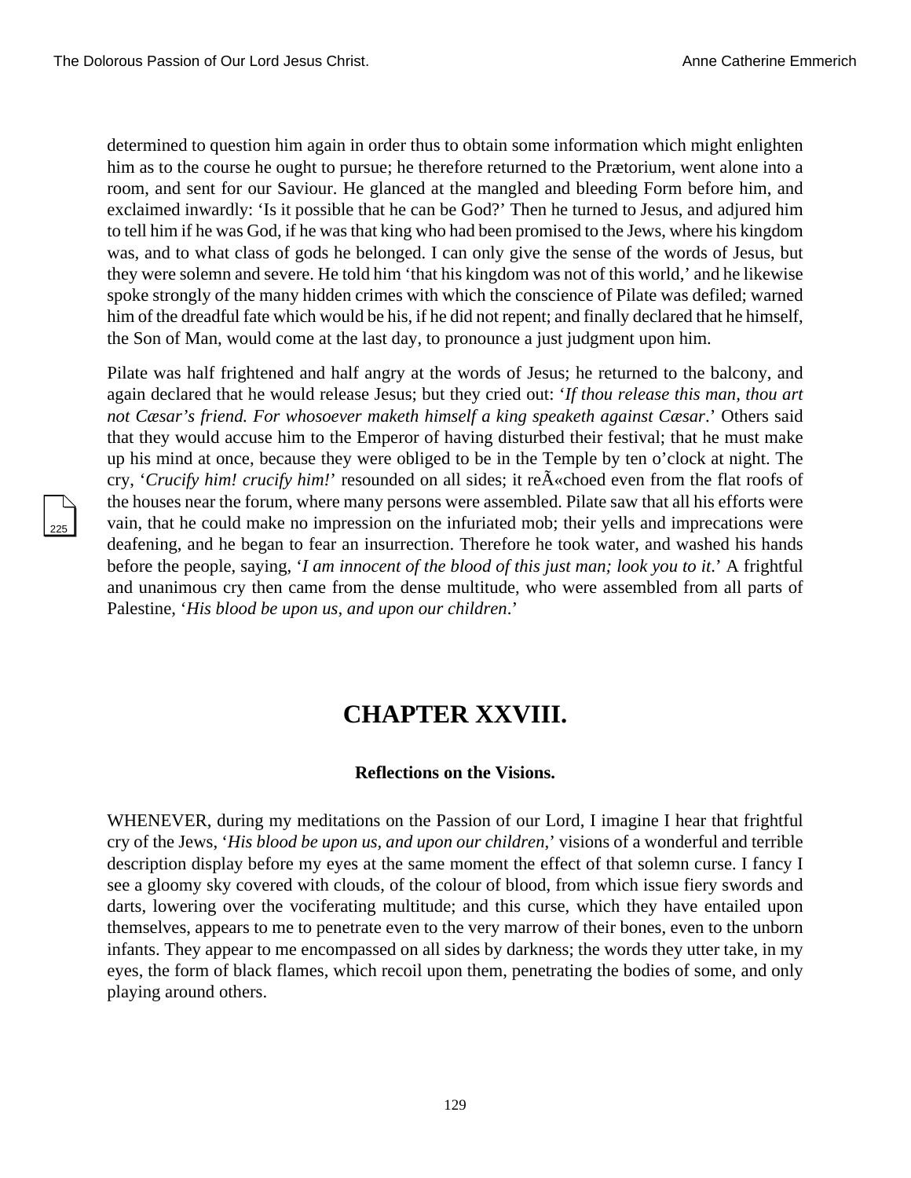determined to question him again in order thus to obtain some information which might enlighten him as to the course he ought to pursue; he therefore returned to the Prætorium, went alone into a room, and sent for our Saviour. He glanced at the mangled and bleeding Form before him, and exclaimed inwardly: 'Is it possible that he can be God?' Then he turned to Jesus, and adjured him to tell him if he was God, if he was that king who had been promised to the Jews, where his kingdom was, and to what class of gods he belonged. I can only give the sense of the words of Jesus, but they were solemn and severe. He told him 'that his kingdom was not of this world,' and he likewise spoke strongly of the many hidden crimes with which the conscience of Pilate was defiled; warned him of the dreadful fate which would be his, if he did not repent; and finally declared that he himself, the Son of Man, would come at the last day, to pronounce a just judgment upon him.

Pilate was half frightened and half angry at the words of Jesus; he returned to the balcony, and again declared that he would release Jesus; but they cried out: '*If thou release this man, thou art not Cæsar's friend. For whosoever maketh himself a king speaketh against Cæsar*.' Others said that they would accuse him to the Emperor of having disturbed their festival; that he must make up his mind at once, because they were obliged to be in the Temple by ten o'clock at night. The cry, '*Crucify him! crucify him!*' resounded on all sides; it reÃ«choed even from the flat roofs of the houses near the forum, where many persons were assembled. Pilate saw that all his efforts were vain, that he could make no impression on the infuriated mob; their yells and imprecations were deafening, and he began to fear an insurrection. Therefore he took water, and washed his hands before the people, saying, '*I am innocent of the blood of this just man; look you to it*.' A frightful and unanimous cry then came from the dense multitude, who were assembled from all parts of Palestine, '*His blood be upon us, and upon our children*.'

# CHAPTER XXVIII.

### Reflections on the Visions.

WHENEVER, during my meditations on the Passion of our Lord, I imagine I hear that frightful cry of the Jews, '*His blood be upon us, and upon our children*,' visions of a wonderful and terrible description display before my eyes at the same moment the effect of that solemn curse. I fancy I see a gloomy sky covered with clouds, of the colour of blood, from which issue fiery swords and darts, lowering over the vociferating multitude; and this curse, which they have entailed upon themselves, appears to me to penetrate even to the very marrow of their bones, even to the unborn infants. They appear to me encompassed on all sides by darkness; the words they utter take, in my eyes, the form of black flames, which recoil upon them, penetrating the bodies of some, and only playing around others.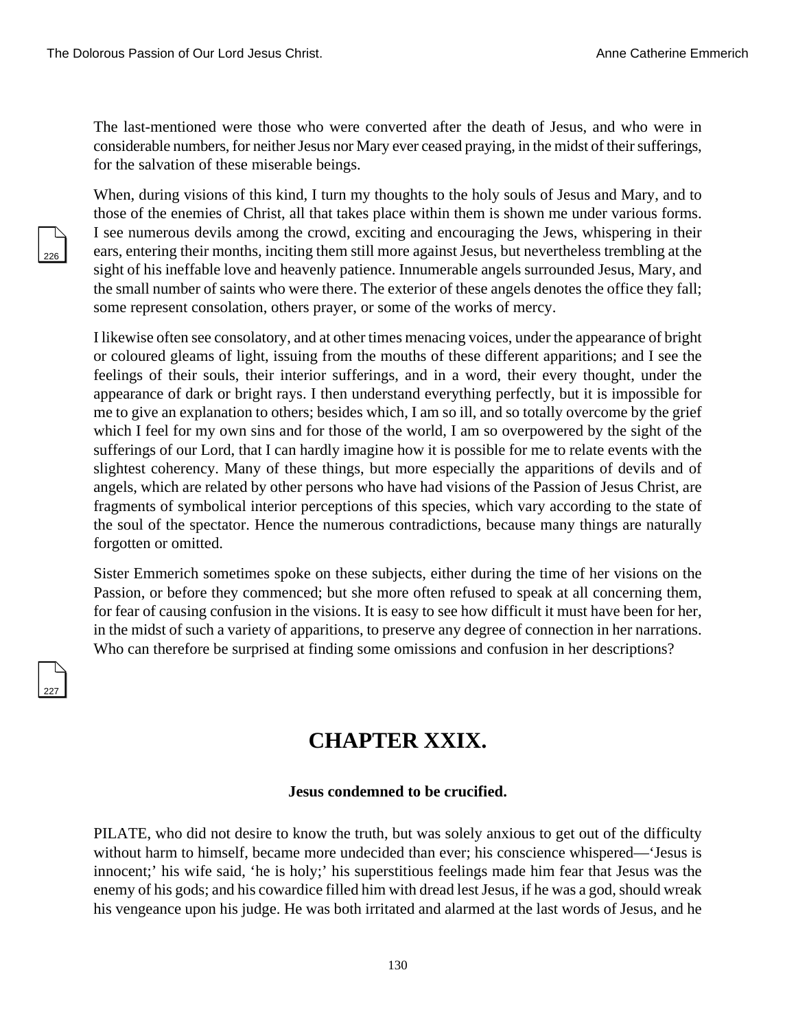The last-mentioned were those who were converted after the death of Jesus, and who were in considerable numbers, for neither Jesus nor Mary ever ceased praying, in the midst of their sufferings, for the salvation of these miserable beings.

When, during visions of this kind, I turn my thoughts to the holy souls of Jesus and Mary, and to those of the enemies of Christ, all that takes place within them is shown me under various forms. I see numerous devils among the crowd, exciting and encouraging the Jews, whispering in their ears, entering their months, inciting them still more against Jesus, but nevertheless trembling at the sight of his ineffable love and heavenly patience. Innumerable angels surrounded Jesus, Mary, and the small number of saints who were there. The exterior of these angels denotes the office they fall; some represent consolation, others prayer, or some of the works of mercy.

I likewise often see consolatory, and at other times menacing voices, under the appearance of bright or coloured gleams of light, issuing from the mouths of these different apparitions; and I see the feelings of their souls, their interior sufferings, and in a word, their every thought, under the appearance of dark or bright rays. I then understand everything perfectly, but it is impossible for me to give an explanation to others; besides which, I am so ill, and so totally overcome by the grief which I feel for my own sins and for those of the world, I am so overpowered by the sight of the sufferings of our Lord, that I can hardly imagine how it is possible for me to relate events with the slightest coherency. Many of these things, but more especially the apparitions of devils and of angels, which are related by other persons who have had visions of the Passion of Jesus Christ, are fragments of symbolical interior perceptions of this species, which vary according to the state of the soul of the spectator. Hence the numerous contradictions, because many things are naturally forgotten or omitted.

Sister Emmerich sometimes spoke on these subjects, either during the time of her visions on the Passion, or before they commenced; but she more often refused to speak at all concerning them, for fear of causing confusion in the visions. It is easy to see how difficult it must have been for her, in the midst of such a variety of apparitions, to preserve any degree of connection in her narrations. Who can therefore be surprised at finding some omissions and confusion in her descriptions?

## CHAPTER XXIX.

### Jesus condemned to be crucified.

PILATE, who did not desire to know the truth, but was solely anxious to get out of the difficulty without harm to himself, became more undecided than ever; his conscience whispered—'Jesus is innocent;' his wife said, 'he is holy;' his superstitious feelings made him fear that Jesus was the enemy of his gods; and his cowardice filled him with dread lest Jesus, if he was a god, should wreak his vengeance upon his judge. He was both irritated and alarmed at the last words of Jesus, and he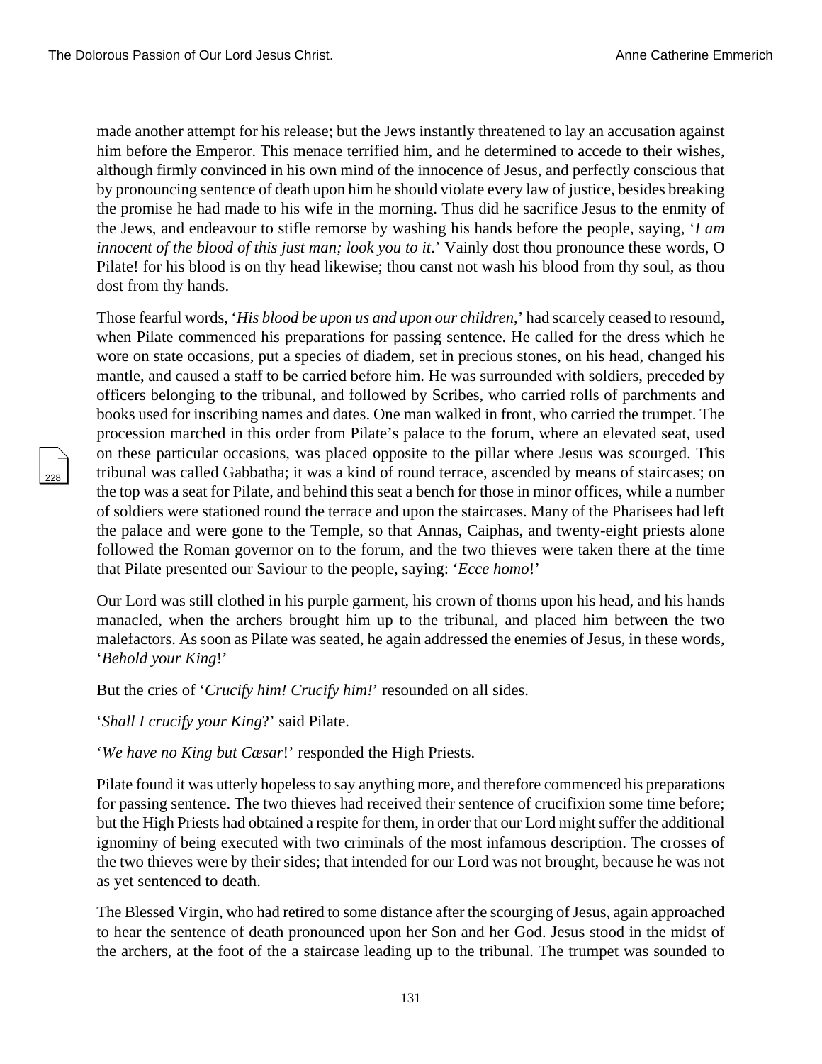made another attempt for his release; but the Jews instantly threatened to lay an accusation against him before the Emperor. This menace terrified him, and he determined to accede to their wishes, although firmly convinced in his own mind of the innocence of Jesus, and perfectly conscious that by pronouncing sentence of death upon him he should violate every law of justice, besides breaking the promise he had made to his wife in the morning. Thus did he sacrifice Jesus to the enmity of the Jews, and endeavour to stifle remorse by washing his hands before the people, saying, '*I am innocent of the blood of this just man; look you to it*.' Vainly dost thou pronounce these words, O Pilate! for his blood is on thy head likewise; thou canst not wash his blood from thy soul, as thou dost from thy hands.

Those fearful words, '*His blood be upon us and upon our children*,' had scarcely ceased to resound, when Pilate commenced his preparations for passing sentence. He called for the dress which he wore on state occasions, put a species of diadem, set in precious stones, on his head, changed his mantle, and caused a staff to be carried before him. He was surrounded with soldiers, preceded by officers belonging to the tribunal, and followed by Scribes, who carried rolls of parchments and books used for inscribing names and dates. One man walked in front, who carried the trumpet. The procession marched in this order from Pilate's palace to the forum, where an elevated seat, used on these particular occasions, was placed opposite to the pillar where Jesus was scourged. This tribunal was called Gabbatha; it was a kind of round terrace, ascended by means of staircases; on the top was a seat for Pilate, and behind this seat a bench for those in minor offices, while a number of soldiers were stationed round the terrace and upon the staircases. Many of the Pharisees had left the palace and were gone to the Temple, so that Annas, Caiphas, and twenty-eight priests alone followed the Roman governor on to the forum, and the two thieves were taken there at the time that Pilate presented our Saviour to the people, saying: '*Ecce homo*!'

Our Lord was still clothed in his purple garment, his crown of thorns upon his head, and his hands manacled, when the archers brought him up to the tribunal, and placed him between the two malefactors. As soon as Pilate was seated, he again addressed the enemies of Jesus, in these words, '*Behold your King*!'

But the cries of '*Crucify him! Crucify him!*' resounded on all sides.

'*Shall I crucify your King*?' said Pilate.

'*We have no King but Cæsar*!' responded the High Priests.

Pilate found it was utterly hopeless to say anything more, and therefore commenced his preparations for passing sentence. The two thieves had received their sentence of crucifixion some time before; but the High Priests had obtained a respite for them, in order that our Lord might suffer the additional ignominy of being executed with two criminals of the most infamous description. The crosses of the two thieves were by their sides; that intended for our Lord was not brought, because he was not as yet sentenced to death.

The Blessed Virgin, who had retired to some distance after the scourging of Jesus, again approached to hear the sentence of death pronounced upon her Son and her God. Jesus stood in the midst of the archers, at the foot of the a staircase leading up to the tribunal. The trumpet was sounded to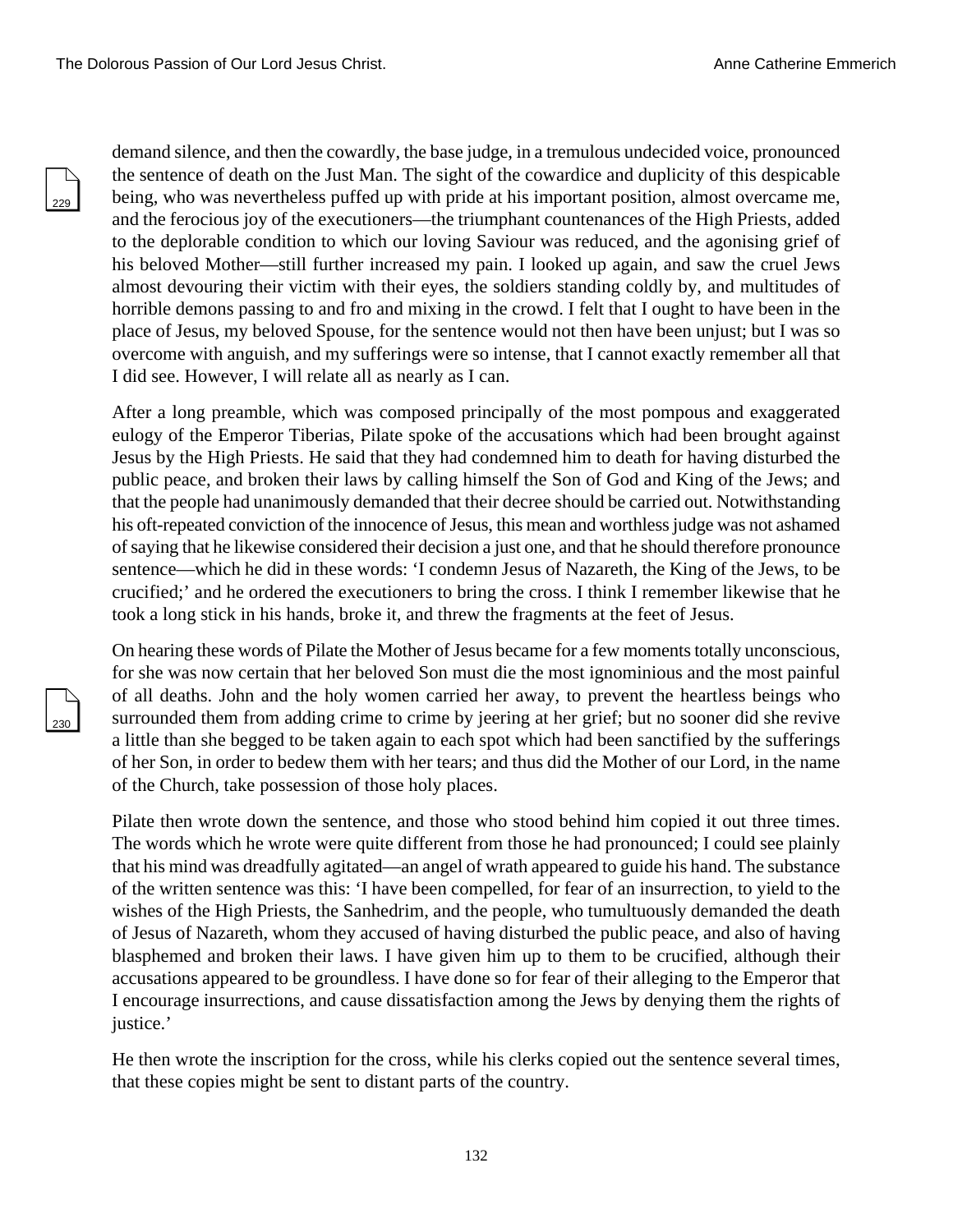demand silence, and then the cowardly, the base judge, in a tremulous undecided voice, pronounced the sentence of death on the Just Man. The sight of the cowardice and duplicity of this despicable being, who was nevertheless puffed up with pride at his important position, almost overcame me, and the ferocious joy of the executioners—the triumphant countenances of the High Priests, added to the deplorable condition to which our loving Saviour was reduced, and the agonising grief of his beloved Mother—still further increased my pain. I looked up again, and saw the cruel Jews almost devouring their victim with their eyes, the soldiers standing coldly by, and multitudes of horrible demons passing to and fro and mixing in the crowd. I felt that I ought to have been in the place of Jesus, my beloved Spouse, for the sentence would not then have been unjust; but I was so overcome with anguish, and my sufferings were so intense, that I cannot exactly remember all that I did see. However, I will relate all as nearly as I can.

After a long preamble, which was composed principally of the most pompous and exaggerated eulogy of the Emperor Tiberias, Pilate spoke of the accusations which had been brought against Jesus by the High Priests. He said that they had condemned him to death for having disturbed the public peace, and broken their laws by calling himself the Son of God and King of the Jews; and that the people had unanimously demanded that their decree should be carried out. Notwithstanding his oft-repeated conviction of the innocence of Jesus, this mean and worthless judge was not ashamed of saying that he likewise considered their decision a just one, and that he should therefore pronounce sentence—which he did in these words: 'I condemn Jesus of Nazareth, the King of the Jews, to be crucified;' and he ordered the executioners to bring the cross. I think I remember likewise that he took a long stick in his hands, broke it, and threw the fragments at the feet of Jesus.

On hearing these words of Pilate the Mother of Jesus became for a few moments totally unconscious, for she was now certain that her beloved Son must die the most ignominious and the most painful of all deaths. John and the holy women carried her away, to prevent the heartless beings who surrounded them from adding crime to crime by jeering at her grief; but no sooner did she revive a little than she begged to be taken again to each spot which had been sanctified by the sufferings of her Son, in order to bedew them with her tears; and thus did the Mother of our Lord, in the name of the Church, take possession of those holy places.

Pilate then wrote down the sentence, and those who stood behind him copied it out three times. The words which he wrote were quite different from those he had pronounced; I could see plainly that his mind was dreadfully agitated—an angel of wrath appeared to guide his hand. The substance of the written sentence was this: 'I have been compelled, for fear of an insurrection, to yield to the wishes of the High Priests, the Sanhedrim, and the people, who tumultuously demanded the death of Jesus of Nazareth, whom they accused of having disturbed the public peace, and also of having blasphemed and broken their laws. I have given him up to them to be crucified, although their accusations appeared to be groundless. I have done so for fear of their alleging to the Emperor that I encourage insurrections, and cause dissatisfaction among the Jews by denying them the rights of justice.'

He then wrote the inscription for the cross, while his clerks copied out the sentence several times, that these copies might be sent to distant parts of the country.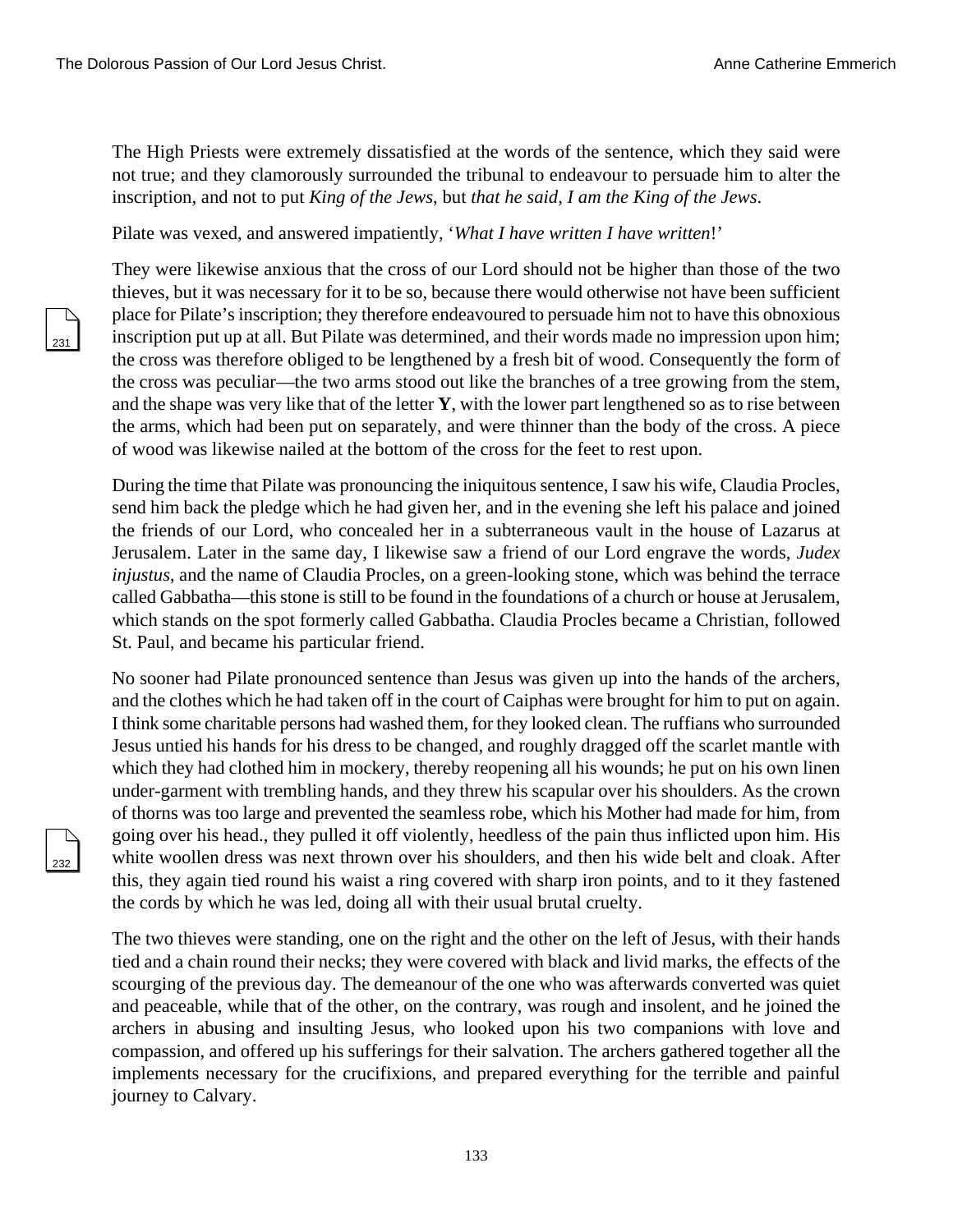The High Priests were extremely dissatisfied at the words of the sentence, which they said were not true; and they clamorously surrounded the tribunal to endeavour to persuade him to alter the inscription, and not to put *King of the Jews*, but *that he said, I am the King of the Jews*.

Pilate was vexed, and answered impatiently, '*What I have written I have written*!'

They were likewise anxious that the cross of our Lord should not be higher than those of the two thieves, but it was necessary for it to be so, because there would otherwise not have been sufficient place for Pilate's inscription; they therefore endeavoured to persuade him not to have this obnoxious inscription put up at all. But Pilate was determined, and their words made no impression upon him; the cross was therefore obliged to be lengthened by a fresh bit of wood. Consequently the form of the cross was peculiar—the two arms stood out like the branches of a tree growing from the stem, and the shape was very like that of the letter **Y**, with the lower part lengthened so as to rise between the arms, which had been put on separately, and were thinner than the body of the cross. A piece of wood was likewise nailed at the bottom of the cross for the feet to rest upon.

During the time that Pilate was pronouncing the iniquitous sentence, I saw his wife, Claudia Procles, send him back the pledge which he had given her, and in the evening she left his palace and joined the friends of our Lord, who concealed her in a subterraneous vault in the house of Lazarus at Jerusalem. Later in the same day, I likewise saw a friend of our Lord engrave the words, *Judex injustus*, and the name of Claudia Procles, on a green-looking stone, which was behind the terrace called Gabbatha—this stone is still to be found in the foundations of a church or house at Jerusalem, which stands on the spot formerly called Gabbatha. Claudia Procles became a Christian, followed St. Paul, and became his particular friend.

No sooner had Pilate pronounced sentence than Jesus was given up into the hands of the archers, and the clothes which he had taken off in the court of Caiphas were brought for him to put on again. I think some charitable persons had washed them, for they looked clean. The ruffians who surrounded Jesus untied his hands for his dress to be changed, and roughly dragged off the scarlet mantle with which they had clothed him in mockery, thereby reopening all his wounds; he put on his own linen under-garment with trembling hands, and they threw his scapular over his shoulders. As the crown of thorns was too large and prevented the seamless robe, which his Mother had made for him, from going over his head., they pulled it off violently, heedless of the pain thus inflicted upon him. His white woollen dress was next thrown over his shoulders, and then his wide belt and cloak. After this, they again tied round his waist a ring covered with sharp iron points, and to it they fastened the cords by which he was led, doing all with their usual brutal cruelty.

The two thieves were standing, one on the right and the other on the left of Jesus, with their hands tied and a chain round their necks; they were covered with black and livid marks, the effects of the scourging of the previous day. The demeanour of the one who was afterwards converted was quiet and peaceable, while that of the other, on the contrary, was rough and insolent, and he joined the archers in abusing and insulting Jesus, who looked upon his two companions with love and compassion, and offered up his sufferings for their salvation. The archers gathered together all the implements necessary for the crucifixions, and prepared everything for the terrible and painful journey to Calvary.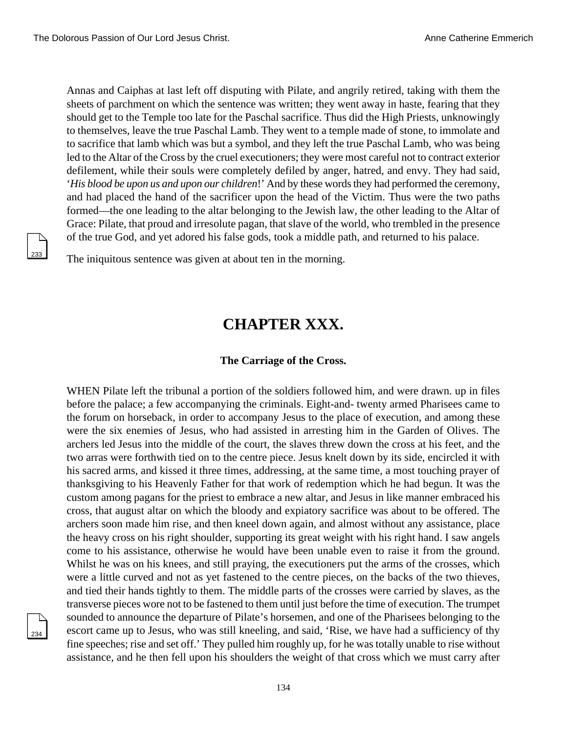Annas and Caiphas at last left off disputing with Pilate, and angrily retired, taking with them the sheets of parchment on which the sentence was written; they went away in haste, fearing that they should get to the Temple too late for the Paschal sacrifice. Thus did the High Priests, unknowingly to themselves, leave the true Paschal Lamb. They went to a temple made of stone, to immolate and to sacrifice that lamb which was but a symbol, and they left the true Paschal Lamb, who was being led to the Altar of the Cross by the cruel executioners; they were most careful not to contract exterior defilement, while their souls were completely defiled by anger, hatred, and envy. They had said, '*His blood be upon us and upon our children*!' And by these words they had performed the ceremony, and had placed the hand of the sacrificer upon the head of the Victim. Thus were the two paths formed—the one leading to the altar belonging to the Jewish law, the other leading to the Altar of Grace: Pilate, that proud and irresolute pagan, that slave of the world, who trembled in the presence of the true God, and yet adored his false gods, took a middle path, and returned to his palace.

The iniquitous sentence was given at about ten in the morning.

# CHAPTER XXX.

### The Carriage of the Cross.

WHEN Pilate left the tribunal a portion of the soldiers followed him, and were drawn. up in files before the palace; a few accompanying the criminals. Eight-and- twenty armed Pharisees came to the forum on horseback, in order to accompany Jesus to the place of execution, and among these were the six enemies of Jesus, who had assisted in arresting him in the Garden of Olives. The archers led Jesus into the middle of the court, the slaves threw down the cross at his feet, and the two arras were forthwith tied on to the centre piece. Jesus knelt down by its side, encircled it with his sacred arms, and kissed it three times, addressing, at the same time, a most touching prayer of thanksgiving to his Heavenly Father for that work of redemption which he had begun. It was the custom among pagans for the priest to embrace a new altar, and Jesus in like manner embraced his cross, that august altar on which the bloody and expiatory sacrifice was about to be offered. The archers soon made him rise, and then kneel down again, and almost without any assistance, place the heavy cross on his right shoulder, supporting its great weight with his right hand. I saw angels come to his assistance, otherwise he would have been unable even to raise it from the ground. Whilst he was on his knees, and still praying, the executioners put the arms of the crosses, which were a little curved and not as yet fastened to the centre pieces, on the backs of the two thieves, and tied their hands tightly to them. The middle parts of the crosses were carried by slaves, as the transverse pieces wore not to be fastened to them until just before the time of execution. The trumpet sounded to announce the departure of Pilate's horsemen, and one of the Pharisees belonging to the escort came up to Jesus, who was still kneeling, and said, 'Rise, we have had a sufficiency of thy fine speeches; rise and set off.' They pulled him roughly up, for he was totally unable to rise without assistance, and he then fell upon his shoulders the weight of that cross which we must carry after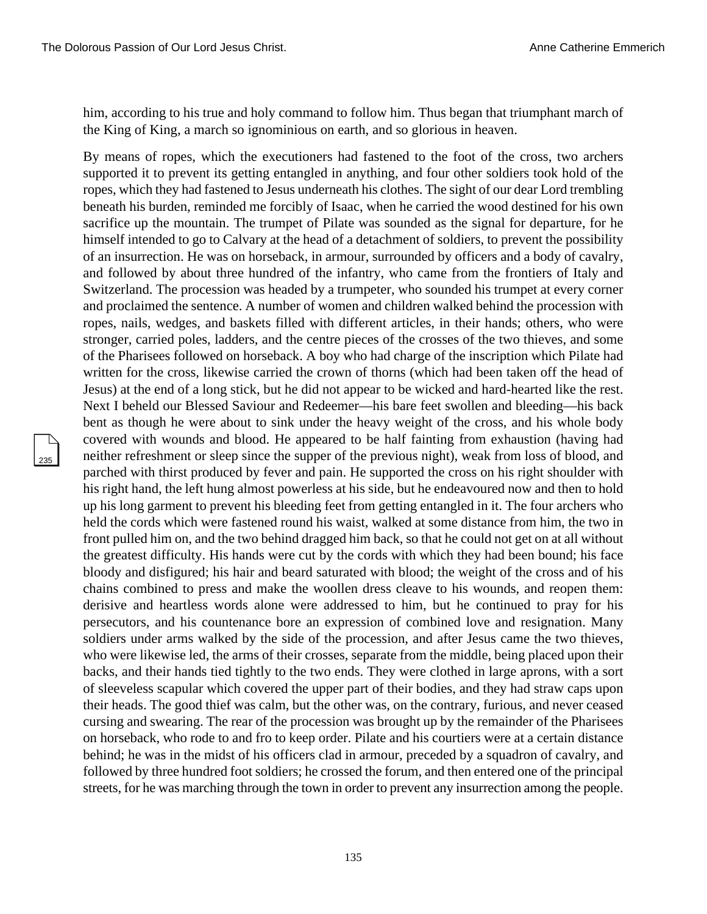him, according to his true and holy command to follow him. Thus began that triumphant march of the King of King, a march so ignominious on earth, and so glorious in heaven.

By means of ropes, which the executioners had fastened to the foot of the cross, two archers supported it to prevent its getting entangled in anything, and four other soldiers took hold of the ropes, which they had fastened to Jesus underneath his clothes. The sight of our dear Lord trembling beneath his burden, reminded me forcibly of Isaac, when he carried the wood destined for his own sacrifice up the mountain. The trumpet of Pilate was sounded as the signal for departure, for he himself intended to go to Calvary at the head of a detachment of soldiers, to prevent the possibility of an insurrection. He was on horseback, in armour, surrounded by officers and a body of cavalry, and followed by about three hundred of the infantry, who came from the frontiers of Italy and Switzerland. The procession was headed by a trumpeter, who sounded his trumpet at every corner and proclaimed the sentence. A number of women and children walked behind the procession with ropes, nails, wedges, and baskets filled with different articles, in their hands; others, who were stronger, carried poles, ladders, and the centre pieces of the crosses of the two thieves, and some of the Pharisees followed on horseback. A boy who had charge of the inscription which Pilate had written for the cross, likewise carried the crown of thorns (which had been taken off the head of Jesus) at the end of a long stick, but he did not appear to be wicked and hard-hearted like the rest. Next I beheld our Blessed Saviour and Redeemer—his bare feet swollen and bleeding—his back bent as though he were about to sink under the heavy weight of the cross, and his whole body covered with wounds and blood. He appeared to be half fainting from exhaustion (having had neither refreshment or sleep since the supper of the previous night), weak from loss of blood, and parched with thirst produced by fever and pain. He supported the cross on his right shoulder with his right hand, the left hung almost powerless at his side, but he endeavoured now and then to hold up his long garment to prevent his bleeding feet from getting entangled in it. The four archers who held the cords which were fastened round his waist, walked at some distance from him, the two in front pulled him on, and the two behind dragged him back, so that he could not get on at all without the greatest difficulty. His hands were cut by the cords with which they had been bound; his face bloody and disfigured; his hair and beard saturated with blood; the weight of the cross and of his chains combined to press and make the woollen dress cleave to his wounds, and reopen them: derisive and heartless words alone were addressed to him, but he continued to pray for his persecutors, and his countenance bore an expression of combined love and resignation. Many soldiers under arms walked by the side of the procession, and after Jesus came the two thieves, who were likewise led, the arms of their crosses, separate from the middle, being placed upon their backs, and their hands tied tightly to the two ends. They were clothed in large aprons, with a sort of sleeveless scapular which covered the upper part of their bodies, and they had straw caps upon their heads. The good thief was calm, but the other was, on the contrary, furious, and never ceased cursing and swearing. The rear of the procession was brought up by the remainder of the Pharisees on horseback, who rode to and fro to keep order. Pilate and his courtiers were at a certain distance behind; he was in the midst of his officers clad in armour, preceded by a squadron of cavalry, and followed by three hundred foot soldiers; he crossed the forum, and then entered one of the principal streets, for he was marching through the town in order to prevent any insurrection among the people.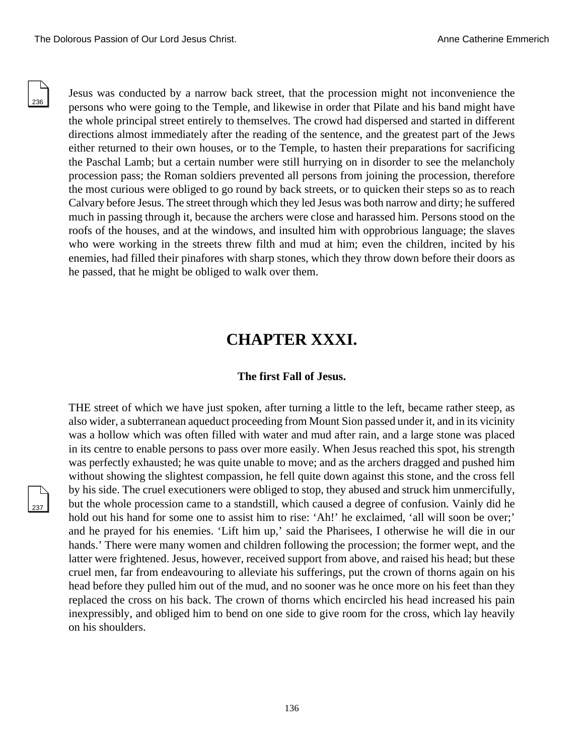Jesus was conducted by a narrow back street, that the procession might not inconvenience the persons who were going to the Temple, and likewise in order that Pilate and his band might have the whole principal street entirely to themselves. The crowd had dispersed and started in different directions almost immediately after the reading of the sentence, and the greatest part of the Jews either returned to their own houses, or to the Temple, to hasten their preparations for sacrificing the Paschal Lamb; but a certain number were still hurrying on in disorder to see the melancholy procession pass; the Roman soldiers prevented all persons from joining the procession, therefore the most curious were obliged to go round by back streets, or to quicken their steps so as to reach Calvary before Jesus. The street through which they led Jesus was both narrow and dirty; he suffered much in passing through it, because the archers were close and harassed him. Persons stood on the roofs of the houses, and at the windows, and insulted him with opprobrious language; the slaves who were working in the streets threw filth and mud at him; even the children, incited by his enemies, had filled their pinafores with sharp stones, which they throw down before their doors as he passed, that he might be obliged to walk over them.

# CHAPTER XXXI.

### The first Fall of Jesus.

THE street of which we have just spoken, after turning a little to the left, became rather steep, as also wider, a subterranean aqueduct proceeding from Mount Sion passed under it, and in its vicinity was a hollow which was often filled with water and mud after rain, and a large stone was placed in its centre to enable persons to pass over more easily. When Jesus reached this spot, his strength was perfectly exhausted; he was quite unable to move; and as the archers dragged and pushed him without showing the slightest compassion, he fell quite down against this stone, and the cross fell by his side. The cruel executioners were obliged to stop, they abused and struck him unmercifully, but the whole procession came to a standstill, which caused a degree of confusion. Vainly did he hold out his hand for some one to assist him to rise: 'Ah!' he exclaimed, 'all will soon be over;' and he prayed for his enemies. 'Lift him up,' said the Pharisees, I otherwise he will die in our hands.' There were many women and children following the procession; the former wept, and the latter were frightened. Jesus, however, received support from above, and raised his head; but these cruel men, far from endeavouring to alleviate his sufferings, put the crown of thorns again on his head before they pulled him out of the mud, and no sooner was he once more on his feet than they replaced the cross on his back. The crown of thorns which encircled his head increased his pain inexpressibly, and obliged him to bend on one side to give room for the cross, which lay heavily on his shoulders.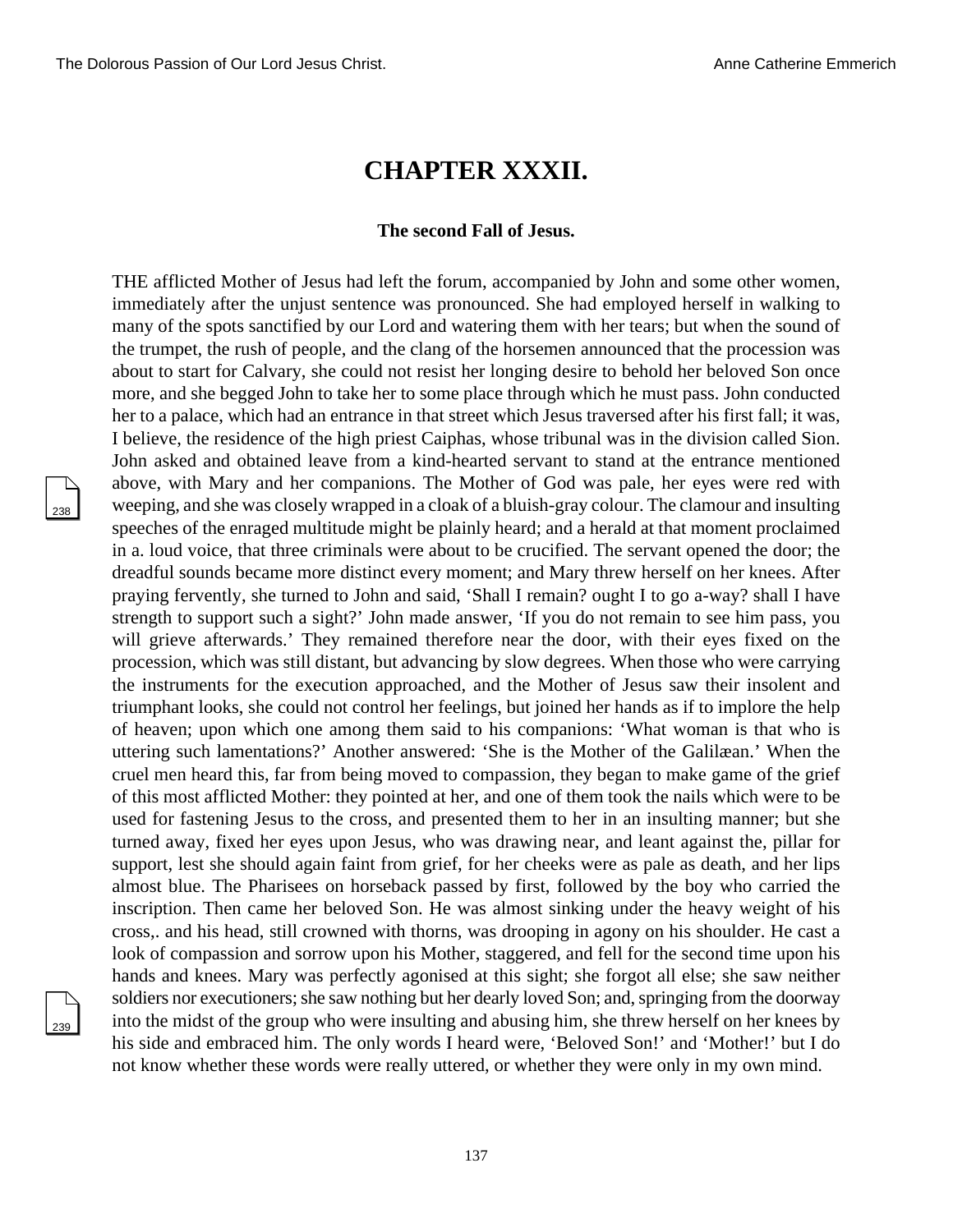# CHAPTER XXXII.

### The second Fall of Jesus.

THE afflicted Mother of Jesus had left the forum, accompanied by John and some other women, immediately after the unjust sentence was pronounced. She had employed herself in walking to many of the spots sanctified by our Lord and watering them with her tears; but when the sound of the trumpet, the rush of people, and the clang of the horsemen announced that the procession was about to start for Calvary, she could not resist her longing desire to behold her beloved Son once more, and she begged John to take her to some place through which he must pass. John conducted her to a palace, which had an entrance in that street which Jesus traversed after his first fall; it was, I believe, the residence of the high priest Caiphas, whose tribunal was in the division called Sion. John asked and obtained leave from a kind-hearted servant to stand at the entrance mentioned above, with Mary and her companions. The Mother of God was pale, her eyes were red with weeping, and she was closely wrapped in a cloak of a bluish-gray colour. The clamour and insulting speeches of the enraged multitude might be plainly heard; and a herald at that moment proclaimed in a. loud voice, that three criminals were about to be crucified. The servant opened the door; the dreadful sounds became more distinct every moment; and Mary threw herself on her knees. After praying fervently, she turned to John and said, 'Shall I remain? ought I to go a-way? shall I have strength to support such a sight?' John made answer, 'If you do not remain to see him pass, you will grieve afterwards.' They remained therefore near the door, with their eyes fixed on the procession, which was still distant, but advancing by slow degrees. When those who were carrying the instruments for the execution approached, and the Mother of Jesus saw their insolent and triumphant looks, she could not control her feelings, but joined her hands as if to implore the help of heaven; upon which one among them said to his companions: 'What woman is that who is uttering such lamentations?' Another answered: 'She is the Mother of the Galilæan.' When the cruel men heard this, far from being moved to compassion, they began to make game of the grief of this most afflicted Mother: they pointed at her, and one of them took the nails which were to be used for fastening Jesus to the cross, and presented them to her in an insulting manner; but she turned away, fixed her eyes upon Jesus, who was drawing near, and leant against the, pillar for support, lest she should again faint from grief, for her cheeks were as pale as death, and her lips almost blue. The Pharisees on horseback passed by first, followed by the boy who carried the inscription. Then came her beloved Son. He was almost sinking under the heavy weight of his cross,. and his head, still crowned with thorns, was drooping in agony on his shoulder. He cast a look of compassion and sorrow upon his Mother, staggered, and fell for the second time upon his hands and knees. Mary was perfectly agonised at this sight; she forgot all else; she saw neither soldiers nor executioners; she saw nothing but her dearly loved Son; and, springing from the doorway into the midst of the group who were insulting and abusing him, she threw herself on her knees by his side and embraced him. The only words I heard were, 'Beloved Son!' and 'Mother!' but I do not know whether these words were really uttered, or whether they were only in my own mind.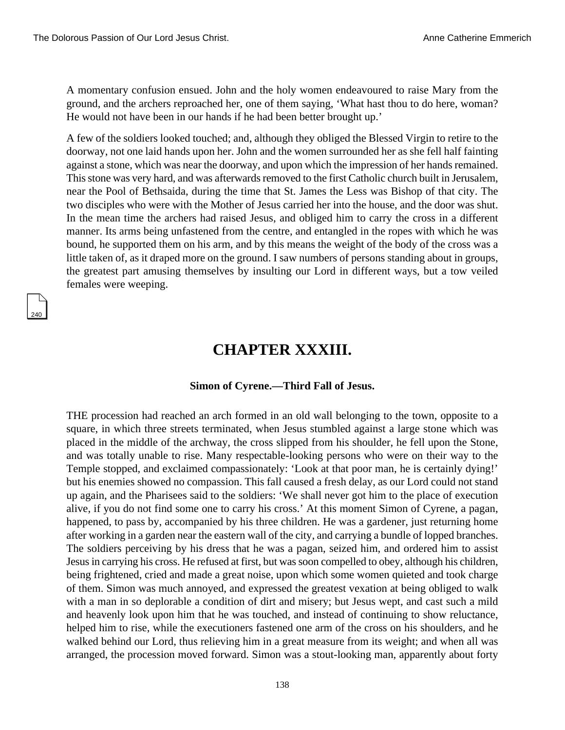A momentary confusion ensued. John and the holy women endeavoured to raise Mary from the ground, and the archers reproached her, one of them saying, 'What hast thou to do here, woman? He would not have been in our hands if he had been better brought up.'

A few of the soldiers looked touched; and, although they obliged the Blessed Virgin to retire to the doorway, not one laid hands upon her. John and the women surrounded her as she fell half fainting against a stone, which was near the doorway, and upon which the impression of her hands remained. This stone was very hard, and was afterwards removed to the first Catholic church built in Jerusalem, near the Pool of Bethsaida, during the time that St. James the Less was Bishop of that city. The two disciples who were with the Mother of Jesus carried her into the house, and the door was shut. In the mean time the archers had raised Jesus, and obliged him to carry the cross in a different manner. Its arms being unfastened from the centre, and entangled in the ropes with which he was bound, he supported them on his arm, and by this means the weight of the body of the cross was a little taken of, as it draped more on the ground. I saw numbers of persons standing about in groups, the greatest part amusing themselves by insulting our Lord in different ways, but a tow veiled females were weeping.

# CHAPTER XXXIII.

### Simon of Cyrene.—Third Fall of Jesus.

THE procession had reached an arch formed in an old wall belonging to the town, opposite to a square, in which three streets terminated, when Jesus stumbled against a large stone which was placed in the middle of the archway, the cross slipped from his shoulder, he fell upon the Stone, and was totally unable to rise. Many respectable-looking persons who were on their way to the Temple stopped, and exclaimed compassionately: 'Look at that poor man, he is certainly dying!' but his enemies showed no compassion. This fall caused a fresh delay, as our Lord could not stand up again, and the Pharisees said to the soldiers: 'We shall never got him to the place of execution alive, if you do not find some one to carry his cross.' At this moment Simon of Cyrene, a pagan, happened, to pass by, accompanied by his three children. He was a gardener, just returning home after working in a garden near the eastern wall of the city, and carrying a bundle of lopped branches. The soldiers perceiving by his dress that he was a pagan, seized him, and ordered him to assist Jesus in carrying his cross. He refused at first, but was soon compelled to obey, although his children, being frightened, cried and made a great noise, upon which some women quieted and took charge of them. Simon was much annoyed, and expressed the greatest vexation at being obliged to walk with a man in so deplorable a condition of dirt and misery; but Jesus wept, and cast such a mild and heavenly look upon him that he was touched, and instead of continuing to show reluctance, helped him to rise, while the executioners fastened one arm of the cross on his shoulders, and he walked behind our Lord, thus relieving him in a great measure from its weight; and when all was arranged, the procession moved forward. Simon was a stout-looking man, apparently about forty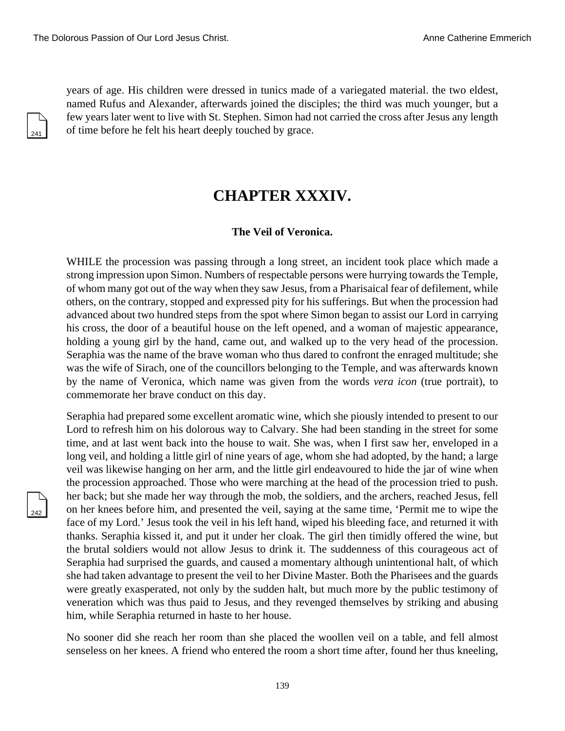years of age. His children were dressed in tunics made of a variegated material. the two eldest, named Rufus and Alexander, afterwards joined the disciples; the third was much younger, but a few years later went to live with St. Stephen. Simon had not carried the cross after Jesus any length of time before he felt his heart deeply touched by grace.

## CHAPTER XXXIV.

### The Veil of Veronica.

WHILE the procession was passing through a long street, an incident took place which made a strong impression upon Simon. Numbers of respectable persons were hurrying towards the Temple, of whom many got out of the way when they saw Jesus, from a Pharisaical fear of defilement, while others, on the contrary, stopped and expressed pity for his sufferings. But when the procession had advanced about two hundred steps from the spot where Simon began to assist our Lord in carrying his cross, the door of a beautiful house on the left opened, and a woman of majestic appearance, holding a young girl by the hand, came out, and walked up to the very head of the procession. Seraphia was the name of the brave woman who thus dared to confront the enraged multitude; she was the wife of Sirach, one of the councillors belonging to the Temple, and was afterwards known by the name of Veronica, which name was given from the words *vera icon* (true portrait), to commemorate her brave conduct on this day.

Seraphia had prepared some excellent aromatic wine, which she piously intended to present to our Lord to refresh him on his dolorous way to Calvary. She had been standing in the street for some time, and at last went back into the house to wait. She was, when I first saw her, enveloped in a long veil, and holding a little girl of nine years of age, whom she had adopted, by the hand; a large veil was likewise hanging on her arm, and the little girl endeavoured to hide the jar of wine when the procession approached. Those who were marching at the head of the procession tried to push. her back; but she made her way through the mob, the soldiers, and the archers, reached Jesus, fell on her knees before him, and presented the veil, saying at the same time, 'Permit me to wipe the face of my Lord.' Jesus took the veil in his left hand, wiped his bleeding face, and returned it with thanks. Seraphia kissed it, and put it under her cloak. The girl then timidly offered the wine, but the brutal soldiers would not allow Jesus to drink it. The suddenness of this courageous act of Seraphia had surprised the guards, and caused a momentary although unintentional halt, of which she had taken advantage to present the veil to her Divine Master. Both the Pharisees and the guards were greatly exasperated, not only by the sudden halt, but much more by the public testimony of veneration which was thus paid to Jesus, and they revenged themselves by striking and abusing him, while Seraphia returned in haste to her house.

No sooner did she reach her room than she placed the woollen veil on a table, and fell almost senseless on her knees. A friend who entered the room a short time after, found her thus kneeling,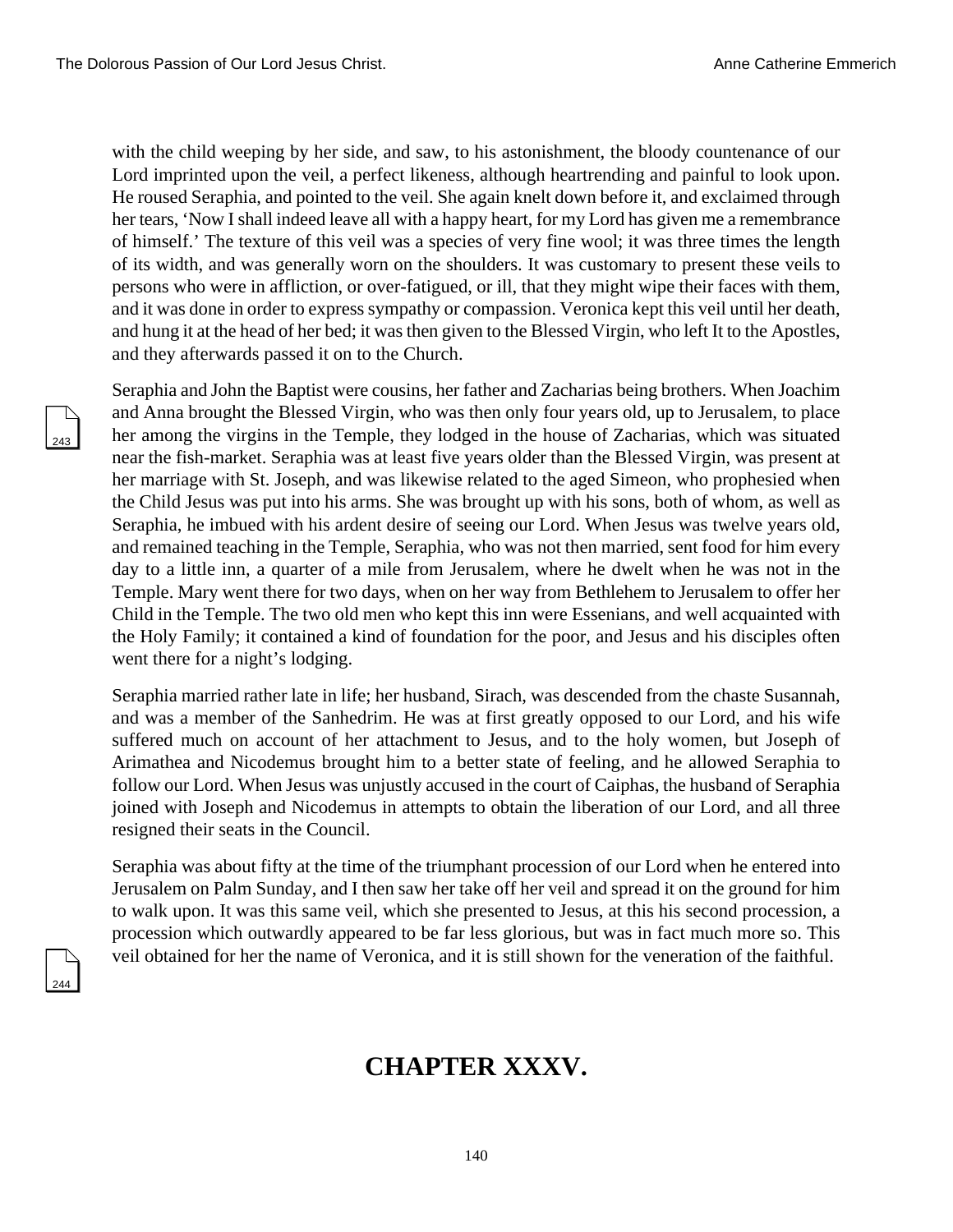with the child weeping by her side, and saw, to his astonishment, the bloody countenance of our Lord imprinted upon the veil, a perfect likeness, although heartrending and painful to look upon. He roused Seraphia, and pointed to the veil. She again knelt down before it, and exclaimed through her tears, 'Now I shall indeed leave all with a happy heart, for my Lord has given me a remembrance of himself.' The texture of this veil was a species of very fine wool; it was three times the length of its width, and was generally worn on the shoulders. It was customary to present these veils to persons who were in affliction, or over-fatigued, or ill, that they might wipe their faces with them, and it was done in order to express sympathy or compassion. Veronica kept this veil until her death, and hung it at the head of her bed; it was then given to the Blessed Virgin, who left It to the Apostles, and they afterwards passed it on to the Church.

Seraphia and John the Baptist were cousins, her father and Zacharias being brothers. When Joachim and Anna brought the Blessed Virgin, who was then only four years old, up to Jerusalem, to place her among the virgins in the Temple, they lodged in the house of Zacharias, which was situated near the fish-market. Seraphia was at least five years older than the Blessed Virgin, was present at her marriage with St. Joseph, and was likewise related to the aged Simeon, who prophesied when the Child Jesus was put into his arms. She was brought up with his sons, both of whom, as well as Seraphia, he imbued with his ardent desire of seeing our Lord. When Jesus was twelve years old, and remained teaching in the Temple, Seraphia, who was not then married, sent food for him every day to a little inn, a quarter of a mile from Jerusalem, where he dwelt when he was not in the Temple. Mary went there for two days, when on her way from Bethlehem to Jerusalem to offer her Child in the Temple. The two old men who kept this inn were Essenians, and well acquainted with the Holy Family; it contained a kind of foundation for the poor, and Jesus and his disciples often went there for a night's lodging.

Seraphia married rather late in life; her husband, Sirach, was descended from the chaste Susannah, and was a member of the Sanhedrim. He was at first greatly opposed to our Lord, and his wife suffered much on account of her attachment to Jesus, and to the holy women, but Joseph of Arimathea and Nicodemus brought him to a better state of feeling, and he allowed Seraphia to follow our Lord. When Jesus was unjustly accused in the court of Caiphas, the husband of Seraphia joined with Joseph and Nicodemus in attempts to obtain the liberation of our Lord, and all three resigned their seats in the Council.

Seraphia was about fifty at the time of the triumphant procession of our Lord when he entered into Jerusalem on Palm Sunday, and I then saw her take off her veil and spread it on the ground for him to walk upon. It was this same veil, which she presented to Jesus, at this his second procession, a procession which outwardly appeared to be far less glorious, but was in fact much more so. This veil obtained for her the name of Veronica, and it is still shown for the veneration of the faithful.

# CHAPTER XXXV.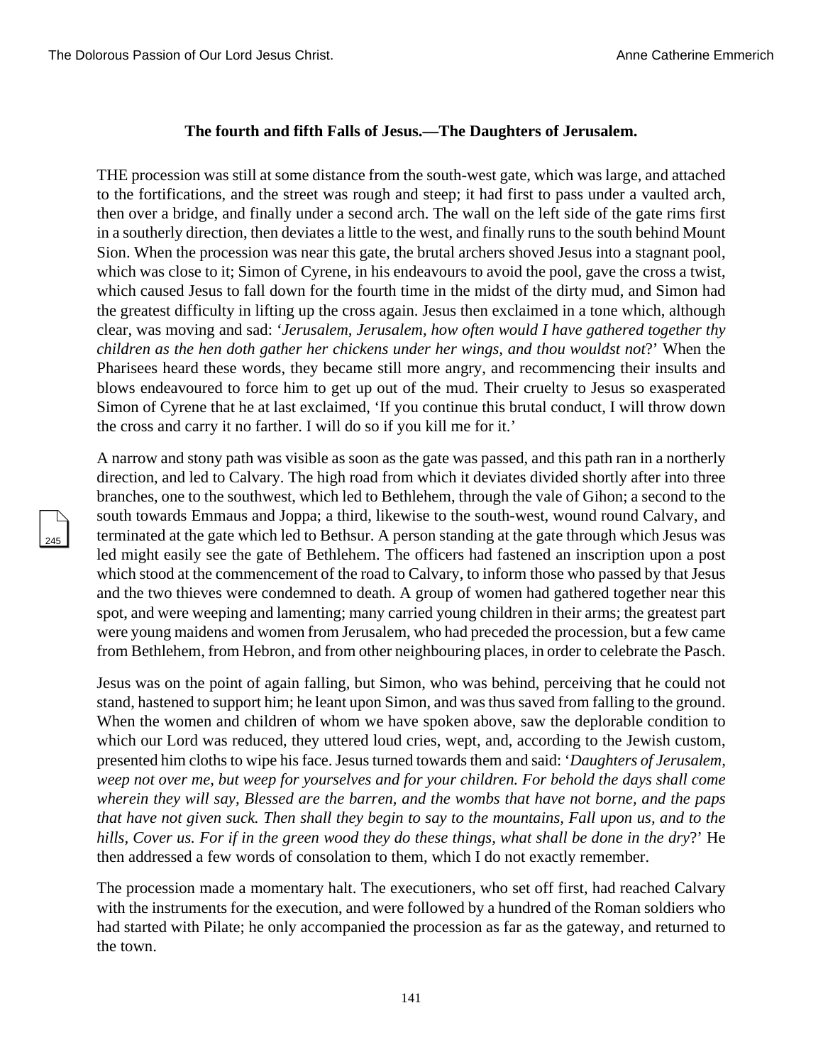### The fourth and fifth Falls of Jesus.—The Daughters of Jerusalem.

THE procession was still at some distance from the south-west gate, which was large, and attached to the fortifications, and the street was rough and steep; it had first to pass under a vaulted arch, then over a bridge, and finally under a second arch. The wall on the left side of the gate rims first in a southerly direction, then deviates a little to the west, and finally runs to the south behind Mount Sion. When the procession was near this gate, the brutal archers shoved Jesus into a stagnant pool, which was close to it; Simon of Cyrene, in his endeavours to avoid the pool, gave the cross a twist, which caused Jesus to fall down for the fourth time in the midst of the dirty mud, and Simon had the greatest difficulty in lifting up the cross again. Jesus then exclaimed in a tone which, although clear, was moving and sad: '*Jerusalem, Jerusalem, how often would I have gathered together thy children as the hen doth gather her chickens under her wings, and thou wouldst not*?' When the Pharisees heard these words, they became still more angry, and recommencing their insults and blows endeavoured to force him to get up out of the mud. Their cruelty to Jesus so exasperated Simon of Cyrene that he at last exclaimed, 'If you continue this brutal conduct, I will throw down the cross and carry it no farther. I will do so if you kill me for it.'

A narrow and stony path was visible as soon as the gate was passed, and this path ran in a northerly direction, and led to Calvary. The high road from which it deviates divided shortly after into three branches, one to the southwest, which led to Bethlehem, through the vale of Gihon; a second to the south towards Emmaus and Joppa; a third, likewise to the south-west, wound round Calvary, and terminated at the gate which led to Bethsur. A person standing at the gate through which Jesus was led might easily see the gate of Bethlehem. The officers had fastened an inscription upon a post which stood at the commencement of the road to Calvary, to inform those who passed by that Jesus and the two thieves were condemned to death. A group of women had gathered together near this spot, and were weeping and lamenting; many carried young children in their arms; the greatest part were young maidens and women from Jerusalem, who had preceded the procession, but a few came from Bethlehem, from Hebron, and from other neighbouring places, in order to celebrate the Pasch.

Jesus was on the point of again falling, but Simon, who was behind, perceiving that he could not stand, hastened to support him; he leant upon Simon, and was thus saved from falling to the ground. When the women and children of whom we have spoken above, saw the deplorable condition to which our Lord was reduced, they uttered loud cries, wept, and, according to the Jewish custom, presented him cloths to wipe his face. Jesus turned towards them and said: '*Daughters of Jerusalem, weep not over me, but weep for yourselves and for your children. For behold the days shall come wherein they will say, Blessed are the barren, and the wombs that have not borne, and the paps that have not given suck. Then shall they begin to say to the mountains, Fall upon us, and to the hills, Cover us. For if in the green wood they do these things, what shall be done in the dry*?' He then addressed a few words of consolation to them, which I do not exactly remember.

The procession made a momentary halt. The executioners, who set off first, had reached Calvary with the instruments for the execution, and were followed by a hundred of the Roman soldiers who had started with Pilate; he only accompanied the procession as far as the gateway, and returned to the town.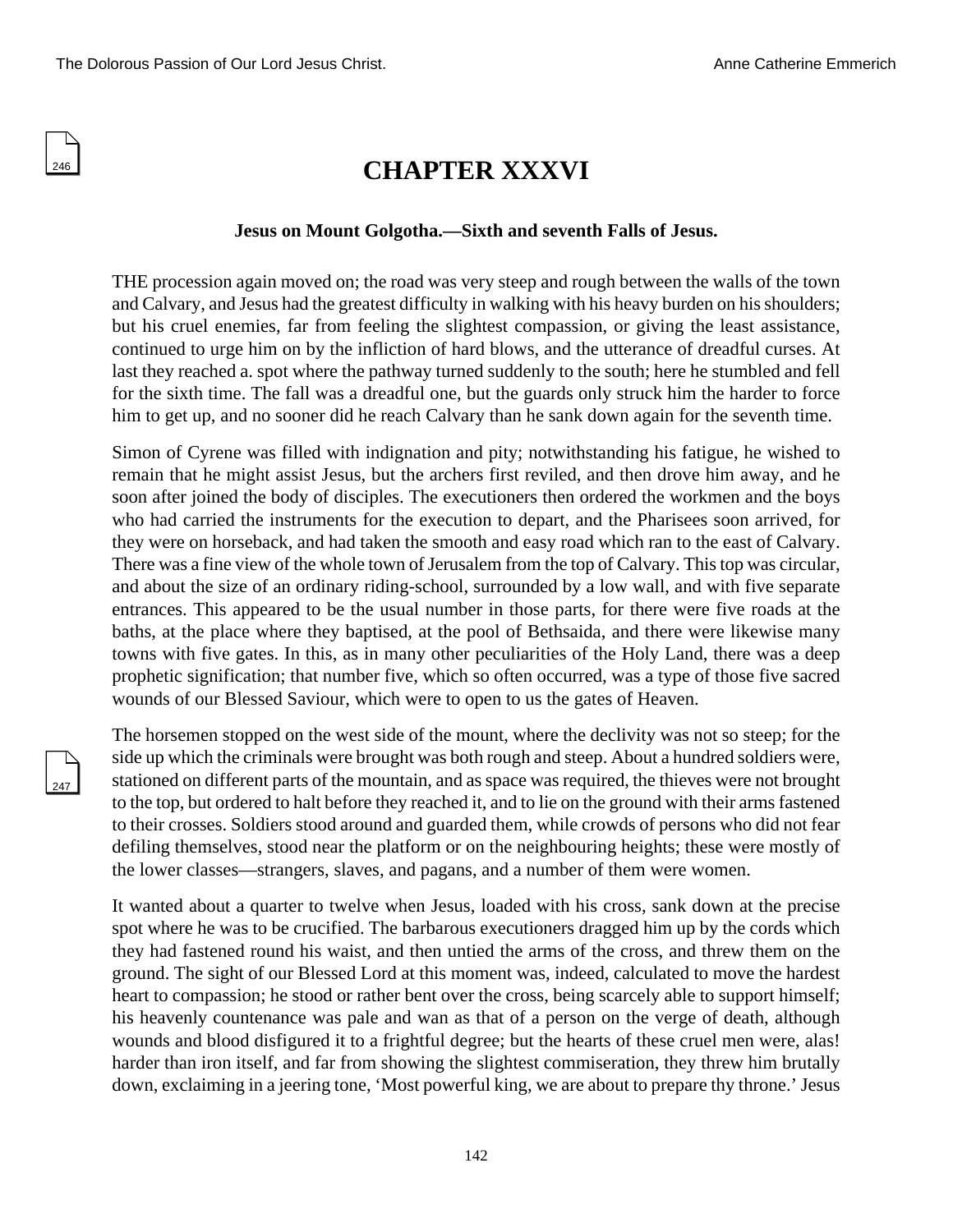# CHAPTER XXXVI

**Jesus on Mount Golgotha.—Sixth and seventh Falls of Jesus.**

THE procession again moved on; the road was very steep and rough between the walls of the town and Calvary, and Jesus had the greatest difficulty in walking with his heavy burden on his shoulders; but his cruel enemies, far from feeling the slightest compassion, or giving the least assistance, continued to urge him on by the infliction of hard blows, and the utterance of dreadful curses. At last they reached a. spot where the pathway turned suddenly to the south; here he stumbled and fell for the sixth time. The fall was a dreadful one, but the guards only struck him the harder to force him to get up, and no sooner did he reach Calvary than he sank down again for the seventh time.

Simon of Cyrene was filled with indignation and pity; notwithstanding his fatigue, he wished to remain that he might assist Jesus, but the archers first reviled, and then drove him away, and he soon after joined the body of disciples. The executioners then ordered the workmen and the boys who had carried the instruments for the execution to depart, and the Pharisees soon arrived, for they were on horseback, and had taken the smooth and easy road which ran to the east of Calvary. There was a fine view of the whole town of Jerusalem from the top of Calvary. This top was circular, and about the size of an ordinary riding-school, surrounded by a low wall, and with five separate entrances. This appeared to be the usual number in those parts, for there were five roads at the baths, at the place where they baptised, at the pool of Bethsaida, and there were likewise many towns with five gates. In this, as in many other peculiarities of the Holy Land, there was a deep prophetic signification; that number five, which so often occurred, was a type of those five sacred wounds of our Blessed Saviour, which were to open to us the gates of Heaven.

The horsemen stopped on the west side of the mount, where the declivity was not so steep; for the side up which the criminals were brought was both rough and steep. About a hundred soldiers were, stationed on different parts of the mountain, and as space was required, the thieves were not brought to the top, but ordered to halt before they reached it, and to lie on the ground with their arms fastened to their crosses. Soldiers stood around and guarded them, while crowds of persons who did not fear defiling themselves, stood near the platform or on the neighbouring heights; these were mostly of the lower classes—strangers, slaves, and pagans, and a number of them were women.

It wanted about a quarter to twelve when Jesus, loaded with his cross, sank down at the precise spot where he was to be crucified. The barbarous executioners dragged him up by the cords which they had fastened round his waist, and then untied the arms of the cross, and threw them on the ground. The sight of our Blessed Lord at this moment was, indeed, calculated to move the hardest heart to compassion; he stood or rather bent over the cross, being scarcely able to support himself; his heavenly countenance was pale and wan as that of a person on the verge of death, although wounds and blood disfigured it to a frightful degree; but the hearts of these cruel men were, alas! harder than iron itself, and far from showing the slightest commiseration, they threw him brutally down, exclaiming in a jeering tone, 'Most powerful king, we are about to prepare thy throne.' Jesus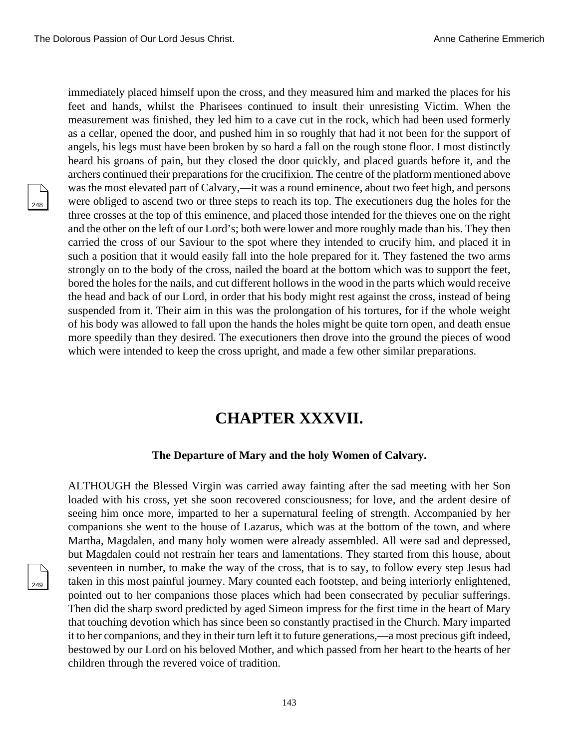immediately placed himself upon the cross, and they measured him and marked the places for his feet and hands, whilst the Pharisees continued to insult their unresisting Victim. When the measurement was finished, they led him to a cave cut in the rock, which had been used formerly as a cellar, opened the door, and pushed him in so roughly that had it not been for the support of angels, his legs must have been broken by so hard a fall on the rough stone floor. I most distinctly heard his groans of pain, but they closed the door quickly, and placed guards before it, and the archers continued their preparations for the crucifixion. The centre of the platform mentioned above was the most elevated part of Calvary,—it was a round eminence, about two feet high, and persons were obliged to ascend two or three steps to reach its top. The executioners dug the holes for the three crosses at the top of this eminence, and placed those intended for the thieves one on the right and the other on the left of our Lord's; both were lower and more roughly made than his. They then carried the cross of our Saviour to the spot where they intended to crucify him, and placed it in such a position that it would easily fall into the hole prepared for it. They fastened the two arms strongly on to the body of the cross, nailed the board at the bottom which was to support the feet, bored the holes for the nails, and cut different hollows in the wood in the parts which would receive the head and back of our Lord, in order that his body might rest against the cross, instead of being suspended from it. Their aim in this was the prolongation of his tortures, for if the whole weight of his body was allowed to fall upon the hands the holes might be quite torn open, and death ensue more speedily than they desired. The executioners then drove into the ground the pieces of wood which were intended to keep the cross upright, and made a few other similar preparations.

# CHAPTER XXXVII.

### The Departure of Mary and the holy Women of Calvary.

ALTHOUGH the Blessed Virgin was carried away fainting after the sad meeting with her Son loaded with his cross, yet she soon recovered consciousness; for love, and the ardent desire of seeing him once more, imparted to her a supernatural feeling of strength. Accompanied by her companions she went to the house of Lazarus, which was at the bottom of the town, and where Martha, Magdalen, and many holy women were already assembled. All were sad and depressed, but Magdalen could not restrain her tears and lamentations. They started from this house, about seventeen in number, to make the way of the cross, that is to say, to follow every step Jesus had taken in this most painful journey. Mary counted each footstep, and being interiorly enlightened, pointed out to her companions those places which had been consecrated by peculiar sufferings. Then did the sharp sword predicted by aged Simeon impress for the first time in the heart of Mary that touching devotion which has since been so constantly practised in the Church. Mary imparted it to her companions, and they in their turn left it to future generations,—a most precious gift indeed, bestowed by our Lord on his beloved Mother, and which passed from her heart to the hearts of her children through the revered voice of tradition.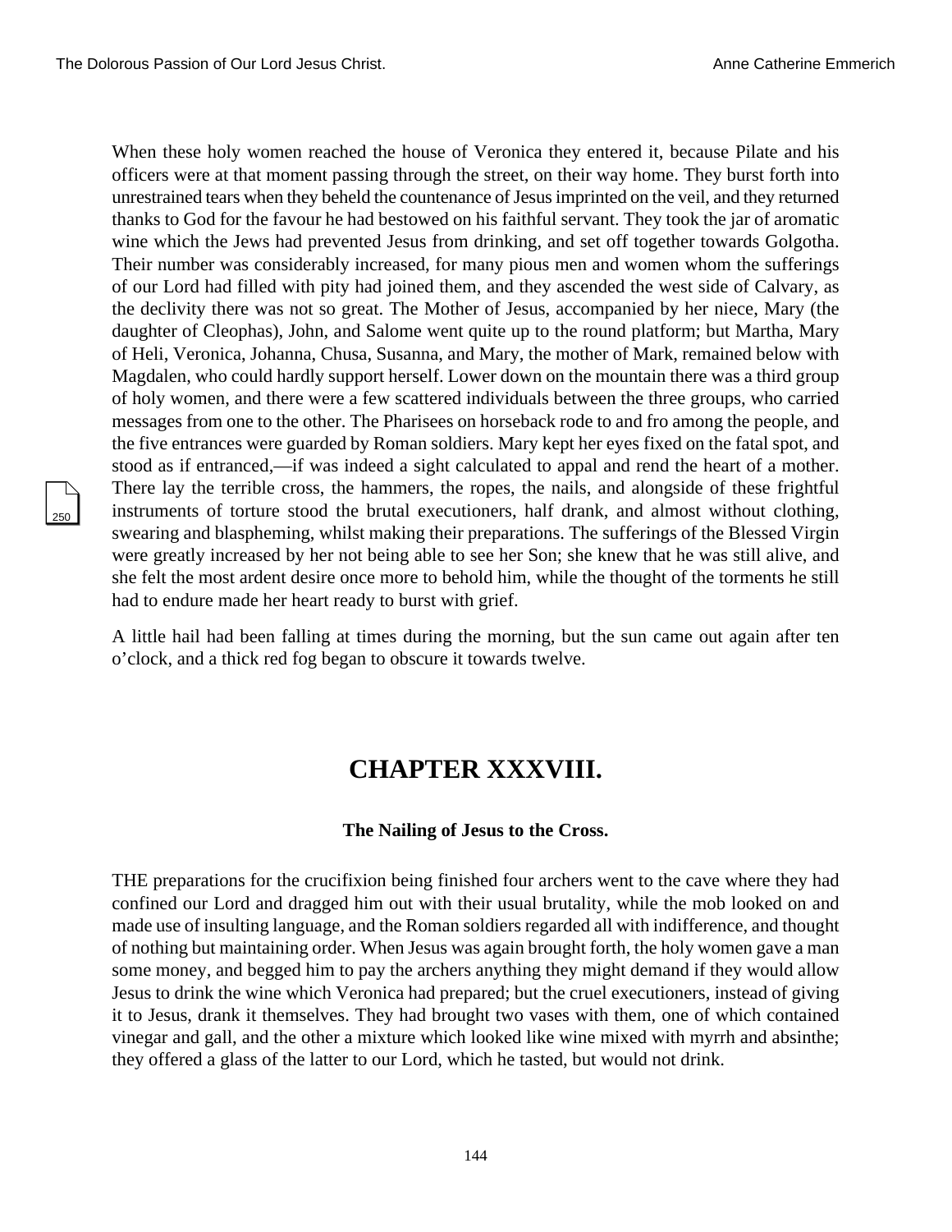When these holy women reached the house of Veronica they entered it, because Pilate and his officers were at that moment passing through the street, on their way home. They burst forth into unrestrained tears when they beheld the countenance of Jesus imprinted on the veil, and they returned thanks to God for the favour he had bestowed on his faithful servant. They took the jar of aromatic wine which the Jews had prevented Jesus from drinking, and set off together towards Golgotha. Their number was considerably increased, for many pious men and women whom the sufferings of our Lord had filled with pity had joined them, and they ascended the west side of Calvary, as the declivity there was not so great. The Mother of Jesus, accompanied by her niece, Mary (the daughter of Cleophas), John, and Salome went quite up to the round platform; but Martha, Mary of Heli, Veronica, Johanna, Chusa, Susanna, and Mary, the mother of Mark, remained below with Magdalen, who could hardly support herself. Lower down on the mountain there was a third group of holy women, and there were a few scattered individuals between the three groups, who carried messages from one to the other. The Pharisees on horseback rode to and fro among the people, and the five entrances were guarded by Roman soldiers. Mary kept her eyes fixed on the fatal spot, and stood as if entranced,—if was indeed a sight calculated to appal and rend the heart of a mother. There lay the terrible cross, the hammers, the ropes, the nails, and alongside of these frightful instruments of torture stood the brutal executioners, half drank, and almost without clothing, swearing and blaspheming, whilst making their preparations. The sufferings of the Blessed Virgin were greatly increased by her not being able to see her Son; she knew that he was still alive, and she felt the most ardent desire once more to behold him, while the thought of the torments he still had to endure made her heart ready to burst with grief.

A little hail had been falling at times during the morning, but the sun came out again after ten o'clock, and a thick red fog began to obscure it towards twelve.

# CHAPTER XXXVIII.

### The Nailing of Jesus to the Cross.

THE preparations for the crucifixion being finished four archers went to the cave where they had confined our Lord and dragged him out with their usual brutality, while the mob looked on and made use of insulting language, and the Roman soldiers regarded all with indifference, and thought of nothing but maintaining order. When Jesus was again brought forth, the holy women gave a man some money, and begged him to pay the archers anything they might demand if they would allow Jesus to drink the wine which Veronica had prepared; but the cruel executioners, instead of giving it to Jesus, drank it themselves. They had brought two vases with them, one of which contained vinegar and gall, and the other a mixture which looked like wine mixed with myrrh and absinthe; they offered a glass of the latter to our Lord, which he tasted, but would not drink.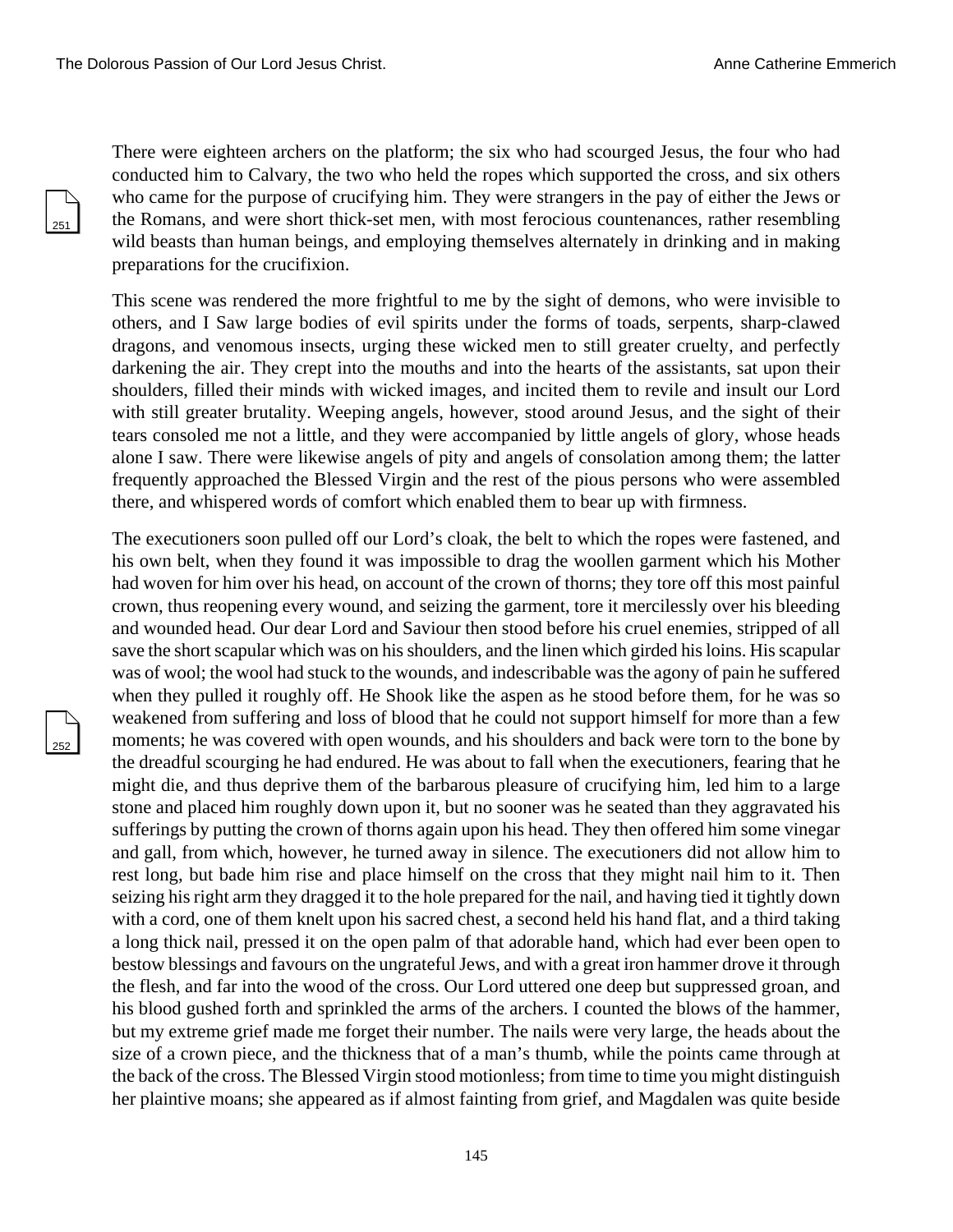There were eighteen archers on the platform; the six who had scourged Jesus, the four who had conducted him to Calvary, the two who held the ropes which supported the cross, and six others who came for the purpose of crucifying him. They were strangers in the pay of either the Jews or the Romans, and were short thick-set men, with most ferocious countenances, rather resembling wild beasts than human beings, and employing themselves alternately in drinking and in making preparations for the crucifixion.

This scene was rendered the more frightful to me by the sight of demons, who were invisible to others, and I Saw large bodies of evil spirits under the forms of toads, serpents, sharp-clawed dragons, and venomous insects, urging these wicked men to still greater cruelty, and perfectly darkening the air. They crept into the mouths and into the hearts of the assistants, sat upon their shoulders, filled their minds with wicked images, and incited them to revile and insult our Lord with still greater brutality. Weeping angels, however, stood around Jesus, and the sight of their tears consoled me not a little, and they were accompanied by little angels of glory, whose heads alone I saw. There were likewise angels of pity and angels of consolation among them; the latter frequently approached the Blessed Virgin and the rest of the pious persons who were assembled there, and whispered words of comfort which enabled them to bear up with firmness.

The executioners soon pulled off our Lord's cloak, the belt to which the ropes were fastened, and his own belt, when they found it was impossible to drag the woollen garment which his Mother had woven for him over his head, on account of the crown of thorns; they tore off this most painful crown, thus reopening every wound, and seizing the garment, tore it mercilessly over his bleeding and wounded head. Our dear Lord and Saviour then stood before his cruel enemies, stripped of all save the short scapular which was on his shoulders, and the linen which girded his loins. His scapular was of wool; the wool had stuck to the wounds, and indescribable was the agony of pain he suffered when they pulled it roughly off. He Shook like the aspen as he stood before them, for he was so weakened from suffering and loss of blood that he could not support himself for more than a few moments; he was covered with open wounds, and his shoulders and back were torn to the bone by the dreadful scourging he had endured. He was about to fall when the executioners, fearing that he might die, and thus deprive them of the barbarous pleasure of crucifying him, led him to a large stone and placed him roughly down upon it, but no sooner was he seated than they aggravated his sufferings by putting the crown of thorns again upon his head. They then offered him some vinegar and gall, from which, however, he turned away in silence. The executioners did not allow him to rest long, but bade him rise and place himself on the cross that they might nail him to it. Then seizing his right arm they dragged it to the hole prepared for the nail, and having tied it tightly down with a cord, one of them knelt upon his sacred chest, a second held his hand flat, and a third taking a long thick nail, pressed it on the open palm of that adorable hand, which had ever been open to bestow blessings and favours on the ungrateful Jews, and with a great iron hammer drove it through the flesh, and far into the wood of the cross. Our Lord uttered one deep but suppressed groan, and his blood gushed forth and sprinkled the arms of the archers. I counted the blows of the hammer, but my extreme grief made me forget their number. The nails were very large, the heads about the size of a crown piece, and the thickness that of a man's thumb, while the points came through at the back of the cross. The Blessed Virgin stood motionless; from time to time you might distinguish her plaintive moans; she appeared as if almost fainting from grief, and Magdalen was quite beside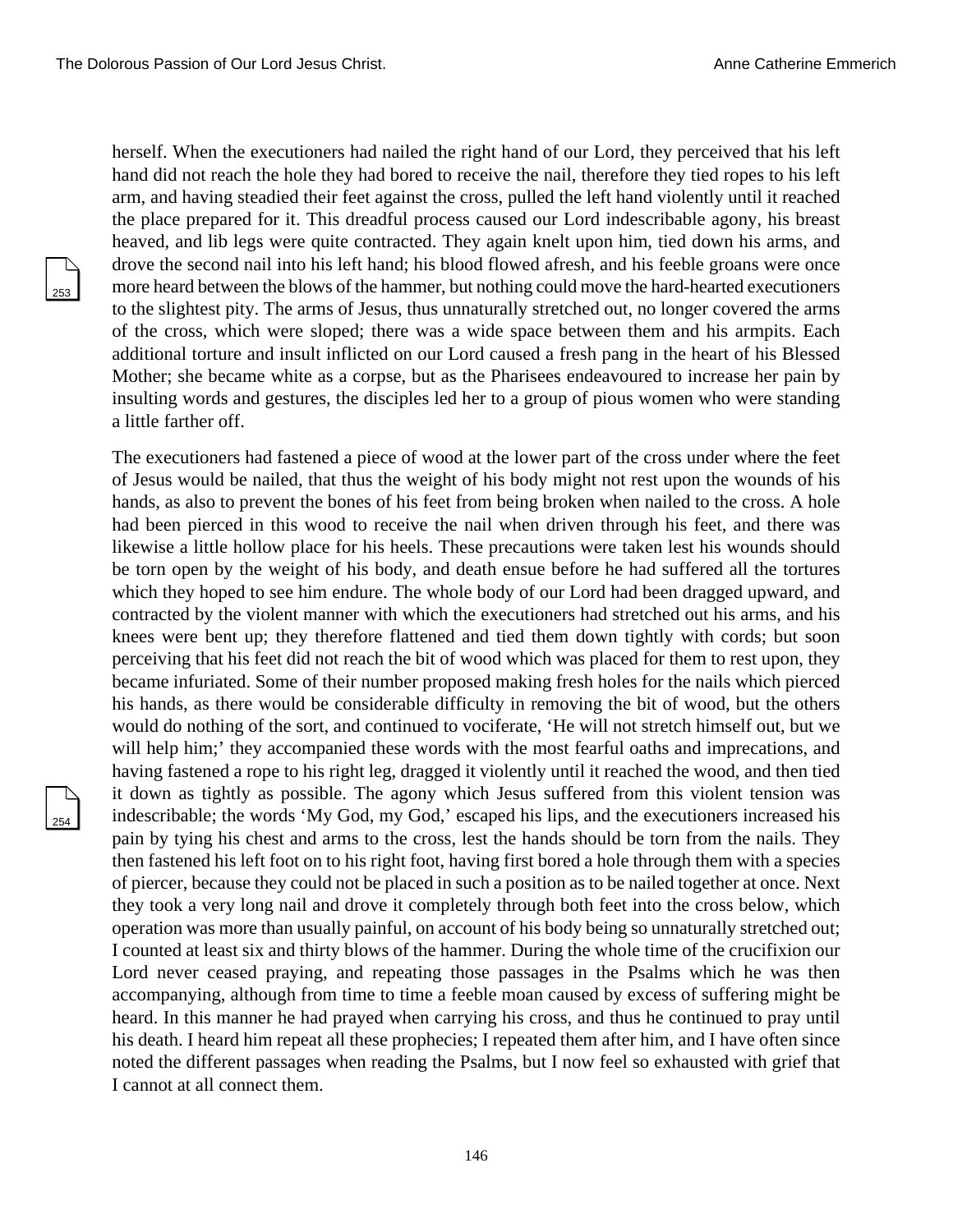herself. When the executioners had nailed the right hand of our Lord, they perceived that his left hand did not reach the hole they had bored to receive the nail, therefore they tied ropes to his left arm, and having steadied their feet against the cross, pulled the left hand violently until it reached the place prepared for it. This dreadful process caused our Lord indescribable agony, his breast heaved, and lib legs were quite contracted. They again knelt upon him, tied down his arms, and drove the second nail into his left hand; his blood flowed afresh, and his feeble groans were once more heard between the blows of the hammer, but nothing could move the hard-hearted executioners to the slightest pity. The arms of Jesus, thus unnaturally stretched out, no longer covered the arms of the cross, which were sloped; there was a wide space between them and his armpits. Each additional torture and insult inflicted on our Lord caused a fresh pang in the heart of his Blessed Mother; she became white as a corpse, but as the Pharisees endeavoured to increase her pain by insulting words and gestures, the disciples led her to a group of pious women who were standing a little farther off.

The executioners had fastened a piece of wood at the lower part of the cross under where the feet of Jesus would be nailed, that thus the weight of his body might not rest upon the wounds of his hands, as also to prevent the bones of his feet from being broken when nailed to the cross. A hole had been pierced in this wood to receive the nail when driven through his feet, and there was likewise a little hollow place for his heels. These precautions were taken lest his wounds should be torn open by the weight of his body, and death ensue before he had suffered all the tortures which they hoped to see him endure. The whole body of our Lord had been dragged upward, and contracted by the violent manner with which the executioners had stretched out his arms, and his knees were bent up; they therefore flattened and tied them down tightly with cords; but soon perceiving that his feet did not reach the bit of wood which was placed for them to rest upon, they became infuriated. Some of their number proposed making fresh holes for the nails which pierced his hands, as there would be considerable difficulty in removing the bit of wood, but the others would do nothing of the sort, and continued to vociferate, 'He will not stretch himself out, but we will help him;' they accompanied these words with the most fearful oaths and imprecations, and having fastened a rope to his right leg, dragged it violently until it reached the wood, and then tied it down as tightly as possible. The agony which Jesus suffered from this violent tension was indescribable; the words 'My God, my God,' escaped his lips, and the executioners increased his pain by tying his chest and arms to the cross, lest the hands should be torn from the nails. They then fastened his left foot on to his right foot, having first bored a hole through them with a species of piercer, because they could not be placed in such a position as to be nailed together at once. Next they took a very long nail and drove it completely through both feet into the cross below, which operation was more than usually painful, on account of his body being so unnaturally stretched out; I counted at least six and thirty blows of the hammer. During the whole time of the crucifixion our Lord never ceased praying, and repeating those passages in the Psalms which he was then accompanying, although from time to time a feeble moan caused by excess of suffering might be heard. In this manner he had prayed when carrying his cross, and thus he continued to pray until his death. I heard him repeat all these prophecies; I repeated them after him, and I have often since noted the different passages when reading the Psalms, but I now feel so exhausted with grief that I cannot at all connect them.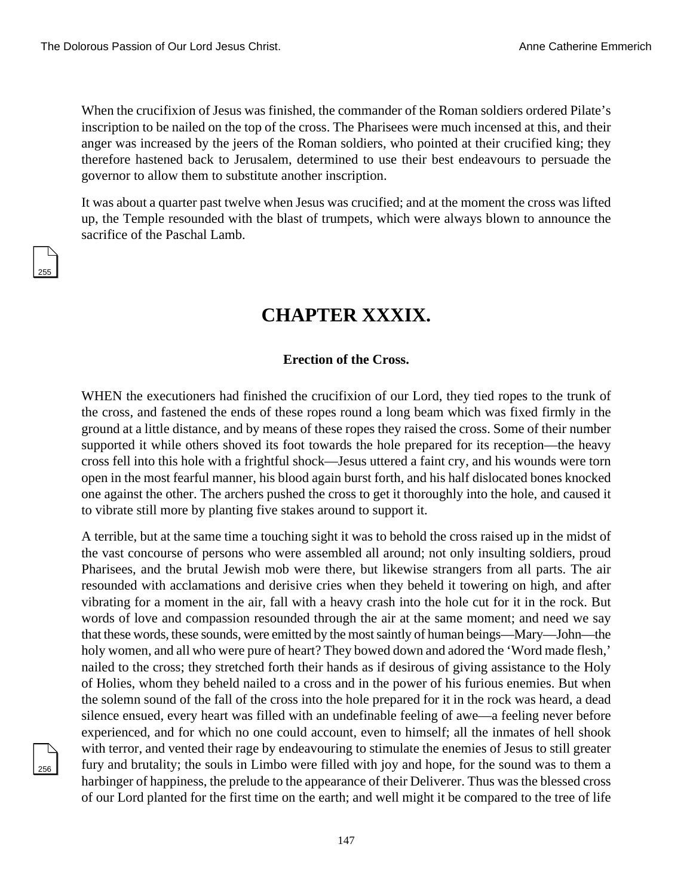When the crucifixion of Jesus was finished, the commander of the Roman soldiers ordered Pilate's inscription to be nailed on the top of the cross. The Pharisees were much incensed at this, and their anger was increased by the jeers of the Roman soldiers, who pointed at their crucified king; they therefore hastened back to Jerusalem, determined to use their best endeavours to persuade the governor to allow them to substitute another inscription.

It was about a quarter past twelve when Jesus was crucified; and at the moment the cross was lifted up, the Temple resounded with the blast of trumpets, which were always blown to announce the sacrifice of the Paschal Lamb.

# CHAPTER XXXIX.

### Erection of the Cross.

WHEN the executioners had finished the crucifixion of our Lord, they tied ropes to the trunk of the cross, and fastened the ends of these ropes round a long beam which was fixed firmly in the ground at a little distance, and by means of these ropes they raised the cross. Some of their number supported it while others shoved its foot towards the hole prepared for its reception—the heavy cross fell into this hole with a frightful shock—Jesus uttered a faint cry, and his wounds were torn open in the most fearful manner, his blood again burst forth, and his half dislocated bones knocked one against the other. The archers pushed the cross to get it thoroughly into the hole, and caused it to vibrate still more by planting five stakes around to support it.

A terrible, but at the same time a touching sight it was to behold the cross raised up in the midst of the vast concourse of persons who were assembled all around; not only insulting soldiers, proud Pharisees, and the brutal Jewish mob were there, but likewise strangers from all parts. The air resounded with acclamations and derisive cries when they beheld it towering on high, and after vibrating for a moment in the air, fall with a heavy crash into the hole cut for it in the rock. But words of love and compassion resounded through the air at the same moment; and need we say that these words, these sounds, were emitted by the most saintly of human beings—Mary—John—the holy women, and all who were pure of heart? They bowed down and adored the 'Word made flesh,' nailed to the cross; they stretched forth their hands as if desirous of giving assistance to the Holy of Holies, whom they beheld nailed to a cross and in the power of his furious enemies. But when the solemn sound of the fall of the cross into the hole prepared for it in the rock was heard, a dead silence ensued, every heart was filled with an undefinable feeling of awe—a feeling never before experienced, and for which no one could account, even to himself; all the inmates of hell shook with terror, and vented their rage by endeavouring to stimulate the enemies of Jesus to still greater fury and brutality; the souls in Limbo were filled with joy and hope, for the sound was to them a harbinger of happiness, the prelude to the appearance of their Deliverer. Thus was the blessed cross of our Lord planted for the first time on the earth; and well might it be compared to the tree of life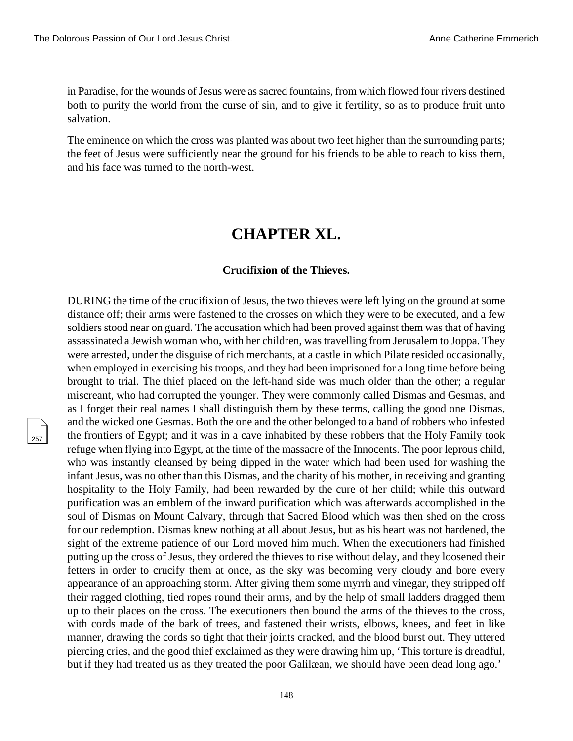in Paradise, for the wounds of Jesus were as sacred fountains, from which flowed four rivers destined both to purify the world from the curse of sin, and to give it fertility, so as to produce fruit unto salvation.

The eminence on which the cross was planted was about two feet higher than the surrounding parts; the feet of Jesus were sufficiently near the ground for his friends to be able to reach to kiss them, and his face was turned to the north-west.

# CHAPTER XL.

### Crucifixion of the Thieves.

DURING the time of the crucifixion of Jesus, the two thieves were left lying on the ground at some distance off; their arms were fastened to the crosses on which they were to be executed, and a few soldiers stood near on guard. The accusation which had been proved against them was that of having assassinated a Jewish woman who, with her children, was travelling from Jerusalem to Joppa. They were arrested, under the disguise of rich merchants, at a castle in which Pilate resided occasionally, when employed in exercising his troops, and they had been imprisoned for a long time before being brought to trial. The thief placed on the left-hand side was much older than the other; a regular miscreant, who had corrupted the younger. They were commonly called Dismas and Gesmas, and as I forget their real names I shall distinguish them by these terms, calling the good one Dismas, and the wicked one Gesmas. Both the one and the other belonged to a band of robbers who infested the frontiers of Egypt; and it was in a cave inhabited by these robbers that the Holy Family took refuge when flying into Egypt, at the time of the massacre of the Innocents. The poor leprous child, who was instantly cleansed by being dipped in the water which had been used for washing the infant Jesus, was no other than this Dismas, and the charity of his mother, in receiving and granting hospitality to the Holy Family, had been rewarded by the cure of her child; while this outward purification was an emblem of the inward purification which was afterwards accomplished in the soul of Dismas on Mount Calvary, through that Sacred Blood which was then shed on the cross for our redemption. Dismas knew nothing at all about Jesus, but as his heart was not hardened, the sight of the extreme patience of our Lord moved him much. When the executioners had finished putting up the cross of Jesus, they ordered the thieves to rise without delay, and they loosened their fetters in order to crucify them at once, as the sky was becoming very cloudy and bore every appearance of an approaching storm. After giving them some myrrh and vinegar, they stripped off their ragged clothing, tied ropes round their arms, and by the help of small ladders dragged them up to their places on the cross. The executioners then bound the arms of the thieves to the cross, with cords made of the bark of trees, and fastened their wrists, elbows, knees, and feet in like manner, drawing the cords so tight that their joints cracked, and the blood burst out. They uttered piercing cries, and the good thief exclaimed as they were drawing him up, 'This torture is dreadful, but if they had treated us as they treated the poor Galilæan, we should have been dead long ago.'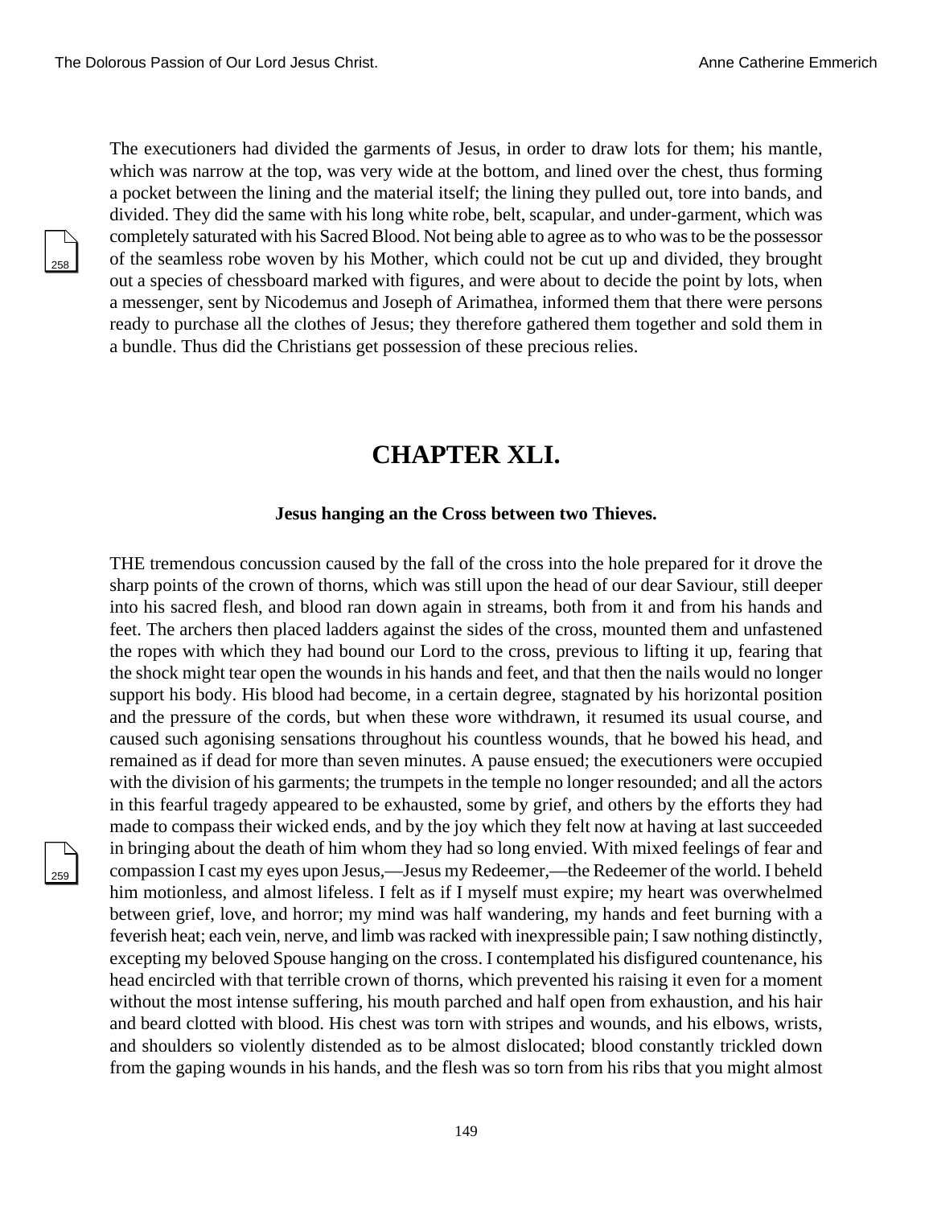The executioners had divided the garments of Jesus, in order to draw lots for them; his mantle, which was narrow at the top, was very wide at the bottom, and lined over the chest, thus forming a pocket between the lining and the material itself; the lining they pulled out, tore into bands, and divided. They did the same with his long white robe, belt, scapular, and under-garment, which was completely saturated with his Sacred Blood. Not being able to agree as to who was to be the possessor of the seamless robe woven by his Mother, which could not be cut up and divided, they brought out a species of chessboard marked with figures, and were about to decide the point by lots, when a messenger, sent by Nicodemus and Joseph of Arimathea, informed them that there were persons ready to purchase all the clothes of Jesus; they therefore gathered them together and sold them in a bundle. Thus did the Christians get possession of these precious relics.

# CHAPTER XLI.

**Jesus hanging an the Cross between two Thieves.**

THE tremendous concussion caused by the fall of the cross into the hole prepared for it drove the sharp points of the crown of thorns, which was still upon the head of our dear Saviour, still deeper into his sacred flesh, and blood ran down again in streams, both from it and from his hands and feet. The archers then placed ladders against the sides of the cross, mounted them and unfastened the ropes with which they had bound our Lord to the cross, previous to lifting it up, fearing that the shock might tear open the wounds in his hands and feet, and that then the nails would no longer support his body. His blood had become, in a certain degree, stagnated by his horizontal position and the pressure of the cords, but when these wore withdrawn, it resumed its usual course, and caused such agonising sensations throughout his countless wounds, that he bowed his head, and remained as if dead for more than seven minutes. A pause ensued; the executioners were occupied with the division of his garments; the trumpets in the temple no longer resounded; and all the actors in this fearful tragedy appeared to be exhausted, some by grief, and others by the efforts they had made to compass their wicked ends, and by the joy which they felt now at having at last succeeded in bringing about the death of him whom they had so long envied. With mixed feelings of fear and compassion I cast my eyes upon Jesus,—Jesus my Redeemer,—the Redeemer of the world. I beheld him motionless, and almost lifeless. I felt as if I myself must expire; my heart was overwhelmed between grief, love, and horror; my mind was half wandering, my hands and feet burning with a feverish heat; each vein, nerve, and limb was racked with inexpressible pain; I saw nothing distinctly, excepting my beloved Spouse hanging on the cross. I contemplated his disfigured countenance, his head encircled with that terrible crown of thorns, which prevented his raising it even for a moment without the most intense suffering, his mouth parched and half open from exhaustion, and his hair and beard clotted with blood. His chest was torn with stripes and wounds, and his elbows, wrists, and shoulders so violently distended as to be almost dislocated; blood constantly trickled down from the gaping wounds in his hands, and the flesh was so torn from his ribs that you might almost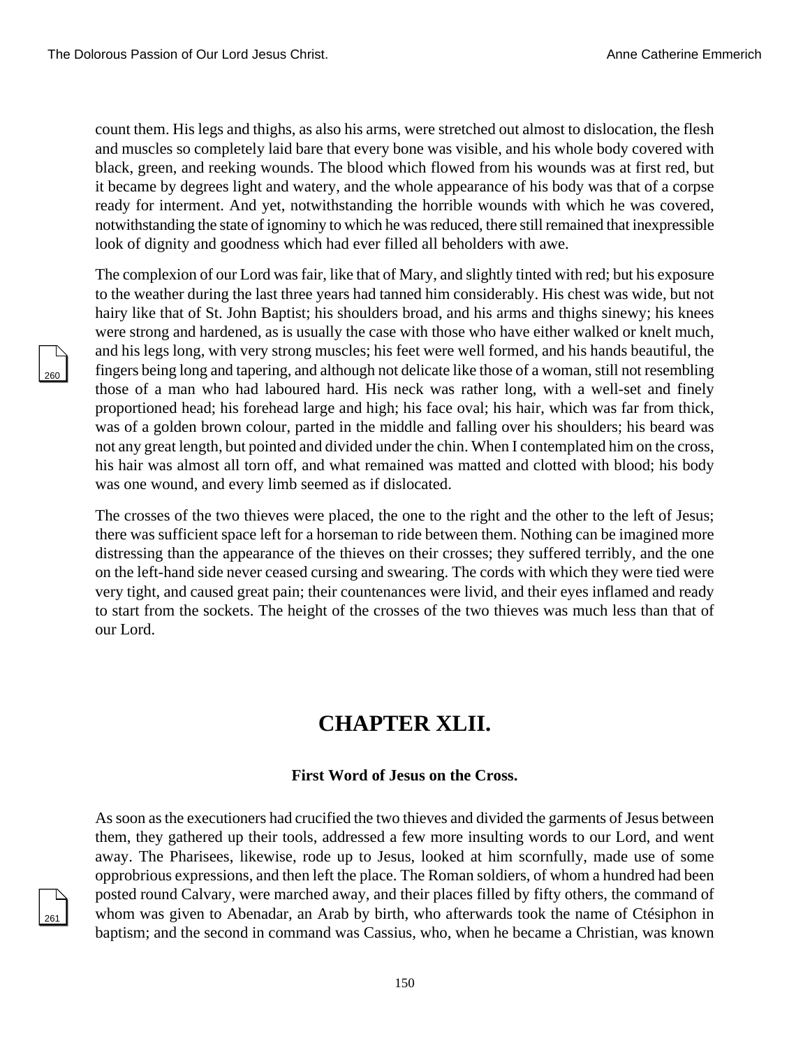count them. His legs and thighs, as also his arms, were stretched out almost to dislocation, the flesh and muscles so completely laid bare that every bone was visible, and his whole body covered with black, green, and reeking wounds. The blood which flowed from his wounds was at first red, but it became by degrees light and watery, and the whole appearance of his body was that of a corpse ready for interment. And yet, notwithstanding the horrible wounds with which he was covered, notwithstanding the state of ignominy to which he was reduced, there still remained that inexpressible look of dignity and goodness which had ever filled all beholders with awe.

The complexion of our Lord was fair, like that of Mary, and slightly tinted with red; but his exposure to the weather during the last three years had tanned him considerably. His chest was wide, but not hairy like that of St. John Baptist; his shoulders broad, and his arms and thighs sinewy; his knees were strong and hardened, as is usually the case with those who have either walked or knelt much, and his legs long, with very strong muscles; his feet were well formed, and his hands beautiful, the fingers being long and tapering, and although not delicate like those of a woman, still not resembling those of a man who had laboured hard. His neck was rather long, with a well-set and finely proportioned head; his forehead large and high; his face oval; his hair, which was far from thick, was of a golden brown colour, parted in the middle and falling over his shoulders; his beard was not any great length, but pointed and divided under the chin. When I contemplated him on the cross, his hair was almost all torn off, and what remained was matted and clotted with blood; his body was one wound, and every limb seemed as if dislocated.

The crosses of the two thieves were placed, the one to the right and the other to the left of Jesus; there was sufficient space left for a horseman to ride between them. Nothing can be imagined more distressing than the appearance of the thieves on their crosses; they suffered terribly, and the one on the left-hand side never ceased cursing and swearing. The cords with which they were tied were very tight, and caused great pain; their countenances were livid, and their eyes inflamed and ready to start from the sockets. The height of the crosses of the two thieves was much less than that of our Lord.

# CHAPTER XLII.

### First Word of Jesus on the Cross.

As soon as the executioners had crucified the two thieves and divided the garments of Jesus between them, they gathered up their tools, addressed a few more insulting words to our Lord, and went away. The Pharisees, likewise, rode up to Jesus, looked at him scornfully, made use of some opprobrious expressions, and then left the place. The Roman soldiers, of whom a hundred had been posted round Calvary, were marched away, and their places filled by fifty others, the command of whom was given to Abenadar, an Arab by birth, who afterwards took the name of Ctésiphon in baptism; and the second in command was Cassius, who, when he became a Christian, was known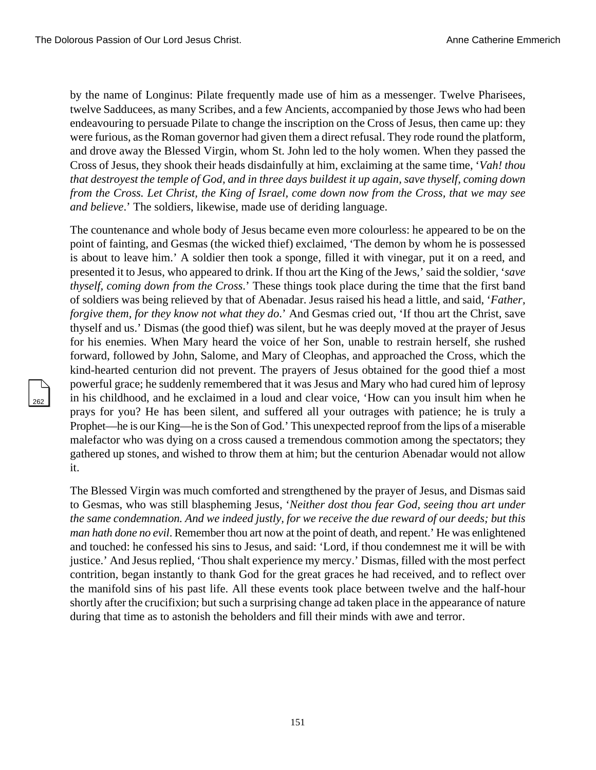by the name of Longinus: Pilate frequently made use of him as a messenger. Twelve Pharisees, twelve Sadducees, as many Scribes, and a few Ancients, accompanied by those Jews who had been endeavouring to persuade Pilate to change the inscription on the Cross of Jesus, then came up: they were furious, as the Roman governor had given them a direct refusal. They rode round the platform, and drove away the Blessed Virgin, whom St. John led to the holy women. When they passed the Cross of Jesus, they shook their heads disdainfully at him, exclaiming at the same time, '*Vah! thou that destroyest the temple of God, and in three days buildest it up again, save thyself, coming down from the Cross. Let Christ, the King of Israel, come down now from the Cross, that we may see and believe*.' The soldiers, likewise, made use of deriding language.

The countenance and whole body of Jesus became even more colourless: he appeared to be on the point of fainting, and Gesmas (the wicked thief) exclaimed, 'The demon by whom he is possessed is about to leave him.' A soldier then took a sponge, filled it with vinegar, put it on a reed, and presented it to Jesus, who appeared to drink. If thou art the King of the Jews,' said the soldier, '*save thyself, coming down from the Cross*.' These things took place during the time that the first band of soldiers was being relieved by that of Abenadar. Jesus raised his head a little, and said, '*Father, forgive them, for they know not what they do*.' And Gesmas cried out, 'If thou art the Christ, save thyself and us.' Dismas (the good thief) was silent, but he was deeply moved at the prayer of Jesus for his enemies. When Mary heard the voice of her Son, unable to restrain herself, she rushed forward, followed by John, Salome, and Mary of Cleophas, and approached the Cross, which the kind-hearted centurion did not prevent. The prayers of Jesus obtained for the good thief a most powerful grace; he suddenly remembered that it was Jesus and Mary who had cured him of leprosy in his childhood, and he exclaimed in a loud and clear voice, 'How can you insult him when he prays for you? He has been silent, and suffered all your outrages with patience; he is truly a Prophet—he is our King—he is the Son of God.' This unexpected reproof from the lips of a miserable malefactor who was dying on a cross caused a tremendous commotion among the spectators; they gathered up stones, and wished to throw them at him; but the centurion Abenadar would not allow it.

The Blessed Virgin was much comforted and strengthened by the prayer of Jesus, and Dismas said to Gesmas, who was still blaspheming Jesus, '*Neither dost thou fear God, seeing thou art under the same condemnation. And we indeed justly, for we receive the due reward of our deeds; but this man hath done no evil*. Remember thou art now at the point of death, and repent.' He was enlightened and touched: he confessed his sins to Jesus, and said: 'Lord, if thou condemnest me it will be with justice.' And Jesus replied, 'Thou shalt experience my mercy.' Dismas, filled with the most perfect contrition, began instantly to thank God for the great graces he had received, and to reflect over the manifold sins of his past life. All these events took place between twelve and the half-hour shortly after the crucifixion; but such a surprising change ad taken place in the appearance of nature during that time as to astonish the beholders and fill their minds with awe and terror.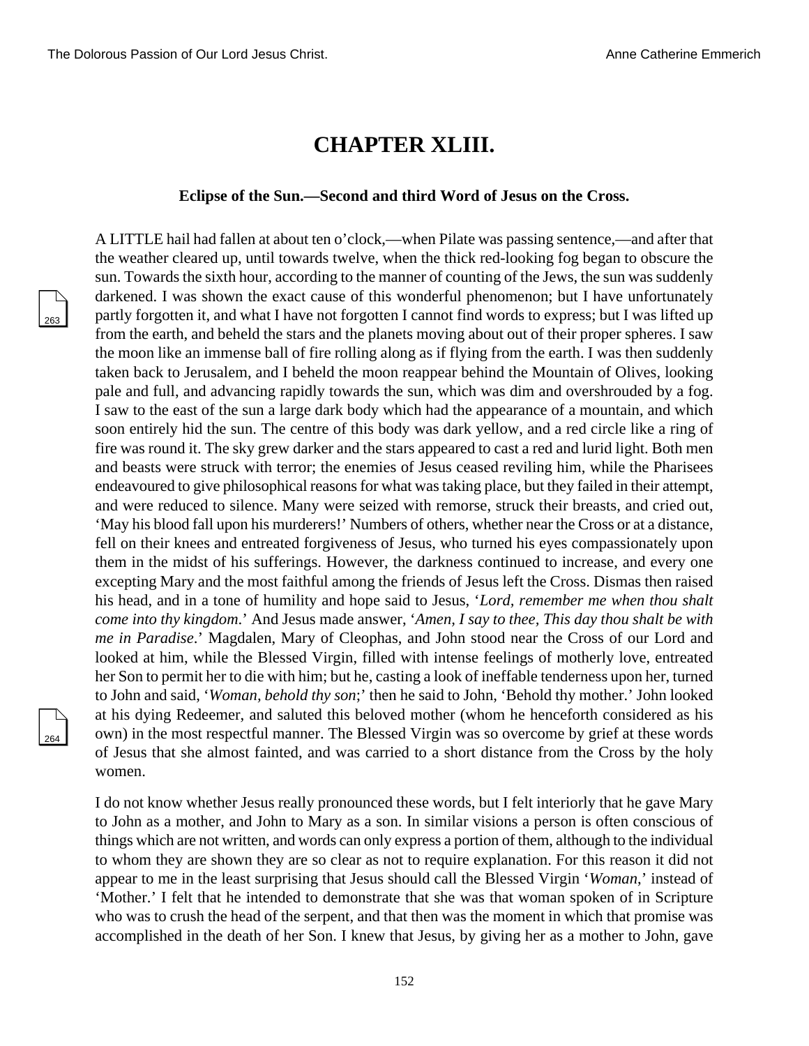# CHAPTER XLIII.

### Eclipse of the Sun.—Second and third Word of Jesus on the Cross.

A LITTLE hail had fallen at about ten o'clock,—when Pilate was passing sentence,—and after that the weather cleared up, until towards twelve, when the thick red-looking fog began to obscure the sun. Towards the sixth hour, according to the manner of counting of the Jews, the sun was suddenly darkened. I was shown the exact cause of this wonderful phenomenon; but I have unfortunately partly forgotten it, and what I have not forgotten I cannot find words to express; but I was lifted up from the earth, and beheld the stars and the planets moving about out of their proper spheres. I saw the moon like an immense ball of fire rolling along as if flying from the earth. I was then suddenly taken back to Jerusalem, and I beheld the moon reappear behind the Mountain of Olives, looking pale and full, and advancing rapidly towards the sun, which was dim and overshrouded by a fog. I saw to the east of the sun a large dark body which had the appearance of a mountain, and which soon entirely hid the sun. The centre of this body was dark yellow, and a red circle like a ring of fire was round it. The sky grew darker and the stars appeared to cast a red and lurid light. Both men and beasts were struck with terror; the enemies of Jesus ceased reviling him, while the Pharisees endeavoured to give philosophical reasons for what was taking place, but they failed in their attempt, and were reduced to silence. Many were seized with remorse, struck their breasts, and cried out, 'May his blood fall upon his murderers!' Numbers of others, whether near the Cross or at a distance, fell on their knees and entreated forgiveness of Jesus, who turned his eyes compassionately upon them in the midst of his sufferings. However, the darkness continued to increase, and every one excepting Mary and the most faithful among the friends of Jesus left the Cross. Dismas then raised his head, and in a tone of humility and hope said to Jesus, '*Lord, remember me when thou shalt come into thy kingdom*.' And Jesus made answer, '*Amen, I say to thee, This day thou shalt be with me in Paradise*.' Magdalen, Mary of Cleophas, and John stood near the Cross of our Lord and looked at him, while the Blessed Virgin, filled with intense feelings of motherly love, entreated her Son to permit her to die with him; but he, casting a look of ineffable tenderness upon her, turned to John and said, '*Woman, behold thy son*;' then he said to John, 'Behold thy mother.' John looked at his dying Redeemer, and saluted this beloved mother (whom he henceforth considered as his own) in the most respectful manner. The Blessed Virgin was so overcome by grief at these words of Jesus that she almost fainted, and was carried to a short distance from the Cross by the holy women.

I do not know whether Jesus really pronounced these words, but I felt interiorly that he gave Mary to John as a mother, and John to Mary as a son. In similar visions a person is often conscious of things which are not written, and words can only express a portion of them, although to the individual to whom they are shown they are so clear as not to require explanation. For this reason it did not appear to me in the least surprising that Jesus should call the Blessed Virgin '*Woman*,' instead of 'Mother.' I felt that he intended to demonstrate that she was that woman spoken of in Scripture who was to crush the head of the serpent, and that then was the moment in which that promise was accomplished in the death of her Son. I knew that Jesus, by giving her as a mother to John, gave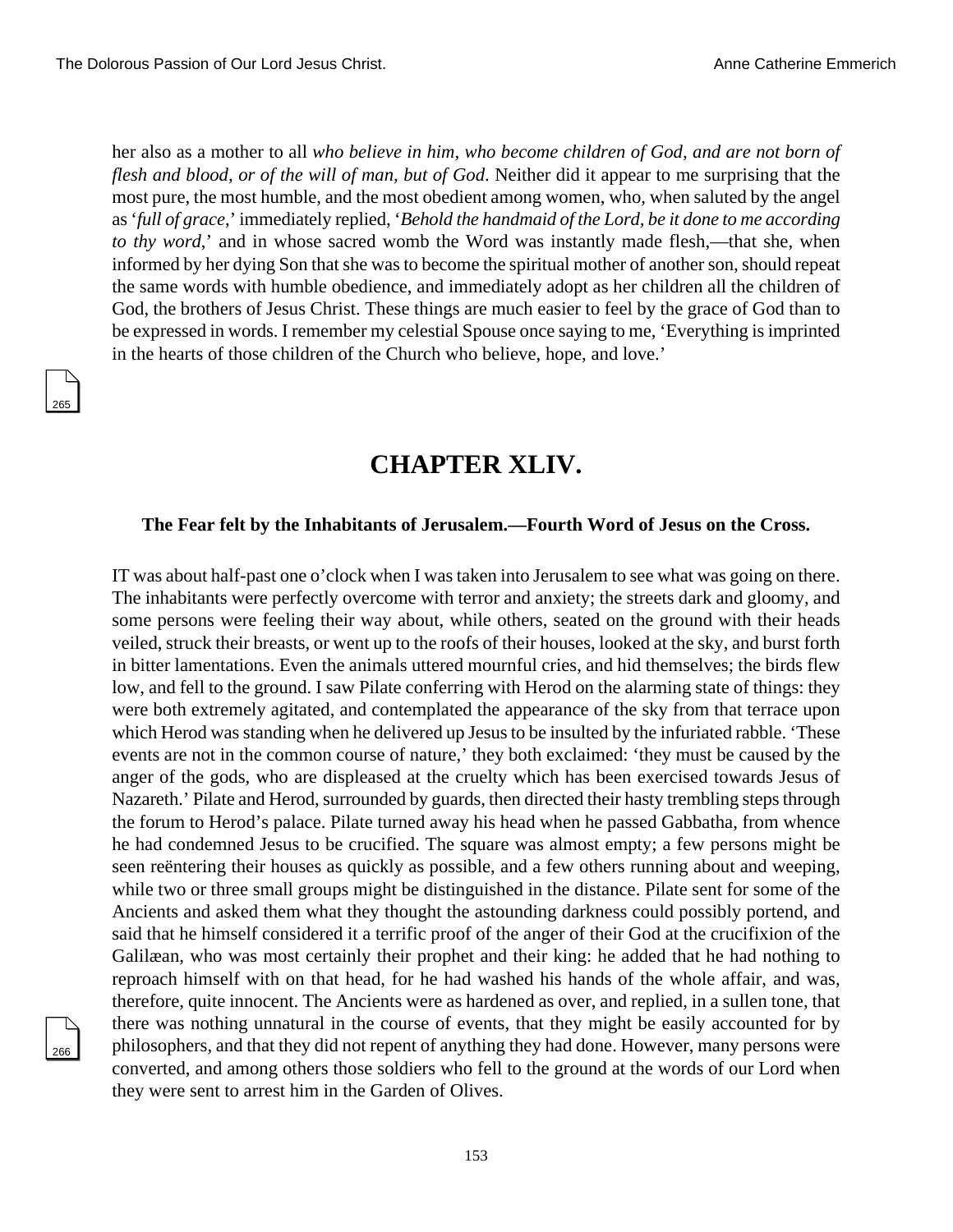her also as a mother to all *who believe in him, who become children of God, and are not born of flesh and blood, or of the will of man, but of God*. Neither did it appear to me surprising that the most pure, the most humble, and the most obedient among women, who, when saluted by the angel as '*full of grace*,' immediately replied, '*Behold the handmaid of the Lord, be it done to me according to thy word*,' and in whose sacred womb the Word was instantly made flesh,—that she, when informed by her dying Son that she was to become the spiritual mother of another son, should repeat the same words with humble obedience, and immediately adopt as her children all the children of God, the brothers of Jesus Christ. These things are much easier to feel by the grace of God than to be expressed in words. I remember my celestial Spouse once saying to me, 'Everything is imprinted in the hearts of those children of the Church who believe, hope, and love.'

# CHAPTER XLIV.

### The Fear felt by the Inhabitants of Jerusalem.—Fourth Word of Jesus on the Cross.

IT was about half-past one o'clock when I was taken into Jerusalem to see what was going on there. The inhabitants were perfectly overcome with terror and anxiety; the streets dark and gloomy, and some persons were feeling their way about, while others, seated on the ground with their heads veiled, struck their breasts, or went up to the roofs of their houses, looked at the sky, and burst forth in bitter lamentations. Even the animals uttered mournful cries, and hid themselves; the birds flew low, and fell to the ground. I saw Pilate conferring with Herod on the alarming state of things: they were both extremely agitated, and contemplated the appearance of the sky from that terrace upon which Herod was standing when he delivered up Jesus to be insulted by the infuriated rabble. 'These events are not in the common course of nature,' they both exclaimed: 'they must be caused by the anger of the gods, who are displeased at the cruelty which has been exercised towards Jesus of Nazareth.' Pilate and Herod, surrounded by guards, then directed their hasty trembling steps through the forum to Herod's palace. Pilate turned away his head when he passed Gabbatha, from whence he had condemned Jesus to be crucified. The square was almost empty; a few persons might be seen reëntering their houses as quickly as possible, and a few others running about and weeping, while two or three small groups might be distinguished in the distance. Pilate sent for some of the Ancients and asked them what they thought the astounding darkness could possibly portend, and said that he himself considered it a terrific proof of the anger of their God at the crucifixion of the Galilæan, who was most certainly their prophet and their king: he added that he had nothing to reproach himself with on that head, for he had washed his hands of the whole affair, and was, therefore, quite innocent. The Ancients were as hardened as over, and replied, in a sullen tone, that there was nothing unnatural in the course of events, that they might be easily accounted for by philosophers, and that they did not repent of anything they had done. However, many persons were converted, and among others those soldiers who fell to the ground at the words of our Lord when they were sent to arrest him in the Garden of Olives.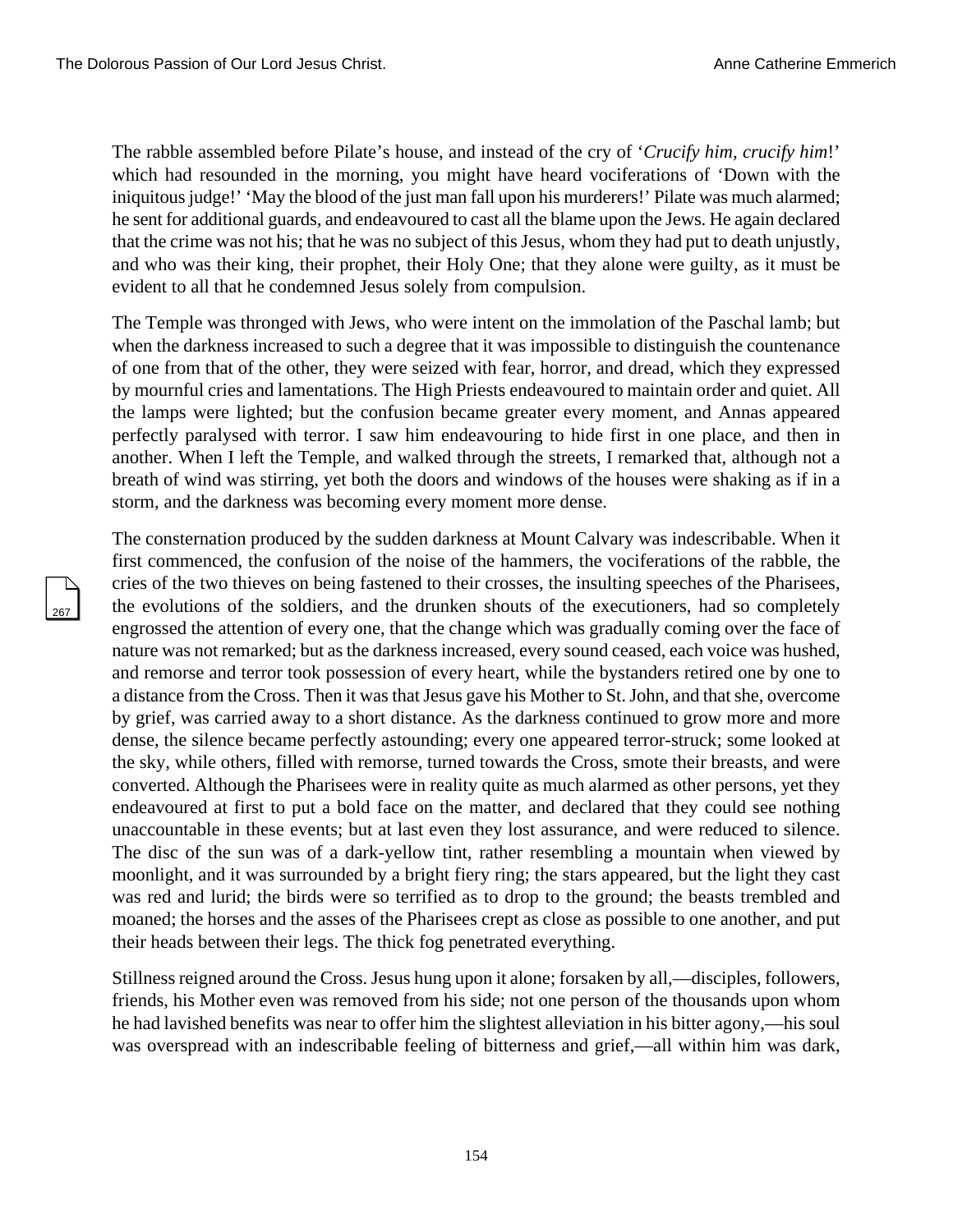The rabble assembled before Pilate's house, and instead of the cry of '*Crucify him, crucify him*!' which had resounded in the morning, you might have heard vociferations of 'Down with the iniquitous judge!' 'May the blood of the just man fall upon his murderers!' Pilate was much alarmed; he sent for additional guards, and endeavoured to cast all the blame upon the Jews. He again declared that the crime was not his; that he was no subject of this Jesus, whom they had put to death unjustly, and who was their king, their prophet, their Holy One; that they alone were guilty, as it must be evident to all that he condemned Jesus solely from compulsion.

The Temple was thronged with Jews, who were intent on the immolation of the Paschal lamb; but when the darkness increased to such a degree that it was impossible to distinguish the countenance of one from that of the other, they were seized with fear, horror, and dread, which they expressed by mournful cries and lamentations. The High Priests endeavoured to maintain order and quiet. All the lamps were lighted; but the confusion became greater every moment, and Annas appeared perfectly paralysed with terror. I saw him endeavouring to hide first in one place, and then in another. When I left the Temple, and walked through the streets, I remarked that, although not a breath of wind was stirring, yet both the doors and windows of the houses were shaking as if in a storm, and the darkness was becoming every moment more dense.

The consternation produced by the sudden darkness at Mount Calvary was indescribable. When it first commenced, the confusion of the noise of the hammers, the vociferations of the rabble, the cries of the two thieves on being fastened to their crosses, the insulting speeches of the Pharisees, the evolutions of the soldiers, and the drunken shouts of the executioners, had so completely engrossed the attention of every one, that the change which was gradually coming over the face of nature was not remarked; but as the darkness increased, every sound ceased, each voice was hushed, and remorse and terror took possession of every heart, while the bystanders retired one by one to a distance from the Cross. Then it was that Jesus gave his Mother to St. John, and that she, overcome by grief, was carried away to a short distance. As the darkness continued to grow more and more dense, the silence became perfectly astounding; every one appeared terror-struck; some looked at the sky, while others, filled with remorse, turned towards the Cross, smote their breasts, and were converted. Although the Pharisees were in reality quite as much alarmed as other persons, yet they endeavoured at first to put a bold face on the matter, and declared that they could see nothing unaccountable in these events; but at last even they lost assurance, and were reduced to silence. The disc of the sun was of a dark-yellow tint, rather resembling a mountain when viewed by moonlight, and it was surrounded by a bright fiery ring; the stars appeared, but the light they cast was red and lurid; the birds were so terrified as to drop to the ground; the beasts trembled and moaned; the horses and the asses of the Pharisees crept as close as possible to one another, and put their heads between their legs. The thick fog penetrated everything.

Stillness reigned around the Cross. Jesus hung upon it alone; forsaken by all,—disciples, followers, friends, his Mother even was removed from his side; not one person of the thousands upon whom he had lavished benefits was near to offer him the slightest alleviation in his bitter agony,—his soul was overspread with an indescribable feeling of bitterness and grief,—all within him was dark,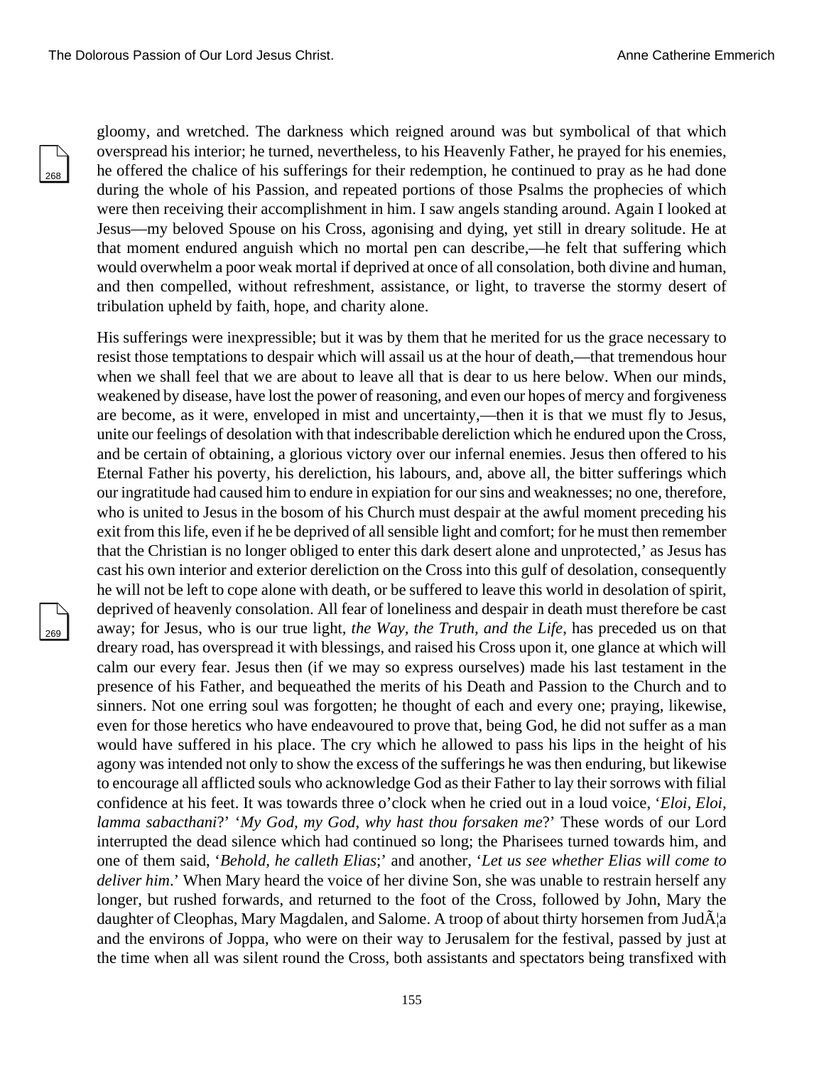gloomy, and wretched. The darkness which reigned around was but symbolical of that which overspread his interior; he turned, nevertheless, to his Heavenly Father, he prayed for his enemies, he offered the chalice of his sufferings for their redemption, he continued to pray as he had done during the whole of his Passion, and repeated portions of those Psalms the prophecies of which were then receiving their accomplishment in him. I saw angels standing around. Again I looked at Jesus—my beloved Spouse on his Cross, agonising and dying, yet still in dreary solitude. He at that moment endured anguish which no mortal pen can describe,—he felt that suffering which would overwhelm a poor weak mortal if deprived at once of all consolation, both divine and human, and then compelled, without refreshment, assistance, or light, to traverse the stormy desert of tribulation upheld by faith, hope, and charity alone.

His sufferings were inexpressible; but it was by them that he merited for us the grace necessary to resist those temptations to despair which will assail us at the hour of death,—that tremendous hour when we shall feel that we are about to leave all that is dear to us here below. When our minds, weakened by disease, have lost the power of reasoning, and even our hopes of mercy and forgiveness are become, as it were, enveloped in mist and uncertainty,—then it is that we must fly to Jesus, unite our feelings of desolation with that indescribable dereliction which he endured upon the Cross, and be certain of obtaining, a glorious victory over our infernal enemies. Jesus then offered to his Eternal Father his poverty, his dereliction, his labours, and, above all, the bitter sufferings which our ingratitude had caused him to endure in expiation for our sins and weaknesses; no one, therefore, who is united to Jesus in the bosom of his Church must despair at the awful moment preceding his exit from this life, even if he be deprived of all sensible light and comfort; for he must then remember that the Christian is no longer obliged to enter this dark desert alone and unprotected,' as Jesus has cast his own interior and exterior dereliction on the Cross into this gulf of desolation, consequently he will not be left to cope alone with death, or be suffered to leave this world in desolation of spirit, deprived of heavenly consolation. All fear of loneliness and despair in death must therefore be cast away; for Jesus, who is our true light, *the Way, the Truth, and the Life*, has preceded us on that dreary road, has overspread it with blessings, and raised his Cross upon it, one glance at which will calm our every fear. Jesus then (if we may so express ourselves) made his last testament in the presence of his Father, and bequeathed the merits of his Death and Passion to the Church and to sinners. Not one erring soul was forgotten; he thought of each and every one; praying, likewise, even for those heretics who have endeavoured to prove that, being God, he did not suffer as a man would have suffered in his place. The cry which he allowed to pass his lips in the height of his agony was intended not only to show the excess of the sufferings he was then enduring, but likewise to encourage all afflicted souls who acknowledge God as their Father to lay their sorrows with filial confidence at his feet. It was towards three o'clock when he cried out in a loud voice, '*Eloi, Eloi, lamma sabacthani*?' '*My God, my God, why hast thou forsaken me*?' These words of our Lord interrupted the dead silence which had continued so long; the Pharisees turned towards him, and one of them said, '*Behold, he calleth Elias*;' and another, '*Let us see whether Elias will come to deliver him*.' When Mary heard the voice of her divine Son, she was unable to restrain herself any longer, but rushed forwards, and returned to the foot of the Cross, followed by John, Mary the daughter of Cleophas, Mary Magdalen, and Salome. A troop of about thirty horsemen from JudÃ¦a and the environs of Joppa, who were on their way to Jerusalem for the festival, passed by just at the time when all was silent round the Cross, both assistants and spectators being transfixed with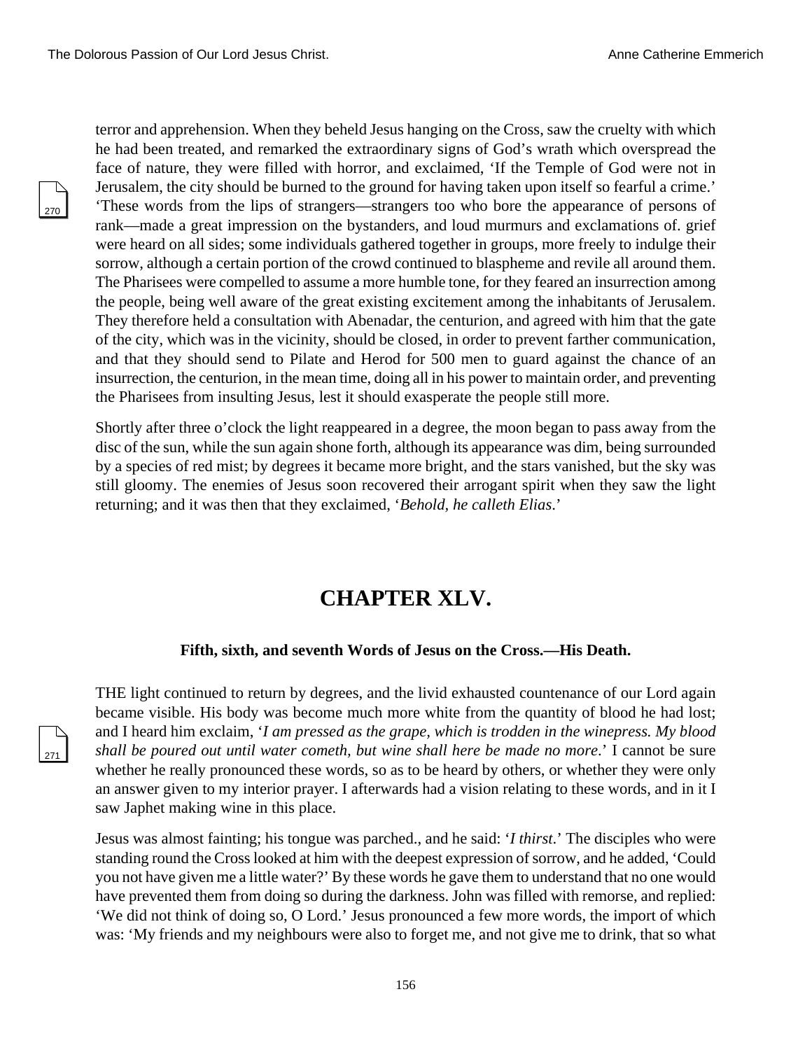terror and apprehension. When they beheld Jesus hanging on the Cross, saw the cruelty with which he had been treated, and remarked the extraordinary signs of God's wrath which overspread the face of nature, they were filled with horror, and exclaimed, 'If the Temple of God were not in Jerusalem, the city should be burned to the ground for having taken upon itself so fearful a crime.' 'These words from the lips of strangers—strangers too who bore the appearance of persons of rank—made a great impression on the bystanders, and loud murmurs and exclamations of. grief were heard on all sides; some individuals gathered together in groups, more freely to indulge their sorrow, although a certain portion of the crowd continued to blaspheme and revile all around them. The Pharisees were compelled to assume a more humble tone, for they feared an insurrection among the people, being well aware of the great existing excitement among the inhabitants of Jerusalem. They therefore held a consultation with Abenadar, the centurion, and agreed with him that the gate of the city, which was in the vicinity, should be closed, in order to prevent farther communication, and that they should send to Pilate and Herod for 500 men to guard against the chance of an insurrection, the centurion, in the mean time, doing all in his power to maintain order, and preventing the Pharisees from insulting Jesus, lest it should exasperate the people still more.

Shortly after three o'clock the light reappeared in a degree, the moon began to pass away from the disc of the sun, while the sun again shone forth, although its appearance was dim, being surrounded by a species of red mist; by degrees it became more bright, and the stars vanished, but the sky was still gloomy. The enemies of Jesus soon recovered their arrogant spirit when they saw the light returning; and it was then that they exclaimed, '*Behold, he calleth Elias*.'

# CHAPTER XLV.

### Fifth, sixth, and seventh Words of Jesus on the Cross.—His Death.

THE light continued to return by degrees, and the livid exhausted countenance of our Lord again became visible. His body was become much more white from the quantity of blood he had lost; and I heard him exclaim, '*I am pressed as the grape, which is trodden in the winepress. My blood shall be poured out until water cometh, but wine shall here be made no more*.' I cannot be sure whether he really pronounced these words, so as to be heard by others, or whether they were only an answer given to my interior prayer. I afterwards had a vision relating to these words, and in it I saw Japhet making wine in this place.

Jesus was almost fainting; his tongue was parched., and he said: '*I thirst*.' The disciples who were standing round the Cross looked at him with the deepest expression of sorrow, and he added, 'Could you not have given me a little water?' By these words he gave them to understand that no one would have prevented them from doing so during the darkness. John was filled with remorse, and replied: 'We did not think of doing so, O Lord.' Jesus pronounced a few more words, the import of which was: 'My friends and my neighbours were also to forget me, and not give me to drink, that so what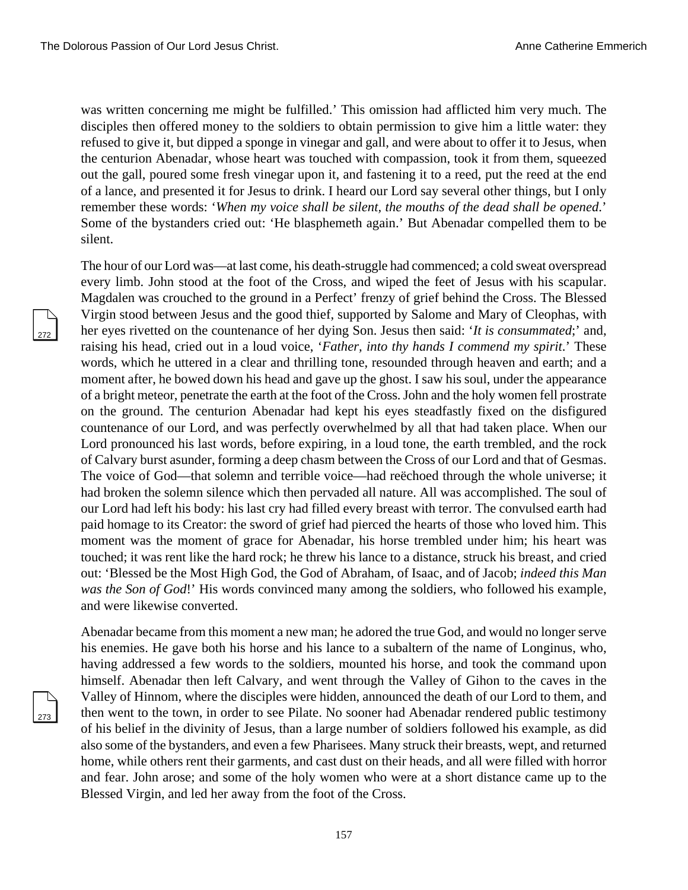was written concerning me might be fulfilled.' This omission had afflicted him very much. The disciples then offered money to the soldiers to obtain permission to give him a little water: they refused to give it, but dipped a sponge in vinegar and gall, and were about to offer it to Jesus, when the centurion Abenadar, whose heart was touched with compassion, took it from them, squeezed out the gall, poured some fresh vinegar upon it, and fastening it to a reed, put the reed at the end of a lance, and presented it for Jesus to drink. I heard our Lord say several other things, but I only remember these words: '*When my voice shall be silent, the mouths of the dead shall be opened*.' Some of the bystanders cried out: 'He blasphemeth again.' But Abenadar compelled them to be silent.

The hour of our Lord was—at last come, his death-struggle had commenced; a cold sweat overspread every limb. John stood at the foot of the Cross, and wiped the feet of Jesus with his scapular. Magdalen was crouched to the ground in a Perfect' frenzy of grief behind the Cross. The Blessed Virgin stood between Jesus and the good thief, supported by Salome and Mary of Cleophas, with her eyes rivetted on the countenance of her dying Son. Jesus then said: '*It is consummated*;' and, raising his head, cried out in a loud voice, '*Father, into thy hands I commend my spirit*.' These words, which he uttered in a clear and thrilling tone, resounded through heaven and earth; and a moment after, he bowed down his head and gave up the ghost. I saw his soul, under the appearance of a bright meteor, penetrate the earth at the foot of the Cross. John and the holy women fell prostrate on the ground. The centurion Abenadar had kept his eyes steadfastly fixed on the disfigured countenance of our Lord, and was perfectly overwhelmed by all that had taken place. When our Lord pronounced his last words, before expiring, in a loud tone, the earth trembled, and the rock of Calvary burst asunder, forming a deep chasm between the Cross of our Lord and that of Gesmas. The voice of God—that solemn and terrible voice—had reëchoed through the whole universe; it had broken the solemn silence which then pervaded all nature. All was accomplished. The soul of our Lord had left his body: his last cry had filled every breast with terror. The convulsed earth had paid homage to its Creator: the sword of grief had pierced the hearts of those who loved him. This moment was the moment of grace for Abenadar, his horse trembled under him; his heart was touched; it was rent like the hard rock; he threw his lance to a distance, struck his breast, and cried out: 'Blessed be the Most High God, the God of Abraham, of Isaac, and of Jacob; *indeed this Man was the Son of God*!' His words convinced many among the soldiers, who followed his example, and were likewise converted.

Abenadar became from this moment a new man; he adored the true God, and would no longer serve his enemies. He gave both his horse and his lance to a subaltern of the name of Longinus, who, having addressed a few words to the soldiers, mounted his horse, and took the command upon himself. Abenadar then left Calvary, and went through the Valley of Gihon to the caves in the Valley of Hinnom, where the disciples were hidden, announced the death of our Lord to them, and then went to the town, in order to see Pilate. No sooner had Abenadar rendered public testimony of his belief in the divinity of Jesus, than a large number of soldiers followed his example, as did also some of the bystanders, and even a few Pharisees. Many struck their breasts, wept, and returned home, while others rent their garments, and cast dust on their heads, and all were filled with horror and fear. John arose; and some of the holy women who were at a short distance came up to the Blessed Virgin, and led her away from the foot of the Cross.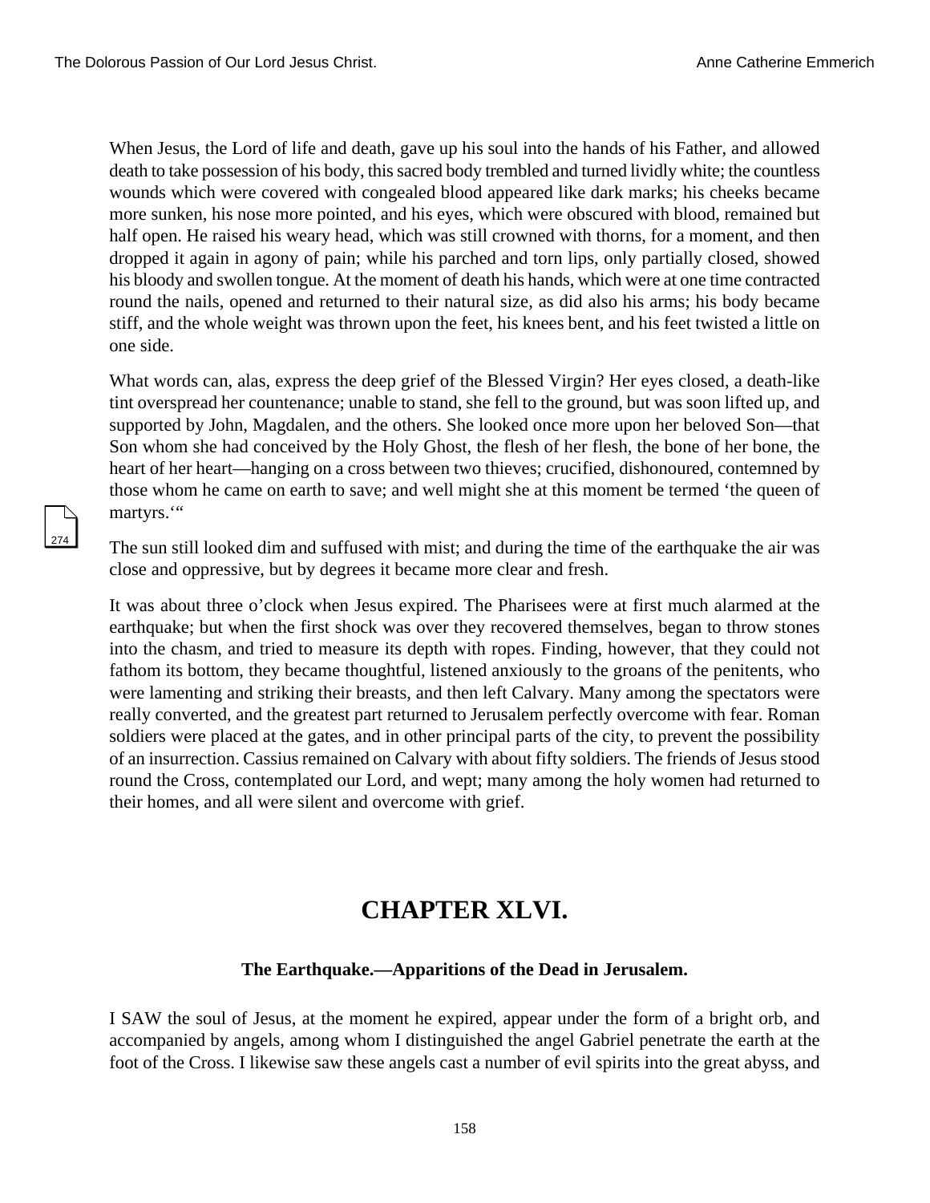When Jesus, the Lord of life and death, gave up his soul into the hands of his Father, and allowed death to take possession of his body, this sacred body trembled and turned lividly white; the countless wounds which were covered with congealed blood appeared like dark marks; his cheeks became more sunken, his nose more pointed, and his eyes, which were obscured with blood, remained but half open. He raised his weary head, which was still crowned with thorns, for a moment, and then dropped it again in agony of pain; while his parched and torn lips, only partially closed, showed his bloody and swollen tongue. At the moment of death his hands, which were at one time contracted round the nails, opened and returned to their natural size, as did also his arms; his body became stiff, and the whole weight was thrown upon the feet, his knees bent, and his feet twisted a little on one side.

What words can, alas, express the deep grief of the Blessed Virgin? Her eyes closed, a death-like tint overspread her countenance; unable to stand, she fell to the ground, but was soon lifted up, and supported by John, Magdalen, and the others. She looked once more upon her beloved Son—that Son whom she had conceived by the Holy Ghost, the flesh of her flesh, the bone of her bone, the heart of her heart—hanging on a cross between two thieves; crucified, dishonoured, contemned by those whom he came on earth to save; and well might she at this moment be termed 'the queen of martyrs.'"

The sun still looked dim and suffused with mist; and during the time of the earthquake the air was close and oppressive, but by degrees it became more clear and fresh.

It was about three o'clock when Jesus expired. The Pharisees were at first much alarmed at the earthquake; but when the first shock was over they recovered themselves, began to throw stones into the chasm, and tried to measure its depth with ropes. Finding, however, that they could not fathom its bottom, they became thoughtful, listened anxiously to the groans of the penitents, who were lamenting and striking their breasts, and then left Calvary. Many among the spectators were really converted, and the greatest part returned to Jerusalem perfectly overcome with fear. Roman soldiers were placed at the gates, and in other principal parts of the city, to prevent the possibility of an insurrection. Cassius remained on Calvary with about fifty soldiers. The friends of Jesus stood round the Cross, contemplated our Lord, and wept; many among the holy women had returned to their homes, and all were silent and overcome with grief.

# CHAPTER XLVI.

### The Earthquake.—Apparitions of the Dead in Jerusalem.

I SAW the soul of Jesus, at the moment he expired, appear under the form of a bright orb, and accompanied by angels, among whom I distinguished the angel Gabriel penetrate the earth at the foot of the Cross. I likewise saw these angels cast a number of evil spirits into the great abyss, and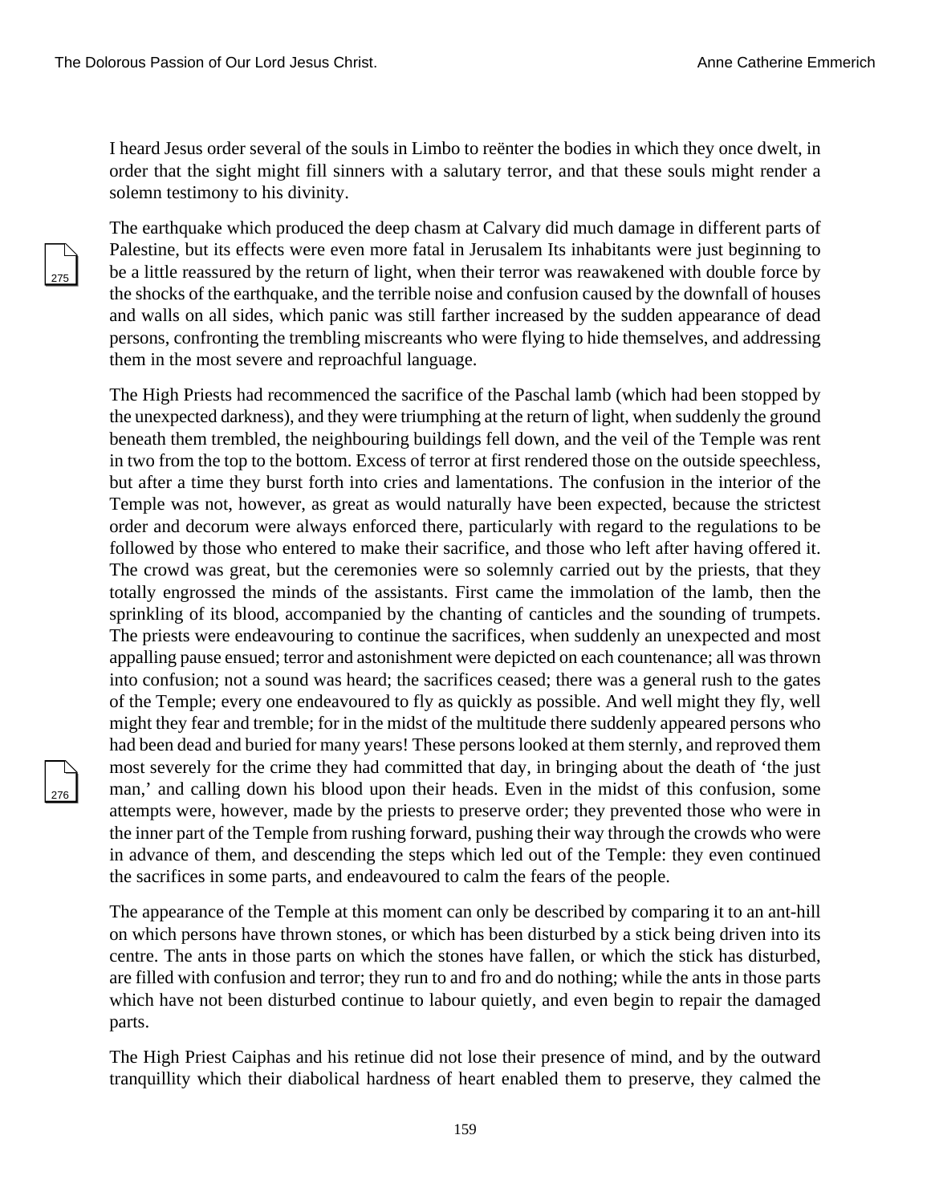I heard Jesus order several of the souls in Limbo to reënter the bodies in which they once dwelt, in order that the sight might fill sinners with a salutary terror, and that these souls might render a solemn testimony to his divinity.

The earthquake which produced the deep chasm at Calvary did much damage in different parts of Palestine, but its effects were even more fatal in Jerusalem Its inhabitants were just beginning to be a little reassured by the return of light, when their terror was reawakened with double force by the shocks of the earthquake, and the terrible noise and confusion caused by the downfall of houses and walls on all sides, which panic was still farther increased by the sudden appearance of dead persons, confronting the trembling miscreants who were flying to hide themselves, and addressing them in the most severe and reproachful language.

The High Priests had recommenced the sacrifice of the Paschal lamb (which had been stopped by the unexpected darkness), and they were triumphing at the return of light, when suddenly the ground beneath them trembled, the neighbouring buildings fell down, and the veil of the Temple was rent in two from the top to the bottom. Excess of terror at first rendered those on the outside speechless, but after a time they burst forth into cries and lamentations. The confusion in the interior of the Temple was not, however, as great as would naturally have been expected, because the strictest order and decorum were always enforced there, particularly with regard to the regulations to be followed by those who entered to make their sacrifice, and those who left after having offered it. The crowd was great, but the ceremonies were so solemnly carried out by the priests, that they totally engrossed the minds of the assistants. First came the immolation of the lamb, then the sprinkling of its blood, accompanied by the chanting of canticles and the sounding of trumpets. The priests were endeavouring to continue the sacrifices, when suddenly an unexpected and most appalling pause ensued; terror and astonishment were depicted on each countenance; all was thrown into confusion; not a sound was heard; the sacrifices ceased; there was a general rush to the gates of the Temple; every one endeavoured to fly as quickly as possible. And well might they fly, well might they fear and tremble; for in the midst of the multitude there suddenly appeared persons who had been dead and buried for many years! These persons looked at them sternly, and reproved them most severely for the crime they had committed that day, in bringing about the death of 'the just man,' and calling down his blood upon their heads. Even in the midst of this confusion, some attempts were, however, made by the priests to preserve order; they prevented those who were in the inner part of the Temple from rushing forward, pushing their way through the crowds who were in advance of them, and descending the steps which led out of the Temple: they even continued the sacrifices in some parts, and endeavoured to calm the fears of the people.

The appearance of the Temple at this moment can only be described by comparing it to an ant-hill on which persons have thrown stones, or which has been disturbed by a stick being driven into its centre. The ants in those parts on which the stones have fallen, or which the stick has disturbed, are filled with confusion and terror; they run to and fro and do nothing; while the ants in those parts which have not been disturbed continue to labour quietly, and even begin to repair the damaged parts.

The High Priest Caiphas and his retinue did not lose their presence of mind, and by the outward tranquillity which their diabolical hardness of heart enabled them to preserve, they calmed the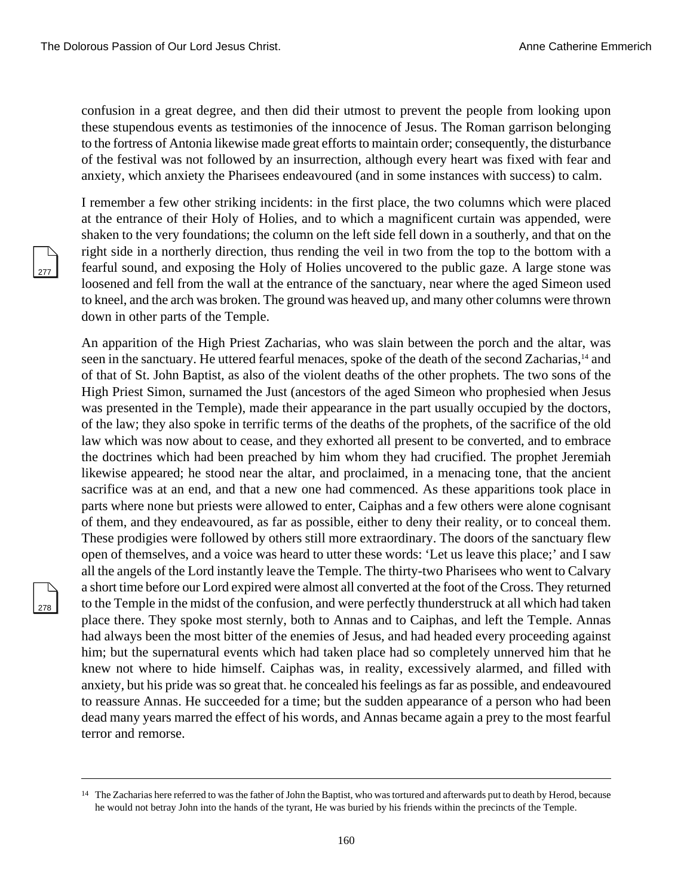confusion in a great degree, and then did their utmost to prevent the people from looking upon these stupendous events as testimonies of the innocence of Jesus. The Roman garrison belonging to the fortress of Antonia likewise made great efforts to maintain order; consequently, the disturbance of the festival was not followed by an insurrection, although every heart was fixed with fear and anxiety, which anxiety the Pharisees endeavoured (and in some instances with success) to calm.

I remember a few other striking incidents: in the first place, the two columns which were placed at the entrance of their Holy of Holies, and to which a magnificent curtain was appended, were shaken to the very foundations; the column on the left side fell down in a southerly, and that on the right side in a northerly direction, thus rending the veil in two from the top to the bottom with a fearful sound, and exposing the Holy of Holies uncovered to the public gaze. A large stone was loosened and fell from the wall at the entrance of the sanctuary, near where the aged Simeon used to kneel, and the arch was broken. The ground was heaved up, and many other columns were thrown down in other parts of the Temple.

An apparition of the High Priest Zacharias, who was slain between the porch and the altar, was seen in the sanctuary. He uttered fearful menaces, spoke of the death of the second Zacharias,[14] and of that of St. John Baptist, as also of the violent deaths of the other prophets. The two sons of the High Priest Simon, surnamed the Just (ancestors of the aged Simeon who prophesied when Jesus was presented in the Temple), made their appearance in the part usually occupied by the doctors, of the law; they also spoke in terrific terms of the deaths of the prophets, of the sacrifice of the old law which was now about to cease, and they exhorted all present to be converted, and to embrace the doctrines which had been preached by him whom they had crucified. The prophet Jeremiah likewise appeared; he stood near the altar, and proclaimed, in a menacing tone, that the ancient sacrifice was at an end, and that a new one had commenced. As these apparitions took place in parts where none but priests were allowed to enter, Caiphas and a few others were alone cognisant of them, and they endeavoured, as far as possible, either to deny their reality, or to conceal them. These prodigies were followed by others still more extraordinary. The doors of the sanctuary flew open of themselves, and a voice was heard to utter these words: 'Let us leave this place;' and I saw all the angels of the Lord instantly leave the Temple. The thirty-two Pharisees who went to Calvary a short time before our Lord expired were almost all converted at the foot of the Cross. They returned to the Temple in the midst of the confusion, and were perfectly thunderstruck at all which had taken place there. They spoke most sternly, both to Annas and to Caiphas, and left the Temple. Annas had always been the most bitter of the enemies of Jesus, and had headed every proceeding against him; but the supernatural events which had taken place had so completely unnerved him that he knew not where to hide himself. Caiphas was, in reality, excessively alarmed, and filled with anxiety, but his pride was so great that. he concealed his feelings as far as possible, and endeavoured to reassure Annas. He succeeded for a time; but the sudden appearance of a person who had been dead many years marred the effect of his words, and Annas became again a prey to the most fearful terror and remorse.

---

[14] The Zacharias here referred to was the father of John the Baptist, who was tortured and afterwards put to death by Herod, because he would not betray John into the hands of the tyrant, He was buried by his friends within the precincts of the Temple.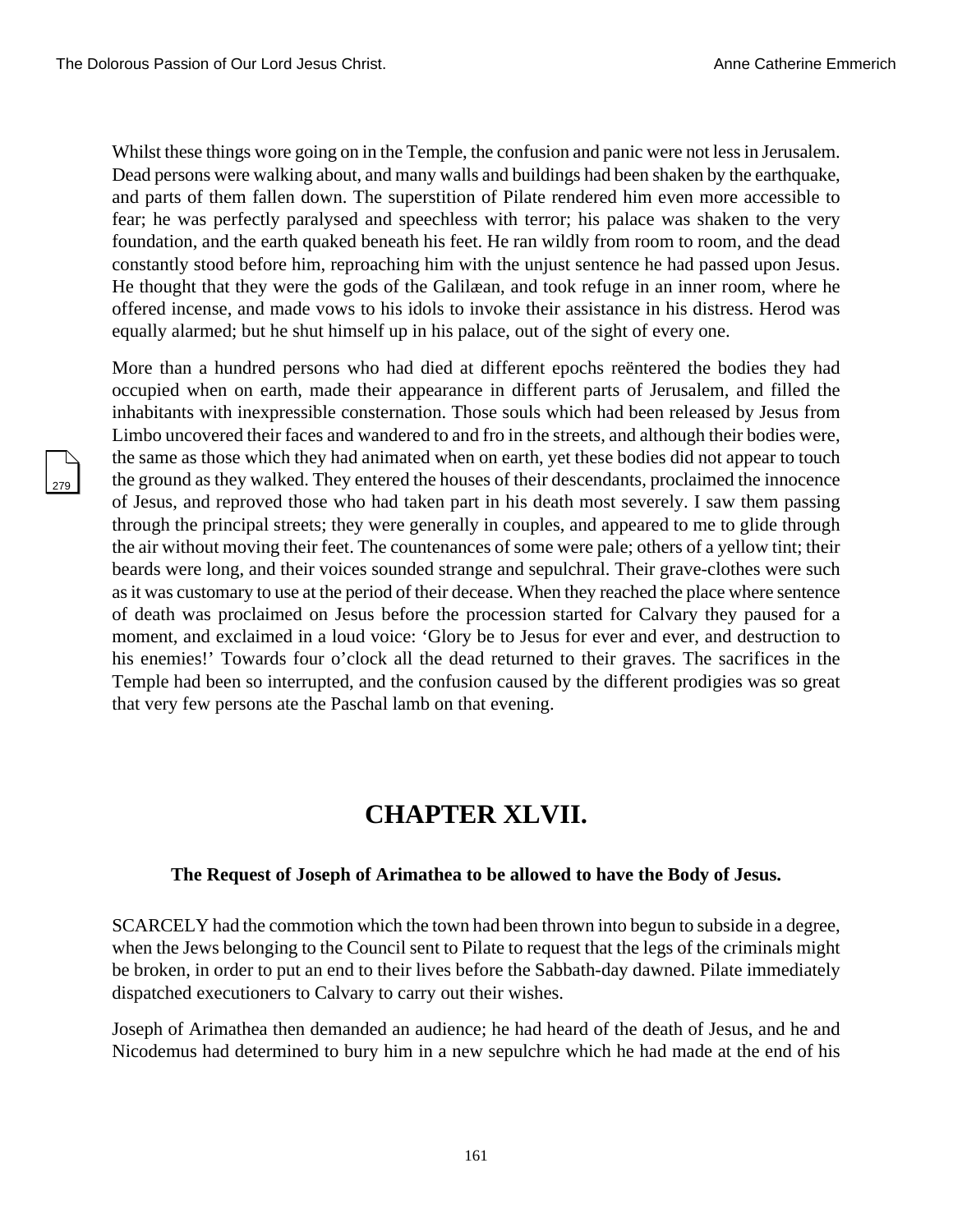Whilst these things wore going on in the Temple, the confusion and panic were not less in Jerusalem. Dead persons were walking about, and many walls and buildings had been shaken by the earthquake, and parts of them fallen down. The superstition of Pilate rendered him even more accessible to fear; he was perfectly paralysed and speechless with terror; his palace was shaken to the very foundation, and the earth quaked beneath his feet. He ran wildly from room to room, and the dead constantly stood before him, reproaching him with the unjust sentence he had passed upon Jesus. He thought that they were the gods of the Galilæan, and took refuge in an inner room, where he offered incense, and made vows to his idols to invoke their assistance in his distress. Herod was equally alarmed; but he shut himself up in his palace, out of the sight of every one.

More than a hundred persons who had died at different epochs reëntered the bodies they had occupied when on earth, made their appearance in different parts of Jerusalem, and filled the inhabitants with inexpressible consternation. Those souls which had been released by Jesus from Limbo uncovered their faces and wandered to and fro in the streets, and although their bodies were, the same as those which they had animated when on earth, yet these bodies did not appear to touch the ground as they walked. They entered the houses of their descendants, proclaimed the innocence of Jesus, and reproved those who had taken part in his death most severely. I saw them passing through the principal streets; they were generally in couples, and appeared to me to glide through the air without moving their feet. The countenances of some were pale; others of a yellow tint; their beards were long, and their voices sounded strange and sepulchral. Their grave-clothes were such as it was customary to use at the period of their decease. When they reached the place where sentence of death was proclaimed on Jesus before the procession started for Calvary they paused for a moment, and exclaimed in a loud voice: ‘Glory be to Jesus for ever and ever, and destruction to his enemies!’ Towards four o’clock all the dead returned to their graves. The sacrifices in the Temple had been so interrupted, and the confusion caused by the different prodigies was so great that very few persons ate the Paschal lamb on that evening.

# CHAPTER XLVII.

### The Request of Joseph of Arimathea to be allowed to have the Body of Jesus.

SCARCELY had the commotion which the town had been thrown into begun to subside in a degree, when the Jews belonging to the Council sent to Pilate to request that the legs of the criminals might be broken, in order to put an end to their lives before the Sabbath-day dawned. Pilate immediately dispatched executioners to Calvary to carry out their wishes.

Joseph of Arimathea then demanded an audience; he had heard of the death of Jesus, and he and Nicodemus had determined to bury him in a new sepulchre which he had made at the end of his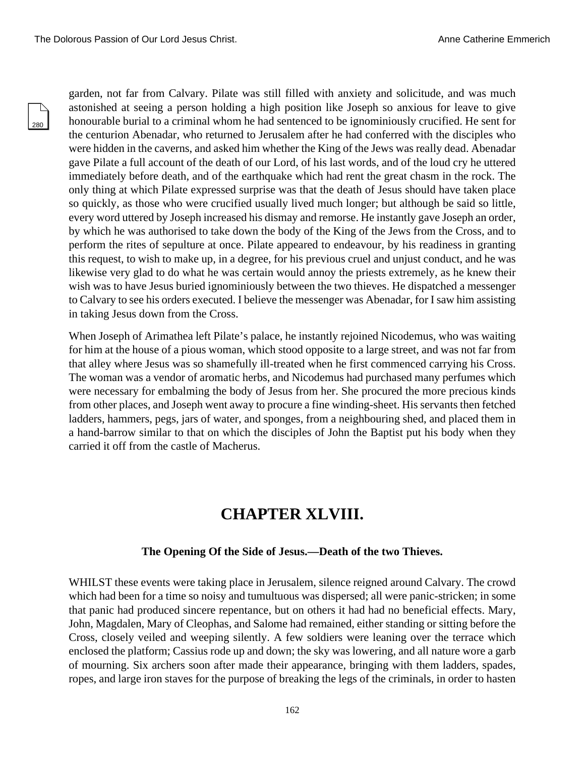garden, not far from Calvary. Pilate was still filled with anxiety and solicitude, and was much astonished at seeing a person holding a high position like Joseph so anxious for leave to give honourable burial to a criminal whom he had sentenced to be ignominiously crucified. He sent for the centurion Abenadar, who returned to Jerusalem after he had conferred with the disciples who were hidden in the caverns, and asked him whether the King of the Jews was really dead. Abenadar gave Pilate a full account of the death of our Lord, of his last words, and of the loud cry he uttered immediately before death, and of the earthquake which had rent the great chasm in the rock. The only thing at which Pilate expressed surprise was that the death of Jesus should have taken place so quickly, as those who were crucified usually lived much longer; but although be said so little, every word uttered by Joseph increased his dismay and remorse. He instantly gave Joseph an order, by which he was authorised to take down the body of the King of the Jews from the Cross, and to perform the rites of sepulture at once. Pilate appeared to endeavour, by his readiness in granting this request, to wish to make up, in a degree, for his previous cruel and unjust conduct, and he was likewise very glad to do what he was certain would annoy the priests extremely, as he knew their wish was to have Jesus buried ignominiously between the two thieves. He dispatched a messenger to Calvary to see his orders executed. I believe the messenger was Abenadar, for I saw him assisting in taking Jesus down from the Cross.

When Joseph of Arimathea left Pilate's palace, he instantly rejoined Nicodemus, who was waiting for him at the house of a pious woman, which stood opposite to a large street, and was not far from that alley where Jesus was so shamefully ill-treated when he first commenced carrying his Cross. The woman was a vendor of aromatic herbs, and Nicodemus had purchased many perfumes which were necessary for embalming the body of Jesus from her. She procured the more precious kinds from other places, and Joseph went away to procure a fine winding-sheet. His servants then fetched ladders, hammers, pegs, jars of water, and sponges, from a neighbouring shed, and placed them in a hand-barrow similar to that on which the disciples of John the Baptist put his body when they carried it off from the castle of Macherus.

# CHAPTER XLVIII.

### The Opening Of the Side of Jesus.—Death of the two Thieves.

WHILST these events were taking place in Jerusalem, silence reigned around Calvary. The crowd which had been for a time so noisy and tumultuous was dispersed; all were panic-stricken; in some that panic had produced sincere repentance, but on others it had had no beneficial effects. Mary, John, Magdalen, Mary of Cleophas, and Salome had remained, either standing or sitting before the Cross, closely veiled and weeping silently. A few soldiers were leaning over the terrace which enclosed the platform; Cassius rode up and down; the sky was lowering, and all nature wore a garb of mourning. Six archers soon after made their appearance, bringing with them ladders, spades, ropes, and large iron staves for the purpose of breaking the legs of the criminals, in order to hasten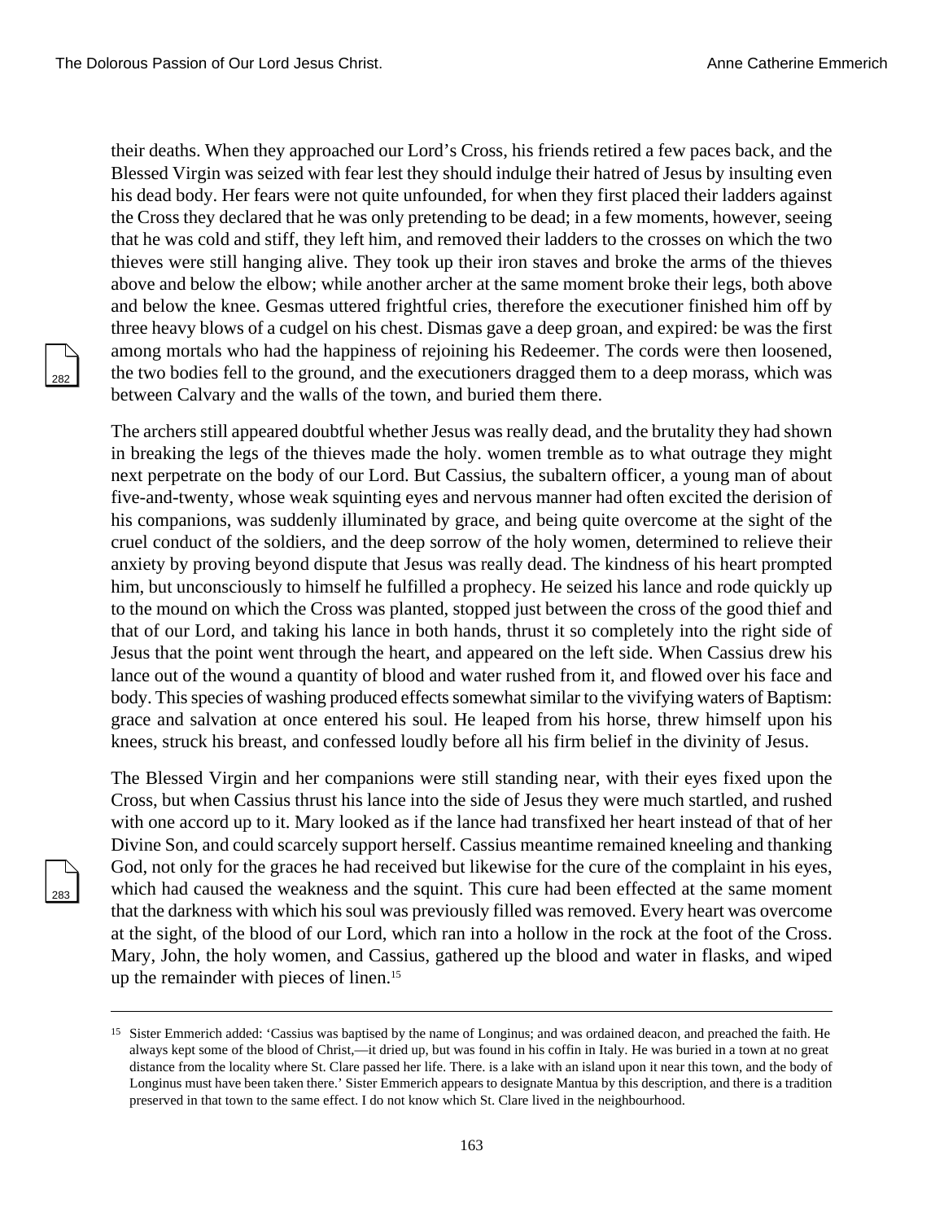their deaths. When they approached our Lord's Cross, his friends retired a few paces back, and the Blessed Virgin was seized with fear lest they should indulge their hatred of Jesus by insulting even his dead body. Her fears were not quite unfounded, for when they first placed their ladders against the Cross they declared that he was only pretending to be dead; in a few moments, however, seeing that he was cold and stiff, they left him, and removed their ladders to the crosses on which the two thieves were still hanging alive. They took up their iron staves and broke the arms of the thieves above and below the elbow; while another archer at the same moment broke their legs, both above and below the knee. Gesmas uttered frightful cries, therefore the executioner finished him off by three heavy blows of a cudgel on his chest. Dismas gave a deep groan, and expired: be was the first among mortals who had the happiness of rejoining his Redeemer. The cords were then loosened, the two bodies fell to the ground, and the executioners dragged them to a deep morass, which was between Calvary and the walls of the town, and buried them there.

The archers still appeared doubtful whether Jesus was really dead, and the brutality they had shown in breaking the legs of the thieves made the holy. women tremble as to what outrage they might next perpetrate on the body of our Lord. But Cassius, the subaltern officer, a young man of about five-and-twenty, whose weak squinting eyes and nervous manner had often excited the derision of his companions, was suddenly illuminated by grace, and being quite overcome at the sight of the cruel conduct of the soldiers, and the deep sorrow of the holy women, determined to relieve their anxiety by proving beyond dispute that Jesus was really dead. The kindness of his heart prompted him, but unconsciously to himself he fulfilled a prophecy. He seized his lance and rode quickly up to the mound on which the Cross was planted, stopped just between the cross of the good thief and that of our Lord, and taking his lance in both hands, thrust it so completely into the right side of Jesus that the point went through the heart, and appeared on the left side. When Cassius drew his lance out of the wound a quantity of blood and water rushed from it, and flowed over his face and body. This species of washing produced effects somewhat similar to the vivifying waters of Baptism: grace and salvation at once entered his soul. He leaped from his horse, threw himself upon his knees, struck his breast, and confessed loudly before all his firm belief in the divinity of Jesus.

The Blessed Virgin and her companions were still standing near, with their eyes fixed upon the Cross, but when Cassius thrust his lance into the side of Jesus they were much startled, and rushed with one accord up to it. Mary looked as if the lance had transfixed her heart instead of that of her Divine Son, and could scarcely support herself. Cassius meantime remained kneeling and thanking God, not only for the graces he had received but likewise for the cure of the complaint in his eyes, which had caused the weakness and the squint. This cure had been effected at the same moment that the darkness with which his soul was previously filled was removed. Every heart was overcome at the sight, of the blood of our Lord, which ran into a hollow in the rock at the foot of the Cross. Mary, John, the holy women, and Cassius, gathered up the blood and water in flasks, and wiped up the remainder with pieces of linen.[15]

---

[15] Sister Emmerich added: 'Cassius was baptised by the name of Longinus; and was ordained deacon, and preached the faith. He always kept some of the blood of Christ,—it dried up, but was found in his coffin in Italy. He was buried in a town at no great distance from the locality where St. Clare passed her life. There. is a lake with an island upon it near this town, and the body of Longinus must have been taken there.' Sister Emmerich appears to designate Mantua by this description, and there is a tradition preserved in that town to the same effect. I do not know which St. Clare lived in the neighbourhood.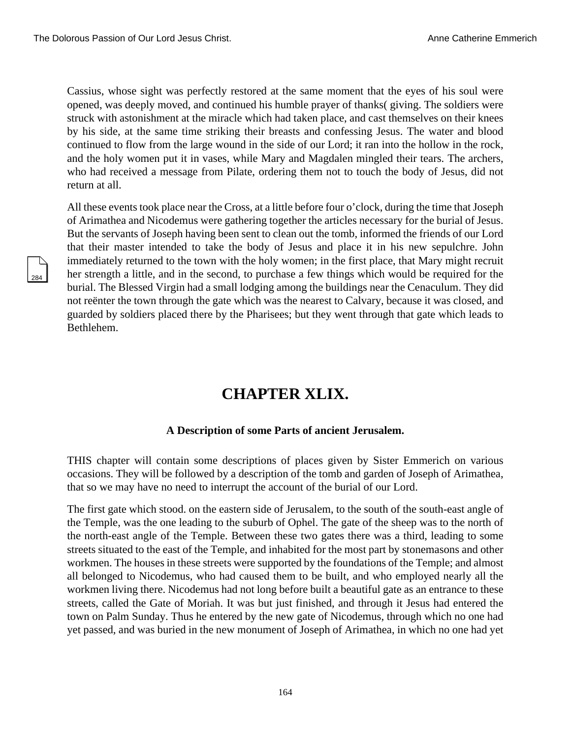Cassius, whose sight was perfectly restored at the same moment that the eyes of his soul were opened, was deeply moved, and continued his humble prayer of thanks( giving. The soldiers were struck with astonishment at the miracle which had taken place, and cast themselves on their knees by his side, at the same time striking their breasts and confessing Jesus. The water and blood continued to flow from the large wound in the side of our Lord; it ran into the hollow in the rock, and the holy women put it in vases, while Mary and Magdalen mingled their tears. The archers, who had received a message from Pilate, ordering them not to touch the body of Jesus, did not return at all.

All these events took place near the Cross, at a little before four o'clock, during the time that Joseph of Arimathea and Nicodemus were gathering together the articles necessary for the burial of Jesus. But the servants of Joseph having been sent to clean out the tomb, informed the friends of our Lord that their master intended to take the body of Jesus and place it in his new sepulchre. John immediately returned to the town with the holy women; in the first place, that Mary might recruit her strength a little, and in the second, to purchase a few things which would be required for the burial. The Blessed Virgin had a small lodging among the buildings near the Cenaculum. They did not reënter the town through the gate which was the nearest to Calvary, because it was closed, and guarded by soldiers placed there by the Pharisees; but they went through that gate which leads to Bethlehem.

## CHAPTER XLIX.

### A Description of some Parts of ancient Jerusalem.

THIS chapter will contain some descriptions of places given by Sister Emmerich on various occasions. They will be followed by a description of the tomb and garden of Joseph of Arimathea, that so we may have no need to interrupt the account of the burial of our Lord.

The first gate which stood. on the eastern side of Jerusalem, to the south of the south-east angle of the Temple, was the one leading to the suburb of Ophel. The gate of the sheep was to the north of the north-east angle of the Temple. Between these two gates there was a third, leading to some streets situated to the east of the Temple, and inhabited for the most part by stonemasons and other workmen. The houses in these streets were supported by the foundations of the Temple; and almost all belonged to Nicodemus, who had caused them to be built, and who employed nearly all the workmen living there. Nicodemus had not long before built a beautiful gate as an entrance to these streets, called the Gate of Moriah. It was but just finished, and through it Jesus had entered the town on Palm Sunday. Thus he entered by the new gate of Nicodemus, through which no one had yet passed, and was buried in the new monument of Joseph of Arimathea, in which no one had yet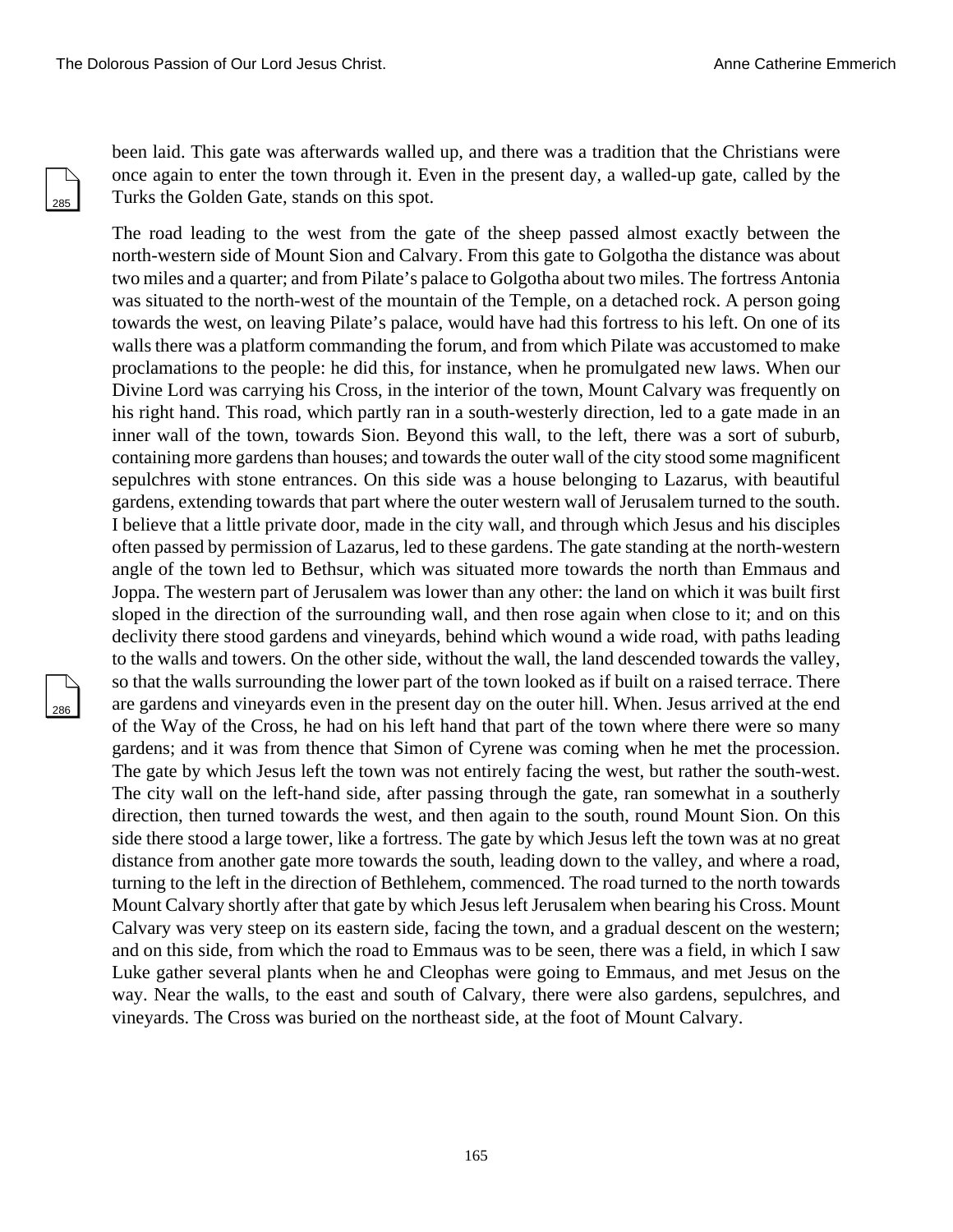been laid. This gate was afterwards walled up, and there was a tradition that the Christians were once again to enter the town through it. Even in the present day, a walled-up gate, called by the Turks the Golden Gate, stands on this spot.

The road leading to the west from the gate of the sheep passed almost exactly between the north-western side of Mount Sion and Calvary. From this gate to Golgotha the distance was about two miles and a quarter; and from Pilate's palace to Golgotha about two miles. The fortress Antonia was situated to the north-west of the mountain of the Temple, on a detached rock. A person going towards the west, on leaving Pilate's palace, would have had this fortress to his left. On one of its walls there was a platform commanding the forum, and from which Pilate was accustomed to make proclamations to the people: he did this, for instance, when he promulgated new laws. When our Divine Lord was carrying his Cross, in the interior of the town, Mount Calvary was frequently on his right hand. This road, which partly ran in a south-westerly direction, led to a gate made in an inner wall of the town, towards Sion. Beyond this wall, to the left, there was a sort of suburb, containing more gardens than houses; and towards the outer wall of the city stood some magnificent sepulchres with stone entrances. On this side was a house belonging to Lazarus, with beautiful gardens, extending towards that part where the outer western wall of Jerusalem turned to the south. I believe that a little private door, made in the city wall, and through which Jesus and his disciples often passed by permission of Lazarus, led to these gardens. The gate standing at the north-western angle of the town led to Bethsur, which was situated more towards the north than Emmaus and Joppa. The western part of Jerusalem was lower than any other: the land on which it was built first sloped in the direction of the surrounding wall, and then rose again when close to it; and on this declivity there stood gardens and vineyards, behind which wound a wide road, with paths leading to the walls and towers. On the other side, without the wall, the land descended towards the valley, so that the walls surrounding the lower part of the town looked as if built on a raised terrace. There are gardens and vineyards even in the present day on the outer hill. When. Jesus arrived at the end of the Way of the Cross, he had on his left hand that part of the town where there were so many gardens; and it was from thence that Simon of Cyrene was coming when he met the procession. The gate by which Jesus left the town was not entirely facing the west, but rather the south-west. The city wall on the left-hand side, after passing through the gate, ran somewhat in a southerly direction, then turned towards the west, and then again to the south, round Mount Sion. On this side there stood a large tower, like a fortress. The gate by which Jesus left the town was at no great distance from another gate more towards the south, leading down to the valley, and where a road, turning to the left in the direction of Bethlehem, commenced. The road turned to the north towards Mount Calvary shortly after that gate by which Jesus left Jerusalem when bearing his Cross. Mount Calvary was very steep on its eastern side, facing the town, and a gradual descent on the western; and on this side, from which the road to Emmaus was to be seen, there was a field, in which I saw Luke gather several plants when he and Cleophas were going to Emmaus, and met Jesus on the way. Near the walls, to the east and south of Calvary, there were also gardens, sepulchres, and vineyards. The Cross was buried on the northeast side, at the foot of Mount Calvary.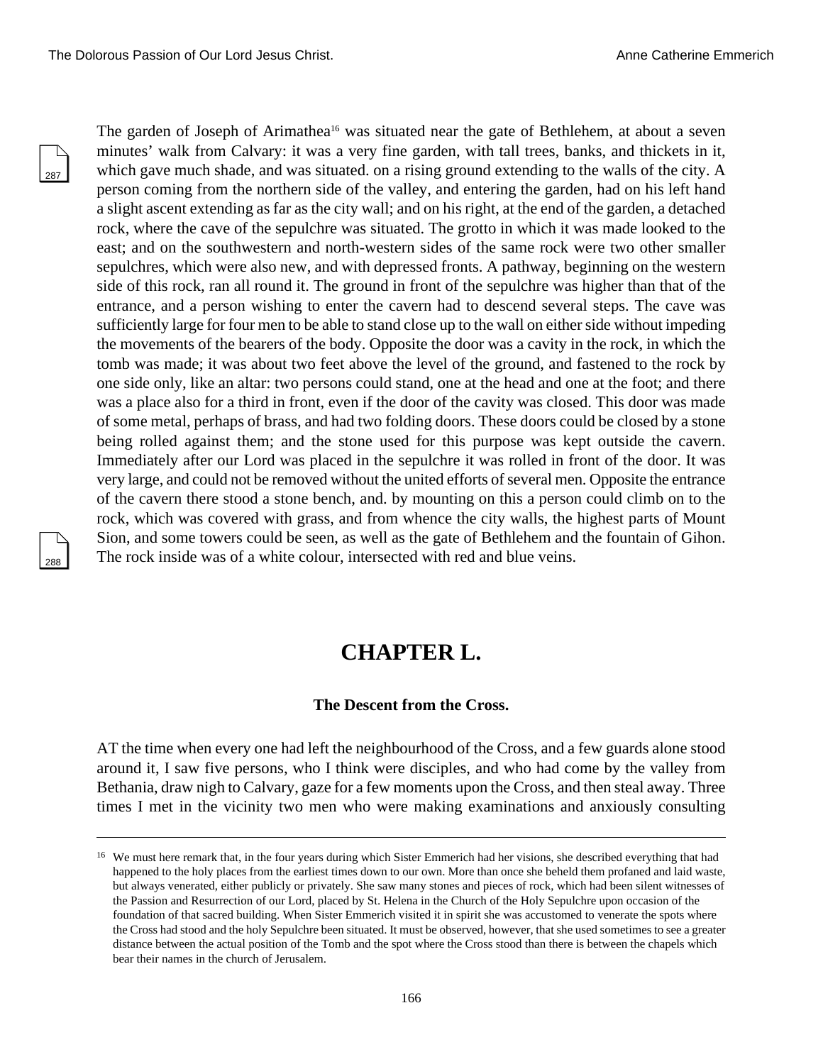The garden of Joseph of Arimathea[16] was situated near the gate of Bethlehem, at about a seven minutes' walk from Calvary: it was a very fine garden, with tall trees, banks, and thickets in it, which gave much shade, and was situated. on a rising ground extending to the walls of the city. A person coming from the northern side of the valley, and entering the garden, had on his left hand a slight ascent extending as far as the city wall; and on his right, at the end of the garden, a detached rock, where the cave of the sepulchre was situated. The grotto in which it was made looked to the east; and on the southwestern and north-western sides of the same rock were two other smaller sepulchres, which were also new, and with depressed fronts. A pathway, beginning on the western side of this rock, ran all round it. The ground in front of the sepulchre was higher than that of the entrance, and a person wishing to enter the cavern had to descend several steps. The cave was sufficiently large for four men to be able to stand close up to the wall on either side without impeding the movements of the bearers of the body. Opposite the door was a cavity in the rock, in which the tomb was made; it was about two feet above the level of the ground, and fastened to the rock by one side only, like an altar: two persons could stand, one at the head and one at the foot; and there was a place also for a third in front, even if the door of the cavity was closed. This door was made of some metal, perhaps of brass, and had two folding doors. These doors could be closed by a stone being rolled against them; and the stone used for this purpose was kept outside the cavern. Immediately after our Lord was placed in the sepulchre it was rolled in front of the door. It was very large, and could not be removed without the united efforts of several men. Opposite the entrance of the cavern there stood a stone bench, and. by mounting on this a person could climb on to the rock, which was covered with grass, and from whence the city walls, the highest parts of Mount Sion, and some towers could be seen, as well as the gate of Bethlehem and the fountain of Gihon. The rock inside was of a white colour, intersected with red and blue veins.

## CHAPTER L.

### The Descent from the Cross.

AT the time when every one had left the neighbourhood of the Cross, and a few guards alone stood around it, I saw five persons, who I think were disciples, and who had come by the valley from Bethania, draw nigh to Calvary, gaze for a few moments upon the Cross, and then steal away. Three times I met in the vicinity two men who were making examinations and anxiously consulting

---

[16] We must here remark that, in the four years during which Sister Emmerich had her visions, she described everything that had happened to the holy places from the earliest times down to our own. More than once she beheld them profaned and laid waste, but always venerated, either publicly or privately. She saw many stones and pieces of rock, which had been silent witnesses of the Passion and Resurrection of our Lord, placed by St. Helena in the Church of the Holy Sepulchre upon occasion of the foundation of that sacred building. When Sister Emmerich visited it in spirit she was accustomed to venerate the spots where the Cross had stood and the holy Sepulchre been situated. It must be observed, however, that she used sometimes to see a greater distance between the actual position of the Tomb and the spot where the Cross stood than there is between the chapels which bear their names in the church of Jerusalem.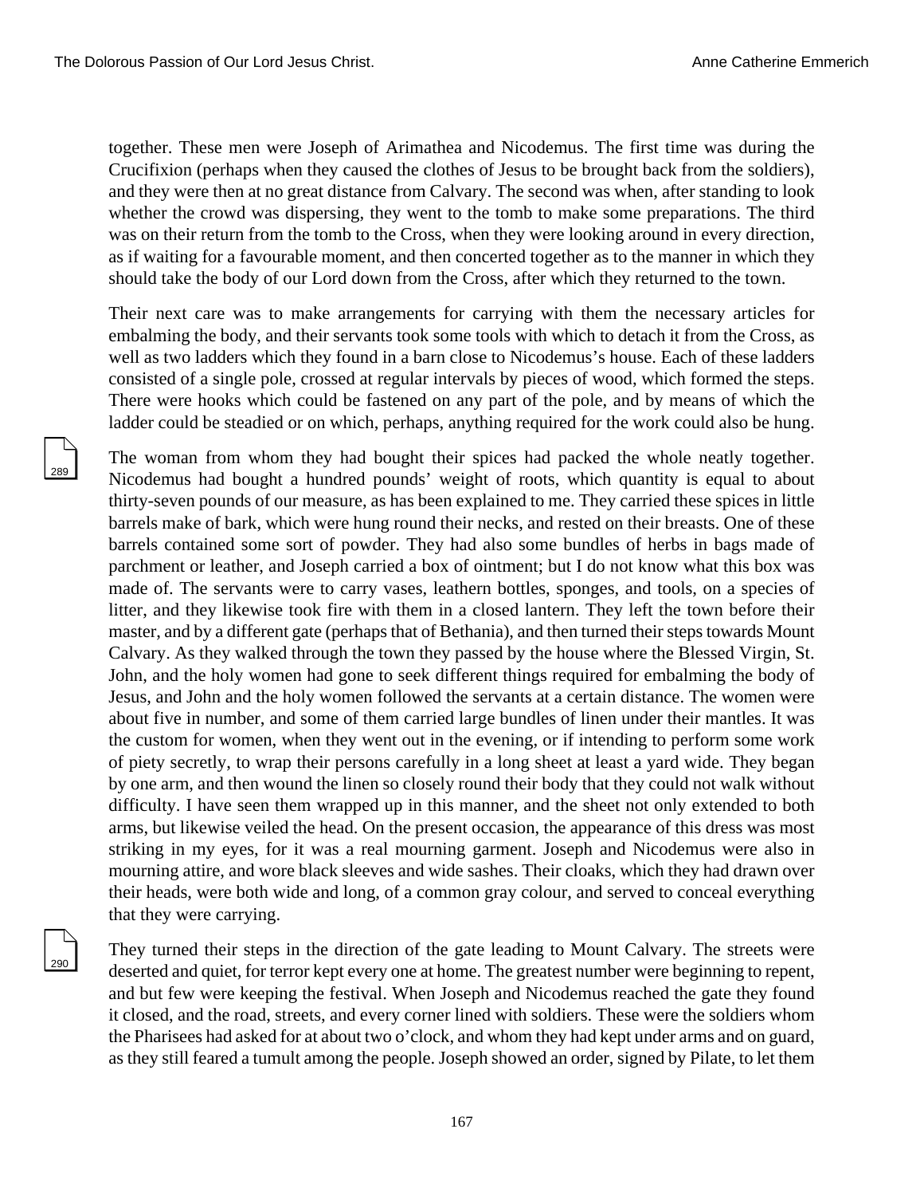together. These men were Joseph of Arimathea and Nicodemus. The first time was during the Crucifixion (perhaps when they caused the clothes of Jesus to be brought back from the soldiers), and they were then at no great distance from Calvary. The second was when, after standing to look whether the crowd was dispersing, they went to the tomb to make some preparations. The third was on their return from the tomb to the Cross, when they were looking around in every direction, as if waiting for a favourable moment, and then concerted together as to the manner in which they should take the body of our Lord down from the Cross, after which they returned to the town.

Their next care was to make arrangements for carrying with them the necessary articles for embalming the body, and their servants took some tools with which to detach it from the Cross, as well as two ladders which they found in a barn close to Nicodemus's house. Each of these ladders consisted of a single pole, crossed at regular intervals by pieces of wood, which formed the steps. There were hooks which could be fastened on any part of the pole, and by means of which the ladder could be steadied or on which, perhaps, anything required for the work could also be hung.

The woman from whom they had bought their spices had packed the whole neatly together. Nicodemus had bought a hundred pounds' weight of roots, which quantity is equal to about thirty-seven pounds of our measure, as has been explained to me. They carried these spices in little barrels make of bark, which were hung round their necks, and rested on their breasts. One of these barrels contained some sort of powder. They had also some bundles of herbs in bags made of parchment or leather, and Joseph carried a box of ointment; but I do not know what this box was made of. The servants were to carry vases, leathern bottles, sponges, and tools, on a species of litter, and they likewise took fire with them in a closed lantern. They left the town before their master, and by a different gate (perhaps that of Bethania), and then turned their steps towards Mount Calvary. As they walked through the town they passed by the house where the Blessed Virgin, St. John, and the holy women had gone to seek different things required for embalming the body of Jesus, and John and the holy women followed the servants at a certain distance. The women were about five in number, and some of them carried large bundles of linen under their mantles. It was the custom for women, when they went out in the evening, or if intending to perform some work of piety secretly, to wrap their persons carefully in a long sheet at least a yard wide. They began by one arm, and then wound the linen so closely round their body that they could not walk without difficulty. I have seen them wrapped up in this manner, and the sheet not only extended to both arms, but likewise veiled the head. On the present occasion, the appearance of this dress was most striking in my eyes, for it was a real mourning garment. Joseph and Nicodemus were also in mourning attire, and wore black sleeves and wide sashes. Their cloaks, which they had drawn over their heads, were both wide and long, of a common gray colour, and served to conceal everything that they were carrying.

They turned their steps in the direction of the gate leading to Mount Calvary. The streets were deserted and quiet, for terror kept every one at home. The greatest number were beginning to repent, and but few were keeping the festival. When Joseph and Nicodemus reached the gate they found it closed, and the road, streets, and every corner lined with soldiers. These were the soldiers whom the Pharisees had asked for at about two o'clock, and whom they had kept under arms and on guard, as they still feared a tumult among the people. Joseph showed an order, signed by Pilate, to let them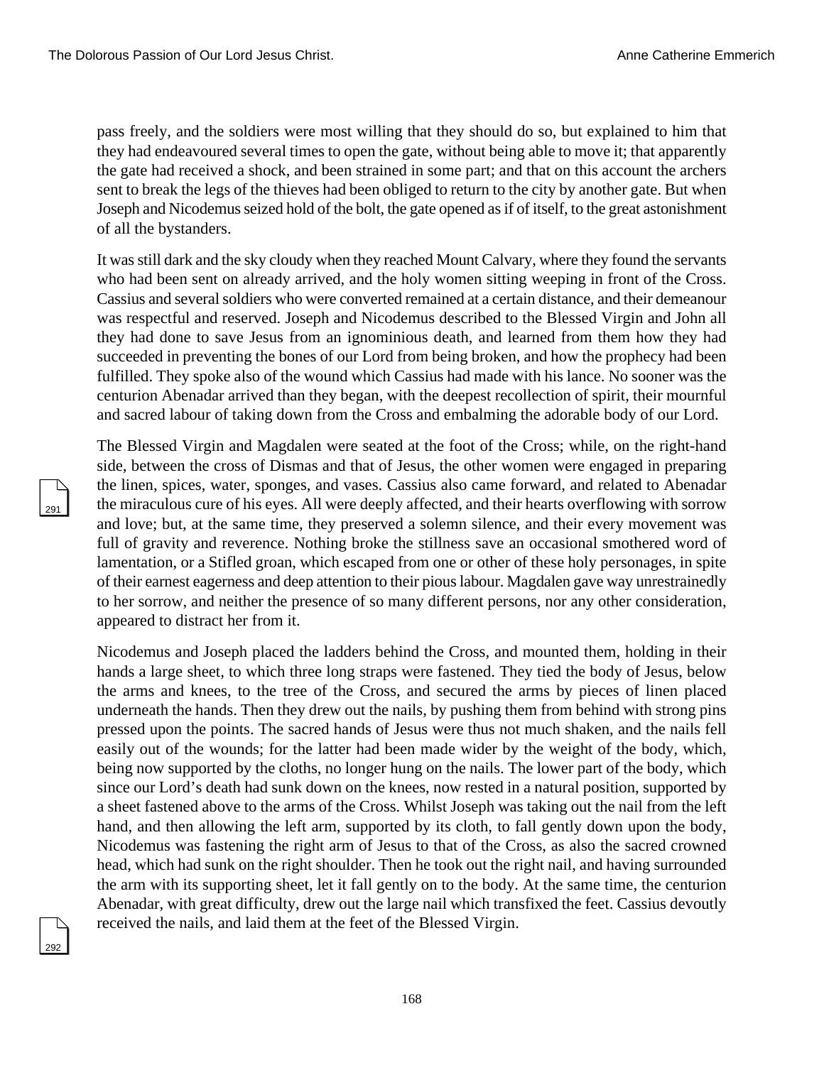pass freely, and the soldiers were most willing that they should do so, but explained to him that they had endeavoured several times to open the gate, without being able to move it; that apparently the gate had received a shock, and been strained in some part; and that on this account the archers sent to break the legs of the thieves had been obliged to return to the city by another gate. But when Joseph and Nicodemus seized hold of the bolt, the gate opened as if of itself, to the great astonishment of all the bystanders.

It was still dark and the sky cloudy when they reached Mount Calvary, where they found the servants who had been sent on already arrived, and the holy women sitting weeping in front of the Cross. Cassius and several soldiers who were converted remained at a certain distance, and their demeanour was respectful and reserved. Joseph and Nicodemus described to the Blessed Virgin and John all they had done to save Jesus from an ignominious death, and learned from them how they had succeeded in preventing the bones of our Lord from being broken, and how the prophecy had been fulfilled. They spoke also of the wound which Cassius had made with his lance. No sooner was the centurion Abenadar arrived than they began, with the deepest recollection of spirit, their mournful and sacred labour of taking down from the Cross and embalming the adorable body of our Lord.

The Blessed Virgin and Magdalen were seated at the foot of the Cross; while, on the right-hand side, between the cross of Dismas and that of Jesus, the other women were engaged in preparing the linen, spices, water, sponges, and vases. Cassius also came forward, and related to Abenadar the miraculous cure of his eyes. All were deeply affected, and their hearts overflowing with sorrow and love; but, at the same time, they preserved a solemn silence, and their every movement was full of gravity and reverence. Nothing broke the stillness save an occasional smothered word of lamentation, or a Stifled groan, which escaped from one or other of these holy personages, in spite of their earnest eagerness and deep attention to their pious labour. Magdalen gave way unrestrainedly to her sorrow, and neither the presence of so many different persons, nor any other consideration, appeared to distract her from it.

Nicodemus and Joseph placed the ladders behind the Cross, and mounted them, holding in their hands a large sheet, to which three long straps were fastened. They tied the body of Jesus, below the arms and knees, to the tree of the Cross, and secured the arms by pieces of linen placed underneath the hands. Then they drew out the nails, by pushing them from behind with strong pins pressed upon the points. The sacred hands of Jesus were thus not much shaken, and the nails fell easily out of the wounds; for the latter had been made wider by the weight of the body, which, being now supported by the cloths, no longer hung on the nails. The lower part of the body, which since our Lord's death had sunk down on the knees, now rested in a natural position, supported by a sheet fastened above to the arms of the Cross. Whilst Joseph was taking out the nail from the left hand, and then allowing the left arm, supported by its cloth, to fall gently down upon the body, Nicodemus was fastening the right arm of Jesus to that of the Cross, as also the sacred crowned head, which had sunk on the right shoulder. Then he took out the right nail, and having surrounded the arm with its supporting sheet, let it fall gently on to the body. At the same time, the centurion Abenadar, with great difficulty, drew out the large nail which transfixed the feet. Cassius devoutly received the nails, and laid them at the feet of the Blessed Virgin.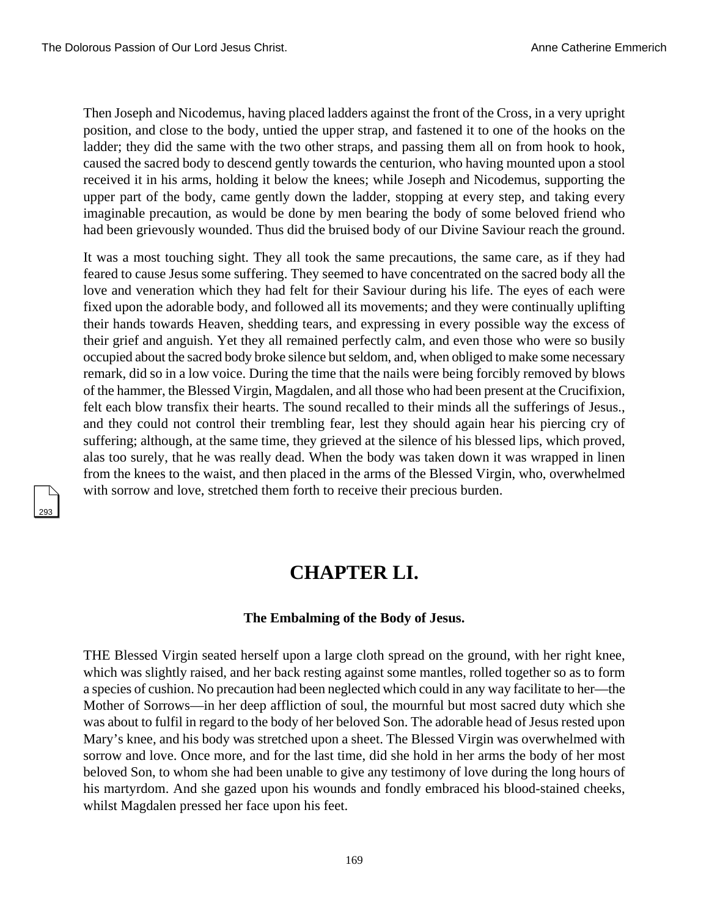Then Joseph and Nicodemus, having placed ladders against the front of the Cross, in a very upright position, and close to the body, untied the upper strap, and fastened it to one of the hooks on the ladder; they did the same with the two other straps, and passing them all on from hook to hook, caused the sacred body to descend gently towards the centurion, who having mounted upon a stool received it in his arms, holding it below the knees; while Joseph and Nicodemus, supporting the upper part of the body, came gently down the ladder, stopping at every step, and taking every imaginable precaution, as would be done by men bearing the body of some beloved friend who had been grievously wounded. Thus did the bruised body of our Divine Saviour reach the ground.

It was a most touching sight. They all took the same precautions, the same care, as if they had feared to cause Jesus some suffering. They seemed to have concentrated on the sacred body all the love and veneration which they had felt for their Saviour during his life. The eyes of each were fixed upon the adorable body, and followed all its movements; and they were continually uplifting their hands towards Heaven, shedding tears, and expressing in every possible way the excess of their grief and anguish. Yet they all remained perfectly calm, and even those who were so busily occupied about the sacred body broke silence but seldom, and, when obliged to make some necessary remark, did so in a low voice. During the time that the nails were being forcibly removed by blows of the hammer, the Blessed Virgin, Magdalen, and all those who had been present at the Crucifixion, felt each blow transfix their hearts. The sound recalled to their minds all the sufferings of Jesus., and they could not control their trembling fear, lest they should again hear his piercing cry of suffering; although, at the same time, they grieved at the silence of his blessed lips, which proved, alas too surely, that he was really dead. When the body was taken down it was wrapped in linen from the knees to the waist, and then placed in the arms of the Blessed Virgin, who, overwhelmed with sorrow and love, stretched them forth to receive their precious burden.

# CHAPTER LI.

### The Embalming of the Body of Jesus.

THE Blessed Virgin seated herself upon a large cloth spread on the ground, with her right knee, which was slightly raised, and her back resting against some mantles, rolled together so as to form a species of cushion. No precaution had been neglected which could in any way facilitate to her—the Mother of Sorrows—in her deep affliction of soul, the mournful but most sacred duty which she was about to fulfil in regard to the body of her beloved Son. The adorable head of Jesus rested upon Mary's knee, and his body was stretched upon a sheet. The Blessed Virgin was overwhelmed with sorrow and love. Once more, and for the last time, did she hold in her arms the body of her most beloved Son, to whom she had been unable to give any testimony of love during the long hours of his martyrdom. And she gazed upon his wounds and fondly embraced his blood-stained cheeks, whilst Magdalen pressed her face upon his feet.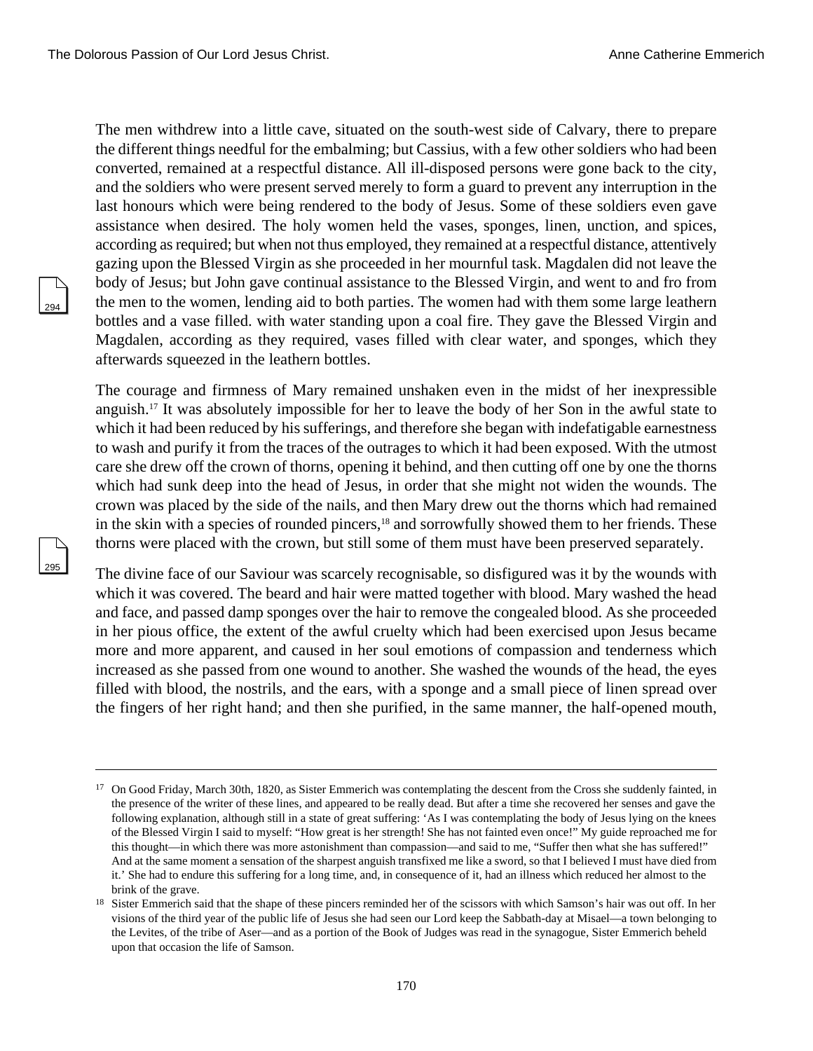The men withdrew into a little cave, situated on the south-west side of Calvary, there to prepare the different things needful for the embalming; but Cassius, with a few other soldiers who had been converted, remained at a respectful distance. All ill-disposed persons were gone back to the city, and the soldiers who were present served merely to form a guard to prevent any interruption in the last honours which were being rendered to the body of Jesus. Some of these soldiers even gave assistance when desired. The holy women held the vases, sponges, linen, unction, and spices, according as required; but when not thus employed, they remained at a respectful distance, attentively gazing upon the Blessed Virgin as she proceeded in her mournful task. Magdalen did not leave the body of Jesus; but John gave continual assistance to the Blessed Virgin, and went to and fro from the men to the women, lending aid to both parties. The women had with them some large leathern bottles and a vase filled. with water standing upon a coal fire. They gave the Blessed Virgin and Magdalen, according as they required, vases filled with clear water, and sponges, which they afterwards squeezed in the leathern bottles.

The courage and firmness of Mary remained unshaken even in the midst of her inexpressible anguish.[17] It was absolutely impossible for her to leave the body of her Son in the awful state to which it had been reduced by his sufferings, and therefore she began with indefatigable earnestness to wash and purify it from the traces of the outrages to which it had been exposed. With the utmost care she drew off the crown of thorns, opening it behind, and then cutting off one by one the thorns which had sunk deep into the head of Jesus, in order that she might not widen the wounds. The crown was placed by the side of the nails, and then Mary drew out the thorns which had remained in the skin with a species of rounded pincers,[18] and sorrowfully showed them to her friends. These thorns were placed with the crown, but still some of them must have been preserved separately.

The divine face of our Saviour was scarcely recognisable, so disfigured was it by the wounds with which it was covered. The beard and hair were matted together with blood. Mary washed the head and face, and passed damp sponges over the hair to remove the congealed blood. As she proceeded in her pious office, the extent of the awful cruelty which had been exercised upon Jesus became more and more apparent, and caused in her soul emotions of compassion and tenderness which increased as she passed from one wound to another. She washed the wounds of the head, the eyes filled with blood, the nostrils, and the ears, with a sponge and a small piece of linen spread over the fingers of her right hand; and then she purified, in the same manner, the half-opened mouth,

---

[17] On Good Friday, March 30th, 1820, as Sister Emmerich was contemplating the descent from the Cross she suddenly fainted, in the presence of the writer of these lines, and appeared to be really dead. But after a time she recovered her senses and gave the following explanation, although still in a state of great suffering: 'As I was contemplating the body of Jesus lying on the knees of the Blessed Virgin I said to myself: "How great is her strength! She has not fainted even once!" My guide reproached me for this thought—in which there was more astonishment than compassion—and said to me, "Suffer then what she has suffered!" And at the same moment a sensation of the sharpest anguish transfixed me like a sword, so that I believed I must have died from it.' She had to endure this suffering for a long time, and, in consequence of it, had an illness which reduced her almost to the brink of the grave.

[18] Sister Emmerich said that the shape of these pincers reminded her of the scissors with which Samson's hair was out off. In her visions of the third year of the public life of Jesus she had seen our Lord keep the Sabbath-day at Misael—a town belonging to the Levites, of the tribe of Aser—and as a portion of the Book of Judges was read in the synagogue, Sister Emmerich beheld upon that occasion the life of Samson.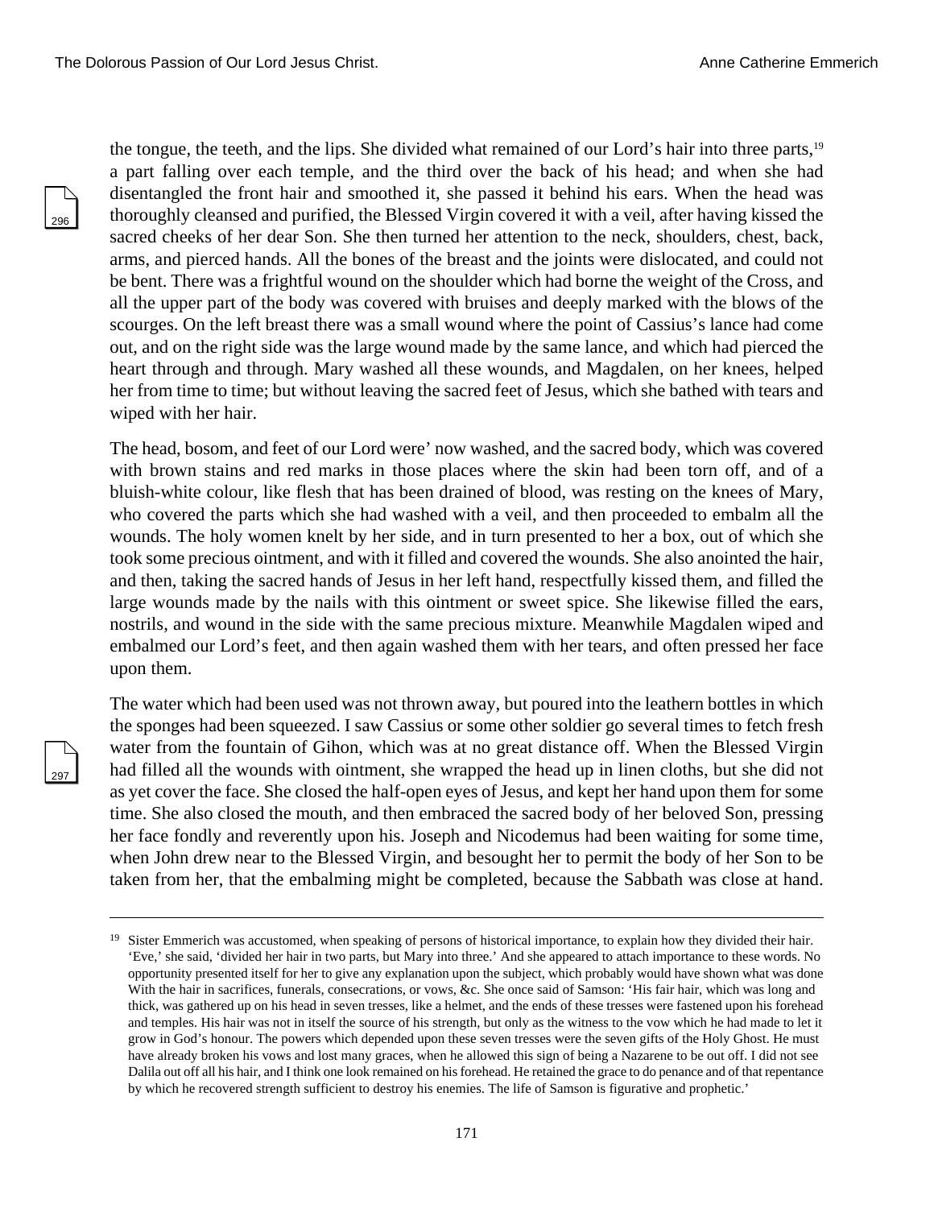the tongue, the teeth, and the lips. She divided what remained of our Lord's hair into three parts,[19] a part falling over each temple, and the third over the back of his head; and when she had disentangled the front hair and smoothed it, she passed it behind his ears. When the head was thoroughly cleansed and purified, the Blessed Virgin covered it with a veil, after having kissed the sacred cheeks of her dear Son. She then turned her attention to the neck, shoulders, chest, back, arms, and pierced hands. All the bones of the breast and the joints were dislocated, and could not be bent. There was a frightful wound on the shoulder which had borne the weight of the Cross, and all the upper part of the body was covered with bruises and deeply marked with the blows of the scourges. On the left breast there was a small wound where the point of Cassius's lance had come out, and on the right side was the large wound made by the same lance, and which had pierced the heart through and through. Mary washed all these wounds, and Magdalen, on her knees, helped her from time to time; but without leaving the sacred feet of Jesus, which she bathed with tears and wiped with her hair.

The head, bosom, and feet of our Lord were' now washed, and the sacred body, which was covered with brown stains and red marks in those places where the skin had been torn off, and of a bluish-white colour, like flesh that has been drained of blood, was resting on the knees of Mary, who covered the parts which she had washed with a veil, and then proceeded to embalm all the wounds. The holy women knelt by her side, and in turn presented to her a box, out of which she took some precious ointment, and with it filled and covered the wounds. She also anointed the hair, and then, taking the sacred hands of Jesus in her left hand, respectfully kissed them, and filled the large wounds made by the nails with this ointment or sweet spice. She likewise filled the ears, nostrils, and wound in the side with the same precious mixture. Meanwhile Magdalen wiped and embalmed our Lord's feet, and then again washed them with her tears, and often pressed her face upon them.

The water which had been used was not thrown away, but poured into the leathern bottles in which the sponges had been squeezed. I saw Cassius or some other soldier go several times to fetch fresh water from the fountain of Gihon, which was at no great distance off. When the Blessed Virgin had filled all the wounds with ointment, she wrapped the head up in linen cloths, but she did not as yet cover the face. She closed the half-open eyes of Jesus, and kept her hand upon them for some time. She also closed the mouth, and then embraced the sacred body of her beloved Son, pressing her face fondly and reverently upon his. Joseph and Nicodemus had been waiting for some time, when John drew near to the Blessed Virgin, and besought her to permit the body of her Son to be taken from her, that the embalming might be completed, because the Sabbath was close at hand.

---

[19] Sister Emmerich was accustomed, when speaking of persons of historical importance, to explain how they divided their hair. 'Eve,' she said, 'divided her hair in two parts, but Mary into three.' And she appeared to attach importance to these words. No opportunity presented itself for her to give any explanation upon the subject, which probably would have shown what was done With the hair in sacrifices, funerals, consecrations, or vows, &c. She once said of Samson: 'His fair hair, which was long and thick, was gathered up on his head in seven tresses, like a helmet, and the ends of these tresses were fastened upon his forehead and temples. His hair was not in itself the source of his strength, but only as the witness to the vow which he had made to let it grow in God's honour. The powers which depended upon these seven tresses were the seven gifts of the Holy Ghost. He must have already broken his vows and lost many graces, when he allowed this sign of being a Nazarene to be out off. I did not see Dalila out off all his hair, and I think one look remained on his forehead. He retained the grace to do penance and of that repentance by which he recovered strength sufficient to destroy his enemies. The life of Samson is figurative and prophetic.'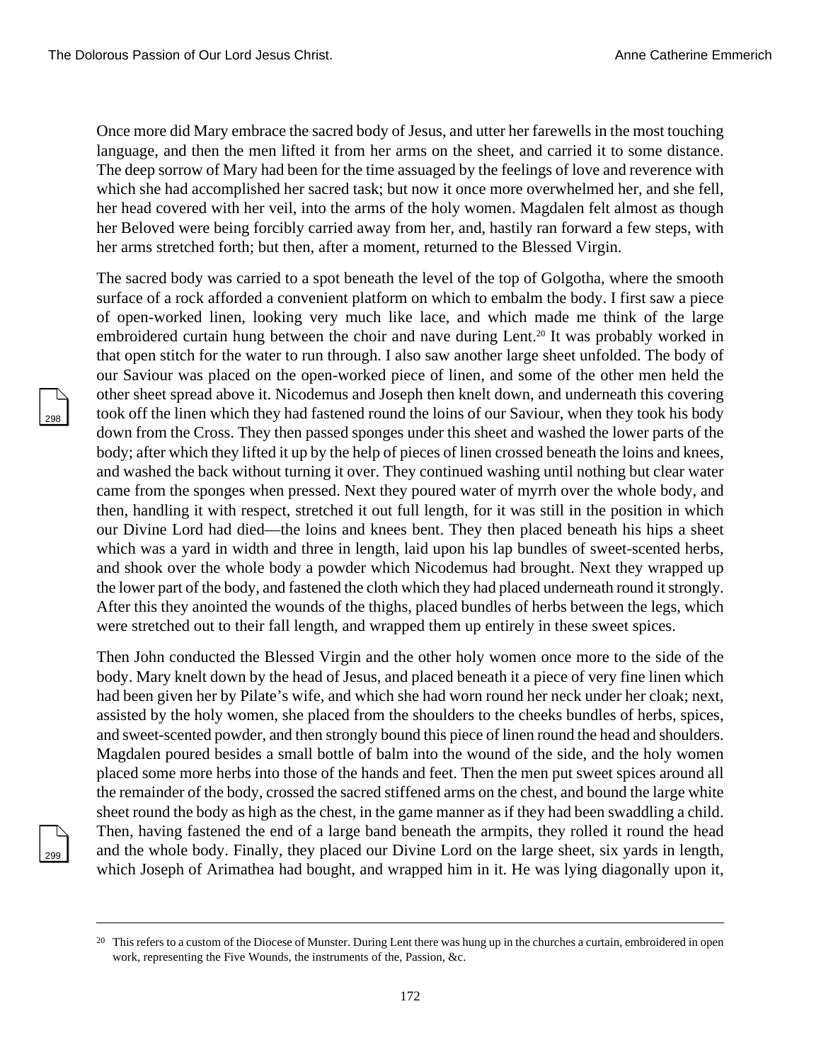Once more did Mary embrace the sacred body of Jesus, and utter her farewells in the most touching language, and then the men lifted it from her arms on the sheet, and carried it to some distance. The deep sorrow of Mary had been for the time assuaged by the feelings of love and reverence with which she had accomplished her sacred task; but now it once more overwhelmed her, and she fell, her head covered with her veil, into the arms of the holy women. Magdalen felt almost as though her Beloved were being forcibly carried away from her, and, hastily ran forward a few steps, with her arms stretched forth; but then, after a moment, returned to the Blessed Virgin.

The sacred body was carried to a spot beneath the level of the top of Golgotha, where the smooth surface of a rock afforded a convenient platform on which to embalm the body. I first saw a piece of open-worked linen, looking very much like lace, and which made me think of the large embroidered curtain hung between the choir and nave during Lent.[20] It was probably worked in that open stitch for the water to run through. I also saw another large sheet unfolded. The body of our Saviour was placed on the open-worked piece of linen, and some of the other men held the other sheet spread above it. Nicodemus and Joseph then knelt down, and underneath this covering took off the linen which they had fastened round the loins of our Saviour, when they took his body down from the Cross. They then passed sponges under this sheet and washed the lower parts of the body; after which they lifted it up by the help of pieces of linen crossed beneath the loins and knees, and washed the back without turning it over. They continued washing until nothing but clear water came from the sponges when pressed. Next they poured water of myrrh over the whole body, and then, handling it with respect, stretched it out full length, for it was still in the position in which our Divine Lord had died—the loins and knees bent. They then placed beneath his hips a sheet which was a yard in width and three in length, laid upon his lap bundles of sweet-scented herbs, and shook over the whole body a powder which Nicodemus had brought. Next they wrapped up the lower part of the body, and fastened the cloth which they had placed underneath round it strongly. After this they anointed the wounds of the thighs, placed bundles of herbs between the legs, which were stretched out to their fall length, and wrapped them up entirely in these sweet spices.

Then John conducted the Blessed Virgin and the other holy women once more to the side of the body. Mary knelt down by the head of Jesus, and placed beneath it a piece of very fine linen which had been given her by Pilate's wife, and which she had worn round her neck under her cloak; next, assisted by the holy women, she placed from the shoulders to the cheeks bundles of herbs, spices, and sweet-scented powder, and then strongly bound this piece of linen round the head and shoulders. Magdalen poured besides a small bottle of balm into the wound of the side, and the holy women placed some more herbs into those of the hands and feet. Then the men put sweet spices around all the remainder of the body, crossed the sacred stiffened arms on the chest, and bound the large white sheet round the body as high as the chest, in the game manner as if they had been swaddling a child. Then, having fastened the end of a large band beneath the armpits, they rolled it round the head and the whole body. Finally, they placed our Divine Lord on the large sheet, six yards in length, which Joseph of Arimathea had bought, and wrapped him in it. He was lying diagonally upon it,

---

[20] This refers to a custom of the Diocese of Munster. During Lent there was hung up in the churches a curtain, embroidered in open work, representing the Five Wounds, the instruments of the, Passion, &c.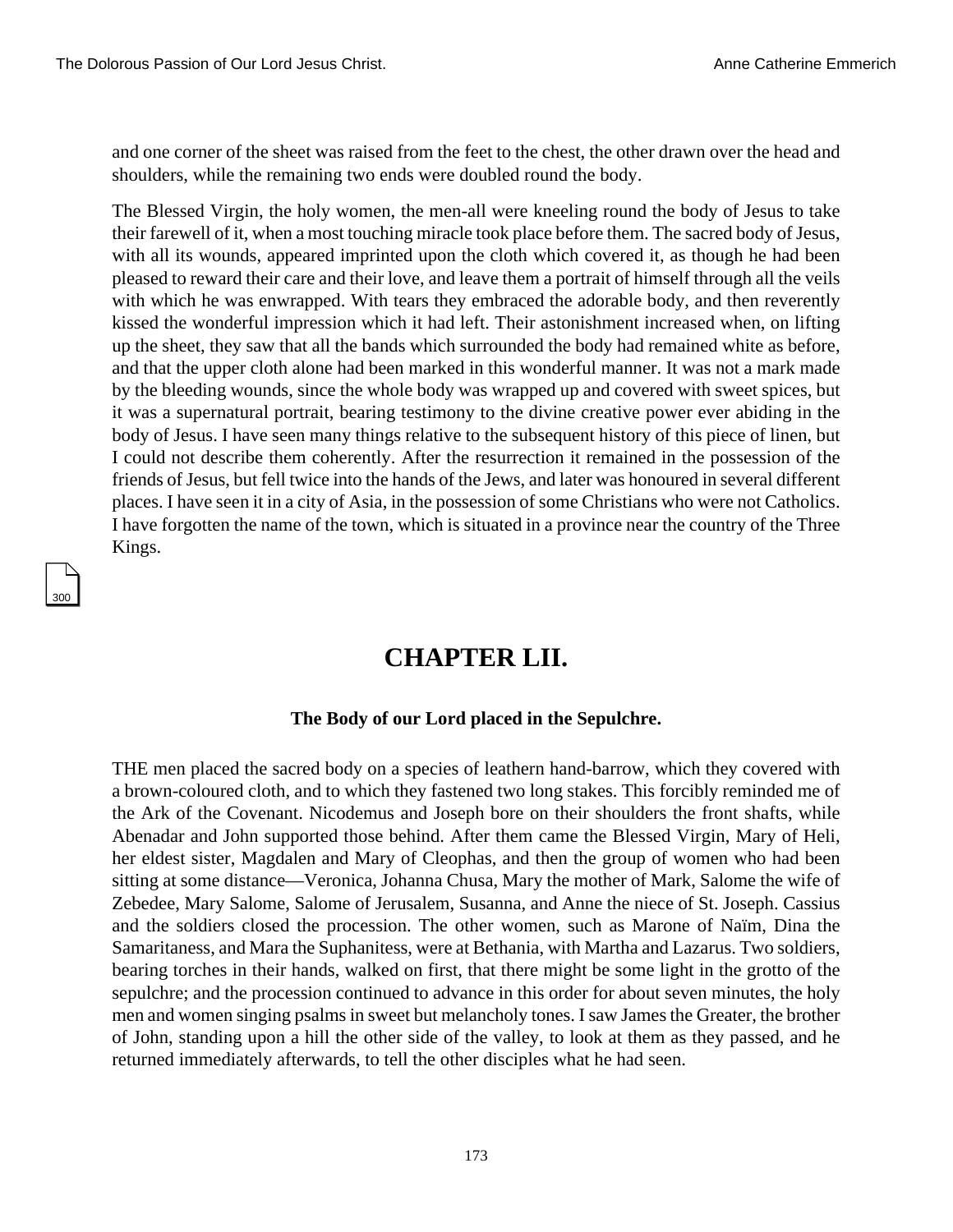and one corner of the sheet was raised from the feet to the chest, the other drawn over the head and shoulders, while the remaining two ends were doubled round the body.

The Blessed Virgin, the holy women, the men-all were kneeling round the body of Jesus to take their farewell of it, when a most touching miracle took place before them. The sacred body of Jesus, with all its wounds, appeared imprinted upon the cloth which covered it, as though he had been pleased to reward their care and their love, and leave them a portrait of himself through all the veils with which he was enwrapped. With tears they embraced the adorable body, and then reverently kissed the wonderful impression which it had left. Their astonishment increased when, on lifting up the sheet, they saw that all the bands which surrounded the body had remained white as before, and that the upper cloth alone had been marked in this wonderful manner. It was not a mark made by the bleeding wounds, since the whole body was wrapped up and covered with sweet spices, but it was a supernatural portrait, bearing testimony to the divine creative power ever abiding in the body of Jesus. I have seen many things relative to the subsequent history of this piece of linen, but I could not describe them coherently. After the resurrection it remained in the possession of the friends of Jesus, but fell twice into the hands of the Jews, and later was honoured in several different places. I have seen it in a city of Asia, in the possession of some Christians who were not Catholics. I have forgotten the name of the town, which is situated in a province near the country of the Three Kings.

## CHAPTER LII.

**The Body of our Lord placed in the Sepulchre.**

THE men placed the sacred body on a species of leathern hand-barrow, which they covered with a brown-coloured cloth, and to which they fastened two long stakes. This forcibly reminded me of the Ark of the Covenant. Nicodemus and Joseph bore on their shoulders the front shafts, while Abenadar and John supported those behind. After them came the Blessed Virgin, Mary of Heli, her eldest sister, Magdalen and Mary of Cleophas, and then the group of women who had been sitting at some distance—Veronica, Johanna Chusa, Mary the mother of Mark, Salome the wife of Zebedee, Mary Salome, Salome of Jerusalem, Susanna, and Anne the niece of St. Joseph. Cassius and the soldiers closed the procession. The other women, such as Marone of Naïm, Dina the Samaritaness, and Mara the Suphanitess, were at Bethania, with Martha and Lazarus. Two soldiers, bearing torches in their hands, walked on first, that there might be some light in the grotto of the sepulchre; and the procession continued to advance in this order for about seven minutes, the holy men and women singing psalms in sweet but melancholy tones. I saw James the Greater, the brother of John, standing upon a hill the other side of the valley, to look at them as they passed, and he returned immediately afterwards, to tell the other disciples what he had seen.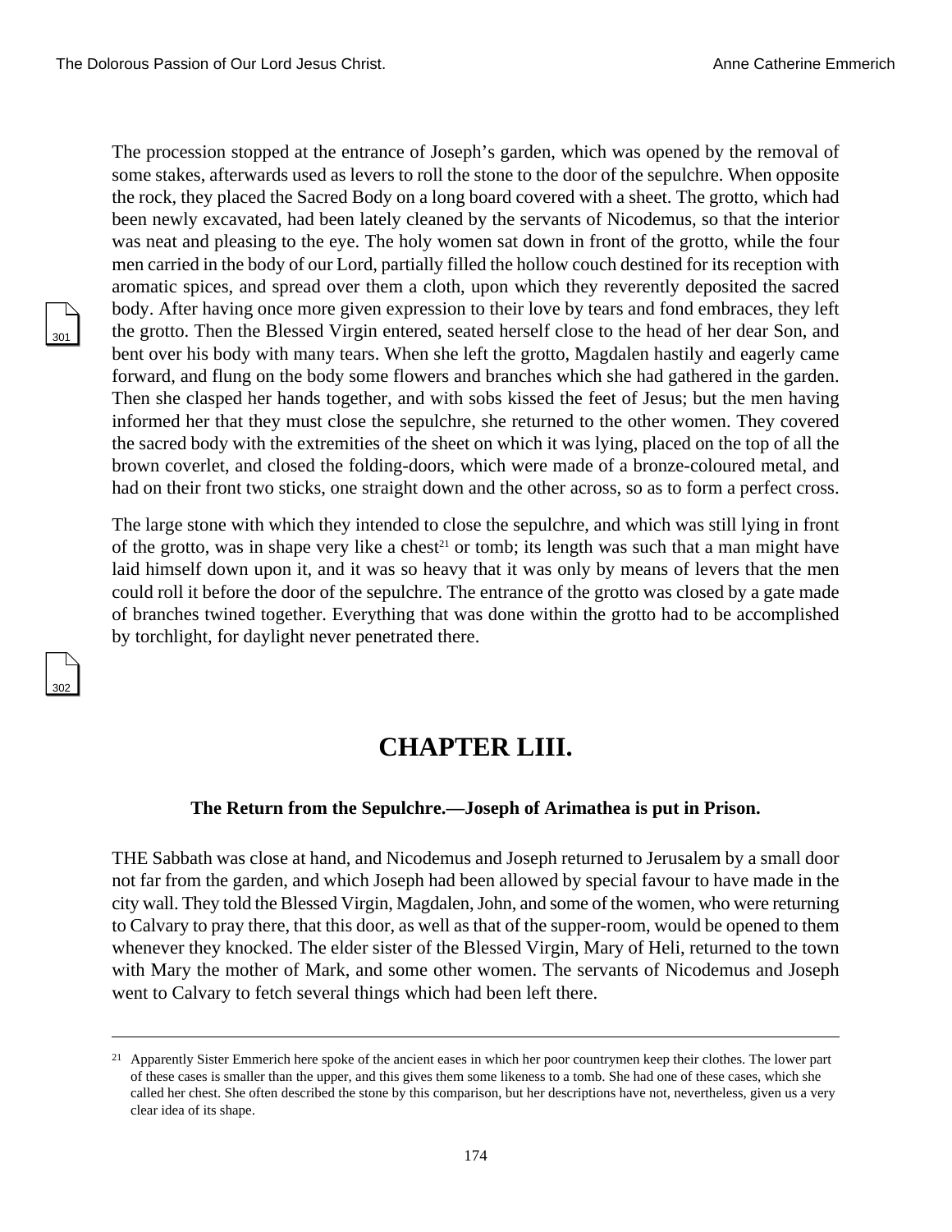The procession stopped at the entrance of Joseph's garden, which was opened by the removal of some stakes, afterwards used as levers to roll the stone to the door of the sepulchre. When opposite the rock, they placed the Sacred Body on a long board covered with a sheet. The grotto, which had been newly excavated, had been lately cleaned by the servants of Nicodemus, so that the interior was neat and pleasing to the eye. The holy women sat down in front of the grotto, while the four men carried in the body of our Lord, partially filled the hollow couch destined for its reception with aromatic spices, and spread over them a cloth, upon which they reverently deposited the sacred body. After having once more given expression to their love by tears and fond embraces, they left the grotto. Then the Blessed Virgin entered, seated herself close to the head of her dear Son, and bent over his body with many tears. When she left the grotto, Magdalen hastily and eagerly came forward, and flung on the body some flowers and branches which she had gathered in the garden. Then she clasped her hands together, and with sobs kissed the feet of Jesus; but the men having informed her that they must close the sepulchre, she returned to the other women. They covered the sacred body with the extremities of the sheet on which it was lying, placed on the top of all the brown coverlet, and closed the folding-doors, which were made of a bronze-coloured metal, and had on their front two sticks, one straight down and the other across, so as to form a perfect cross.

The large stone with which they intended to close the sepulchre, and which was still lying in front of the grotto, was in shape very like a chest[21] or tomb; its length was such that a man might have laid himself down upon it, and it was so heavy that it was only by means of levers that the men could roll it before the door of the sepulchre. The entrance of the grotto was closed by a gate made of branches twined together. Everything that was done within the grotto had to be accomplished by torchlight, for daylight never penetrated there.

# CHAPTER LIII.

### The Return from the Sepulchre.—Joseph of Arimathea is put in Prison.

THE Sabbath was close at hand, and Nicodemus and Joseph returned to Jerusalem by a small door not far from the garden, and which Joseph had been allowed by special favour to have made in the city wall. They told the Blessed Virgin, Magdalen, John, and some of the women, who were returning to Calvary to pray there, that this door, as well as that of the supper-room, would be opened to them whenever they knocked. The elder sister of the Blessed Virgin, Mary of Heli, returned to the town with Mary the mother of Mark, and some other women. The servants of Nicodemus and Joseph went to Calvary to fetch several things which had been left there.

---

[21] Apparently Sister Emmerich here spoke of the ancient eases in which her poor countrymen keep their clothes. The lower part of these cases is smaller than the upper, and this gives them some likeness to a tomb. She had one of these cases, which she called her chest. She often described the stone by this comparison, but her descriptions have not, nevertheless, given us a very clear idea of its shape.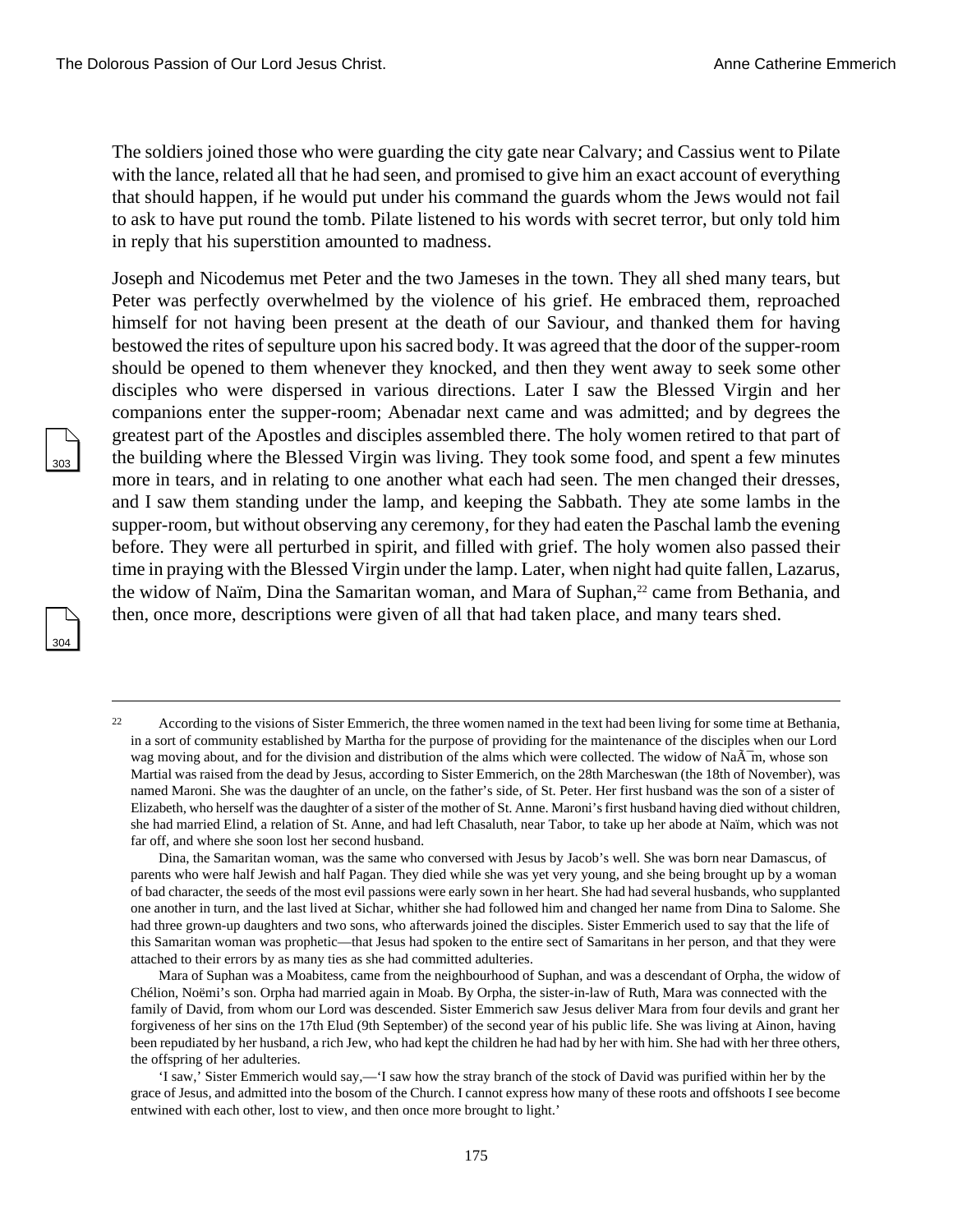The soldiers joined those who were guarding the city gate near Calvary; and Cassius went to Pilate with the lance, related all that he had seen, and promised to give him an exact account of everything that should happen, if he would put under his command the guards whom the Jews would not fail to ask to have put round the tomb. Pilate listened to his words with secret terror, but only told him in reply that his superstition amounted to madness.

Joseph and Nicodemus met Peter and the two Jameses in the town. They all shed many tears, but Peter was perfectly overwhelmed by the violence of his grief. He embraced them, reproached himself for not having been present at the death of our Saviour, and thanked them for having bestowed the rites of sepulture upon his sacred body. It was agreed that the door of the supper-room should be opened to them whenever they knocked, and then they went away to seek some other disciples who were dispersed in various directions. Later I saw the Blessed Virgin and her companions enter the supper-room; Abenadar next came and was admitted; and by degrees the greatest part of the Apostles and disciples assembled there. The holy women retired to that part of the building where the Blessed Virgin was living. They took some food, and spent a few minutes more in tears, and in relating to one another what each had seen. The men changed their dresses, and I saw them standing under the lamp, and keeping the Sabbath. They ate some lambs in the supper-room, but without observing any ceremony, for they had eaten the Paschal lamb the evening before. They were all perturbed in spirit, and filled with grief. The holy women also passed their time in praying with the Blessed Virgin under the lamp. Later, when night had quite fallen, Lazarus, the widow of Naïm, Dina the Samaritan woman, and Mara of Suphan,[22] came from Bethania, and then, once more, descriptions were given of all that had taken place, and many tears shed.

---

[22] According to the visions of Sister Emmerich, the three women named in the text had been living for some time at Bethania, in a sort of community established by Martha for the purpose of providing for the maintenance of the disciples when our Lord wag moving about, and for the division and distribution of the alms which were collected. The widow of NaÃ¯m, whose son Martial was raised from the dead by Jesus, according to Sister Emmerich, on the 28th Marcheswan (the 18th of November), was named Maroni. She was the daughter of an uncle, on the father's side, of St. Peter. Her first husband was the son of a sister of Elizabeth, who herself was the daughter of a sister of the mother of St. Anne. Maroni's first husband having died without children, she had married Elind, a relation of St. Anne, and had left Chasaluth, near Tabor, to take up her abode at Naïm, which was not far off, and where she soon lost her second husband.

Dina, the Samaritan woman, was the same who conversed with Jesus by Jacob's well. She was born near Damascus, of parents who were half Jewish and half Pagan. They died while she was yet very young, and she being brought up by a woman of bad character, the seeds of the most evil passions were early sown in her heart. She had had several husbands, who supplanted one another in turn, and the last lived at Sichar, whither she had followed him and changed her name from Dina to Salome. She had three grown-up daughters and two sons, who afterwards joined the disciples. Sister Emmerich used to say that the life of this Samaritan woman was prophetic—that Jesus had spoken to the entire sect of Samaritans in her person, and that they were attached to their errors by as many ties as she had committed adulteries.

Mara of Suphan was a Moabitess, came from the neighbourhood of Suphan, and was a descendant of Orpha, the widow of Chélion, Noëmi's son. Orpha had married again in Moab. By Orpha, the sister-in-law of Ruth, Mara was connected with the family of David, from whom our Lord was descended. Sister Emmerich saw Jesus deliver Mara from four devils and grant her forgiveness of her sins on the 17th Elud (9th September) of the second year of his public life. She was living at Ainon, having been repudiated by her husband, a rich Jew, who had kept the children he had had by her with him. She had with her three others, the offspring of her adulteries.

'I saw,' Sister Emmerich would say,—'I saw how the stray branch of the stock of David was purified within her by the grace of Jesus, and admitted into the bosom of the Church. I cannot express how many of these roots and offshoots I see become entwined with each other, lost to view, and then once more brought to light.'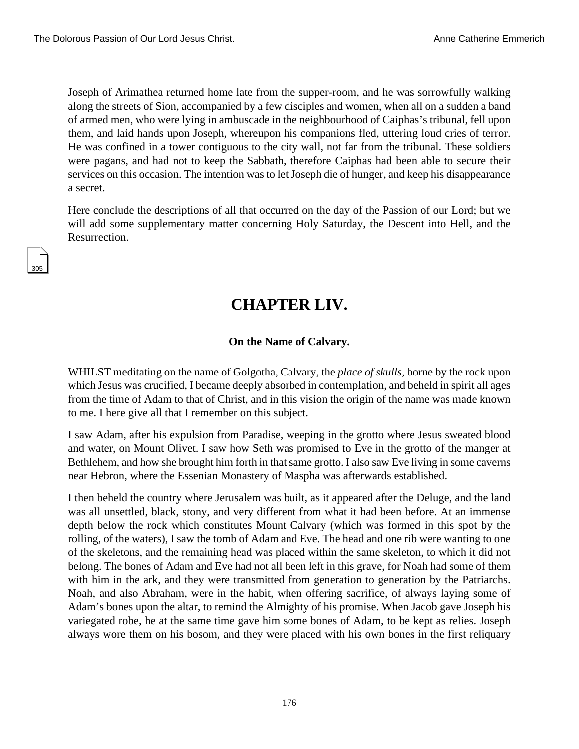Joseph of Arimathea returned home late from the supper-room, and he was sorrowfully walking along the streets of Sion, accompanied by a few disciples and women, when all on a sudden a band of armed men, who were lying in ambuscade in the neighbourhood of Caiphas's tribunal, fell upon them, and laid hands upon Joseph, whereupon his companions fled, uttering loud cries of terror. He was confined in a tower contiguous to the city wall, not far from the tribunal. These soldiers were pagans, and had not to keep the Sabbath, therefore Caiphas had been able to secure their services on this occasion. The intention was to let Joseph die of hunger, and keep his disappearance a secret.

Here conclude the descriptions of all that occurred on the day of the Passion of our Lord; but we will add some supplementary matter concerning Holy Saturday, the Descent into Hell, and the Resurrection.

# CHAPTER LIV.

### On the Name of Calvary.

WHILST meditating on the name of Golgotha, Calvary, the *place of skulls*, borne by the rock upon which Jesus was crucified, I became deeply absorbed in contemplation, and beheld in spirit all ages from the time of Adam to that of Christ, and in this vision the origin of the name was made known to me. I here give all that I remember on this subject.

I saw Adam, after his expulsion from Paradise, weeping in the grotto where Jesus sweated blood and water, on Mount Olivet. I saw how Seth was promised to Eve in the grotto of the manger at Bethlehem, and how she brought him forth in that same grotto. I also saw Eve living in some caverns near Hebron, where the Essenian Monastery of Maspha was afterwards established.

I then beheld the country where Jerusalem was built, as it appeared after the Deluge, and the land was all unsettled, black, stony, and very different from what it had been before. At an immense depth below the rock which constitutes Mount Calvary (which was formed in this spot by the rolling, of the waters), I saw the tomb of Adam and Eve. The head and one rib were wanting to one of the skeletons, and the remaining head was placed within the same skeleton, to which it did not belong. The bones of Adam and Eve had not all been left in this grave, for Noah had some of them with him in the ark, and they were transmitted from generation to generation by the Patriarchs. Noah, and also Abraham, were in the habit, when offering sacrifice, of always laying some of Adam's bones upon the altar, to remind the Almighty of his promise. When Jacob gave Joseph his variegated robe, he at the same time gave him some bones of Adam, to be kept as relies. Joseph always wore them on his bosom, and they were placed with his own bones in the first reliquary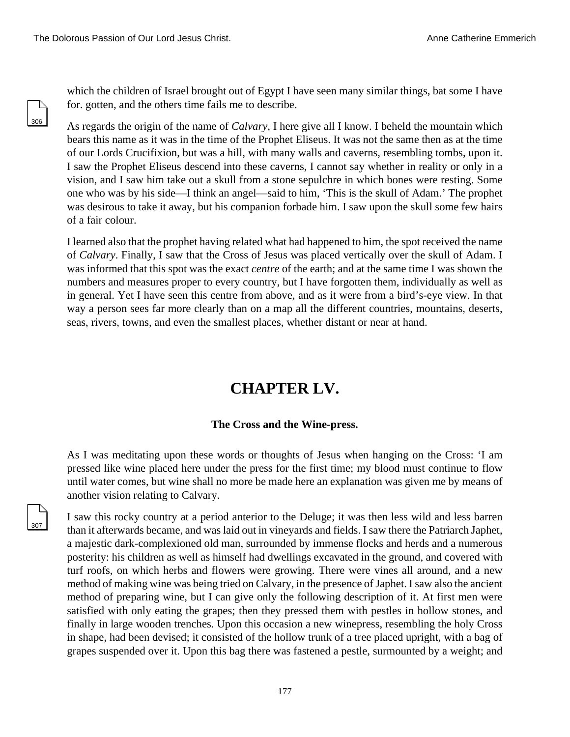which the children of Israel brought out of Egypt I have seen many similar things, bat some I have for. gotten, and the others time fails me to describe.

As regards the origin of the name of *Calvary*, I here give all I know. I beheld the mountain which bears this name as it was in the time of the Prophet Eliseus. It was not the same then as at the time of our Lords Crucifixion, but was a hill, with many walls and caverns, resembling tombs, upon it. I saw the Prophet Eliseus descend into these caverns, I cannot say whether in reality or only in a vision, and I saw him take out a skull from a stone sepulchre in which bones were resting. Some one who was by his side—I think an angel—said to him, 'This is the skull of Adam.' The prophet was desirous to take it away, but his companion forbade him. I saw upon the skull some few hairs of a fair colour.

I learned also that the prophet having related what had happened to him, the spot received the name of *Calvary*. Finally, I saw that the Cross of Jesus was placed vertically over the skull of Adam. I was informed that this spot was the exact *centre* of the earth; and at the same time I was shown the numbers and measures proper to every country, but I have forgotten them, individually as well as in general. Yet I have seen this centre from above, and as it were from a bird's-eye view. In that way a person sees far more clearly than on a map all the different countries, mountains, deserts, seas, rivers, towns, and even the smallest places, whether distant or near at hand.

# CHAPTER LV.

### The Cross and the Wine-press.

As I was meditating upon these words or thoughts of Jesus when hanging on the Cross: 'I am pressed like wine placed here under the press for the first time; my blood must continue to flow until water comes, but wine shall no more be made here an explanation was given me by means of another vision relating to Calvary.

I saw this rocky country at a period anterior to the Deluge; it was then less wild and less barren than it afterwards became, and was laid out in vineyards and fields. I saw there the Patriarch Japhet, a majestic dark-complexioned old man, surrounded by immense flocks and herds and a numerous posterity: his children as well as himself had dwellings excavated in the ground, and covered with turf roofs, on which herbs and flowers were growing. There were vines all around, and a new method of making wine was being tried on Calvary, in the presence of Japhet. I saw also the ancient method of preparing wine, but I can give only the following description of it. At first men were satisfied with only eating the grapes; then they pressed them with pestles in hollow stones, and finally in large wooden trenches. Upon this occasion a new winepress, resembling the holy Cross in shape, had been devised; it consisted of the hollow trunk of a tree placed upright, with a bag of grapes suspended over it. Upon this bag there was fastened a pestle, surmounted by a weight; and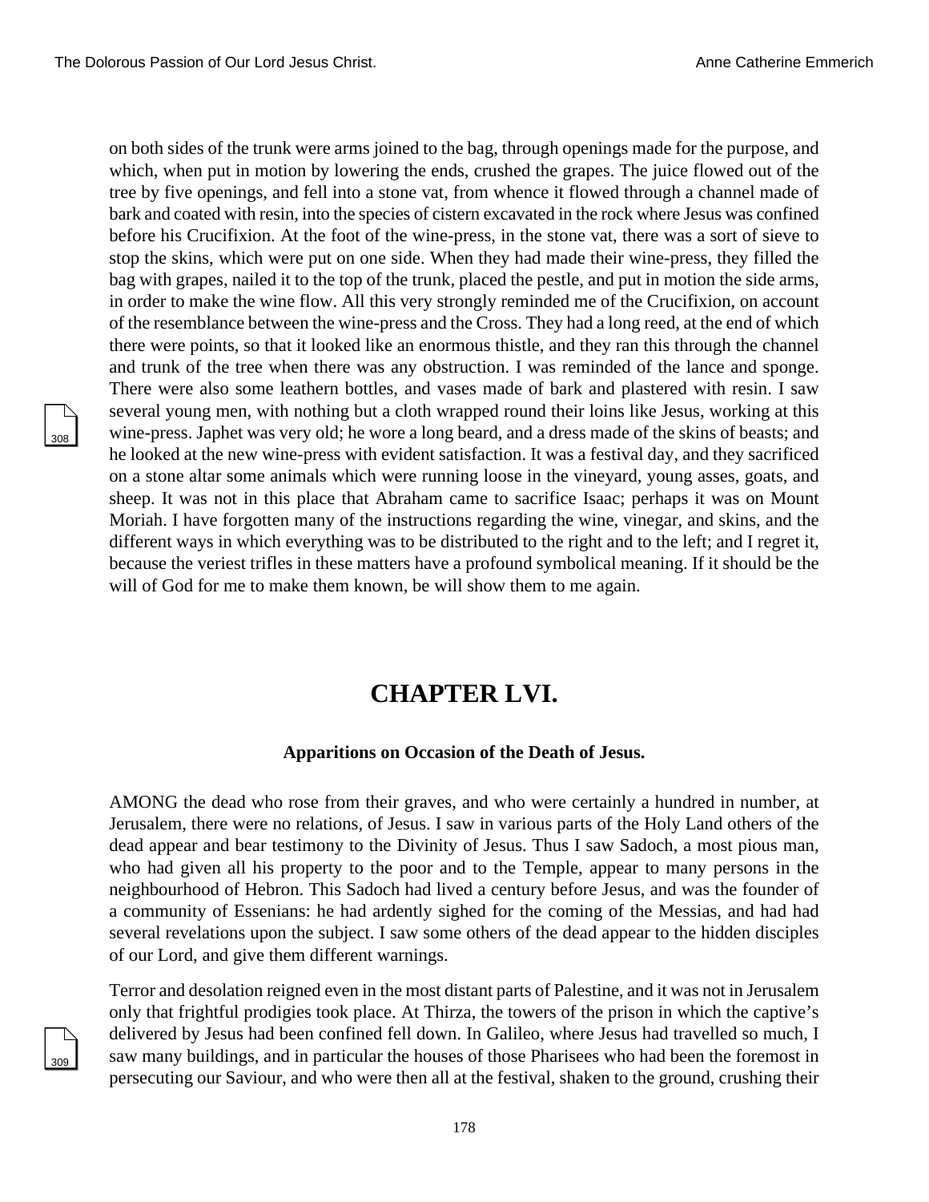on both sides of the trunk were arms joined to the bag, through openings made for the purpose, and which, when put in motion by lowering the ends, crushed the grapes. The juice flowed out of the tree by five openings, and fell into a stone vat, from whence it flowed through a channel made of bark and coated with resin, into the species of cistern excavated in the rock where Jesus was confined before his Crucifixion. At the foot of the wine-press, in the stone vat, there was a sort of sieve to stop the skins, which were put on one side. When they had made their wine-press, they filled the bag with grapes, nailed it to the top of the trunk, placed the pestle, and put in motion the side arms, in order to make the wine flow. All this very strongly reminded me of the Crucifixion, on account of the resemblance between the wine-press and the Cross. They had a long reed, at the end of which there were points, so that it looked like an enormous thistle, and they ran this through the channel and trunk of the tree when there was any obstruction. I was reminded of the lance and sponge. There were also some leathern bottles, and vases made of bark and plastered with resin. I saw several young men, with nothing but a cloth wrapped round their loins like Jesus, working at this wine-press. Japhet was very old; he wore a long beard, and a dress made of the skins of beasts; and he looked at the new wine-press with evident satisfaction. It was a festival day, and they sacrificed on a stone altar some animals which were running loose in the vineyard, young asses, goats, and sheep. It was not in this place that Abraham came to sacrifice Isaac; perhaps it was on Mount Moriah. I have forgotten many of the instructions regarding the wine, vinegar, and skins, and the different ways in which everything was to be distributed to the right and to the left; and I regret it, because the veriest trifles in these matters have a profound symbolical meaning. If it should be the will of God for me to make them known, be will show them to me again.

# CHAPTER LVI.

### Apparitions on Occasion of the Death of Jesus.

AMONG the dead who rose from their graves, and who were certainly a hundred in number, at Jerusalem, there were no relations, of Jesus. I saw in various parts of the Holy Land others of the dead appear and bear testimony to the Divinity of Jesus. Thus I saw Sadoch, a most pious man, who had given all his property to the poor and to the Temple, appear to many persons in the neighbourhood of Hebron. This Sadoch had lived a century before Jesus, and was the founder of a community of Essenians: he had ardently sighed for the coming of the Messias, and had had several revelations upon the subject. I saw some others of the dead appear to the hidden disciples of our Lord, and give them different warnings.

Terror and desolation reigned even in the most distant parts of Palestine, and it was not in Jerusalem only that frightful prodigies took place. At Thirza, the towers of the prison in which the captive's delivered by Jesus had been confined fell down. In Galileo, where Jesus had travelled so much, I saw many buildings, and in particular the houses of those Pharisees who had been the foremost in persecuting our Saviour, and who were then all at the festival, shaken to the ground, crushing their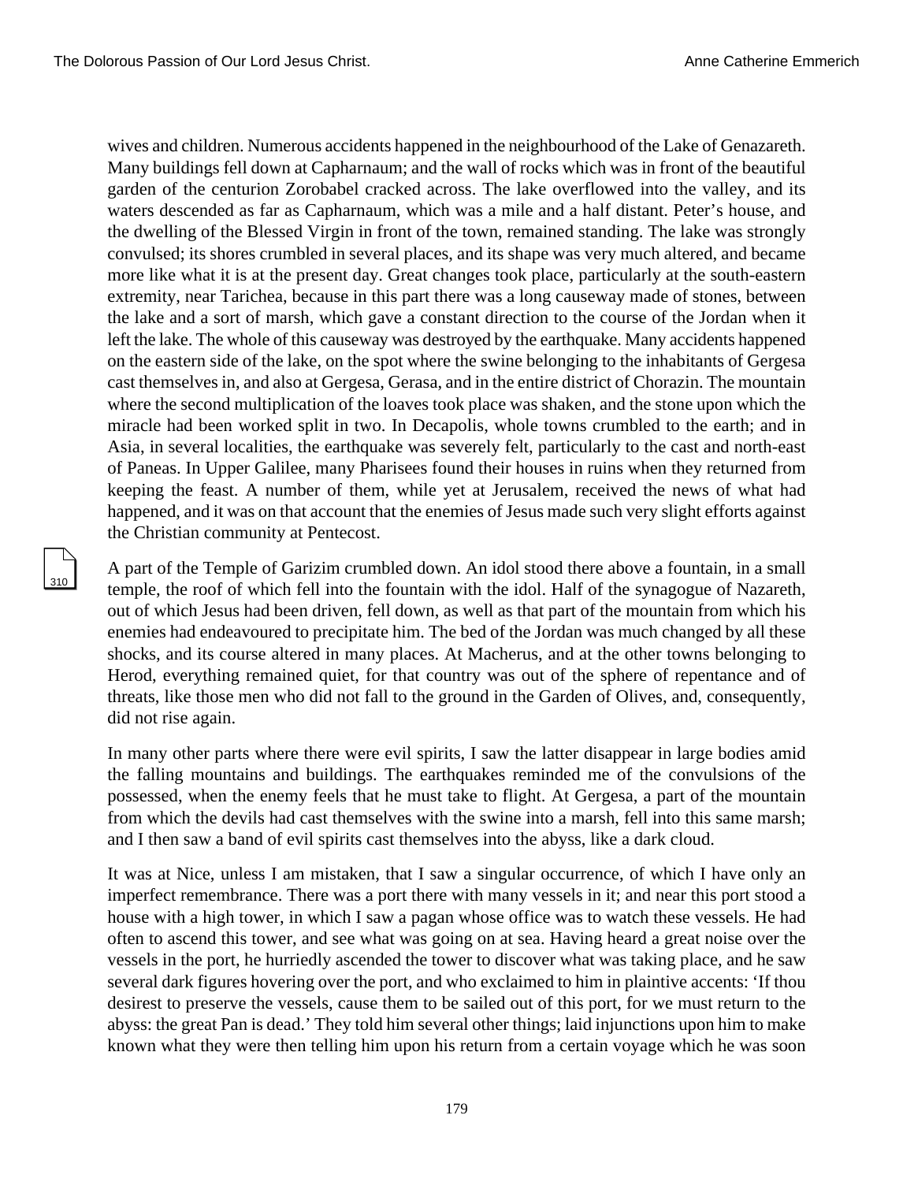wives and children. Numerous accidents happened in the neighbourhood of the Lake of Genazareth. Many buildings fell down at Capharnaum; and the wall of rocks which was in front of the beautiful garden of the centurion Zorobabel cracked across. The lake overflowed into the valley, and its waters descended as far as Capharnaum, which was a mile and a half distant. Peter's house, and the dwelling of the Blessed Virgin in front of the town, remained standing. The lake was strongly convulsed; its shores crumbled in several places, and its shape was very much altered, and became more like what it is at the present day. Great changes took place, particularly at the south-eastern extremity, near Tarichea, because in this part there was a long causeway made of stones, between the lake and a sort of marsh, which gave a constant direction to the course of the Jordan when it left the lake. The whole of this causeway was destroyed by the earthquake. Many accidents happened on the eastern side of the lake, on the spot where the swine belonging to the inhabitants of Gergesa cast themselves in, and also at Gergesa, Gerasa, and in the entire district of Chorazin. The mountain where the second multiplication of the loaves took place was shaken, and the stone upon which the miracle had been worked split in two. In Decapolis, whole towns crumbled to the earth; and in Asia, in several localities, the earthquake was severely felt, particularly to the cast and north-east of Paneas. In Upper Galilee, many Pharisees found their houses in ruins when they returned from keeping the feast. A number of them, while yet at Jerusalem, received the news of what had happened, and it was on that account that the enemies of Jesus made such very slight efforts against the Christian community at Pentecost.

A part of the Temple of Garizim crumbled down. An idol stood there above a fountain, in a small temple, the roof of which fell into the fountain with the idol. Half of the synagogue of Nazareth, out of which Jesus had been driven, fell down, as well as that part of the mountain from which his enemies had endeavoured to precipitate him. The bed of the Jordan was much changed by all these shocks, and its course altered in many places. At Macherus, and at the other towns belonging to Herod, everything remained quiet, for that country was out of the sphere of repentance and of threats, like those men who did not fall to the ground in the Garden of Olives, and, consequently, did not rise again.

In many other parts where there were evil spirits, I saw the latter disappear in large bodies amid the falling mountains and buildings. The earthquakes reminded me of the convulsions of the possessed, when the enemy feels that he must take to flight. At Gergesa, a part of the mountain from which the devils had cast themselves with the swine into a marsh, fell into this same marsh; and I then saw a band of evil spirits cast themselves into the abyss, like a dark cloud.

It was at Nice, unless I am mistaken, that I saw a singular occurrence, of which I have only an imperfect remembrance. There was a port there with many vessels in it; and near this port stood a house with a high tower, in which I saw a pagan whose office was to watch these vessels. He had often to ascend this tower, and see what was going on at sea. Having heard a great noise over the vessels in the port, he hurriedly ascended the tower to discover what was taking place, and he saw several dark figures hovering over the port, and who exclaimed to him in plaintive accents: 'If thou desirest to preserve the vessels, cause them to be sailed out of this port, for we must return to the abyss: the great Pan is dead.' They told him several other things; laid injunctions upon him to make known what they were then telling him upon his return from a certain voyage which he was soon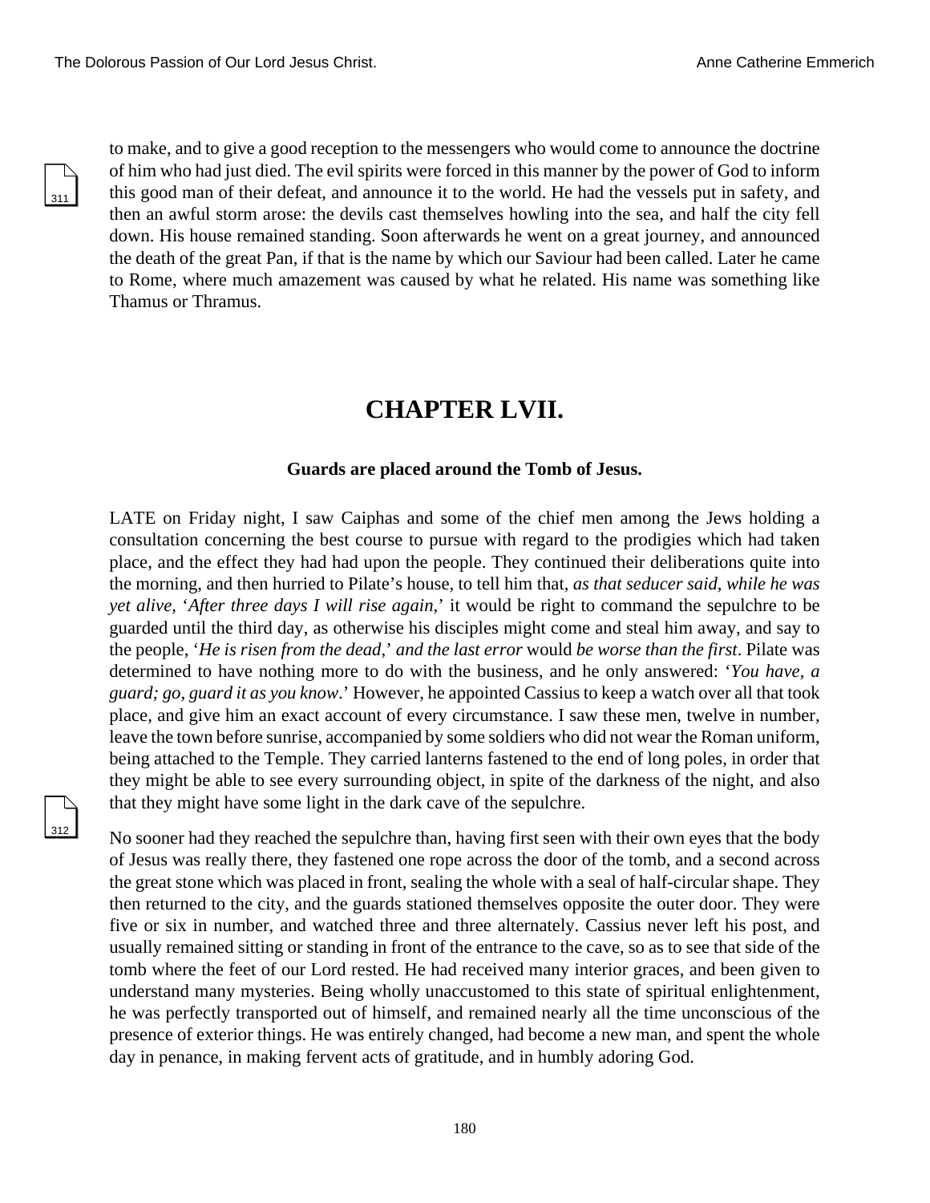to make, and to give a good reception to the messengers who would come to announce the doctrine of him who had just died. The evil spirits were forced in this manner by the power of God to inform this good man of their defeat, and announce it to the world. He had the vessels put in safety, and then an awful storm arose: the devils cast themselves howling into the sea, and half the city fell down. His house remained standing. Soon afterwards he went on a great journey, and announced the death of the great Pan, if that is the name by which our Saviour had been called. Later he came to Rome, where much amazement was caused by what he related. His name was something like Thamus or Thramus.

# CHAPTER LVII.

### Guards are placed around the Tomb of Jesus.

LATE on Friday night, I saw Caiphas and some of the chief men among the Jews holding a consultation concerning the best course to pursue with regard to the prodigies which had taken place, and the effect they had had upon the people. They continued their deliberations quite into the morning, and then hurried to Pilate's house, to tell him that, *as that seducer said, while he was yet alive*, '*After three days I will rise again*,' it would be right to command the sepulchre to be guarded until the third day, as otherwise his disciples might come and steal him away, and say to the people, '*He is risen from the dead*,' *and the last error* would *be worse than the first*. Pilate was determined to have nothing more to do with the business, and he only answered: '*You have, a guard; go, guard it as you know*.' However, he appointed Cassius to keep a watch over all that took place, and give him an exact account of every circumstance. I saw these men, twelve in number, leave the town before sunrise, accompanied by some soldiers who did not wear the Roman uniform, being attached to the Temple. They carried lanterns fastened to the end of long poles, in order that they might be able to see every surrounding object, in spite of the darkness of the night, and also that they might have some light in the dark cave of the sepulchre.

No sooner had they reached the sepulchre than, having first seen with their own eyes that the body of Jesus was really there, they fastened one rope across the door of the tomb, and a second across the great stone which was placed in front, sealing the whole with a seal of half-circular shape. They then returned to the city, and the guards stationed themselves opposite the outer door. They were five or six in number, and watched three and three alternately. Cassius never left his post, and usually remained sitting or standing in front of the entrance to the cave, so as to see that side of the tomb where the feet of our Lord rested. He had received many interior graces, and been given to understand many mysteries. Being wholly unaccustomed to this state of spiritual enlightenment, he was perfectly transported out of himself, and remained nearly all the time unconscious of the presence of exterior things. He was entirely changed, had become a new man, and spent the whole day in penance, in making fervent acts of gratitude, and in humbly adoring God.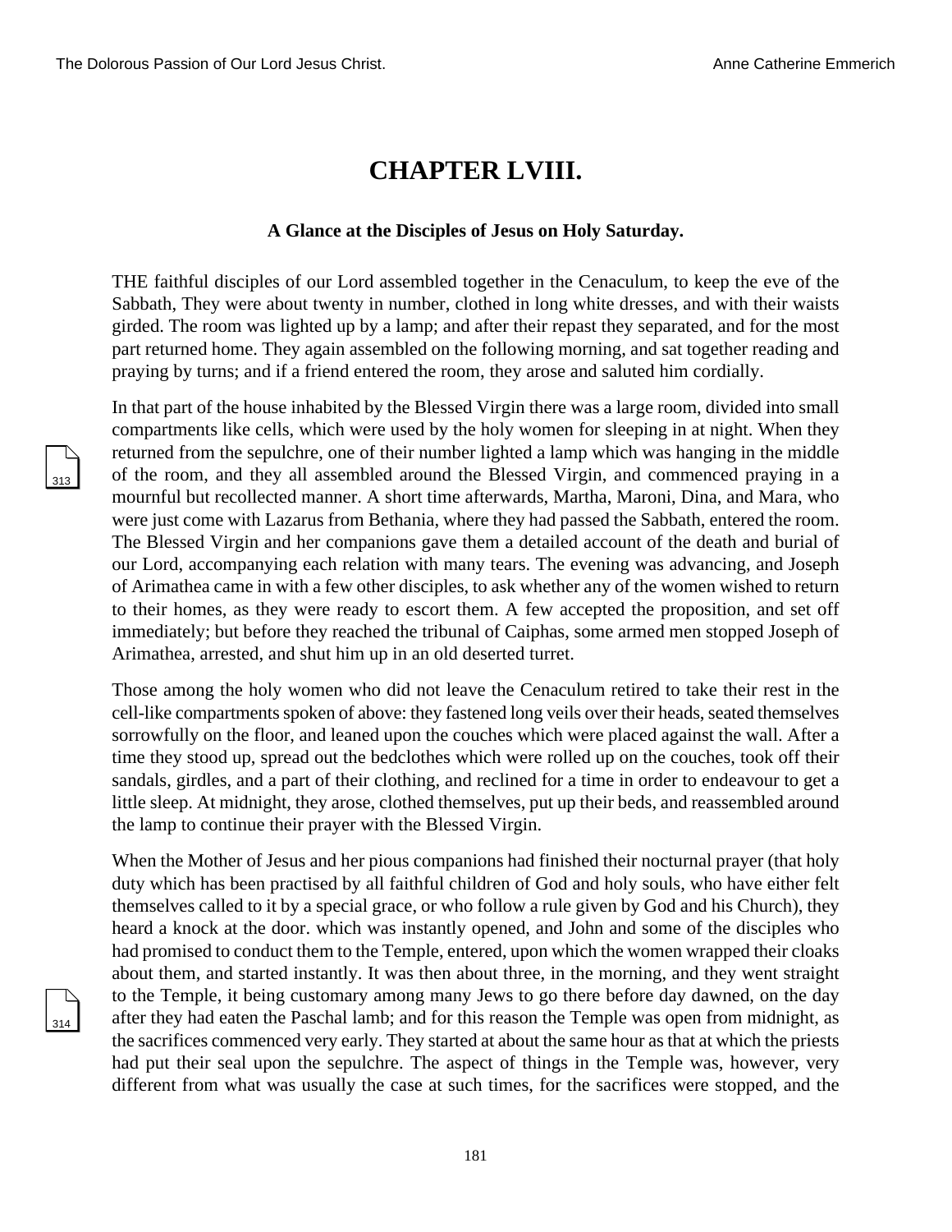# CHAPTER LVIII.

### A Glance at the Disciples of Jesus on Holy Saturday.

THE faithful disciples of our Lord assembled together in the Cenaculum, to keep the eve of the Sabbath, They were about twenty in number, clothed in long white dresses, and with their waists girded. The room was lighted up by a lamp; and after their repast they separated, and for the most part returned home. They again assembled on the following morning, and sat together reading and praying by turns; and if a friend entered the room, they arose and saluted him cordially.

In that part of the house inhabited by the Blessed Virgin there was a large room, divided into small compartments like cells, which were used by the holy women for sleeping in at night. When they returned from the sepulchre, one of their number lighted a lamp which was hanging in the middle of the room, and they all assembled around the Blessed Virgin, and commenced praying in a mournful but recollected manner. A short time afterwards, Martha, Maroni, Dina, and Mara, who were just come with Lazarus from Bethania, where they had passed the Sabbath, entered the room. The Blessed Virgin and her companions gave them a detailed account of the death and burial of our Lord, accompanying each relation with many tears. The evening was advancing, and Joseph of Arimathea came in with a few other disciples, to ask whether any of the women wished to return to their homes, as they were ready to escort them. A few accepted the proposition, and set off immediately; but before they reached the tribunal of Caiphas, some armed men stopped Joseph of Arimathea, arrested, and shut him up in an old deserted turret.

Those among the holy women who did not leave the Cenaculum retired to take their rest in the cell-like compartments spoken of above: they fastened long veils over their heads, seated themselves sorrowfully on the floor, and leaned upon the couches which were placed against the wall. After a time they stood up, spread out the bedclothes which were rolled up on the couches, took off their sandals, girdles, and a part of their clothing, and reclined for a time in order to endeavour to get a little sleep. At midnight, they arose, clothed themselves, put up their beds, and reassembled around the lamp to continue their prayer with the Blessed Virgin.

When the Mother of Jesus and her pious companions had finished their nocturnal prayer (that holy duty which has been practised by all faithful children of God and holy souls, who have either felt themselves called to it by a special grace, or who follow a rule given by God and his Church), they heard a knock at the door. which was instantly opened, and John and some of the disciples who had promised to conduct them to the Temple, entered, upon which the women wrapped their cloaks about them, and started instantly. It was then about three, in the morning, and they went straight to the Temple, it being customary among many Jews to go there before day dawned, on the day after they had eaten the Paschal lamb; and for this reason the Temple was open from midnight, as the sacrifices commenced very early. They started at about the same hour as that at which the priests had put their seal upon the sepulchre. The aspect of things in the Temple was, however, very different from what was usually the case at such times, for the sacrifices were stopped, and the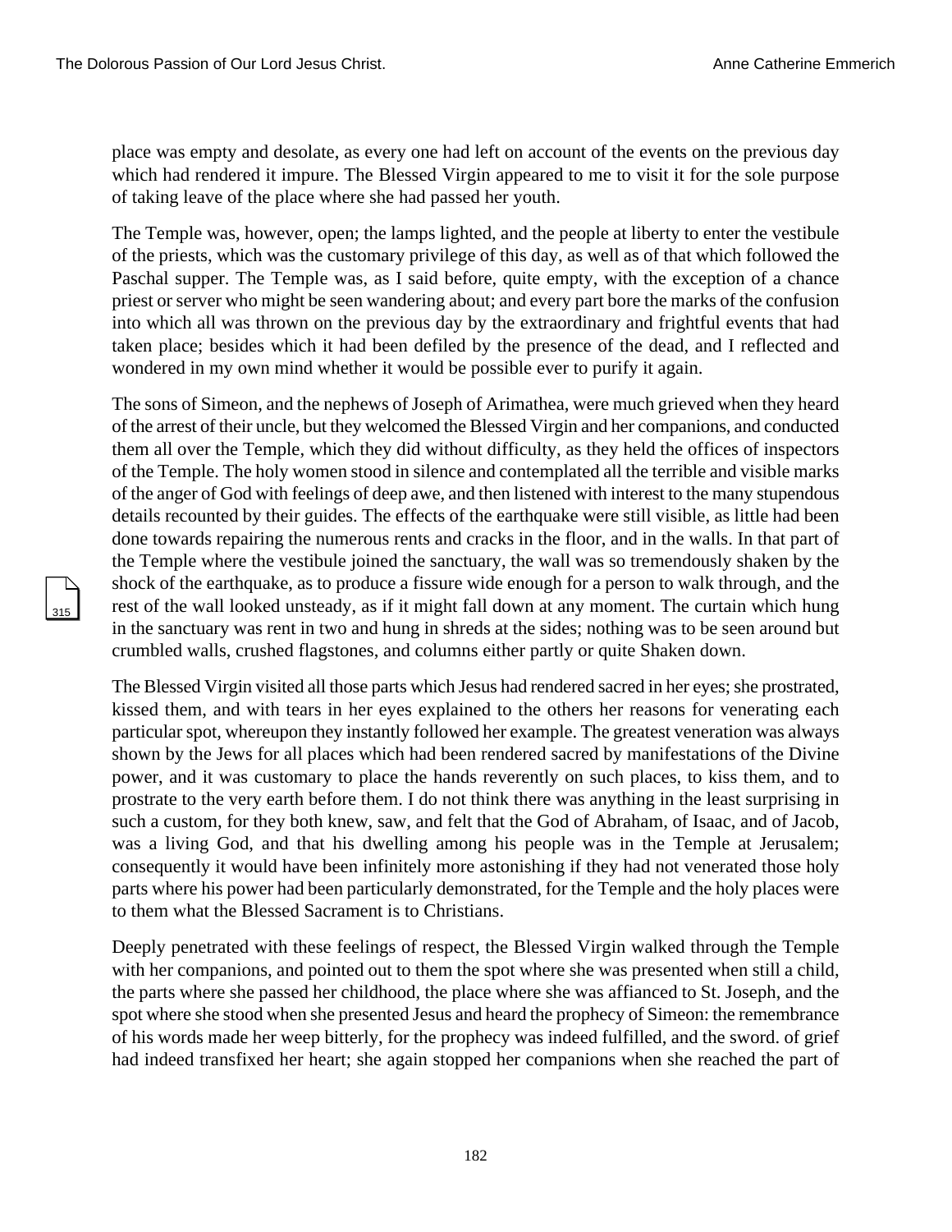place was empty and desolate, as every one had left on account of the events on the previous day which had rendered it impure. The Blessed Virgin appeared to me to visit it for the sole purpose of taking leave of the place where she had passed her youth.

The Temple was, however, open; the lamps lighted, and the people at liberty to enter the vestibule of the priests, which was the customary privilege of this day, as well as of that which followed the Paschal supper. The Temple was, as I said before, quite empty, with the exception of a chance priest or server who might be seen wandering about; and every part bore the marks of the confusion into which all was thrown on the previous day by the extraordinary and frightful events that had taken place; besides which it had been defiled by the presence of the dead, and I reflected and wondered in my own mind whether it would be possible ever to purify it again.

The sons of Simeon, and the nephews of Joseph of Arimathea, were much grieved when they heard of the arrest of their uncle, but they welcomed the Blessed Virgin and her companions, and conducted them all over the Temple, which they did without difficulty, as they held the offices of inspectors of the Temple. The holy women stood in silence and contemplated all the terrible and visible marks of the anger of God with feelings of deep awe, and then listened with interest to the many stupendous details recounted by their guides. The effects of the earthquake were still visible, as little had been done towards repairing the numerous rents and cracks in the floor, and in the walls. In that part of the Temple where the vestibule joined the sanctuary, the wall was so tremendously shaken by the shock of the earthquake, as to produce a fissure wide enough for a person to walk through, and the rest of the wall looked unsteady, as if it might fall down at any moment. The curtain which hung in the sanctuary was rent in two and hung in shreds at the sides; nothing was to be seen around but crumbled walls, crushed flagstones, and columns either partly or quite Shaken down.

The Blessed Virgin visited all those parts which Jesus had rendered sacred in her eyes; she prostrated, kissed them, and with tears in her eyes explained to the others her reasons for venerating each particular spot, whereupon they instantly followed her example. The greatest veneration was always shown by the Jews for all places which had been rendered sacred by manifestations of the Divine power, and it was customary to place the hands reverently on such places, to kiss them, and to prostrate to the very earth before them. I do not think there was anything in the least surprising in such a custom, for they both knew, saw, and felt that the God of Abraham, of Isaac, and of Jacob, was a living God, and that his dwelling among his people was in the Temple at Jerusalem; consequently it would have been infinitely more astonishing if they had not venerated those holy parts where his power had been particularly demonstrated, for the Temple and the holy places were to them what the Blessed Sacrament is to Christians.

Deeply penetrated with these feelings of respect, the Blessed Virgin walked through the Temple with her companions, and pointed out to them the spot where she was presented when still a child, the parts where she passed her childhood, the place where she was affianced to St. Joseph, and the spot where she stood when she presented Jesus and heard the prophecy of Simeon: the remembrance of his words made her weep bitterly, for the prophecy was indeed fulfilled, and the sword. of grief had indeed transfixed her heart; she again stopped her companions when she reached the part of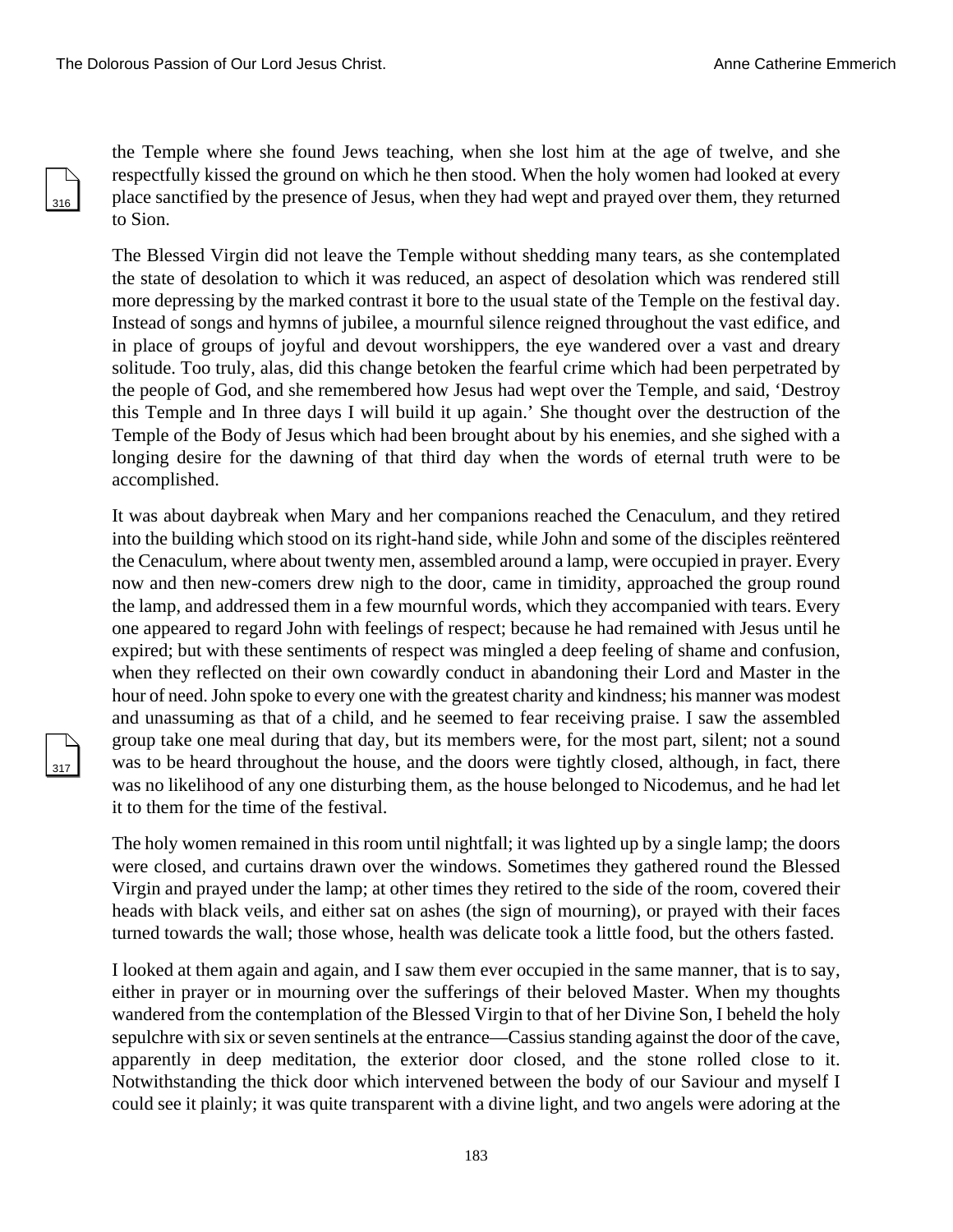the Temple where she found Jews teaching, when she lost him at the age of twelve, and she respectfully kissed the ground on which he then stood. When the holy women had looked at every place sanctified by the presence of Jesus, when they had wept and prayed over them, they returned to Sion.

The Blessed Virgin did not leave the Temple without shedding many tears, as she contemplated the state of desolation to which it was reduced, an aspect of desolation which was rendered still more depressing by the marked contrast it bore to the usual state of the Temple on the festival day. Instead of songs and hymns of jubilee, a mournful silence reigned throughout the vast edifice, and in place of groups of joyful and devout worshippers, the eye wandered over a vast and dreary solitude. Too truly, alas, did this change betoken the fearful crime which had been perpetrated by the people of God, and she remembered how Jesus had wept over the Temple, and said, 'Destroy this Temple and In three days I will build it up again.' She thought over the destruction of the Temple of the Body of Jesus which had been brought about by his enemies, and she sighed with a longing desire for the dawning of that third day when the words of eternal truth were to be accomplished.

It was about daybreak when Mary and her companions reached the Cenaculum, and they retired into the building which stood on its right-hand side, while John and some of the disciples reëntered the Cenaculum, where about twenty men, assembled around a lamp, were occupied in prayer. Every now and then new-comers drew nigh to the door, came in timidity, approached the group round the lamp, and addressed them in a few mournful words, which they accompanied with tears. Every one appeared to regard John with feelings of respect; because he had remained with Jesus until he expired; but with these sentiments of respect was mingled a deep feeling of shame and confusion, when they reflected on their own cowardly conduct in abandoning their Lord and Master in the hour of need. John spoke to every one with the greatest charity and kindness; his manner was modest and unassuming as that of a child, and he seemed to fear receiving praise. I saw the assembled group take one meal during that day, but its members were, for the most part, silent; not a sound was to be heard throughout the house, and the doors were tightly closed, although, in fact, there was no likelihood of any one disturbing them, as the house belonged to Nicodemus, and he had let it to them for the time of the festival.

The holy women remained in this room until nightfall; it was lighted up by a single lamp; the doors were closed, and curtains drawn over the windows. Sometimes they gathered round the Blessed Virgin and prayed under the lamp; at other times they retired to the side of the room, covered their heads with black veils, and either sat on ashes (the sign of mourning), or prayed with their faces turned towards the wall; those whose, health was delicate took a little food, but the others fasted.

I looked at them again and again, and I saw them ever occupied in the same manner, that is to say, either in prayer or in mourning over the sufferings of their beloved Master. When my thoughts wandered from the contemplation of the Blessed Virgin to that of her Divine Son, I beheld the holy sepulchre with six or seven sentinels at the entrance—Cassius standing against the door of the cave, apparently in deep meditation, the exterior door closed, and the stone rolled close to it. Notwithstanding the thick door which intervened between the body of our Saviour and myself I could see it plainly; it was quite transparent with a divine light, and two angels were adoring at the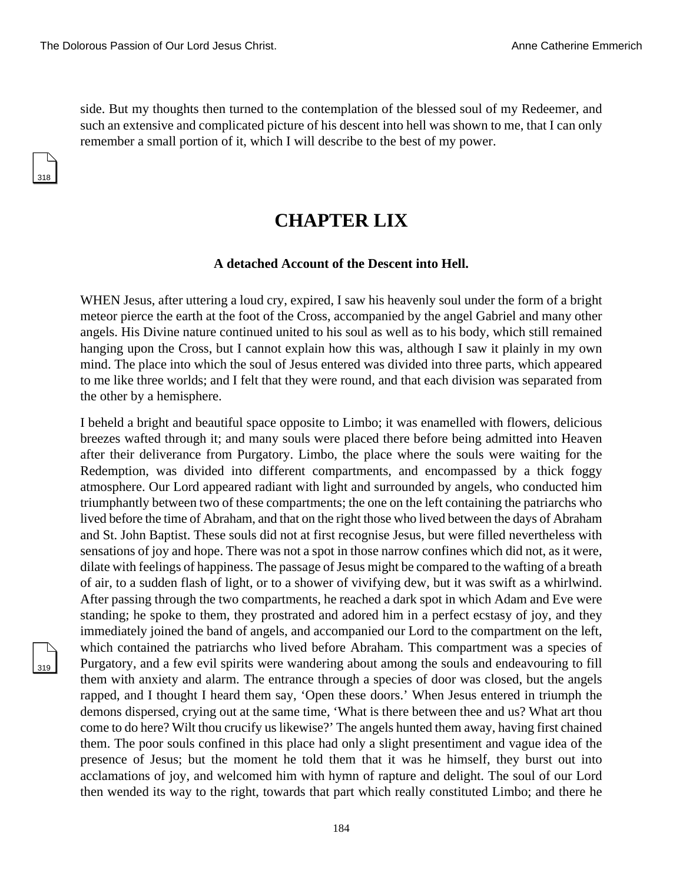side. But my thoughts then turned to the contemplation of the blessed soul of my Redeemer, and such an extensive and complicated picture of his descent into hell was shown to me, that I can only remember a small portion of it, which I will describe to the best of my power.

# CHAPTER LIX

### A detached Account of the Descent into Hell.

WHEN Jesus, after uttering a loud cry, expired, I saw his heavenly soul under the form of a bright meteor pierce the earth at the foot of the Cross, accompanied by the angel Gabriel and many other angels. His Divine nature continued united to his soul as well as to his body, which still remained hanging upon the Cross, but I cannot explain how this was, although I saw it plainly in my own mind. The place into which the soul of Jesus entered was divided into three parts, which appeared to me like three worlds; and I felt that they were round, and that each division was separated from the other by a hemisphere.

I beheld a bright and beautiful space opposite to Limbo; it was enamelled with flowers, delicious breezes wafted through it; and many souls were placed there before being admitted into Heaven after their deliverance from Purgatory. Limbo, the place where the souls were waiting for the Redemption, was divided into different compartments, and encompassed by a thick foggy atmosphere. Our Lord appeared radiant with light and surrounded by angels, who conducted him triumphantly between two of these compartments; the one on the left containing the patriarchs who lived before the time of Abraham, and that on the right those who lived between the days of Abraham and St. John Baptist. These souls did not at first recognise Jesus, but were filled nevertheless with sensations of joy and hope. There was not a spot in those narrow confines which did not, as it were, dilate with feelings of happiness. The passage of Jesus might be compared to the wafting of a breath of air, to a sudden flash of light, or to a shower of vivifying dew, but it was swift as a whirlwind. After passing through the two compartments, he reached a dark spot in which Adam and Eve were standing; he spoke to them, they prostrated and adored him in a perfect ecstasy of joy, and they immediately joined the band of angels, and accompanied our Lord to the compartment on the left, which contained the patriarchs who lived before Abraham. This compartment was a species of Purgatory, and a few evil spirits were wandering about among the souls and endeavouring to fill them with anxiety and alarm. The entrance through a species of door was closed, but the angels rapped, and I thought I heard them say, 'Open these doors.' When Jesus entered in triumph the demons dispersed, crying out at the same time, 'What is there between thee and us? What art thou come to do here? Wilt thou crucify us likewise?' The angels hunted them away, having first chained them. The poor souls confined in this place had only a slight presentiment and vague idea of the presence of Jesus; but the moment he told them that it was he himself, they burst out into acclamations of joy, and welcomed him with hymn of rapture and delight. The soul of our Lord then wended its way to the right, towards that part which really constituted Limbo; and there he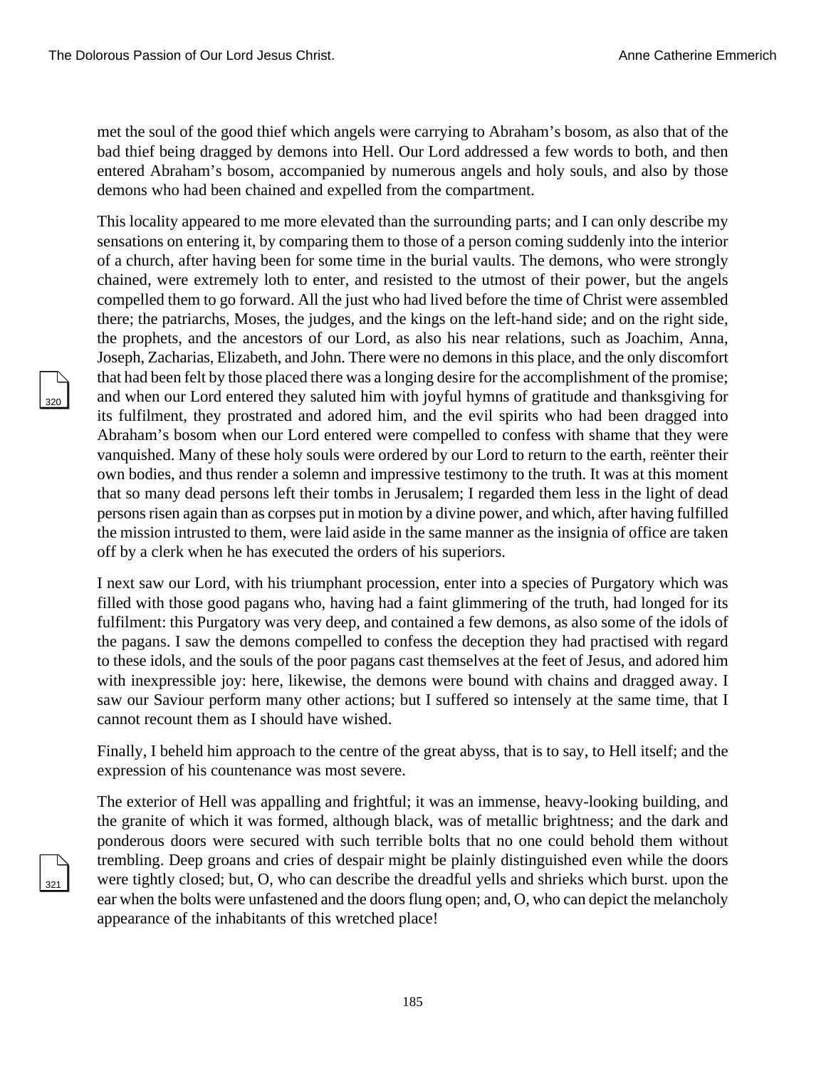met the soul of the good thief which angels were carrying to Abraham's bosom, as also that of the bad thief being dragged by demons into Hell. Our Lord addressed a few words to both, and then entered Abraham's bosom, accompanied by numerous angels and holy souls, and also by those demons who had been chained and expelled from the compartment.

This locality appeared to me more elevated than the surrounding parts; and I can only describe my sensations on entering it, by comparing them to those of a person coming suddenly into the interior of a church, after having been for some time in the burial vaults. The demons, who were strongly chained, were extremely loth to enter, and resisted to the utmost of their power, but the angels compelled them to go forward. All the just who had lived before the time of Christ were assembled there; the patriarchs, Moses, the judges, and the kings on the left-hand side; and on the right side, the prophets, and the ancestors of our Lord, as also his near relations, such as Joachim, Anna, Joseph, Zacharias, Elizabeth, and John. There were no demons in this place, and the only discomfort that had been felt by those placed there was a longing desire for the accomplishment of the promise; and when our Lord entered they saluted him with joyful hymns of gratitude and thanksgiving for its fulfilment, they prostrated and adored him, and the evil spirits who had been dragged into Abraham's bosom when our Lord entered were compelled to confess with shame that they were vanquished. Many of these holy souls were ordered by our Lord to return to the earth, reënter their own bodies, and thus render a solemn and impressive testimony to the truth. It was at this moment that so many dead persons left their tombs in Jerusalem; I regarded them less in the light of dead persons risen again than as corpses put in motion by a divine power, and which, after having fulfilled the mission intrusted to them, were laid aside in the same manner as the insignia of office are taken off by a clerk when he has executed the orders of his superiors.

I next saw our Lord, with his triumphant procession, enter into a species of Purgatory which was filled with those good pagans who, having had a faint glimmering of the truth, had longed for its fulfilment: this Purgatory was very deep, and contained a few demons, as also some of the idols of the pagans. I saw the demons compelled to confess the deception they had practised with regard to these idols, and the souls of the poor pagans cast themselves at the feet of Jesus, and adored him with inexpressible joy: here, likewise, the demons were bound with chains and dragged away. I saw our Saviour perform many other actions; but I suffered so intensely at the same time, that I cannot recount them as I should have wished.

Finally, I beheld him approach to the centre of the great abyss, that is to say, to Hell itself; and the expression of his countenance was most severe.

The exterior of Hell was appalling and frightful; it was an immense, heavy-looking building, and the granite of which it was formed, although black, was of metallic brightness; and the dark and ponderous doors were secured with such terrible bolts that no one could behold them without trembling. Deep groans and cries of despair might be plainly distinguished even while the doors were tightly closed; but, O, who can describe the dreadful yells and shrieks which burst. upon the ear when the bolts were unfastened and the doors flung open; and, O, who can depict the melancholy appearance of the inhabitants of this wretched place!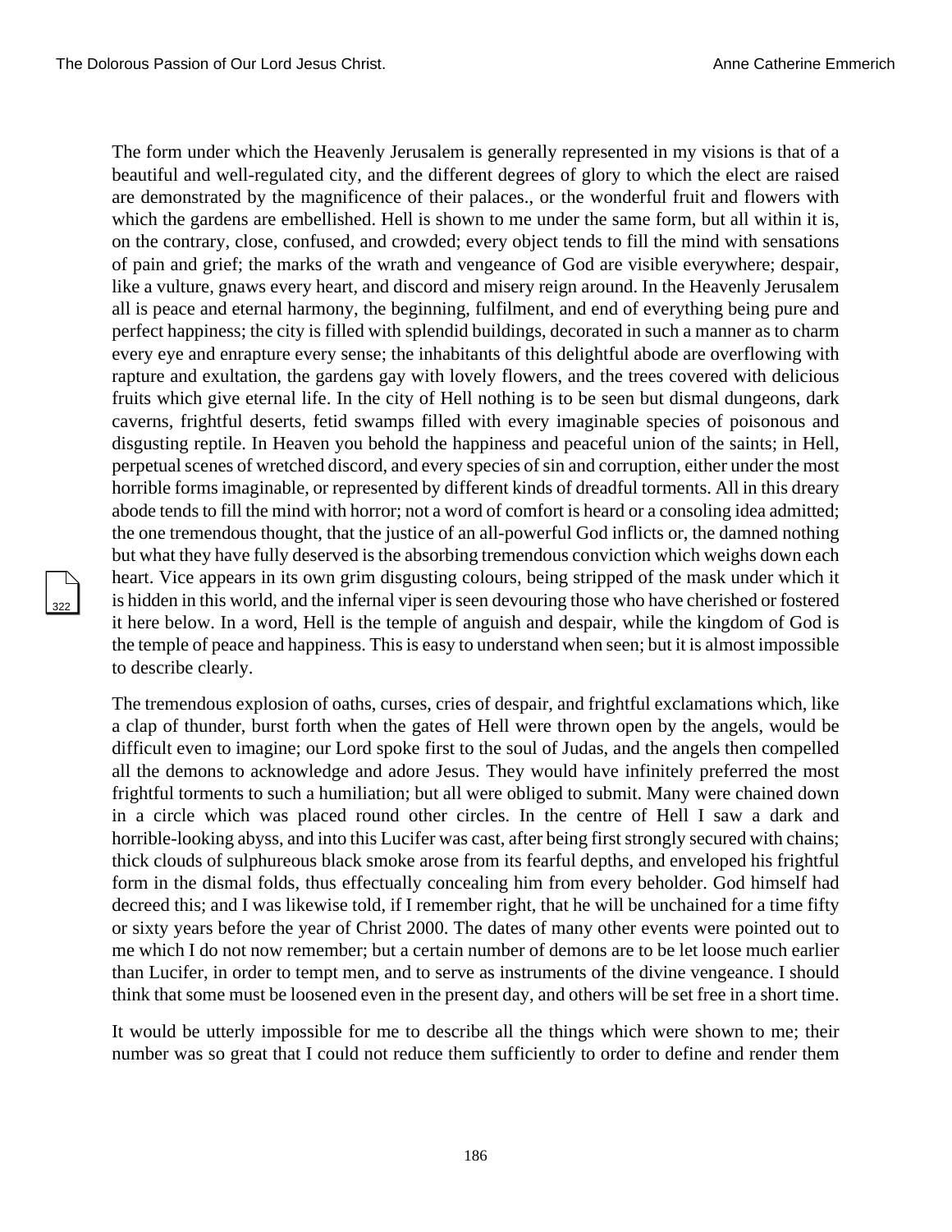The form under which the Heavenly Jerusalem is generally represented in my visions is that of a beautiful and well-regulated city, and the different degrees of glory to which the elect are raised are demonstrated by the magnificence of their palaces., or the wonderful fruit and flowers with which the gardens are embellished. Hell is shown to me under the same form, but all within it is, on the contrary, close, confused, and crowded; every object tends to fill the mind with sensations of pain and grief; the marks of the wrath and vengeance of God are visible everywhere; despair, like a vulture, gnaws every heart, and discord and misery reign around. In the Heavenly Jerusalem all is peace and eternal harmony, the beginning, fulfilment, and end of everything being pure and perfect happiness; the city is filled with splendid buildings, decorated in such a manner as to charm every eye and enrapture every sense; the inhabitants of this delightful abode are overflowing with rapture and exultation, the gardens gay with lovely flowers, and the trees covered with delicious fruits which give eternal life. In the city of Hell nothing is to be seen but dismal dungeons, dark caverns, frightful deserts, fetid swamps filled with every imaginable species of poisonous and disgusting reptile. In Heaven you behold the happiness and peaceful union of the saints; in Hell, perpetual scenes of wretched discord, and every species of sin and corruption, either under the most horrible forms imaginable, or represented by different kinds of dreadful torments. All in this dreary abode tends to fill the mind with horror; not a word of comfort is heard or a consoling idea admitted; the one tremendous thought, that the justice of an all-powerful God inflicts or, the damned nothing but what they have fully deserved is the absorbing tremendous conviction which weighs down each heart. Vice appears in its own grim disgusting colours, being stripped of the mask under which it is hidden in this world, and the infernal viper is seen devouring those who have cherished or fostered it here below. In a word, Hell is the temple of anguish and despair, while the kingdom of God is the temple of peace and happiness. This is easy to understand when seen; but it is almost impossible to describe clearly.

The tremendous explosion of oaths, curses, cries of despair, and frightful exclamations which, like a clap of thunder, burst forth when the gates of Hell were thrown open by the angels, would be difficult even to imagine; our Lord spoke first to the soul of Judas, and the angels then compelled all the demons to acknowledge and adore Jesus. They would have infinitely preferred the most frightful torments to such a humiliation; but all were obliged to submit. Many were chained down in a circle which was placed round other circles. In the centre of Hell I saw a dark and horrible-looking abyss, and into this Lucifer was cast, after being first strongly secured with chains; thick clouds of sulphureous black smoke arose from its fearful depths, and enveloped his frightful form in the dismal folds, thus effectually concealing him from every beholder. God himself had decreed this; and I was likewise told, if I remember right, that he will be unchained for a time fifty or sixty years before the year of Christ 2000. The dates of many other events were pointed out to me which I do not now remember; but a certain number of demons are to be let loose much earlier than Lucifer, in order to tempt men, and to serve as instruments of the divine vengeance. I should think that some must be loosened even in the present day, and others will be set free in a short time.

It would be utterly impossible for me to describe all the things which were shown to me; their number was so great that I could not reduce them sufficiently to order to define and render them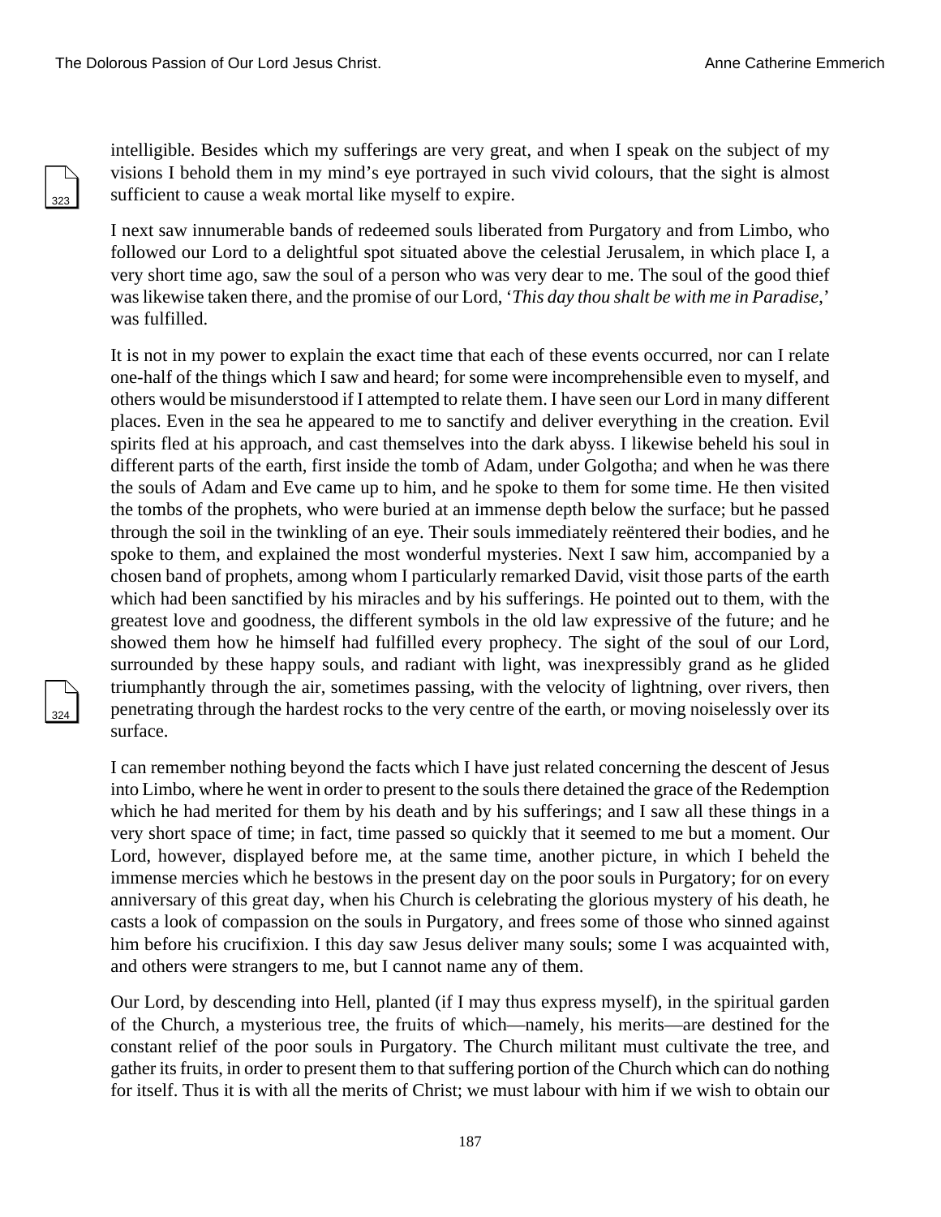intelligible. Besides which my sufferings are very great, and when I speak on the subject of my visions I behold them in my mind's eye portrayed in such vivid colours, that the sight is almost sufficient to cause a weak mortal like myself to expire.

I next saw innumerable bands of redeemed souls liberated from Purgatory and from Limbo, who followed our Lord to a delightful spot situated above the celestial Jerusalem, in which place I, a very short time ago, saw the soul of a person who was very dear to me. The soul of the good thief was likewise taken there, and the promise of our Lord, '*This day thou shalt be with me in Paradise*,' was fulfilled.

It is not in my power to explain the exact time that each of these events occurred, nor can I relate one-half of the things which I saw and heard; for some were incomprehensible even to myself, and others would be misunderstood if I attempted to relate them. I have seen our Lord in many different places. Even in the sea he appeared to me to sanctify and deliver everything in the creation. Evil spirits fled at his approach, and cast themselves into the dark abyss. I likewise beheld his soul in different parts of the earth, first inside the tomb of Adam, under Golgotha; and when he was there the souls of Adam and Eve came up to him, and he spoke to them for some time. He then visited the tombs of the prophets, who were buried at an immense depth below the surface; but he passed through the soil in the twinkling of an eye. Their souls immediately reëntered their bodies, and he spoke to them, and explained the most wonderful mysteries. Next I saw him, accompanied by a chosen band of prophets, among whom I particularly remarked David, visit those parts of the earth which had been sanctified by his miracles and by his sufferings. He pointed out to them, with the greatest love and goodness, the different symbols in the old law expressive of the future; and he showed them how he himself had fulfilled every prophecy. The sight of the soul of our Lord, surrounded by these happy souls, and radiant with light, was inexpressibly grand as he glided triumphantly through the air, sometimes passing, with the velocity of lightning, over rivers, then penetrating through the hardest rocks to the very centre of the earth, or moving noiselessly over its surface.

I can remember nothing beyond the facts which I have just related concerning the descent of Jesus into Limbo, where he went in order to present to the souls there detained the grace of the Redemption which he had merited for them by his death and by his sufferings; and I saw all these things in a very short space of time; in fact, time passed so quickly that it seemed to me but a moment. Our Lord, however, displayed before me, at the same time, another picture, in which I beheld the immense mercies which he bestows in the present day on the poor souls in Purgatory; for on every anniversary of this great day, when his Church is celebrating the glorious mystery of his death, he casts a look of compassion on the souls in Purgatory, and frees some of those who sinned against him before his crucifixion. I this day saw Jesus deliver many souls; some I was acquainted with, and others were strangers to me, but I cannot name any of them.

Our Lord, by descending into Hell, planted (if I may thus express myself), in the spiritual garden of the Church, a mysterious tree, the fruits of which—namely, his merits—are destined for the constant relief of the poor souls in Purgatory. The Church militant must cultivate the tree, and gather its fruits, in order to present them to that suffering portion of the Church which can do nothing for itself. Thus it is with all the merits of Christ; we must labour with him if we wish to obtain our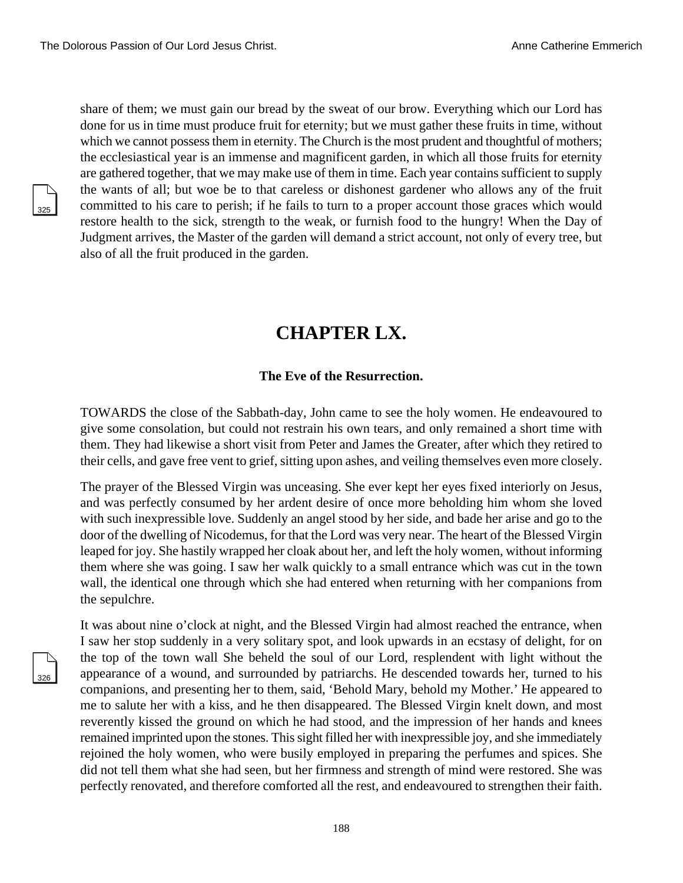share of them; we must gain our bread by the sweat of our brow. Everything which our Lord has done for us in time must produce fruit for eternity; but we must gather these fruits in time, without which we cannot possess them in eternity. The Church is the most prudent and thoughtful of mothers; the ecclesiastical year is an immense and magnificent garden, in which all those fruits for eternity are gathered together, that we may make use of them in time. Each year contains sufficient to supply the wants of all; but woe be to that careless or dishonest gardener who allows any of the fruit committed to his care to perish; if he fails to turn to a proper account those graces which would restore health to the sick, strength to the weak, or furnish food to the hungry! When the Day of Judgment arrives, the Master of the garden will demand a strict account, not only of every tree, but also of all the fruit produced in the garden.

# CHAPTER LX.

### The Eve of the Resurrection.

TOWARDS the close of the Sabbath-day, John came to see the holy women. He endeavoured to give some consolation, but could not restrain his own tears, and only remained a short time with them. They had likewise a short visit from Peter and James the Greater, after which they retired to their cells, and gave free vent to grief, sitting upon ashes, and veiling themselves even more closely.

The prayer of the Blessed Virgin was unceasing. She ever kept her eyes fixed interiorly on Jesus, and was perfectly consumed by her ardent desire of once more beholding him whom she loved with such inexpressible love. Suddenly an angel stood by her side, and bade her arise and go to the door of the dwelling of Nicodemus, for that the Lord was very near. The heart of the Blessed Virgin leaped for joy. She hastily wrapped her cloak about her, and left the holy women, without informing them where she was going. I saw her walk quickly to a small entrance which was cut in the town wall, the identical one through which she had entered when returning with her companions from the sepulchre.

It was about nine o'clock at night, and the Blessed Virgin had almost reached the entrance, when I saw her stop suddenly in a very solitary spot, and look upwards in an ecstasy of delight, for on the top of the town wall She beheld the soul of our Lord, resplendent with light without the appearance of a wound, and surrounded by patriarchs. He descended towards her, turned to his companions, and presenting her to them, said, 'Behold Mary, behold my Mother.' He appeared to me to salute her with a kiss, and he then disappeared. The Blessed Virgin knelt down, and most reverently kissed the ground on which he had stood, and the impression of her hands and knees remained imprinted upon the stones. This sight filled her with inexpressible joy, and she immediately rejoined the holy women, who were busily employed in preparing the perfumes and spices. She did not tell them what she had seen, but her firmness and strength of mind were restored. She was perfectly renovated, and therefore comforted all the rest, and endeavoured to strengthen their faith.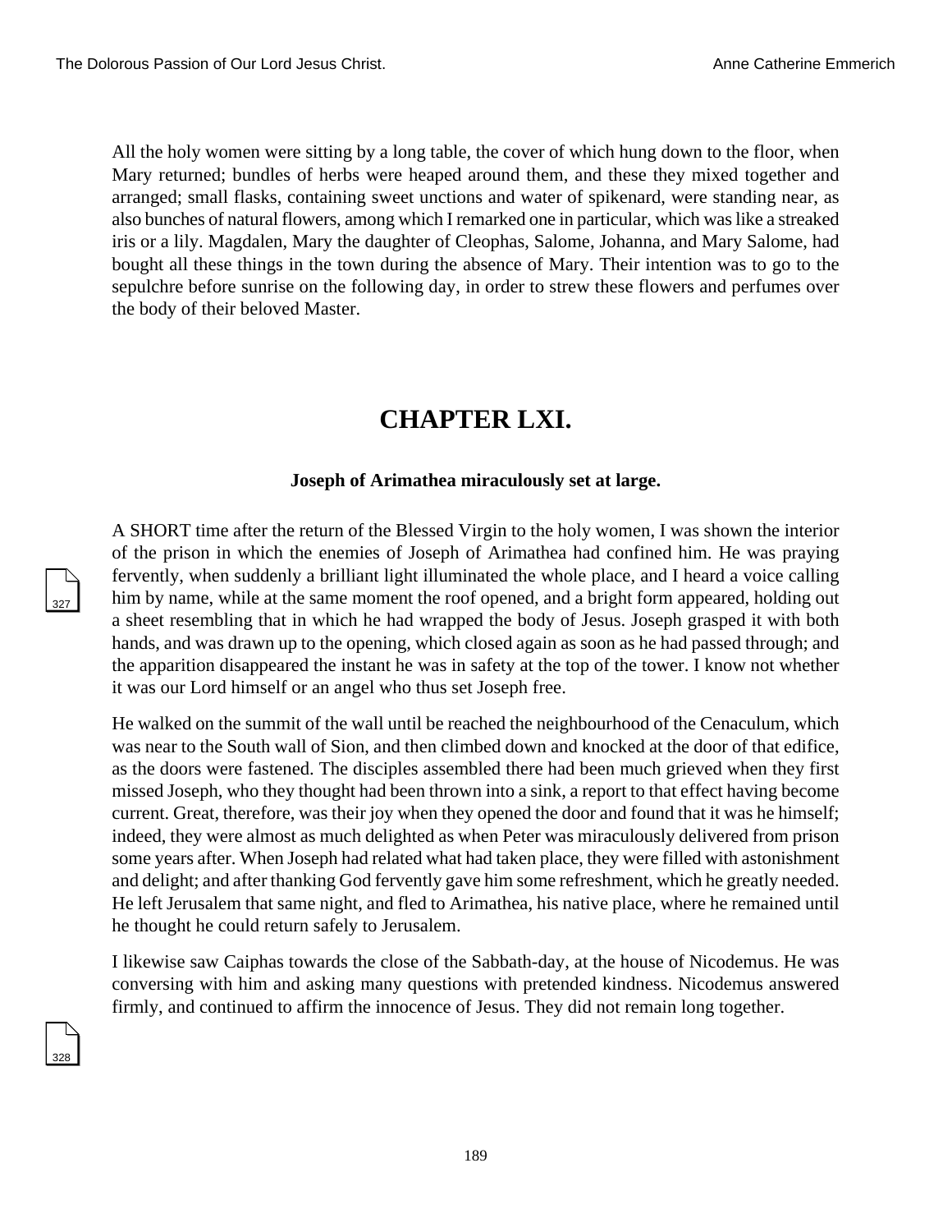All the holy women were sitting by a long table, the cover of which hung down to the floor, when Mary returned; bundles of herbs were heaped around them, and these they mixed together and arranged; small flasks, containing sweet unctions and water of spikenard, were standing near, as also bunches of natural flowers, among which I remarked one in particular, which was like a streaked iris or a lily. Magdalen, Mary the daughter of Cleophas, Salome, Johanna, and Mary Salome, had bought all these things in the town during the absence of Mary. Their intention was to go to the sepulchre before sunrise on the following day, in order to strew these flowers and perfumes over the body of their beloved Master.

# CHAPTER LXI.

**Joseph of Arimathea miraculously set at large.**

A SHORT time after the return of the Blessed Virgin to the holy women, I was shown the interior of the prison in which the enemies of Joseph of Arimathea had confined him. He was praying fervently, when suddenly a brilliant light illuminated the whole place, and I heard a voice calling him by name, while at the same moment the roof opened, and a bright form appeared, holding out a sheet resembling that in which he had wrapped the body of Jesus. Joseph grasped it with both hands, and was drawn up to the opening, which closed again as soon as he had passed through; and the apparition disappeared the instant he was in safety at the top of the tower. I know not whether it was our Lord himself or an angel who thus set Joseph free.

He walked on the summit of the wall until be reached the neighbourhood of the Cenaculum, which was near to the South wall of Sion, and then climbed down and knocked at the door of that edifice, as the doors were fastened. The disciples assembled there had been much grieved when they first missed Joseph, who they thought had been thrown into a sink, a report to that effect having become current. Great, therefore, was their joy when they opened the door and found that it was he himself; indeed, they were almost as much delighted as when Peter was miraculously delivered from prison some years after. When Joseph had related what had taken place, they were filled with astonishment and delight; and after thanking God fervently gave him some refreshment, which he greatly needed. He left Jerusalem that same night, and fled to Arimathea, his native place, where he remained until he thought he could return safely to Jerusalem.

I likewise saw Caiphas towards the close of the Sabbath-day, at the house of Nicodemus. He was conversing with him and asking many questions with pretended kindness. Nicodemus answered firmly, and continued to affirm the innocence of Jesus. They did not remain long together.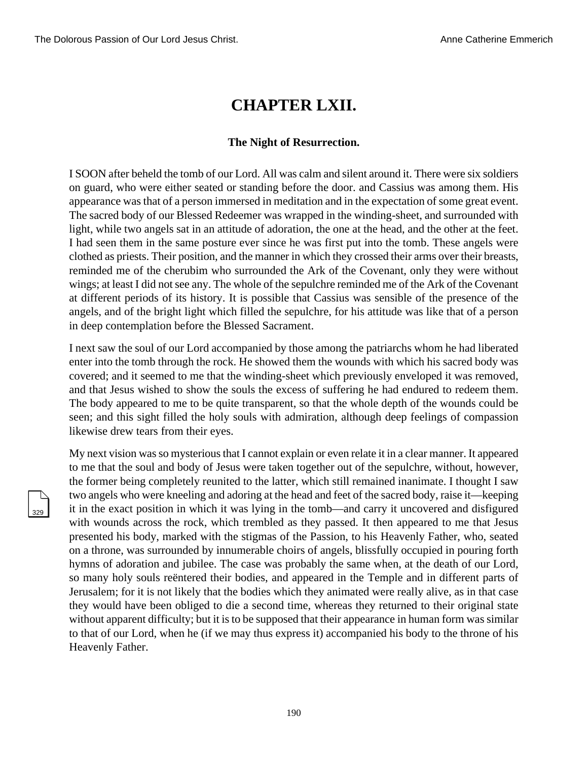# CHAPTER LXII.

### The Night of Resurrection.

I SOON after beheld the tomb of our Lord. All was calm and silent around it. There were six soldiers on guard, who were either seated or standing before the door. and Cassius was among them. His appearance was that of a person immersed in meditation and in the expectation of some great event. The sacred body of our Blessed Redeemer was wrapped in the winding-sheet, and surrounded with light, while two angels sat in an attitude of adoration, the one at the head, and the other at the feet. I had seen them in the same posture ever since he was first put into the tomb. These angels were clothed as priests. Their position, and the manner in which they crossed their arms over their breasts, reminded me of the cherubim who surrounded the Ark of the Covenant, only they were without wings; at least I did not see any. The whole of the sepulchre reminded me of the Ark of the Covenant at different periods of its history. It is possible that Cassius was sensible of the presence of the angels, and of the bright light which filled the sepulchre, for his attitude was like that of a person in deep contemplation before the Blessed Sacrament.

I next saw the soul of our Lord accompanied by those among the patriarchs whom he had liberated enter into the tomb through the rock. He showed them the wounds with which his sacred body was covered; and it seemed to me that the winding-sheet which previously enveloped it was removed, and that Jesus wished to show the souls the excess of suffering he had endured to redeem them. The body appeared to me to be quite transparent, so that the whole depth of the wounds could be seen; and this sight filled the holy souls with admiration, although deep feelings of compassion likewise drew tears from their eyes.

My next vision was so mysterious that I cannot explain or even relate it in a clear manner. It appeared to me that the soul and body of Jesus were taken together out of the sepulchre, without, however, the former being completely reunited to the latter, which still remained inanimate. I thought I saw two angels who were kneeling and adoring at the head and feet of the sacred body, raise it—keeping it in the exact position in which it was lying in the tomb—and carry it uncovered and disfigured with wounds across the rock, which trembled as they passed. It then appeared to me that Jesus presented his body, marked with the stigmas of the Passion, to his Heavenly Father, who, seated on a throne, was surrounded by innumerable choirs of angels, blissfully occupied in pouring forth hymns of adoration and jubilee. The case was probably the same when, at the death of our Lord, so many holy souls reëntered their bodies, and appeared in the Temple and in different parts of Jerusalem; for it is not likely that the bodies which they animated were really alive, as in that case they would have been obliged to die a second time, whereas they returned to their original state without apparent difficulty; but it is to be supposed that their appearance in human form was similar to that of our Lord, when he (if we may thus express it) accompanied his body to the throne of his Heavenly Father.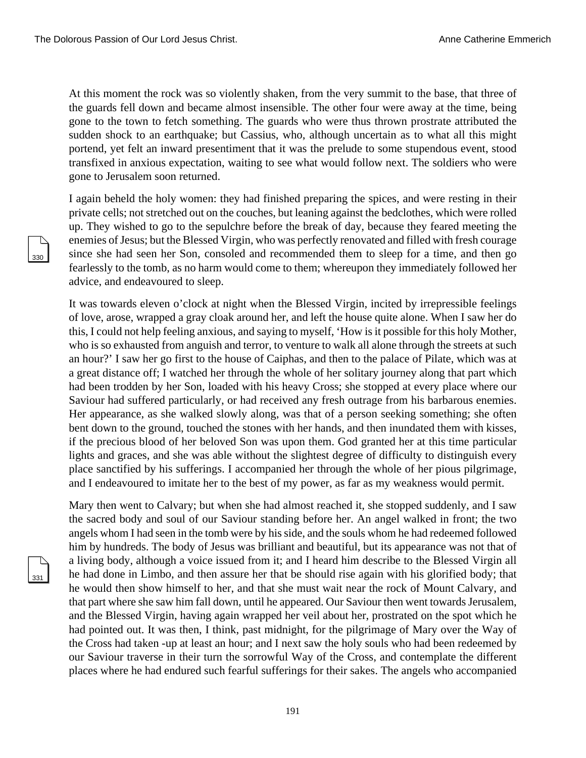At this moment the rock was so violently shaken, from the very summit to the base, that three of the guards fell down and became almost insensible. The other four were away at the time, being gone to the town to fetch something. The guards who were thus thrown prostrate attributed the sudden shock to an earthquake; but Cassius, who, although uncertain as to what all this might portend, yet felt an inward presentiment that it was the prelude to some stupendous event, stood transfixed in anxious expectation, waiting to see what would follow next. The soldiers who were gone to Jerusalem soon returned.

I again beheld the holy women: they had finished preparing the spices, and were resting in their private cells; not stretched out on the couches, but leaning against the bedclothes, which were rolled up. They wished to go to the sepulchre before the break of day, because they feared meeting the enemies of Jesus; but the Blessed Virgin, who was perfectly renovated and filled with fresh courage since she had seen her Son, consoled and recommended them to sleep for a time, and then go fearlessly to the tomb, as no harm would come to them; whereupon they immediately followed her advice, and endeavoured to sleep.

It was towards eleven o'clock at night when the Blessed Virgin, incited by irrepressible feelings of love, arose, wrapped a gray cloak around her, and left the house quite alone. When I saw her do this, I could not help feeling anxious, and saying to myself, 'How is it possible for this holy Mother, who is so exhausted from anguish and terror, to venture to walk all alone through the streets at such an hour?' I saw her go first to the house of Caiphas, and then to the palace of Pilate, which was at a great distance off; I watched her through the whole of her solitary journey along that part which had been trodden by her Son, loaded with his heavy Cross; she stopped at every place where our Saviour had suffered particularly, or had received any fresh outrage from his barbarous enemies. Her appearance, as she walked slowly along, was that of a person seeking something; she often bent down to the ground, touched the stones with her hands, and then inundated them with kisses, if the precious blood of her beloved Son was upon them. God granted her at this time particular lights and graces, and she was able without the slightest degree of difficulty to distinguish every place sanctified by his sufferings. I accompanied her through the whole of her pious pilgrimage, and I endeavoured to imitate her to the best of my power, as far as my weakness would permit.

Mary then went to Calvary; but when she had almost reached it, she stopped suddenly, and I saw the sacred body and soul of our Saviour standing before her. An angel walked in front; the two angels whom I had seen in the tomb were by his side, and the souls whom he had redeemed followed him by hundreds. The body of Jesus was brilliant and beautiful, but its appearance was not that of a living body, although a voice issued from it; and I heard him describe to the Blessed Virgin all he had done in Limbo, and then assure her that be should rise again with his glorified body; that he would then show himself to her, and that she must wait near the rock of Mount Calvary, and that part where she saw him fall down, until he appeared. Our Saviour then went towards Jerusalem, and the Blessed Virgin, having again wrapped her veil about her, prostrated on the spot which he had pointed out. It was then, I think, past midnight, for the pilgrimage of Mary over the Way of the Cross had taken -up at least an hour; and I next saw the holy souls who had been redeemed by our Saviour traverse in their turn the sorrowful Way of the Cross, and contemplate the different places where he had endured such fearful sufferings for their sakes. The angels who accompanied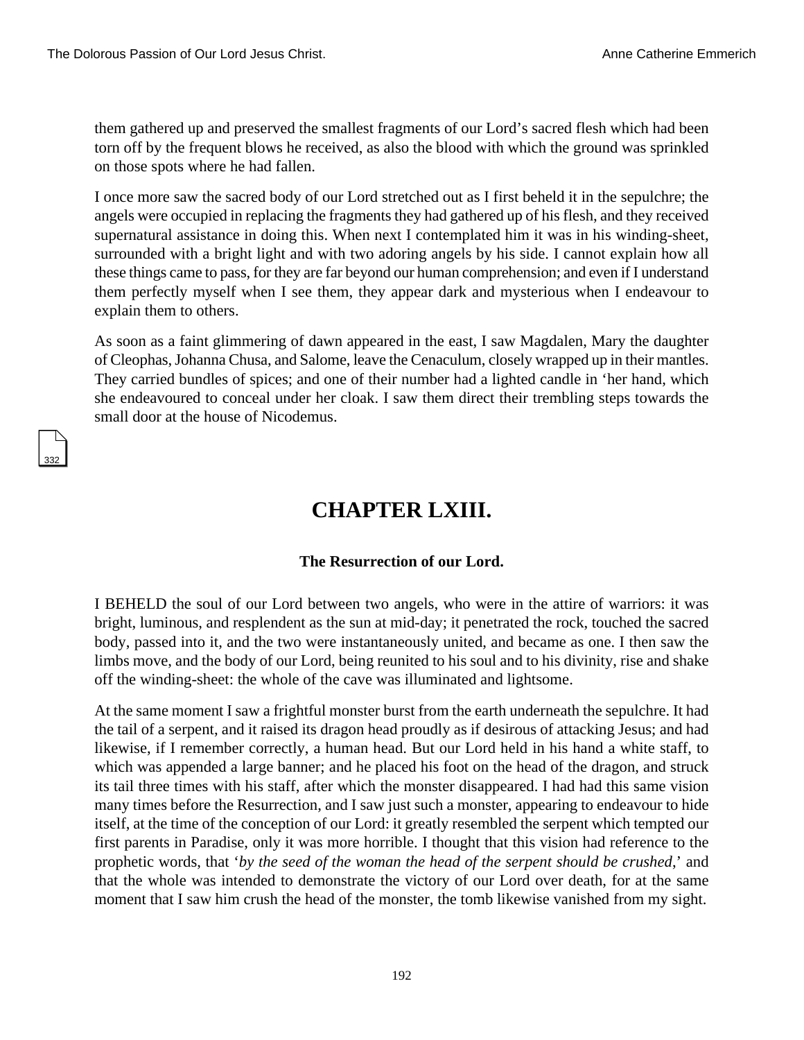them gathered up and preserved the smallest fragments of our Lord's sacred flesh which had been torn off by the frequent blows he received, as also the blood with which the ground was sprinkled on those spots where he had fallen.

I once more saw the sacred body of our Lord stretched out as I first beheld it in the sepulchre; the angels were occupied in replacing the fragments they had gathered up of his flesh, and they received supernatural assistance in doing this. When next I contemplated him it was in his winding-sheet, surrounded with a bright light and with two adoring angels by his side. I cannot explain how all these things came to pass, for they are far beyond our human comprehension; and even if I understand them perfectly myself when I see them, they appear dark and mysterious when I endeavour to explain them to others.

As soon as a faint glimmering of dawn appeared in the east, I saw Magdalen, Mary the daughter of Cleophas, Johanna Chusa, and Salome, leave the Cenaculum, closely wrapped up in their mantles. They carried bundles of spices; and one of their number had a lighted candle in 'her hand, which she endeavoured to conceal under her cloak. I saw them direct their trembling steps towards the small door at the house of Nicodemus.

# CHAPTER LXIII.

### The Resurrection of our Lord.

I BEHELD the soul of our Lord between two angels, who were in the attire of warriors: it was bright, luminous, and resplendent as the sun at mid-day; it penetrated the rock, touched the sacred body, passed into it, and the two were instantaneously united, and became as one. I then saw the limbs move, and the body of our Lord, being reunited to his soul and to his divinity, rise and shake off the winding-sheet: the whole of the cave was illuminated and lightsome.

At the same moment I saw a frightful monster burst from the earth underneath the sepulchre. It had the tail of a serpent, and it raised its dragon head proudly as if desirous of attacking Jesus; and had likewise, if I remember correctly, a human head. But our Lord held in his hand a white staff, to which was appended a large banner; and he placed his foot on the head of the dragon, and struck its tail three times with his staff, after which the monster disappeared. I had had this same vision many times before the Resurrection, and I saw just such a monster, appearing to endeavour to hide itself, at the time of the conception of our Lord: it greatly resembled the serpent which tempted our first parents in Paradise, only it was more horrible. I thought that this vision had reference to the prophetic words, that '*by the seed of the woman the head of the serpent should be crushed*,' and that the whole was intended to demonstrate the victory of our Lord over death, for at the same moment that I saw him crush the head of the monster, the tomb likewise vanished from my sight.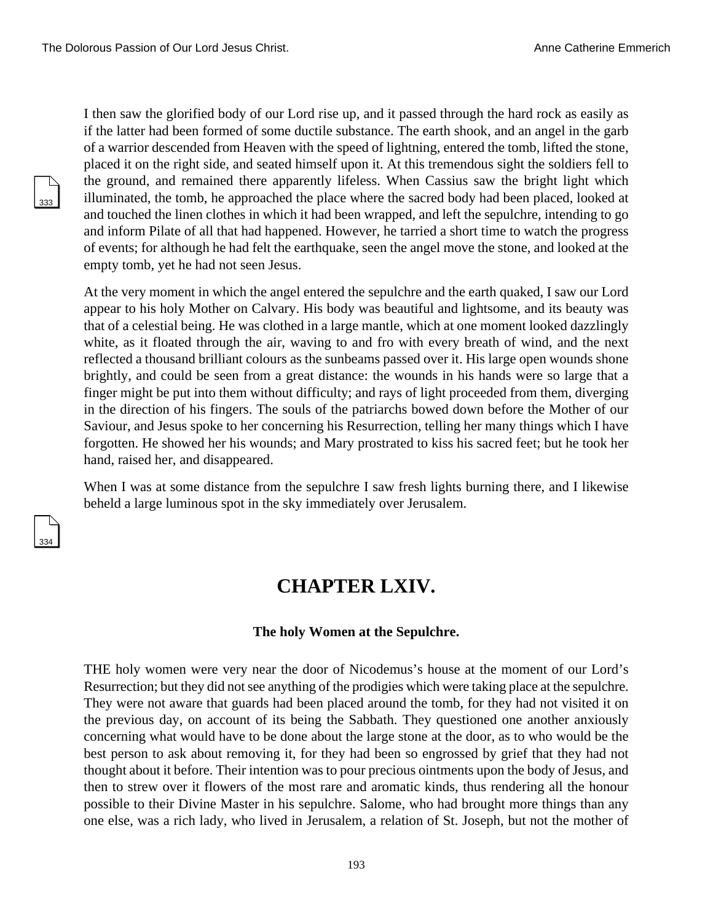I then saw the glorified body of our Lord rise up, and it passed through the hard rock as easily as if the latter had been formed of some ductile substance. The earth shook, and an angel in the garb of a warrior descended from Heaven with the speed of lightning, entered the tomb, lifted the stone, placed it on the right side, and seated himself upon it. At this tremendous sight the soldiers fell to the ground, and remained there apparently lifeless. When Cassius saw the bright light which illuminated, the tomb, he approached the place where the sacred body had been placed, looked at and touched the linen clothes in which it had been wrapped, and left the sepulchre, intending to go and inform Pilate of all that had happened. However, he tarried a short time to watch the progress of events; for although he had felt the earthquake, seen the angel move the stone, and looked at the empty tomb, yet he had not seen Jesus.

At the very moment in which the angel entered the sepulchre and the earth quaked, I saw our Lord appear to his holy Mother on Calvary. His body was beautiful and lightsome, and its beauty was that of a celestial being. He was clothed in a large mantle, which at one moment looked dazzlingly white, as it floated through the air, waving to and fro with every breath of wind, and the next reflected a thousand brilliant colours as the sunbeams passed over it. His large open wounds shone brightly, and could be seen from a great distance: the wounds in his hands were so large that a finger might be put into them without difficulty; and rays of light proceeded from them, diverging in the direction of his fingers. The souls of the patriarchs bowed down before the Mother of our Saviour, and Jesus spoke to her concerning his Resurrection, telling her many things which I have forgotten. He showed her his wounds; and Mary prostrated to kiss his sacred feet; but he took her hand, raised her, and disappeared.

When I was at some distance from the sepulchre I saw fresh lights burning there, and I likewise beheld a large luminous spot in the sky immediately over Jerusalem.

## CHAPTER LXIV.

### The holy Women at the Sepulchre.

THE holy women were very near the door of Nicodemus's house at the moment of our Lord's Resurrection; but they did not see anything of the prodigies which were taking place at the sepulchre. They were not aware that guards had been placed around the tomb, for they had not visited it on the previous day, on account of its being the Sabbath. They questioned one another anxiously concerning what would have to be done about the large stone at the door, as to who would be the best person to ask about removing it, for they had been so engrossed by grief that they had not thought about it before. Their intention was to pour precious ointments upon the body of Jesus, and then to strew over it flowers of the most rare and aromatic kinds, thus rendering all the honour possible to their Divine Master in his sepulchre. Salome, who had brought more things than any one else, was a rich lady, who lived in Jerusalem, a relation of St. Joseph, but not the mother of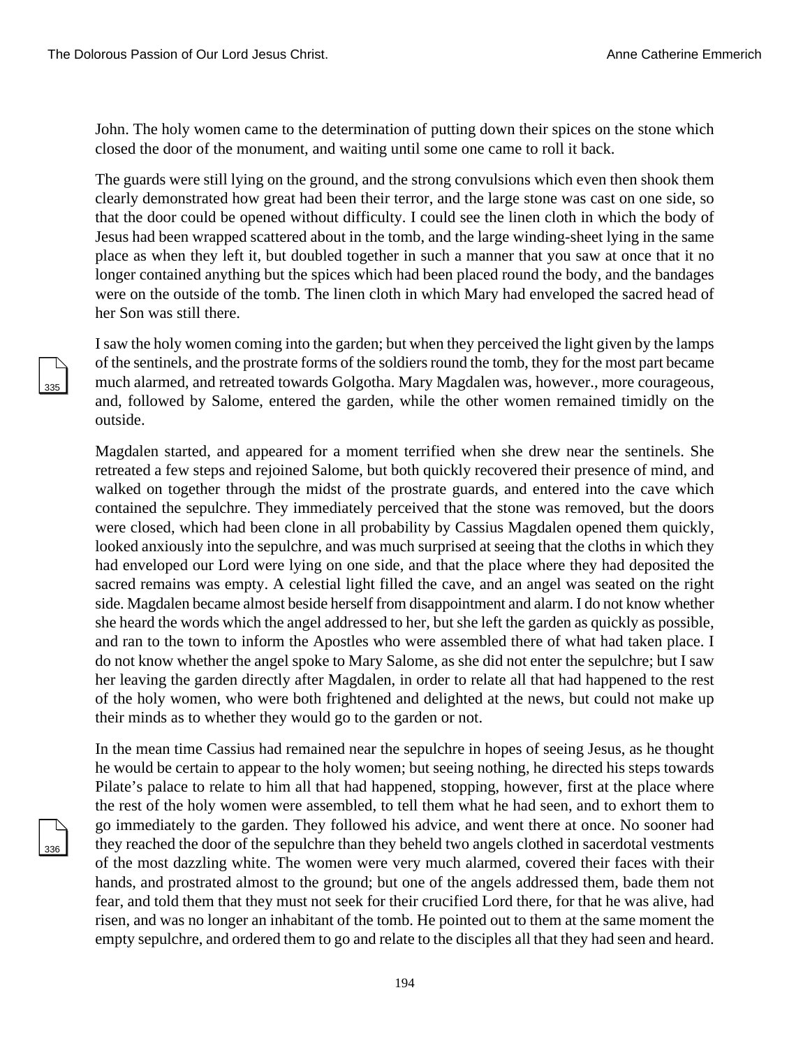John. The holy women came to the determination of putting down their spices on the stone which closed the door of the monument, and waiting until some one came to roll it back.

The guards were still lying on the ground, and the strong convulsions which even then shook them clearly demonstrated how great had been their terror, and the large stone was cast on one side, so that the door could be opened without difficulty. I could see the linen cloth in which the body of Jesus had been wrapped scattered about in the tomb, and the large winding-sheet lying in the same place as when they left it, but doubled together in such a manner that you saw at once that it no longer contained anything but the spices which had been placed round the body, and the bandages were on the outside of the tomb. The linen cloth in which Mary had enveloped the sacred head of her Son was still there.

I saw the holy women coming into the garden; but when they perceived the light given by the lamps of the sentinels, and the prostrate forms of the soldiers round the tomb, they for the most part became much alarmed, and retreated towards Golgotha. Mary Magdalen was, however., more courageous, and, followed by Salome, entered the garden, while the other women remained timidly on the outside.

Magdalen started, and appeared for a moment terrified when she drew near the sentinels. She retreated a few steps and rejoined Salome, but both quickly recovered their presence of mind, and walked on together through the midst of the prostrate guards, and entered into the cave which contained the sepulchre. They immediately perceived that the stone was removed, but the doors were closed, which had been clone in all probability by Cassius Magdalen opened them quickly, looked anxiously into the sepulchre, and was much surprised at seeing that the cloths in which they had enveloped our Lord were lying on one side, and that the place where they had deposited the sacred remains was empty. A celestial light filled the cave, and an angel was seated on the right side. Magdalen became almost beside herself from disappointment and alarm. I do not know whether she heard the words which the angel addressed to her, but she left the garden as quickly as possible, and ran to the town to inform the Apostles who were assembled there of what had taken place. I do not know whether the angel spoke to Mary Salome, as she did not enter the sepulchre; but I saw her leaving the garden directly after Magdalen, in order to relate all that had happened to the rest of the holy women, who were both frightened and delighted at the news, but could not make up their minds as to whether they would go to the garden or not.

In the mean time Cassius had remained near the sepulchre in hopes of seeing Jesus, as he thought he would be certain to appear to the holy women; but seeing nothing, he directed his steps towards Pilate's palace to relate to him all that had happened, stopping, however, first at the place where the rest of the holy women were assembled, to tell them what he had seen, and to exhort them to go immediately to the garden. They followed his advice, and went there at once. No sooner had they reached the door of the sepulchre than they beheld two angels clothed in sacerdotal vestments of the most dazzling white. The women were very much alarmed, covered their faces with their hands, and prostrated almost to the ground; but one of the angels addressed them, bade them not fear, and told them that they must not seek for their crucified Lord there, for that he was alive, had risen, and was no longer an inhabitant of the tomb. He pointed out to them at the same moment the empty sepulchre, and ordered them to go and relate to the disciples all that they had seen and heard.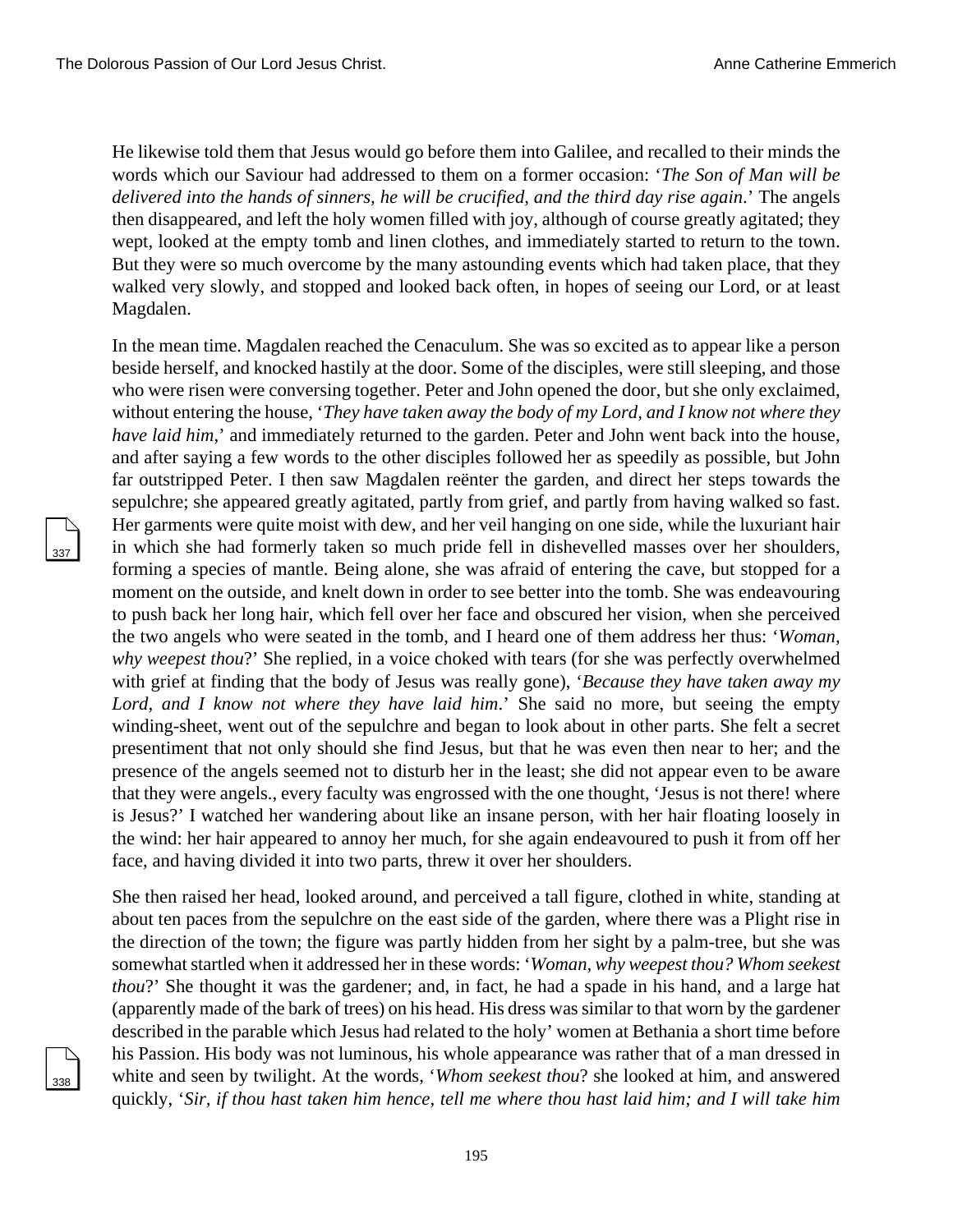He likewise told them that Jesus would go before them into Galilee, and recalled to their minds the words which our Saviour had addressed to them on a former occasion: '*The Son of Man will be delivered into the hands of sinners, he will be crucified, and the third day rise again*.' The angels then disappeared, and left the holy women filled with joy, although of course greatly agitated; they wept, looked at the empty tomb and linen clothes, and immediately started to return to the town. But they were so much overcome by the many astounding events which had taken place, that they walked very slowly, and stopped and looked back often, in hopes of seeing our Lord, or at least Magdalen.

In the mean time. Magdalen reached the Cenaculum. She was so excited as to appear like a person beside herself, and knocked hastily at the door. Some of the disciples, were still sleeping, and those who were risen were conversing together. Peter and John opened the door, but she only exclaimed, without entering the house, '*They have taken away the body of my Lord, and I know not where they have laid him*,' and immediately returned to the garden. Peter and John went back into the house, and after saying a few words to the other disciples followed her as speedily as possible, but John far outstripped Peter. I then saw Magdalen reënter the garden, and direct her steps towards the sepulchre; she appeared greatly agitated, partly from grief, and partly from having walked so fast. Her garments were quite moist with dew, and her veil hanging on one side, while the luxuriant hair in which she had formerly taken so much pride fell in dishevelled masses over her shoulders, forming a species of mantle. Being alone, she was afraid of entering the cave, but stopped for a moment on the outside, and knelt down in order to see better into the tomb. She was endeavouring to push back her long hair, which fell over her face and obscured her vision, when she perceived the two angels who were seated in the tomb, and I heard one of them address her thus: '*Woman, why weepest thou*?' She replied, in a voice choked with tears (for she was perfectly overwhelmed with grief at finding that the body of Jesus was really gone), '*Because they have taken away my Lord, and I know not where they have laid him*.' She said no more, but seeing the empty winding-sheet, went out of the sepulchre and began to look about in other parts. She felt a secret presentiment that not only should she find Jesus, but that he was even then near to her; and the presence of the angels seemed not to disturb her in the least; she did not appear even to be aware that they were angels., every faculty was engrossed with the one thought, 'Jesus is not there! where is Jesus?' I watched her wandering about like an insane person, with her hair floating loosely in the wind: her hair appeared to annoy her much, for she again endeavoured to push it from off her face, and having divided it into two parts, threw it over her shoulders.

She then raised her head, looked around, and perceived a tall figure, clothed in white, standing at about ten paces from the sepulchre on the east side of the garden, where there was a Plight rise in the direction of the town; the figure was partly hidden from her sight by a palm-tree, but she was somewhat startled when it addressed her in these words: '*Woman, why weepest thou? Whom seekest thou*?' She thought it was the gardener; and, in fact, he had a spade in his hand, and a large hat (apparently made of the bark of trees) on his head. His dress was similar to that worn by the gardener described in the parable which Jesus had related to the holy' women at Bethania a short time before his Passion. His body was not luminous, his whole appearance was rather that of a man dressed in white and seen by twilight. At the words, '*Whom seekest thou*? she looked at him, and answered quickly, '*Sir, if thou hast taken him hence, tell me where thou hast laid him; and I will take him*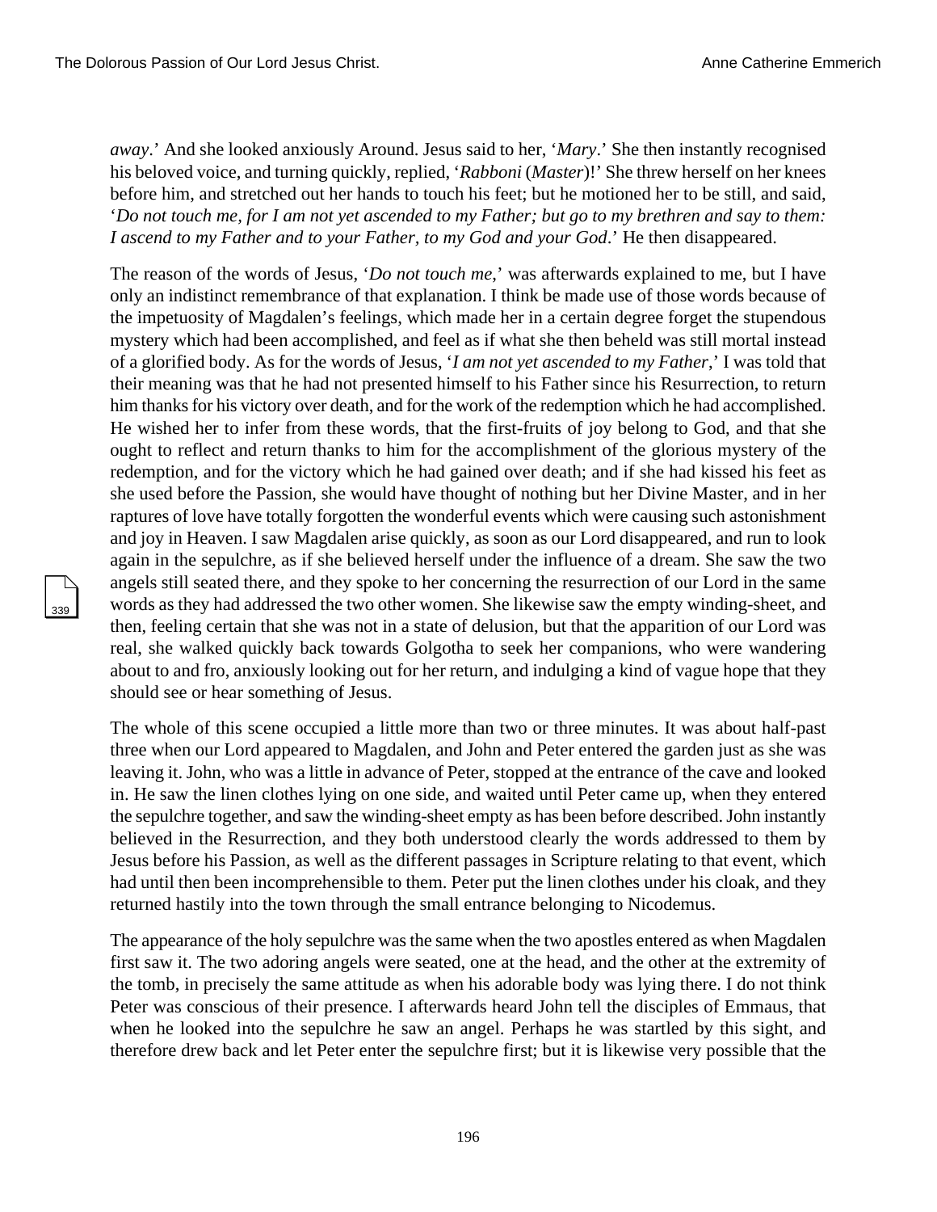*away*.' And she looked anxiously Around. Jesus said to her, '*Mary*.' She then instantly recognised his beloved voice, and turning quickly, replied, '*Rabboni* (*Master*)!' She threw herself on her knees before him, and stretched out her hands to touch his feet; but he motioned her to be still, and said, '*Do not touch me, for I am not yet ascended to my Father; but go to my brethren and say to them: I ascend to my Father and to your Father, to my God and your God*.' He then disappeared.

The reason of the words of Jesus, '*Do not touch me*,' was afterwards explained to me, but I have only an indistinct remembrance of that explanation. I think be made use of those words because of the impetuosity of Magdalen's feelings, which made her in a certain degree forget the stupendous mystery which had been accomplished, and feel as if what she then beheld was still mortal instead of a glorified body. As for the words of Jesus, '*I am not yet ascended to my Father*,' I was told that their meaning was that he had not presented himself to his Father since his Resurrection, to return him thanks for his victory over death, and for the work of the redemption which he had accomplished. He wished her to infer from these words, that the first-fruits of joy belong to God, and that she ought to reflect and return thanks to him for the accomplishment of the glorious mystery of the redemption, and for the victory which he had gained over death; and if she had kissed his feet as she used before the Passion, she would have thought of nothing but her Divine Master, and in her raptures of love have totally forgotten the wonderful events which were causing such astonishment and joy in Heaven. I saw Magdalen arise quickly, as soon as our Lord disappeared, and run to look again in the sepulchre, as if she believed herself under the influence of a dream. She saw the two angels still seated there, and they spoke to her concerning the resurrection of our Lord in the same words as they had addressed the two other women. She likewise saw the empty winding-sheet, and then, feeling certain that she was not in a state of delusion, but that the apparition of our Lord was real, she walked quickly back towards Golgotha to seek her companions, who were wandering about to and fro, anxiously looking out for her return, and indulging a kind of vague hope that they should see or hear something of Jesus.

The whole of this scene occupied a little more than two or three minutes. It was about half-past three when our Lord appeared to Magdalen, and John and Peter entered the garden just as she was leaving it. John, who was a little in advance of Peter, stopped at the entrance of the cave and looked in. He saw the linen clothes lying on one side, and waited until Peter came up, when they entered the sepulchre together, and saw the winding-sheet empty as has been before described. John instantly believed in the Resurrection, and they both understood clearly the words addressed to them by Jesus before his Passion, as well as the different passages in Scripture relating to that event, which had until then been incomprehensible to them. Peter put the linen clothes under his cloak, and they returned hastily into the town through the small entrance belonging to Nicodemus.

The appearance of the holy sepulchre was the same when the two apostles entered as when Magdalen first saw it. The two adoring angels were seated, one at the head, and the other at the extremity of the tomb, in precisely the same attitude as when his adorable body was lying there. I do not think Peter was conscious of their presence. I afterwards heard John tell the disciples of Emmaus, that when he looked into the sepulchre he saw an angel. Perhaps he was startled by this sight, and therefore drew back and let Peter enter the sepulchre first; but it is likewise very possible that the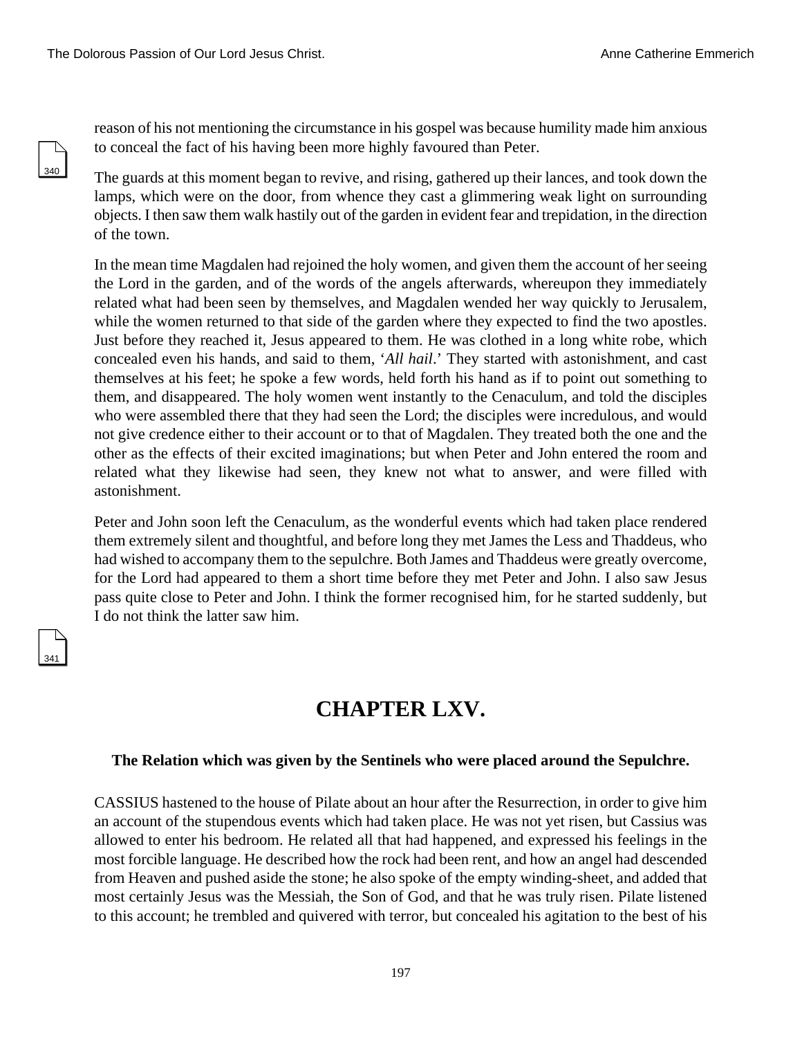reason of his not mentioning the circumstance in his gospel was because humility made him anxious to conceal the fact of his having been more highly favoured than Peter.

The guards at this moment began to revive, and rising, gathered up their lances, and took down the lamps, which were on the door, from whence they cast a glimmering weak light on surrounding objects. I then saw them walk hastily out of the garden in evident fear and trepidation, in the direction of the town.

In the mean time Magdalen had rejoined the holy women, and given them the account of her seeing the Lord in the garden, and of the words of the angels afterwards, whereupon they immediately related what had been seen by themselves, and Magdalen wended her way quickly to Jerusalem, while the women returned to that side of the garden where they expected to find the two apostles. Just before they reached it, Jesus appeared to them. He was clothed in a long white robe, which concealed even his hands, and said to them, '*All hail*.' They started with astonishment, and cast themselves at his feet; he spoke a few words, held forth his hand as if to point out something to them, and disappeared. The holy women went instantly to the Cenaculum, and told the disciples who were assembled there that they had seen the Lord; the disciples were incredulous, and would not give credence either to their account or to that of Magdalen. They treated both the one and the other as the effects of their excited imaginations; but when Peter and John entered the room and related what they likewise had seen, they knew not what to answer, and were filled with astonishment.

Peter and John soon left the Cenaculum, as the wonderful events which had taken place rendered them extremely silent and thoughtful, and before long they met James the Less and Thaddeus, who had wished to accompany them to the sepulchre. Both James and Thaddeus were greatly overcome, for the Lord had appeared to them a short time before they met Peter and John. I also saw Jesus pass quite close to Peter and John. I think the former recognised him, for he started suddenly, but I do not think the latter saw him.

# CHAPTER LXV.

### The Relation which was given by the Sentinels who were placed around the Sepulchre.

CASSIUS hastened to the house of Pilate about an hour after the Resurrection, in order to give him an account of the stupendous events which had taken place. He was not yet risen, but Cassius was allowed to enter his bedroom. He related all that had happened, and expressed his feelings in the most forcible language. He described how the rock had been rent, and how an angel had descended from Heaven and pushed aside the stone; he also spoke of the empty winding-sheet, and added that most certainly Jesus was the Messiah, the Son of God, and that he was truly risen. Pilate listened to this account; he trembled and quivered with terror, but concealed his agitation to the best of his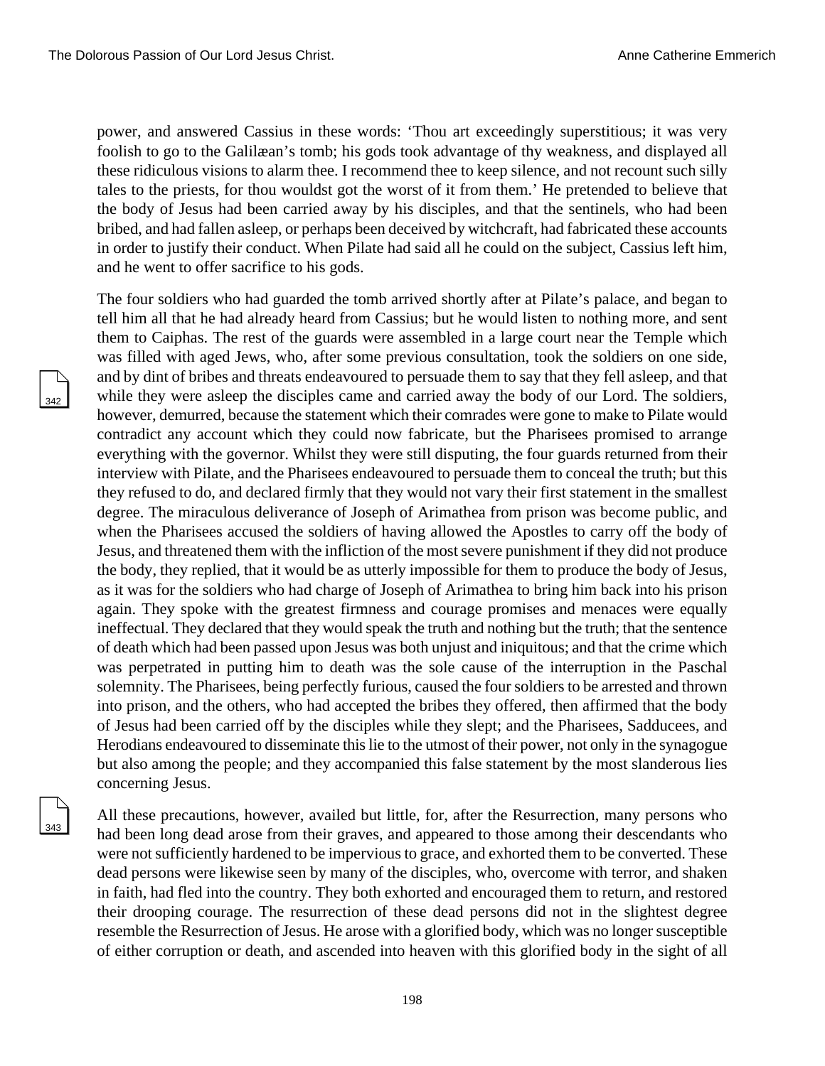power, and answered Cassius in these words: 'Thou art exceedingly superstitious; it was very foolish to go to the Galilæan's tomb; his gods took advantage of thy weakness, and displayed all these ridiculous visions to alarm thee. I recommend thee to keep silence, and not recount such silly tales to the priests, for thou wouldst got the worst of it from them.' He pretended to believe that the body of Jesus had been carried away by his disciples, and that the sentinels, who had been bribed, and had fallen asleep, or perhaps been deceived by witchcraft, had fabricated these accounts in order to justify their conduct. When Pilate had said all he could on the subject, Cassius left him, and he went to offer sacrifice to his gods.

The four soldiers who had guarded the tomb arrived shortly after at Pilate's palace, and began to tell him all that he had already heard from Cassius; but he would listen to nothing more, and sent them to Caiphas. The rest of the guards were assembled in a large court near the Temple which was filled with aged Jews, who, after some previous consultation, took the soldiers on one side, and by dint of bribes and threats endeavoured to persuade them to say that they fell asleep, and that while they were asleep the disciples came and carried away the body of our Lord. The soldiers, however, demurred, because the statement which their comrades were gone to make to Pilate would contradict any account which they could now fabricate, but the Pharisees promised to arrange everything with the governor. Whilst they were still disputing, the four guards returned from their interview with Pilate, and the Pharisees endeavoured to persuade them to conceal the truth; but this they refused to do, and declared firmly that they would not vary their first statement in the smallest degree. The miraculous deliverance of Joseph of Arimathea from prison was become public, and when the Pharisees accused the soldiers of having allowed the Apostles to carry off the body of Jesus, and threatened them with the infliction of the most severe punishment if they did not produce the body, they replied, that it would be as utterly impossible for them to produce the body of Jesus, as it was for the soldiers who had charge of Joseph of Arimathea to bring him back into his prison again. They spoke with the greatest firmness and courage promises and menaces were equally ineffectual. They declared that they would speak the truth and nothing but the truth; that the sentence of death which had been passed upon Jesus was both unjust and iniquitous; and that the crime which was perpetrated in putting him to death was the sole cause of the interruption in the Paschal solemnity. The Pharisees, being perfectly furious, caused the four soldiers to be arrested and thrown into prison, and the others, who had accepted the bribes they offered, then affirmed that the body of Jesus had been carried off by the disciples while they slept; and the Pharisees, Sadducees, and Herodians endeavoured to disseminate this lie to the utmost of their power, not only in the synagogue but also among the people; and they accompanied this false statement by the most slanderous lies concerning Jesus.

All these precautions, however, availed but little, for, after the Resurrection, many persons who had been long dead arose from their graves, and appeared to those among their descendants who were not sufficiently hardened to be impervious to grace, and exhorted them to be converted. These dead persons were likewise seen by many of the disciples, who, overcome with terror, and shaken in faith, had fled into the country. They both exhorted and encouraged them to return, and restored their drooping courage. The resurrection of these dead persons did not in the slightest degree resemble the Resurrection of Jesus. He arose with a glorified body, which was no longer susceptible of either corruption or death, and ascended into heaven with this glorified body in the sight of all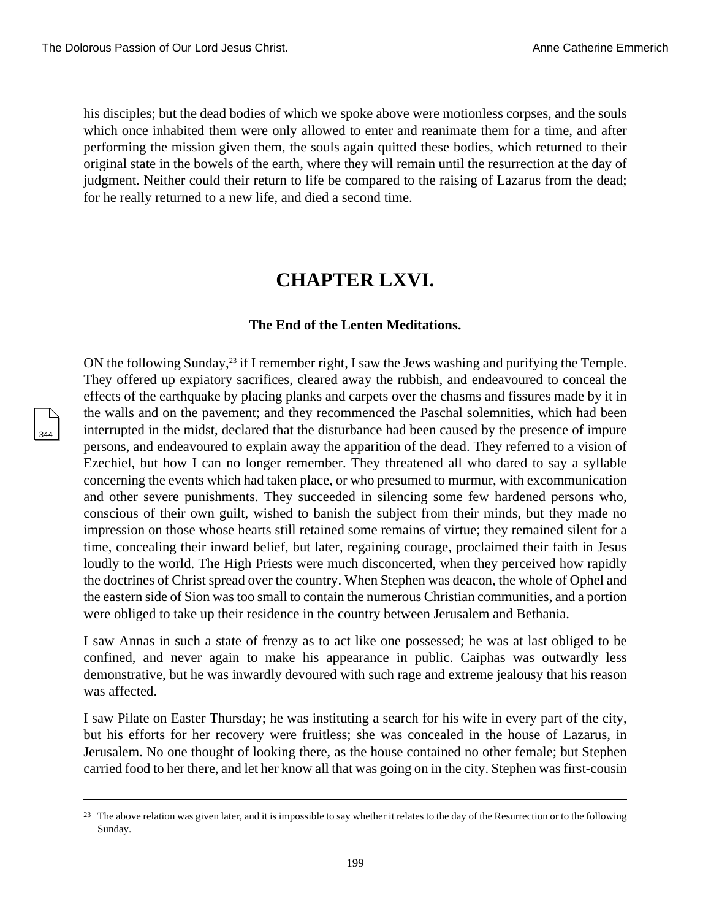his disciples; but the dead bodies of which we spoke above were motionless corpses, and the souls which once inhabited them were only allowed to enter and reanimate them for a time, and after performing the mission given them, the souls again quitted these bodies, which returned to their original state in the bowels of the earth, where they will remain until the resurrection at the day of judgment. Neither could their return to life be compared to the raising of Lazarus from the dead; for he really returned to a new life, and died a second time.

# CHAPTER LXVI.

### The End of the Lenten Meditations.

ON the following Sunday,[23] if I remember right, I saw the Jews washing and purifying the Temple. They offered up expiatory sacrifices, cleared away the rubbish, and endeavoured to conceal the effects of the earthquake by placing planks and carpets over the chasms and fissures made by it in the walls and on the pavement; and they recommenced the Paschal solemnities, which had been interrupted in the midst, declared that the disturbance had been caused by the presence of impure persons, and endeavoured to explain away the apparition of the dead. They referred to a vision of Ezechiel, but how I can no longer remember. They threatened all who dared to say a syllable concerning the events which had taken place, or who presumed to murmur, with excommunication and other severe punishments. They succeeded in silencing some few hardened persons who, conscious of their own guilt, wished to banish the subject from their minds, but they made no impression on those whose hearts still retained some remains of virtue; they remained silent for a time, concealing their inward belief, but later, regaining courage, proclaimed their faith in Jesus loudly to the world. The High Priests were much disconcerted, when they perceived how rapidly the doctrines of Christ spread over the country. When Stephen was deacon, the whole of Ophel and the eastern side of Sion was too small to contain the numerous Christian communities, and a portion were obliged to take up their residence in the country between Jerusalem and Bethania.

I saw Annas in such a state of frenzy as to act like one possessed; he was at last obliged to be confined, and never again to make his appearance in public. Caiphas was outwardly less demonstrative, but he was inwardly devoured with such rage and extreme jealousy that his reason was affected.

I saw Pilate on Easter Thursday; he was instituting a search for his wife in every part of the city, but his efforts for her recovery were fruitless; she was concealed in the house of Lazarus, in Jerusalem. No one thought of looking there, as the house contained no other female; but Stephen carried food to her there, and let her know all that was going on in the city. Stephen was first-cousin

---

[23] The above relation was given later, and it is impossible to say whether it relates to the day of the Resurrection or to the following Sunday.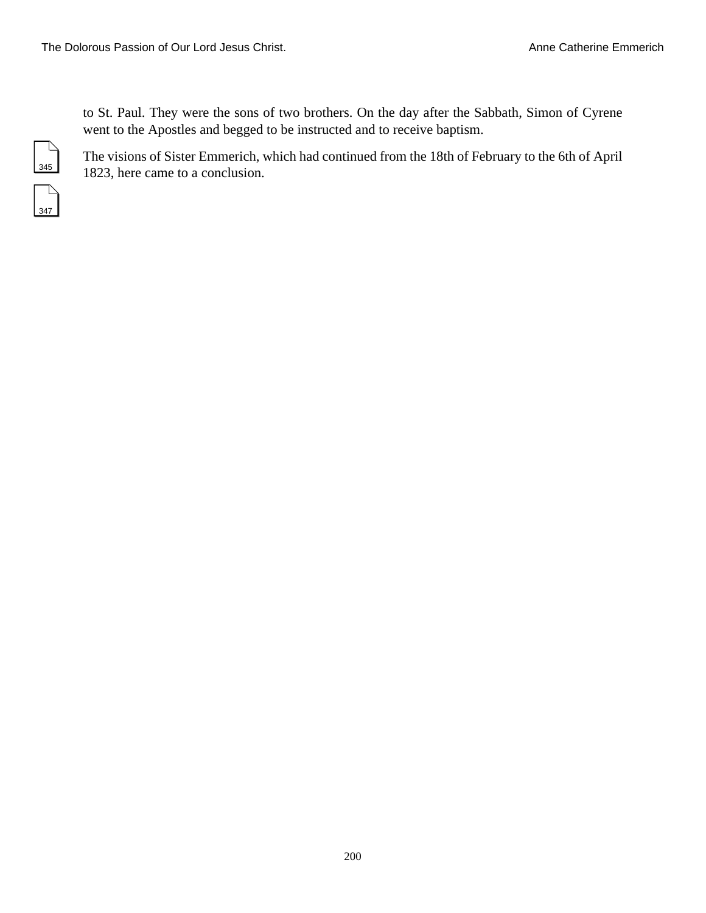to St. Paul. They were the sons of two brothers. On the day after the Sabbath, Simon of Cyrene went to the Apostles and begged to be instructed and to receive baptism.

The visions of Sister Emmerich, which had continued from the 18th of February to the 6th of April 1823, here came to a conclusion.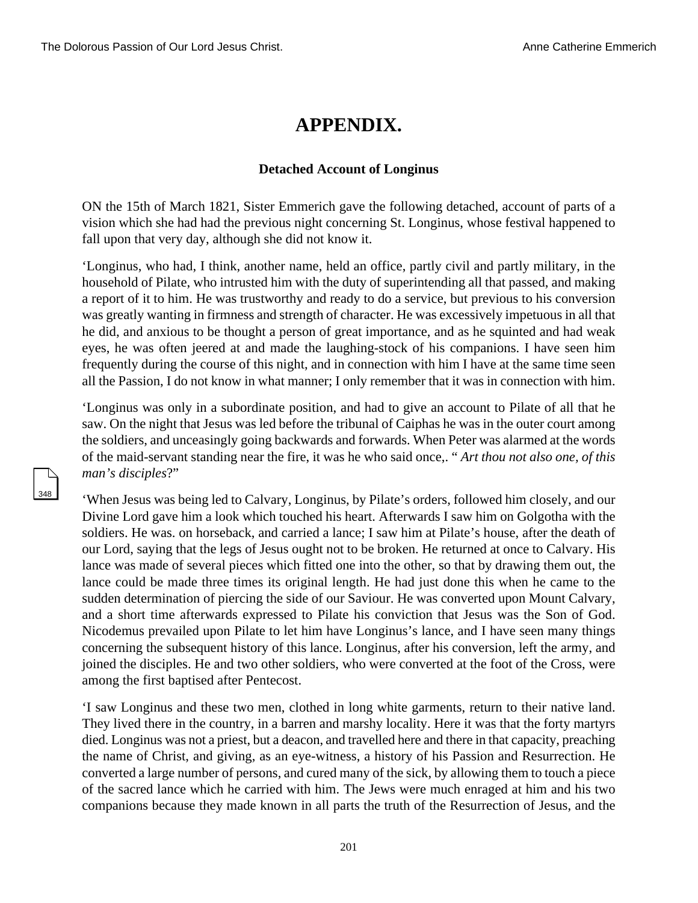# APPENDIX.

### Detached Account of Longinus

ON the 15th of March 1821, Sister Emmerich gave the following detached, account of parts of a vision which she had had the previous night concerning St. Longinus, whose festival happened to fall upon that very day, although she did not know it.

‘Longinus, who had, I think, another name, held an office, partly civil and partly military, in the household of Pilate, who intrusted him with the duty of superintending all that passed, and making a report of it to him. He was trustworthy and ready to do a service, but previous to his conversion was greatly wanting in firmness and strength of character. He was excessively impetuous in all that he did, and anxious to be thought a person of great importance, and as he squinted and had weak eyes, he was often jeered at and made the laughing-stock of his companions. I have seen him frequently during the course of this night, and in connection with him I have at the same time seen all the Passion, I do not know in what manner; I only remember that it was in connection with him.

‘Longinus was only in a subordinate position, and had to give an account to Pilate of all that he saw. On the night that Jesus was led before the tribunal of Caiphas he was in the outer court among the soldiers, and unceasingly going backwards and forwards. When Peter was alarmed at the words of the maid-servant standing near the fire, it was he who said once,. “ *Art thou not also one, of this man’s disciples*?”

‘When Jesus was being led to Calvary, Longinus, by Pilate’s orders, followed him closely, and our Divine Lord gave him a look which touched his heart. Afterwards I saw him on Golgotha with the soldiers. He was. on horseback, and carried a lance; I saw him at Pilate’s house, after the death of our Lord, saying that the legs of Jesus ought not to be broken. He returned at once to Calvary. His lance was made of several pieces which fitted one into the other, so that by drawing them out, the lance could be made three times its original length. He had just done this when he came to the sudden determination of piercing the side of our Saviour. He was converted upon Mount Calvary, and a short time afterwards expressed to Pilate his conviction that Jesus was the Son of God. Nicodemus prevailed upon Pilate to let him have Longinus’s lance, and I have seen many things concerning the subsequent history of this lance. Longinus, after his conversion, left the army, and joined the disciples. He and two other soldiers, who were converted at the foot of the Cross, were among the first baptised after Pentecost.

‘I saw Longinus and these two men, clothed in long white garments, return to their native land. They lived there in the country, in a barren and marshy locality. Here it was that the forty martyrs died. Longinus was not a priest, but a deacon, and travelled here and there in that capacity, preaching the name of Christ, and giving, as an eye-witness, a history of his Passion and Resurrection. He converted a large number of persons, and cured many of the sick, by allowing them to touch a piece of the sacred lance which he carried with him. The Jews were much enraged at him and his two companions because they made known in all parts the truth of the Resurrection of Jesus, and the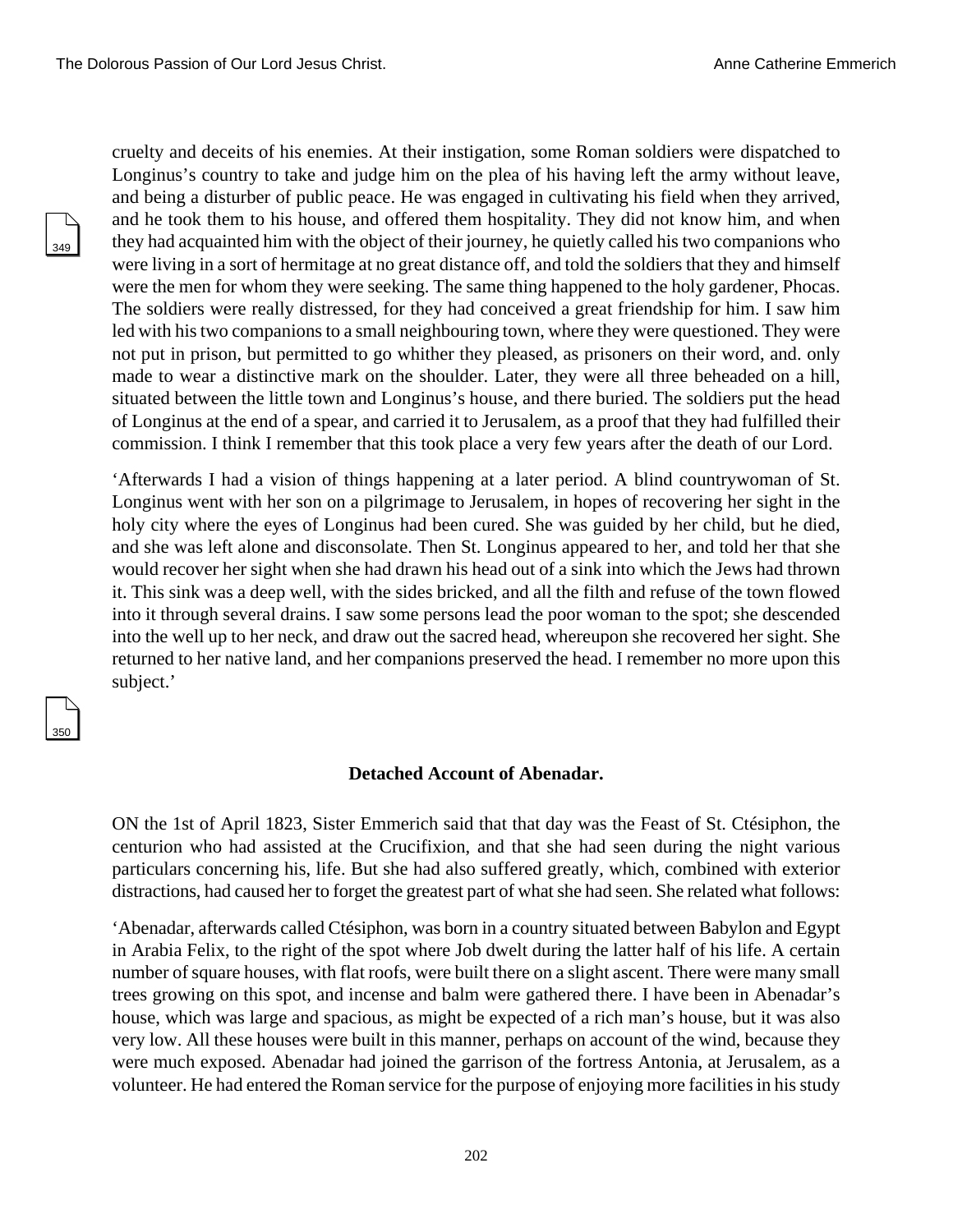cruelty and deceits of his enemies. At their instigation, some Roman soldiers were dispatched to Longinus's country to take and judge him on the plea of his having left the army without leave, and being a disturber of public peace. He was engaged in cultivating his field when they arrived, and he took them to his house, and offered them hospitality. They did not know him, and when they had acquainted him with the object of their journey, he quietly called his two companions who were living in a sort of hermitage at no great distance off, and told the soldiers that they and himself were the men for whom they were seeking. The same thing happened to the holy gardener, Phocas. The soldiers were really distressed, for they had conceived a great friendship for him. I saw him led with his two companions to a small neighbouring town, where they were questioned. They were not put in prison, but permitted to go whither they pleased, as prisoners on their word, and. only made to wear a distinctive mark on the shoulder. Later, they were all three beheaded on a hill, situated between the little town and Longinus's house, and there buried. The soldiers put the head of Longinus at the end of a spear, and carried it to Jerusalem, as a proof that they had fulfilled their commission. I think I remember that this took place a very few years after the death of our Lord.

'Afterwards I had a vision of things happening at a later period. A blind countrywoman of St. Longinus went with her son on a pilgrimage to Jerusalem, in hopes of recovering her sight in the holy city where the eyes of Longinus had been cured. She was guided by her child, but he died, and she was left alone and disconsolate. Then St. Longinus appeared to her, and told her that she would recover her sight when she had drawn his head out of a sink into which the Jews had thrown it. This sink was a deep well, with the sides bricked, and all the filth and refuse of the town flowed into it through several drains. I saw some persons lead the poor woman to the spot; she descended into the well up to her neck, and draw out the sacred head, whereupon she recovered her sight. She returned to her native land, and her companions preserved the head. I remember no more upon this subject.'

### Detached Account of Abenadar.

ON the 1st of April 1823, Sister Emmerich said that that day was the Feast of St. Ctésiphon, the centurion who had assisted at the Crucifixion, and that she had seen during the night various particulars concerning his, life. But she had also suffered greatly, which, combined with exterior distractions, had caused her to forget the greatest part of what she had seen. She related what follows:

'Abenadar, afterwards called Ctésiphon, was born in a country situated between Babylon and Egypt in Arabia Felix, to the right of the spot where Job dwelt during the latter half of his life. A certain number of square houses, with flat roofs, were built there on a slight ascent. There were many small trees growing on this spot, and incense and balm were gathered there. I have been in Abenadar's house, which was large and spacious, as might be expected of a rich man's house, but it was also very low. All these houses were built in this manner, perhaps on account of the wind, because they were much exposed. Abenadar had joined the garrison of the fortress Antonia, at Jerusalem, as a volunteer. He had entered the Roman service for the purpose of enjoying more facilities in his study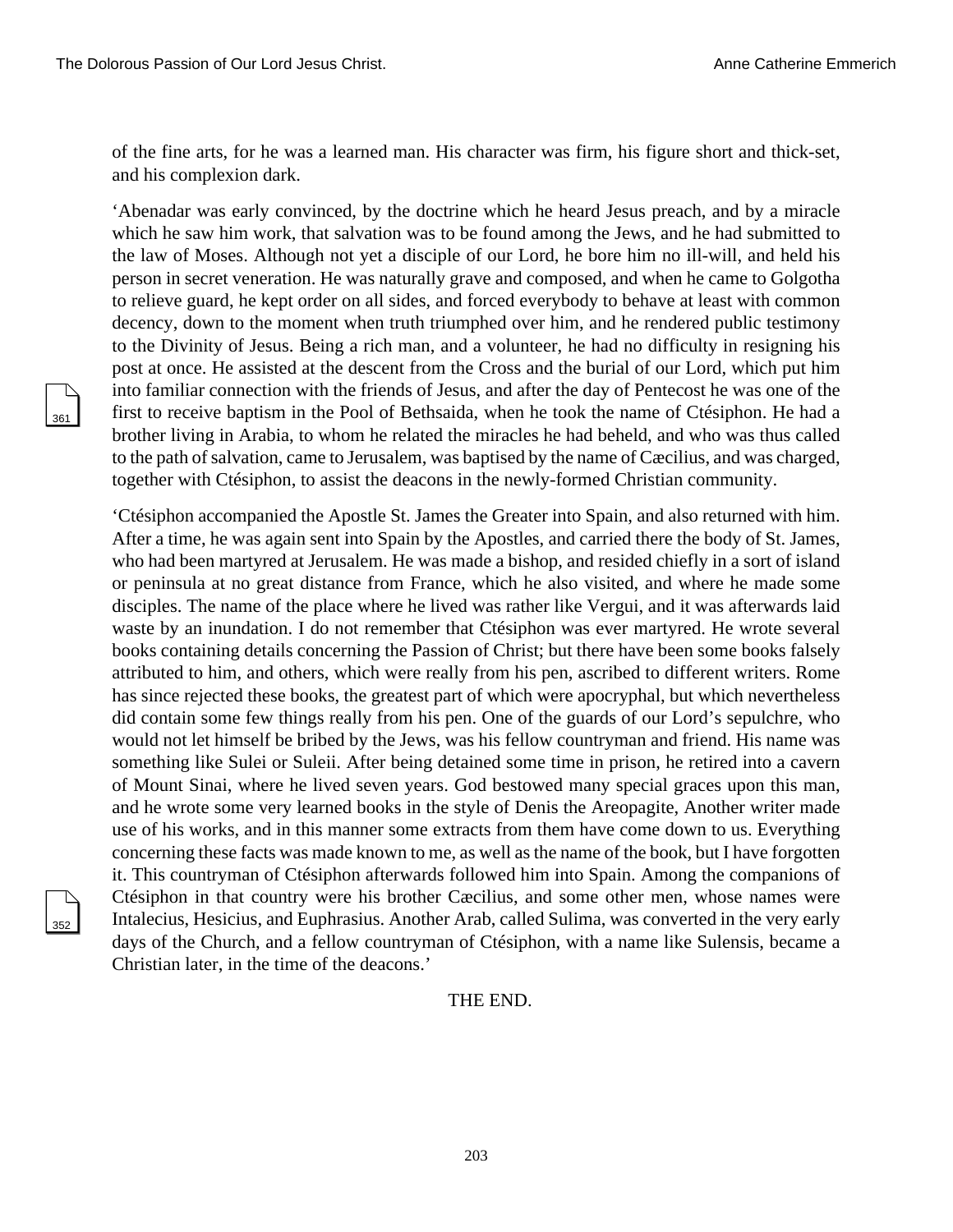of the fine arts, for he was a learned man. His character was firm, his figure short and thick-set, and his complexion dark.

'Abenadar was early convinced, by the doctrine which he heard Jesus preach, and by a miracle which he saw him work, that salvation was to be found among the Jews, and he had submitted to the law of Moses. Although not yet a disciple of our Lord, he bore him no ill-will, and held his person in secret veneration. He was naturally grave and composed, and when he came to Golgotha to relieve guard, he kept order on all sides, and forced everybody to behave at least with common decency, down to the moment when truth triumphed over him, and he rendered public testimony to the Divinity of Jesus. Being a rich man, and a volunteer, he had no difficulty in resigning his post at once. He assisted at the descent from the Cross and the burial of our Lord, which put him into familiar connection with the friends of Jesus, and after the day of Pentecost he was one of the first to receive baptism in the Pool of Bethsaida, when he took the name of Ctésiphon. He had a brother living in Arabia, to whom he related the miracles he had beheld, and who was thus called to the path of salvation, came to Jerusalem, was baptised by the name of Cæcilius, and was charged, together with Ctésiphon, to assist the deacons in the newly-formed Christian community.

'Ctésiphon accompanied the Apostle St. James the Greater into Spain, and also returned with him. After a time, he was again sent into Spain by the Apostles, and carried there the body of St. James, who had been martyred at Jerusalem. He was made a bishop, and resided chiefly in a sort of island or peninsula at no great distance from France, which he also visited, and where he made some disciples. The name of the place where he lived was rather like Vergui, and it was afterwards laid waste by an inundation. I do not remember that Ctésiphon was ever martyred. He wrote several books containing details concerning the Passion of Christ; but there have been some books falsely attributed to him, and others, which were really from his pen, ascribed to different writers. Rome has since rejected these books, the greatest part of which were apocryphal, but which nevertheless did contain some few things really from his pen. One of the guards of our Lord's sepulchre, who would not let himself be bribed by the Jews, was his fellow countryman and friend. His name was something like Sulei or Suleii. After being detained some time in prison, he retired into a cavern of Mount Sinai, where he lived seven years. God bestowed many special graces upon this man, and he wrote some very learned books in the style of Denis the Areopagite, Another writer made use of his works, and in this manner some extracts from them have come down to us. Everything concerning these facts was made known to me, as well as the name of the book, but I have forgotten it. This countryman of Ctésiphon afterwards followed him into Spain. Among the companions of Ctésiphon in that country were his brother Cæcilius, and some other men, whose names were Intalecius, Hesicius, and Euphrasius. Another Arab, called Sulima, was converted in the very early days of the Church, and a fellow countryman of Ctésiphon, with a name like Sulensis, became a Christian later, in the time of the deacons.'

THE END.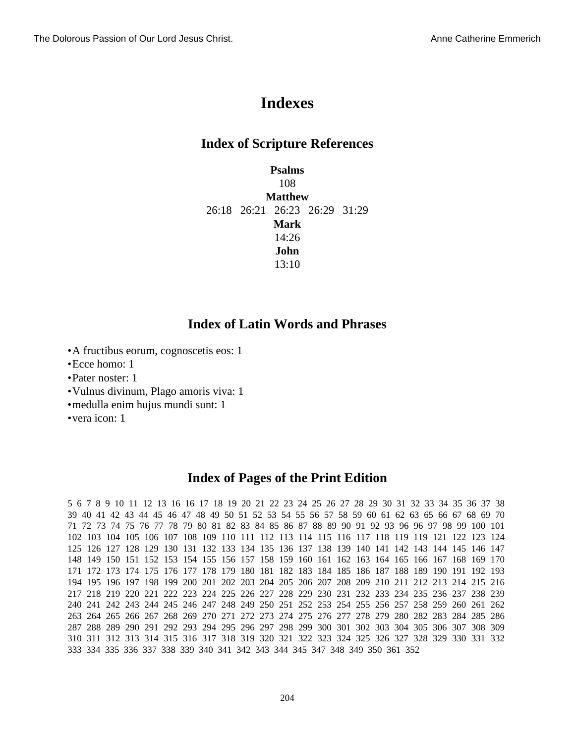# Indexes

## Index of Scripture References

**Psalms**

108

**Matthew**

26:18   26:21   26:23   26:29   31:29

**Mark**

14:26

**John**

13:10

## Index of Latin Words and Phrases

- A fructibus eorum, cognoscetis eos: 1
- Ecce homo: 1
- Pater noster: 1
- Vulnus divinum, Plago amoris viva: 1
- medulla enim hujus mundi sunt: 1
- vera icon: 1

## Index of Pages of the Print Edition

5 6 7 8 9 10 11 12 13 16 16 17 18 19 20 21 22 23 24 25 26 27 28 29 30 31 32 33 34 35 36 37 38 39 40 41 42 43 44 45 46 47 48 49 50 51 52 53 54 55 56 57 58 59 60 61 62 63 65 66 67 68 69 70 71 72 73 74 75 76 77 78 79 80 81 82 83 84 85 86 87 88 89 90 91 92 93 96 96 97 98 99 100 101 102 103 104 105 106 107 108 109 110 111 112 113 114 115 116 117 118 119 119 121 122 123 124 125 126 127 128 129 130 131 132 133 134 135 136 137 138 139 140 141 142 143 144 145 146 147 148 149 150 151 152 153 154 155 156 157 158 159 160 161 162 163 164 165 166 167 168 169 170 171 172 173 174 175 176 177 178 179 180 181 182 183 184 185 186 187 188 189 190 191 192 193 194 195 196 197 198 199 200 201 202 203 204 205 206 207 208 209 210 211 212 213 214 215 216 217 218 219 220 221 222 223 224 225 226 227 228 229 230 231 232 233 234 235 236 237 238 239 240 241 242 243 244 245 246 247 248 249 250 251 252 253 254 255 256 257 258 259 260 261 262 263 264 265 266 267 268 269 270 271 272 273 274 275 276 277 278 279 280 282 283 284 285 286 287 288 289 290 291 292 293 294 295 296 297 298 299 300 301 302 303 304 305 306 307 308 309 310 311 312 313 314 315 316 317 318 319 320 321 322 323 324 325 326 327 328 329 330 331 332 333 334 335 336 337 338 339 340 341 342 343 344 345 347 348 349 350 361 352